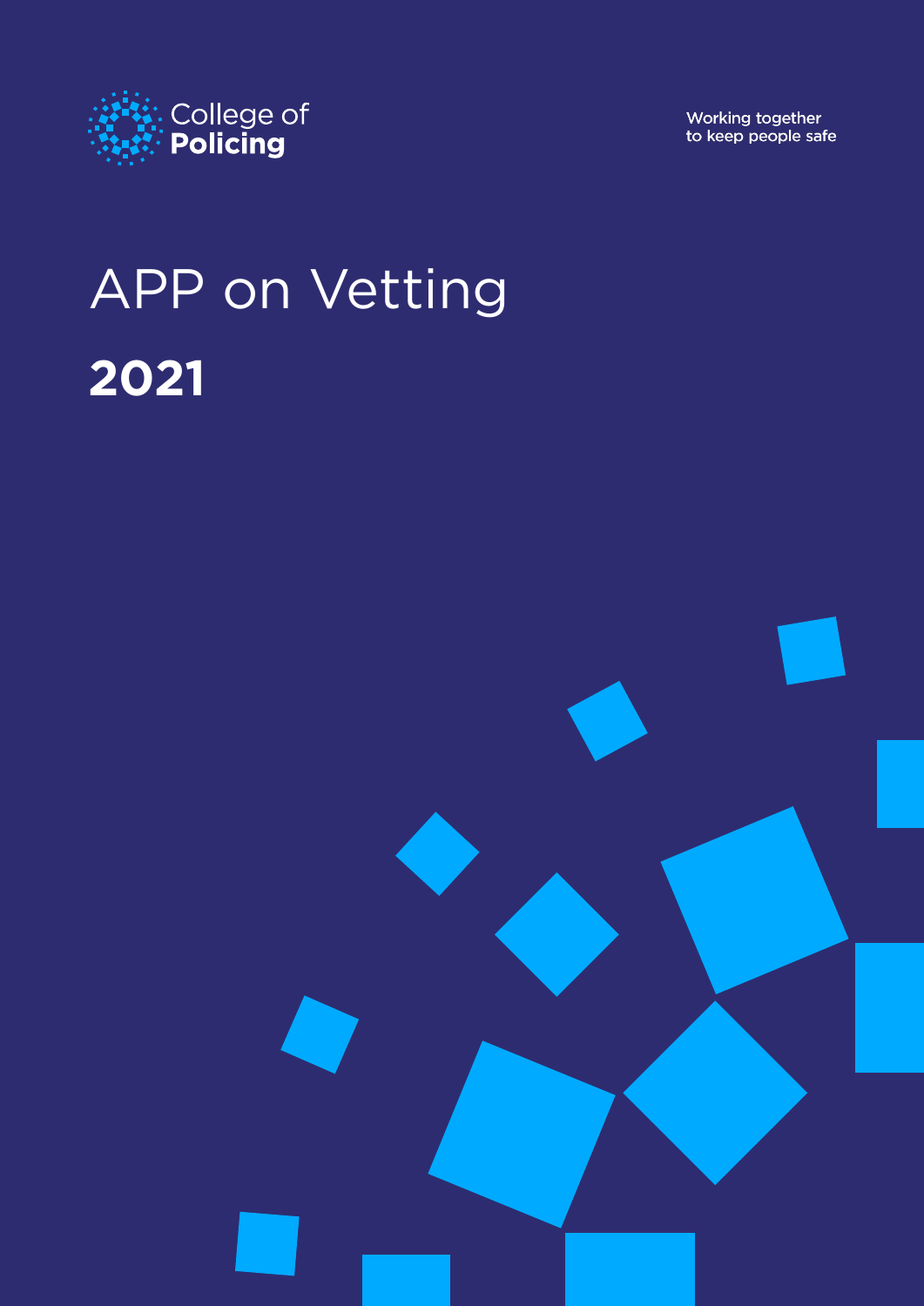College of **Policing**

Working together to keep people safe

# APP on Vetting

**2021**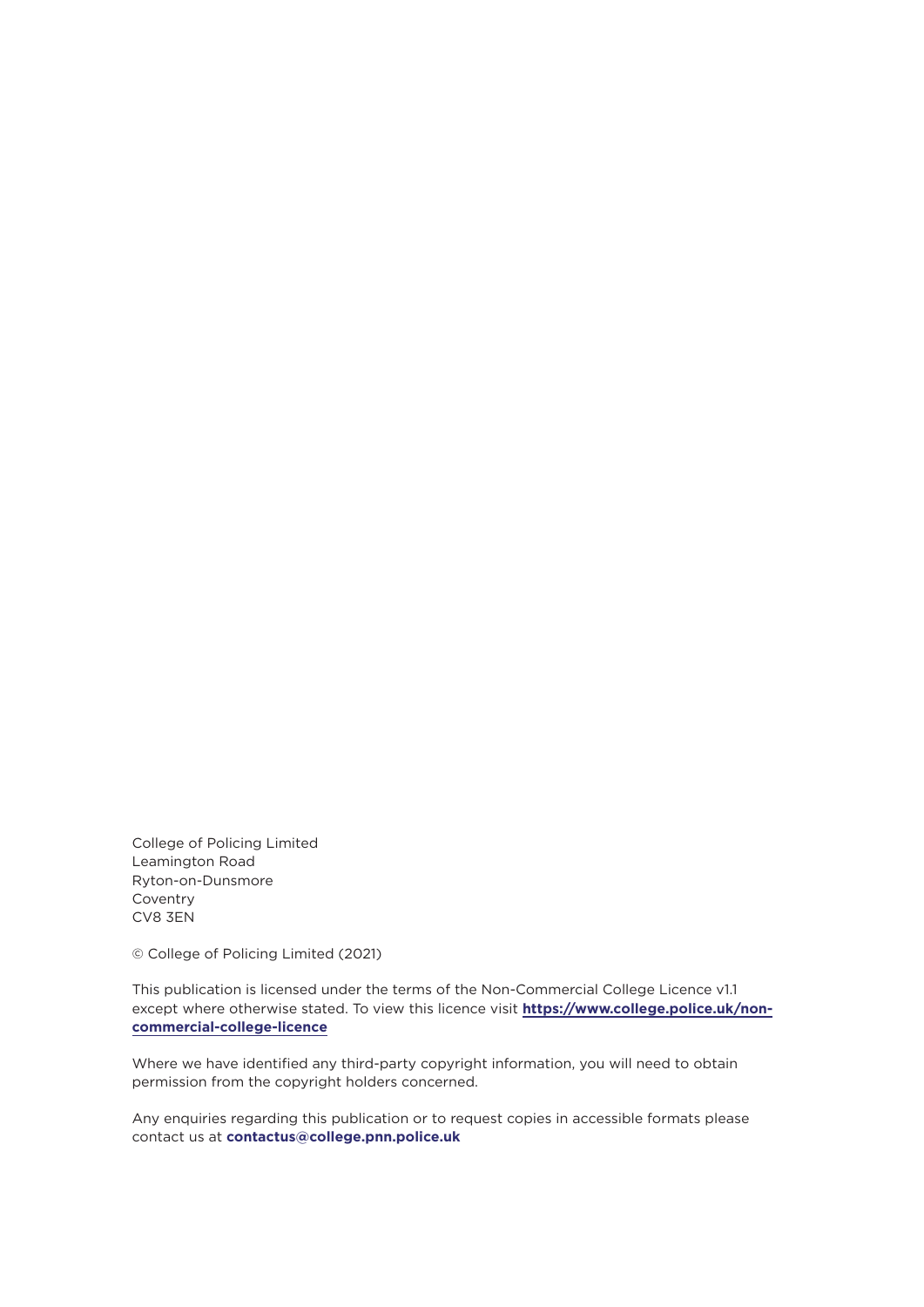College of Policing Limited
Leamington Road
Ryton-on-Dunsmore
Coventry
CV8 3EN

© College of Policing Limited (2021)

This publication is licensed under the terms of the Non-Commercial College Licence v1.1 except where otherwise stated. To view this licence visit **https://www.college.police.uk/non-commercial-college-licence**

Where we have identified any third-party copyright information, you will need to obtain permission from the copyright holders concerned.

Any enquiries regarding this publication or to request copies in accessible formats please contact us at **contactus@college.pnn.police.uk**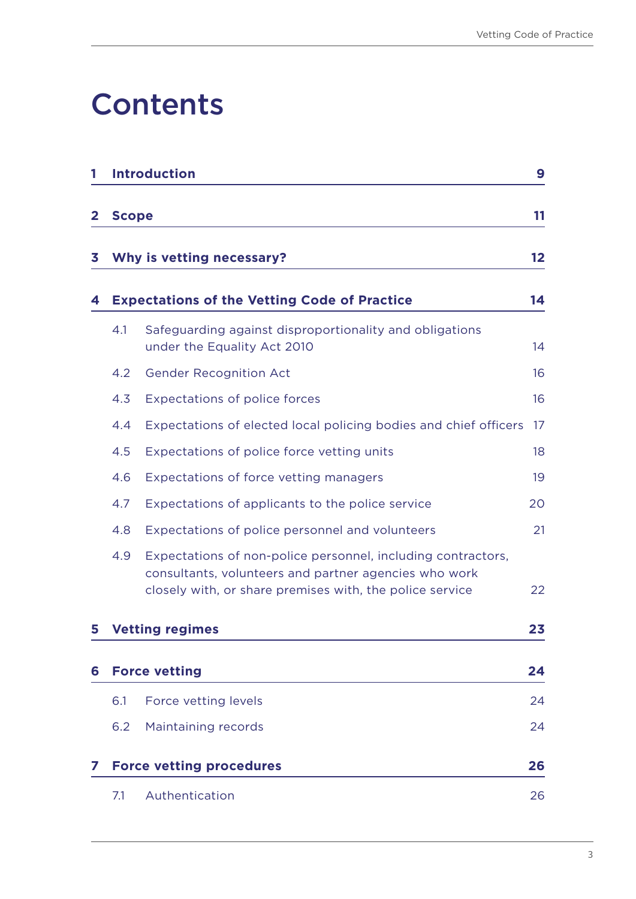# Contents

| | | |
|---|---|---|
| **1** | **Introduction** | **9** |
| **2** | **Scope** | **11** |
| **3** | **Why is vetting necessary?** | **12** |
| **4** | **Expectations of the Vetting Code of Practice** | **14** |
| 4.1 | Safeguarding against disproportionality and obligations under the Equality Act 2010 | 14 |
| 4.2 | Gender Recognition Act | 16 |
| 4.3 | Expectations of police forces | 16 |
| 4.4 | Expectations of elected local policing bodies and chief officers | 17 |
| 4.5 | Expectations of police force vetting units | 18 |
| 4.6 | Expectations of force vetting managers | 19 |
| 4.7 | Expectations of applicants to the police service | 20 |
| 4.8 | Expectations of police personnel and volunteers | 21 |
| 4.9 | Expectations of non-police personnel, including contractors, consultants, volunteers and partner agencies who work closely with, or share premises with, the police service | 22 |
| **5** | **Vetting regimes** | **23** |
| **6** | **Force vetting** | **24** |
| 6.1 | Force vetting levels | 24 |
| 6.2 | Maintaining records | 24 |
| **7** | **Force vetting procedures** | **26** |
| 7.1 | Authentication | 26 |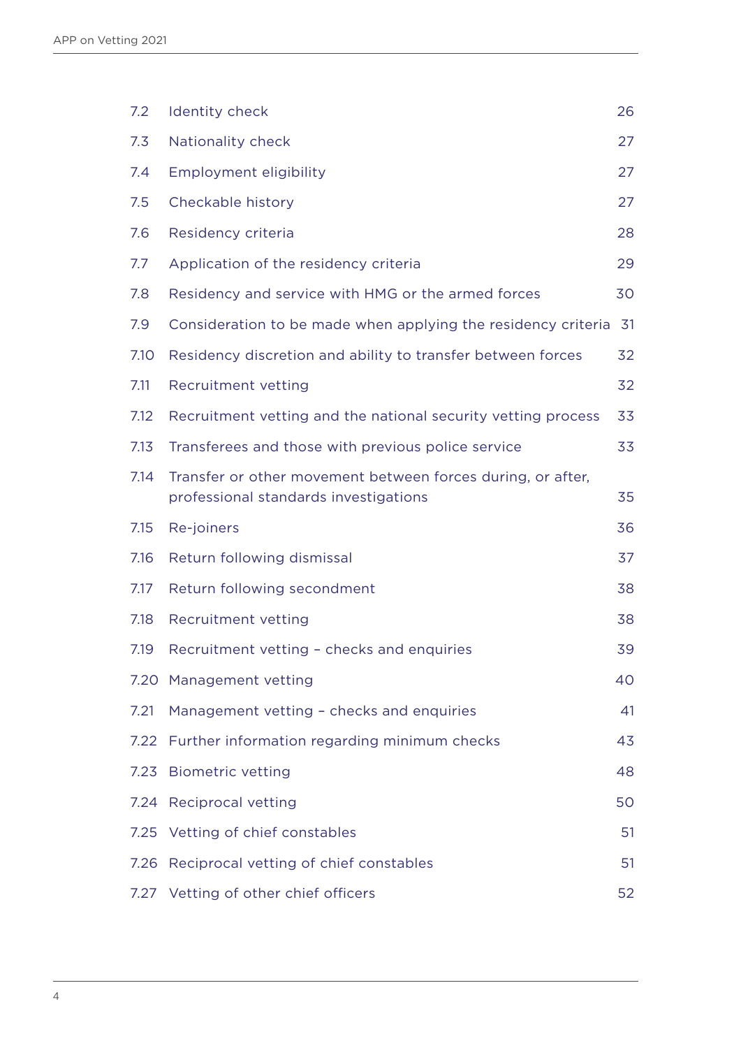| | | |
|---|---|---|
| 7.2 | Identity check | 26 |
| 7.3 | Nationality check | 27 |
| 7.4 | Employment eligibility | 27 |
| 7.5 | Checkable history | 27 |
| 7.6 | Residency criteria | 28 |
| 7.7 | Application of the residency criteria | 29 |
| 7.8 | Residency and service with HMG or the armed forces | 30 |
| 7.9 | Consideration to be made when applying the residency criteria | 31 |
| 7.10 | Residency discretion and ability to transfer between forces | 32 |
| 7.11 | Recruitment vetting | 32 |
| 7.12 | Recruitment vetting and the national security vetting process | 33 |
| 7.13 | Transferees and those with previous police service | 33 |
| 7.14 | Transfer or other movement between forces during, or after, professional standards investigations | 35 |
| 7.15 | Re-joiners | 36 |
| 7.16 | Return following dismissal | 37 |
| 7.17 | Return following secondment | 38 |
| 7.18 | Recruitment vetting | 38 |
| 7.19 | Recruitment vetting – checks and enquiries | 39 |
| 7.20 | Management vetting | 40 |
| 7.21 | Management vetting – checks and enquiries | 41 |
| 7.22 | Further information regarding minimum checks | 43 |
| 7.23 | Biometric vetting | 48 |
| 7.24 | Reciprocal vetting | 50 |
| 7.25 | Vetting of chief constables | 51 |
| 7.26 | Reciprocal vetting of chief constables | 51 |
| 7.27 | Vetting of other chief officers | 52 |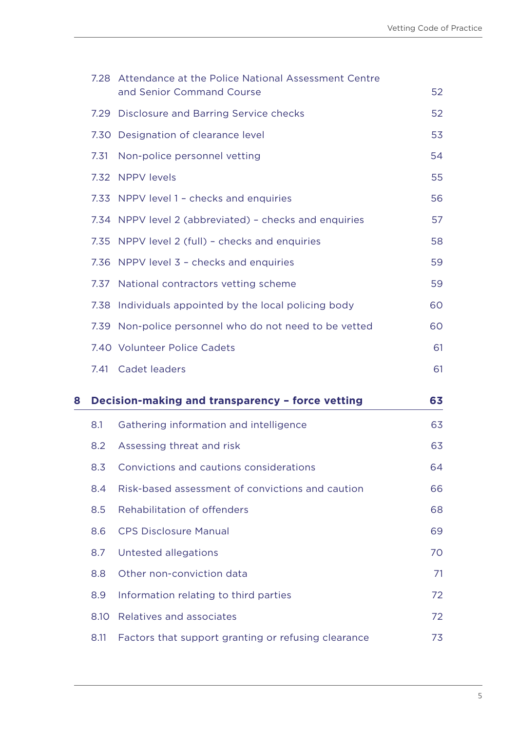| | | |
|---|---|---|
| 7.28 | Attendance at the Police National Assessment Centre and Senior Command Course | 52 |
| 7.29 | Disclosure and Barring Service checks | 52 |
| 7.30 | Designation of clearance level | 53 |
| 7.31 | Non-police personnel vetting | 54 |
| 7.32 | NPPV levels | 55 |
| 7.33 | NPPV level 1 – checks and enquiries | 56 |
| 7.34 | NPPV level 2 (abbreviated) – checks and enquiries | 57 |
| 7.35 | NPPV level 2 (full) – checks and enquiries | 58 |
| 7.36 | NPPV level 3 – checks and enquiries | 59 |
| 7.37 | National contractors vetting scheme | 59 |
| 7.38 | Individuals appointed by the local policing body | 60 |
| 7.39 | Non-police personnel who do not need to be vetted | 60 |
| 7.40 | Volunteer Police Cadets | 61 |
| 7.41 | Cadet leaders | 61 |

**8 Decision-making and transparency – force vetting** **63**

| | | |
|---|---|---|
| 8.1 | Gathering information and intelligence | 63 |
| 8.2 | Assessing threat and risk | 63 |
| 8.3 | Convictions and cautions considerations | 64 |
| 8.4 | Risk-based assessment of convictions and caution | 66 |
| 8.5 | Rehabilitation of offenders | 68 |
| 8.6 | CPS Disclosure Manual | 69 |
| 8.7 | Untested allegations | 70 |
| 8.8 | Other non-conviction data | 71 |
| 8.9 | Information relating to third parties | 72 |
| 8.10 | Relatives and associates | 72 |
| 8.11 | Factors that support granting or refusing clearance | 73 |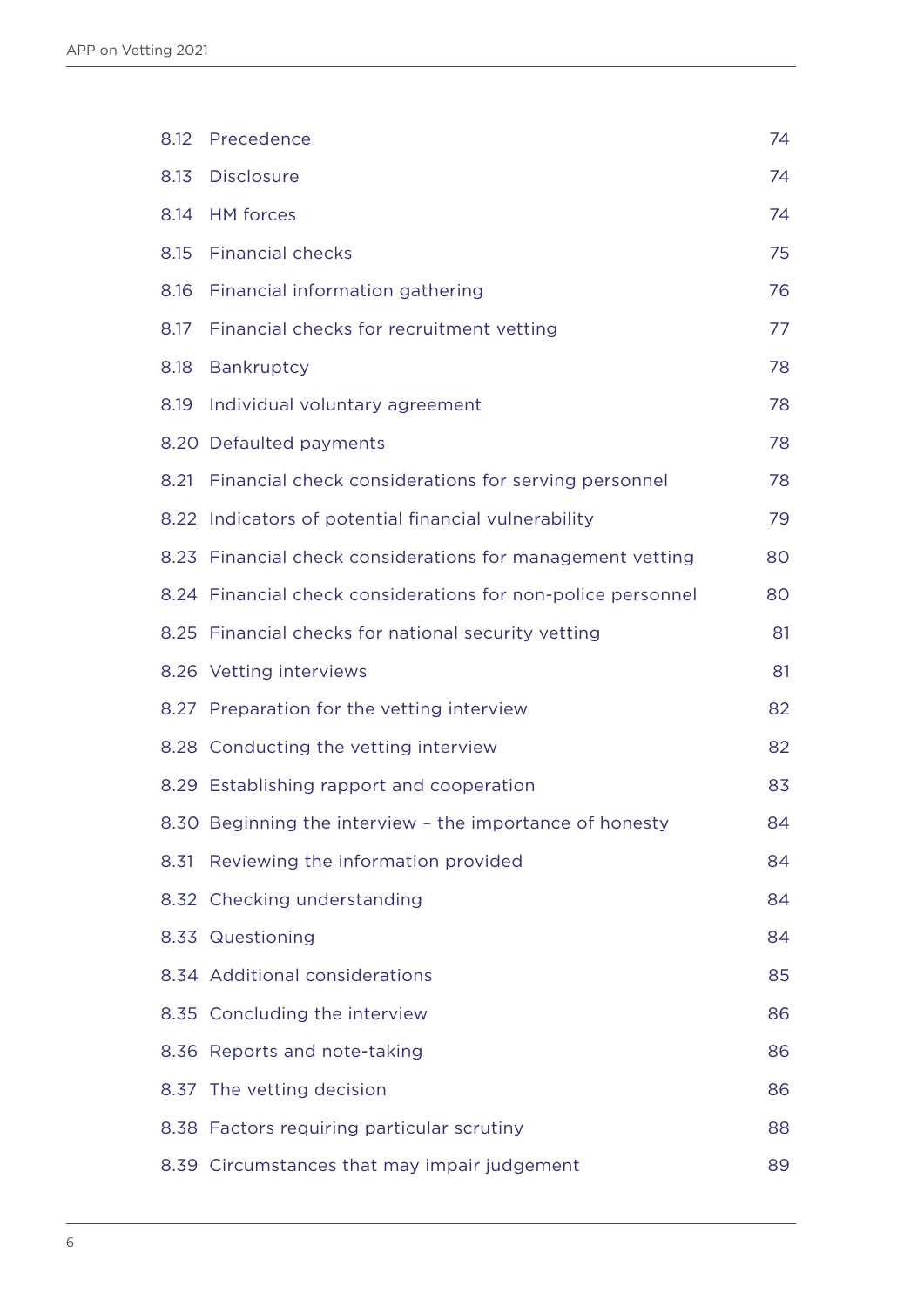| | | |
|---|---|---|
| 8.12 | Precedence | 74 |
| 8.13 | Disclosure | 74 |
| 8.14 | HM forces | 74 |
| 8.15 | Financial checks | 75 |
| 8.16 | Financial information gathering | 76 |
| 8.17 | Financial checks for recruitment vetting | 77 |
| 8.18 | Bankruptcy | 78 |
| 8.19 | Individual voluntary agreement | 78 |
| 8.20 | Defaulted payments | 78 |
| 8.21 | Financial check considerations for serving personnel | 78 |
| 8.22 | Indicators of potential financial vulnerability | 79 |
| 8.23 | Financial check considerations for management vetting | 80 |
| 8.24 | Financial check considerations for non-police personnel | 80 |
| 8.25 | Financial checks for national security vetting | 81 |
| 8.26 | Vetting interviews | 81 |
| 8.27 | Preparation for the vetting interview | 82 |
| 8.28 | Conducting the vetting interview | 82 |
| 8.29 | Establishing rapport and cooperation | 83 |
| 8.30 | Beginning the interview – the importance of honesty | 84 |
| 8.31 | Reviewing the information provided | 84 |
| 8.32 | Checking understanding | 84 |
| 8.33 | Questioning | 84 |
| 8.34 | Additional considerations | 85 |
| 8.35 | Concluding the interview | 86 |
| 8.36 | Reports and note-taking | 86 |
| 8.37 | The vetting decision | 86 |
| 8.38 | Factors requiring particular scrutiny | 88 |
| 8.39 | Circumstances that may impair judgement | 89 |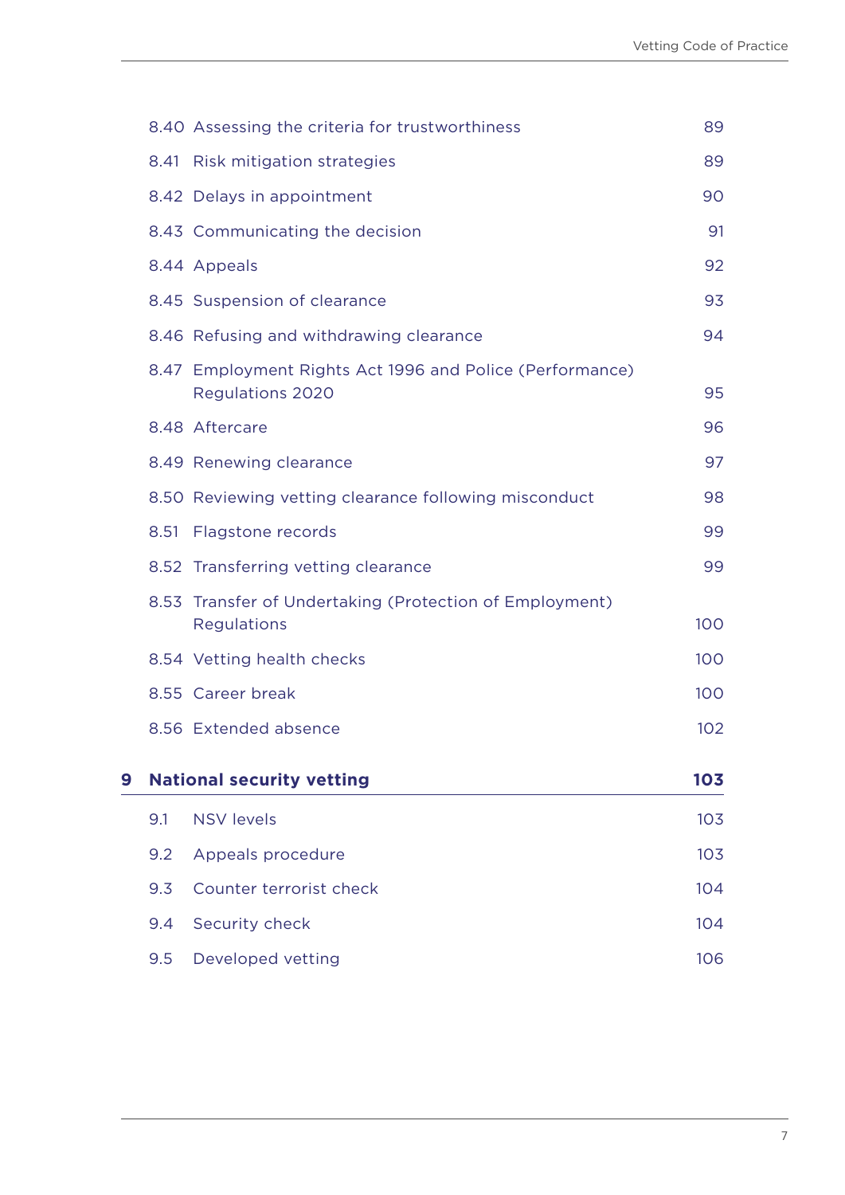| | | |
|---|---|---|
| 8.40 | Assessing the criteria for trustworthiness | 89 |
| 8.41 | Risk mitigation strategies | 89 |
| 8.42 | Delays in appointment | 90 |
| 8.43 | Communicating the decision | 91 |
| 8.44 | Appeals | 92 |
| 8.45 | Suspension of clearance | 93 |
| 8.46 | Refusing and withdrawing clearance | 94 |
| 8.47 | Employment Rights Act 1996 and Police (Performance) Regulations 2020 | 95 |
| 8.48 | Aftercare | 96 |
| 8.49 | Renewing clearance | 97 |
| 8.50 | Reviewing vetting clearance following misconduct | 98 |
| 8.51 | Flagstone records | 99 |
| 8.52 | Transferring vetting clearance | 99 |
| 8.53 | Transfer of Undertaking (Protection of Employment) Regulations | 100 |
| 8.54 | Vetting health checks | 100 |
| 8.55 | Career break | 100 |
| 8.56 | Extended absence | 102 |

**9 National security vetting — 103**

| | | |
|---|---|---|
| 9.1 | NSV levels | 103 |
| 9.2 | Appeals procedure | 103 |
| 9.3 | Counter terrorist check | 104 |
| 9.4 | Security check | 104 |
| 9.5 | Developed vetting | 106 |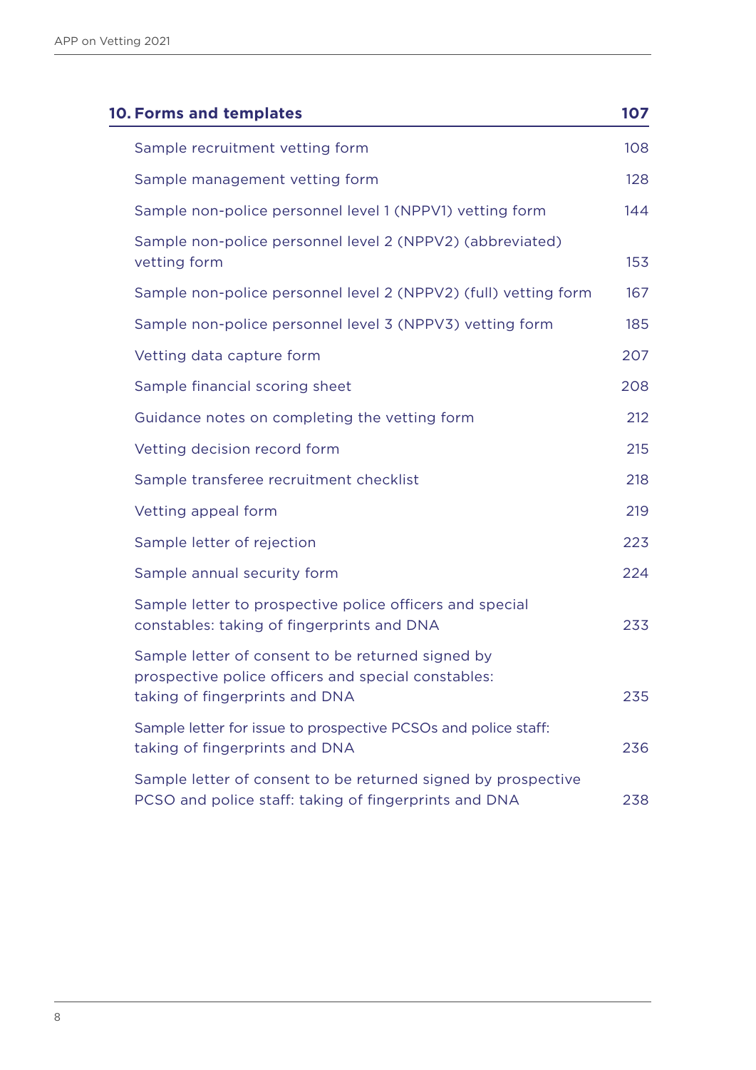| **10. Forms and templates** | **107** |
|---|---|
| Sample recruitment vetting form | 108 |
| Sample management vetting form | 128 |
| Sample non-police personnel level 1 (NPPV1) vetting form | 144 |
| Sample non-police personnel level 2 (NPPV2) (abbreviated) vetting form | 153 |
| Sample non-police personnel level 2 (NPPV2) (full) vetting form | 167 |
| Sample non-police personnel level 3 (NPPV3) vetting form | 185 |
| Vetting data capture form | 207 |
| Sample financial scoring sheet | 208 |
| Guidance notes on completing the vetting form | 212 |
| Vetting decision record form | 215 |
| Sample transferee recruitment checklist | 218 |
| Vetting appeal form | 219 |
| Sample letter of rejection | 223 |
| Sample annual security form | 224 |
| Sample letter to prospective police officers and special constables: taking of fingerprints and DNA | 233 |
| Sample letter of consent to be returned signed by prospective police officers and special constables: taking of fingerprints and DNA | 235 |
| Sample letter for issue to prospective PCSOs and police staff: taking of fingerprints and DNA | 236 |
| Sample letter of consent to be returned signed by prospective PCSO and police staff: taking of fingerprints and DNA | 238 |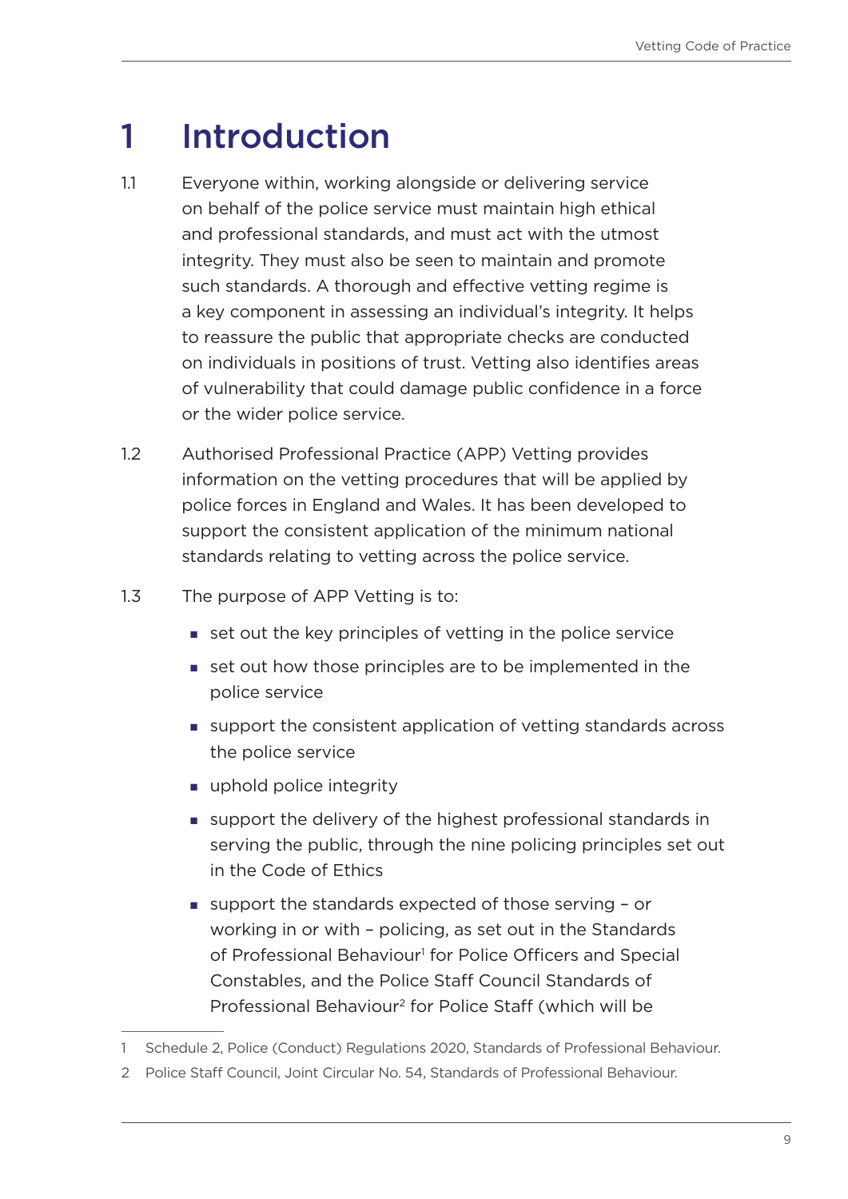# 1 Introduction

1.1 Everyone within, working alongside or delivering service on behalf of the police service must maintain high ethical and professional standards, and must act with the utmost integrity. They must also be seen to maintain and promote such standards. A thorough and effective vetting regime is a key component in assessing an individual's integrity. It helps to reassure the public that appropriate checks are conducted on individuals in positions of trust. Vetting also identifies areas of vulnerability that could damage public confidence in a force or the wider police service.

1.2 Authorised Professional Practice (APP) Vetting provides information on the vetting procedures that will be applied by police forces in England and Wales. It has been developed to support the consistent application of the minimum national standards relating to vetting across the police service.

1.3 The purpose of APP Vetting is to:

- set out the key principles of vetting in the police service
- set out how those principles are to be implemented in the police service
- support the consistent application of vetting standards across the police service
- uphold police integrity
- support the delivery of the highest professional standards in serving the public, through the nine policing principles set out in the Code of Ethics
- support the standards expected of those serving – or working in or with – policing, as set out in the Standards of Professional Behaviour[1] for Police Officers and Special Constables, and the Police Staff Council Standards of Professional Behaviour[2] for Police Staff (which will be

---

1 Schedule 2, Police (Conduct) Regulations 2020, Standards of Professional Behaviour.

2 Police Staff Council, Joint Circular No. 54, Standards of Professional Behaviour.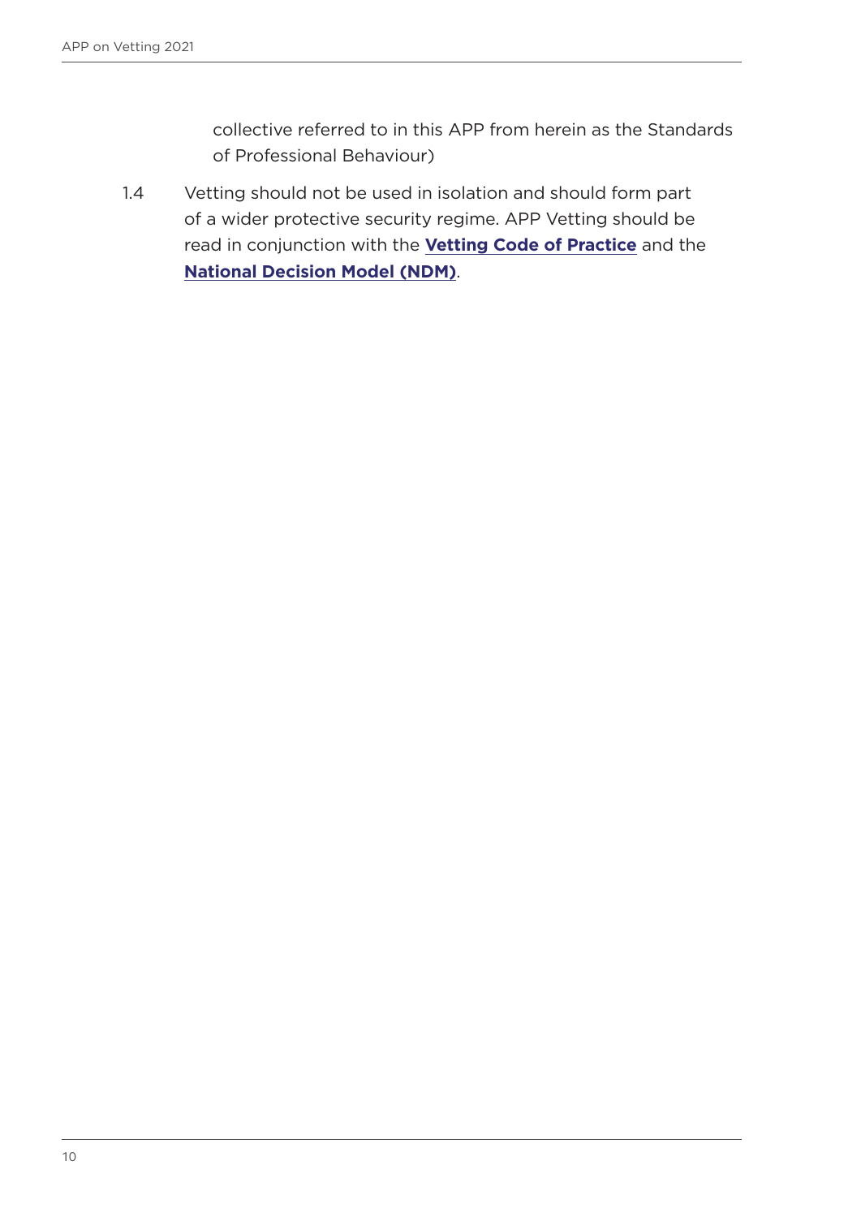collective referred to in this APP from herein as the Standards of Professional Behaviour)

1.4 Vetting should not be used in isolation and should form part of a wider protective security regime. APP Vetting should be read in conjunction with the **Vetting Code of Practice** and the **National Decision Model (NDM)**.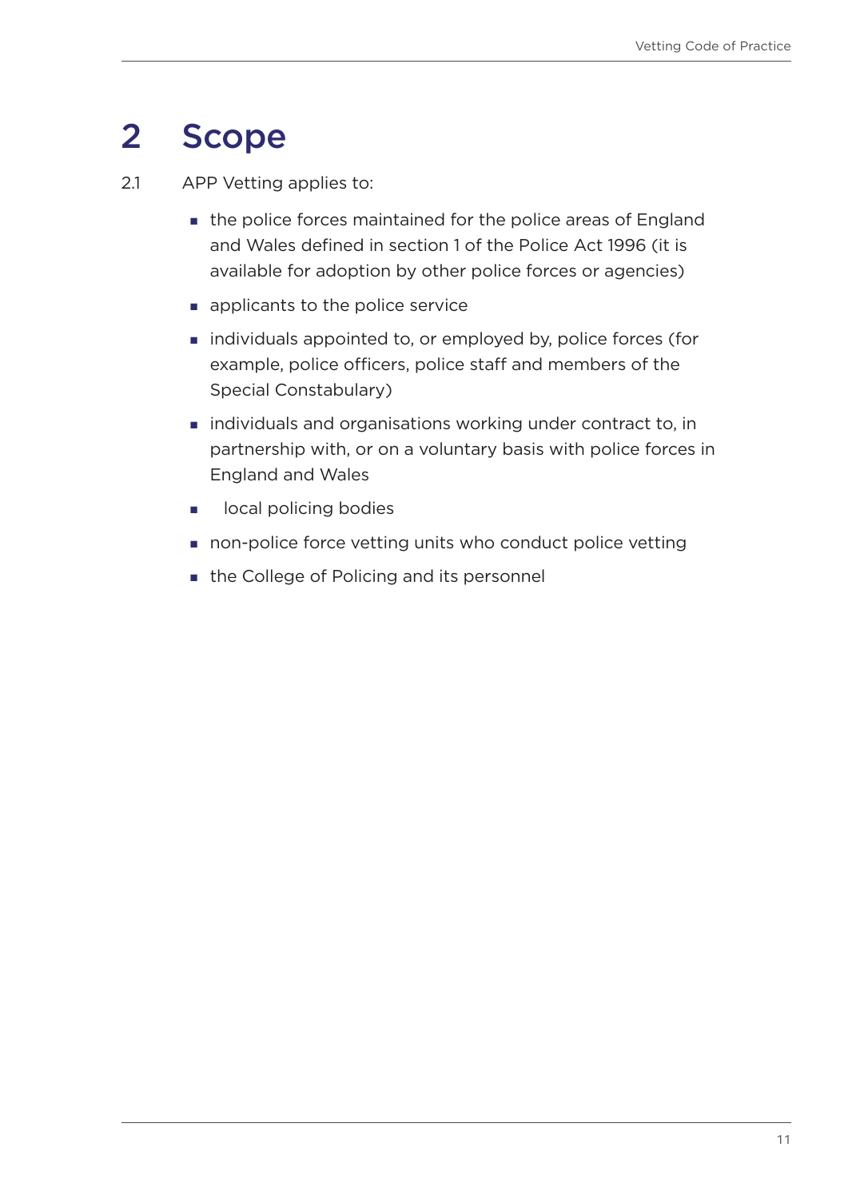# 2 Scope

2.1 APP Vetting applies to:

- the police forces maintained for the police areas of England and Wales defined in section 1 of the Police Act 1996 (it is available for adoption by other police forces or agencies)
- applicants to the police service
- individuals appointed to, or employed by, police forces (for example, police officers, police staff and members of the Special Constabulary)
- individuals and organisations working under contract to, in partnership with, or on a voluntary basis with police forces in England and Wales
- local policing bodies
- non-police force vetting units who conduct police vetting
- the College of Policing and its personnel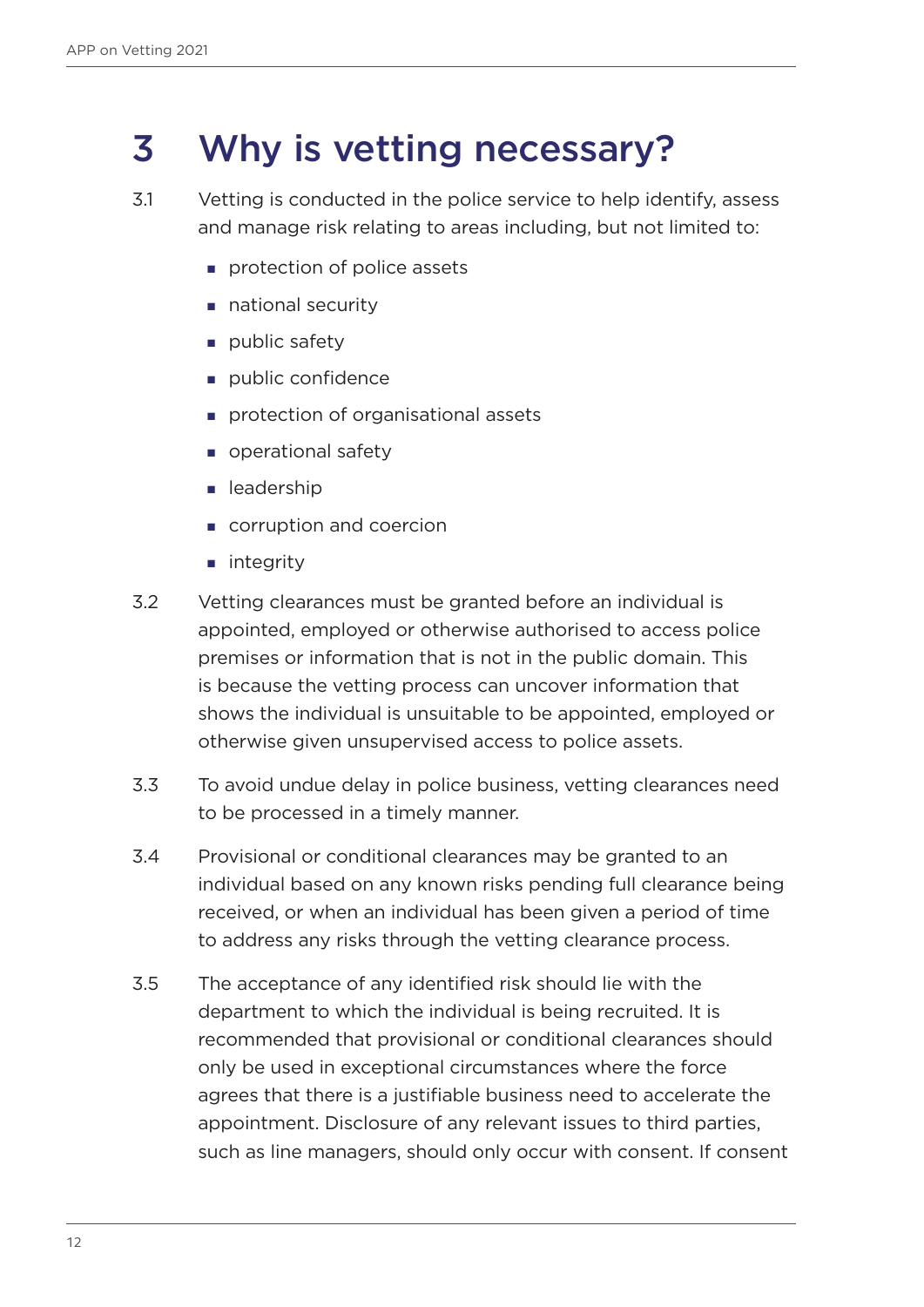# 3 Why is vetting necessary?

3.1 Vetting is conducted in the police service to help identify, assess and manage risk relating to areas including, but not limited to:

- protection of police assets
- national security
- public safety
- public confidence
- protection of organisational assets
- operational safety
- leadership
- corruption and coercion
- integrity

3.2 Vetting clearances must be granted before an individual is appointed, employed or otherwise authorised to access police premises or information that is not in the public domain. This is because the vetting process can uncover information that shows the individual is unsuitable to be appointed, employed or otherwise given unsupervised access to police assets.

3.3 To avoid undue delay in police business, vetting clearances need to be processed in a timely manner.

3.4 Provisional or conditional clearances may be granted to an individual based on any known risks pending full clearance being received, or when an individual has been given a period of time to address any risks through the vetting clearance process.

3.5 The acceptance of any identified risk should lie with the department to which the individual is being recruited. It is recommended that provisional or conditional clearances should only be used in exceptional circumstances where the force agrees that there is a justifiable business need to accelerate the appointment. Disclosure of any relevant issues to third parties, such as line managers, should only occur with consent. If consent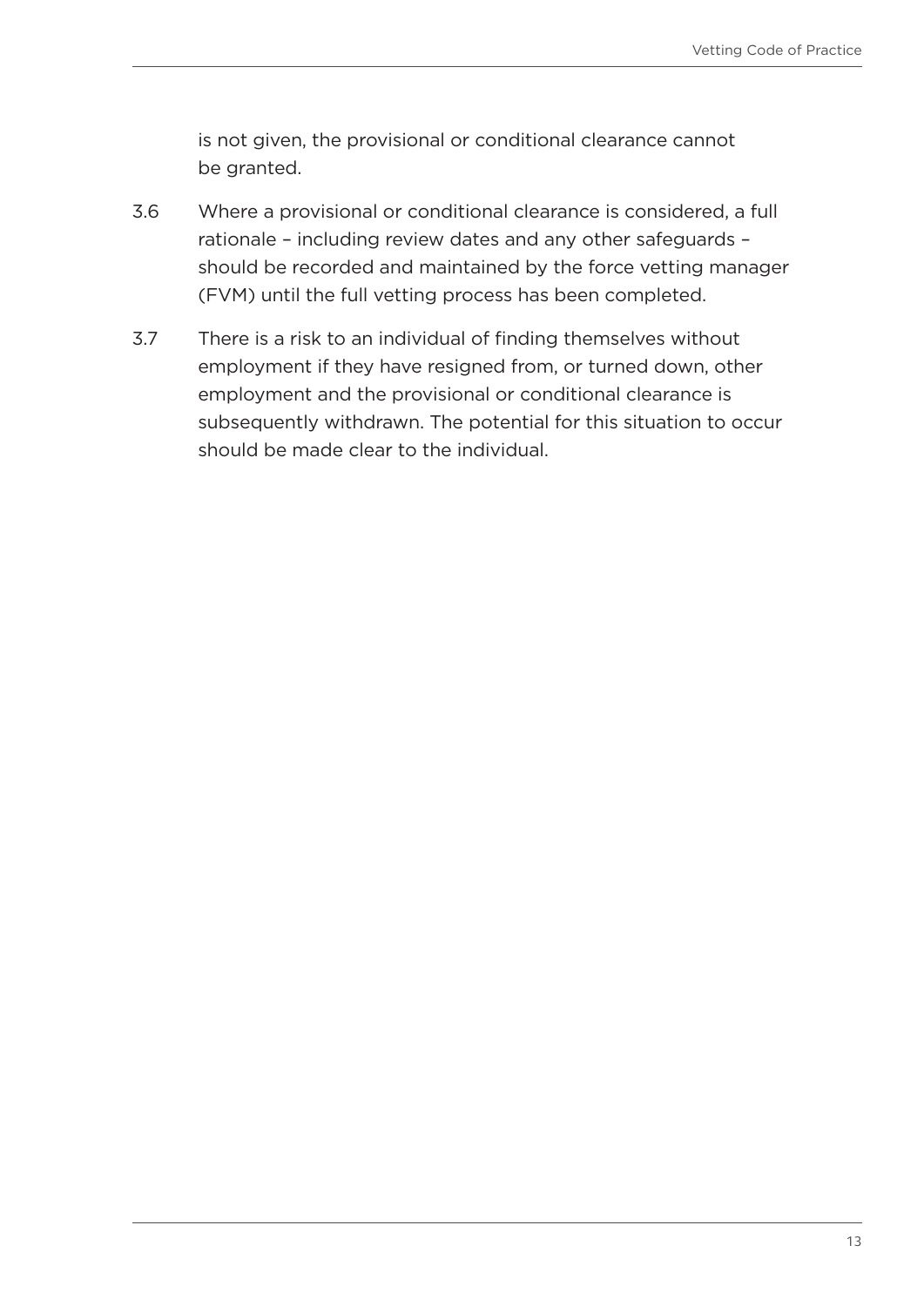is not given, the provisional or conditional clearance cannot be granted.

3.6 Where a provisional or conditional clearance is considered, a full rationale – including review dates and any other safeguards – should be recorded and maintained by the force vetting manager (FVM) until the full vetting process has been completed.

3.7 There is a risk to an individual of finding themselves without employment if they have resigned from, or turned down, other employment and the provisional or conditional clearance is subsequently withdrawn. The potential for this situation to occur should be made clear to the individual.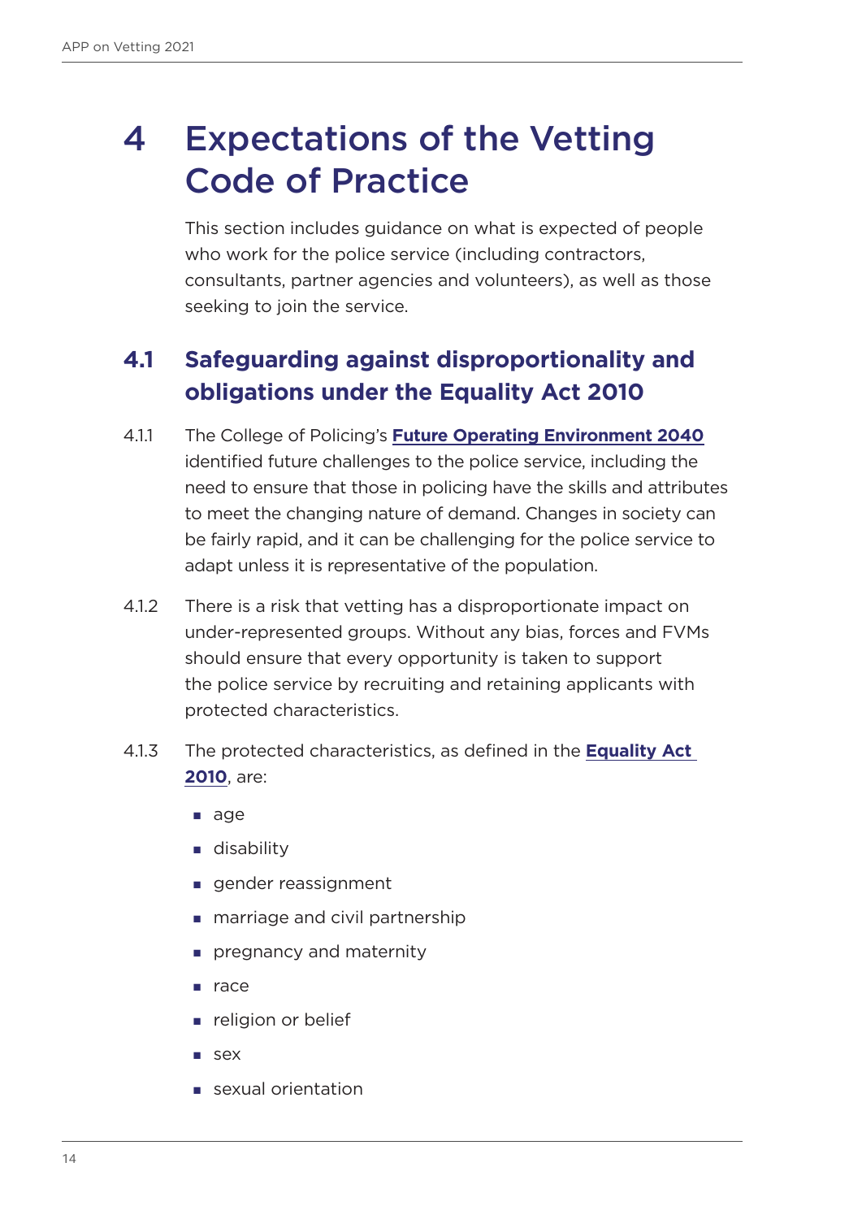# 4 Expectations of the Vetting Code of Practice

This section includes guidance on what is expected of people who work for the police service (including contractors, consultants, partner agencies and volunteers), as well as those seeking to join the service.

## 4.1 Safeguarding against disproportionality and obligations under the Equality Act 2010

4.1.1 The College of Policing's **Future Operating Environment 2040** identified future challenges to the police service, including the need to ensure that those in policing have the skills and attributes to meet the changing nature of demand. Changes in society can be fairly rapid, and it can be challenging for the police service to adapt unless it is representative of the population.

4.1.2 There is a risk that vetting has a disproportionate impact on under-represented groups. Without any bias, forces and FVMs should ensure that every opportunity is taken to support the police service by recruiting and retaining applicants with protected characteristics.

4.1.3 The protected characteristics, as defined in the **Equality Act 2010**, are:

- age
- disability
- gender reassignment
- marriage and civil partnership
- pregnancy and maternity
- race
- religion or belief
- sex
- sexual orientation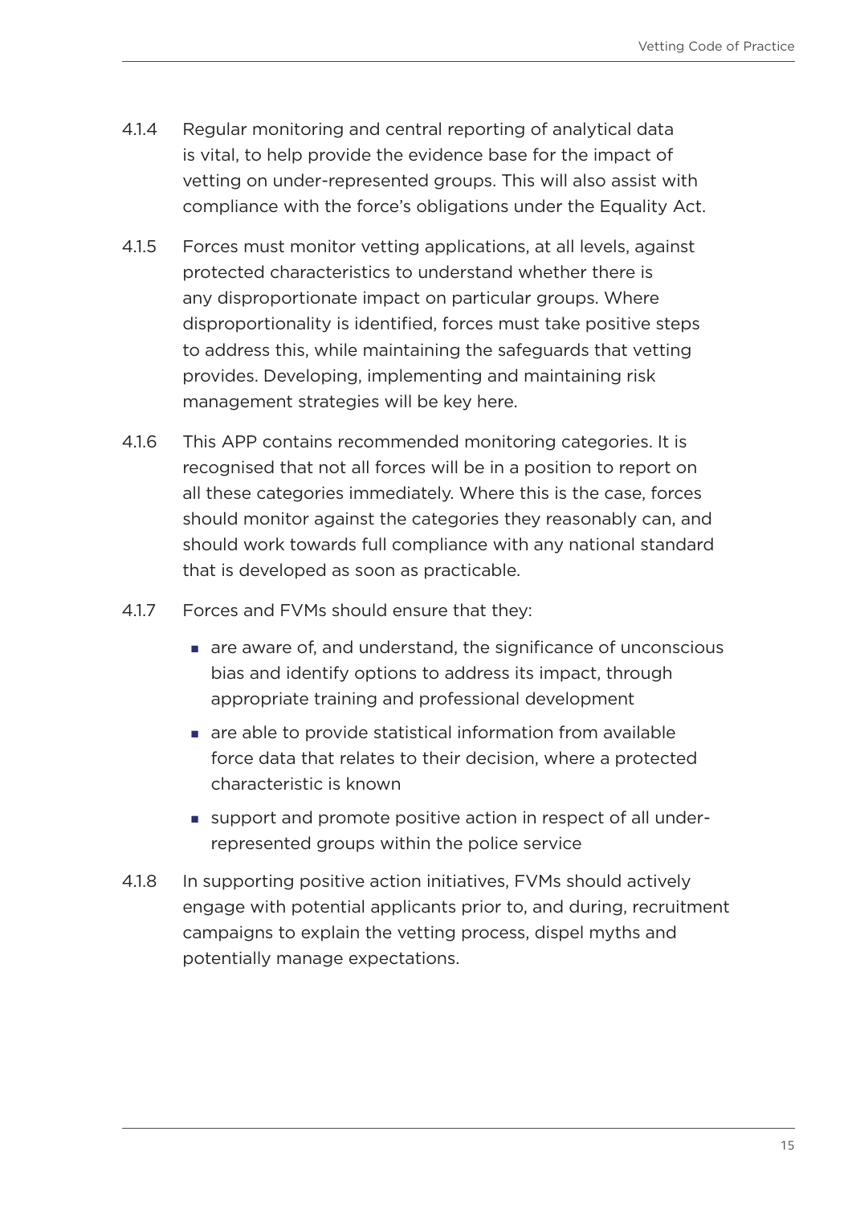4.1.4 Regular monitoring and central reporting of analytical data is vital, to help provide the evidence base for the impact of vetting on under-represented groups. This will also assist with compliance with the force's obligations under the Equality Act.

4.1.5 Forces must monitor vetting applications, at all levels, against protected characteristics to understand whether there is any disproportionate impact on particular groups. Where disproportionality is identified, forces must take positive steps to address this, while maintaining the safeguards that vetting provides. Developing, implementing and maintaining risk management strategies will be key here.

4.1.6 This APP contains recommended monitoring categories. It is recognised that not all forces will be in a position to report on all these categories immediately. Where this is the case, forces should monitor against the categories they reasonably can, and should work towards full compliance with any national standard that is developed as soon as practicable.

4.1.7 Forces and FVMs should ensure that they:

- are aware of, and understand, the significance of unconscious bias and identify options to address its impact, through appropriate training and professional development
- are able to provide statistical information from available force data that relates to their decision, where a protected characteristic is known
- support and promote positive action in respect of all under-represented groups within the police service

4.1.8 In supporting positive action initiatives, FVMs should actively engage with potential applicants prior to, and during, recruitment campaigns to explain the vetting process, dispel myths and potentially manage expectations.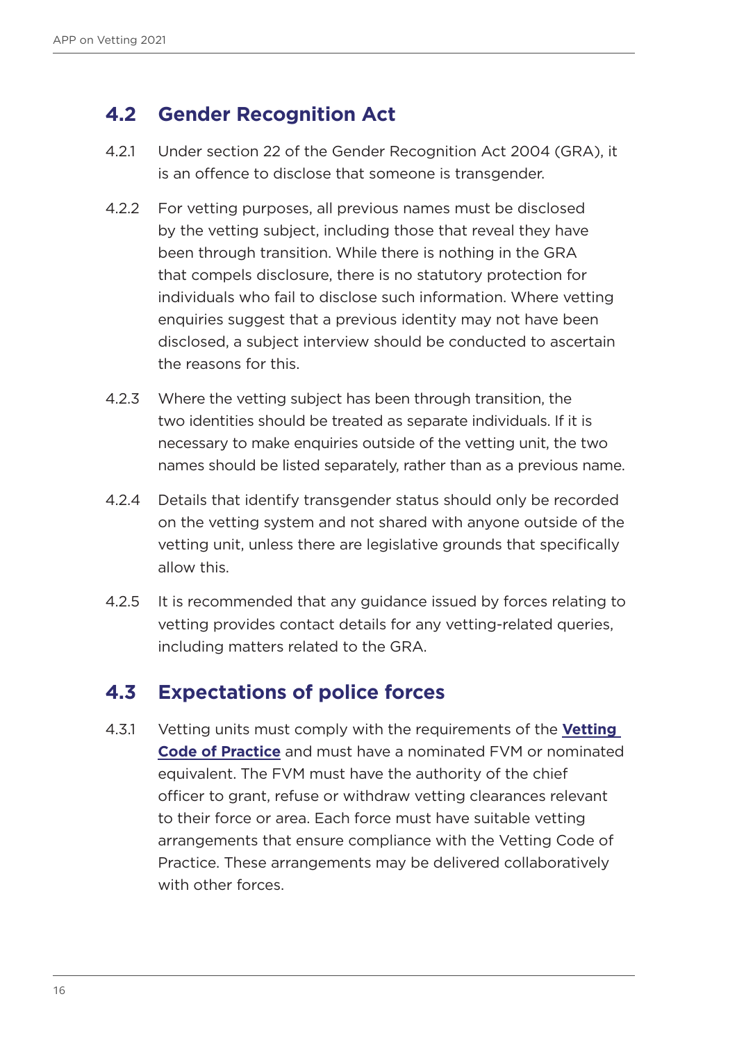## 4.2 Gender Recognition Act

4.2.1 Under section 22 of the Gender Recognition Act 2004 (GRA), it is an offence to disclose that someone is transgender.

4.2.2 For vetting purposes, all previous names must be disclosed by the vetting subject, including those that reveal they have been through transition. While there is nothing in the GRA that compels disclosure, there is no statutory protection for individuals who fail to disclose such information. Where vetting enquiries suggest that a previous identity may not have been disclosed, a subject interview should be conducted to ascertain the reasons for this.

4.2.3 Where the vetting subject has been through transition, the two identities should be treated as separate individuals. If it is necessary to make enquiries outside of the vetting unit, the two names should be listed separately, rather than as a previous name.

4.2.4 Details that identify transgender status should only be recorded on the vetting system and not shared with anyone outside of the vetting unit, unless there are legislative grounds that specifically allow this.

4.2.5 It is recommended that any guidance issued by forces relating to vetting provides contact details for any vetting-related queries, including matters related to the GRA.

## 4.3 Expectations of police forces

4.3.1 Vetting units must comply with the requirements of the **Vetting Code of Practice** and must have a nominated FVM or nominated equivalent. The FVM must have the authority of the chief officer to grant, refuse or withdraw vetting clearances relevant to their force or area. Each force must have suitable vetting arrangements that ensure compliance with the Vetting Code of Practice. These arrangements may be delivered collaboratively with other forces.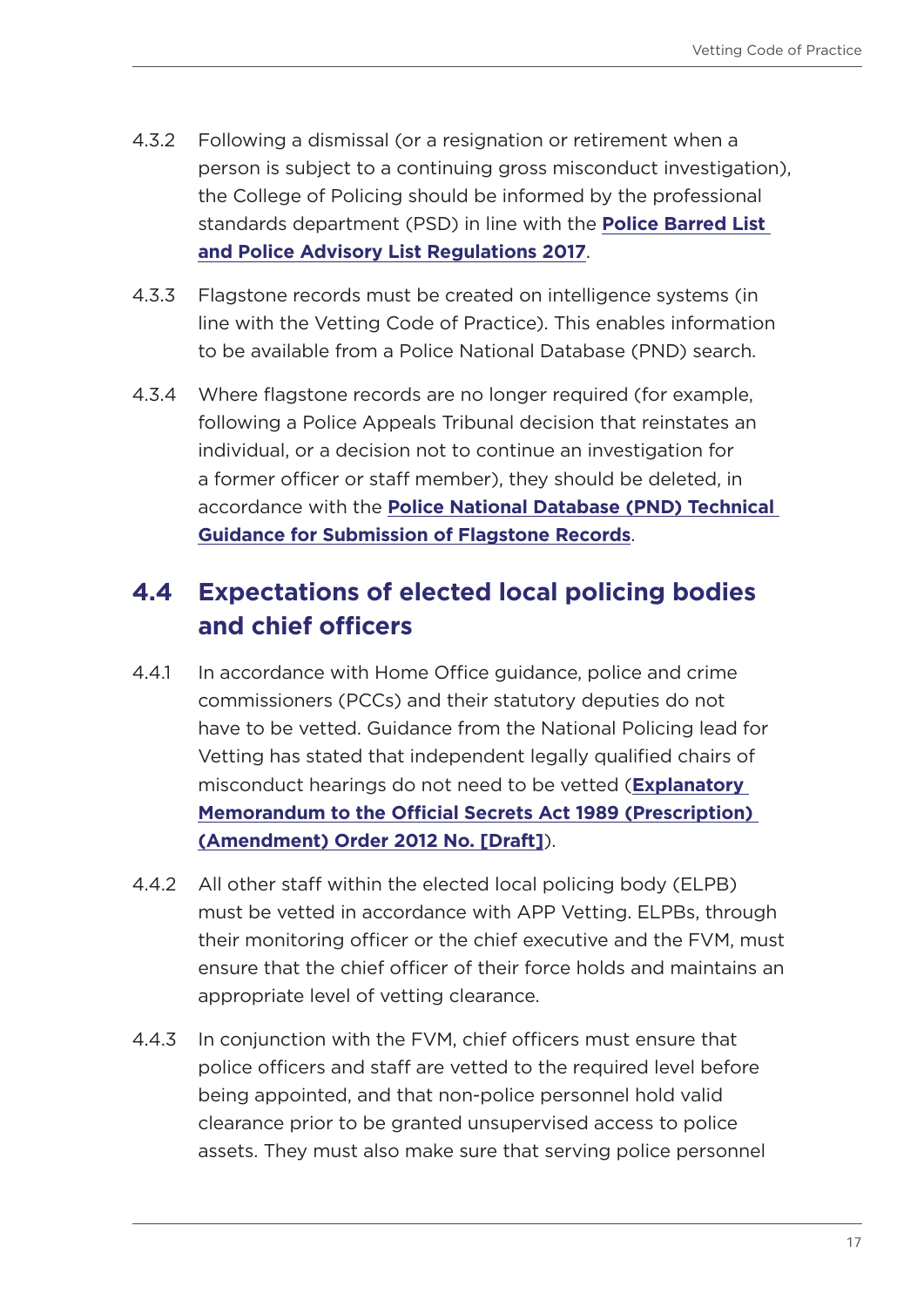4.3.2 Following a dismissal (or a resignation or retirement when a person is subject to a continuing gross misconduct investigation), the College of Policing should be informed by the professional standards department (PSD) in line with the **Police Barred List and Police Advisory List Regulations 2017**.

4.3.3 Flagstone records must be created on intelligence systems (in line with the Vetting Code of Practice). This enables information to be available from a Police National Database (PND) search.

4.3.4 Where flagstone records are no longer required (for example, following a Police Appeals Tribunal decision that reinstates an individual, or a decision not to continue an investigation for a former officer or staff member), they should be deleted, in accordance with the **Police National Database (PND) Technical Guidance for Submission of Flagstone Records**.

## 4.4 Expectations of elected local policing bodies and chief officers

4.4.1 In accordance with Home Office guidance, police and crime commissioners (PCCs) and their statutory deputies do not have to be vetted. Guidance from the National Policing lead for Vetting has stated that independent legally qualified chairs of misconduct hearings do not need to be vetted (**Explanatory Memorandum to the Official Secrets Act 1989 (Prescription) (Amendment) Order 2012 No. [Draft]**).

4.4.2 All other staff within the elected local policing body (ELPB) must be vetted in accordance with APP Vetting. ELPBs, through their monitoring officer or the chief executive and the FVM, must ensure that the chief officer of their force holds and maintains an appropriate level of vetting clearance.

4.4.3 In conjunction with the FVM, chief officers must ensure that police officers and staff are vetted to the required level before being appointed, and that non-police personnel hold valid clearance prior to be granted unsupervised access to police assets. They must also make sure that serving police personnel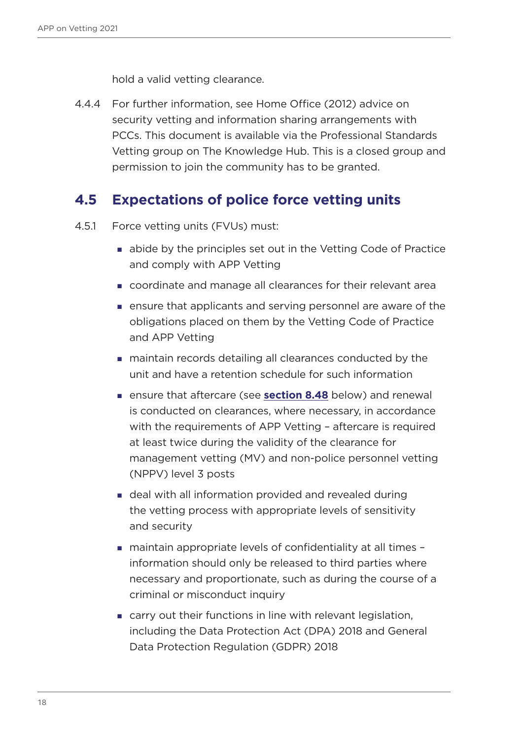hold a valid vetting clearance.

4.4.4 For further information, see Home Office (2012) advice on security vetting and information sharing arrangements with PCCs. This document is available via the Professional Standards Vetting group on The Knowledge Hub. This is a closed group and permission to join the community has to be granted.

## 4.5 Expectations of police force vetting units

4.5.1 Force vetting units (FVUs) must:

- abide by the principles set out in the Vetting Code of Practice and comply with APP Vetting
- coordinate and manage all clearances for their relevant area
- ensure that applicants and serving personnel are aware of the obligations placed on them by the Vetting Code of Practice and APP Vetting
- maintain records detailing all clearances conducted by the unit and have a retention schedule for such information
- ensure that aftercare (see **section 8.48** below) and renewal is conducted on clearances, where necessary, in accordance with the requirements of APP Vetting – aftercare is required at least twice during the validity of the clearance for management vetting (MV) and non-police personnel vetting (NPPV) level 3 posts
- deal with all information provided and revealed during the vetting process with appropriate levels of sensitivity and security
- maintain appropriate levels of confidentiality at all times – information should only be released to third parties where necessary and proportionate, such as during the course of a criminal or misconduct inquiry
- carry out their functions in line with relevant legislation, including the Data Protection Act (DPA) 2018 and General Data Protection Regulation (GDPR) 2018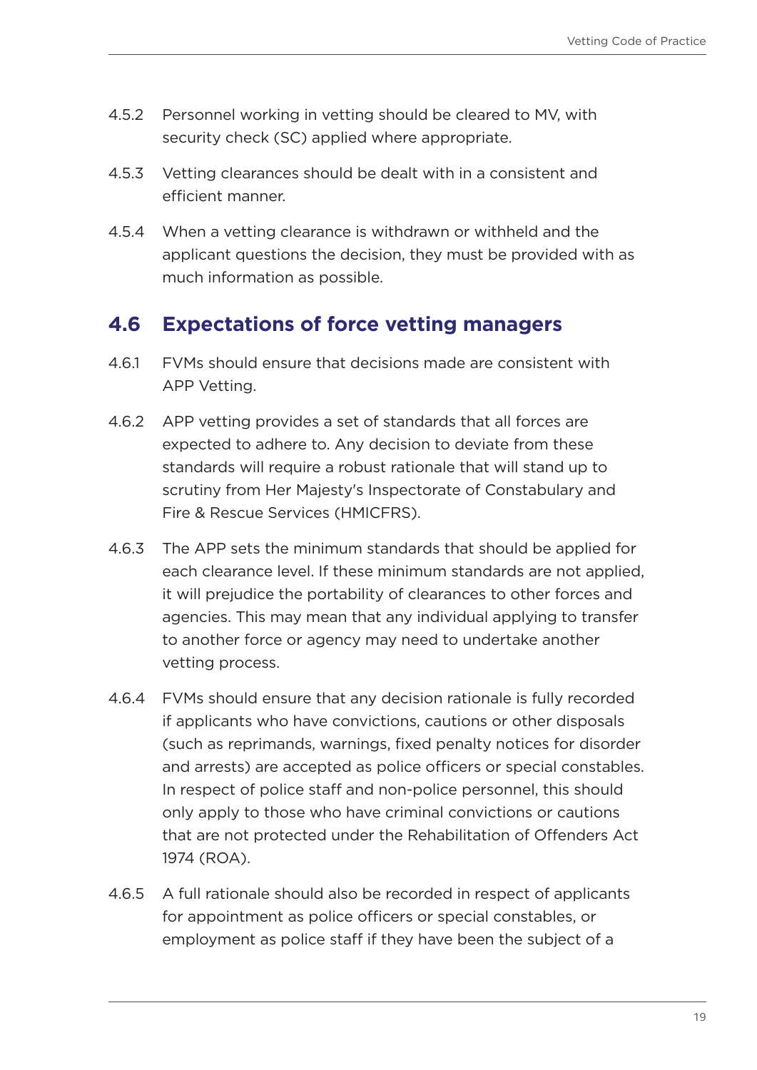4.5.2 Personnel working in vetting should be cleared to MV, with security check (SC) applied where appropriate.

4.5.3 Vetting clearances should be dealt with in a consistent and efficient manner.

4.5.4 When a vetting clearance is withdrawn or withheld and the applicant questions the decision, they must be provided with as much information as possible.

## 4.6 Expectations of force vetting managers

4.6.1 FVMs should ensure that decisions made are consistent with APP Vetting.

4.6.2 APP vetting provides a set of standards that all forces are expected to adhere to. Any decision to deviate from these standards will require a robust rationale that will stand up to scrutiny from Her Majesty's Inspectorate of Constabulary and Fire & Rescue Services (HMICFRS).

4.6.3 The APP sets the minimum standards that should be applied for each clearance level. If these minimum standards are not applied, it will prejudice the portability of clearances to other forces and agencies. This may mean that any individual applying to transfer to another force or agency may need to undertake another vetting process.

4.6.4 FVMs should ensure that any decision rationale is fully recorded if applicants who have convictions, cautions or other disposals (such as reprimands, warnings, fixed penalty notices for disorder and arrests) are accepted as police officers or special constables. In respect of police staff and non-police personnel, this should only apply to those who have criminal convictions or cautions that are not protected under the Rehabilitation of Offenders Act 1974 (ROA).

4.6.5 A full rationale should also be recorded in respect of applicants for appointment as police officers or special constables, or employment as police staff if they have been the subject of a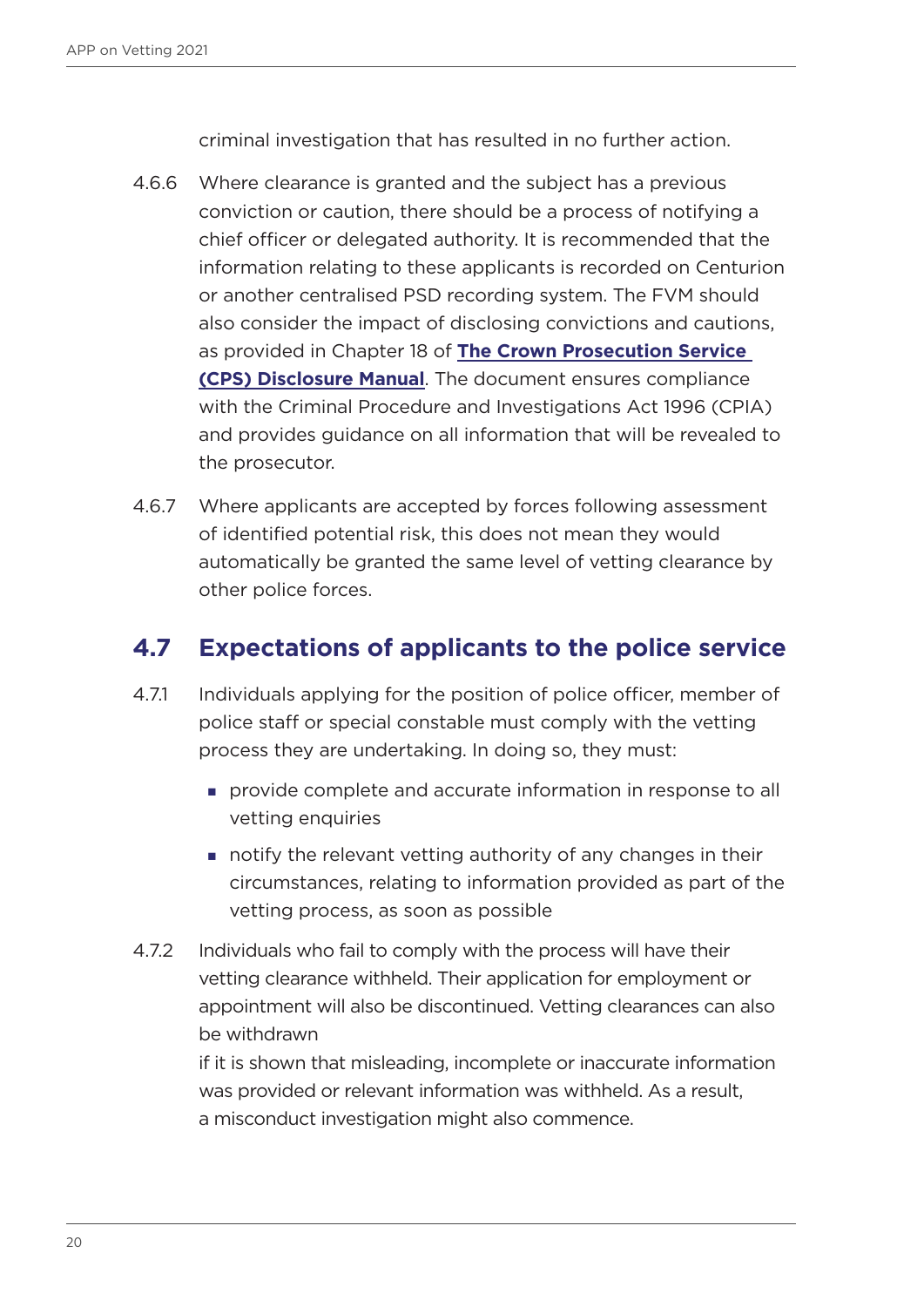criminal investigation that has resulted in no further action.

4.6.6 Where clearance is granted and the subject has a previous conviction or caution, there should be a process of notifying a chief officer or delegated authority. It is recommended that the information relating to these applicants is recorded on Centurion or another centralised PSD recording system. The FVM should also consider the impact of disclosing convictions and cautions, as provided in Chapter 18 of **The Crown Prosecution Service (CPS) Disclosure Manual**. The document ensures compliance with the Criminal Procedure and Investigations Act 1996 (CPIA) and provides guidance on all information that will be revealed to the prosecutor.

4.6.7 Where applicants are accepted by forces following assessment of identified potential risk, this does not mean they would automatically be granted the same level of vetting clearance by other police forces.

## 4.7 Expectations of applicants to the police service

4.7.1 Individuals applying for the position of police officer, member of police staff or special constable must comply with the vetting process they are undertaking. In doing so, they must:

- provide complete and accurate information in response to all vetting enquiries
- notify the relevant vetting authority of any changes in their circumstances, relating to information provided as part of the vetting process, as soon as possible

4.7.2 Individuals who fail to comply with the process will have their vetting clearance withheld. Their application for employment or appointment will also be discontinued. Vetting clearances can also be withdrawn if it is shown that misleading, incomplete or inaccurate information was provided or relevant information was withheld. As a result, a misconduct investigation might also commence.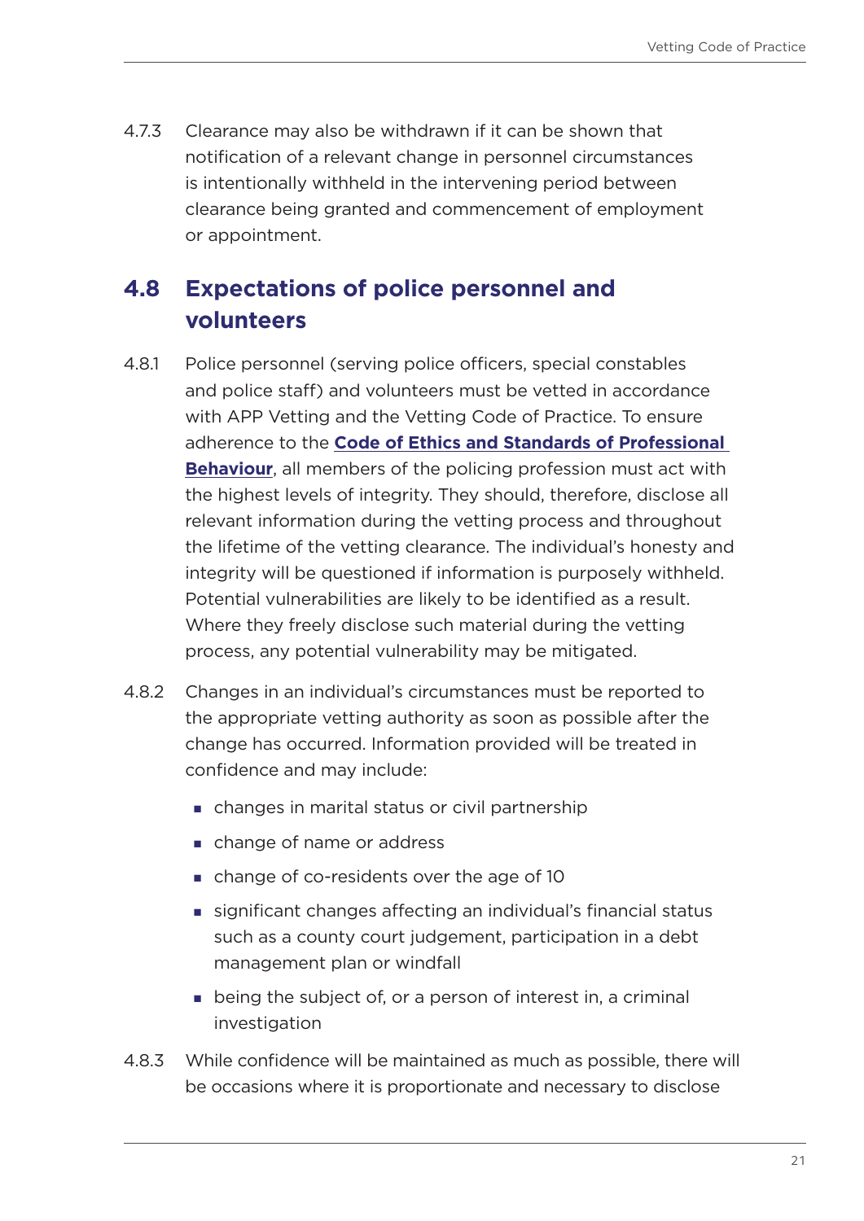4.7.3 Clearance may also be withdrawn if it can be shown that notification of a relevant change in personnel circumstances is intentionally withheld in the intervening period between clearance being granted and commencement of employment or appointment.

## 4.8 Expectations of police personnel and volunteers

4.8.1 Police personnel (serving police officers, special constables and police staff) and volunteers must be vetted in accordance with APP Vetting and the Vetting Code of Practice. To ensure adherence to the **Code of Ethics and Standards of Professional Behaviour**, all members of the policing profession must act with the highest levels of integrity. They should, therefore, disclose all relevant information during the vetting process and throughout the lifetime of the vetting clearance. The individual's honesty and integrity will be questioned if information is purposely withheld. Potential vulnerabilities are likely to be identified as a result. Where they freely disclose such material during the vetting process, any potential vulnerability may be mitigated.

4.8.2 Changes in an individual's circumstances must be reported to the appropriate vetting authority as soon as possible after the change has occurred. Information provided will be treated in confidence and may include:

- changes in marital status or civil partnership
- change of name or address
- change of co-residents over the age of 10
- significant changes affecting an individual's financial status such as a county court judgement, participation in a debt management plan or windfall
- being the subject of, or a person of interest in, a criminal investigation

4.8.3 While confidence will be maintained as much as possible, there will be occasions where it is proportionate and necessary to disclose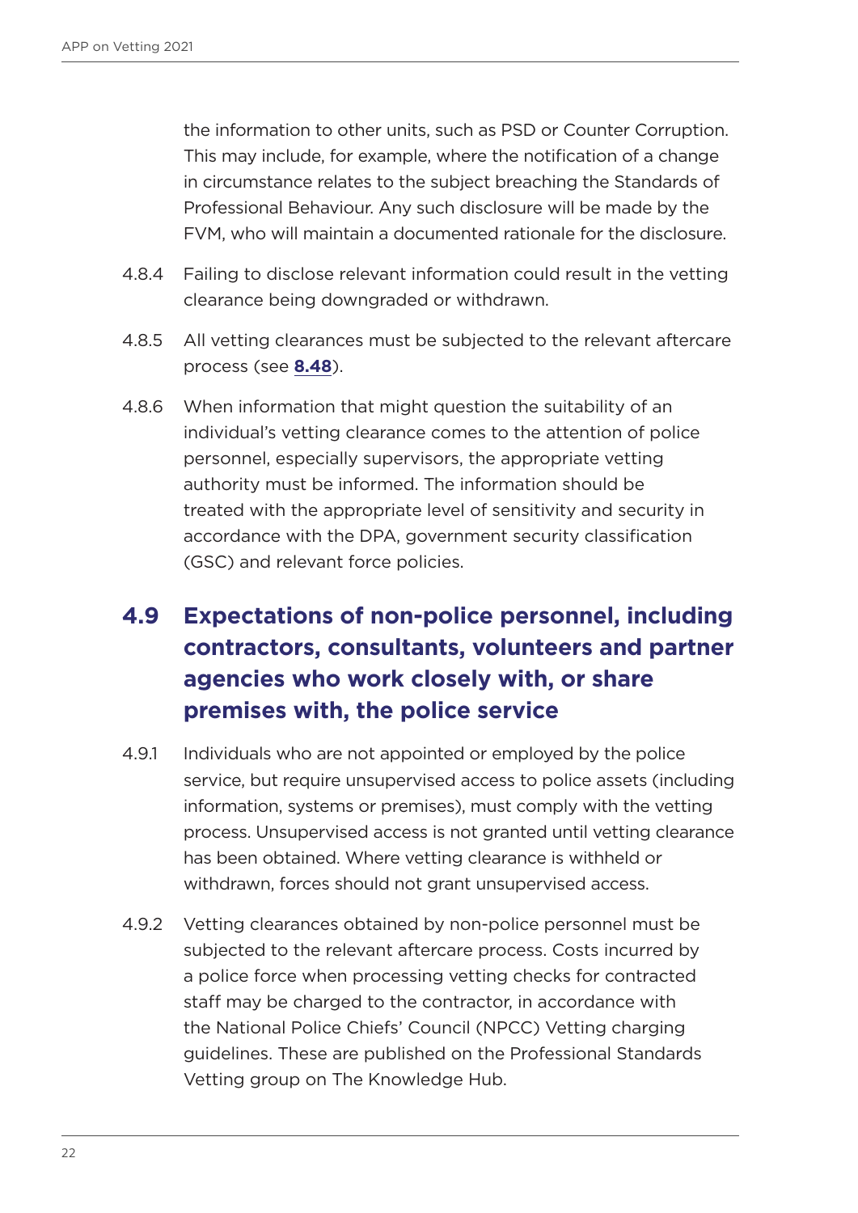the information to other units, such as PSD or Counter Corruption. This may include, for example, where the notification of a change in circumstance relates to the subject breaching the Standards of Professional Behaviour. Any such disclosure will be made by the FVM, who will maintain a documented rationale for the disclosure.

4.8.4 Failing to disclose relevant information could result in the vetting clearance being downgraded or withdrawn.

4.8.5 All vetting clearances must be subjected to the relevant aftercare process (see **8.48**).

4.8.6 When information that might question the suitability of an individual's vetting clearance comes to the attention of police personnel, especially supervisors, the appropriate vetting authority must be informed. The information should be treated with the appropriate level of sensitivity and security in accordance with the DPA, government security classification (GSC) and relevant force policies.

## 4.9 Expectations of non-police personnel, including contractors, consultants, volunteers and partner agencies who work closely with, or share premises with, the police service

4.9.1 Individuals who are not appointed or employed by the police service, but require unsupervised access to police assets (including information, systems or premises), must comply with the vetting process. Unsupervised access is not granted until vetting clearance has been obtained. Where vetting clearance is withheld or withdrawn, forces should not grant unsupervised access.

4.9.2 Vetting clearances obtained by non-police personnel must be subjected to the relevant aftercare process. Costs incurred by a police force when processing vetting checks for contracted staff may be charged to the contractor, in accordance with the National Police Chiefs' Council (NPCC) Vetting charging guidelines. These are published on the Professional Standards Vetting group on The Knowledge Hub.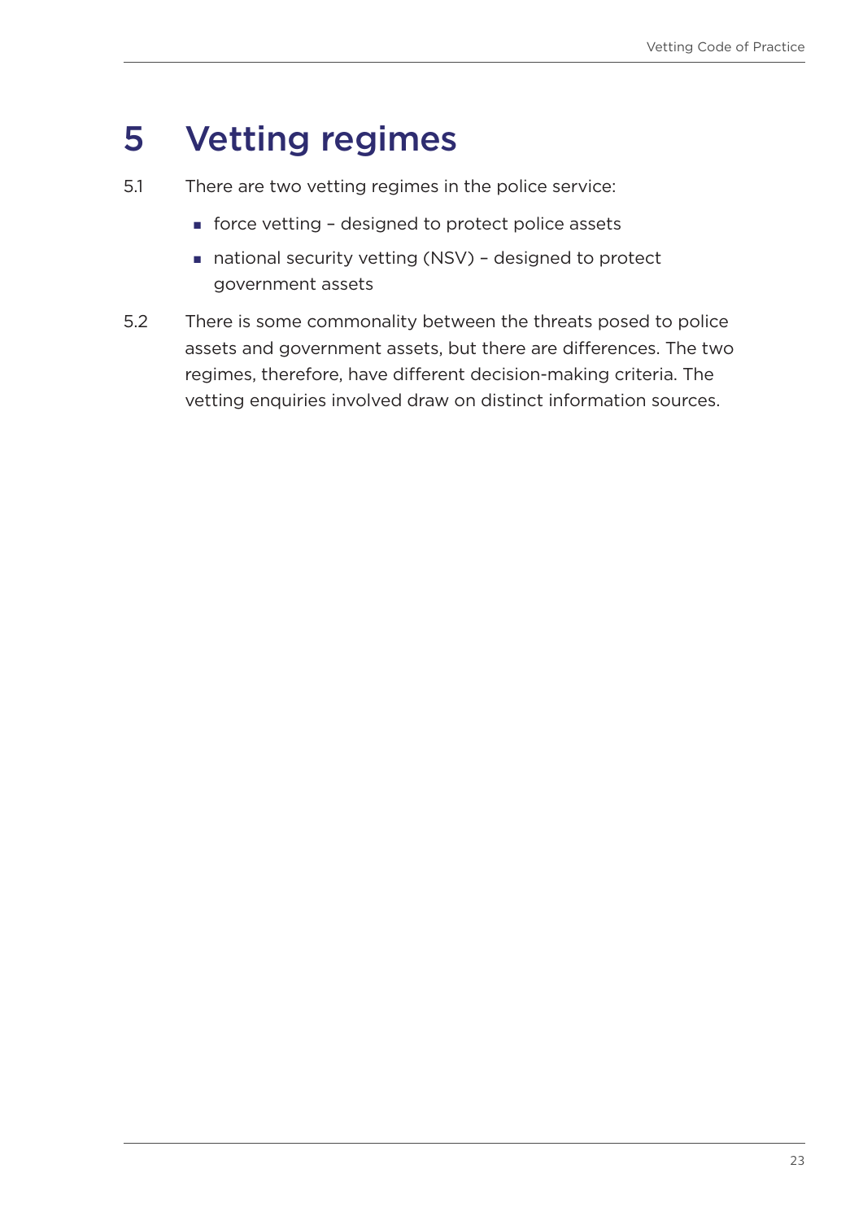# 5 Vetting regimes

5.1 There are two vetting regimes in the police service:

- force vetting – designed to protect police assets
- national security vetting (NSV) – designed to protect government assets

5.2 There is some commonality between the threats posed to police assets and government assets, but there are differences. The two regimes, therefore, have different decision-making criteria. The vetting enquiries involved draw on distinct information sources.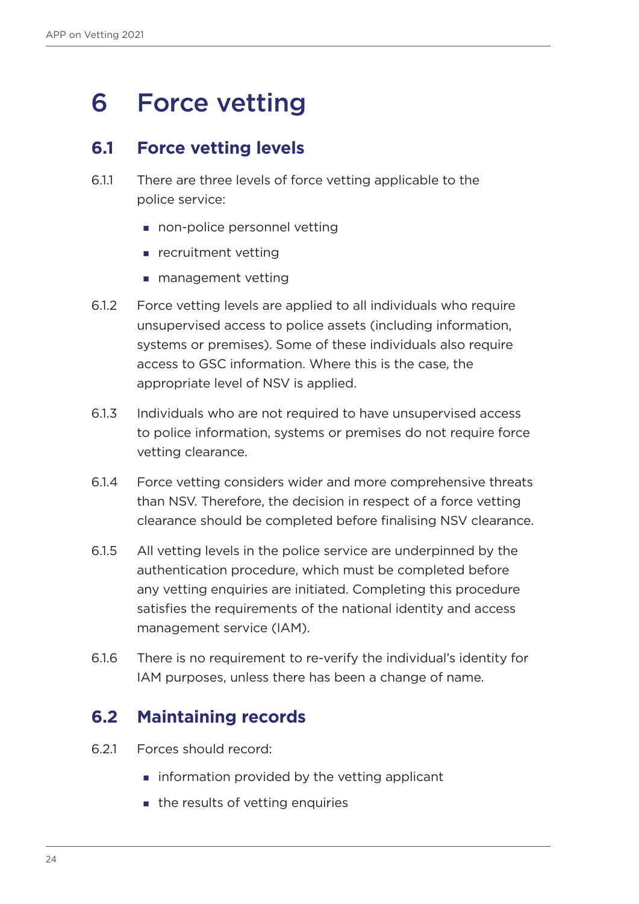# 6 Force vetting

## 6.1 Force vetting levels

6.1.1 There are three levels of force vetting applicable to the police service:

- non-police personnel vetting
- recruitment vetting
- management vetting

6.1.2 Force vetting levels are applied to all individuals who require unsupervised access to police assets (including information, systems or premises). Some of these individuals also require access to GSC information. Where this is the case, the appropriate level of NSV is applied.

6.1.3 Individuals who are not required to have unsupervised access to police information, systems or premises do not require force vetting clearance.

6.1.4 Force vetting considers wider and more comprehensive threats than NSV. Therefore, the decision in respect of a force vetting clearance should be completed before finalising NSV clearance.

6.1.5 All vetting levels in the police service are underpinned by the authentication procedure, which must be completed before any vetting enquiries are initiated. Completing this procedure satisfies the requirements of the national identity and access management service (IAM).

6.1.6 There is no requirement to re-verify the individual's identity for IAM purposes, unless there has been a change of name.

## 6.2 Maintaining records

6.2.1 Forces should record:

- information provided by the vetting applicant
- the results of vetting enquiries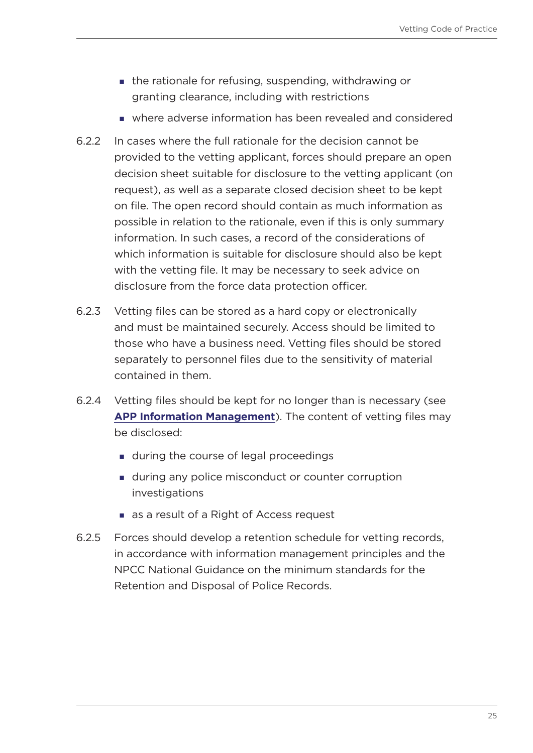- the rationale for refusing, suspending, withdrawing or granting clearance, including with restrictions
- where adverse information has been revealed and considered

6.2.2 In cases where the full rationale for the decision cannot be provided to the vetting applicant, forces should prepare an open decision sheet suitable for disclosure to the vetting applicant (on request), as well as a separate closed decision sheet to be kept on file. The open record should contain as much information as possible in relation to the rationale, even if this is only summary information. In such cases, a record of the considerations of which information is suitable for disclosure should also be kept with the vetting file. It may be necessary to seek advice on disclosure from the force data protection officer.

6.2.3 Vetting files can be stored as a hard copy or electronically and must be maintained securely. Access should be limited to those who have a business need. Vetting files should be stored separately to personnel files due to the sensitivity of material contained in them.

6.2.4 Vetting files should be kept for no longer than is necessary (see **APP Information Management**). The content of vetting files may be disclosed:

- during the course of legal proceedings
- during any police misconduct or counter corruption investigations
- as a result of a Right of Access request

6.2.5 Forces should develop a retention schedule for vetting records, in accordance with information management principles and the NPCC National Guidance on the minimum standards for the Retention and Disposal of Police Records.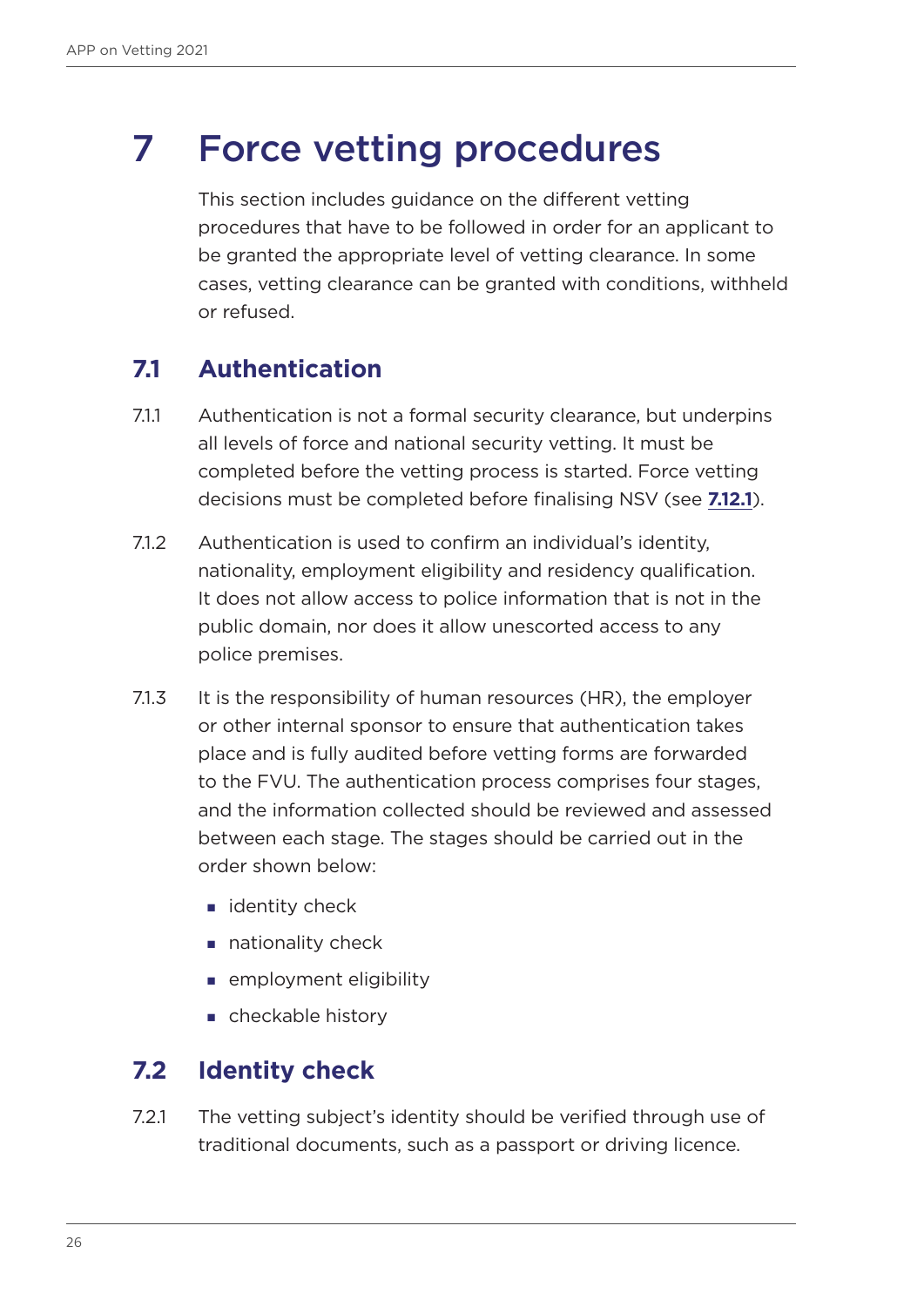# 7 Force vetting procedures

This section includes guidance on the different vetting procedures that have to be followed in order for an applicant to be granted the appropriate level of vetting clearance. In some cases, vetting clearance can be granted with conditions, withheld or refused.

## 7.1 Authentication

7.1.1 Authentication is not a formal security clearance, but underpins all levels of force and national security vetting. It must be completed before the vetting process is started. Force vetting decisions must be completed before finalising NSV (see **7.12.1**).

7.1.2 Authentication is used to confirm an individual's identity, nationality, employment eligibility and residency qualification. It does not allow access to police information that is not in the public domain, nor does it allow unescorted access to any police premises.

7.1.3 It is the responsibility of human resources (HR), the employer or other internal sponsor to ensure that authentication takes place and is fully audited before vetting forms are forwarded to the FVU. The authentication process comprises four stages, and the information collected should be reviewed and assessed between each stage. The stages should be carried out in the order shown below:

- identity check
- nationality check
- employment eligibility
- checkable history

## 7.2 Identity check

7.2.1 The vetting subject's identity should be verified through use of traditional documents, such as a passport or driving licence.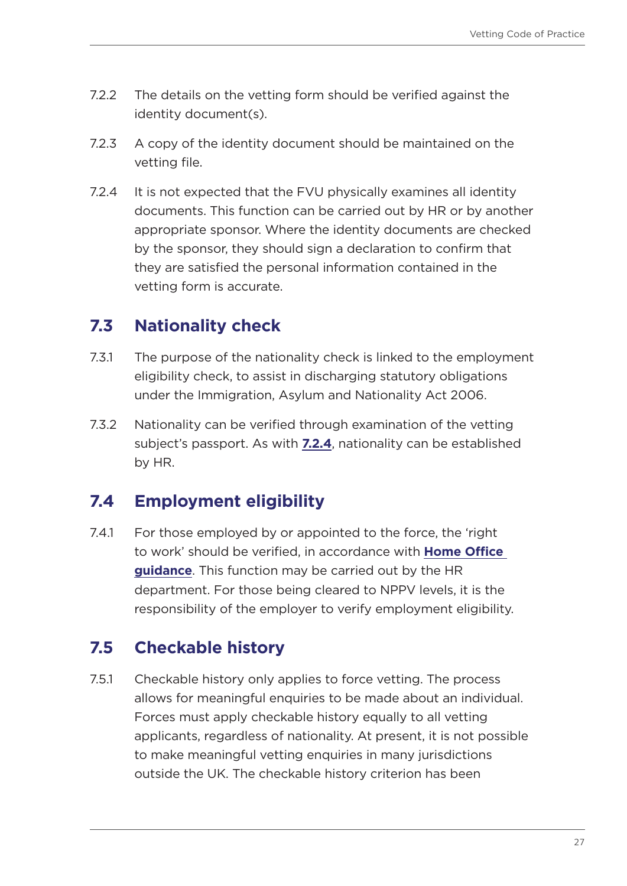7.2.2 The details on the vetting form should be verified against the identity document(s).

7.2.3 A copy of the identity document should be maintained on the vetting file.

7.2.4 It is not expected that the FVU physically examines all identity documents. This function can be carried out by HR or by another appropriate sponsor. Where the identity documents are checked by the sponsor, they should sign a declaration to confirm that they are satisfied the personal information contained in the vetting form is accurate.

## 7.3 Nationality check

7.3.1 The purpose of the nationality check is linked to the employment eligibility check, to assist in discharging statutory obligations under the Immigration, Asylum and Nationality Act 2006.

7.3.2 Nationality can be verified through examination of the vetting subject's passport. As with **7.2.4**, nationality can be established by HR.

## 7.4 Employment eligibility

7.4.1 For those employed by or appointed to the force, the 'right to work' should be verified, in accordance with **Home Office guidance**. This function may be carried out by the HR department. For those being cleared to NPPV levels, it is the responsibility of the employer to verify employment eligibility.

## 7.5 Checkable history

7.5.1 Checkable history only applies to force vetting. The process allows for meaningful enquiries to be made about an individual. Forces must apply checkable history equally to all vetting applicants, regardless of nationality. At present, it is not possible to make meaningful vetting enquiries in many jurisdictions outside the UK. The checkable history criterion has been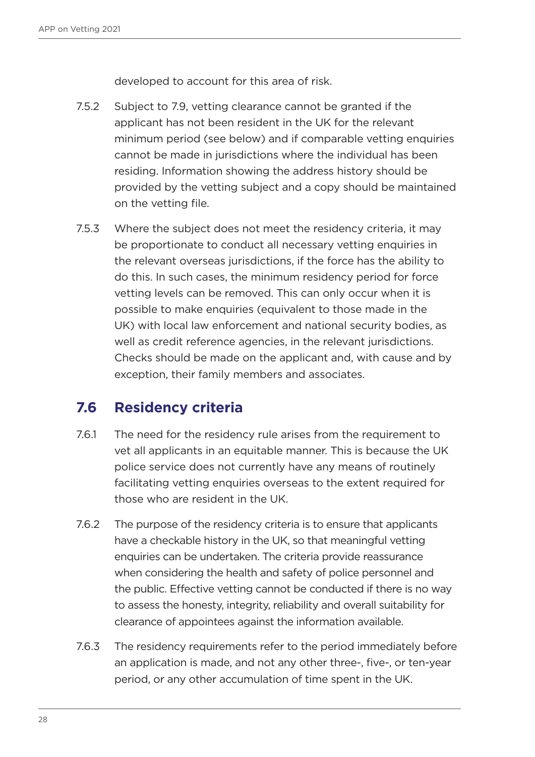developed to account for this area of risk.

7.5.2 Subject to 7.9, vetting clearance cannot be granted if the applicant has not been resident in the UK for the relevant minimum period (see below) and if comparable vetting enquiries cannot be made in jurisdictions where the individual has been residing. Information showing the address history should be provided by the vetting subject and a copy should be maintained on the vetting file.

7.5.3 Where the subject does not meet the residency criteria, it may be proportionate to conduct all necessary vetting enquiries in the relevant overseas jurisdictions, if the force has the ability to do this. In such cases, the minimum residency period for force vetting levels can be removed. This can only occur when it is possible to make enquiries (equivalent to those made in the UK) with local law enforcement and national security bodies, as well as credit reference agencies, in the relevant jurisdictions. Checks should be made on the applicant and, with cause and by exception, their family members and associates.

## 7.6 Residency criteria

7.6.1 The need for the residency rule arises from the requirement to vet all applicants in an equitable manner. This is because the UK police service does not currently have any means of routinely facilitating vetting enquiries overseas to the extent required for those who are resident in the UK.

7.6.2 The purpose of the residency criteria is to ensure that applicants have a checkable history in the UK, so that meaningful vetting enquiries can be undertaken. The criteria provide reassurance when considering the health and safety of police personnel and the public. Effective vetting cannot be conducted if there is no way to assess the honesty, integrity, reliability and overall suitability for clearance of appointees against the information available.

7.6.3 The residency requirements refer to the period immediately before an application is made, and not any other three-, five-, or ten-year period, or any other accumulation of time spent in the UK.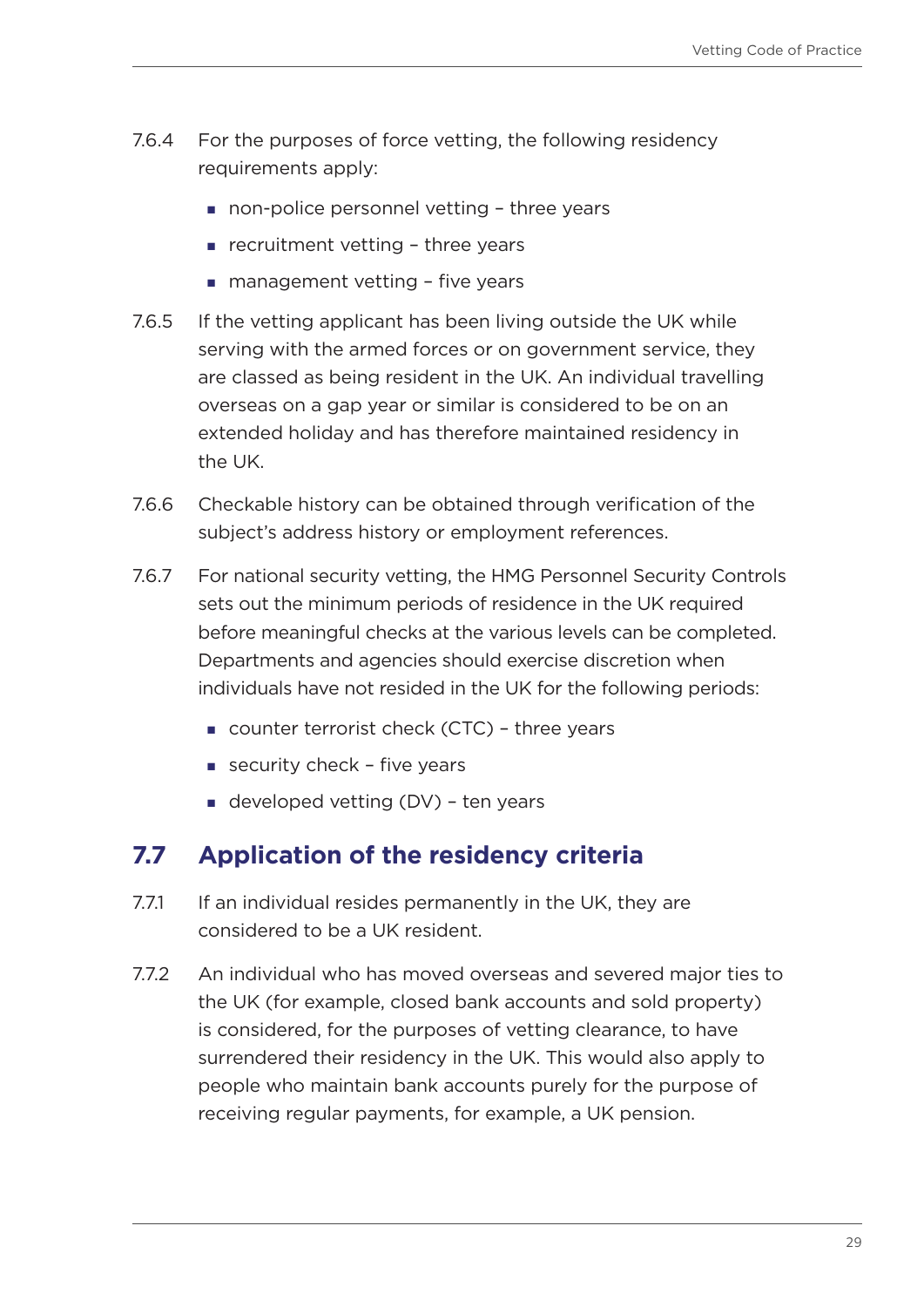7.6.4 For the purposes of force vetting, the following residency requirements apply:

- non-police personnel vetting – three years
- recruitment vetting – three years
- management vetting – five years

7.6.5 If the vetting applicant has been living outside the UK while serving with the armed forces or on government service, they are classed as being resident in the UK. An individual travelling overseas on a gap year or similar is considered to be on an extended holiday and has therefore maintained residency in the UK.

7.6.6 Checkable history can be obtained through verification of the subject's address history or employment references.

7.6.7 For national security vetting, the HMG Personnel Security Controls sets out the minimum periods of residence in the UK required before meaningful checks at the various levels can be completed. Departments and agencies should exercise discretion when individuals have not resided in the UK for the following periods:

- counter terrorist check (CTC) – three years
- security check – five years
- developed vetting (DV) – ten years

## 7.7 Application of the residency criteria

7.7.1 If an individual resides permanently in the UK, they are considered to be a UK resident.

7.7.2 An individual who has moved overseas and severed major ties to the UK (for example, closed bank accounts and sold property) is considered, for the purposes of vetting clearance, to have surrendered their residency in the UK. This would also apply to people who maintain bank accounts purely for the purpose of receiving regular payments, for example, a UK pension.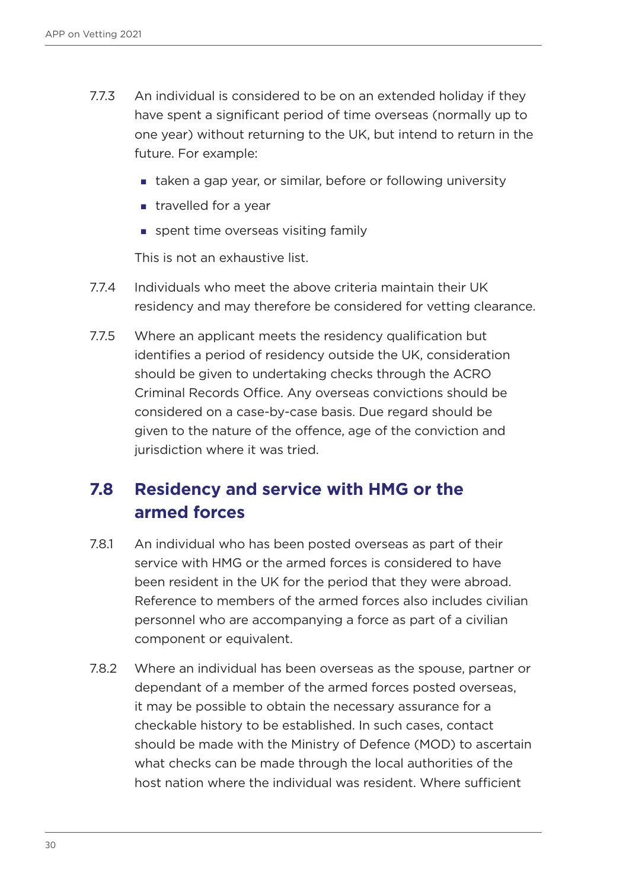7.7.3 An individual is considered to be on an extended holiday if they have spent a significant period of time overseas (normally up to one year) without returning to the UK, but intend to return in the future. For example:

- taken a gap year, or similar, before or following university
- travelled for a year
- spent time overseas visiting family

This is not an exhaustive list.

7.7.4 Individuals who meet the above criteria maintain their UK residency and may therefore be considered for vetting clearance.

7.7.5 Where an applicant meets the residency qualification but identifies a period of residency outside the UK, consideration should be given to undertaking checks through the ACRO Criminal Records Office. Any overseas convictions should be considered on a case-by-case basis. Due regard should be given to the nature of the offence, age of the conviction and jurisdiction where it was tried.

## 7.8 Residency and service with HMG or the armed forces

7.8.1 An individual who has been posted overseas as part of their service with HMG or the armed forces is considered to have been resident in the UK for the period that they were abroad. Reference to members of the armed forces also includes civilian personnel who are accompanying a force as part of a civilian component or equivalent.

7.8.2 Where an individual has been overseas as the spouse, partner or dependant of a member of the armed forces posted overseas, it may be possible to obtain the necessary assurance for a checkable history to be established. In such cases, contact should be made with the Ministry of Defence (MOD) to ascertain what checks can be made through the local authorities of the host nation where the individual was resident. Where sufficient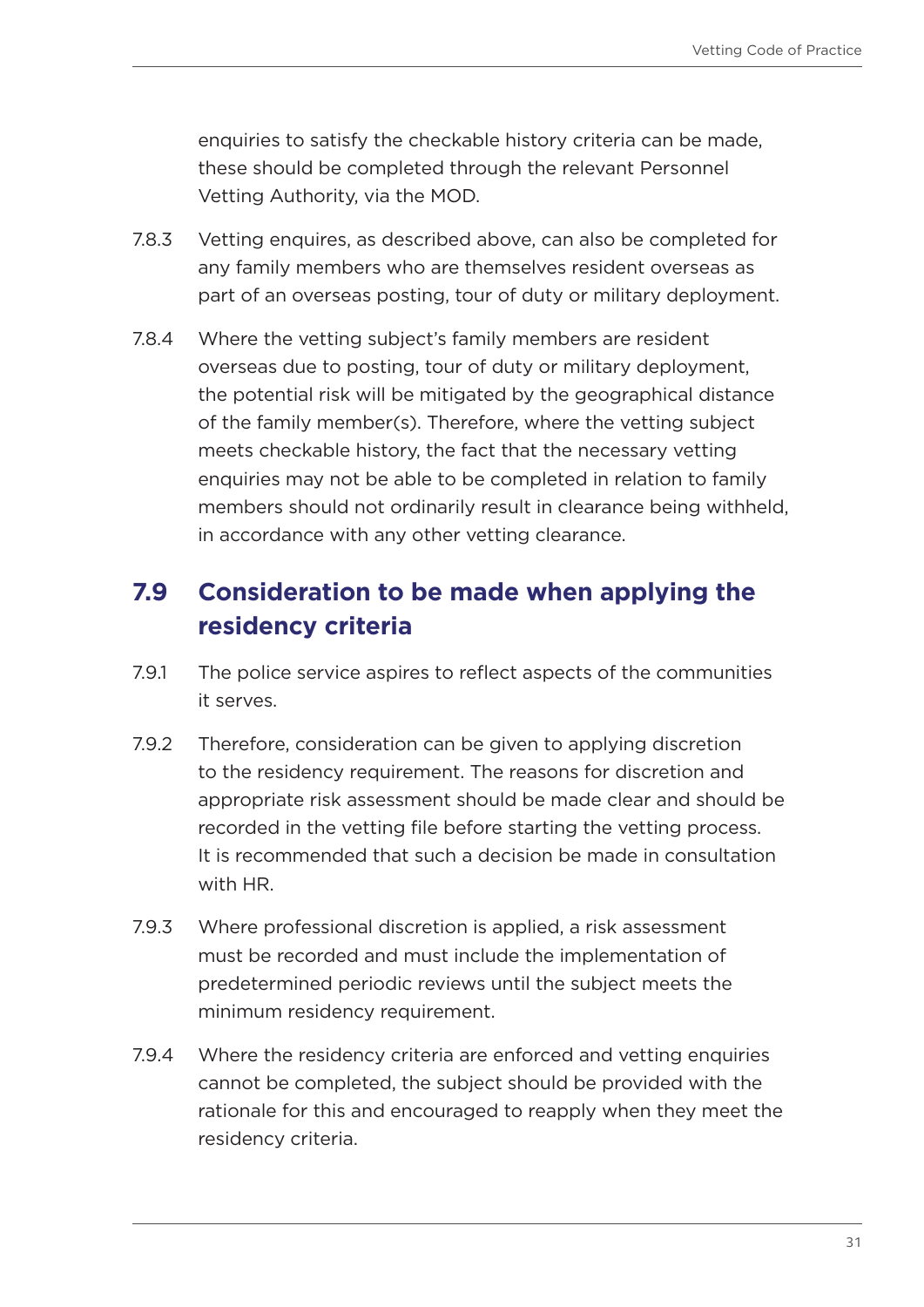enquiries to satisfy the checkable history criteria can be made, these should be completed through the relevant Personnel Vetting Authority, via the MOD.

7.8.3 Vetting enquires, as described above, can also be completed for any family members who are themselves resident overseas as part of an overseas posting, tour of duty or military deployment.

7.8.4 Where the vetting subject's family members are resident overseas due to posting, tour of duty or military deployment, the potential risk will be mitigated by the geographical distance of the family member(s). Therefore, where the vetting subject meets checkable history, the fact that the necessary vetting enquiries may not be able to be completed in relation to family members should not ordinarily result in clearance being withheld, in accordance with any other vetting clearance.

## 7.9 Consideration to be made when applying the residency criteria

7.9.1 The police service aspires to reflect aspects of the communities it serves.

7.9.2 Therefore, consideration can be given to applying discretion to the residency requirement. The reasons for discretion and appropriate risk assessment should be made clear and should be recorded in the vetting file before starting the vetting process. It is recommended that such a decision be made in consultation with HR.

7.9.3 Where professional discretion is applied, a risk assessment must be recorded and must include the implementation of predetermined periodic reviews until the subject meets the minimum residency requirement.

7.9.4 Where the residency criteria are enforced and vetting enquiries cannot be completed, the subject should be provided with the rationale for this and encouraged to reapply when they meet the residency criteria.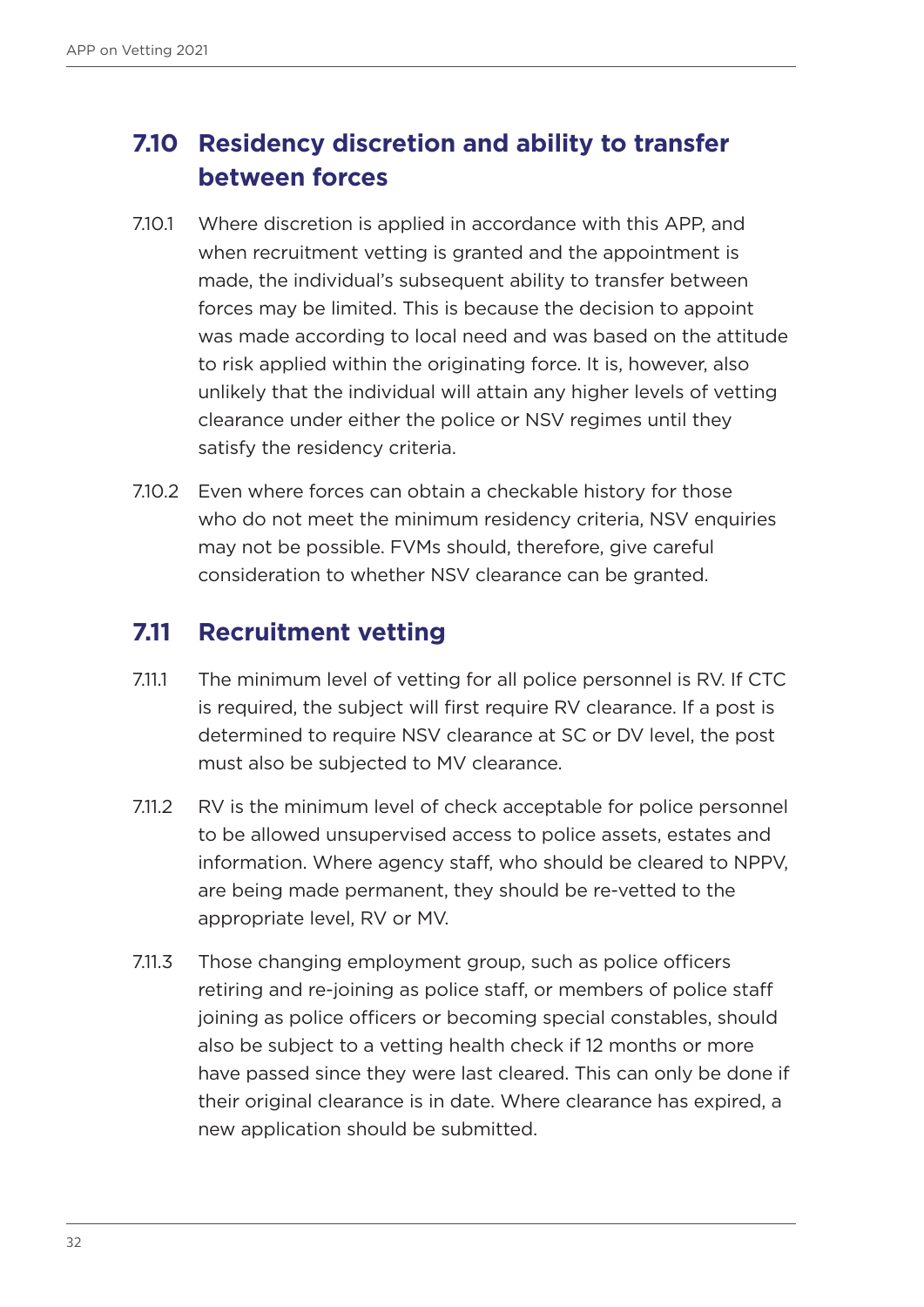## 7.10 Residency discretion and ability to transfer between forces

7.10.1 Where discretion is applied in accordance with this APP, and when recruitment vetting is granted and the appointment is made, the individual's subsequent ability to transfer between forces may be limited. This is because the decision to appoint was made according to local need and was based on the attitude to risk applied within the originating force. It is, however, also unlikely that the individual will attain any higher levels of vetting clearance under either the police or NSV regimes until they satisfy the residency criteria.

7.10.2 Even where forces can obtain a checkable history for those who do not meet the minimum residency criteria, NSV enquiries may not be possible. FVMs should, therefore, give careful consideration to whether NSV clearance can be granted.

## 7.11 Recruitment vetting

7.11.1 The minimum level of vetting for all police personnel is RV. If CTC is required, the subject will first require RV clearance. If a post is determined to require NSV clearance at SC or DV level, the post must also be subjected to MV clearance.

7.11.2 RV is the minimum level of check acceptable for police personnel to be allowed unsupervised access to police assets, estates and information. Where agency staff, who should be cleared to NPPV, are being made permanent, they should be re-vetted to the appropriate level, RV or MV.

7.11.3 Those changing employment group, such as police officers retiring and re-joining as police staff, or members of police staff joining as police officers or becoming special constables, should also be subject to a vetting health check if 12 months or more have passed since they were last cleared. This can only be done if their original clearance is in date. Where clearance has expired, a new application should be submitted.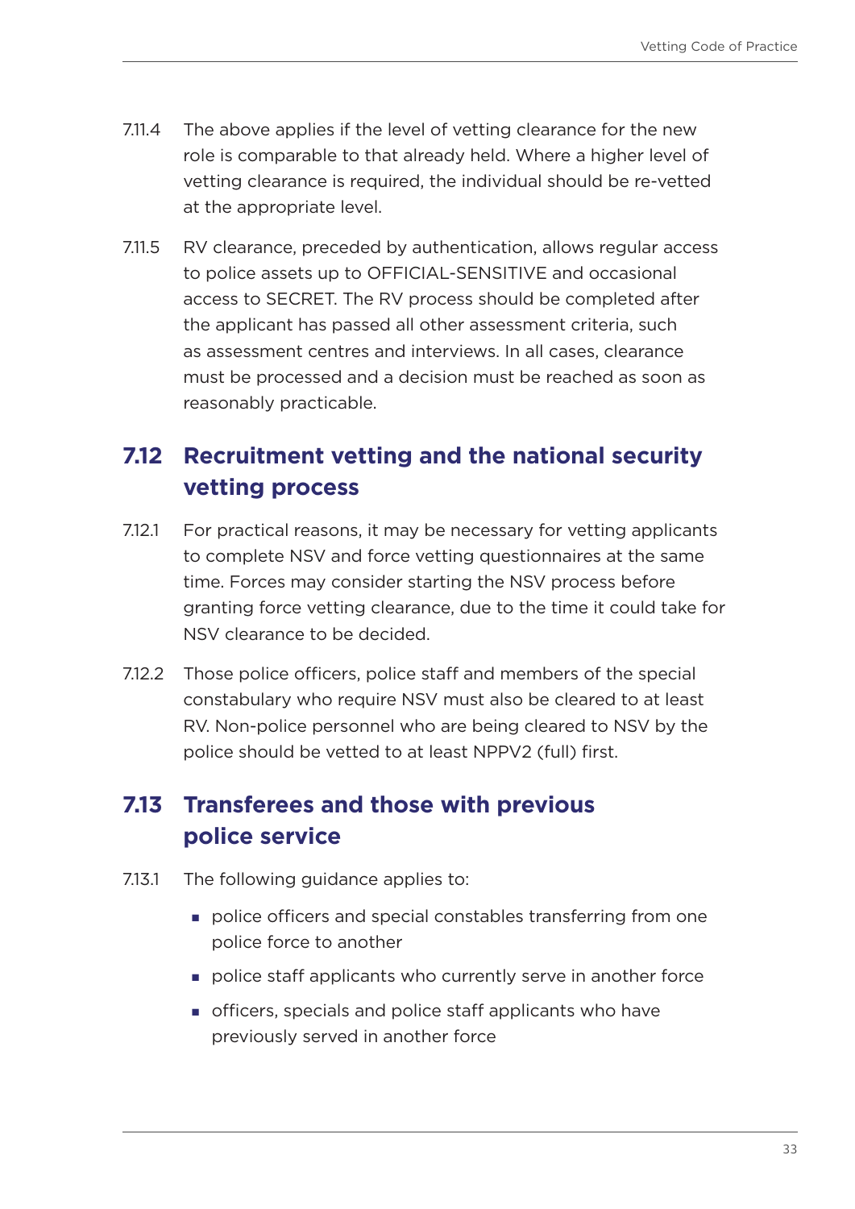7.11.4 The above applies if the level of vetting clearance for the new role is comparable to that already held. Where a higher level of vetting clearance is required, the individual should be re-vetted at the appropriate level.

7.11.5 RV clearance, preceded by authentication, allows regular access to police assets up to OFFICIAL-SENSITIVE and occasional access to SECRET. The RV process should be completed after the applicant has passed all other assessment criteria, such as assessment centres and interviews. In all cases, clearance must be processed and a decision must be reached as soon as reasonably practicable.

## 7.12 Recruitment vetting and the national security vetting process

7.12.1 For practical reasons, it may be necessary for vetting applicants to complete NSV and force vetting questionnaires at the same time. Forces may consider starting the NSV process before granting force vetting clearance, due to the time it could take for NSV clearance to be decided.

7.12.2 Those police officers, police staff and members of the special constabulary who require NSV must also be cleared to at least RV. Non-police personnel who are being cleared to NSV by the police should be vetted to at least NPPV2 (full) first.

## 7.13 Transferees and those with previous police service

7.13.1 The following guidance applies to:

- police officers and special constables transferring from one police force to another
- police staff applicants who currently serve in another force
- officers, specials and police staff applicants who have previously served in another force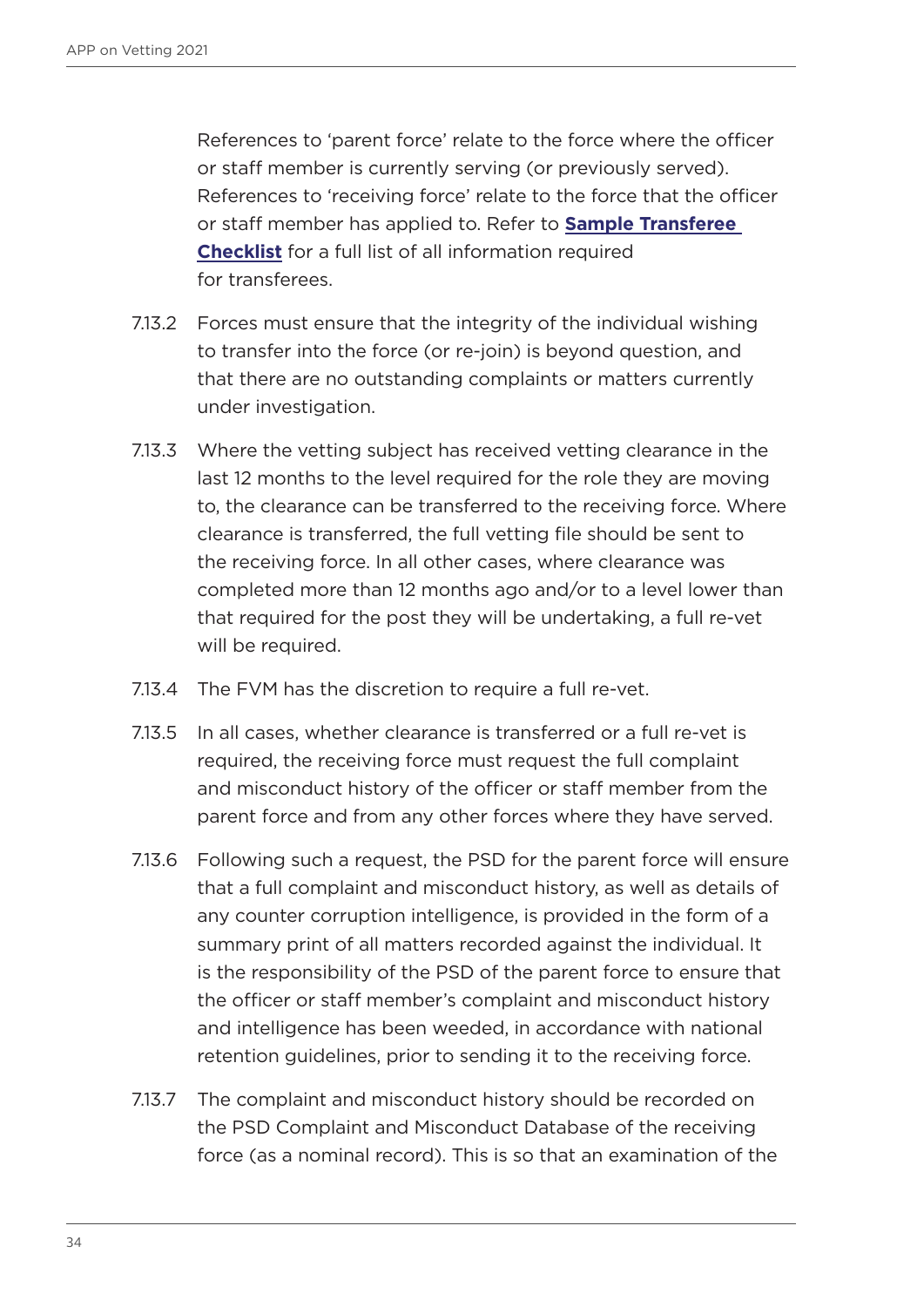References to 'parent force' relate to the force where the officer or staff member is currently serving (or previously served). References to 'receiving force' relate to the force that the officer or staff member has applied to. Refer to **Sample Transferee Checklist** for a full list of all information required for transferees.

7.13.2 Forces must ensure that the integrity of the individual wishing to transfer into the force (or re-join) is beyond question, and that there are no outstanding complaints or matters currently under investigation.

7.13.3 Where the vetting subject has received vetting clearance in the last 12 months to the level required for the role they are moving to, the clearance can be transferred to the receiving force. Where clearance is transferred, the full vetting file should be sent to the receiving force. In all other cases, where clearance was completed more than 12 months ago and/or to a level lower than that required for the post they will be undertaking, a full re-vet will be required.

7.13.4 The FVM has the discretion to require a full re-vet.

7.13.5 In all cases, whether clearance is transferred or a full re-vet is required, the receiving force must request the full complaint and misconduct history of the officer or staff member from the parent force and from any other forces where they have served.

7.13.6 Following such a request, the PSD for the parent force will ensure that a full complaint and misconduct history, as well as details of any counter corruption intelligence, is provided in the form of a summary print of all matters recorded against the individual. It is the responsibility of the PSD of the parent force to ensure that the officer or staff member's complaint and misconduct history and intelligence has been weeded, in accordance with national retention guidelines, prior to sending it to the receiving force.

7.13.7 The complaint and misconduct history should be recorded on the PSD Complaint and Misconduct Database of the receiving force (as a nominal record). This is so that an examination of the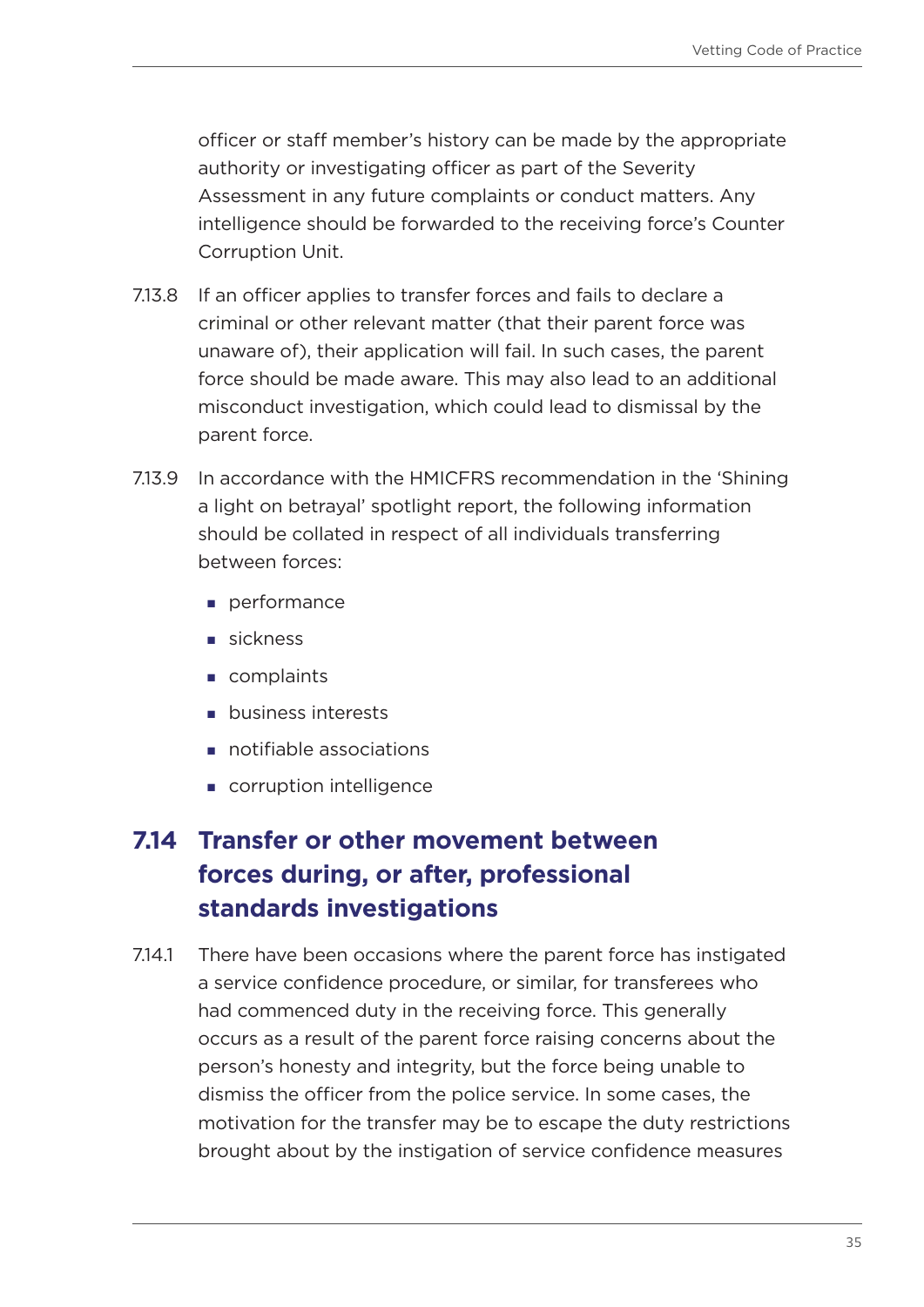officer or staff member's history can be made by the appropriate authority or investigating officer as part of the Severity Assessment in any future complaints or conduct matters. Any intelligence should be forwarded to the receiving force's Counter Corruption Unit.

7.13.8 If an officer applies to transfer forces and fails to declare a criminal or other relevant matter (that their parent force was unaware of), their application will fail. In such cases, the parent force should be made aware. This may also lead to an additional misconduct investigation, which could lead to dismissal by the parent force.

7.13.9 In accordance with the HMICFRS recommendation in the 'Shining a light on betrayal' spotlight report, the following information should be collated in respect of all individuals transferring between forces:

- performance
- sickness
- complaints
- business interests
- notifiable associations
- corruption intelligence

## 7.14 Transfer or other movement between forces during, or after, professional standards investigations

7.14.1 There have been occasions where the parent force has instigated a service confidence procedure, or similar, for transferees who had commenced duty in the receiving force. This generally occurs as a result of the parent force raising concerns about the person's honesty and integrity, but the force being unable to dismiss the officer from the police service. In some cases, the motivation for the transfer may be to escape the duty restrictions brought about by the instigation of service confidence measures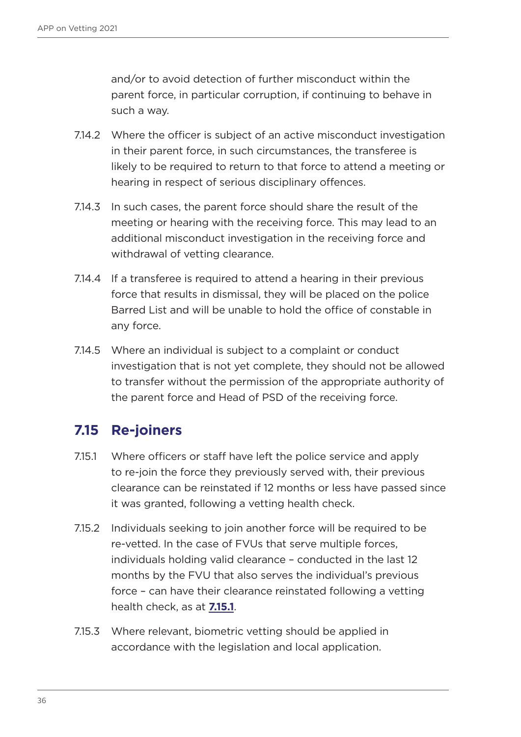and/or to avoid detection of further misconduct within the parent force, in particular corruption, if continuing to behave in such a way.

7.14.2 Where the officer is subject of an active misconduct investigation in their parent force, in such circumstances, the transferee is likely to be required to return to that force to attend a meeting or hearing in respect of serious disciplinary offences.

7.14.3 In such cases, the parent force should share the result of the meeting or hearing with the receiving force. This may lead to an additional misconduct investigation in the receiving force and withdrawal of vetting clearance.

7.14.4 If a transferee is required to attend a hearing in their previous force that results in dismissal, they will be placed on the police Barred List and will be unable to hold the office of constable in any force.

7.14.5 Where an individual is subject to a complaint or conduct investigation that is not yet complete, they should not be allowed to transfer without the permission of the appropriate authority of the parent force and Head of PSD of the receiving force.

## 7.15 Re-joiners

7.15.1 Where officers or staff have left the police service and apply to re-join the force they previously served with, their previous clearance can be reinstated if 12 months or less have passed since it was granted, following a vetting health check.

7.15.2 Individuals seeking to join another force will be required to be re-vetted. In the case of FVUs that serve multiple forces, individuals holding valid clearance – conducted in the last 12 months by the FVU that also serves the individual's previous force – can have their clearance reinstated following a vetting health check, as at **7.15.1**.

7.15.3 Where relevant, biometric vetting should be applied in accordance with the legislation and local application.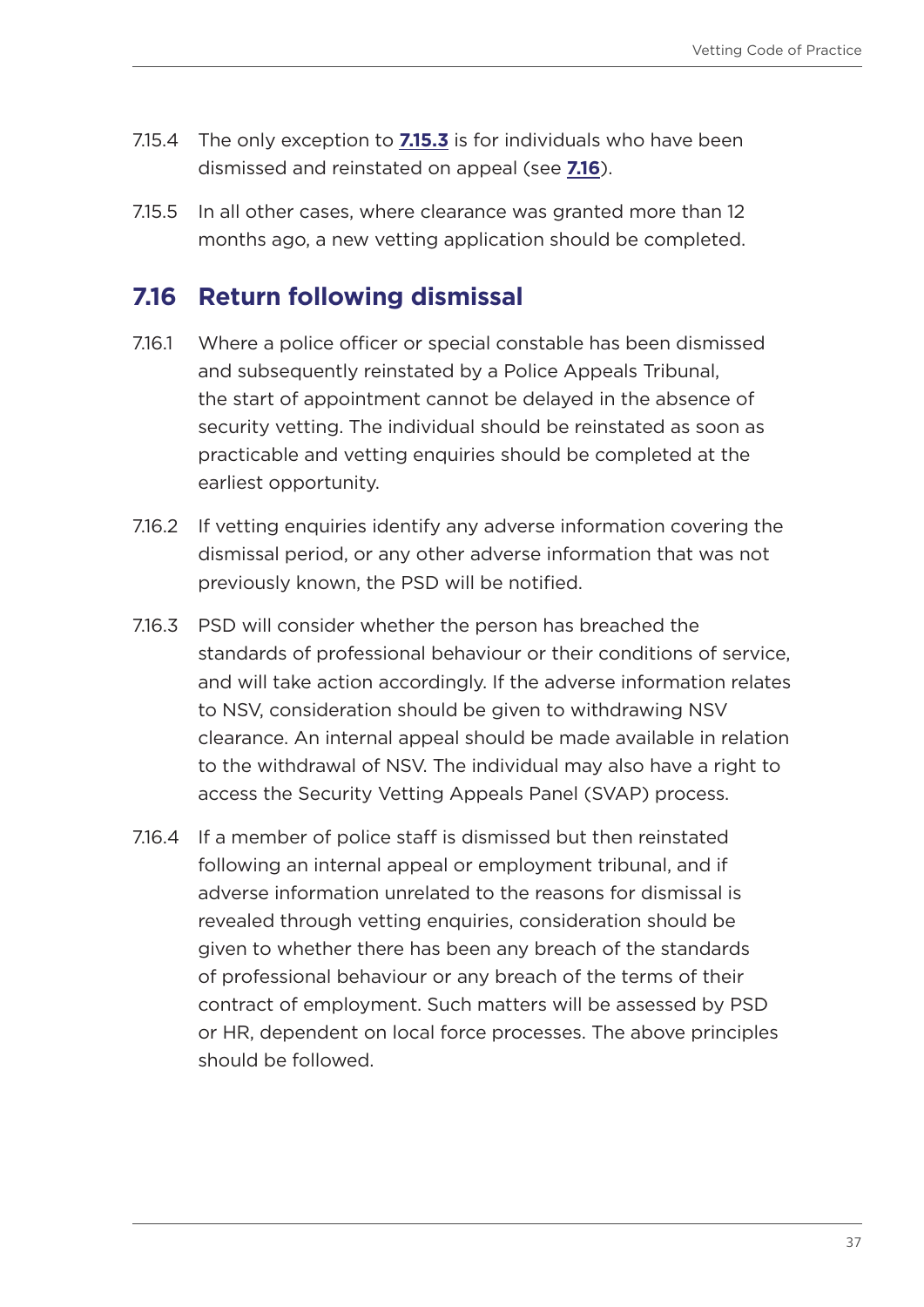7.15.4 The only exception to **7.15.3** is for individuals who have been dismissed and reinstated on appeal (see **7.16**).

7.15.5 In all other cases, where clearance was granted more than 12 months ago, a new vetting application should be completed.

## 7.16 Return following dismissal

7.16.1 Where a police officer or special constable has been dismissed and subsequently reinstated by a Police Appeals Tribunal, the start of appointment cannot be delayed in the absence of security vetting. The individual should be reinstated as soon as practicable and vetting enquiries should be completed at the earliest opportunity.

7.16.2 If vetting enquiries identify any adverse information covering the dismissal period, or any other adverse information that was not previously known, the PSD will be notified.

7.16.3 PSD will consider whether the person has breached the standards of professional behaviour or their conditions of service, and will take action accordingly. If the adverse information relates to NSV, consideration should be given to withdrawing NSV clearance. An internal appeal should be made available in relation to the withdrawal of NSV. The individual may also have a right to access the Security Vetting Appeals Panel (SVAP) process.

7.16.4 If a member of police staff is dismissed but then reinstated following an internal appeal or employment tribunal, and if adverse information unrelated to the reasons for dismissal is revealed through vetting enquiries, consideration should be given to whether there has been any breach of the standards of professional behaviour or any breach of the terms of their contract of employment. Such matters will be assessed by PSD or HR, dependent on local force processes. The above principles should be followed.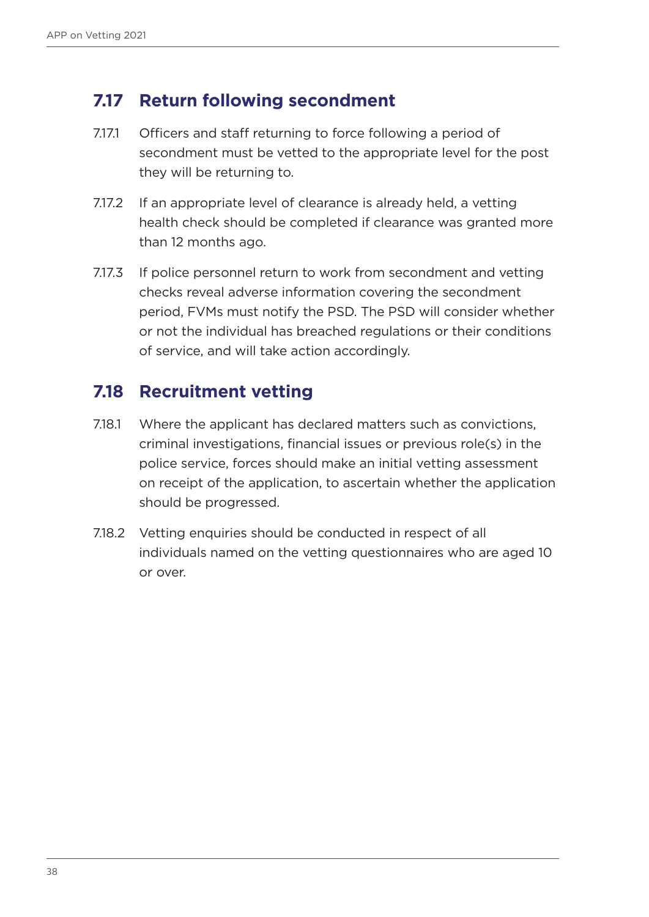## 7.17 Return following secondment

7.17.1 Officers and staff returning to force following a period of secondment must be vetted to the appropriate level for the post they will be returning to.

7.17.2 If an appropriate level of clearance is already held, a vetting health check should be completed if clearance was granted more than 12 months ago.

7.17.3 If police personnel return to work from secondment and vetting checks reveal adverse information covering the secondment period, FVMs must notify the PSD. The PSD will consider whether or not the individual has breached regulations or their conditions of service, and will take action accordingly.

## 7.18 Recruitment vetting

7.18.1 Where the applicant has declared matters such as convictions, criminal investigations, financial issues or previous role(s) in the police service, forces should make an initial vetting assessment on receipt of the application, to ascertain whether the application should be progressed.

7.18.2 Vetting enquiries should be conducted in respect of all individuals named on the vetting questionnaires who are aged 10 or over.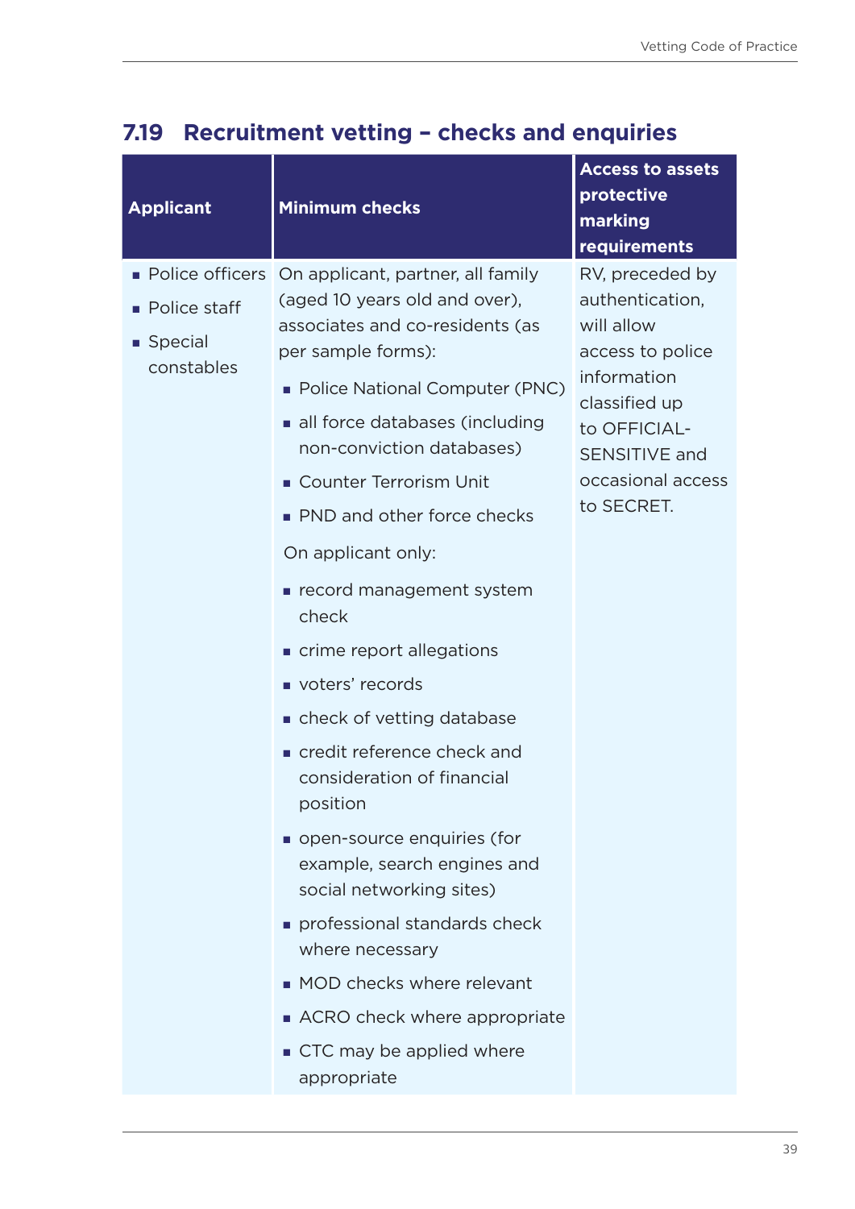## 7.19 Recruitment vetting – checks and enquiries

| Applicant | Minimum checks | Access to assets protective marking requirements |
|---|---|---|
| ▪ Police officers<br>▪ Police staff<br>▪ Special constables | On applicant, partner, all family (aged 10 years old and over), associates and co-residents (as per sample forms):<br>▪ Police National Computer (PNC)<br>▪ all force databases (including non-conviction databases)<br>▪ Counter Terrorism Unit<br>▪ PND and other force checks<br>On applicant only:<br>▪ record management system check<br>▪ crime report allegations<br>▪ voters' records<br>▪ check of vetting database<br>▪ credit reference check and consideration of financial position<br>▪ open-source enquiries (for example, search engines and social networking sites)<br>▪ professional standards check where necessary<br>▪ MOD checks where relevant<br>▪ ACRO check where appropriate<br>▪ CTC may be applied where appropriate | RV, preceded by authentication, will allow access to police information classified up to OFFICIAL-SENSITIVE and occasional access to SECRET. |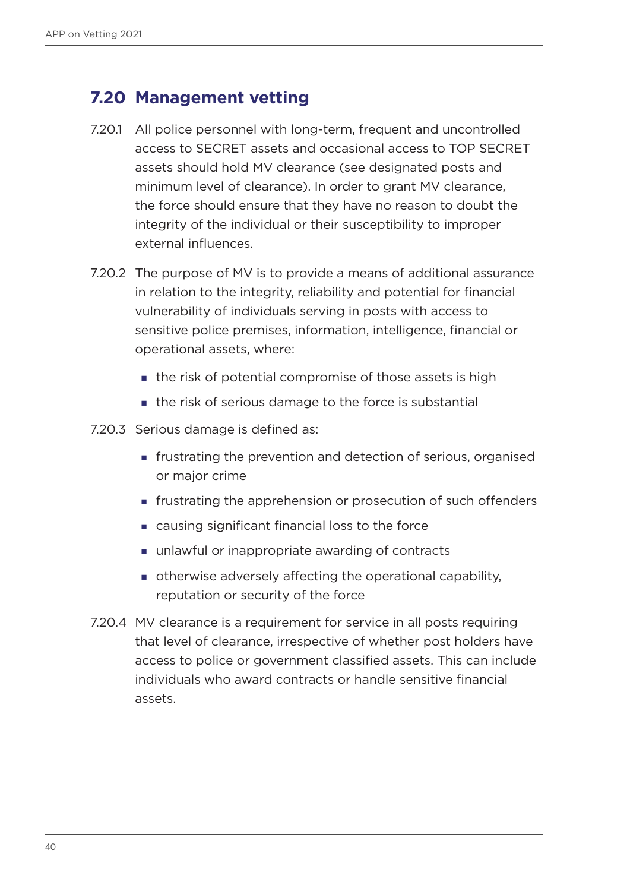## 7.20 Management vetting

7.20.1 All police personnel with long-term, frequent and uncontrolled access to SECRET assets and occasional access to TOP SECRET assets should hold MV clearance (see designated posts and minimum level of clearance). In order to grant MV clearance, the force should ensure that they have no reason to doubt the integrity of the individual or their susceptibility to improper external influences.

7.20.2 The purpose of MV is to provide a means of additional assurance in relation to the integrity, reliability and potential for financial vulnerability of individuals serving in posts with access to sensitive police premises, information, intelligence, financial or operational assets, where:

- the risk of potential compromise of those assets is high
- the risk of serious damage to the force is substantial

7.20.3 Serious damage is defined as:

- frustrating the prevention and detection of serious, organised or major crime
- frustrating the apprehension or prosecution of such offenders
- causing significant financial loss to the force
- unlawful or inappropriate awarding of contracts
- otherwise adversely affecting the operational capability, reputation or security of the force

7.20.4 MV clearance is a requirement for service in all posts requiring that level of clearance, irrespective of whether post holders have access to police or government classified assets. This can include individuals who award contracts or handle sensitive financial assets.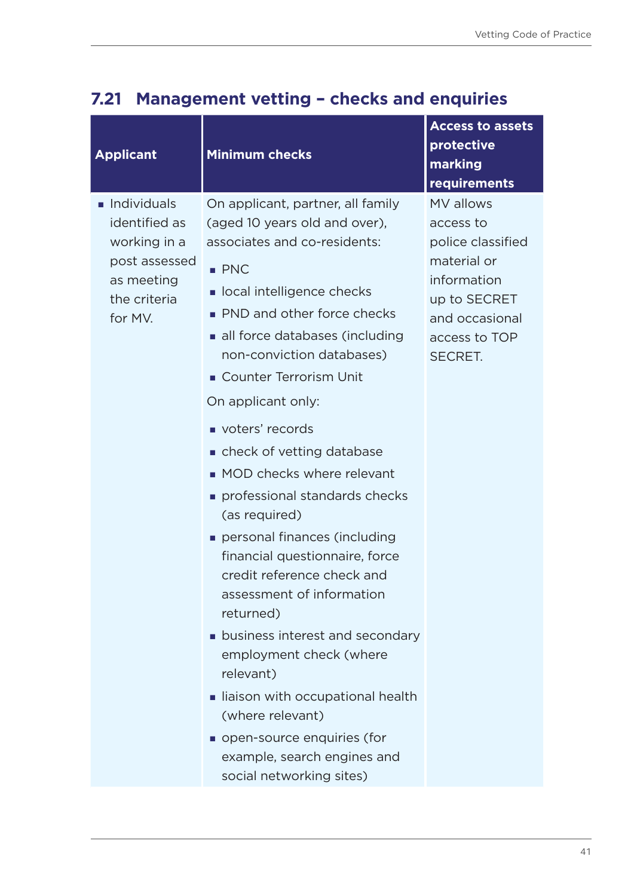## 7.21 Management vetting – checks and enquiries

| Applicant | Minimum checks | Access to assets protective marking requirements |
|---|---|---|
| ▪ Individuals identified as working in a post assessed as meeting the criteria for MV. | On applicant, partner, all family (aged 10 years old and over), associates and co-residents:<br>▪ PNC<br>▪ local intelligence checks<br>▪ PND and other force checks<br>▪ all force databases (including non-conviction databases)<br>▪ Counter Terrorism Unit<br>On applicant only:<br>▪ voters' records<br>▪ check of vetting database<br>▪ MOD checks where relevant<br>▪ professional standards checks (as required)<br>▪ personal finances (including financial questionnaire, force credit reference check and assessment of information returned)<br>▪ business interest and secondary employment check (where relevant)<br>▪ liaison with occupational health (where relevant)<br>▪ open-source enquiries (for example, search engines and social networking sites) | MV allows access to police classified material or information up to SECRET and occasional access to TOP SECRET. |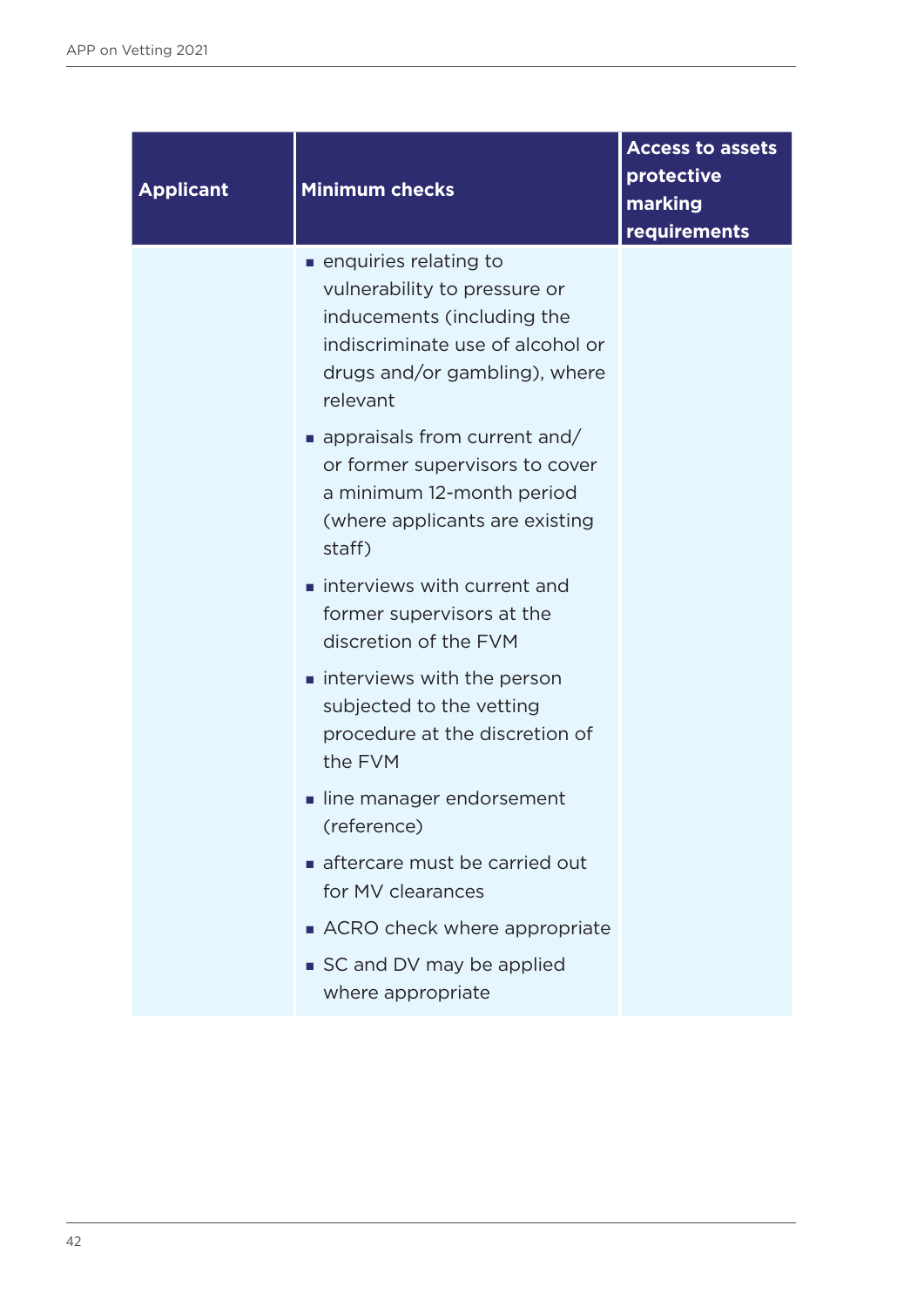| Applicant | Minimum checks | Access to assets protective marking requirements |
|---|---|---|
| | ▪ enquiries relating to vulnerability to pressure or inducements (including the indiscriminate use of alcohol or drugs and/or gambling), where relevant<br>▪ appraisals from current and/or former supervisors to cover a minimum 12-month period (where applicants are existing staff)<br>▪ interviews with current and former supervisors at the discretion of the FVM<br>▪ interviews with the person subjected to the vetting procedure at the discretion of the FVM<br>▪ line manager endorsement (reference)<br>▪ aftercare must be carried out for MV clearances<br>▪ ACRO check where appropriate<br>▪ SC and DV may be applied where appropriate | |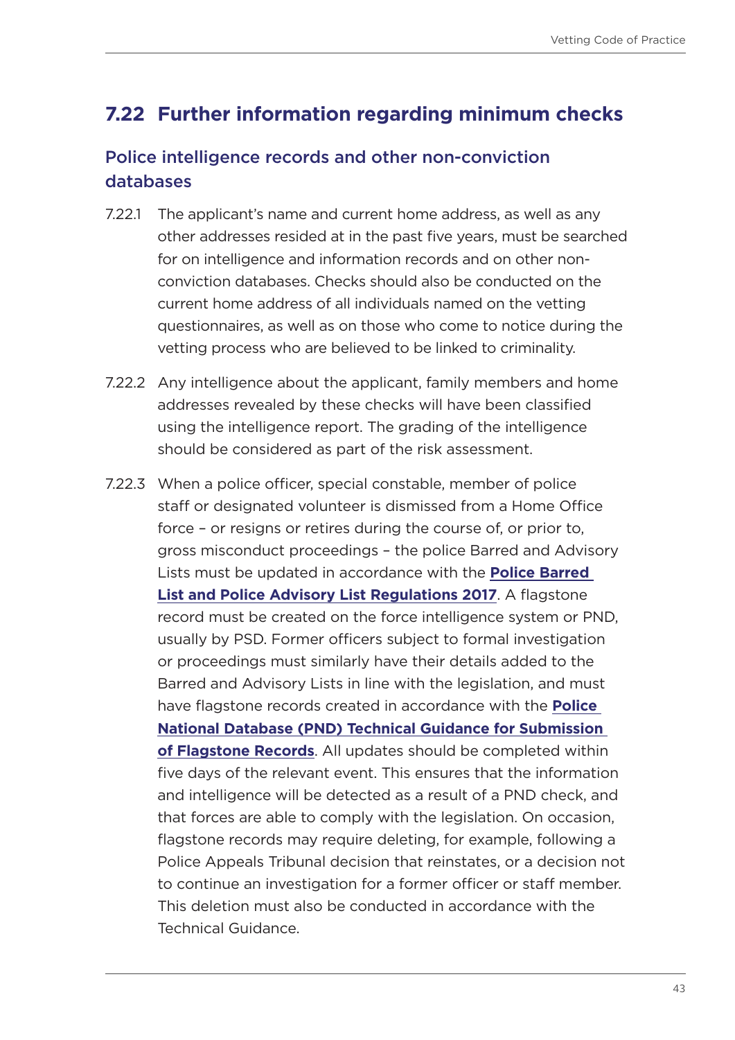## 7.22 Further information regarding minimum checks

### Police intelligence records and other non-conviction databases

7.22.1 The applicant's name and current home address, as well as any other addresses resided at in the past five years, must be searched for on intelligence and information records and on other non-conviction databases. Checks should also be conducted on the current home address of all individuals named on the vetting questionnaires, as well as on those who come to notice during the vetting process who are believed to be linked to criminality.

7.22.2 Any intelligence about the applicant, family members and home addresses revealed by these checks will have been classified using the intelligence report. The grading of the intelligence should be considered as part of the risk assessment.

7.22.3 When a police officer, special constable, member of police staff or designated volunteer is dismissed from a Home Office force – or resigns or retires during the course of, or prior to, gross misconduct proceedings – the police Barred and Advisory Lists must be updated in accordance with the **Police Barred List and Police Advisory List Regulations 2017**. A flagstone record must be created on the force intelligence system or PND, usually by PSD. Former officers subject to formal investigation or proceedings must similarly have their details added to the Barred and Advisory Lists in line with the legislation, and must have flagstone records created in accordance with the **Police National Database (PND) Technical Guidance for Submission of Flagstone Records**. All updates should be completed within five days of the relevant event. This ensures that the information and intelligence will be detected as a result of a PND check, and that forces are able to comply with the legislation. On occasion, flagstone records may require deleting, for example, following a Police Appeals Tribunal decision that reinstates, or a decision not to continue an investigation for a former officer or staff member. This deletion must also be conducted in accordance with the Technical Guidance.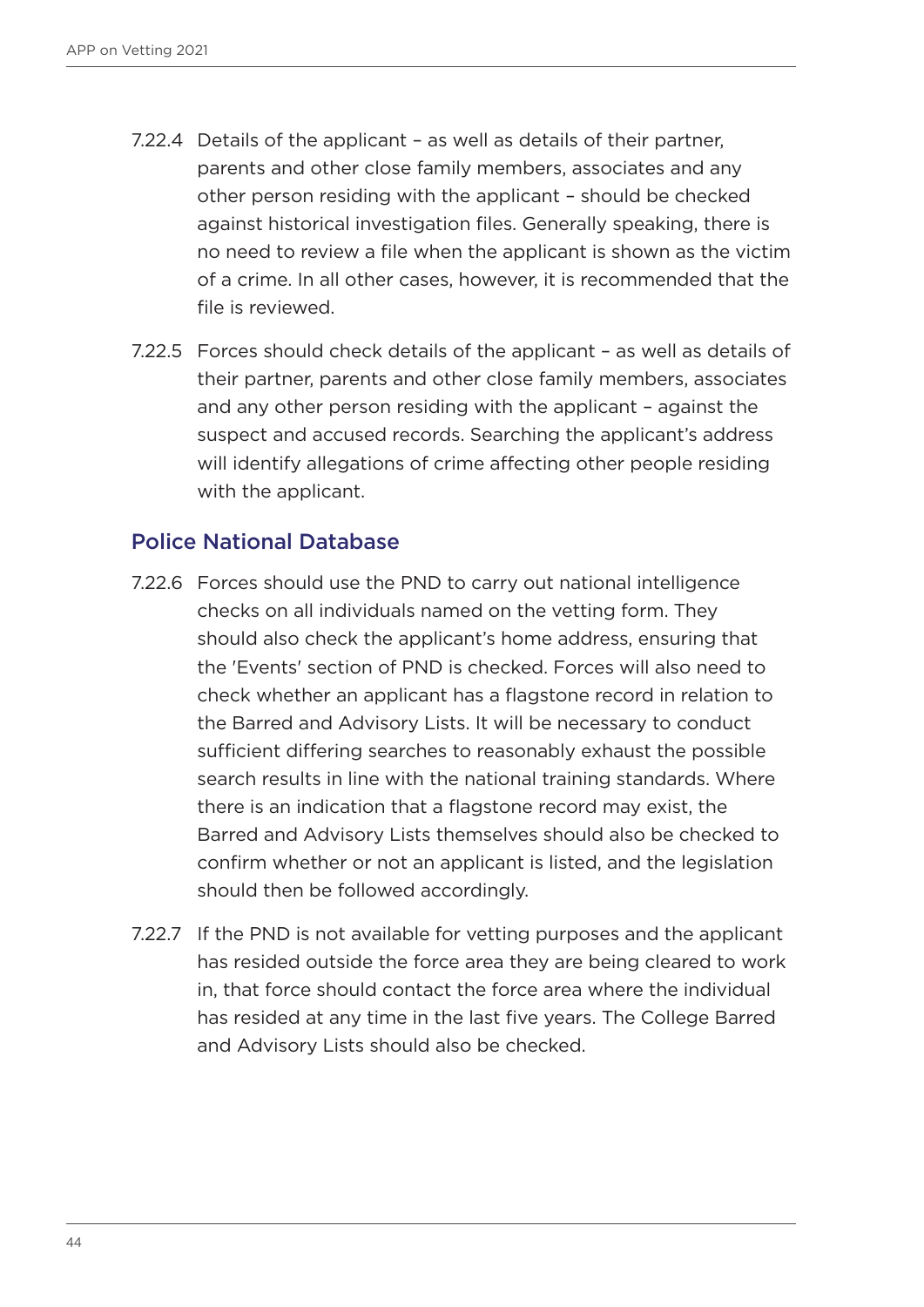7.22.4 Details of the applicant – as well as details of their partner, parents and other close family members, associates and any other person residing with the applicant – should be checked against historical investigation files. Generally speaking, there is no need to review a file when the applicant is shown as the victim of a crime. In all other cases, however, it is recommended that the file is reviewed.

7.22.5 Forces should check details of the applicant – as well as details of their partner, parents and other close family members, associates and any other person residing with the applicant – against the suspect and accused records. Searching the applicant's address will identify allegations of crime affecting other people residing with the applicant.

### Police National Database

7.22.6 Forces should use the PND to carry out national intelligence checks on all individuals named on the vetting form. They should also check the applicant's home address, ensuring that the 'Events' section of PND is checked. Forces will also need to check whether an applicant has a flagstone record in relation to the Barred and Advisory Lists. It will be necessary to conduct sufficient differing searches to reasonably exhaust the possible search results in line with the national training standards. Where there is an indication that a flagstone record may exist, the Barred and Advisory Lists themselves should also be checked to confirm whether or not an applicant is listed, and the legislation should then be followed accordingly.

7.22.7 If the PND is not available for vetting purposes and the applicant has resided outside the force area they are being cleared to work in, that force should contact the force area where the individual has resided at any time in the last five years. The College Barred and Advisory Lists should also be checked.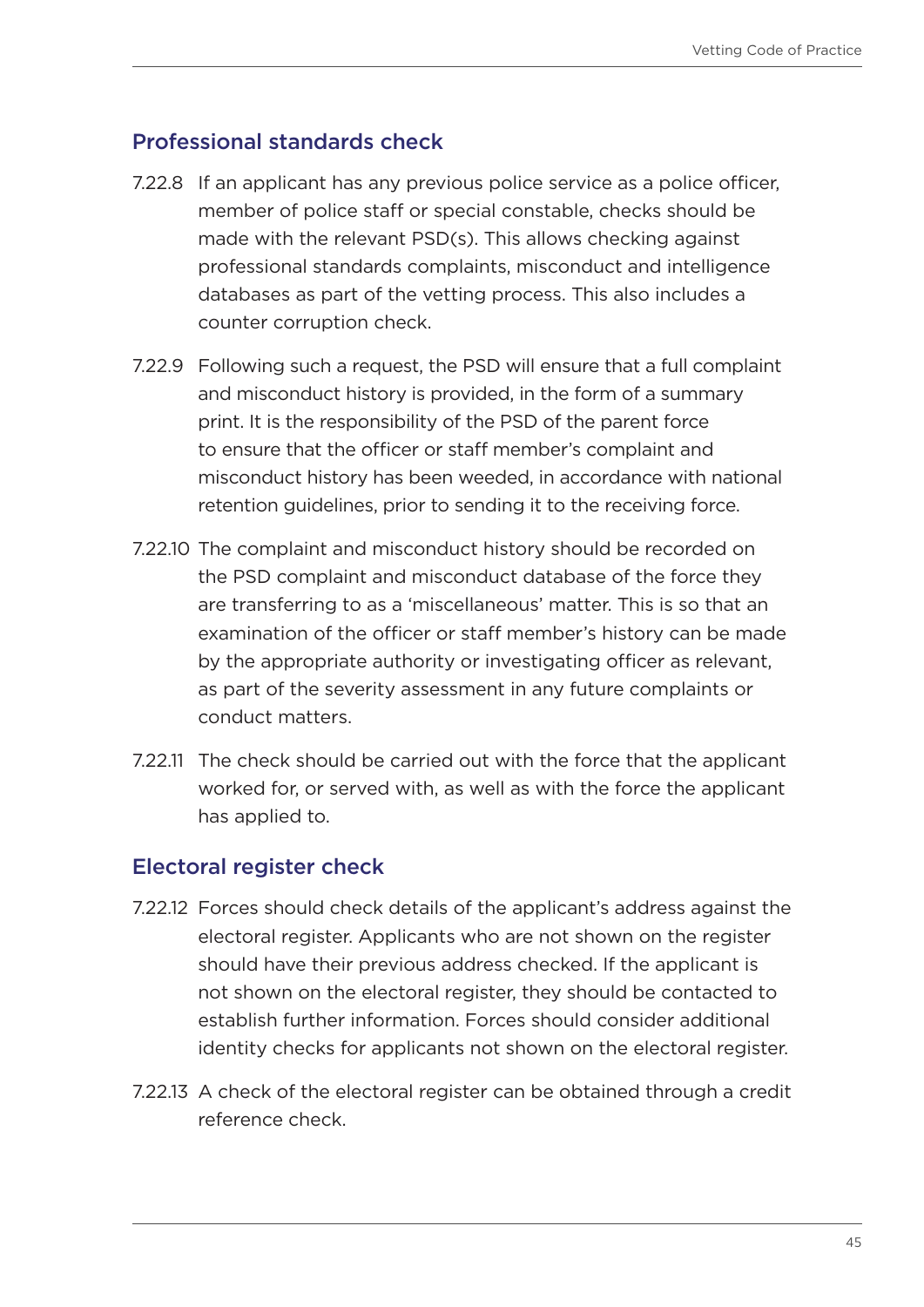## Professional standards check

7.22.8 If an applicant has any previous police service as a police officer, member of police staff or special constable, checks should be made with the relevant PSD(s). This allows checking against professional standards complaints, misconduct and intelligence databases as part of the vetting process. This also includes a counter corruption check.

7.22.9 Following such a request, the PSD will ensure that a full complaint and misconduct history is provided, in the form of a summary print. It is the responsibility of the PSD of the parent force to ensure that the officer or staff member's complaint and misconduct history has been weeded, in accordance with national retention guidelines, prior to sending it to the receiving force.

7.22.10 The complaint and misconduct history should be recorded on the PSD complaint and misconduct database of the force they are transferring to as a 'miscellaneous' matter. This is so that an examination of the officer or staff member's history can be made by the appropriate authority or investigating officer as relevant, as part of the severity assessment in any future complaints or conduct matters.

7.22.11 The check should be carried out with the force that the applicant worked for, or served with, as well as with the force the applicant has applied to.

## Electoral register check

7.22.12 Forces should check details of the applicant's address against the electoral register. Applicants who are not shown on the register should have their previous address checked. If the applicant is not shown on the electoral register, they should be contacted to establish further information. Forces should consider additional identity checks for applicants not shown on the electoral register.

7.22.13 A check of the electoral register can be obtained through a credit reference check.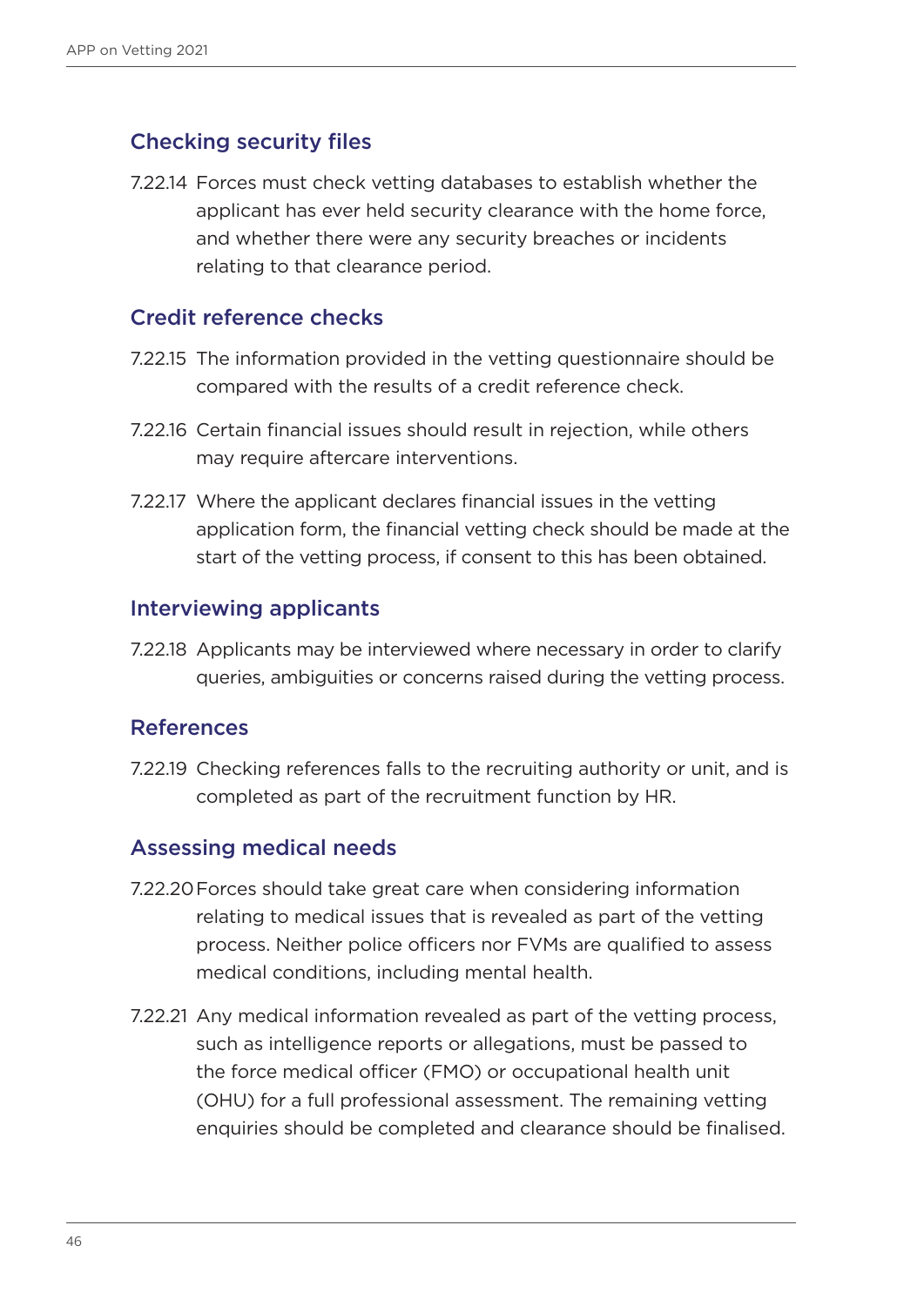### Checking security files

7.22.14 Forces must check vetting databases to establish whether the applicant has ever held security clearance with the home force, and whether there were any security breaches or incidents relating to that clearance period.

### Credit reference checks

7.22.15 The information provided in the vetting questionnaire should be compared with the results of a credit reference check.

7.22.16 Certain financial issues should result in rejection, while others may require aftercare interventions.

7.22.17 Where the applicant declares financial issues in the vetting application form, the financial vetting check should be made at the start of the vetting process, if consent to this has been obtained.

### Interviewing applicants

7.22.18 Applicants may be interviewed where necessary in order to clarify queries, ambiguities or concerns raised during the vetting process.

### References

7.22.19 Checking references falls to the recruiting authority or unit, and is completed as part of the recruitment function by HR.

### Assessing medical needs

7.22.20 Forces should take great care when considering information relating to medical issues that is revealed as part of the vetting process. Neither police officers nor FVMs are qualified to assess medical conditions, including mental health.

7.22.21 Any medical information revealed as part of the vetting process, such as intelligence reports or allegations, must be passed to the force medical officer (FMO) or occupational health unit (OHU) for a full professional assessment. The remaining vetting enquiries should be completed and clearance should be finalised.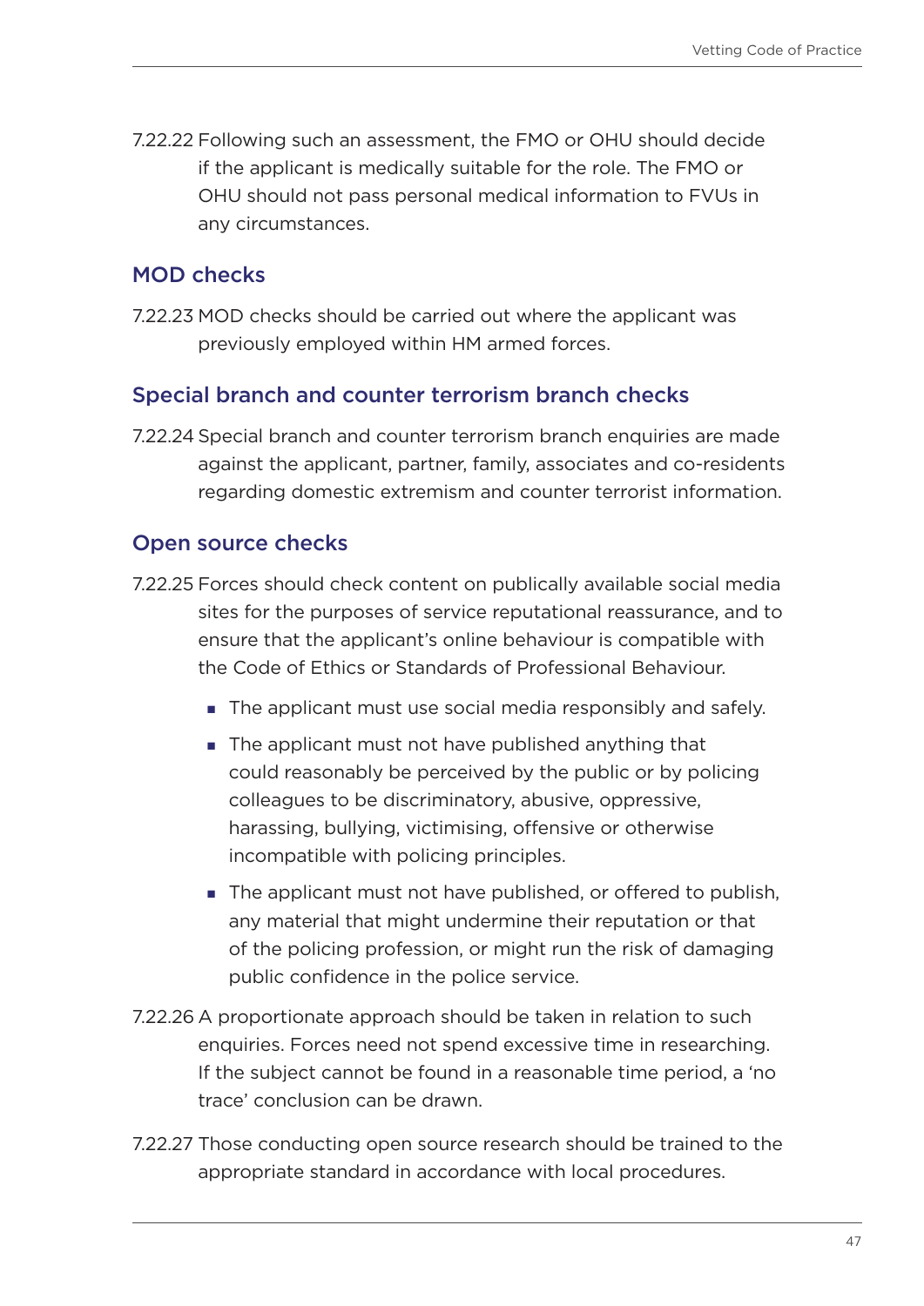7.22.22 Following such an assessment, the FMO or OHU should decide if the applicant is medically suitable for the role. The FMO or OHU should not pass personal medical information to FVUs in any circumstances.

### MOD checks

7.22.23 MOD checks should be carried out where the applicant was previously employed within HM armed forces.

### Special branch and counter terrorism branch checks

7.22.24 Special branch and counter terrorism branch enquiries are made against the applicant, partner, family, associates and co-residents regarding domestic extremism and counter terrorist information.

### Open source checks

7.22.25 Forces should check content on publically available social media sites for the purposes of service reputational reassurance, and to ensure that the applicant's online behaviour is compatible with the Code of Ethics or Standards of Professional Behaviour.

- The applicant must use social media responsibly and safely.
- The applicant must not have published anything that could reasonably be perceived by the public or by policing colleagues to be discriminatory, abusive, oppressive, harassing, bullying, victimising, offensive or otherwise incompatible with policing principles.
- The applicant must not have published, or offered to publish, any material that might undermine their reputation or that of the policing profession, or might run the risk of damaging public confidence in the police service.

7.22.26 A proportionate approach should be taken in relation to such enquiries. Forces need not spend excessive time in researching. If the subject cannot be found in a reasonable time period, a 'no trace' conclusion can be drawn.

7.22.27 Those conducting open source research should be trained to the appropriate standard in accordance with local procedures.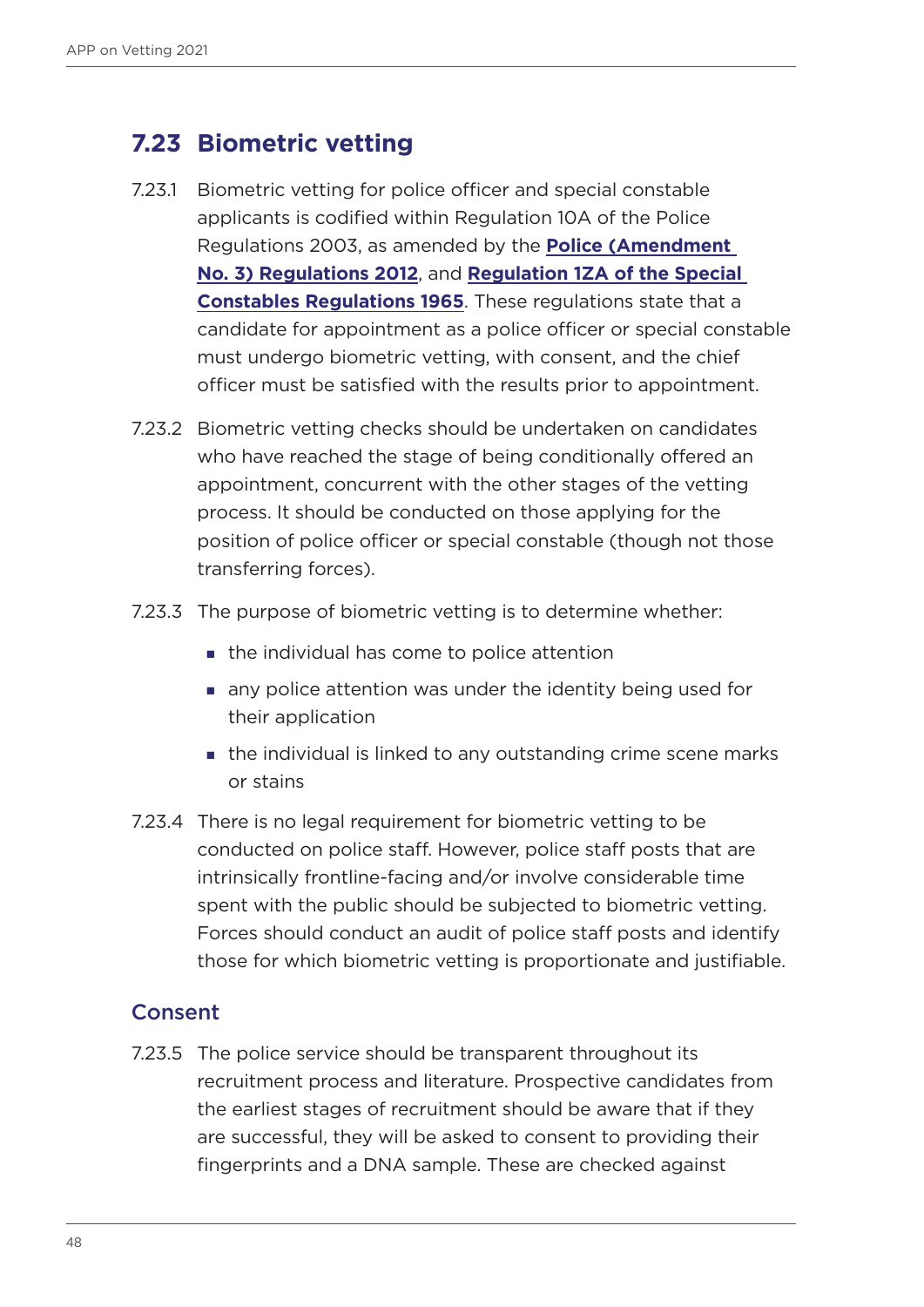## 7.23 Biometric vetting

7.23.1 Biometric vetting for police officer and special constable applicants is codified within Regulation 10A of the Police Regulations 2003, as amended by the **Police (Amendment No. 3) Regulations 2012**, and **Regulation 1ZA of the Special Constables Regulations 1965**. These regulations state that a candidate for appointment as a police officer or special constable must undergo biometric vetting, with consent, and the chief officer must be satisfied with the results prior to appointment.

7.23.2 Biometric vetting checks should be undertaken on candidates who have reached the stage of being conditionally offered an appointment, concurrent with the other stages of the vetting process. It should be conducted on those applying for the position of police officer or special constable (though not those transferring forces).

7.23.3 The purpose of biometric vetting is to determine whether:

- the individual has come to police attention
- any police attention was under the identity being used for their application
- the individual is linked to any outstanding crime scene marks or stains

7.23.4 There is no legal requirement for biometric vetting to be conducted on police staff. However, police staff posts that are intrinsically frontline-facing and/or involve considerable time spent with the public should be subjected to biometric vetting. Forces should conduct an audit of police staff posts and identify those for which biometric vetting is proportionate and justifiable.

### Consent

7.23.5 The police service should be transparent throughout its recruitment process and literature. Prospective candidates from the earliest stages of recruitment should be aware that if they are successful, they will be asked to consent to providing their fingerprints and a DNA sample. These are checked against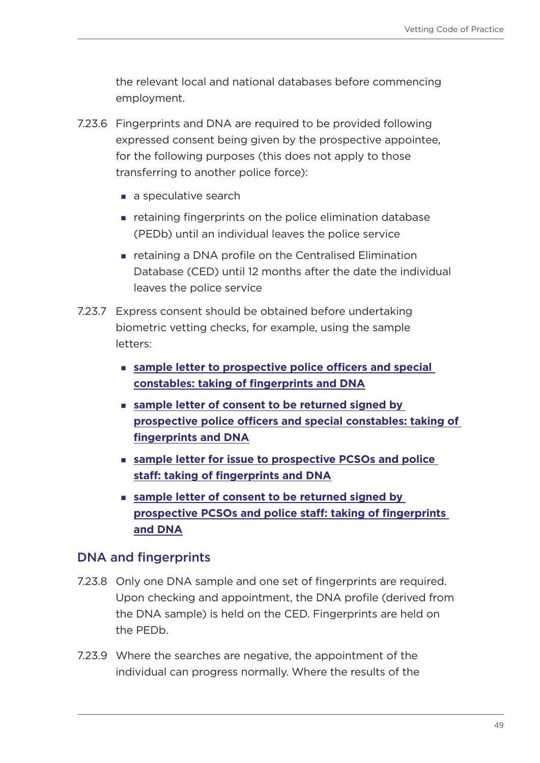the relevant local and national databases before commencing employment.

7.23.6 Fingerprints and DNA are required to be provided following expressed consent being given by the prospective appointee, for the following purposes (this does not apply to those transferring to another police force):

- a speculative search
- retaining fingerprints on the police elimination database (PEDb) until an individual leaves the police service
- retaining a DNA profile on the Centralised Elimination Database (CED) until 12 months after the date the individual leaves the police service

7.23.7 Express consent should be obtained before undertaking biometric vetting checks, for example, using the sample letters:

- **sample letter to prospective police officers and special constables: taking of fingerprints and DNA**
- **sample letter of consent to be returned signed by prospective police officers and special constables: taking of fingerprints and DNA**
- **sample letter for issue to prospective PCSOs and police staff: taking of fingerprints and DNA**
- **sample letter of consent to be returned signed by prospective PCSOs and police staff: taking of fingerprints and DNA**

## DNA and fingerprints

7.23.8 Only one DNA sample and one set of fingerprints are required. Upon checking and appointment, the DNA profile (derived from the DNA sample) is held on the CED. Fingerprints are held on the PEDb.

7.23.9 Where the searches are negative, the appointment of the individual can progress normally. Where the results of the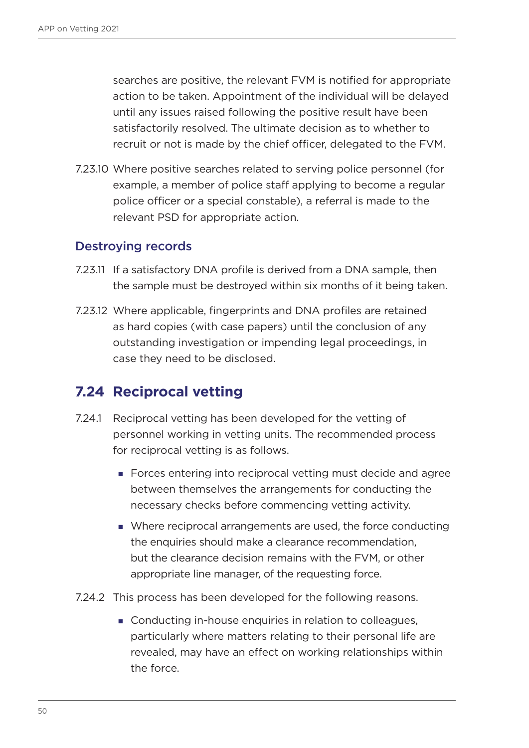searches are positive, the relevant FVM is notified for appropriate action to be taken. Appointment of the individual will be delayed until any issues raised following the positive result have been satisfactorily resolved. The ultimate decision as to whether to recruit or not is made by the chief officer, delegated to the FVM.

7.23.10 Where positive searches related to serving police personnel (for example, a member of police staff applying to become a regular police officer or a special constable), a referral is made to the relevant PSD for appropriate action.

### Destroying records

7.23.11 If a satisfactory DNA profile is derived from a DNA sample, then the sample must be destroyed within six months of it being taken.

7.23.12 Where applicable, fingerprints and DNA profiles are retained as hard copies (with case papers) until the conclusion of any outstanding investigation or impending legal proceedings, in case they need to be disclosed.

## 7.24 Reciprocal vetting

7.24.1 Reciprocal vetting has been developed for the vetting of personnel working in vetting units. The recommended process for reciprocal vetting is as follows.

- Forces entering into reciprocal vetting must decide and agree between themselves the arrangements for conducting the necessary checks before commencing vetting activity.
- Where reciprocal arrangements are used, the force conducting the enquiries should make a clearance recommendation, but the clearance decision remains with the FVM, or other appropriate line manager, of the requesting force.

7.24.2 This process has been developed for the following reasons.

- Conducting in-house enquiries in relation to colleagues, particularly where matters relating to their personal life are revealed, may have an effect on working relationships within the force.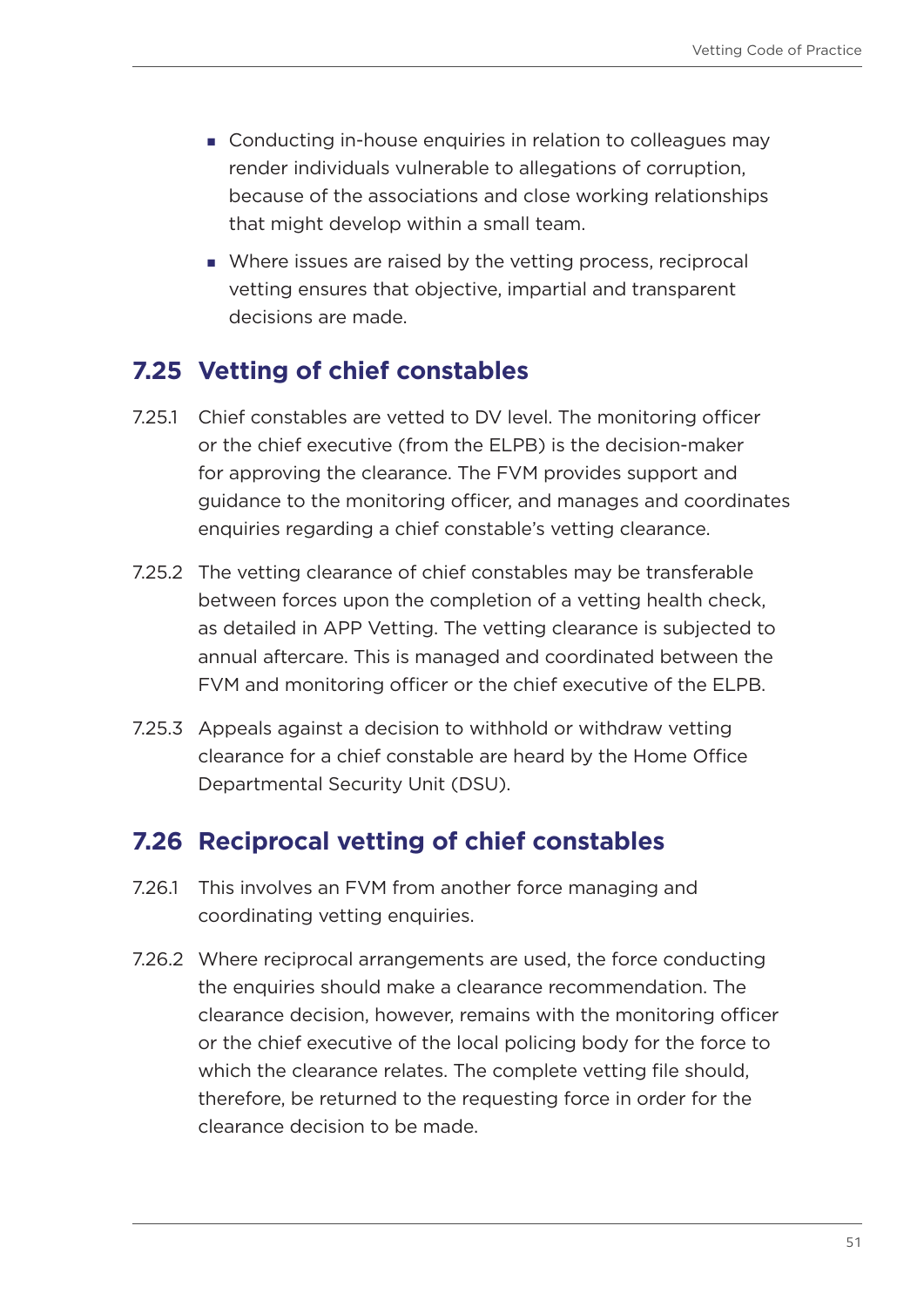- Conducting in-house enquiries in relation to colleagues may render individuals vulnerable to allegations of corruption, because of the associations and close working relationships that might develop within a small team.
- Where issues are raised by the vetting process, reciprocal vetting ensures that objective, impartial and transparent decisions are made.

## 7.25 Vetting of chief constables

7.25.1 Chief constables are vetted to DV level. The monitoring officer or the chief executive (from the ELPB) is the decision-maker for approving the clearance. The FVM provides support and guidance to the monitoring officer, and manages and coordinates enquiries regarding a chief constable's vetting clearance.

7.25.2 The vetting clearance of chief constables may be transferable between forces upon the completion of a vetting health check, as detailed in APP Vetting. The vetting clearance is subjected to annual aftercare. This is managed and coordinated between the FVM and monitoring officer or the chief executive of the ELPB.

7.25.3 Appeals against a decision to withhold or withdraw vetting clearance for a chief constable are heard by the Home Office Departmental Security Unit (DSU).

## 7.26 Reciprocal vetting of chief constables

7.26.1 This involves an FVM from another force managing and coordinating vetting enquiries.

7.26.2 Where reciprocal arrangements are used, the force conducting the enquiries should make a clearance recommendation. The clearance decision, however, remains with the monitoring officer or the chief executive of the local policing body for the force to which the clearance relates. The complete vetting file should, therefore, be returned to the requesting force in order for the clearance decision to be made.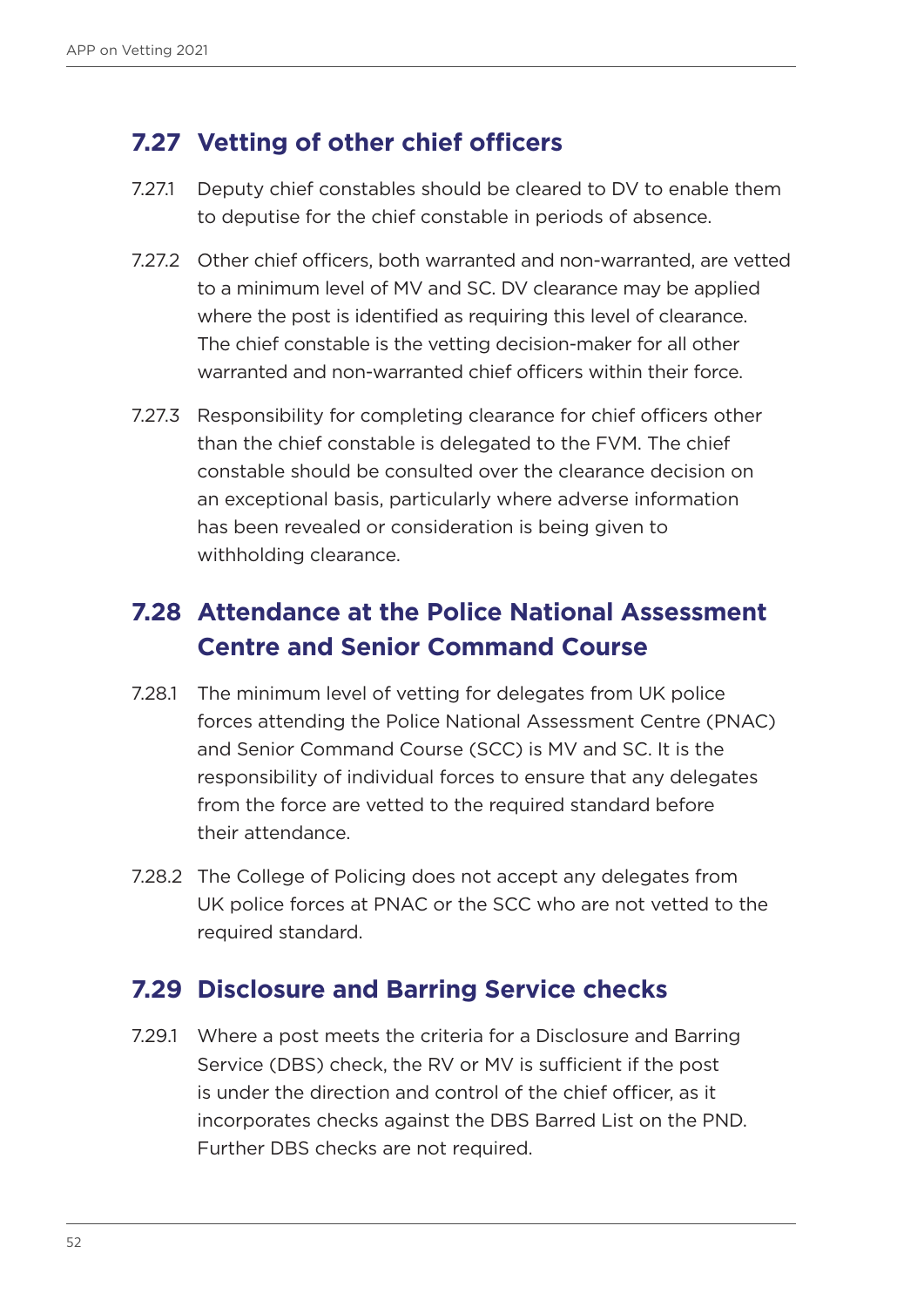## 7.27 Vetting of other chief officers

7.27.1 Deputy chief constables should be cleared to DV to enable them to deputise for the chief constable in periods of absence.

7.27.2 Other chief officers, both warranted and non-warranted, are vetted to a minimum level of MV and SC. DV clearance may be applied where the post is identified as requiring this level of clearance. The chief constable is the vetting decision-maker for all other warranted and non-warranted chief officers within their force.

7.27.3 Responsibility for completing clearance for chief officers other than the chief constable is delegated to the FVM. The chief constable should be consulted over the clearance decision on an exceptional basis, particularly where adverse information has been revealed or consideration is being given to withholding clearance.

## 7.28 Attendance at the Police National Assessment Centre and Senior Command Course

7.28.1 The minimum level of vetting for delegates from UK police forces attending the Police National Assessment Centre (PNAC) and Senior Command Course (SCC) is MV and SC. It is the responsibility of individual forces to ensure that any delegates from the force are vetted to the required standard before their attendance.

7.28.2 The College of Policing does not accept any delegates from UK police forces at PNAC or the SCC who are not vetted to the required standard.

## 7.29 Disclosure and Barring Service checks

7.29.1 Where a post meets the criteria for a Disclosure and Barring Service (DBS) check, the RV or MV is sufficient if the post is under the direction and control of the chief officer, as it incorporates checks against the DBS Barred List on the PND. Further DBS checks are not required.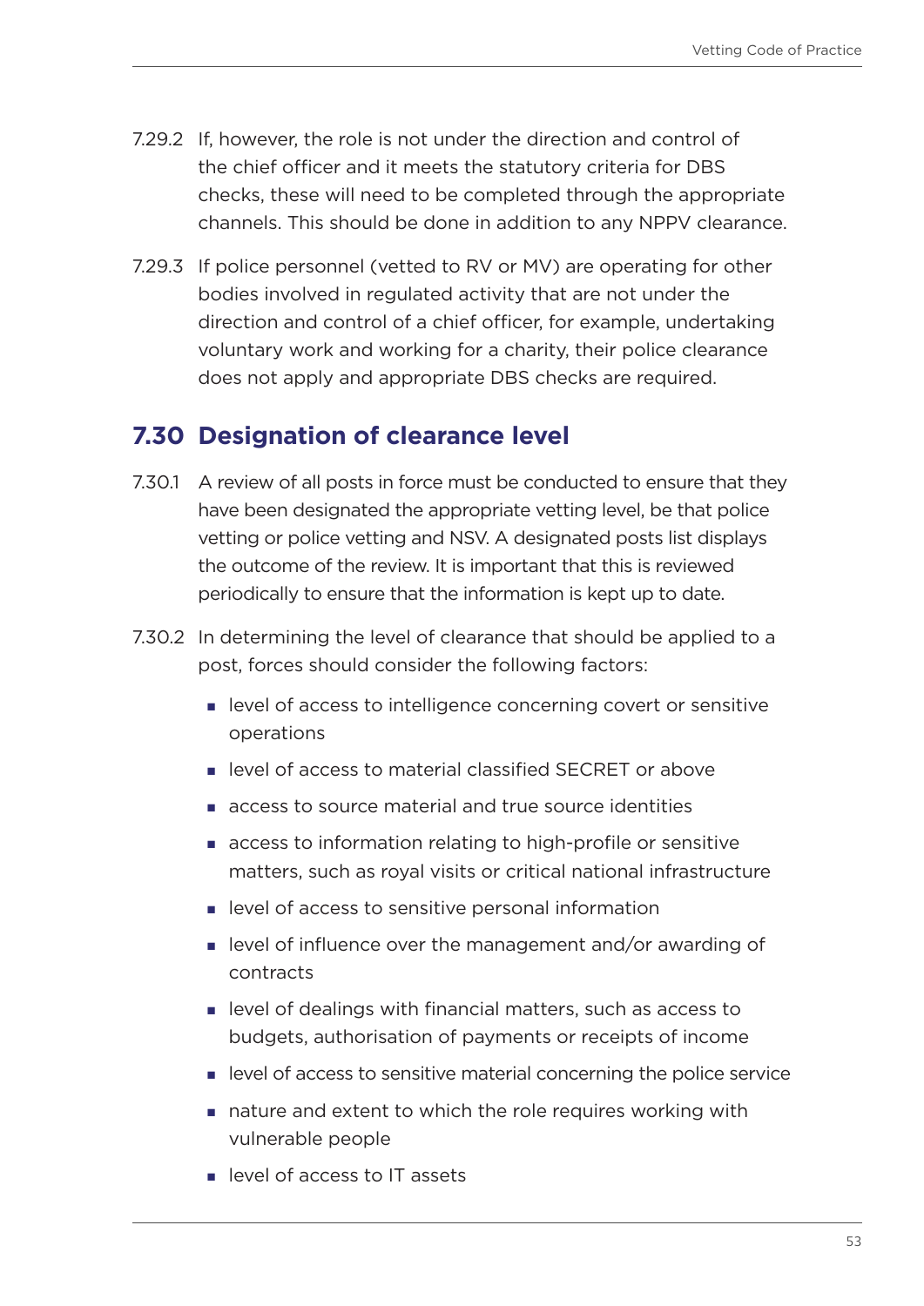7.29.2 If, however, the role is not under the direction and control of the chief officer and it meets the statutory criteria for DBS checks, these will need to be completed through the appropriate channels. This should be done in addition to any NPPV clearance.

7.29.3 If police personnel (vetted to RV or MV) are operating for other bodies involved in regulated activity that are not under the direction and control of a chief officer, for example, undertaking voluntary work and working for a charity, their police clearance does not apply and appropriate DBS checks are required.

## 7.30 Designation of clearance level

7.30.1 A review of all posts in force must be conducted to ensure that they have been designated the appropriate vetting level, be that police vetting or police vetting and NSV. A designated posts list displays the outcome of the review. It is important that this is reviewed periodically to ensure that the information is kept up to date.

7.30.2 In determining the level of clearance that should be applied to a post, forces should consider the following factors:

- level of access to intelligence concerning covert or sensitive operations
- level of access to material classified SECRET or above
- access to source material and true source identities
- access to information relating to high-profile or sensitive matters, such as royal visits or critical national infrastructure
- level of access to sensitive personal information
- level of influence over the management and/or awarding of contracts
- level of dealings with financial matters, such as access to budgets, authorisation of payments or receipts of income
- level of access to sensitive material concerning the police service
- nature and extent to which the role requires working with vulnerable people
- level of access to IT assets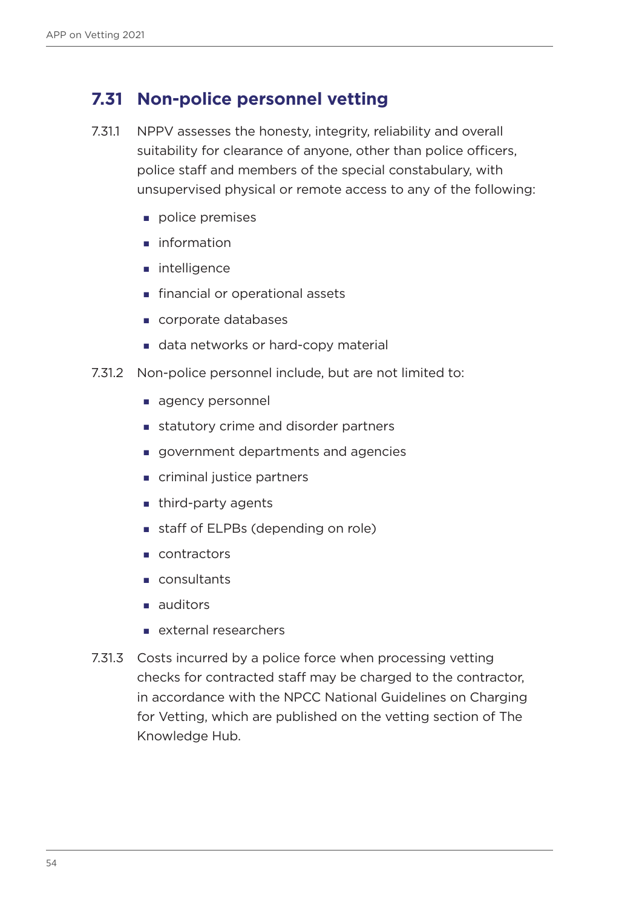## 7.31 Non-police personnel vetting

7.31.1 NPPV assesses the honesty, integrity, reliability and overall suitability for clearance of anyone, other than police officers, police staff and members of the special constabulary, with unsupervised physical or remote access to any of the following:

- police premises
- information
- intelligence
- financial or operational assets
- corporate databases
- data networks or hard-copy material

7.31.2 Non-police personnel include, but are not limited to:

- agency personnel
- statutory crime and disorder partners
- government departments and agencies
- criminal justice partners
- third-party agents
- staff of ELPBs (depending on role)
- contractors
- consultants
- auditors
- external researchers

7.31.3 Costs incurred by a police force when processing vetting checks for contracted staff may be charged to the contractor, in accordance with the NPCC National Guidelines on Charging for Vetting, which are published on the vetting section of The Knowledge Hub.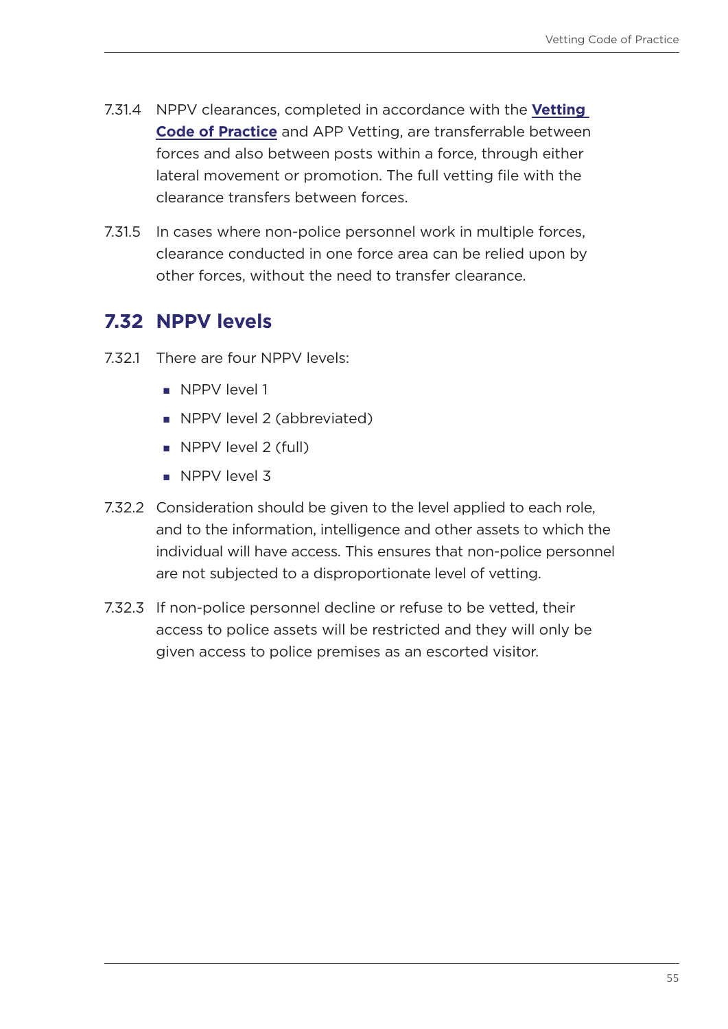7.31.4 NPPV clearances, completed in accordance with the **Vetting Code of Practice** and APP Vetting, are transferrable between forces and also between posts within a force, through either lateral movement or promotion. The full vetting file with the clearance transfers between forces.

7.31.5 In cases where non-police personnel work in multiple forces, clearance conducted in one force area can be relied upon by other forces, without the need to transfer clearance.

## 7.32 NPPV levels

7.32.1 There are four NPPV levels:

- NPPV level 1
- NPPV level 2 (abbreviated)
- NPPV level 2 (full)
- NPPV level 3

7.32.2 Consideration should be given to the level applied to each role, and to the information, intelligence and other assets to which the individual will have access. This ensures that non-police personnel are not subjected to a disproportionate level of vetting.

7.32.3 If non-police personnel decline or refuse to be vetted, their access to police assets will be restricted and they will only be given access to police premises as an escorted visitor.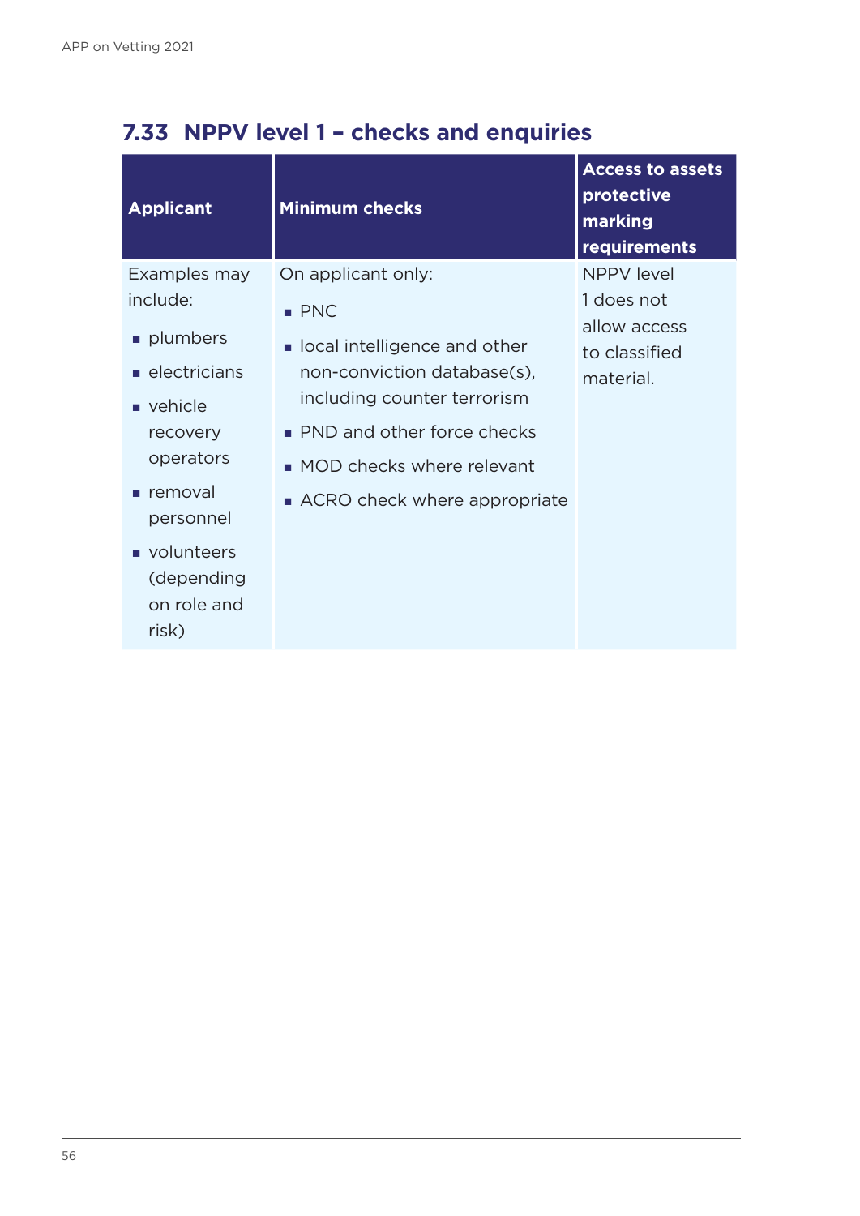## 7.33 NPPV level 1 – checks and enquiries

| Applicant | Minimum checks | Access to assets protective marking requirements |
|---|---|---|
| Examples may include:<br>▪ plumbers<br>▪ electricians<br>▪ vehicle recovery operators<br>▪ removal personnel<br>▪ volunteers (depending on role and risk) | On applicant only:<br>▪ PNC<br>▪ local intelligence and other non-conviction database(s), including counter terrorism<br>▪ PND and other force checks<br>▪ MOD checks where relevant<br>▪ ACRO check where appropriate | NPPV level 1 does not allow access to classified material. |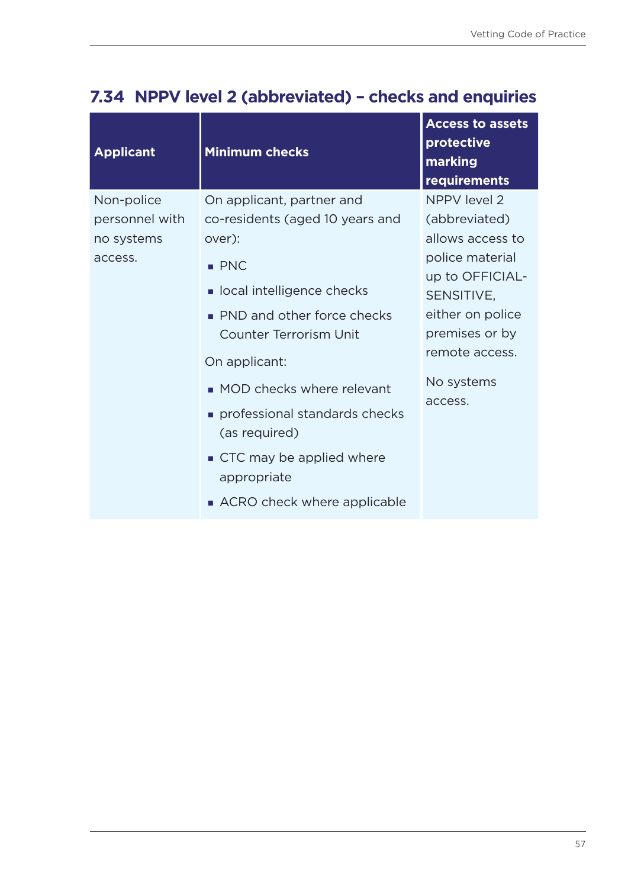## 7.34 NPPV level 2 (abbreviated) – checks and enquiries

| Applicant | Minimum checks | Access to assets protective marking requirements |
| --- | --- | --- |
| Non-police personnel with no systems access. | On applicant, partner and co-residents (aged 10 years and over):<br>▪ PNC<br>▪ local intelligence checks<br>▪ PND and other force checks Counter Terrorism Unit<br>On applicant:<br>▪ MOD checks where relevant<br>▪ professional standards checks (as required)<br>▪ CTC may be applied where appropriate<br>▪ ACRO check where applicable | NPPV level 2 (abbreviated) allows access to police material up to OFFICIAL-SENSITIVE, either on police premises or by remote access.<br>No systems access. |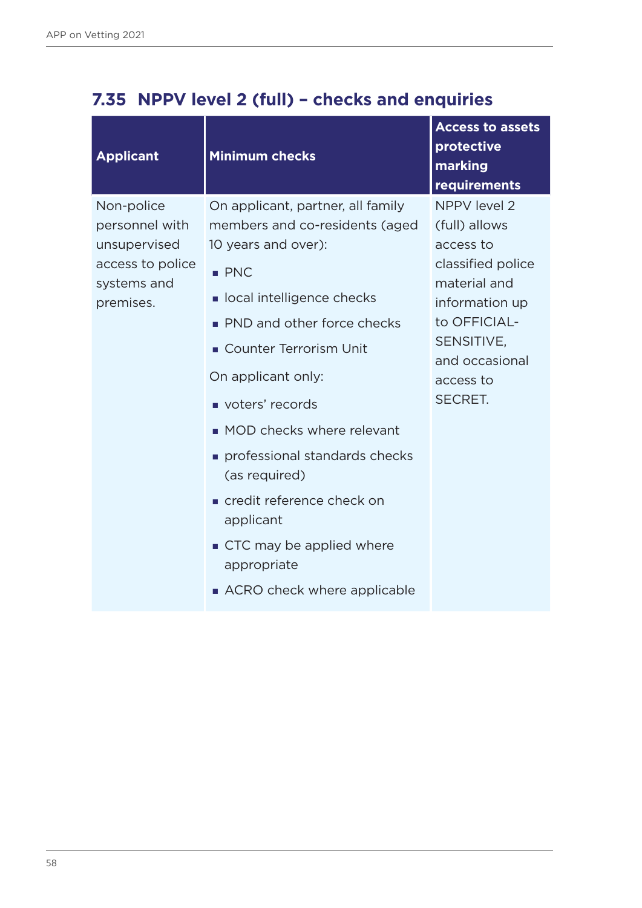## 7.35 NPPV level 2 (full) – checks and enquiries

| Applicant | Minimum checks | Access to assets protective marking requirements |
|---|---|---|
| Non-police personnel with unsupervised access to police systems and premises. | On applicant, partner, all family members and co-residents (aged 10 years and over):<br>■ PNC<br>■ local intelligence checks<br>■ PND and other force checks<br>■ Counter Terrorism Unit<br>On applicant only:<br>■ voters' records<br>■ MOD checks where relevant<br>■ professional standards checks (as required)<br>■ credit reference check on applicant<br>■ CTC may be applied where appropriate<br>■ ACRO check where applicable | NPPV level 2 (full) allows access to classified police material and information up to OFFICIAL-SENSITIVE, and occasional access to SECRET. |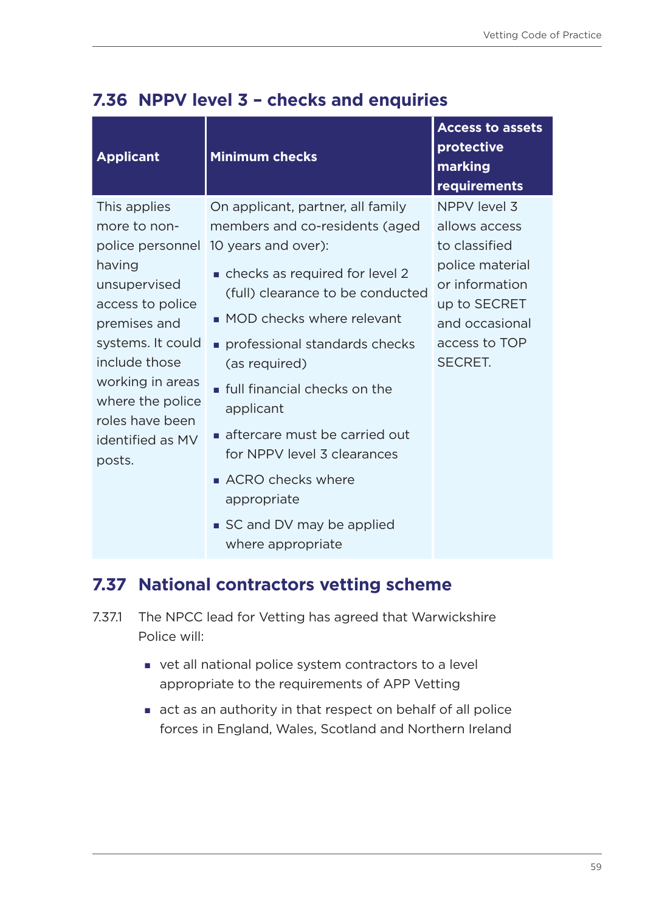## 7.36 NPPV level 3 – checks and enquiries

| Applicant | Minimum checks | Access to assets protective marking requirements |
|---|---|---|
| This applies more to non-police personnel having unsupervised access to police premises and systems. It could include those working in areas where the police roles have been identified as MV posts. | On applicant, partner, all family members and co-residents (aged 10 years and over):<br>▪ checks as required for level 2 (full) clearance to be conducted<br>▪ MOD checks where relevant<br>▪ professional standards checks (as required)<br>▪ full financial checks on the applicant<br>▪ aftercare must be carried out for NPPV level 3 clearances<br>▪ ACRO checks where appropriate<br>▪ SC and DV may be applied where appropriate | NPPV level 3 allows access to classified police material or information up to SECRET and occasional access to TOP SECRET. |

## 7.37 National contractors vetting scheme

7.37.1 The NPCC lead for Vetting has agreed that Warwickshire Police will:

- vet all national police system contractors to a level appropriate to the requirements of APP Vetting
- act as an authority in that respect on behalf of all police forces in England, Wales, Scotland and Northern Ireland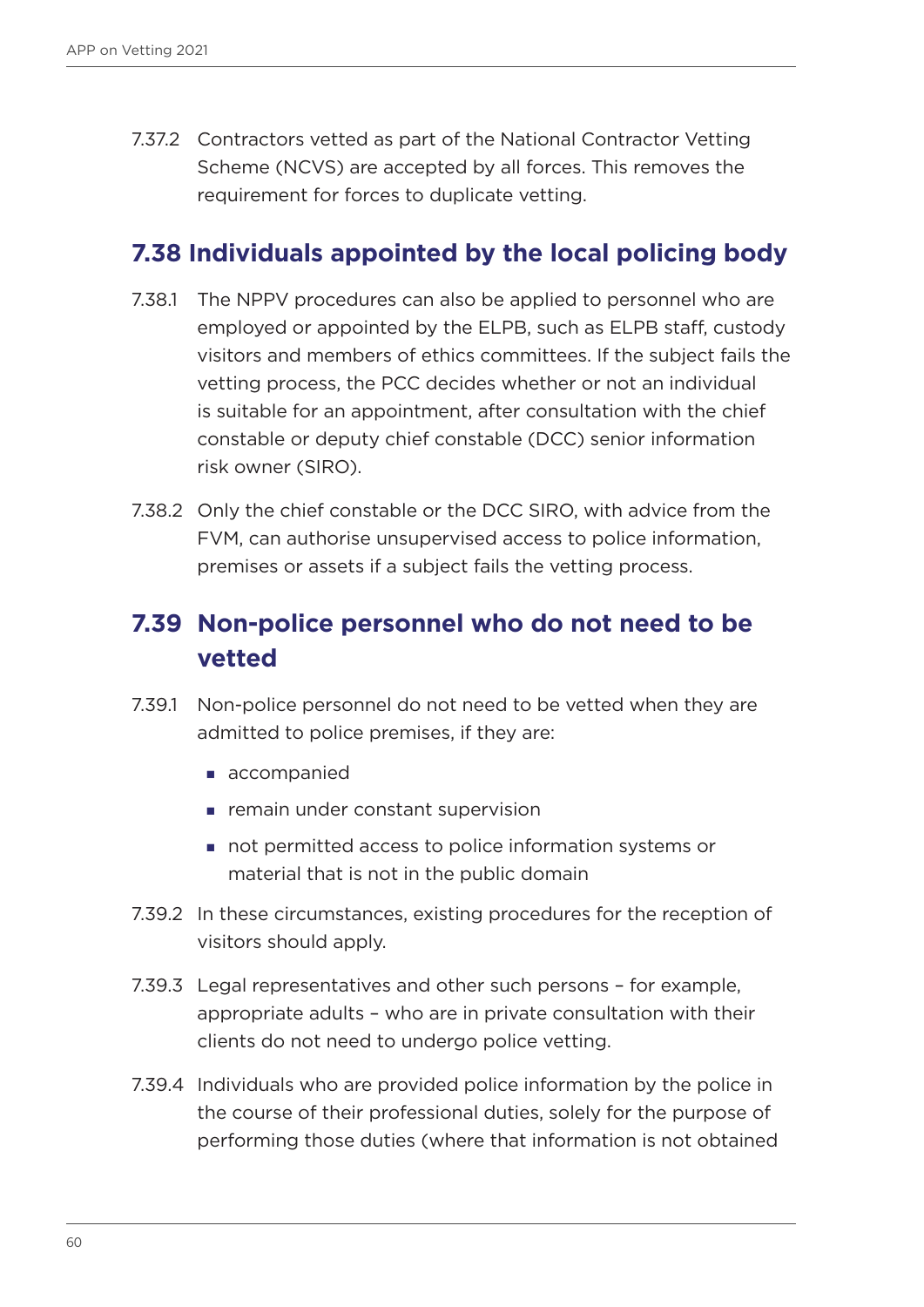7.37.2 Contractors vetted as part of the National Contractor Vetting Scheme (NCVS) are accepted by all forces. This removes the requirement for forces to duplicate vetting.

## 7.38 Individuals appointed by the local policing body

7.38.1 The NPPV procedures can also be applied to personnel who are employed or appointed by the ELPB, such as ELPB staff, custody visitors and members of ethics committees. If the subject fails the vetting process, the PCC decides whether or not an individual is suitable for an appointment, after consultation with the chief constable or deputy chief constable (DCC) senior information risk owner (SIRO).

7.38.2 Only the chief constable or the DCC SIRO, with advice from the FVM, can authorise unsupervised access to police information, premises or assets if a subject fails the vetting process.

## 7.39 Non-police personnel who do not need to be vetted

7.39.1 Non-police personnel do not need to be vetted when they are admitted to police premises, if they are:

- accompanied
- remain under constant supervision
- not permitted access to police information systems or material that is not in the public domain

7.39.2 In these circumstances, existing procedures for the reception of visitors should apply.

7.39.3 Legal representatives and other such persons – for example, appropriate adults – who are in private consultation with their clients do not need to undergo police vetting.

7.39.4 Individuals who are provided police information by the police in the course of their professional duties, solely for the purpose of performing those duties (where that information is not obtained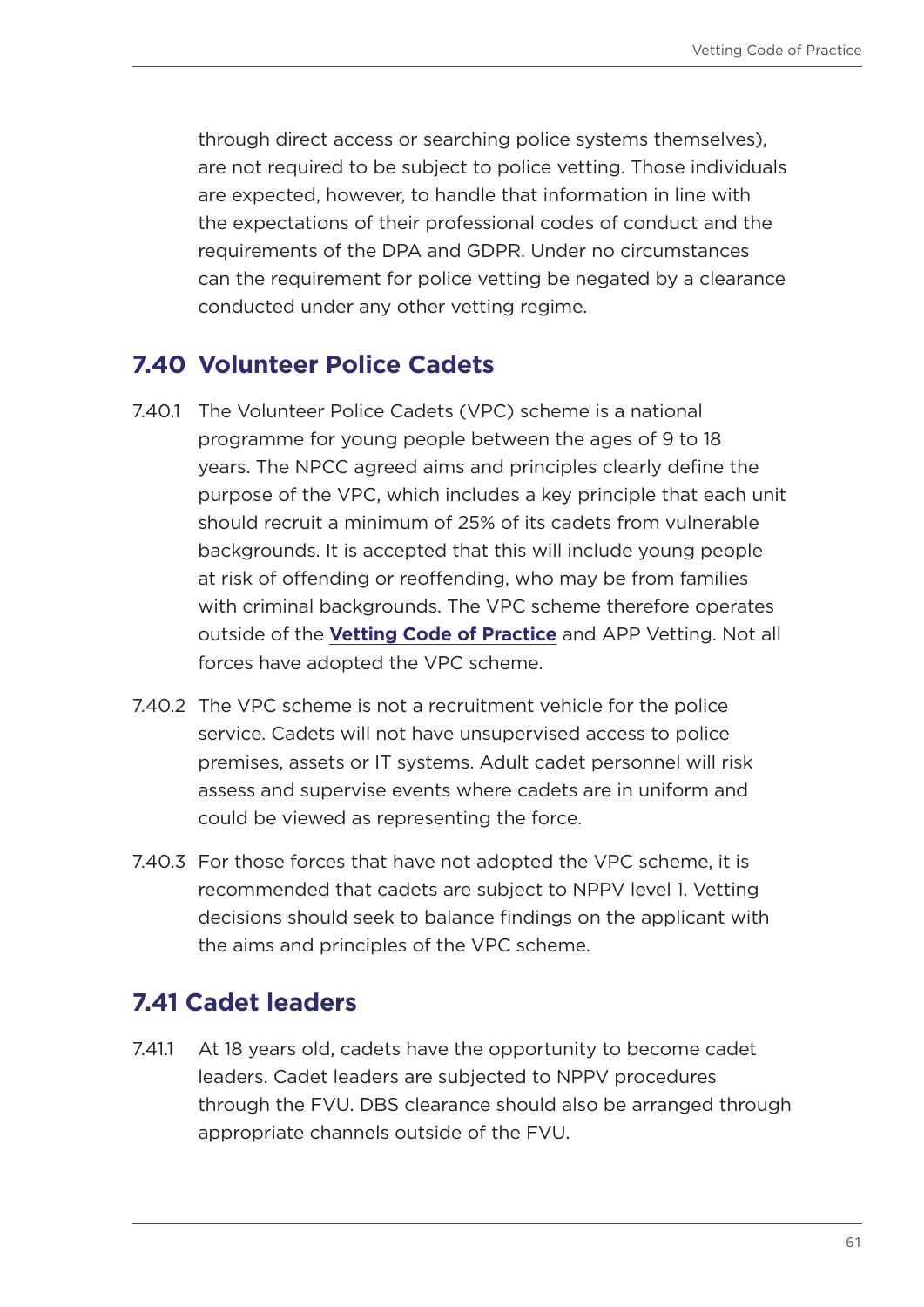through direct access or searching police systems themselves), are not required to be subject to police vetting. Those individuals are expected, however, to handle that information in line with the expectations of their professional codes of conduct and the requirements of the DPA and GDPR. Under no circumstances can the requirement for police vetting be negated by a clearance conducted under any other vetting regime.

## 7.40 Volunteer Police Cadets

7.40.1 The Volunteer Police Cadets (VPC) scheme is a national programme for young people between the ages of 9 to 18 years. The NPCC agreed aims and principles clearly define the purpose of the VPC, which includes a key principle that each unit should recruit a minimum of 25% of its cadets from vulnerable backgrounds. It is accepted that this will include young people at risk of offending or reoffending, who may be from families with criminal backgrounds. The VPC scheme therefore operates outside of the **Vetting Code of Practice** and APP Vetting. Not all forces have adopted the VPC scheme.

7.40.2 The VPC scheme is not a recruitment vehicle for the police service. Cadets will not have unsupervised access to police premises, assets or IT systems. Adult cadet personnel will risk assess and supervise events where cadets are in uniform and could be viewed as representing the force.

7.40.3 For those forces that have not adopted the VPC scheme, it is recommended that cadets are subject to NPPV level 1. Vetting decisions should seek to balance findings on the applicant with the aims and principles of the VPC scheme.

## 7.41 Cadet leaders

7.41.1 At 18 years old, cadets have the opportunity to become cadet leaders. Cadet leaders are subjected to NPPV procedures through the FVU. DBS clearance should also be arranged through appropriate channels outside of the FVU.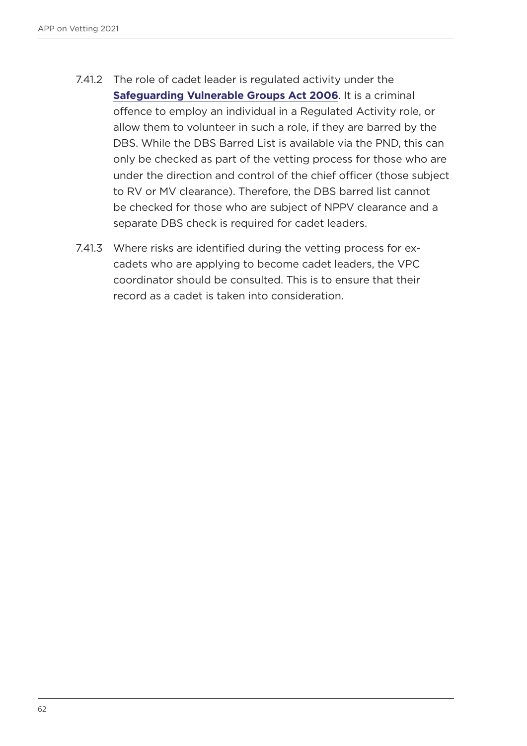7.41.2 The role of cadet leader is regulated activity under the **Safeguarding Vulnerable Groups Act 2006**. It is a criminal offence to employ an individual in a Regulated Activity role, or allow them to volunteer in such a role, if they are barred by the DBS. While the DBS Barred List is available via the PND, this can only be checked as part of the vetting process for those who are under the direction and control of the chief officer (those subject to RV or MV clearance). Therefore, the DBS barred list cannot be checked for those who are subject of NPPV clearance and a separate DBS check is required for cadet leaders.

7.41.3 Where risks are identified during the vetting process for ex-cadets who are applying to become cadet leaders, the VPC coordinator should be consulted. This is to ensure that their record as a cadet is taken into consideration.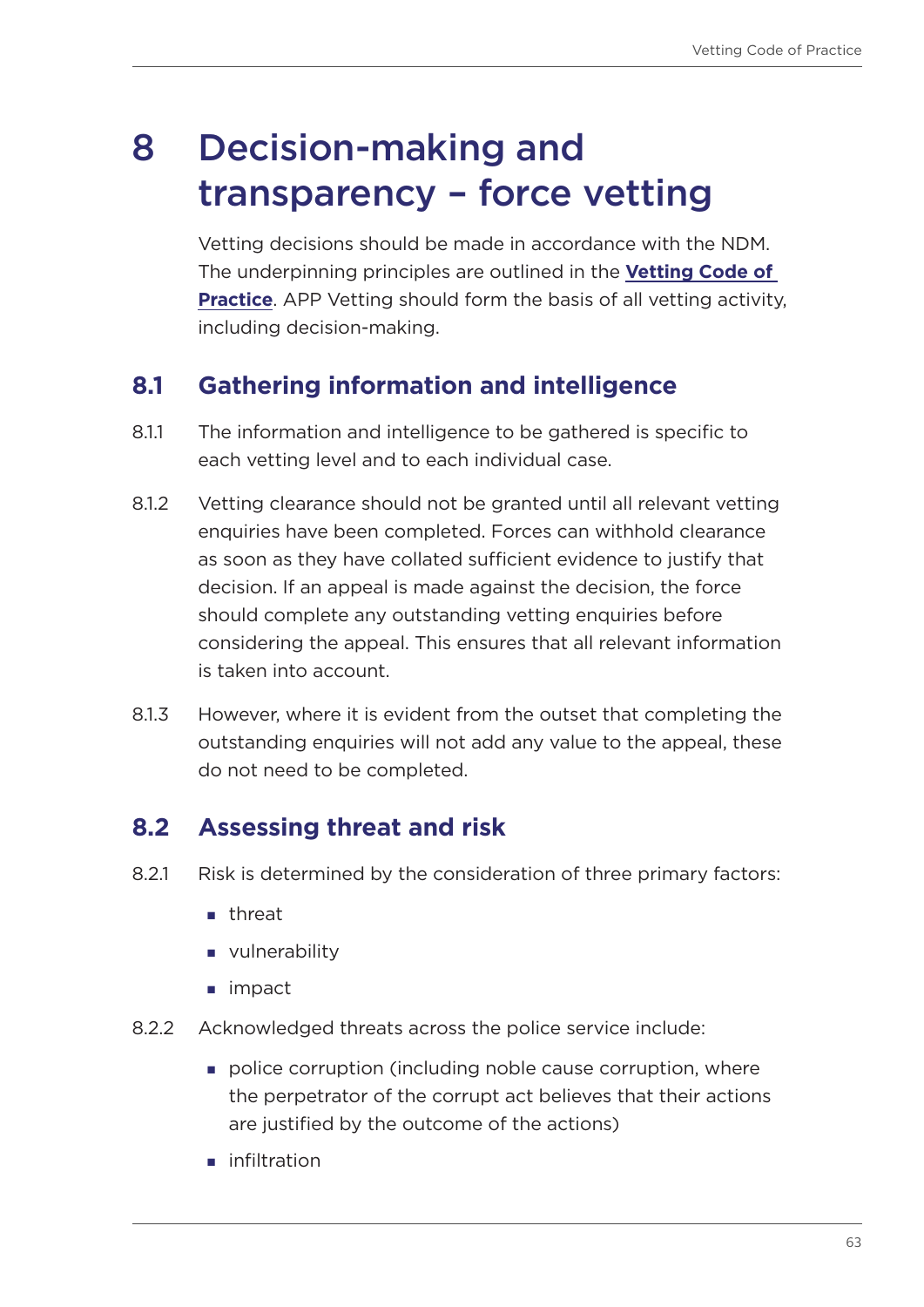# 8 Decision-making and transparency – force vetting

Vetting decisions should be made in accordance with the NDM. The underpinning principles are outlined in the **Vetting Code of Practice**. APP Vetting should form the basis of all vetting activity, including decision-making.

## 8.1 Gathering information and intelligence

8.1.1 The information and intelligence to be gathered is specific to each vetting level and to each individual case.

8.1.2 Vetting clearance should not be granted until all relevant vetting enquiries have been completed. Forces can withhold clearance as soon as they have collated sufficient evidence to justify that decision. If an appeal is made against the decision, the force should complete any outstanding vetting enquiries before considering the appeal. This ensures that all relevant information is taken into account.

8.1.3 However, where it is evident from the outset that completing the outstanding enquiries will not add any value to the appeal, these do not need to be completed.

## 8.2 Assessing threat and risk

8.2.1 Risk is determined by the consideration of three primary factors:

- threat
- vulnerability
- impact

8.2.2 Acknowledged threats across the police service include:

- police corruption (including noble cause corruption, where the perpetrator of the corrupt act believes that their actions are justified by the outcome of the actions)
- infiltration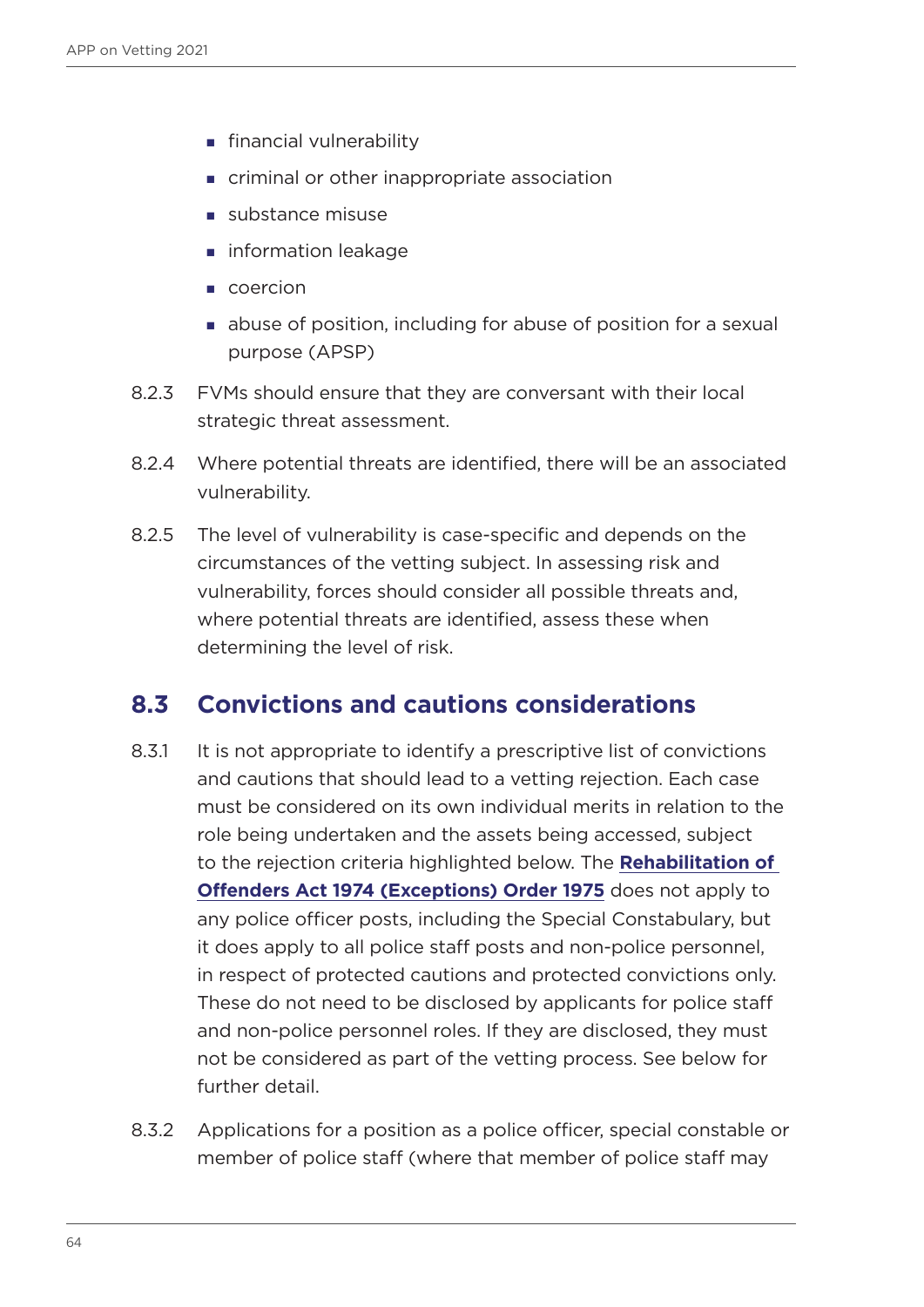- financial vulnerability
- criminal or other inappropriate association
- substance misuse
- information leakage
- coercion
- abuse of position, including for abuse of position for a sexual purpose (APSP)

8.2.3 FVMs should ensure that they are conversant with their local strategic threat assessment.

8.2.4 Where potential threats are identified, there will be an associated vulnerability.

8.2.5 The level of vulnerability is case-specific and depends on the circumstances of the vetting subject. In assessing risk and vulnerability, forces should consider all possible threats and, where potential threats are identified, assess these when determining the level of risk.

## 8.3 Convictions and cautions considerations

8.3.1 It is not appropriate to identify a prescriptive list of convictions and cautions that should lead to a vetting rejection. Each case must be considered on its own individual merits in relation to the role being undertaken and the assets being accessed, subject to the rejection criteria highlighted below. The **Rehabilitation of Offenders Act 1974 (Exceptions) Order 1975** does not apply to any police officer posts, including the Special Constabulary, but it does apply to all police staff posts and non-police personnel, in respect of protected cautions and protected convictions only. These do not need to be disclosed by applicants for police staff and non-police personnel roles. If they are disclosed, they must not be considered as part of the vetting process. See below for further detail.

8.3.2 Applications for a position as a police officer, special constable or member of police staff (where that member of police staff may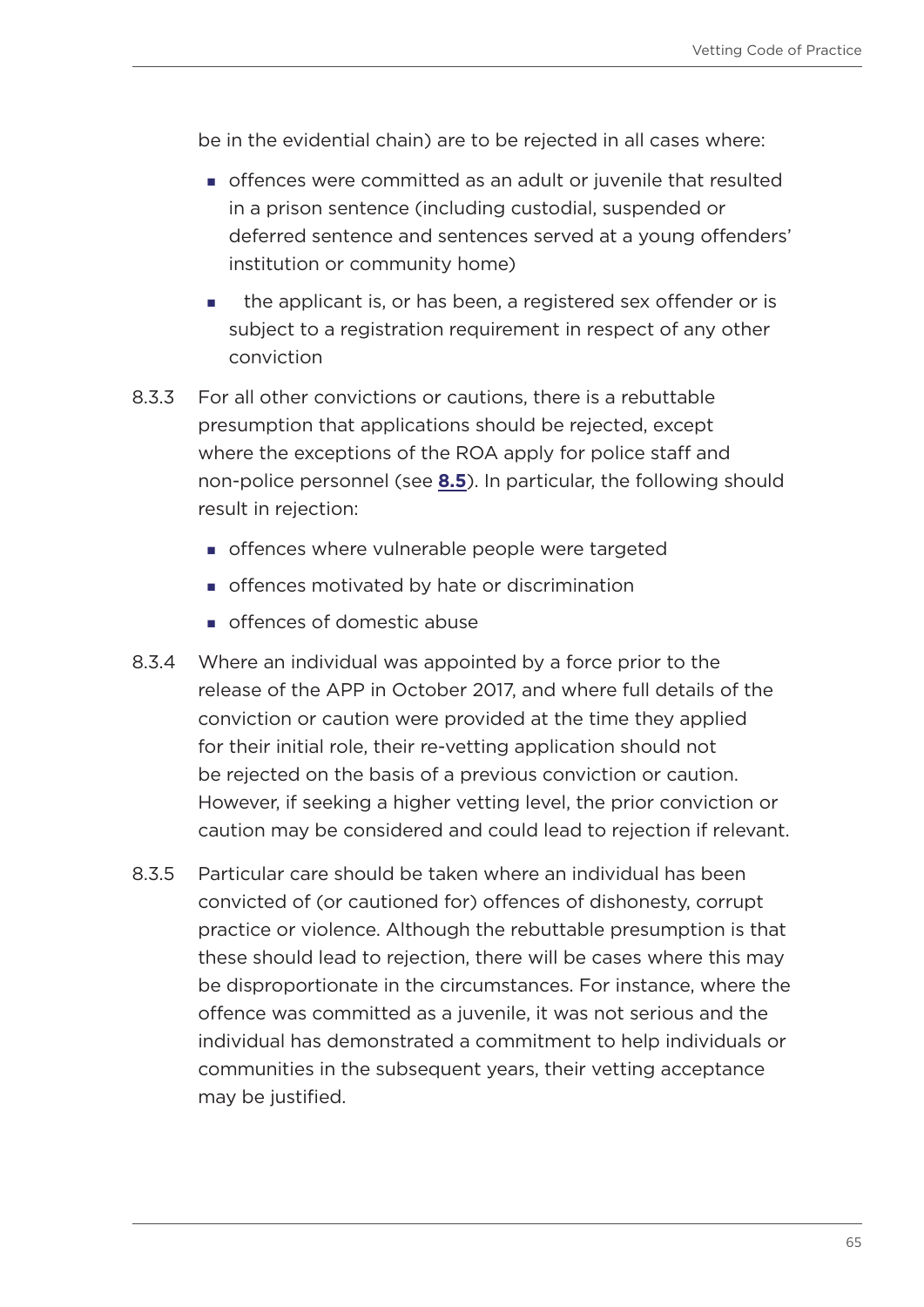be in the evidential chain) are to be rejected in all cases where:

- offences were committed as an adult or juvenile that resulted in a prison sentence (including custodial, suspended or deferred sentence and sentences served at a young offenders' institution or community home)
- the applicant is, or has been, a registered sex offender or is subject to a registration requirement in respect of any other conviction

8.3.3 For all other convictions or cautions, there is a rebuttable presumption that applications should be rejected, except where the exceptions of the ROA apply for police staff and non-police personnel (see **8.5**). In particular, the following should result in rejection:

- offences where vulnerable people were targeted
- offences motivated by hate or discrimination
- offences of domestic abuse

8.3.4 Where an individual was appointed by a force prior to the release of the APP in October 2017, and where full details of the conviction or caution were provided at the time they applied for their initial role, their re-vetting application should not be rejected on the basis of a previous conviction or caution. However, if seeking a higher vetting level, the prior conviction or caution may be considered and could lead to rejection if relevant.

8.3.5 Particular care should be taken where an individual has been convicted of (or cautioned for) offences of dishonesty, corrupt practice or violence. Although the rebuttable presumption is that these should lead to rejection, there will be cases where this may be disproportionate in the circumstances. For instance, where the offence was committed as a juvenile, it was not serious and the individual has demonstrated a commitment to help individuals or communities in the subsequent years, their vetting acceptance may be justified.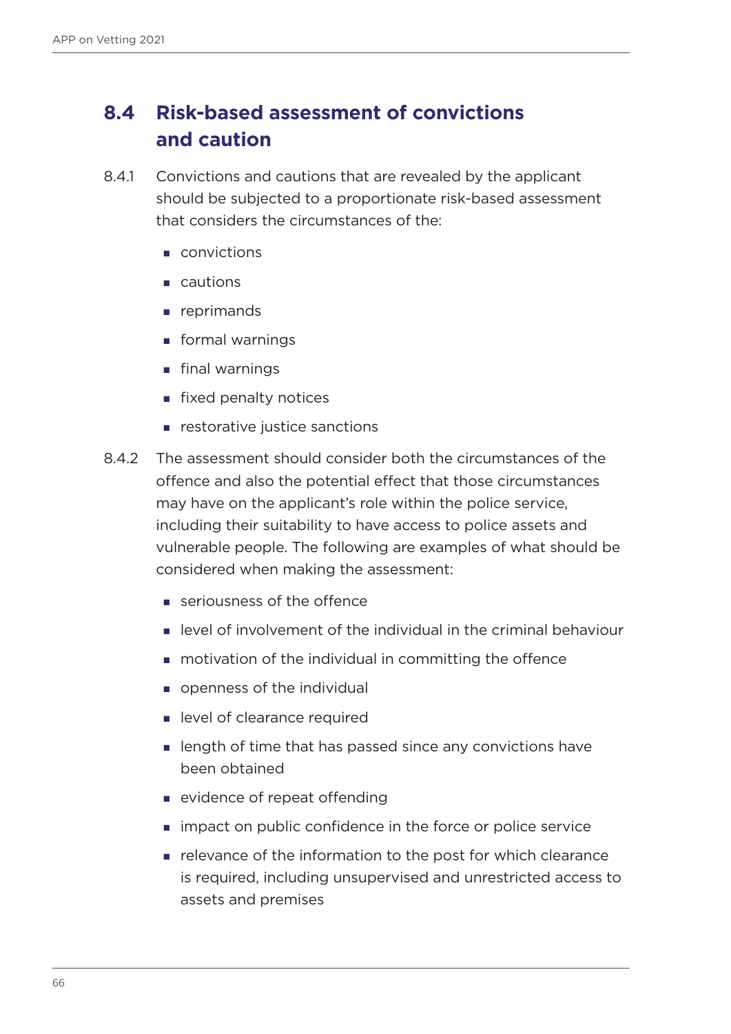## 8.4 Risk-based assessment of convictions and caution

8.4.1 Convictions and cautions that are revealed by the applicant should be subjected to a proportionate risk-based assessment that considers the circumstances of the:

- convictions
- cautions
- reprimands
- formal warnings
- final warnings
- fixed penalty notices
- restorative justice sanctions

8.4.2 The assessment should consider both the circumstances of the offence and also the potential effect that those circumstances may have on the applicant's role within the police service, including their suitability to have access to police assets and vulnerable people. The following are examples of what should be considered when making the assessment:

- seriousness of the offence
- level of involvement of the individual in the criminal behaviour
- motivation of the individual in committing the offence
- openness of the individual
- level of clearance required
- length of time that has passed since any convictions have been obtained
- evidence of repeat offending
- impact on public confidence in the force or police service
- relevance of the information to the post for which clearance is required, including unsupervised and unrestricted access to assets and premises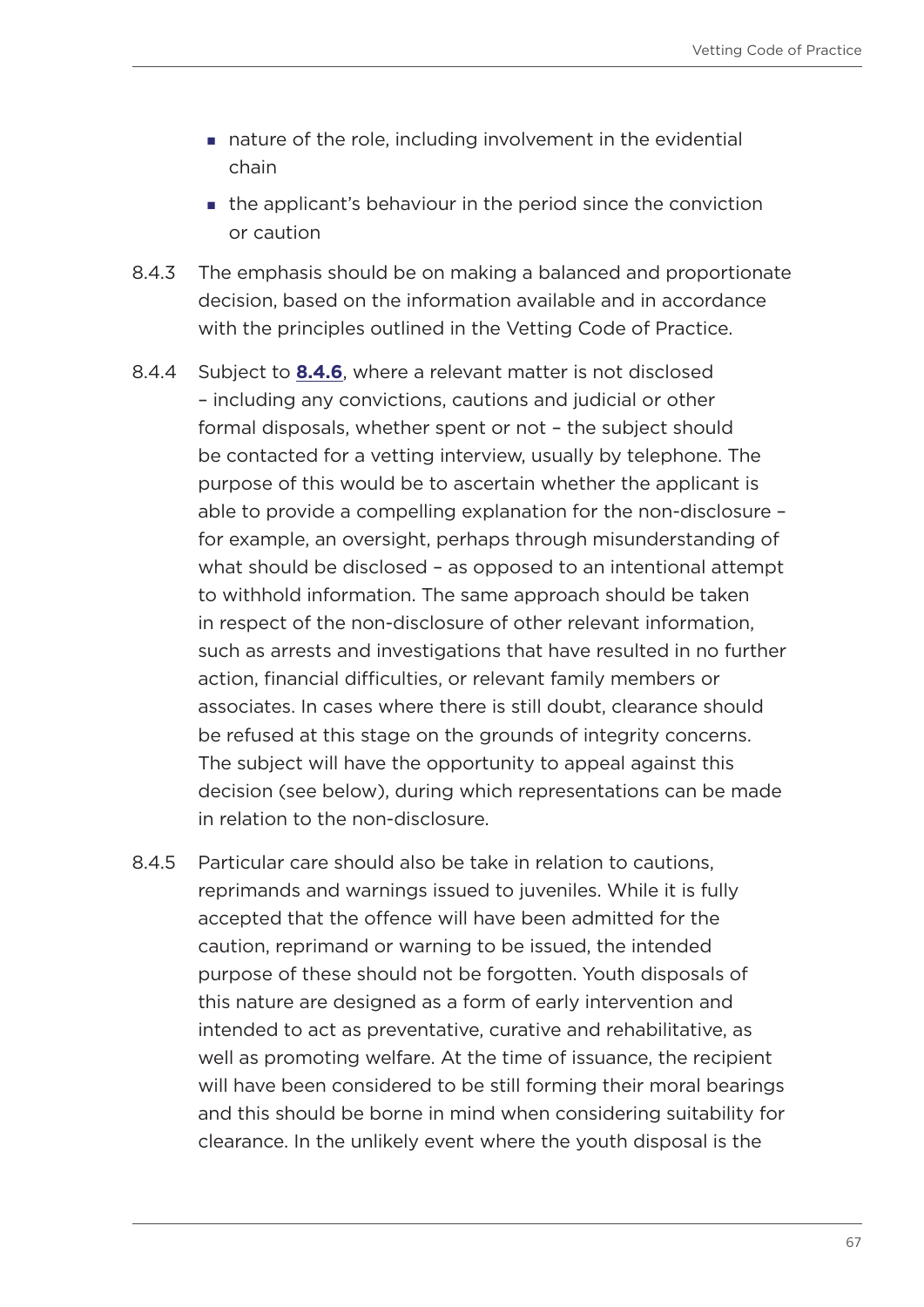- nature of the role, including involvement in the evidential chain
- the applicant's behaviour in the period since the conviction or caution

8.4.3 The emphasis should be on making a balanced and proportionate decision, based on the information available and in accordance with the principles outlined in the Vetting Code of Practice.

8.4.4 Subject to **8.4.6**, where a relevant matter is not disclosed – including any convictions, cautions and judicial or other formal disposals, whether spent or not – the subject should be contacted for a vetting interview, usually by telephone. The purpose of this would be to ascertain whether the applicant is able to provide a compelling explanation for the non-disclosure – for example, an oversight, perhaps through misunderstanding of what should be disclosed – as opposed to an intentional attempt to withhold information. The same approach should be taken in respect of the non-disclosure of other relevant information, such as arrests and investigations that have resulted in no further action, financial difficulties, or relevant family members or associates. In cases where there is still doubt, clearance should be refused at this stage on the grounds of integrity concerns. The subject will have the opportunity to appeal against this decision (see below), during which representations can be made in relation to the non-disclosure.

8.4.5 Particular care should also be take in relation to cautions, reprimands and warnings issued to juveniles. While it is fully accepted that the offence will have been admitted for the caution, reprimand or warning to be issued, the intended purpose of these should not be forgotten. Youth disposals of this nature are designed as a form of early intervention and intended to act as preventative, curative and rehabilitative, as well as promoting welfare. At the time of issuance, the recipient will have been considered to be still forming their moral bearings and this should be borne in mind when considering suitability for clearance. In the unlikely event where the youth disposal is the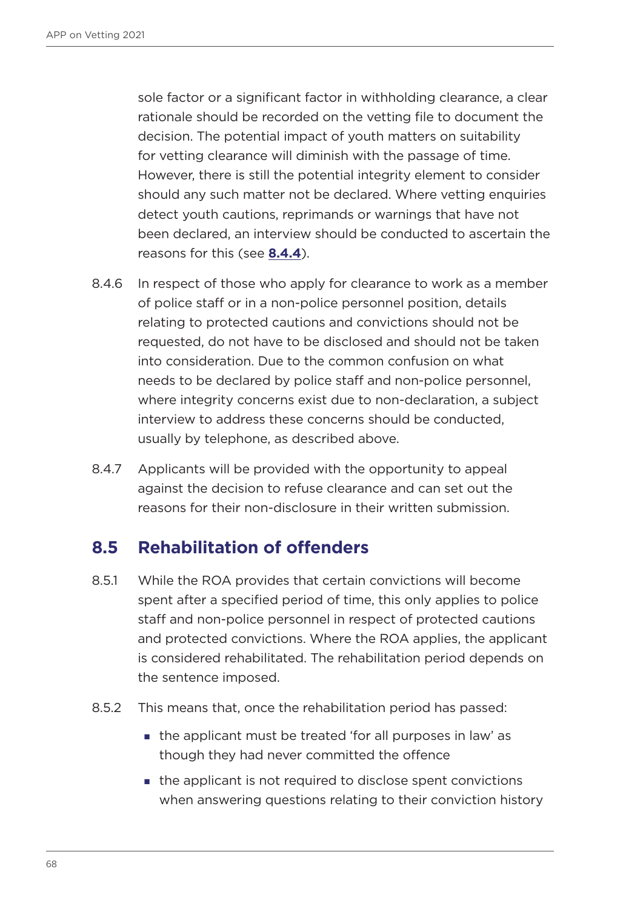sole factor or a significant factor in withholding clearance, a clear rationale should be recorded on the vetting file to document the decision. The potential impact of youth matters on suitability for vetting clearance will diminish with the passage of time. However, there is still the potential integrity element to consider should any such matter not be declared. Where vetting enquiries detect youth cautions, reprimands or warnings that have not been declared, an interview should be conducted to ascertain the reasons for this (see **8.4.4**).

8.4.6 In respect of those who apply for clearance to work as a member of police staff or in a non-police personnel position, details relating to protected cautions and convictions should not be requested, do not have to be disclosed and should not be taken into consideration. Due to the common confusion on what needs to be declared by police staff and non-police personnel, where integrity concerns exist due to non-declaration, a subject interview to address these concerns should be conducted, usually by telephone, as described above.

8.4.7 Applicants will be provided with the opportunity to appeal against the decision to refuse clearance and can set out the reasons for their non-disclosure in their written submission.

## 8.5 Rehabilitation of offenders

8.5.1 While the ROA provides that certain convictions will become spent after a specified period of time, this only applies to police staff and non-police personnel in respect of protected cautions and protected convictions. Where the ROA applies, the applicant is considered rehabilitated. The rehabilitation period depends on the sentence imposed.

8.5.2 This means that, once the rehabilitation period has passed:

- the applicant must be treated 'for all purposes in law' as though they had never committed the offence
- the applicant is not required to disclose spent convictions when answering questions relating to their conviction history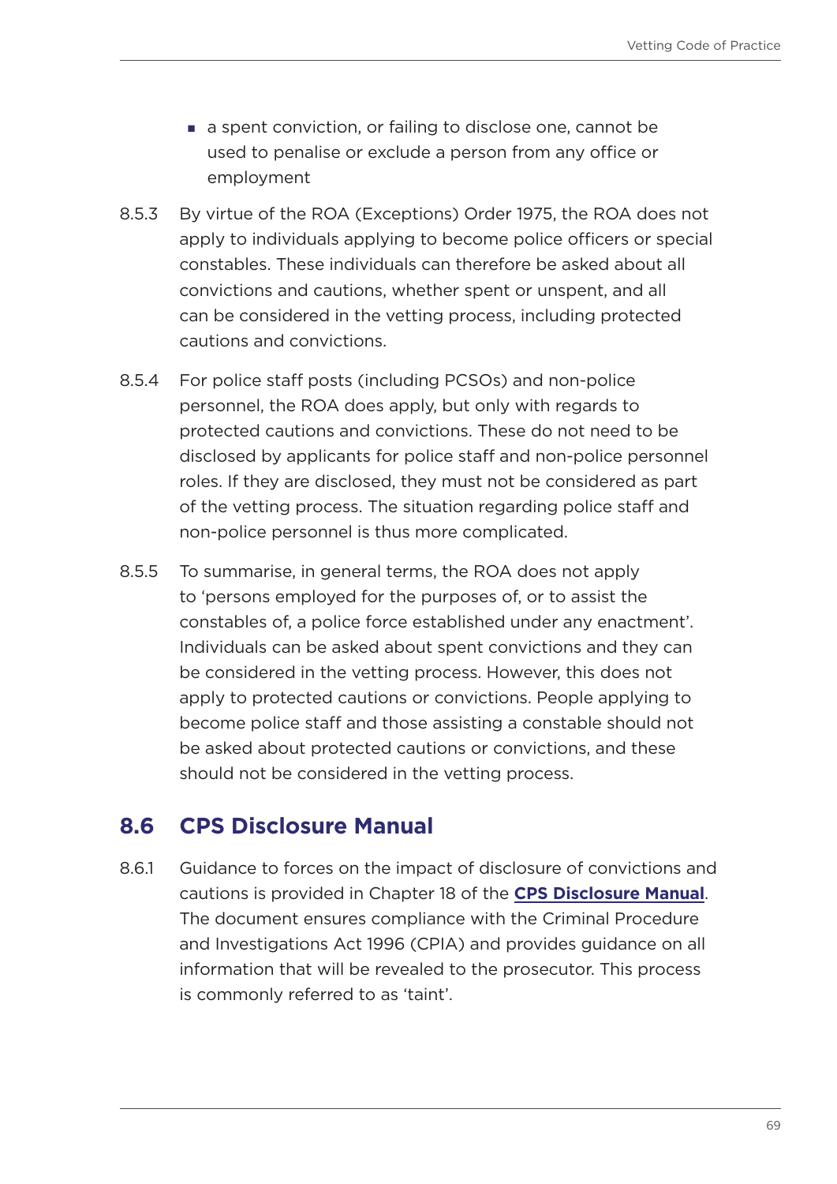- a spent conviction, or failing to disclose one, cannot be used to penalise or exclude a person from any office or employment

8.5.3 By virtue of the ROA (Exceptions) Order 1975, the ROA does not apply to individuals applying to become police officers or special constables. These individuals can therefore be asked about all convictions and cautions, whether spent or unspent, and all can be considered in the vetting process, including protected cautions and convictions.

8.5.4 For police staff posts (including PCSOs) and non-police personnel, the ROA does apply, but only with regards to protected cautions and convictions. These do not need to be disclosed by applicants for police staff and non-police personnel roles. If they are disclosed, they must not be considered as part of the vetting process. The situation regarding police staff and non-police personnel is thus more complicated.

8.5.5 To summarise, in general terms, the ROA does not apply to 'persons employed for the purposes of, or to assist the constables of, a police force established under any enactment'. Individuals can be asked about spent convictions and they can be considered in the vetting process. However, this does not apply to protected cautions or convictions. People applying to become police staff and those assisting a constable should not be asked about protected cautions or convictions, and these should not be considered in the vetting process.

## 8.6 CPS Disclosure Manual

8.6.1 Guidance to forces on the impact of disclosure of convictions and cautions is provided in Chapter 18 of the **CPS Disclosure Manual**. The document ensures compliance with the Criminal Procedure and Investigations Act 1996 (CPIA) and provides guidance on all information that will be revealed to the prosecutor. This process is commonly referred to as 'taint'.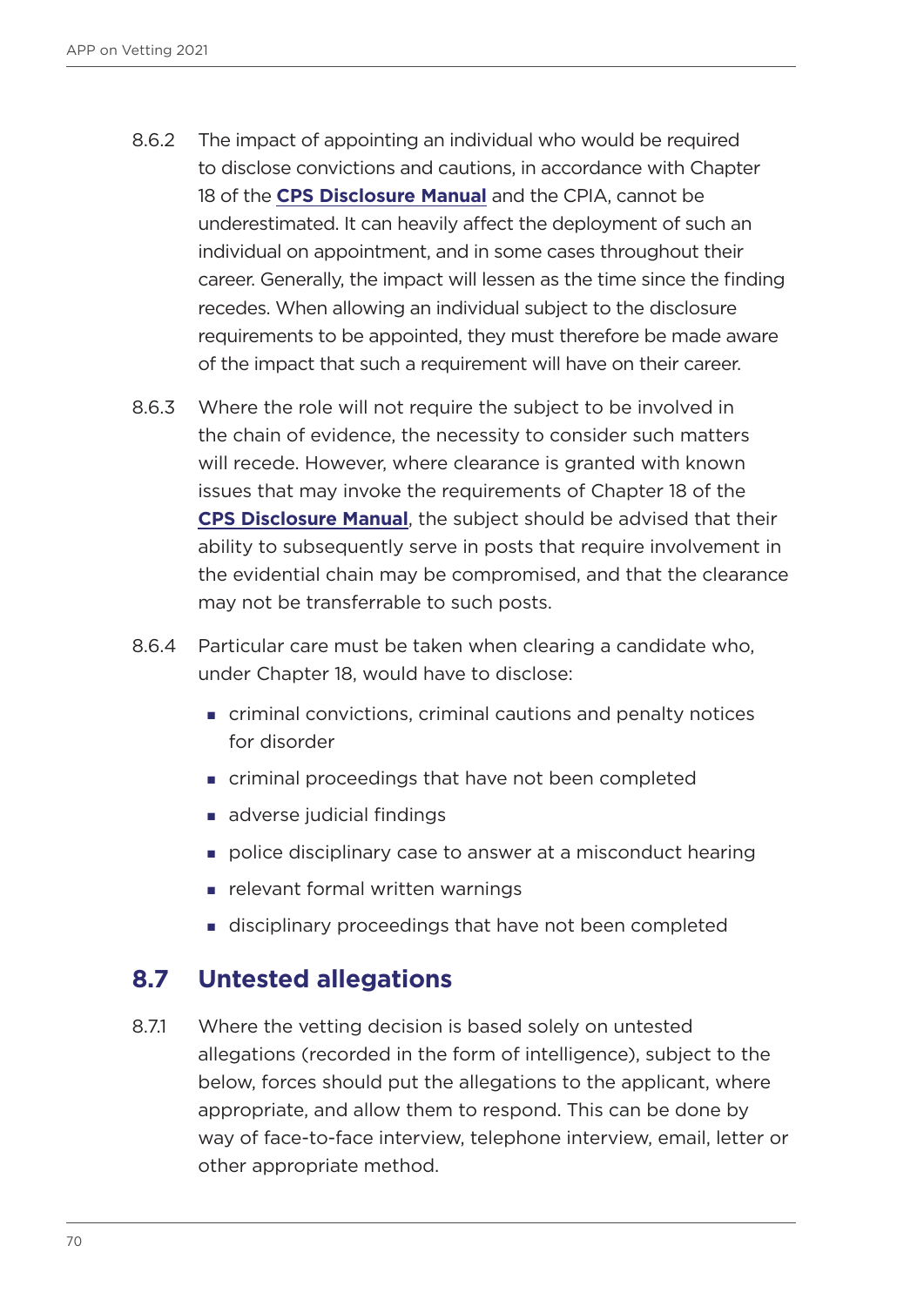8.6.2 The impact of appointing an individual who would be required to disclose convictions and cautions, in accordance with Chapter 18 of the **CPS Disclosure Manual** and the CPIA, cannot be underestimated. It can heavily affect the deployment of such an individual on appointment, and in some cases throughout their career. Generally, the impact will lessen as the time since the finding recedes. When allowing an individual subject to the disclosure requirements to be appointed, they must therefore be made aware of the impact that such a requirement will have on their career.

8.6.3 Where the role will not require the subject to be involved in the chain of evidence, the necessity to consider such matters will recede. However, where clearance is granted with known issues that may invoke the requirements of Chapter 18 of the **CPS Disclosure Manual**, the subject should be advised that their ability to subsequently serve in posts that require involvement in the evidential chain may be compromised, and that the clearance may not be transferrable to such posts.

8.6.4 Particular care must be taken when clearing a candidate who, under Chapter 18, would have to disclose:

- criminal convictions, criminal cautions and penalty notices for disorder
- criminal proceedings that have not been completed
- adverse judicial findings
- police disciplinary case to answer at a misconduct hearing
- relevant formal written warnings
- disciplinary proceedings that have not been completed

## 8.7 Untested allegations

8.7.1 Where the vetting decision is based solely on untested allegations (recorded in the form of intelligence), subject to the below, forces should put the allegations to the applicant, where appropriate, and allow them to respond. This can be done by way of face-to-face interview, telephone interview, email, letter or other appropriate method.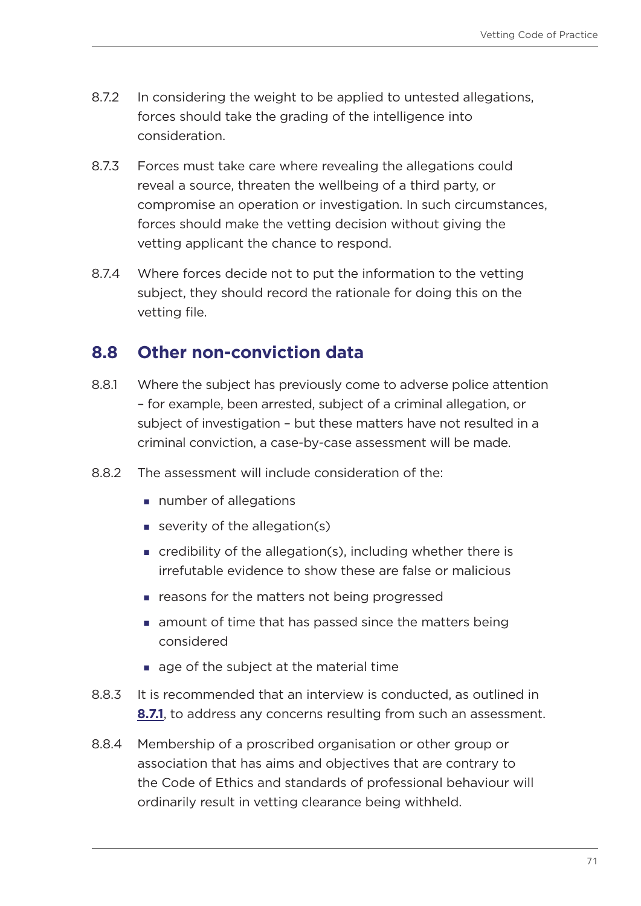8.7.2 In considering the weight to be applied to untested allegations, forces should take the grading of the intelligence into consideration.

8.7.3 Forces must take care where revealing the allegations could reveal a source, threaten the wellbeing of a third party, or compromise an operation or investigation. In such circumstances, forces should make the vetting decision without giving the vetting applicant the chance to respond.

8.7.4 Where forces decide not to put the information to the vetting subject, they should record the rationale for doing this on the vetting file.

## 8.8 Other non-conviction data

8.8.1 Where the subject has previously come to adverse police attention – for example, been arrested, subject of a criminal allegation, or subject of investigation – but these matters have not resulted in a criminal conviction, a case-by-case assessment will be made.

8.8.2 The assessment will include consideration of the:

- number of allegations
- severity of the allegation(s)
- credibility of the allegation(s), including whether there is irrefutable evidence to show these are false or malicious
- reasons for the matters not being progressed
- amount of time that has passed since the matters being considered
- age of the subject at the material time

8.8.3 It is recommended that an interview is conducted, as outlined in **8.7.1**, to address any concerns resulting from such an assessment.

8.8.4 Membership of a proscribed organisation or other group or association that has aims and objectives that are contrary to the Code of Ethics and standards of professional behaviour will ordinarily result in vetting clearance being withheld.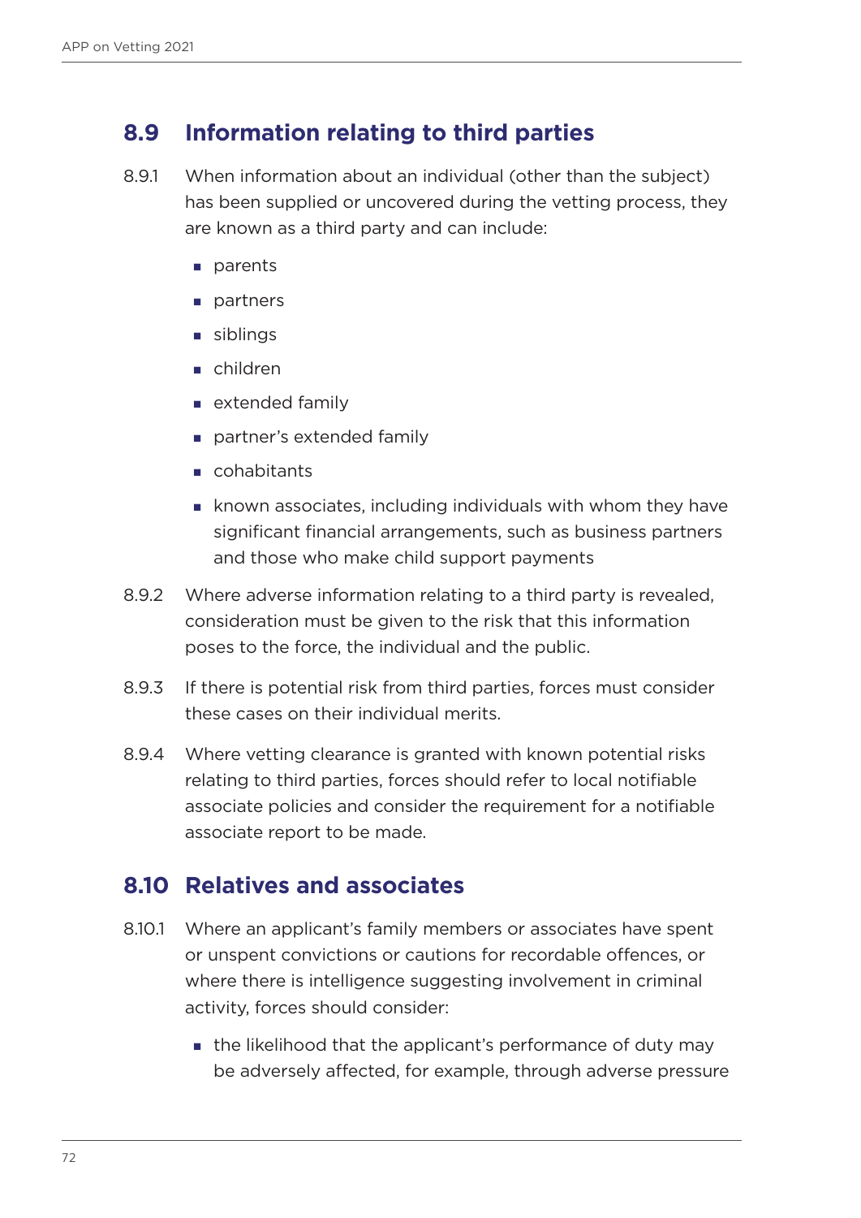## 8.9 Information relating to third parties

8.9.1 When information about an individual (other than the subject) has been supplied or uncovered during the vetting process, they are known as a third party and can include:

- parents
- partners
- siblings
- children
- extended family
- partner's extended family
- cohabitants
- known associates, including individuals with whom they have significant financial arrangements, such as business partners and those who make child support payments

8.9.2 Where adverse information relating to a third party is revealed, consideration must be given to the risk that this information poses to the force, the individual and the public.

8.9.3 If there is potential risk from third parties, forces must consider these cases on their individual merits.

8.9.4 Where vetting clearance is granted with known potential risks relating to third parties, forces should refer to local notifiable associate policies and consider the requirement for a notifiable associate report to be made.

## 8.10 Relatives and associates

8.10.1 Where an applicant's family members or associates have spent or unspent convictions or cautions for recordable offences, or where there is intelligence suggesting involvement in criminal activity, forces should consider:

- the likelihood that the applicant's performance of duty may be adversely affected, for example, through adverse pressure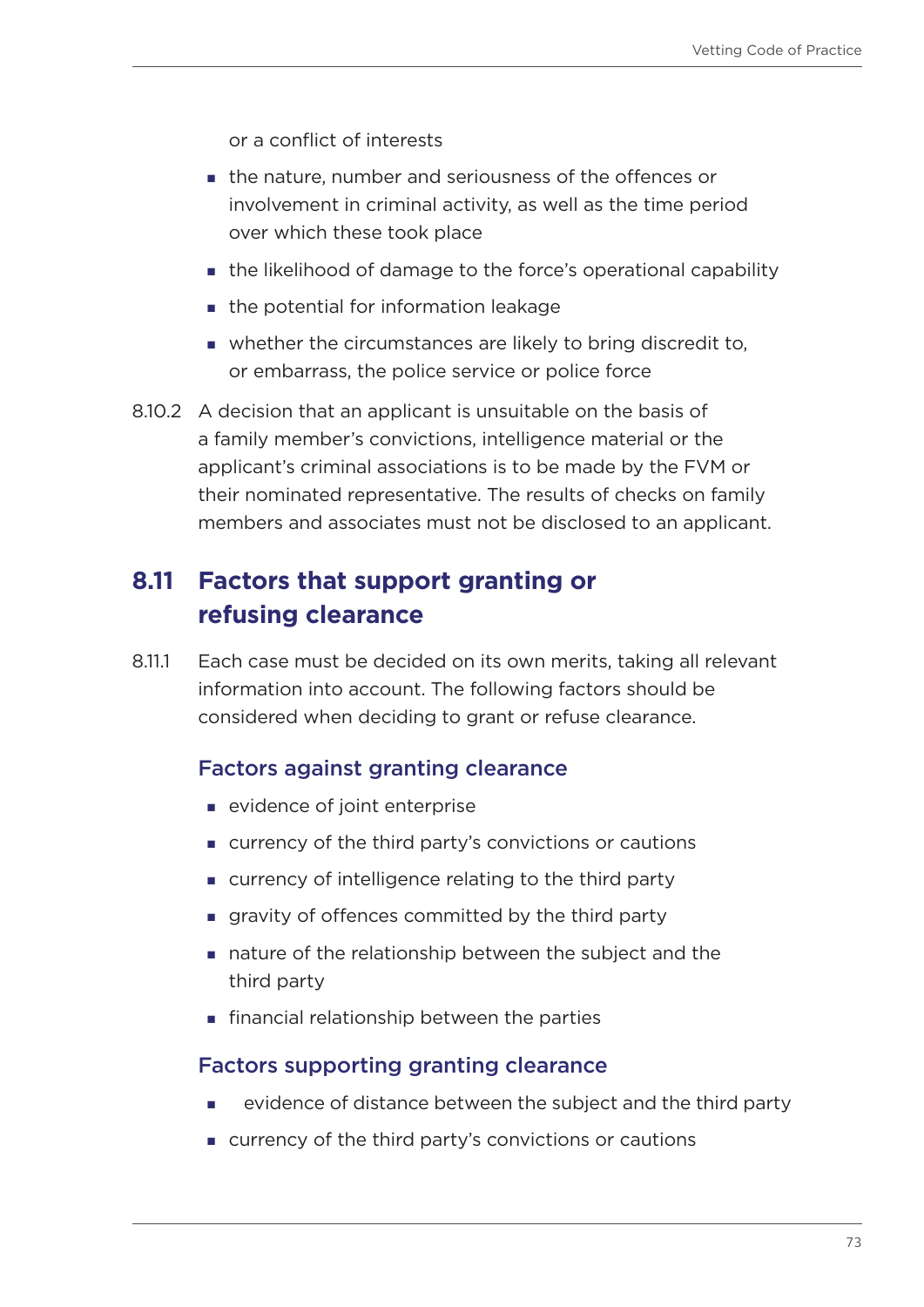or a conflict of interests

- the nature, number and seriousness of the offences or involvement in criminal activity, as well as the time period over which these took place
- the likelihood of damage to the force's operational capability
- the potential for information leakage
- whether the circumstances are likely to bring discredit to, or embarrass, the police service or police force

8.10.2 A decision that an applicant is unsuitable on the basis of a family member's convictions, intelligence material or the applicant's criminal associations is to be made by the FVM or their nominated representative. The results of checks on family members and associates must not be disclosed to an applicant.

## 8.11 Factors that support granting or refusing clearance

8.11.1 Each case must be decided on its own merits, taking all relevant information into account. The following factors should be considered when deciding to grant or refuse clearance.

### Factors against granting clearance

- evidence of joint enterprise
- currency of the third party's convictions or cautions
- currency of intelligence relating to the third party
- gravity of offences committed by the third party
- nature of the relationship between the subject and the third party
- financial relationship between the parties

### Factors supporting granting clearance

- evidence of distance between the subject and the third party
- currency of the third party's convictions or cautions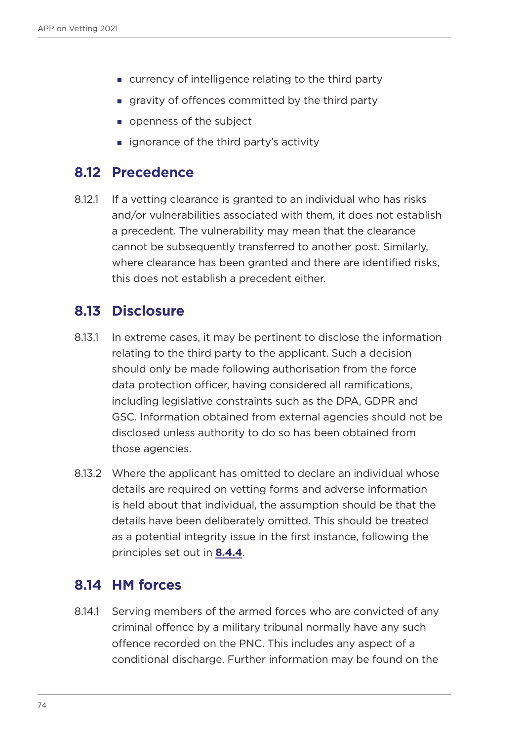- currency of intelligence relating to the third party
- gravity of offences committed by the third party
- openness of the subject
- ignorance of the third party's activity

## 8.12 Precedence

8.12.1 If a vetting clearance is granted to an individual who has risks and/or vulnerabilities associated with them, it does not establish a precedent. The vulnerability may mean that the clearance cannot be subsequently transferred to another post. Similarly, where clearance has been granted and there are identified risks, this does not establish a precedent either.

## 8.13 Disclosure

8.13.1 In extreme cases, it may be pertinent to disclose the information relating to the third party to the applicant. Such a decision should only be made following authorisation from the force data protection officer, having considered all ramifications, including legislative constraints such as the DPA, GDPR and GSC. Information obtained from external agencies should not be disclosed unless authority to do so has been obtained from those agencies.

8.13.2 Where the applicant has omitted to declare an individual whose details are required on vetting forms and adverse information is held about that individual, the assumption should be that the details have been deliberately omitted. This should be treated as a potential integrity issue in the first instance, following the principles set out in **8.4.4**.

## 8.14 HM forces

8.14.1 Serving members of the armed forces who are convicted of any criminal offence by a military tribunal normally have any such offence recorded on the PNC. This includes any aspect of a conditional discharge. Further information may be found on the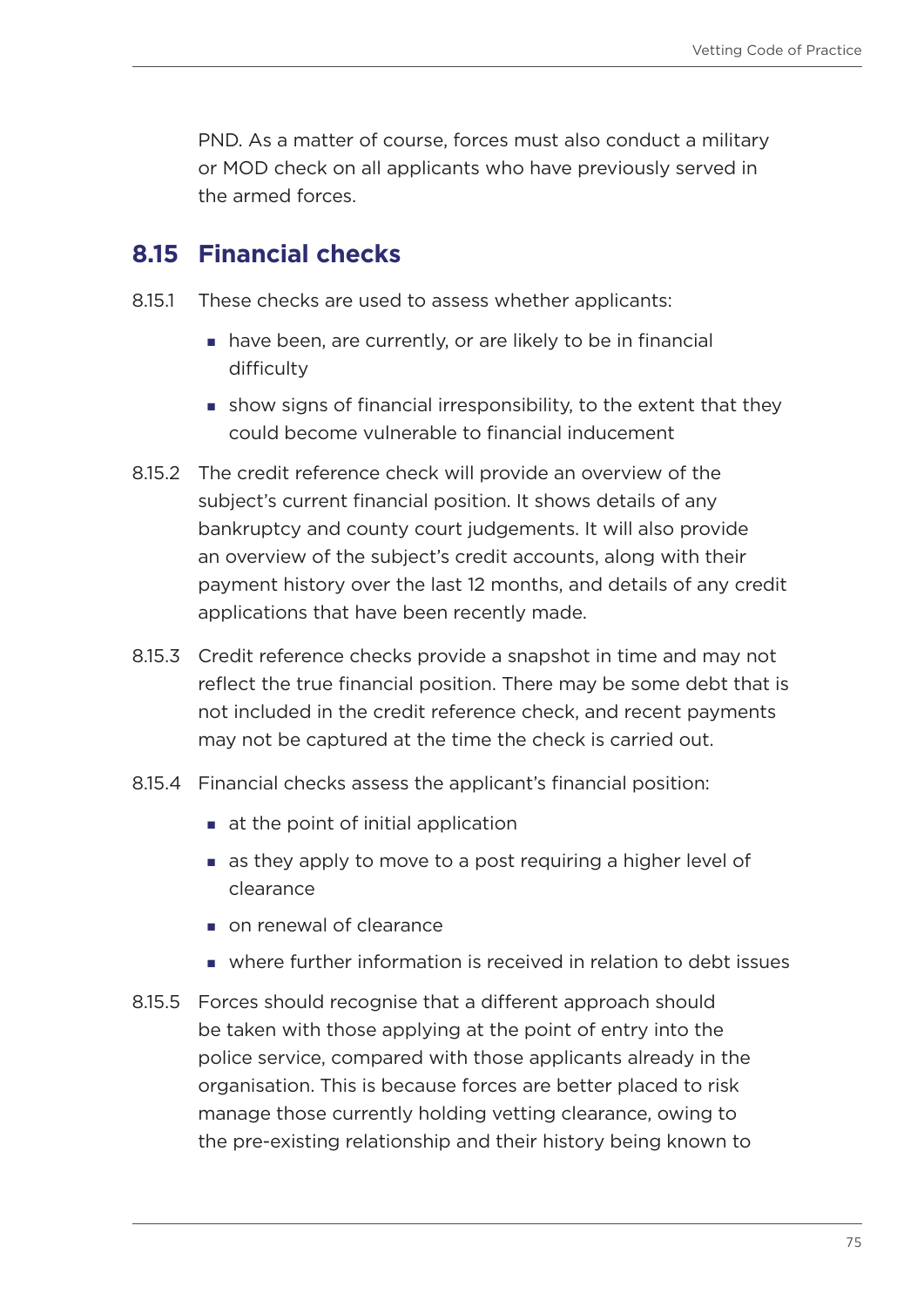PND. As a matter of course, forces must also conduct a military or MOD check on all applicants who have previously served in the armed forces.

## 8.15 Financial checks

8.15.1 These checks are used to assess whether applicants:

- have been, are currently, or are likely to be in financial difficulty
- show signs of financial irresponsibility, to the extent that they could become vulnerable to financial inducement

8.15.2 The credit reference check will provide an overview of the subject's current financial position. It shows details of any bankruptcy and county court judgements. It will also provide an overview of the subject's credit accounts, along with their payment history over the last 12 months, and details of any credit applications that have been recently made.

8.15.3 Credit reference checks provide a snapshot in time and may not reflect the true financial position. There may be some debt that is not included in the credit reference check, and recent payments may not be captured at the time the check is carried out.

8.15.4 Financial checks assess the applicant's financial position:

- at the point of initial application
- as they apply to move to a post requiring a higher level of clearance
- on renewal of clearance
- where further information is received in relation to debt issues

8.15.5 Forces should recognise that a different approach should be taken with those applying at the point of entry into the police service, compared with those applicants already in the organisation. This is because forces are better placed to risk manage those currently holding vetting clearance, owing to the pre-existing relationship and their history being known to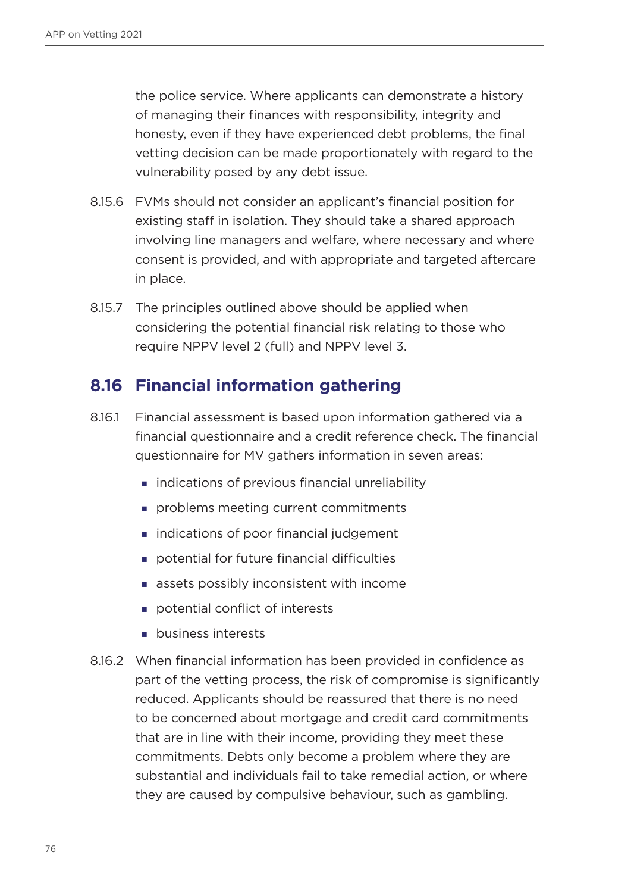the police service. Where applicants can demonstrate a history of managing their finances with responsibility, integrity and honesty, even if they have experienced debt problems, the final vetting decision can be made proportionately with regard to the vulnerability posed by any debt issue.

8.15.6 FVMs should not consider an applicant's financial position for existing staff in isolation. They should take a shared approach involving line managers and welfare, where necessary and where consent is provided, and with appropriate and targeted aftercare in place.

8.15.7 The principles outlined above should be applied when considering the potential financial risk relating to those who require NPPV level 2 (full) and NPPV level 3.

## 8.16 Financial information gathering

8.16.1 Financial assessment is based upon information gathered via a financial questionnaire and a credit reference check. The financial questionnaire for MV gathers information in seven areas:

- indications of previous financial unreliability
- problems meeting current commitments
- indications of poor financial judgement
- potential for future financial difficulties
- assets possibly inconsistent with income
- potential conflict of interests
- business interests

8.16.2 When financial information has been provided in confidence as part of the vetting process, the risk of compromise is significantly reduced. Applicants should be reassured that there is no need to be concerned about mortgage and credit card commitments that are in line with their income, providing they meet these commitments. Debts only become a problem where they are substantial and individuals fail to take remedial action, or where they are caused by compulsive behaviour, such as gambling.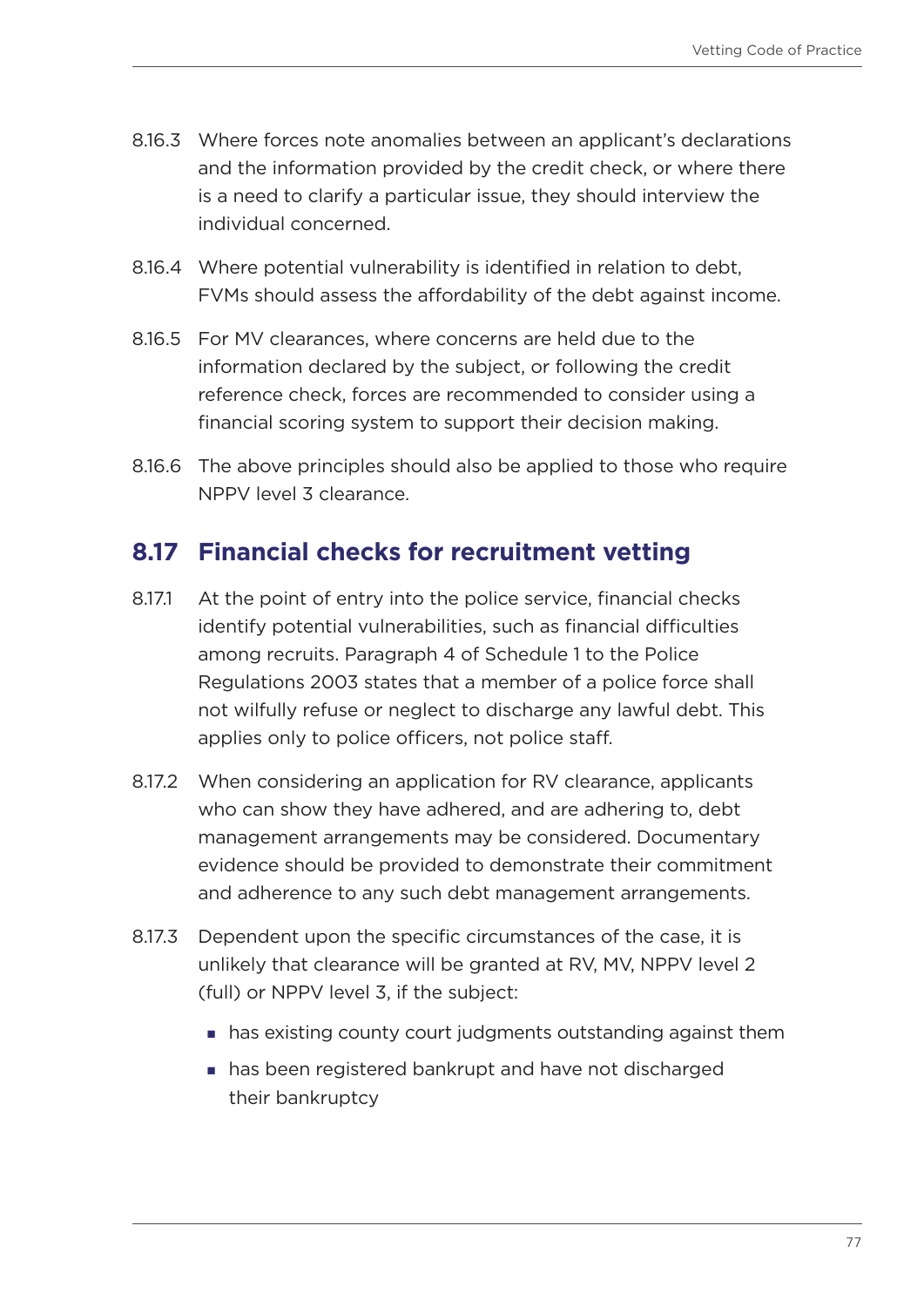8.16.3 Where forces note anomalies between an applicant's declarations and the information provided by the credit check, or where there is a need to clarify a particular issue, they should interview the individual concerned.

8.16.4 Where potential vulnerability is identified in relation to debt, FVMs should assess the affordability of the debt against income.

8.16.5 For MV clearances, where concerns are held due to the information declared by the subject, or following the credit reference check, forces are recommended to consider using a financial scoring system to support their decision making.

8.16.6 The above principles should also be applied to those who require NPPV level 3 clearance.

## 8.17 Financial checks for recruitment vetting

8.17.1 At the point of entry into the police service, financial checks identify potential vulnerabilities, such as financial difficulties among recruits. Paragraph 4 of Schedule 1 to the Police Regulations 2003 states that a member of a police force shall not wilfully refuse or neglect to discharge any lawful debt. This applies only to police officers, not police staff.

8.17.2 When considering an application for RV clearance, applicants who can show they have adhered, and are adhering to, debt management arrangements may be considered. Documentary evidence should be provided to demonstrate their commitment and adherence to any such debt management arrangements.

8.17.3 Dependent upon the specific circumstances of the case, it is unlikely that clearance will be granted at RV, MV, NPPV level 2 (full) or NPPV level 3, if the subject:

- has existing county court judgments outstanding against them
- has been registered bankrupt and have not discharged their bankruptcy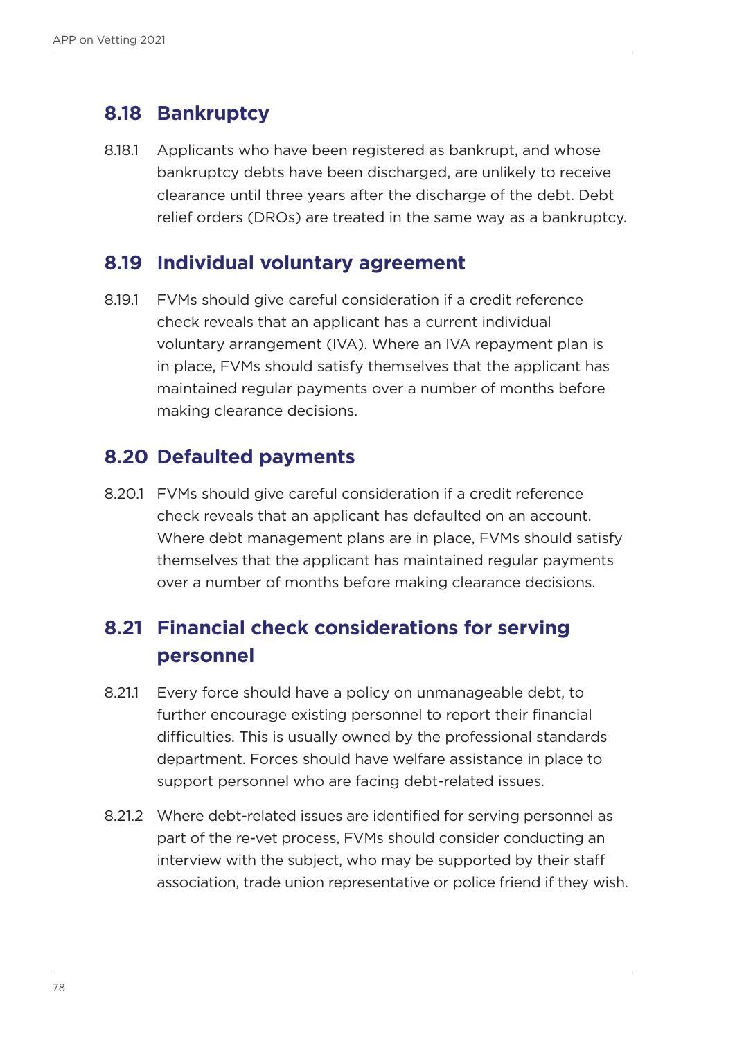## 8.18 Bankruptcy

8.18.1 Applicants who have been registered as bankrupt, and whose bankruptcy debts have been discharged, are unlikely to receive clearance until three years after the discharge of the debt. Debt relief orders (DROs) are treated in the same way as a bankruptcy.

## 8.19 Individual voluntary agreement

8.19.1 FVMs should give careful consideration if a credit reference check reveals that an applicant has a current individual voluntary arrangement (IVA). Where an IVA repayment plan is in place, FVMs should satisfy themselves that the applicant has maintained regular payments over a number of months before making clearance decisions.

## 8.20 Defaulted payments

8.20.1 FVMs should give careful consideration if a credit reference check reveals that an applicant has defaulted on an account. Where debt management plans are in place, FVMs should satisfy themselves that the applicant has maintained regular payments over a number of months before making clearance decisions.

## 8.21 Financial check considerations for serving personnel

8.21.1 Every force should have a policy on unmanageable debt, to further encourage existing personnel to report their financial difficulties. This is usually owned by the professional standards department. Forces should have welfare assistance in place to support personnel who are facing debt-related issues.

8.21.2 Where debt-related issues are identified for serving personnel as part of the re-vet process, FVMs should consider conducting an interview with the subject, who may be supported by their staff association, trade union representative or police friend if they wish.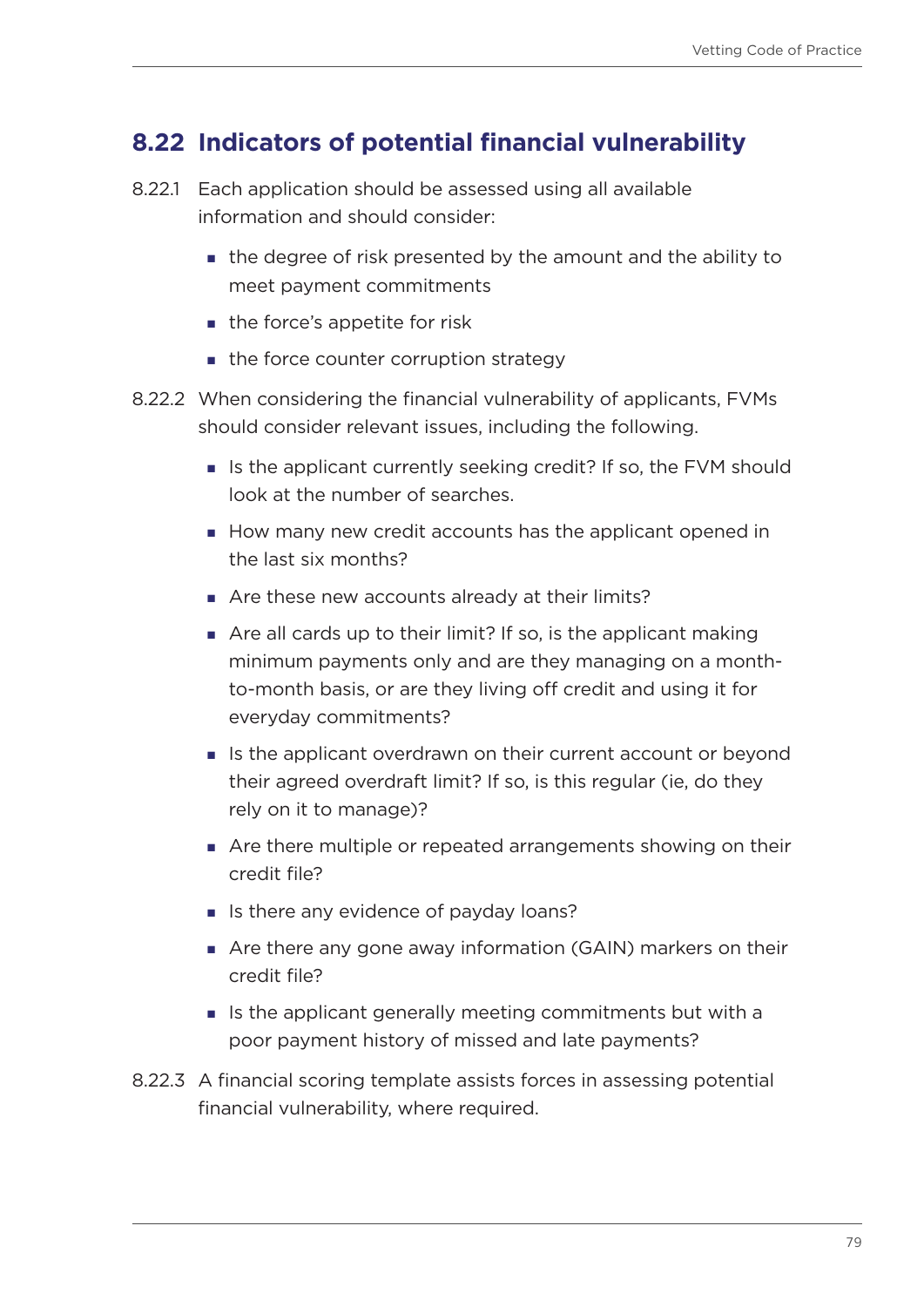## 8.22 Indicators of potential financial vulnerability

8.22.1 Each application should be assessed using all available information and should consider:

- the degree of risk presented by the amount and the ability to meet payment commitments
- the force's appetite for risk
- the force counter corruption strategy

8.22.2 When considering the financial vulnerability of applicants, FVMs should consider relevant issues, including the following.

- Is the applicant currently seeking credit? If so, the FVM should look at the number of searches.
- How many new credit accounts has the applicant opened in the last six months?
- Are these new accounts already at their limits?
- Are all cards up to their limit? If so, is the applicant making minimum payments only and are they managing on a month-to-month basis, or are they living off credit and using it for everyday commitments?
- Is the applicant overdrawn on their current account or beyond their agreed overdraft limit? If so, is this regular (ie, do they rely on it to manage)?
- Are there multiple or repeated arrangements showing on their credit file?
- Is there any evidence of payday loans?
- Are there any gone away information (GAIN) markers on their credit file?
- Is the applicant generally meeting commitments but with a poor payment history of missed and late payments?

8.22.3 A financial scoring template assists forces in assessing potential financial vulnerability, where required.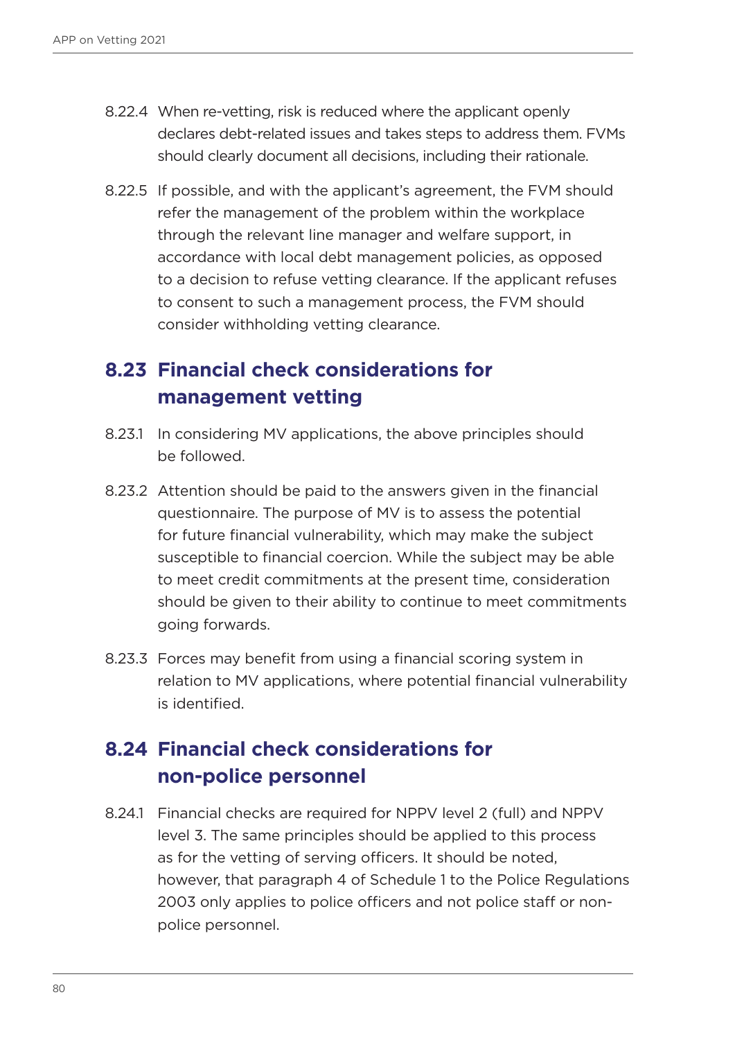8.22.4 When re-vetting, risk is reduced where the applicant openly declares debt-related issues and takes steps to address them. FVMs should clearly document all decisions, including their rationale.

8.22.5 If possible, and with the applicant's agreement, the FVM should refer the management of the problem within the workplace through the relevant line manager and welfare support, in accordance with local debt management policies, as opposed to a decision to refuse vetting clearance. If the applicant refuses to consent to such a management process, the FVM should consider withholding vetting clearance.

## 8.23 Financial check considerations for management vetting

8.23.1 In considering MV applications, the above principles should be followed.

8.23.2 Attention should be paid to the answers given in the financial questionnaire. The purpose of MV is to assess the potential for future financial vulnerability, which may make the subject susceptible to financial coercion. While the subject may be able to meet credit commitments at the present time, consideration should be given to their ability to continue to meet commitments going forwards.

8.23.3 Forces may benefit from using a financial scoring system in relation to MV applications, where potential financial vulnerability is identified.

## 8.24 Financial check considerations for non-police personnel

8.24.1 Financial checks are required for NPPV level 2 (full) and NPPV level 3. The same principles should be applied to this process as for the vetting of serving officers. It should be noted, however, that paragraph 4 of Schedule 1 to the Police Regulations 2003 only applies to police officers and not police staff or non-police personnel.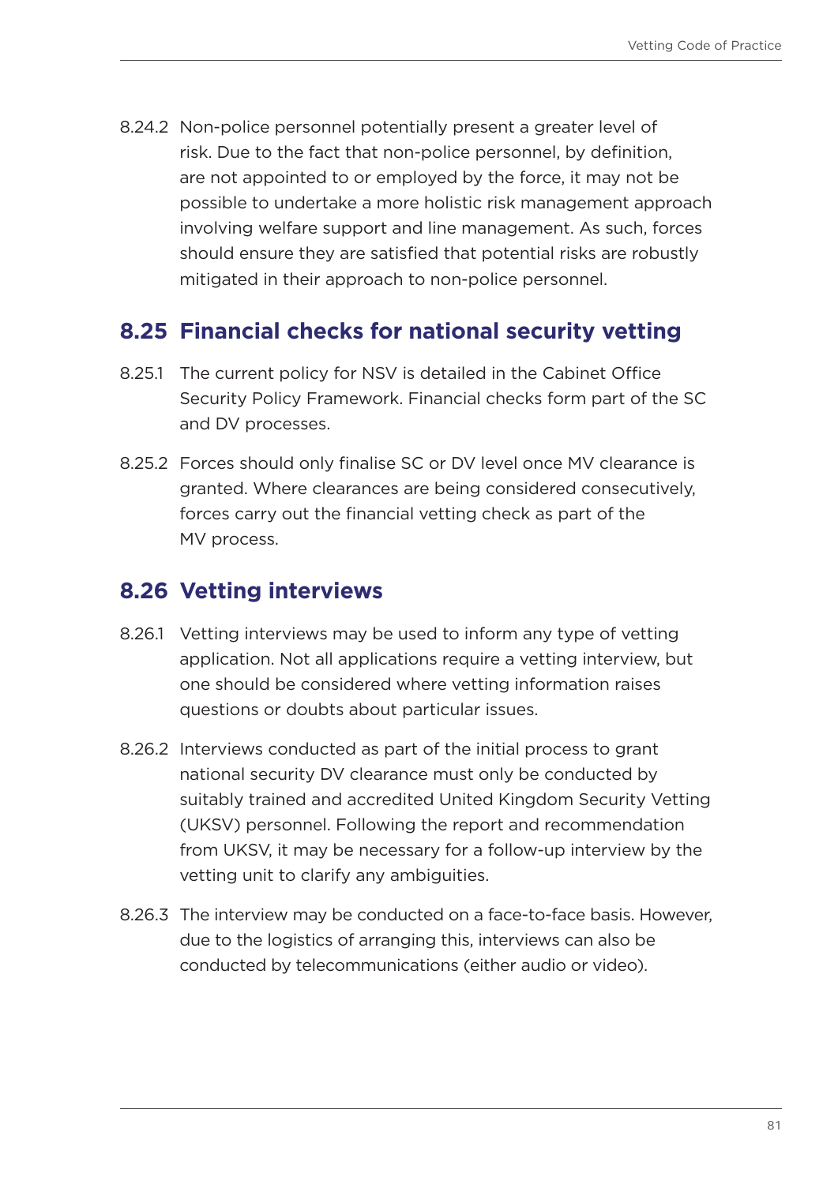8.24.2 Non-police personnel potentially present a greater level of risk. Due to the fact that non-police personnel, by definition, are not appointed to or employed by the force, it may not be possible to undertake a more holistic risk management approach involving welfare support and line management. As such, forces should ensure they are satisfied that potential risks are robustly mitigated in their approach to non-police personnel.

## 8.25 Financial checks for national security vetting

8.25.1 The current policy for NSV is detailed in the Cabinet Office Security Policy Framework. Financial checks form part of the SC and DV processes.

8.25.2 Forces should only finalise SC or DV level once MV clearance is granted. Where clearances are being considered consecutively, forces carry out the financial vetting check as part of the MV process.

## 8.26 Vetting interviews

8.26.1 Vetting interviews may be used to inform any type of vetting application. Not all applications require a vetting interview, but one should be considered where vetting information raises questions or doubts about particular issues.

8.26.2 Interviews conducted as part of the initial process to grant national security DV clearance must only be conducted by suitably trained and accredited United Kingdom Security Vetting (UKSV) personnel. Following the report and recommendation from UKSV, it may be necessary for a follow-up interview by the vetting unit to clarify any ambiguities.

8.26.3 The interview may be conducted on a face-to-face basis. However, due to the logistics of arranging this, interviews can also be conducted by telecommunications (either audio or video).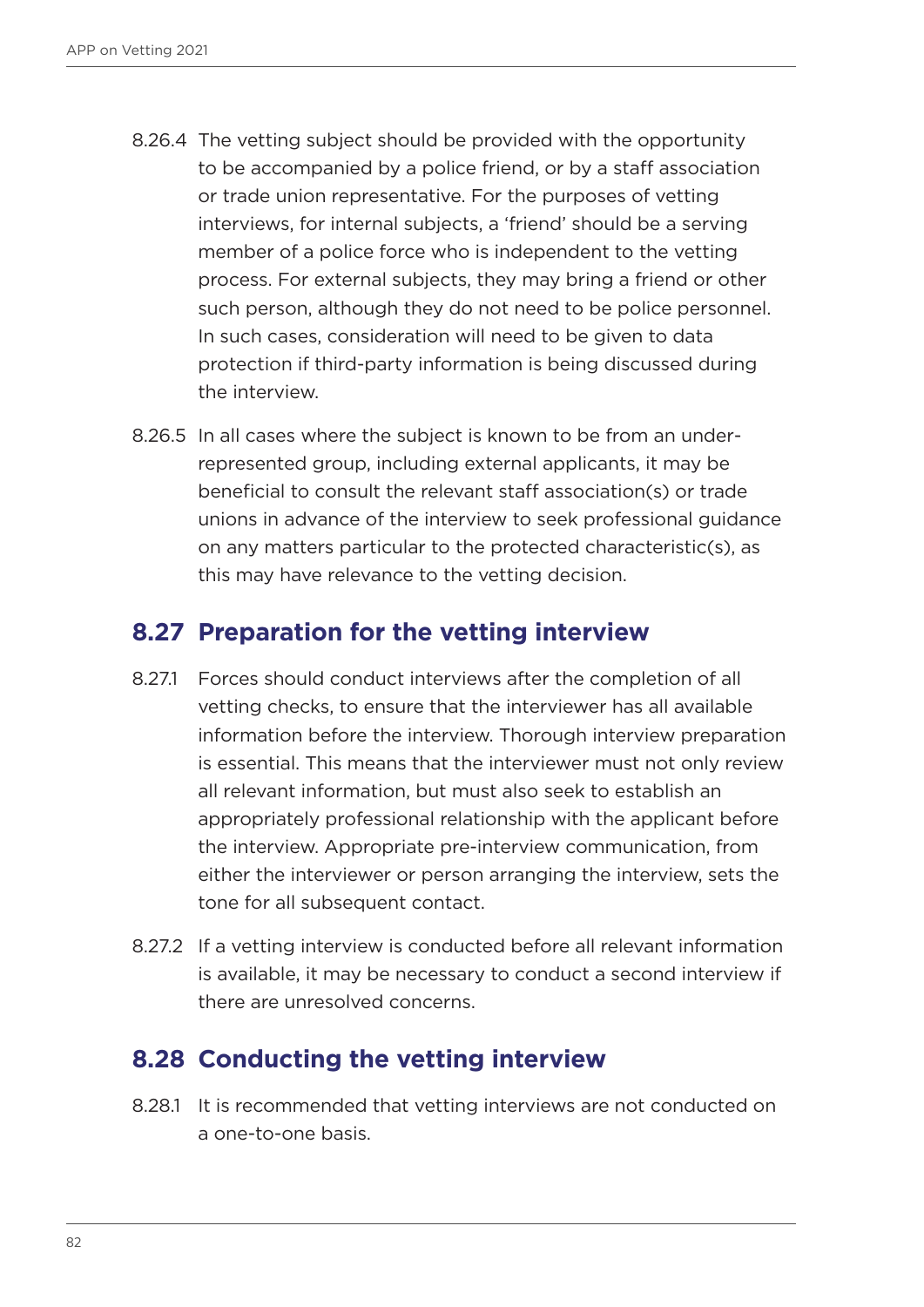8.26.4 The vetting subject should be provided with the opportunity to be accompanied by a police friend, or by a staff association or trade union representative. For the purposes of vetting interviews, for internal subjects, a 'friend' should be a serving member of a police force who is independent to the vetting process. For external subjects, they may bring a friend or other such person, although they do not need to be police personnel. In such cases, consideration will need to be given to data protection if third-party information is being discussed during the interview.

8.26.5 In all cases where the subject is known to be from an under-represented group, including external applicants, it may be beneficial to consult the relevant staff association(s) or trade unions in advance of the interview to seek professional guidance on any matters particular to the protected characteristic(s), as this may have relevance to the vetting decision.

## 8.27 Preparation for the vetting interview

8.27.1 Forces should conduct interviews after the completion of all vetting checks, to ensure that the interviewer has all available information before the interview. Thorough interview preparation is essential. This means that the interviewer must not only review all relevant information, but must also seek to establish an appropriately professional relationship with the applicant before the interview. Appropriate pre-interview communication, from either the interviewer or person arranging the interview, sets the tone for all subsequent contact.

8.27.2 If a vetting interview is conducted before all relevant information is available, it may be necessary to conduct a second interview if there are unresolved concerns.

## 8.28 Conducting the vetting interview

8.28.1 It is recommended that vetting interviews are not conducted on a one-to-one basis.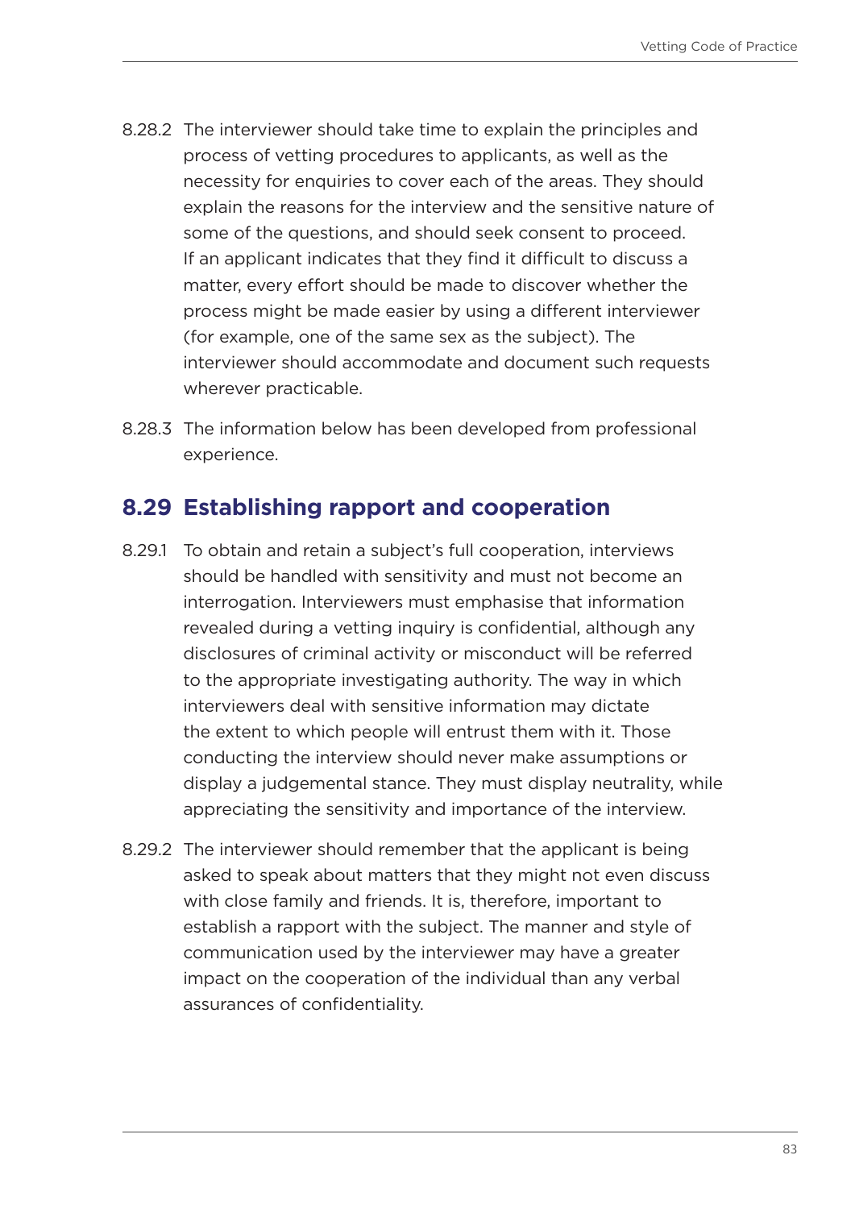8.28.2 The interviewer should take time to explain the principles and process of vetting procedures to applicants, as well as the necessity for enquiries to cover each of the areas. They should explain the reasons for the interview and the sensitive nature of some of the questions, and should seek consent to proceed. If an applicant indicates that they find it difficult to discuss a matter, every effort should be made to discover whether the process might be made easier by using a different interviewer (for example, one of the same sex as the subject). The interviewer should accommodate and document such requests wherever practicable.

8.28.3 The information below has been developed from professional experience.

## 8.29 Establishing rapport and cooperation

8.29.1 To obtain and retain a subject's full cooperation, interviews should be handled with sensitivity and must not become an interrogation. Interviewers must emphasise that information revealed during a vetting inquiry is confidential, although any disclosures of criminal activity or misconduct will be referred to the appropriate investigating authority. The way in which interviewers deal with sensitive information may dictate the extent to which people will entrust them with it. Those conducting the interview should never make assumptions or display a judgemental stance. They must display neutrality, while appreciating the sensitivity and importance of the interview.

8.29.2 The interviewer should remember that the applicant is being asked to speak about matters that they might not even discuss with close family and friends. It is, therefore, important to establish a rapport with the subject. The manner and style of communication used by the interviewer may have a greater impact on the cooperation of the individual than any verbal assurances of confidentiality.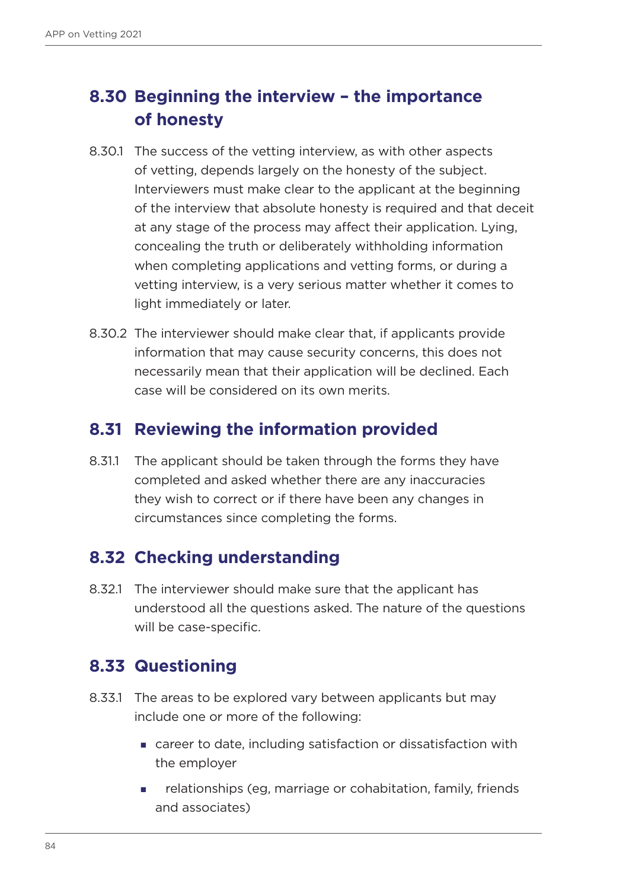## 8.30 Beginning the interview – the importance of honesty

8.30.1 The success of the vetting interview, as with other aspects of vetting, depends largely on the honesty of the subject. Interviewers must make clear to the applicant at the beginning of the interview that absolute honesty is required and that deceit at any stage of the process may affect their application. Lying, concealing the truth or deliberately withholding information when completing applications and vetting forms, or during a vetting interview, is a very serious matter whether it comes to light immediately or later.

8.30.2 The interviewer should make clear that, if applicants provide information that may cause security concerns, this does not necessarily mean that their application will be declined. Each case will be considered on its own merits.

## 8.31 Reviewing the information provided

8.31.1 The applicant should be taken through the forms they have completed and asked whether there are any inaccuracies they wish to correct or if there have been any changes in circumstances since completing the forms.

## 8.32 Checking understanding

8.32.1 The interviewer should make sure that the applicant has understood all the questions asked. The nature of the questions will be case-specific.

## 8.33 Questioning

8.33.1 The areas to be explored vary between applicants but may include one or more of the following:

- career to date, including satisfaction or dissatisfaction with the employer
- relationships (eg, marriage or cohabitation, family, friends and associates)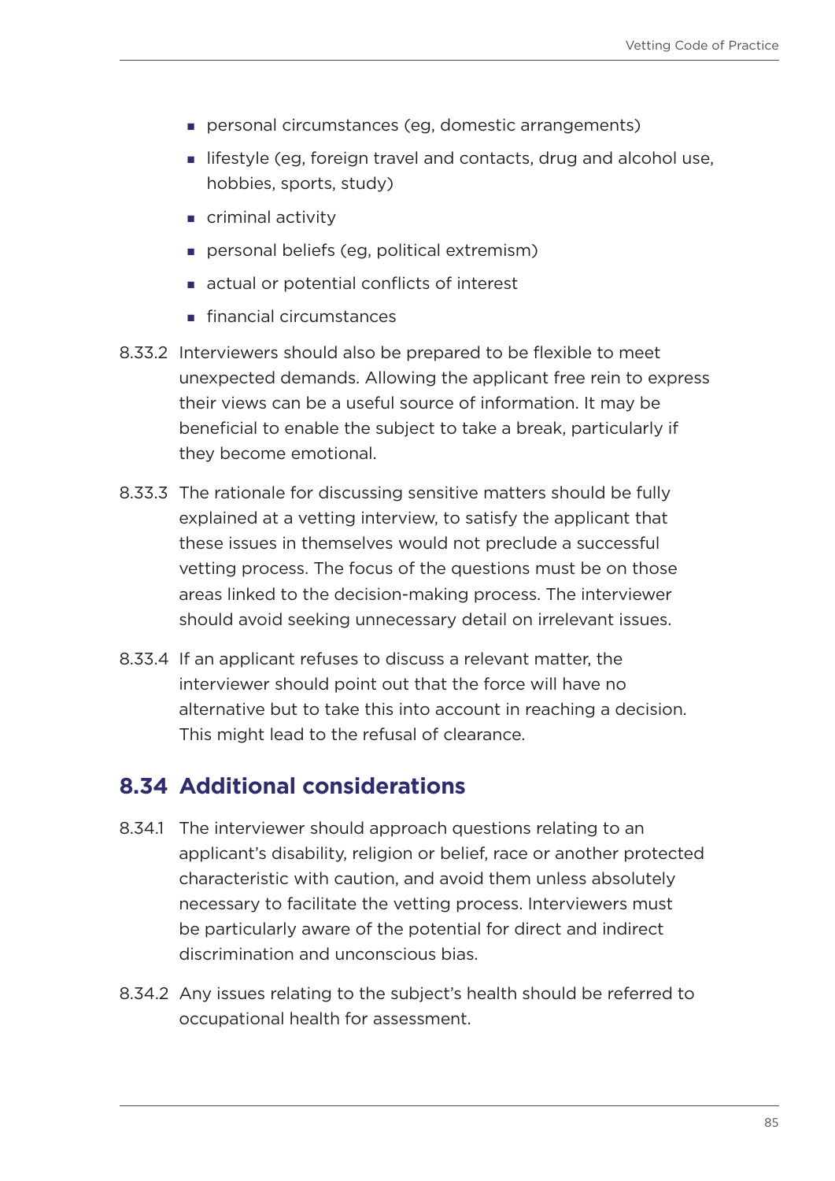- personal circumstances (eg, domestic arrangements)
- lifestyle (eg, foreign travel and contacts, drug and alcohol use, hobbies, sports, study)
- criminal activity
- personal beliefs (eg, political extremism)
- actual or potential conflicts of interest
- financial circumstances

8.33.2 Interviewers should also be prepared to be flexible to meet unexpected demands. Allowing the applicant free rein to express their views can be a useful source of information. It may be beneficial to enable the subject to take a break, particularly if they become emotional.

8.33.3 The rationale for discussing sensitive matters should be fully explained at a vetting interview, to satisfy the applicant that these issues in themselves would not preclude a successful vetting process. The focus of the questions must be on those areas linked to the decision-making process. The interviewer should avoid seeking unnecessary detail on irrelevant issues.

8.33.4 If an applicant refuses to discuss a relevant matter, the interviewer should point out that the force will have no alternative but to take this into account in reaching a decision. This might lead to the refusal of clearance.

## 8.34 Additional considerations

8.34.1 The interviewer should approach questions relating to an applicant's disability, religion or belief, race or another protected characteristic with caution, and avoid them unless absolutely necessary to facilitate the vetting process. Interviewers must be particularly aware of the potential for direct and indirect discrimination and unconscious bias.

8.34.2 Any issues relating to the subject's health should be referred to occupational health for assessment.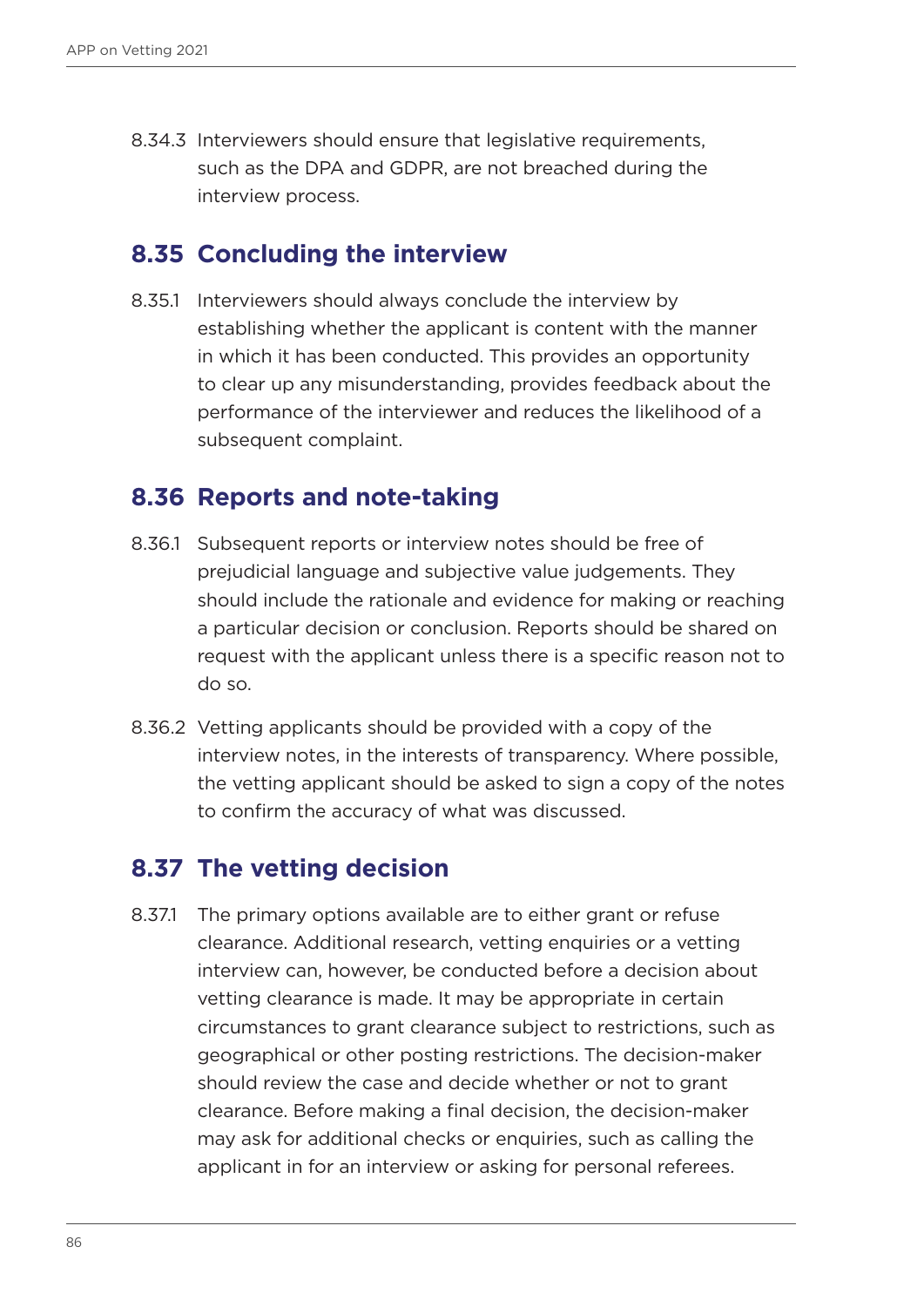8.34.3 Interviewers should ensure that legislative requirements, such as the DPA and GDPR, are not breached during the interview process.

## 8.35 Concluding the interview

8.35.1 Interviewers should always conclude the interview by establishing whether the applicant is content with the manner in which it has been conducted. This provides an opportunity to clear up any misunderstanding, provides feedback about the performance of the interviewer and reduces the likelihood of a subsequent complaint.

## 8.36 Reports and note-taking

8.36.1 Subsequent reports or interview notes should be free of prejudicial language and subjective value judgements. They should include the rationale and evidence for making or reaching a particular decision or conclusion. Reports should be shared on request with the applicant unless there is a specific reason not to do so.

8.36.2 Vetting applicants should be provided with a copy of the interview notes, in the interests of transparency. Where possible, the vetting applicant should be asked to sign a copy of the notes to confirm the accuracy of what was discussed.

## 8.37 The vetting decision

8.37.1 The primary options available are to either grant or refuse clearance. Additional research, vetting enquiries or a vetting interview can, however, be conducted before a decision about vetting clearance is made. It may be appropriate in certain circumstances to grant clearance subject to restrictions, such as geographical or other posting restrictions. The decision-maker should review the case and decide whether or not to grant clearance. Before making a final decision, the decision-maker may ask for additional checks or enquiries, such as calling the applicant in for an interview or asking for personal referees.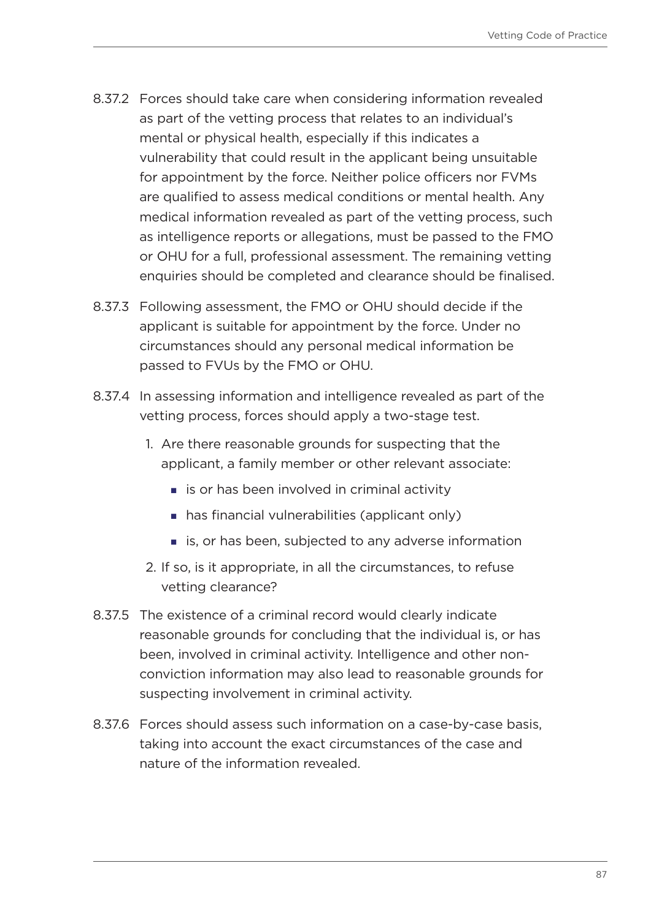8.37.2 Forces should take care when considering information revealed as part of the vetting process that relates to an individual's mental or physical health, especially if this indicates a vulnerability that could result in the applicant being unsuitable for appointment by the force. Neither police officers nor FVMs are qualified to assess medical conditions or mental health. Any medical information revealed as part of the vetting process, such as intelligence reports or allegations, must be passed to the FMO or OHU for a full, professional assessment. The remaining vetting enquiries should be completed and clearance should be finalised.

8.37.3 Following assessment, the FMO or OHU should decide if the applicant is suitable for appointment by the force. Under no circumstances should any personal medical information be passed to FVUs by the FMO or OHU.

8.37.4 In assessing information and intelligence revealed as part of the vetting process, forces should apply a two-stage test.

1. Are there reasonable grounds for suspecting that the applicant, a family member or other relevant associate:
   - is or has been involved in criminal activity
   - has financial vulnerabilities (applicant only)
   - is, or has been, subjected to any adverse information
2. If so, is it appropriate, in all the circumstances, to refuse vetting clearance?

8.37.5 The existence of a criminal record would clearly indicate reasonable grounds for concluding that the individual is, or has been, involved in criminal activity. Intelligence and other non-conviction information may also lead to reasonable grounds for suspecting involvement in criminal activity.

8.37.6 Forces should assess such information on a case-by-case basis, taking into account the exact circumstances of the case and nature of the information revealed.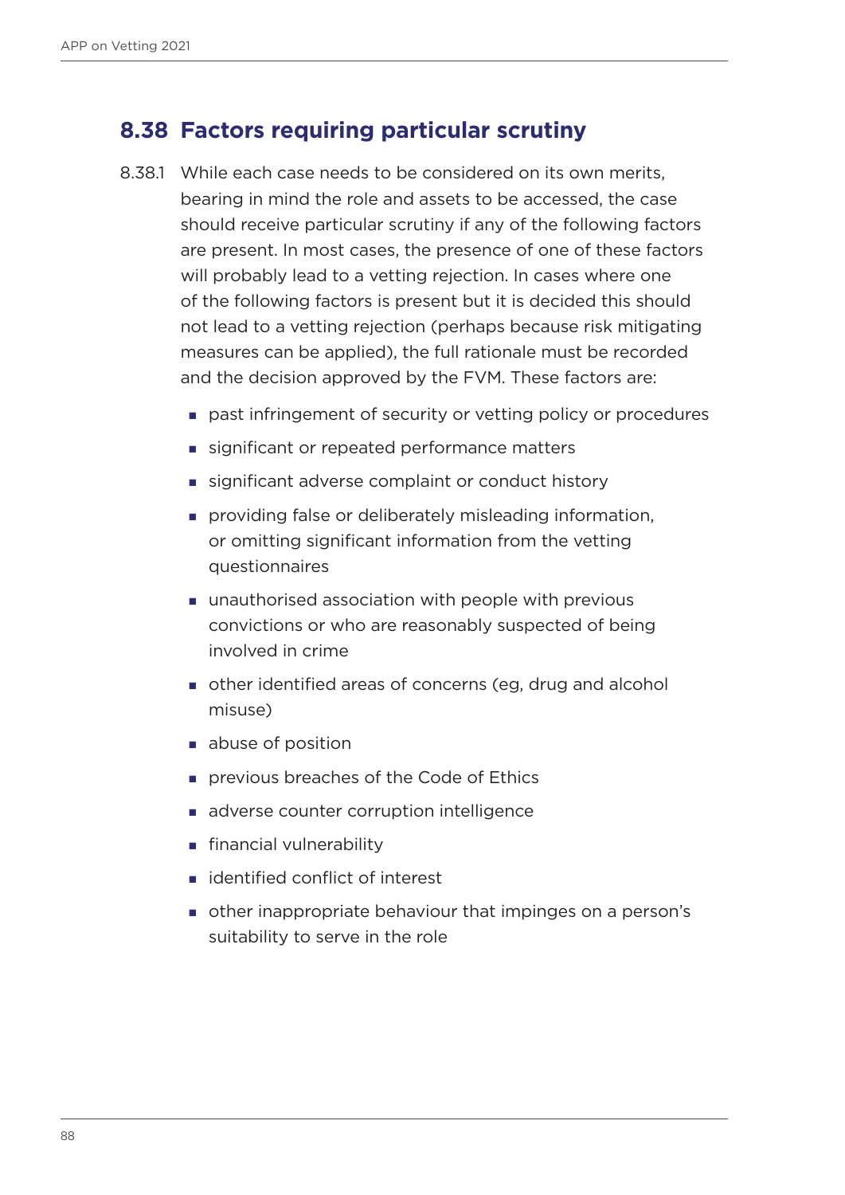## 8.38 Factors requiring particular scrutiny

8.38.1 While each case needs to be considered on its own merits, bearing in mind the role and assets to be accessed, the case should receive particular scrutiny if any of the following factors are present. In most cases, the presence of one of these factors will probably lead to a vetting rejection. In cases where one of the following factors is present but it is decided this should not lead to a vetting rejection (perhaps because risk mitigating measures can be applied), the full rationale must be recorded and the decision approved by the FVM. These factors are:

- past infringement of security or vetting policy or procedures
- significant or repeated performance matters
- significant adverse complaint or conduct history
- providing false or deliberately misleading information, or omitting significant information from the vetting questionnaires
- unauthorised association with people with previous convictions or who are reasonably suspected of being involved in crime
- other identified areas of concerns (eg, drug and alcohol misuse)
- abuse of position
- previous breaches of the Code of Ethics
- adverse counter corruption intelligence
- financial vulnerability
- identified conflict of interest
- other inappropriate behaviour that impinges on a person's suitability to serve in the role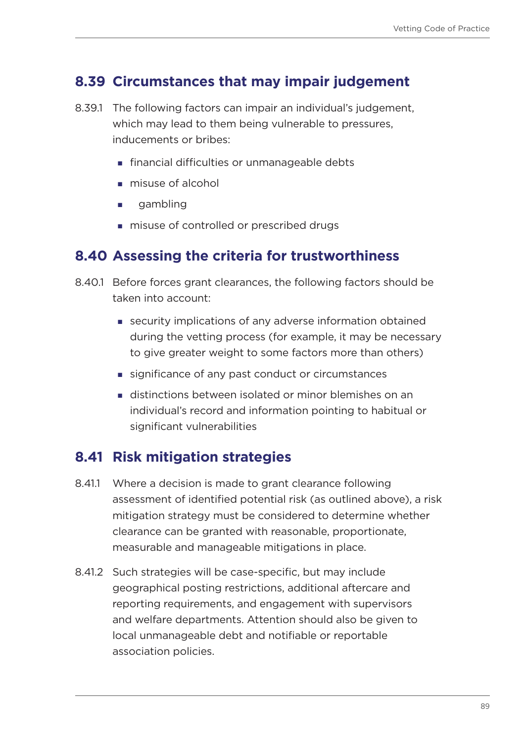## 8.39 Circumstances that may impair judgement

8.39.1 The following factors can impair an individual's judgement, which may lead to them being vulnerable to pressures, inducements or bribes:

- financial difficulties or unmanageable debts
- misuse of alcohol
- gambling
- misuse of controlled or prescribed drugs

## 8.40 Assessing the criteria for trustworthiness

8.40.1 Before forces grant clearances, the following factors should be taken into account:

- security implications of any adverse information obtained during the vetting process (for example, it may be necessary to give greater weight to some factors more than others)
- significance of any past conduct or circumstances
- distinctions between isolated or minor blemishes on an individual's record and information pointing to habitual or significant vulnerabilities

## 8.41 Risk mitigation strategies

8.41.1 Where a decision is made to grant clearance following assessment of identified potential risk (as outlined above), a risk mitigation strategy must be considered to determine whether clearance can be granted with reasonable, proportionate, measurable and manageable mitigations in place.

8.41.2 Such strategies will be case-specific, but may include geographical posting restrictions, additional aftercare and reporting requirements, and engagement with supervisors and welfare departments. Attention should also be given to local unmanageable debt and notifiable or reportable association policies.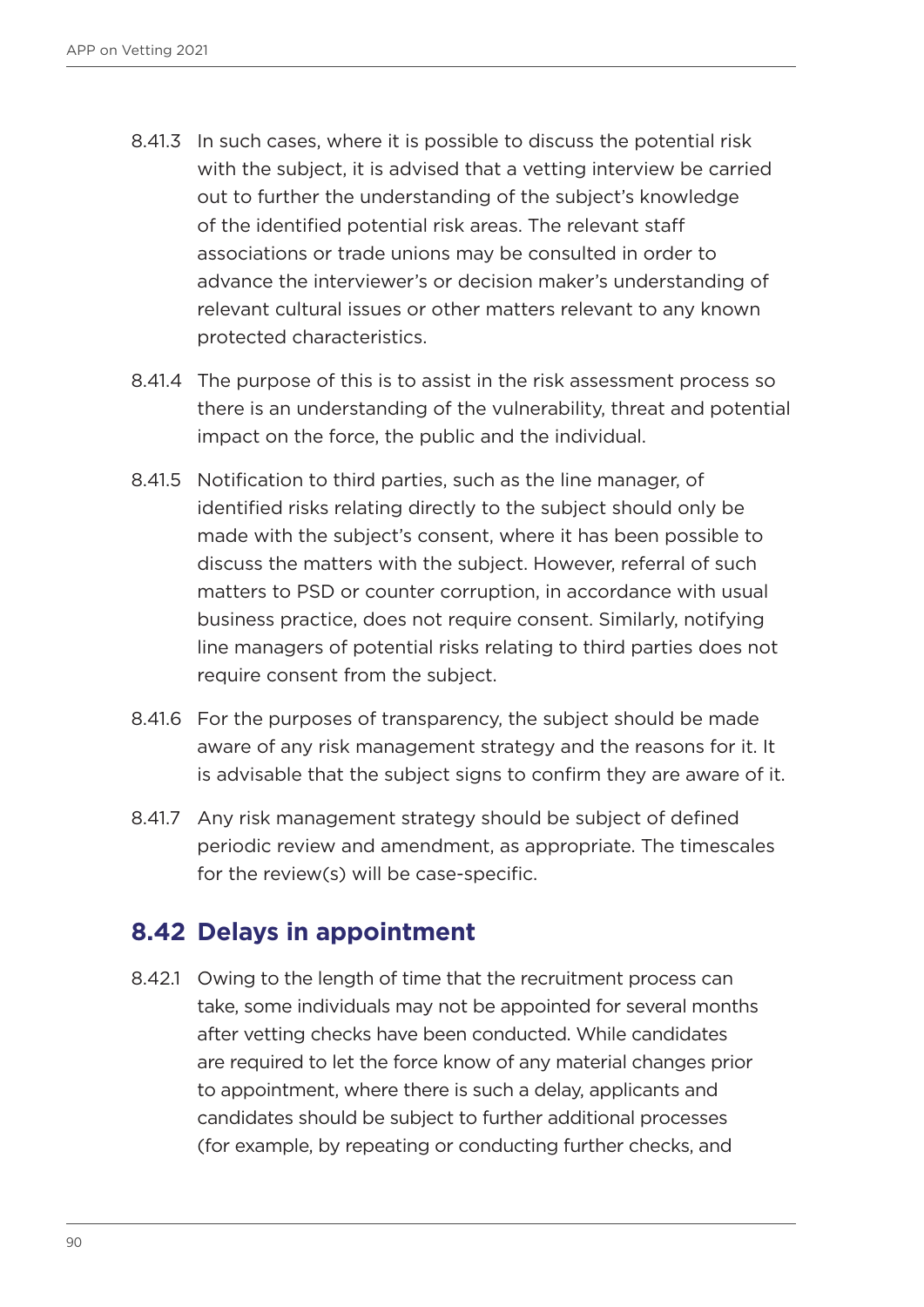8.41.3 In such cases, where it is possible to discuss the potential risk with the subject, it is advised that a vetting interview be carried out to further the understanding of the subject's knowledge of the identified potential risk areas. The relevant staff associations or trade unions may be consulted in order to advance the interviewer's or decision maker's understanding of relevant cultural issues or other matters relevant to any known protected characteristics.

8.41.4 The purpose of this is to assist in the risk assessment process so there is an understanding of the vulnerability, threat and potential impact on the force, the public and the individual.

8.41.5 Notification to third parties, such as the line manager, of identified risks relating directly to the subject should only be made with the subject's consent, where it has been possible to discuss the matters with the subject. However, referral of such matters to PSD or counter corruption, in accordance with usual business practice, does not require consent. Similarly, notifying line managers of potential risks relating to third parties does not require consent from the subject.

8.41.6 For the purposes of transparency, the subject should be made aware of any risk management strategy and the reasons for it. It is advisable that the subject signs to confirm they are aware of it.

8.41.7 Any risk management strategy should be subject of defined periodic review and amendment, as appropriate. The timescales for the review(s) will be case-specific.

## 8.42 Delays in appointment

8.42.1 Owing to the length of time that the recruitment process can take, some individuals may not be appointed for several months after vetting checks have been conducted. While candidates are required to let the force know of any material changes prior to appointment, where there is such a delay, applicants and candidates should be subject to further additional processes (for example, by repeating or conducting further checks, and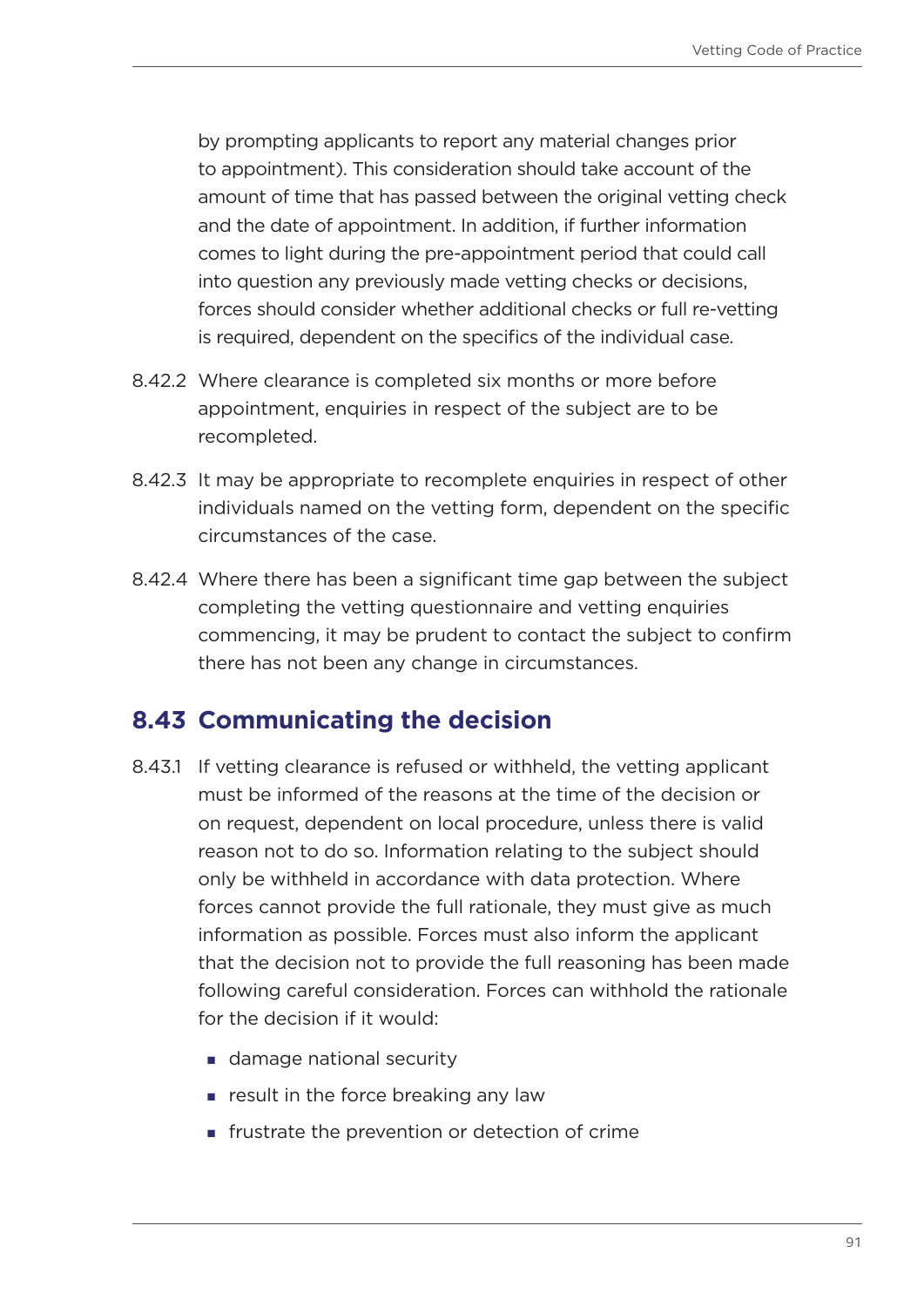by prompting applicants to report any material changes prior to appointment). This consideration should take account of the amount of time that has passed between the original vetting check and the date of appointment. In addition, if further information comes to light during the pre-appointment period that could call into question any previously made vetting checks or decisions, forces should consider whether additional checks or full re-vetting is required, dependent on the specifics of the individual case.

8.42.2 Where clearance is completed six months or more before appointment, enquiries in respect of the subject are to be recompleted.

8.42.3 It may be appropriate to recomplete enquiries in respect of other individuals named on the vetting form, dependent on the specific circumstances of the case.

8.42.4 Where there has been a significant time gap between the subject completing the vetting questionnaire and vetting enquiries commencing, it may be prudent to contact the subject to confirm there has not been any change in circumstances.

## 8.43 Communicating the decision

8.43.1 If vetting clearance is refused or withheld, the vetting applicant must be informed of the reasons at the time of the decision or on request, dependent on local procedure, unless there is valid reason not to do so. Information relating to the subject should only be withheld in accordance with data protection. Where forces cannot provide the full rationale, they must give as much information as possible. Forces must also inform the applicant that the decision not to provide the full reasoning has been made following careful consideration. Forces can withhold the rationale for the decision if it would:

- damage national security
- result in the force breaking any law
- frustrate the prevention or detection of crime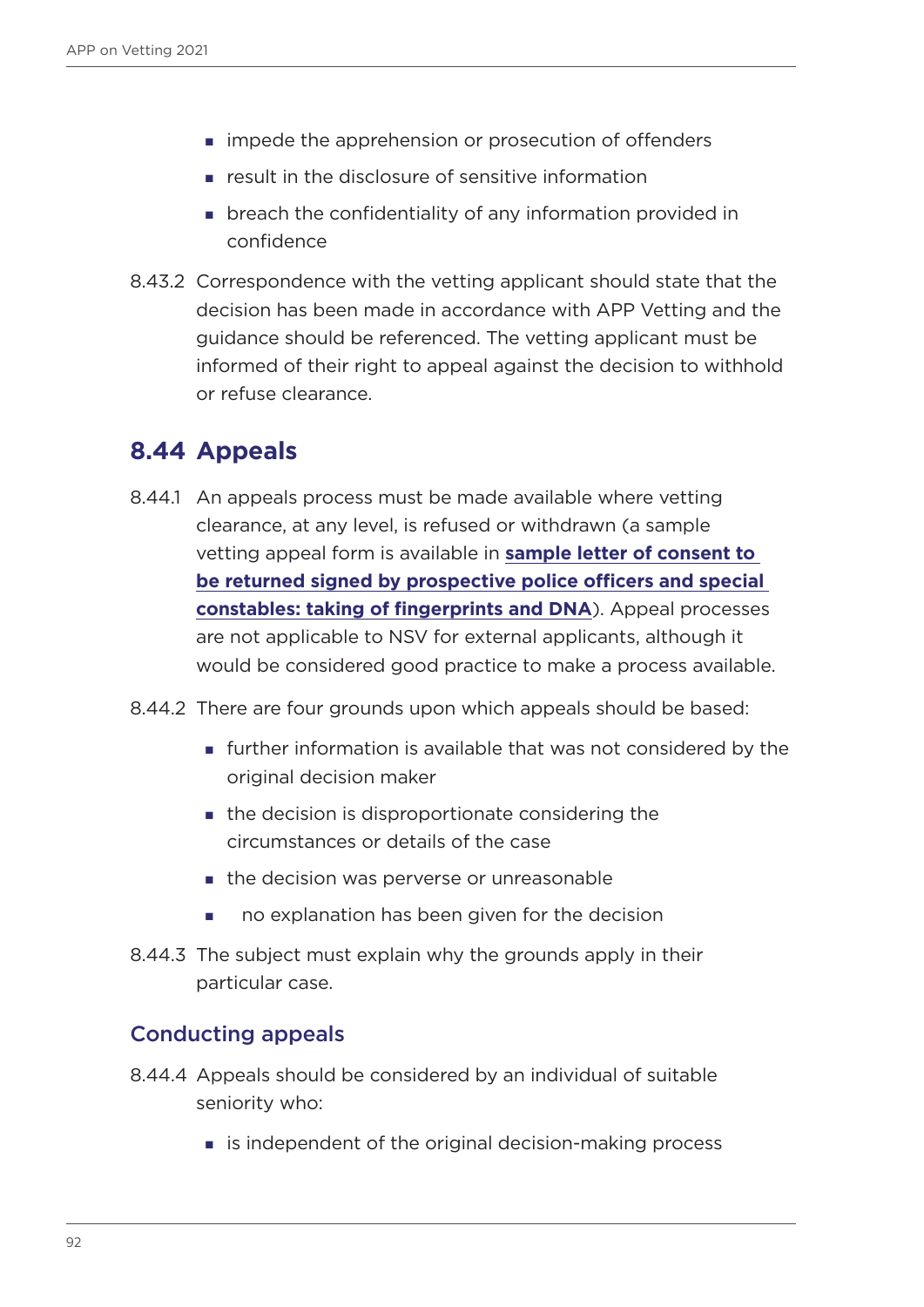- impede the apprehension or prosecution of offenders
- result in the disclosure of sensitive information
- breach the confidentiality of any information provided in confidence

8.43.2 Correspondence with the vetting applicant should state that the decision has been made in accordance with APP Vetting and the guidance should be referenced. The vetting applicant must be informed of their right to appeal against the decision to withhold or refuse clearance.

## 8.44 Appeals

8.44.1 An appeals process must be made available where vetting clearance, at any level, is refused or withdrawn (a sample vetting appeal form is available in **sample letter of consent to be returned signed by prospective police officers and special constables: taking of fingerprints and DNA**). Appeal processes are not applicable to NSV for external applicants, although it would be considered good practice to make a process available.

8.44.2 There are four grounds upon which appeals should be based:

- further information is available that was not considered by the original decision maker
- the decision is disproportionate considering the circumstances or details of the case
- the decision was perverse or unreasonable
- no explanation has been given for the decision

8.44.3 The subject must explain why the grounds apply in their particular case.

### Conducting appeals

8.44.4 Appeals should be considered by an individual of suitable seniority who:

- is independent of the original decision-making process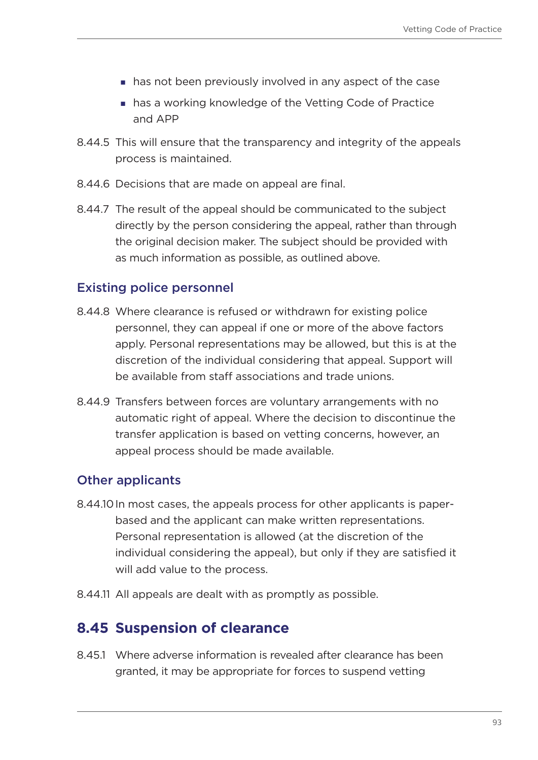- has not been previously involved in any aspect of the case
- has a working knowledge of the Vetting Code of Practice and APP

8.44.5 This will ensure that the transparency and integrity of the appeals process is maintained.

8.44.6 Decisions that are made on appeal are final.

8.44.7 The result of the appeal should be communicated to the subject directly by the person considering the appeal, rather than through the original decision maker. The subject should be provided with as much information as possible, as outlined above.

### Existing police personnel

8.44.8 Where clearance is refused or withdrawn for existing police personnel, they can appeal if one or more of the above factors apply. Personal representations may be allowed, but this is at the discretion of the individual considering that appeal. Support will be available from staff associations and trade unions.

8.44.9 Transfers between forces are voluntary arrangements with no automatic right of appeal. Where the decision to discontinue the transfer application is based on vetting concerns, however, an appeal process should be made available.

### Other applicants

8.44.10 In most cases, the appeals process for other applicants is paper-based and the applicant can make written representations. Personal representation is allowed (at the discretion of the individual considering the appeal), but only if they are satisfied it will add value to the process.

8.44.11 All appeals are dealt with as promptly as possible.

## 8.45 Suspension of clearance

8.45.1 Where adverse information is revealed after clearance has been granted, it may be appropriate for forces to suspend vetting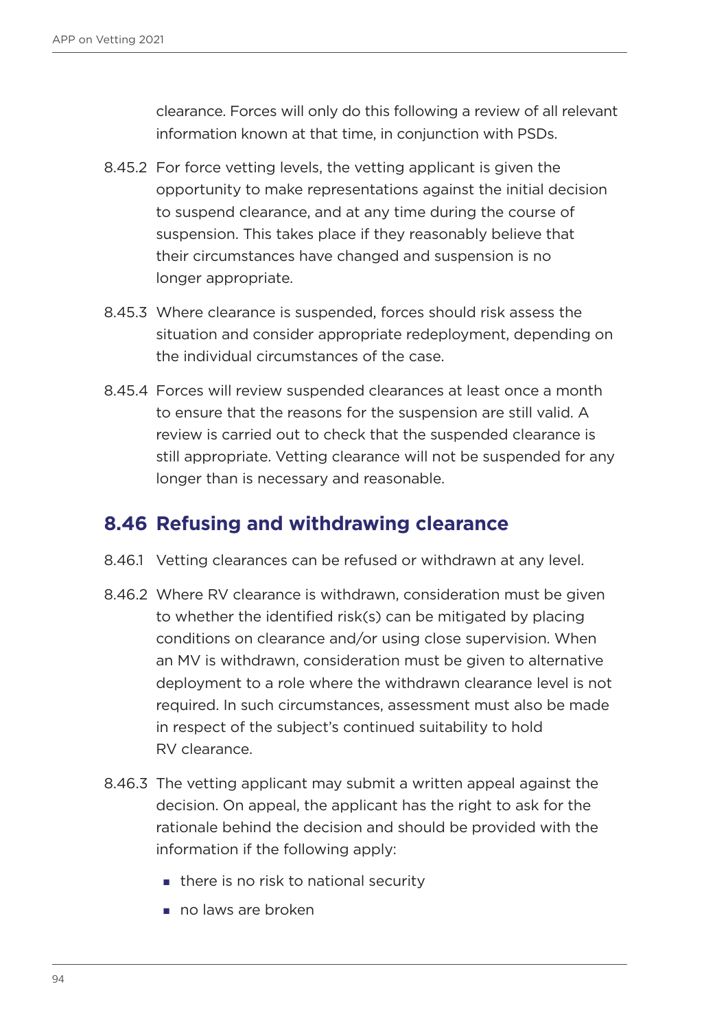clearance. Forces will only do this following a review of all relevant information known at that time, in conjunction with PSDs.

8.45.2 For force vetting levels, the vetting applicant is given the opportunity to make representations against the initial decision to suspend clearance, and at any time during the course of suspension. This takes place if they reasonably believe that their circumstances have changed and suspension is no longer appropriate.

8.45.3 Where clearance is suspended, forces should risk assess the situation and consider appropriate redeployment, depending on the individual circumstances of the case.

8.45.4 Forces will review suspended clearances at least once a month to ensure that the reasons for the suspension are still valid. A review is carried out to check that the suspended clearance is still appropriate. Vetting clearance will not be suspended for any longer than is necessary and reasonable.

## 8.46 Refusing and withdrawing clearance

8.46.1 Vetting clearances can be refused or withdrawn at any level.

8.46.2 Where RV clearance is withdrawn, consideration must be given to whether the identified risk(s) can be mitigated by placing conditions on clearance and/or using close supervision. When an MV is withdrawn, consideration must be given to alternative deployment to a role where the withdrawn clearance level is not required. In such circumstances, assessment must also be made in respect of the subject's continued suitability to hold RV clearance.

8.46.3 The vetting applicant may submit a written appeal against the decision. On appeal, the applicant has the right to ask for the rationale behind the decision and should be provided with the information if the following apply:

- there is no risk to national security
- no laws are broken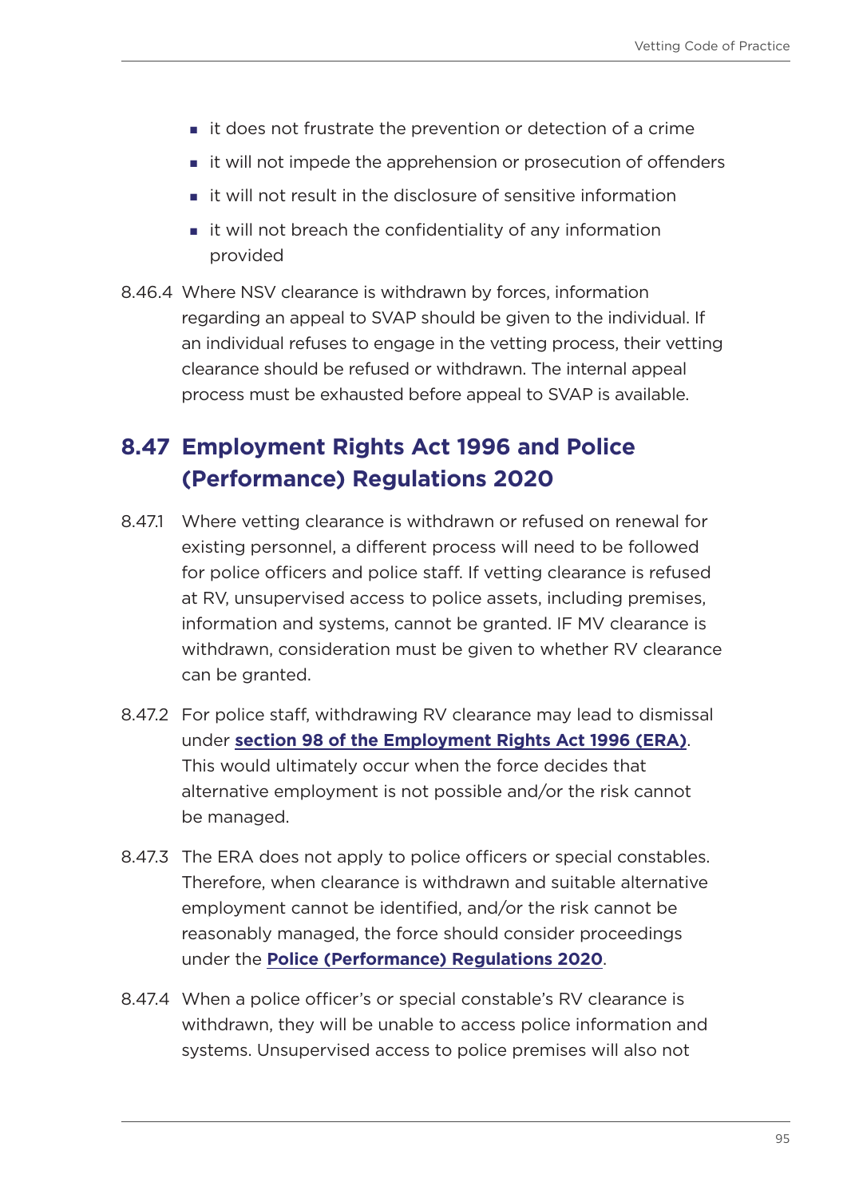- it does not frustrate the prevention or detection of a crime
- it will not impede the apprehension or prosecution of offenders
- it will not result in the disclosure of sensitive information
- it will not breach the confidentiality of any information provided

8.46.4 Where NSV clearance is withdrawn by forces, information regarding an appeal to SVAP should be given to the individual. If an individual refuses to engage in the vetting process, their vetting clearance should be refused or withdrawn. The internal appeal process must be exhausted before appeal to SVAP is available.

## 8.47 Employment Rights Act 1996 and Police (Performance) Regulations 2020

8.47.1 Where vetting clearance is withdrawn or refused on renewal for existing personnel, a different process will need to be followed for police officers and police staff. If vetting clearance is refused at RV, unsupervised access to police assets, including premises, information and systems, cannot be granted. IF MV clearance is withdrawn, consideration must be given to whether RV clearance can be granted.

8.47.2 For police staff, withdrawing RV clearance may lead to dismissal under **section 98 of the Employment Rights Act 1996 (ERA)**. This would ultimately occur when the force decides that alternative employment is not possible and/or the risk cannot be managed.

8.47.3 The ERA does not apply to police officers or special constables. Therefore, when clearance is withdrawn and suitable alternative employment cannot be identified, and/or the risk cannot be reasonably managed, the force should consider proceedings under the **Police (Performance) Regulations 2020**.

8.47.4 When a police officer's or special constable's RV clearance is withdrawn, they will be unable to access police information and systems. Unsupervised access to police premises will also not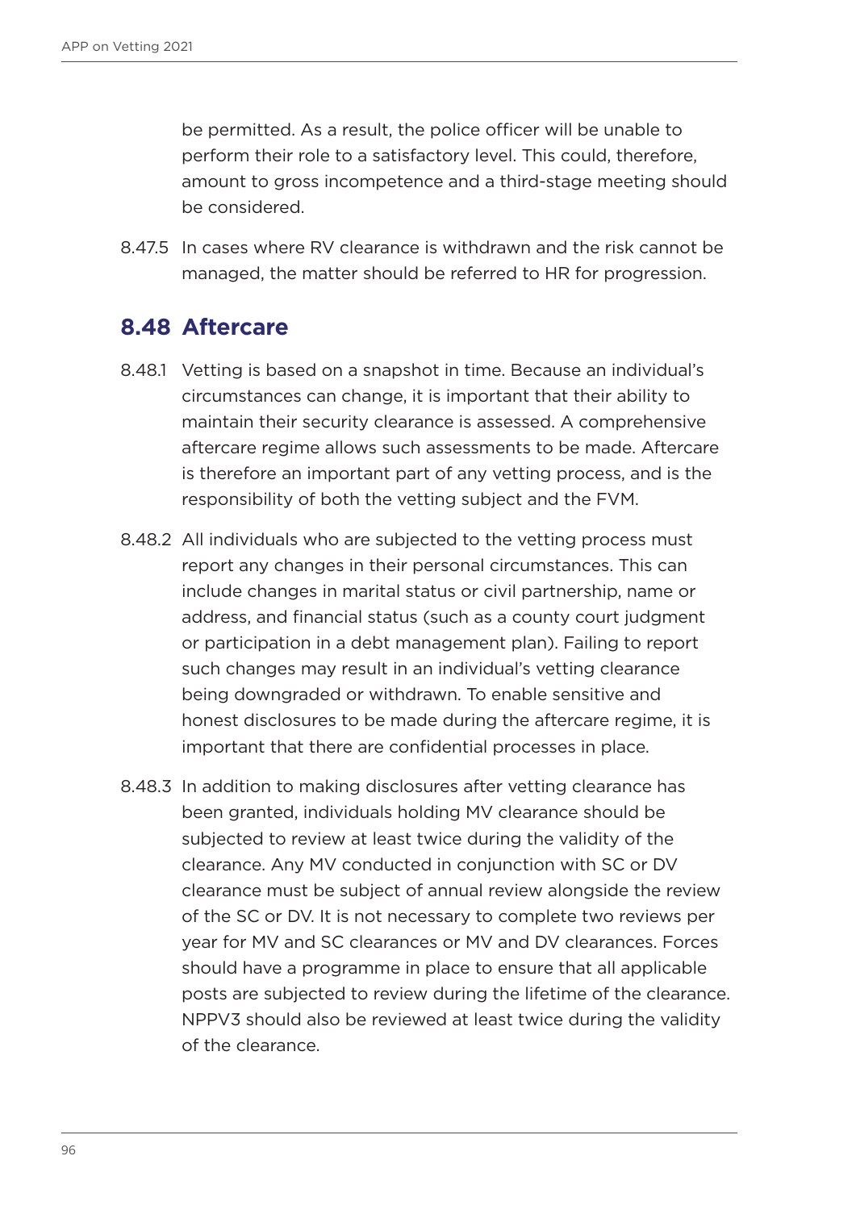be permitted. As a result, the police officer will be unable to perform their role to a satisfactory level. This could, therefore, amount to gross incompetence and a third-stage meeting should be considered.

8.47.5 In cases where RV clearance is withdrawn and the risk cannot be managed, the matter should be referred to HR for progression.

## 8.48 Aftercare

8.48.1 Vetting is based on a snapshot in time. Because an individual's circumstances can change, it is important that their ability to maintain their security clearance is assessed. A comprehensive aftercare regime allows such assessments to be made. Aftercare is therefore an important part of any vetting process, and is the responsibility of both the vetting subject and the FVM.

8.48.2 All individuals who are subjected to the vetting process must report any changes in their personal circumstances. This can include changes in marital status or civil partnership, name or address, and financial status (such as a county court judgment or participation in a debt management plan). Failing to report such changes may result in an individual's vetting clearance being downgraded or withdrawn. To enable sensitive and honest disclosures to be made during the aftercare regime, it is important that there are confidential processes in place.

8.48.3 In addition to making disclosures after vetting clearance has been granted, individuals holding MV clearance should be subjected to review at least twice during the validity of the clearance. Any MV conducted in conjunction with SC or DV clearance must be subject of annual review alongside the review of the SC or DV. It is not necessary to complete two reviews per year for MV and SC clearances or MV and DV clearances. Forces should have a programme in place to ensure that all applicable posts are subjected to review during the lifetime of the clearance. NPPV3 should also be reviewed at least twice during the validity of the clearance.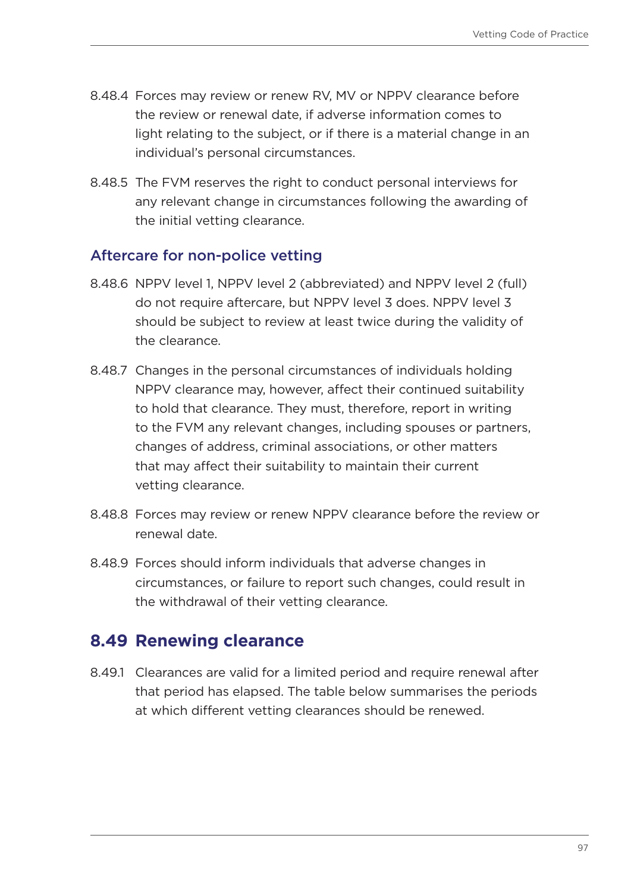8.48.4 Forces may review or renew RV, MV or NPPV clearance before the review or renewal date, if adverse information comes to light relating to the subject, or if there is a material change in an individual's personal circumstances.

8.48.5 The FVM reserves the right to conduct personal interviews for any relevant change in circumstances following the awarding of the initial vetting clearance.

### Aftercare for non-police vetting

8.48.6 NPPV level 1, NPPV level 2 (abbreviated) and NPPV level 2 (full) do not require aftercare, but NPPV level 3 does. NPPV level 3 should be subject to review at least twice during the validity of the clearance.

8.48.7 Changes in the personal circumstances of individuals holding NPPV clearance may, however, affect their continued suitability to hold that clearance. They must, therefore, report in writing to the FVM any relevant changes, including spouses or partners, changes of address, criminal associations, or other matters that may affect their suitability to maintain their current vetting clearance.

8.48.8 Forces may review or renew NPPV clearance before the review or renewal date.

8.48.9 Forces should inform individuals that adverse changes in circumstances, or failure to report such changes, could result in the withdrawal of their vetting clearance.

## 8.49 Renewing clearance

8.49.1 Clearances are valid for a limited period and require renewal after that period has elapsed. The table below summarises the periods at which different vetting clearances should be renewed.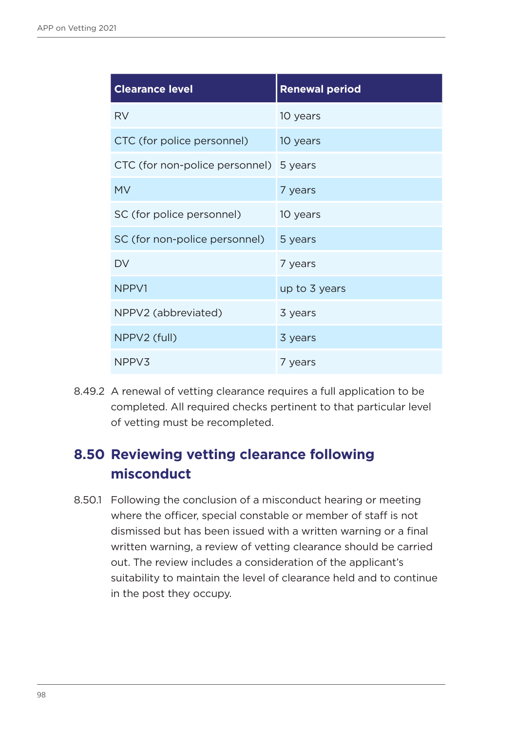| Clearance level | Renewal period |
|---|---|
| RV | 10 years |
| CTC (for police personnel) | 10 years |
| CTC (for non-police personnel) | 5 years |
| MV | 7 years |
| SC (for police personnel) | 10 years |
| SC (for non-police personnel) | 5 years |
| DV | 7 years |
| NPPV1 | up to 3 years |
| NPPV2 (abbreviated) | 3 years |
| NPPV2 (full) | 3 years |
| NPPV3 | 7 years |

8.49.2 A renewal of vetting clearance requires a full application to be completed. All required checks pertinent to that particular level of vetting must be recompleted.

## 8.50 Reviewing vetting clearance following misconduct

8.50.1 Following the conclusion of a misconduct hearing or meeting where the officer, special constable or member of staff is not dismissed but has been issued with a written warning or a final written warning, a review of vetting clearance should be carried out. The review includes a consideration of the applicant's suitability to maintain the level of clearance held and to continue in the post they occupy.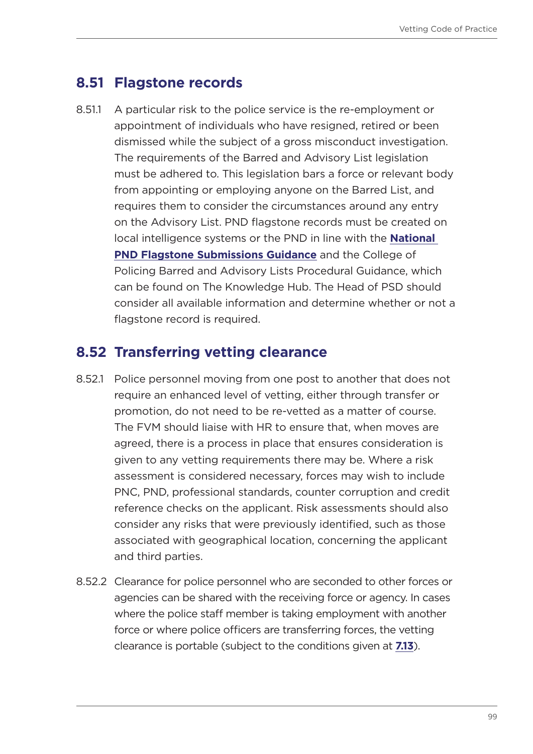## 8.51 Flagstone records

8.51.1 A particular risk to the police service is the re-employment or appointment of individuals who have resigned, retired or been dismissed while the subject of a gross misconduct investigation. The requirements of the Barred and Advisory List legislation must be adhered to. This legislation bars a force or relevant body from appointing or employing anyone on the Barred List, and requires them to consider the circumstances around any entry on the Advisory List. PND flagstone records must be created on local intelligence systems or the PND in line with the **National PND Flagstone Submissions Guidance** and the College of Policing Barred and Advisory Lists Procedural Guidance, which can be found on The Knowledge Hub. The Head of PSD should consider all available information and determine whether or not a flagstone record is required.

## 8.52 Transferring vetting clearance

8.52.1 Police personnel moving from one post to another that does not require an enhanced level of vetting, either through transfer or promotion, do not need to be re-vetted as a matter of course. The FVM should liaise with HR to ensure that, when moves are agreed, there is a process in place that ensures consideration is given to any vetting requirements there may be. Where a risk assessment is considered necessary, forces may wish to include PNC, PND, professional standards, counter corruption and credit reference checks on the applicant. Risk assessments should also consider any risks that were previously identified, such as those associated with geographical location, concerning the applicant and third parties.

8.52.2 Clearance for police personnel who are seconded to other forces or agencies can be shared with the receiving force or agency. In cases where the police staff member is taking employment with another force or where police officers are transferring forces, the vetting clearance is portable (subject to the conditions given at **7.13**).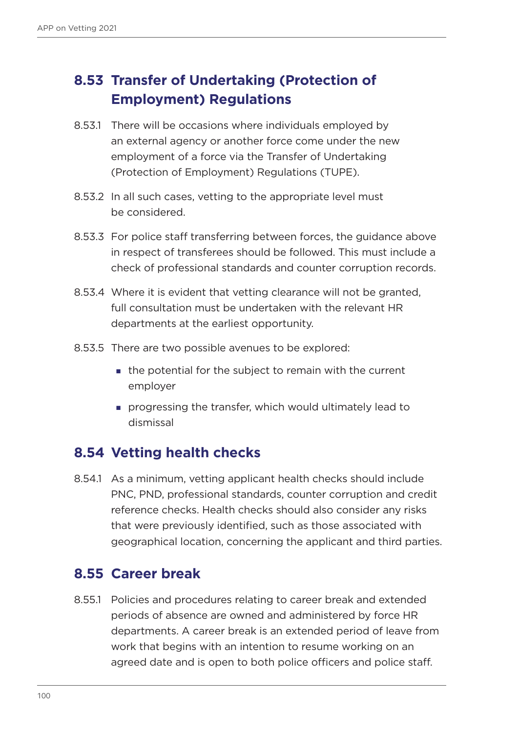## 8.53 Transfer of Undertaking (Protection of Employment) Regulations

8.53.1 There will be occasions where individuals employed by an external agency or another force come under the new employment of a force via the Transfer of Undertaking (Protection of Employment) Regulations (TUPE).

8.53.2 In all such cases, vetting to the appropriate level must be considered.

8.53.3 For police staff transferring between forces, the guidance above in respect of transferees should be followed. This must include a check of professional standards and counter corruption records.

8.53.4 Where it is evident that vetting clearance will not be granted, full consultation must be undertaken with the relevant HR departments at the earliest opportunity.

8.53.5 There are two possible avenues to be explored:

- the potential for the subject to remain with the current employer
- progressing the transfer, which would ultimately lead to dismissal

## 8.54 Vetting health checks

8.54.1 As a minimum, vetting applicant health checks should include PNC, PND, professional standards, counter corruption and credit reference checks. Health checks should also consider any risks that were previously identified, such as those associated with geographical location, concerning the applicant and third parties.

## 8.55 Career break

8.55.1 Policies and procedures relating to career break and extended periods of absence are owned and administered by force HR departments. A career break is an extended period of leave from work that begins with an intention to resume working on an agreed date and is open to both police officers and police staff.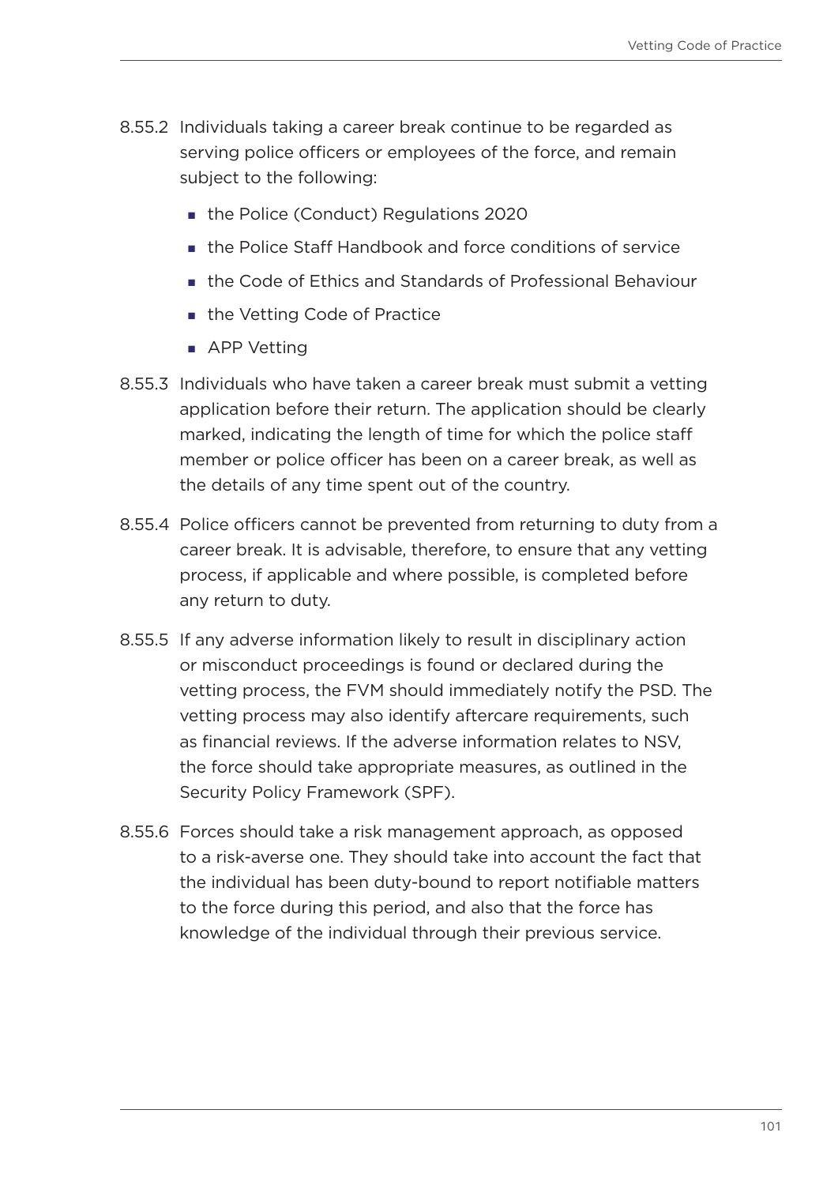8.55.2 Individuals taking a career break continue to be regarded as serving police officers or employees of the force, and remain subject to the following:

- the Police (Conduct) Regulations 2020
- the Police Staff Handbook and force conditions of service
- the Code of Ethics and Standards of Professional Behaviour
- the Vetting Code of Practice
- APP Vetting

8.55.3 Individuals who have taken a career break must submit a vetting application before their return. The application should be clearly marked, indicating the length of time for which the police staff member or police officer has been on a career break, as well as the details of any time spent out of the country.

8.55.4 Police officers cannot be prevented from returning to duty from a career break. It is advisable, therefore, to ensure that any vetting process, if applicable and where possible, is completed before any return to duty.

8.55.5 If any adverse information likely to result in disciplinary action or misconduct proceedings is found or declared during the vetting process, the FVM should immediately notify the PSD. The vetting process may also identify aftercare requirements, such as financial reviews. If the adverse information relates to NSV, the force should take appropriate measures, as outlined in the Security Policy Framework (SPF).

8.55.6 Forces should take a risk management approach, as opposed to a risk-averse one. They should take into account the fact that the individual has been duty-bound to report notifiable matters to the force during this period, and also that the force has knowledge of the individual through their previous service.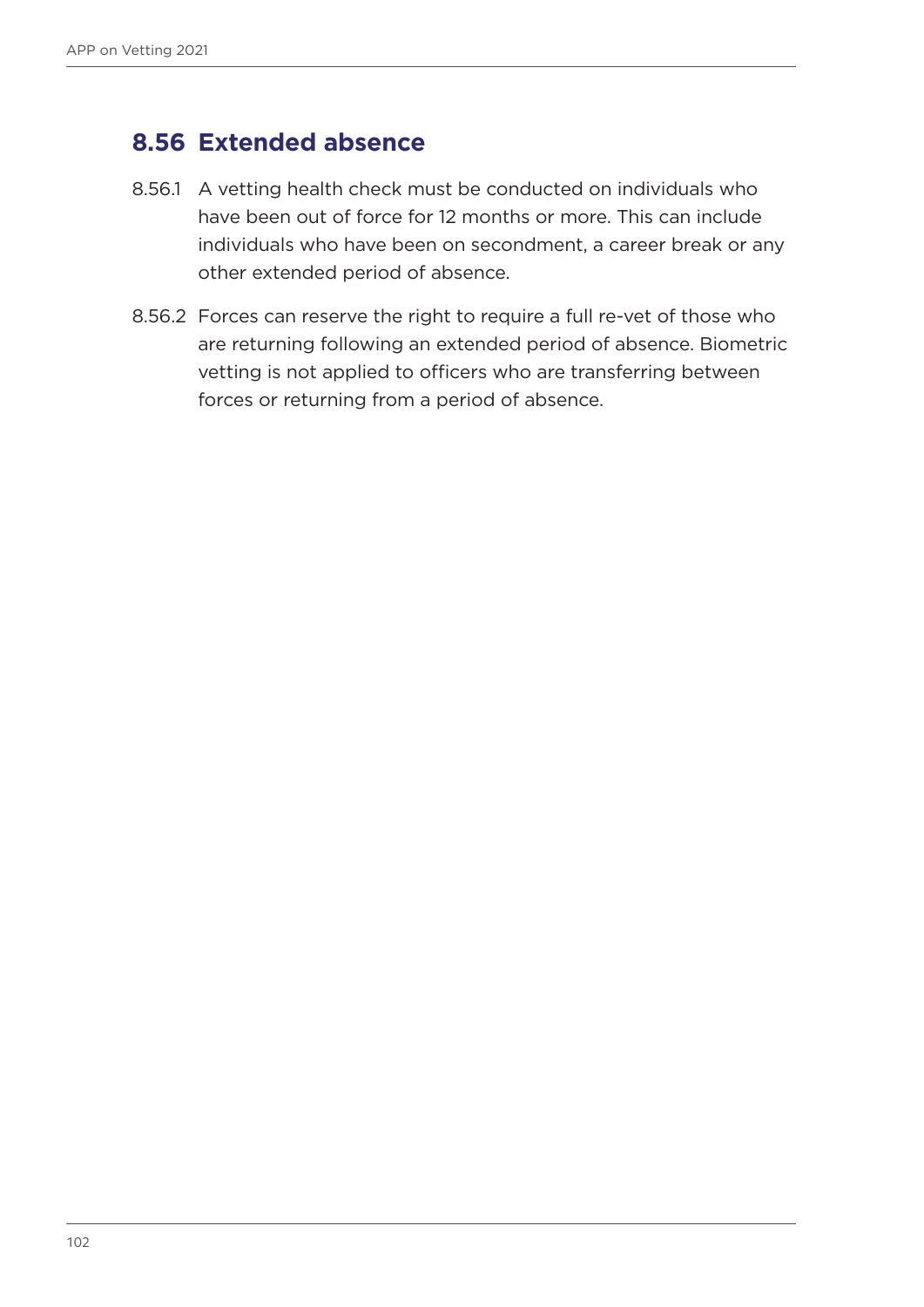## 8.56 Extended absence

8.56.1 A vetting health check must be conducted on individuals who have been out of force for 12 months or more. This can include individuals who have been on secondment, a career break or any other extended period of absence.

8.56.2 Forces can reserve the right to require a full re-vet of those who are returning following an extended period of absence. Biometric vetting is not applied to officers who are transferring between forces or returning from a period of absence.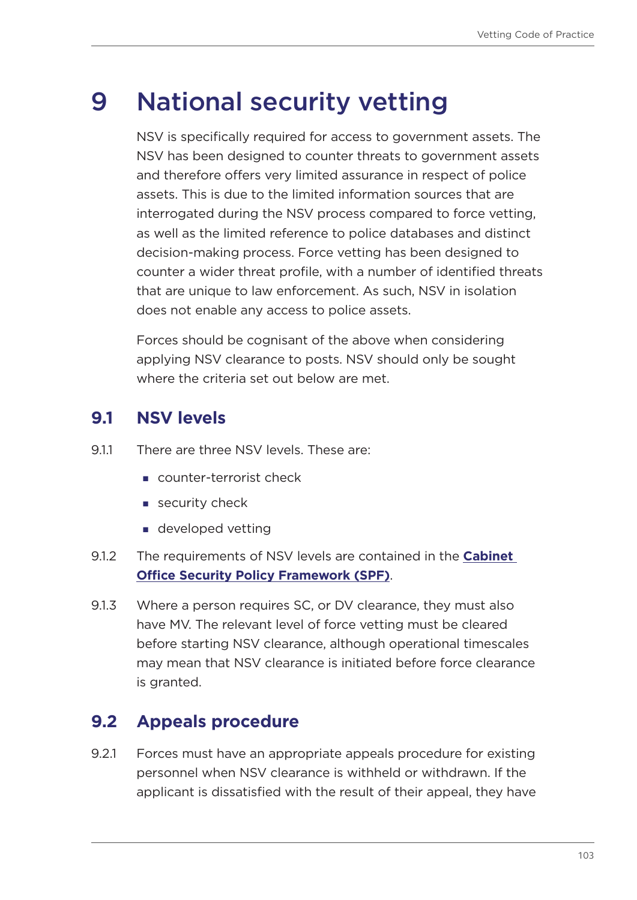# 9 National security vetting

NSV is specifically required for access to government assets. The NSV has been designed to counter threats to government assets and therefore offers very limited assurance in respect of police assets. This is due to the limited information sources that are interrogated during the NSV process compared to force vetting, as well as the limited reference to police databases and distinct decision-making process. Force vetting has been designed to counter a wider threat profile, with a number of identified threats that are unique to law enforcement. As such, NSV in isolation does not enable any access to police assets.

Forces should be cognisant of the above when considering applying NSV clearance to posts. NSV should only be sought where the criteria set out below are met.

## 9.1 NSV levels

9.1.1 There are three NSV levels. These are:

- counter-terrorist check
- security check
- developed vetting

9.1.2 The requirements of NSV levels are contained in the **Cabinet Office Security Policy Framework (SPF)**.

9.1.3 Where a person requires SC, or DV clearance, they must also have MV. The relevant level of force vetting must be cleared before starting NSV clearance, although operational timescales may mean that NSV clearance is initiated before force clearance is granted.

## 9.2 Appeals procedure

9.2.1 Forces must have an appropriate appeals procedure for existing personnel when NSV clearance is withheld or withdrawn. If the applicant is dissatisfied with the result of their appeal, they have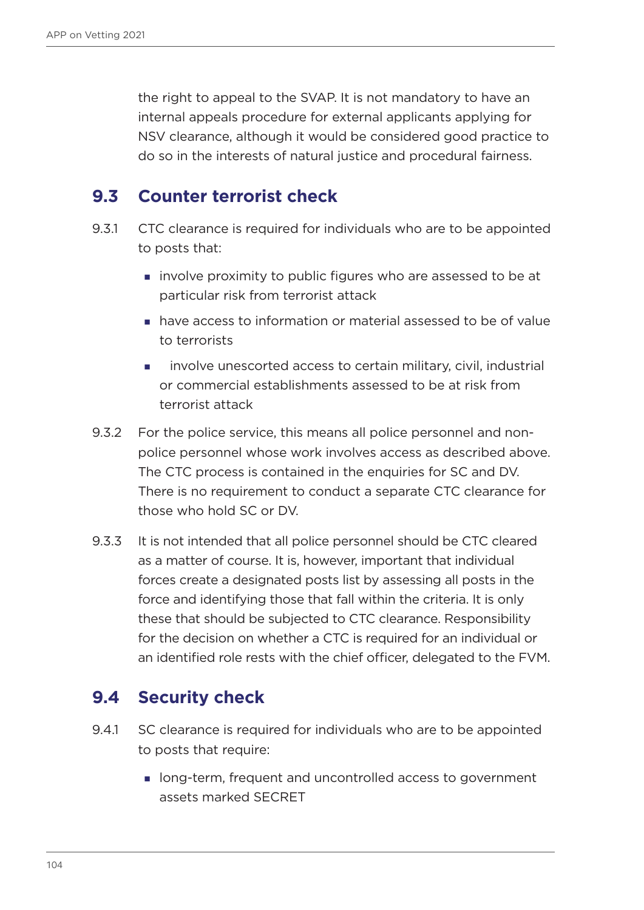the right to appeal to the SVAP. It is not mandatory to have an internal appeals procedure for external applicants applying for NSV clearance, although it would be considered good practice to do so in the interests of natural justice and procedural fairness.

## 9.3 Counter terrorist check

9.3.1 CTC clearance is required for individuals who are to be appointed to posts that:

- involve proximity to public figures who are assessed to be at particular risk from terrorist attack
- have access to information or material assessed to be of value to terrorists
- involve unescorted access to certain military, civil, industrial or commercial establishments assessed to be at risk from terrorist attack

9.3.2 For the police service, this means all police personnel and non-police personnel whose work involves access as described above. The CTC process is contained in the enquiries for SC and DV. There is no requirement to conduct a separate CTC clearance for those who hold SC or DV.

9.3.3 It is not intended that all police personnel should be CTC cleared as a matter of course. It is, however, important that individual forces create a designated posts list by assessing all posts in the force and identifying those that fall within the criteria. It is only these that should be subjected to CTC clearance. Responsibility for the decision on whether a CTC is required for an individual or an identified role rests with the chief officer, delegated to the FVM.

## 9.4 Security check

9.4.1 SC clearance is required for individuals who are to be appointed to posts that require:

- long-term, frequent and uncontrolled access to government assets marked SECRET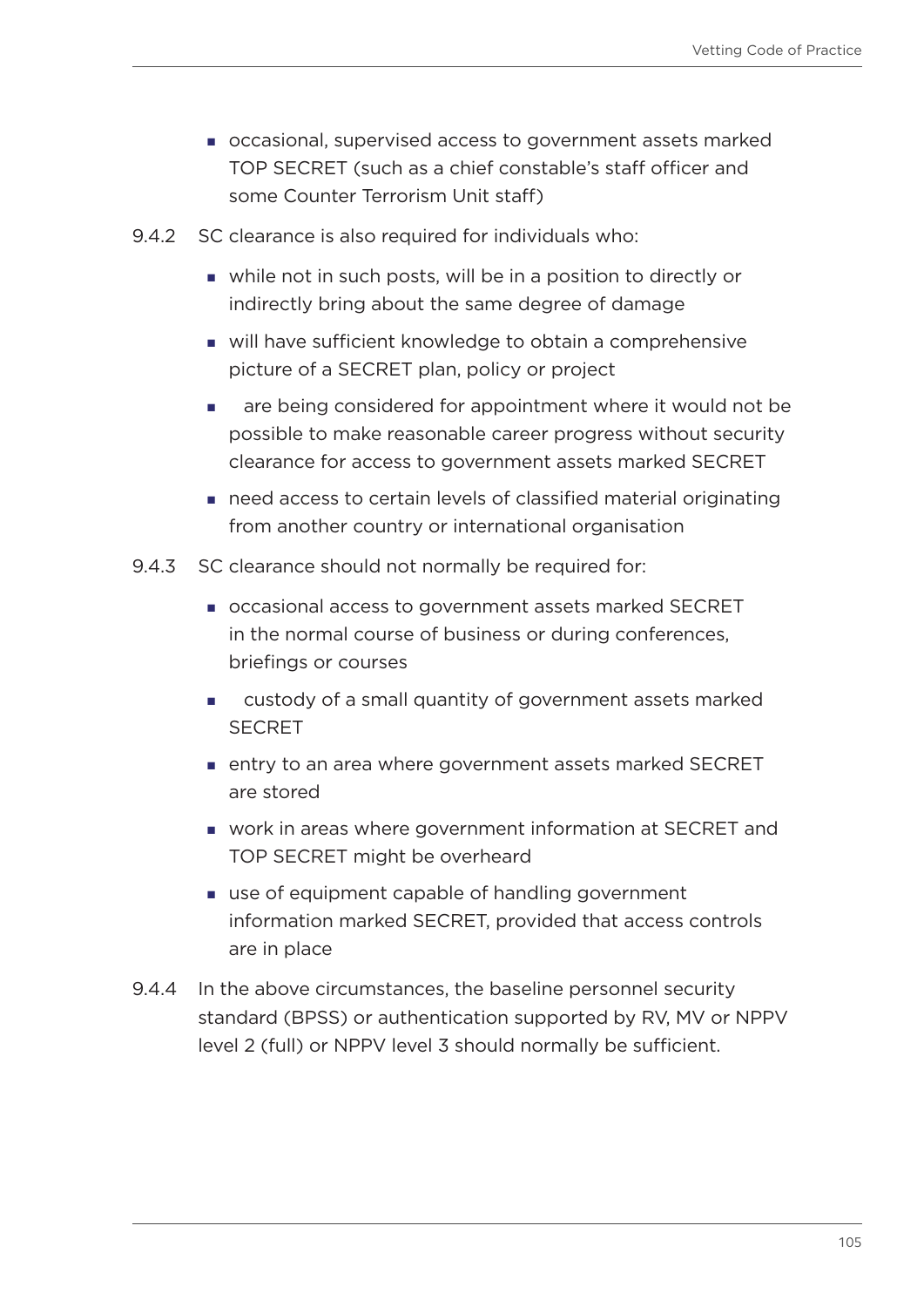- occasional, supervised access to government assets marked TOP SECRET (such as a chief constable's staff officer and some Counter Terrorism Unit staff)

9.4.2 SC clearance is also required for individuals who:

- while not in such posts, will be in a position to directly or indirectly bring about the same degree of damage
- will have sufficient knowledge to obtain a comprehensive picture of a SECRET plan, policy or project
- are being considered for appointment where it would not be possible to make reasonable career progress without security clearance for access to government assets marked SECRET
- need access to certain levels of classified material originating from another country or international organisation

9.4.3 SC clearance should not normally be required for:

- occasional access to government assets marked SECRET in the normal course of business or during conferences, briefings or courses
- custody of a small quantity of government assets marked SECRET
- entry to an area where government assets marked SECRET are stored
- work in areas where government information at SECRET and TOP SECRET might be overheard
- use of equipment capable of handling government information marked SECRET, provided that access controls are in place

9.4.4 In the above circumstances, the baseline personnel security standard (BPSS) or authentication supported by RV, MV or NPPV level 2 (full) or NPPV level 3 should normally be sufficient.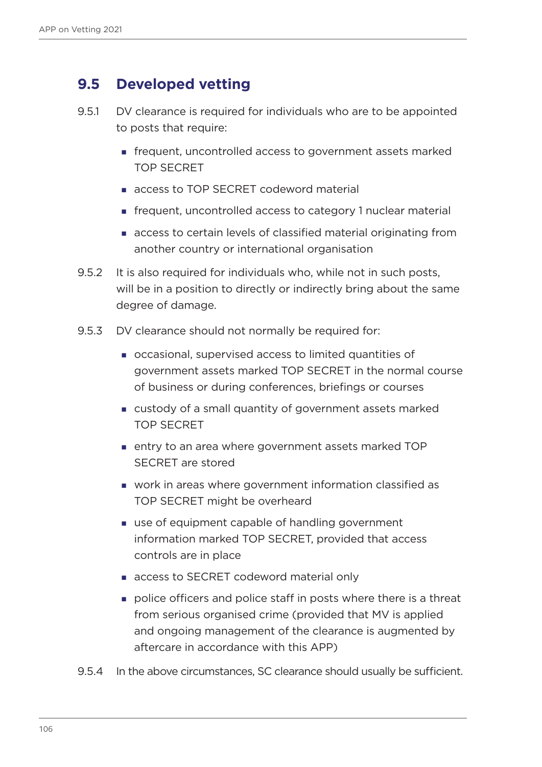## 9.5 Developed vetting

9.5.1 DV clearance is required for individuals who are to be appointed to posts that require:

- frequent, uncontrolled access to government assets marked TOP SECRET
- access to TOP SECRET codeword material
- frequent, uncontrolled access to category 1 nuclear material
- access to certain levels of classified material originating from another country or international organisation

9.5.2 It is also required for individuals who, while not in such posts, will be in a position to directly or indirectly bring about the same degree of damage.

9.5.3 DV clearance should not normally be required for:

- occasional, supervised access to limited quantities of government assets marked TOP SECRET in the normal course of business or during conferences, briefings or courses
- custody of a small quantity of government assets marked TOP SECRET
- entry to an area where government assets marked TOP SECRET are stored
- work in areas where government information classified as TOP SECRET might be overheard
- use of equipment capable of handling government information marked TOP SECRET, provided that access controls are in place
- access to SECRET codeword material only
- police officers and police staff in posts where there is a threat from serious organised crime (provided that MV is applied and ongoing management of the clearance is augmented by aftercare in accordance with this APP)

9.5.4 In the above circumstances, SC clearance should usually be sufficient.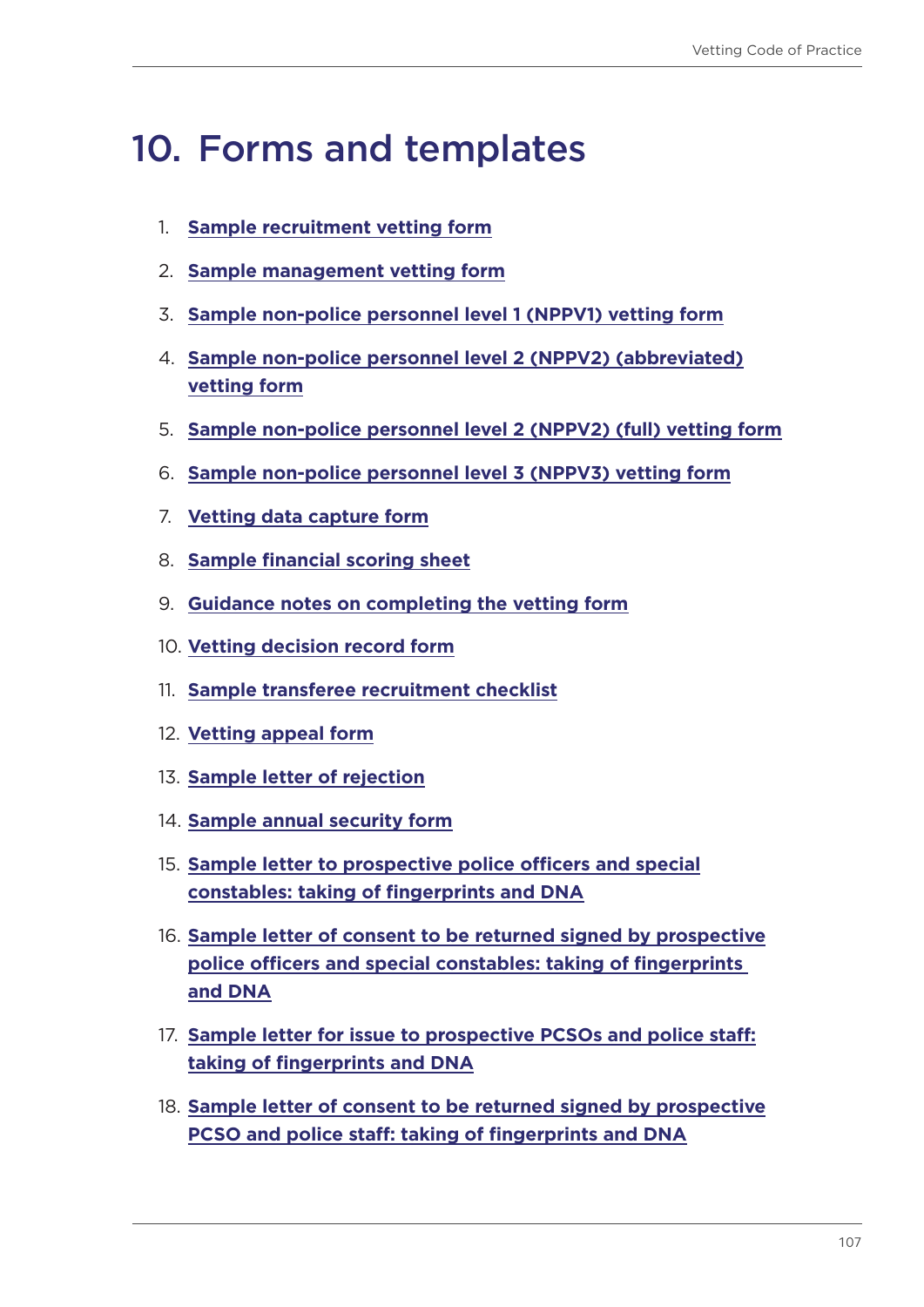# 10. Forms and templates

1. **Sample recruitment vetting form**
2. **Sample management vetting form**
3. **Sample non-police personnel level 1 (NPPV1) vetting form**
4. **Sample non-police personnel level 2 (NPPV2) (abbreviated) vetting form**
5. **Sample non-police personnel level 2 (NPPV2) (full) vetting form**
6. **Sample non-police personnel level 3 (NPPV3) vetting form**
7. **Vetting data capture form**
8. **Sample financial scoring sheet**
9. **Guidance notes on completing the vetting form**
10. **Vetting decision record form**
11. **Sample transferee recruitment checklist**
12. **Vetting appeal form**
13. **Sample letter of rejection**
14. **Sample annual security form**
15. **Sample letter to prospective police officers and special constables: taking of fingerprints and DNA**
16. **Sample letter of consent to be returned signed by prospective police officers and special constables: taking of fingerprints and DNA**
17. **Sample letter for issue to prospective PCSOs and police staff: taking of fingerprints and DNA**
18. **Sample letter of consent to be returned signed by prospective PCSO and police staff: taking of fingerprints and DNA**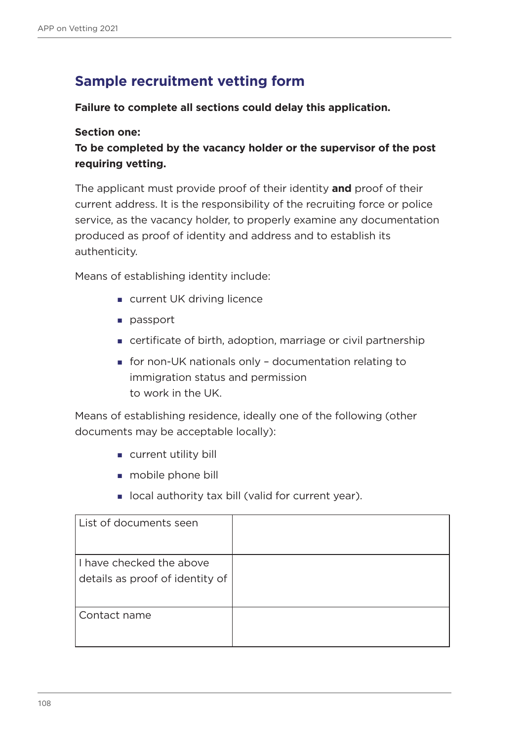## Sample recruitment vetting form

**Failure to complete all sections could delay this application.**

**Section one:**
**To be completed by the vacancy holder or the supervisor of the post requiring vetting.**

The applicant must provide proof of their identity **and** proof of their current address. It is the responsibility of the recruiting force or police service, as the vacancy holder, to properly examine any documentation produced as proof of identity and address and to establish its authenticity.

Means of establishing identity include:

- current UK driving licence
- passport
- certificate of birth, adoption, marriage or civil partnership
- for non-UK nationals only – documentation relating to immigration status and permission to work in the UK.

Means of establishing residence, ideally one of the following (other documents may be acceptable locally):

- current utility bill
- mobile phone bill
- local authority tax bill (valid for current year).

| List of documents seen | |
|---|---|
| I have checked the above details as proof of identity of | |
| Contact name | |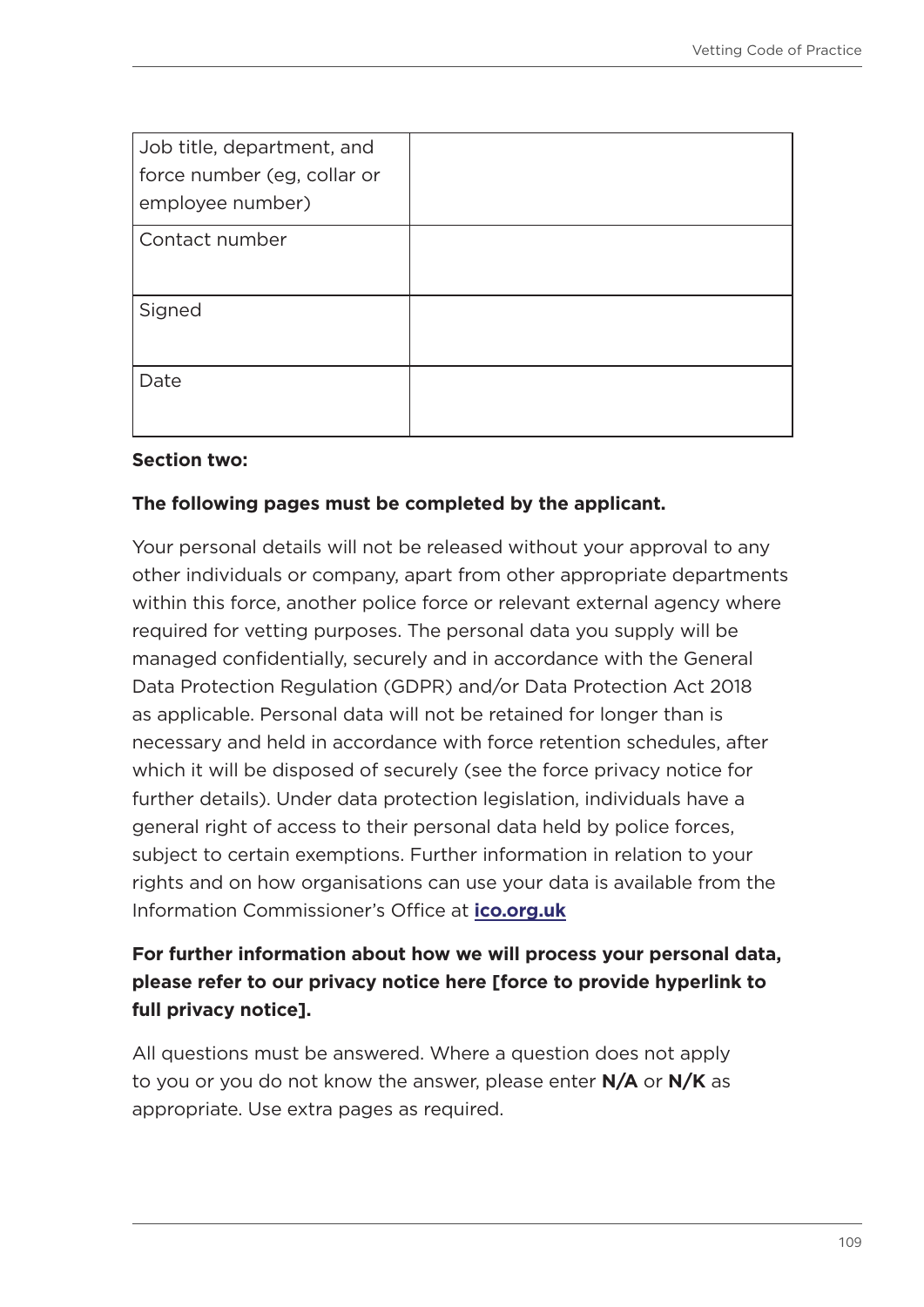| Job title, department, and force number (eg, collar or employee number) | |
|---|---|
| Contact number | |
| Signed | |
| Date | |

**Section two:**

**The following pages must be completed by the applicant.**

Your personal details will not be released without your approval to any other individuals or company, apart from other appropriate departments within this force, another police force or relevant external agency where required for vetting purposes. The personal data you supply will be managed confidentially, securely and in accordance with the General Data Protection Regulation (GDPR) and/or Data Protection Act 2018 as applicable. Personal data will not be retained for longer than is necessary and held in accordance with force retention schedules, after which it will be disposed of securely (see the force privacy notice for further details). Under data protection legislation, individuals have a general right of access to their personal data held by police forces, subject to certain exemptions. Further information in relation to your rights and on how organisations can use your data is available from the Information Commissioner's Office at **ico.org.uk**

**For further information about how we will process your personal data, please refer to our privacy notice here [force to provide hyperlink to full privacy notice].**

All questions must be answered. Where a question does not apply to you or you do not know the answer, please enter **N/A** or **N/K** as appropriate. Use extra pages as required.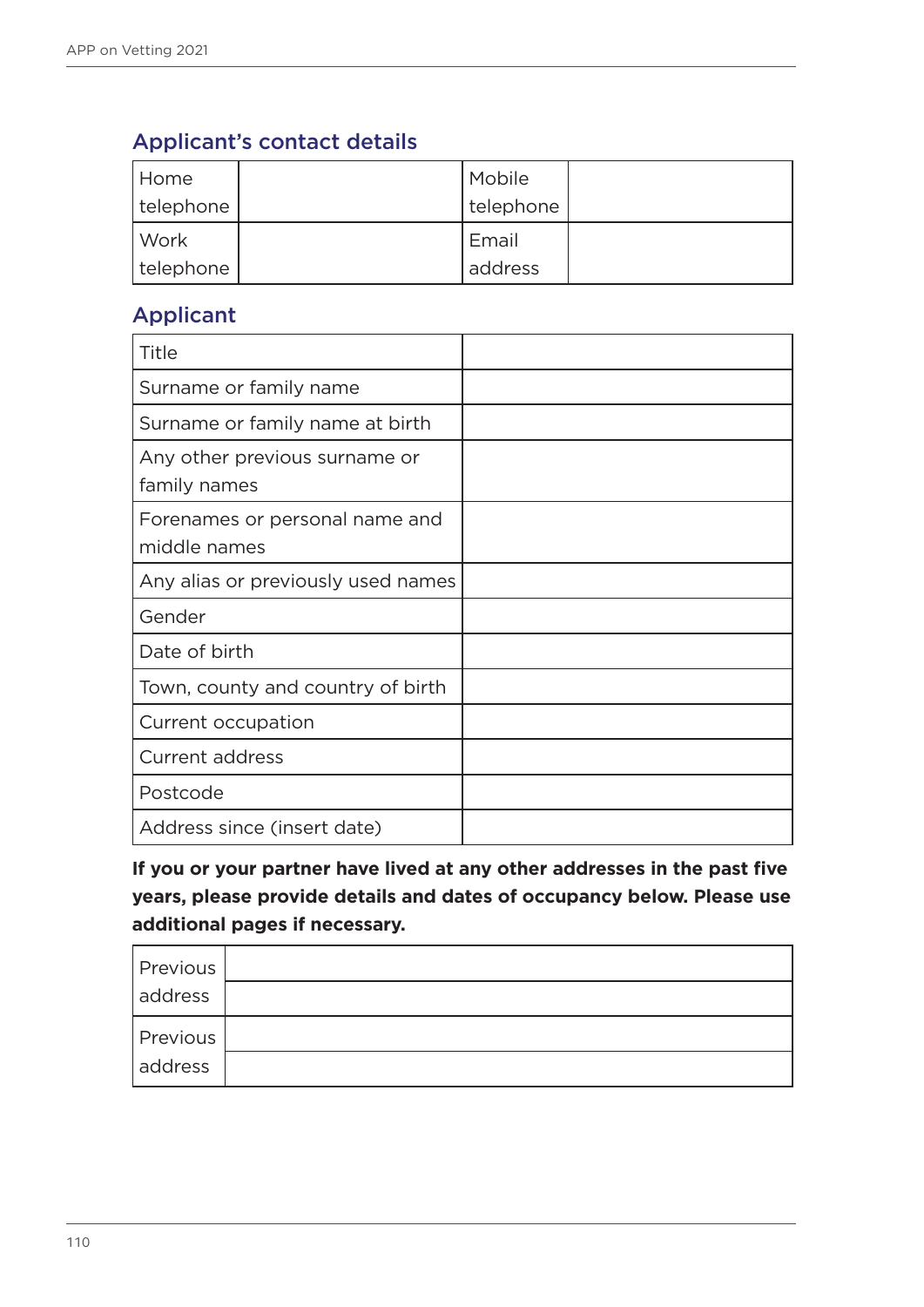## Applicant's contact details

| Home telephone | | Mobile telephone | |
|---|---|---|---|
| Work telephone | | Email address | |

## Applicant

| Title | |
|---|---|
| Surname or family name | |
| Surname or family name at birth | |
| Any other previous surname or family names | |
| Forenames or personal name and middle names | |
| Any alias or previously used names | |
| Gender | |
| Date of birth | |
| Town, county and country of birth | |
| Current occupation | |
| Current address | |
| Postcode | |
| Address since (insert date) | |

**If you or your partner have lived at any other addresses in the past five years, please provide details and dates of occupancy below. Please use additional pages if necessary.**

| Previous address | |
|---|---|
| | |
| Previous address | |
| | |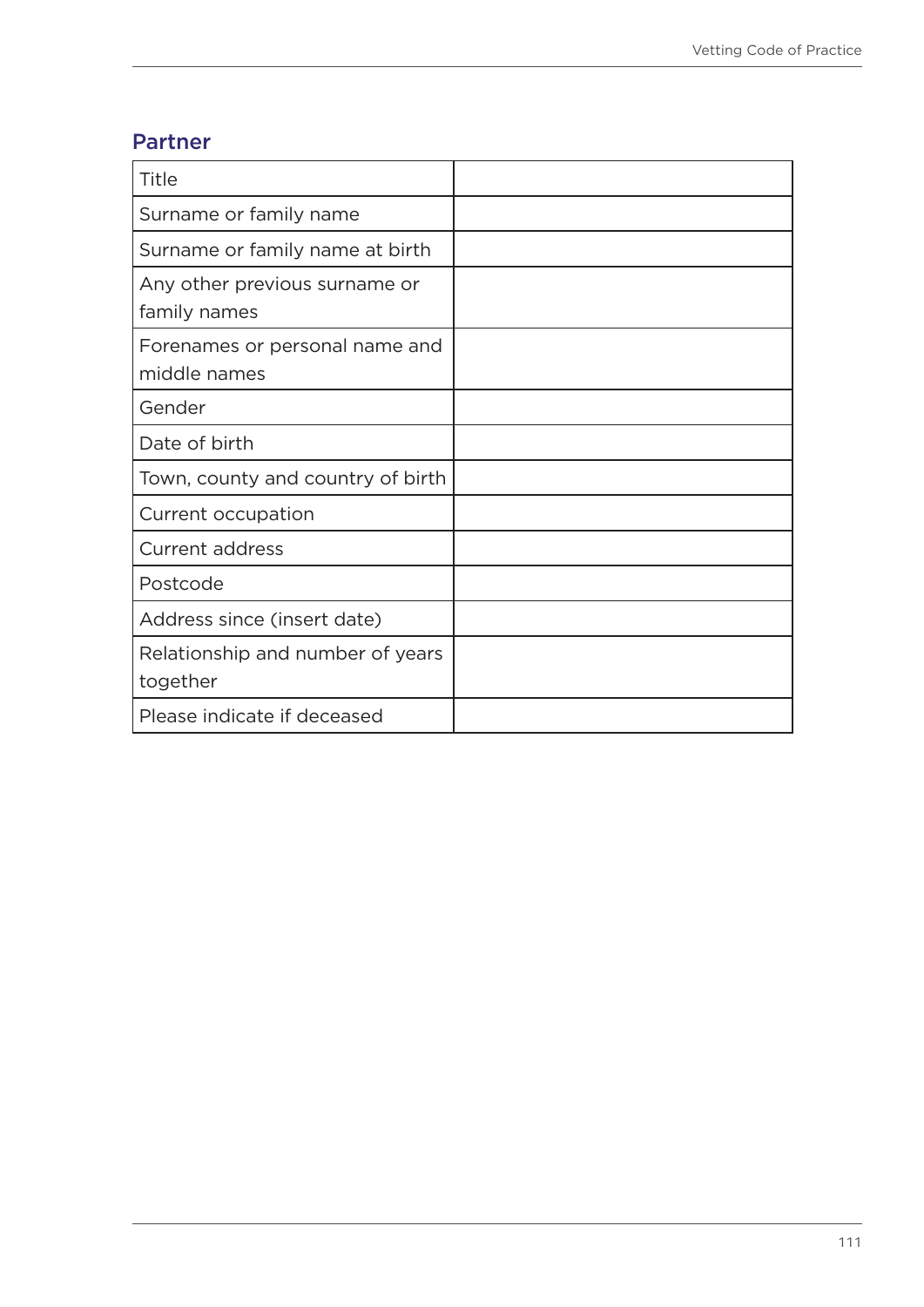## Partner

| | |
|---|---|
| Title | |
| Surname or family name | |
| Surname or family name at birth | |
| Any other previous surname or family names | |
| Forenames or personal name and middle names | |
| Gender | |
| Date of birth | |
| Town, county and country of birth | |
| Current occupation | |
| Current address | |
| Postcode | |
| Address since (insert date) | |
| Relationship and number of years together | |
| Please indicate if deceased | |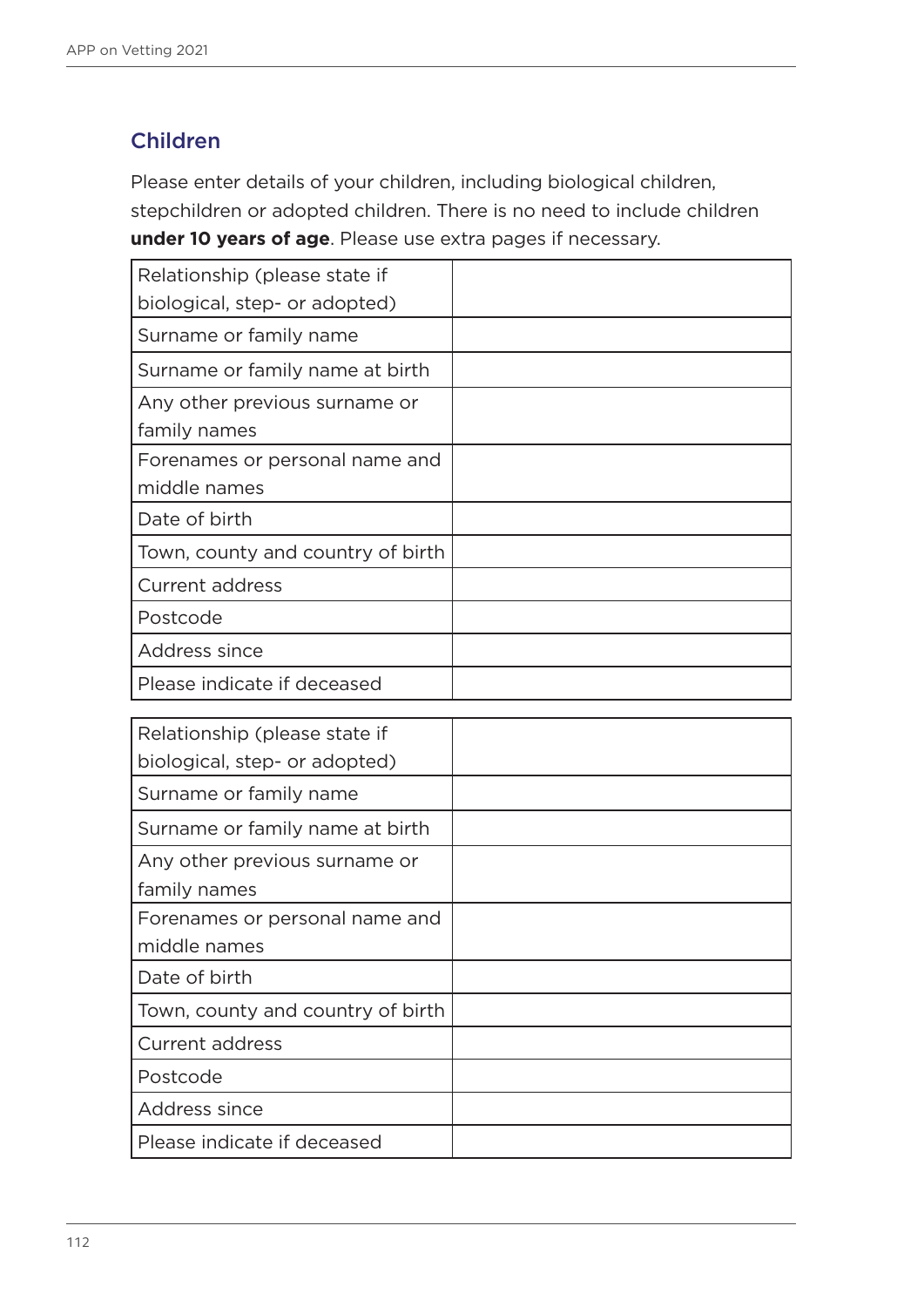## Children

Please enter details of your children, including biological children, stepchildren or adopted children. There is no need to include children **under 10 years of age**. Please use extra pages if necessary.

| | |
|---|---|
| Relationship (please state if biological, step- or adopted) | |
| Surname or family name | |
| Surname or family name at birth | |
| Any other previous surname or family names | |
| Forenames or personal name and middle names | |
| Date of birth | |
| Town, county and country of birth | |
| Current address | |
| Postcode | |
| Address since | |
| Please indicate if deceased | |

| | |
|---|---|
| Relationship (please state if biological, step- or adopted) | |
| Surname or family name | |
| Surname or family name at birth | |
| Any other previous surname or family names | |
| Forenames or personal name and middle names | |
| Date of birth | |
| Town, county and country of birth | |
| Current address | |
| Postcode | |
| Address since | |
| Please indicate if deceased | |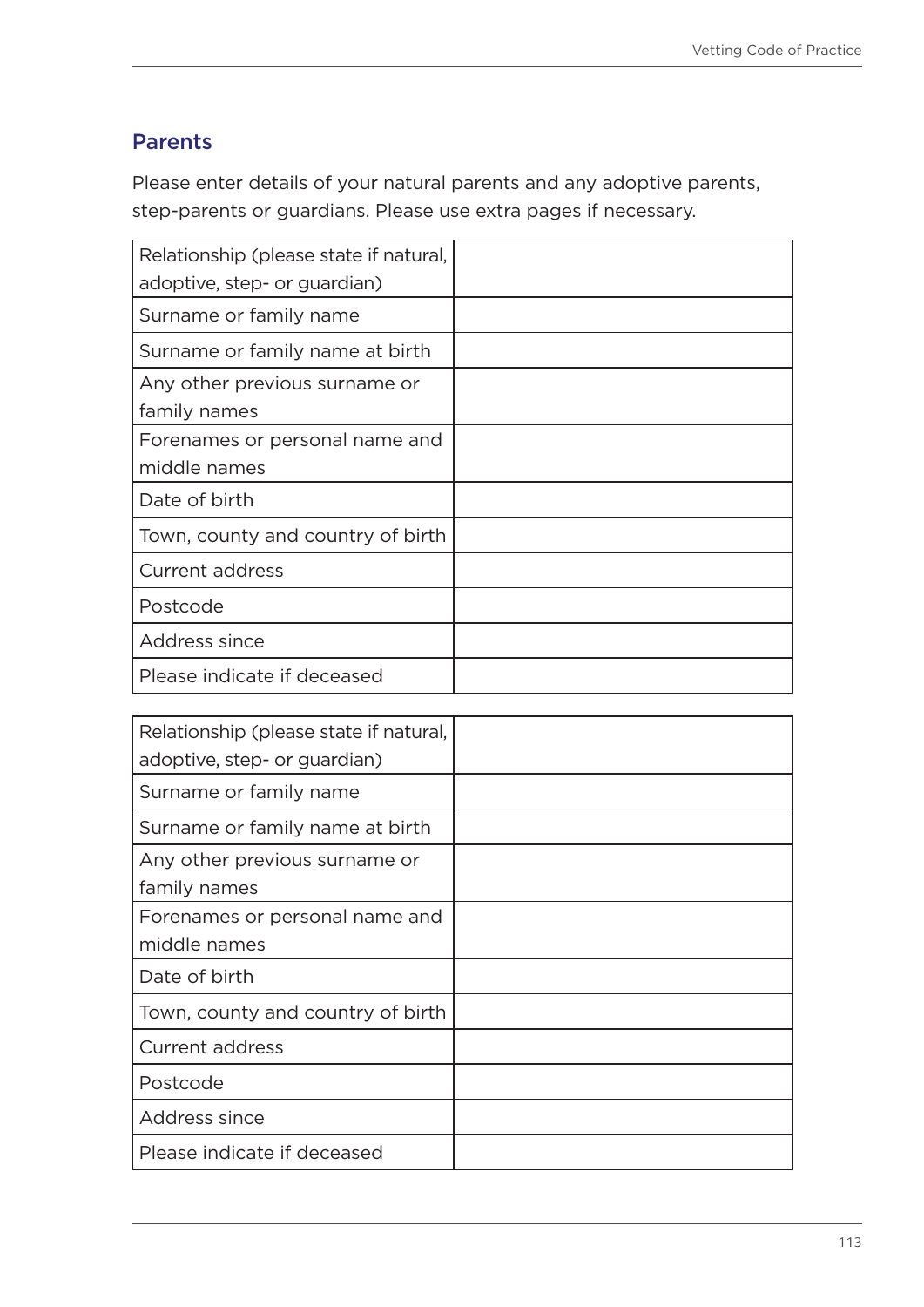## Parents

Please enter details of your natural parents and any adoptive parents, step-parents or guardians. Please use extra pages if necessary.

| | |
|---|---|
| Relationship (please state if natural, adoptive, step- or guardian) | |
| Surname or family name | |
| Surname or family name at birth | |
| Any other previous surname or family names | |
| Forenames or personal name and middle names | |
| Date of birth | |
| Town, county and country of birth | |
| Current address | |
| Postcode | |
| Address since | |
| Please indicate if deceased | |

| | |
|---|---|
| Relationship (please state if natural, adoptive, step- or guardian) | |
| Surname or family name | |
| Surname or family name at birth | |
| Any other previous surname or family names | |
| Forenames or personal name and middle names | |
| Date of birth | |
| Town, county and country of birth | |
| Current address | |
| Postcode | |
| Address since | |
| Please indicate if deceased | |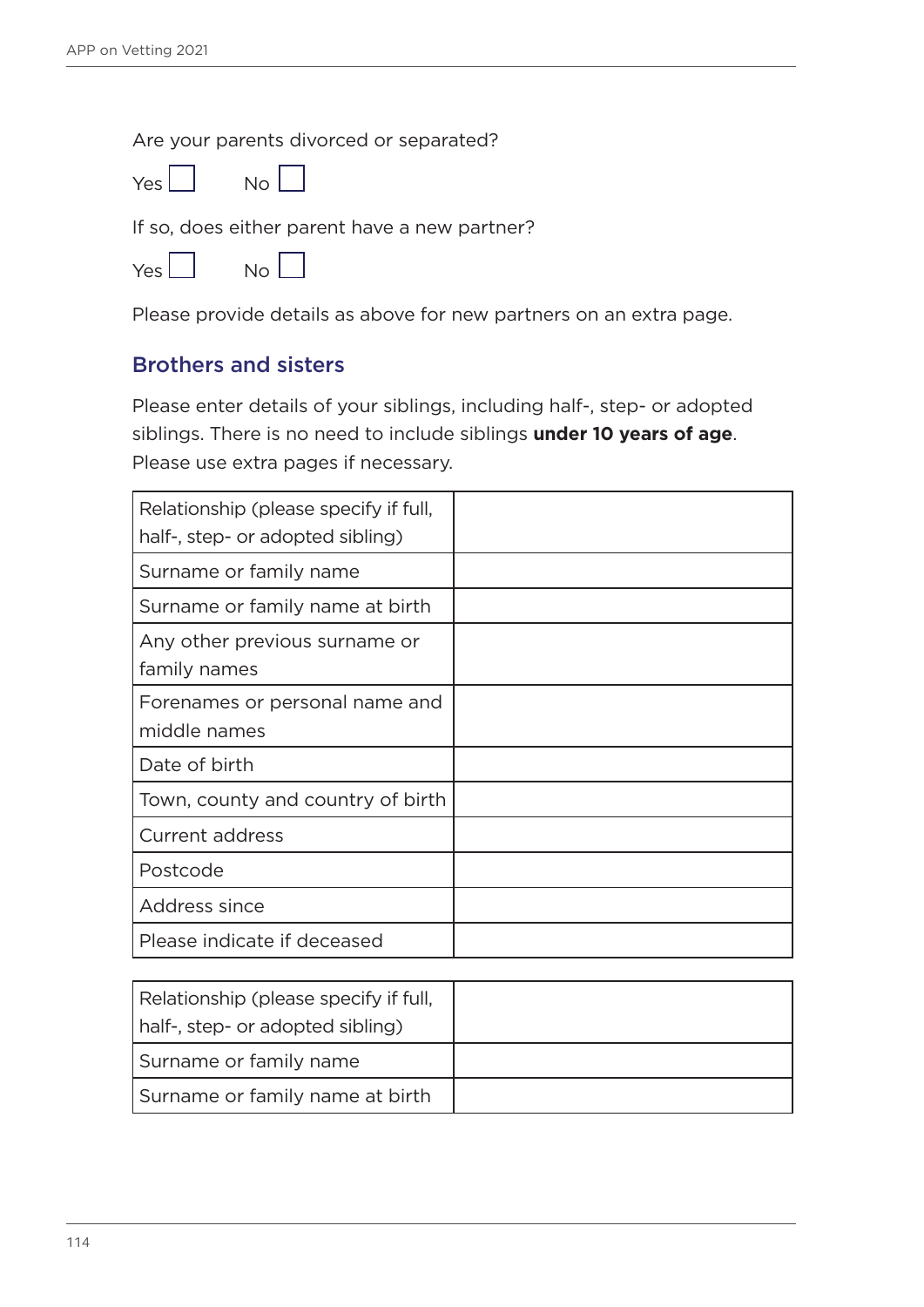Are your parents divorced or separated?

Yes ☐ No ☐

If so, does either parent have a new partner?

Yes ☐ No ☐

Please provide details as above for new partners on an extra page.

## Brothers and sisters

Please enter details of your siblings, including half-, step- or adopted siblings. There is no need to include siblings **under 10 years of age**. Please use extra pages if necessary.

| Relationship (please specify if full, half-, step- or adopted sibling) | |
|---|---|
| Surname or family name | |
| Surname or family name at birth | |
| Any other previous surname or family names | |
| Forenames or personal name and middle names | |
| Date of birth | |
| Town, county and country of birth | |
| Current address | |
| Postcode | |
| Address since | |
| Please indicate if deceased | |

| Relationship (please specify if full, half-, step- or adopted sibling) | |
|---|---|
| Surname or family name | |
| Surname or family name at birth | |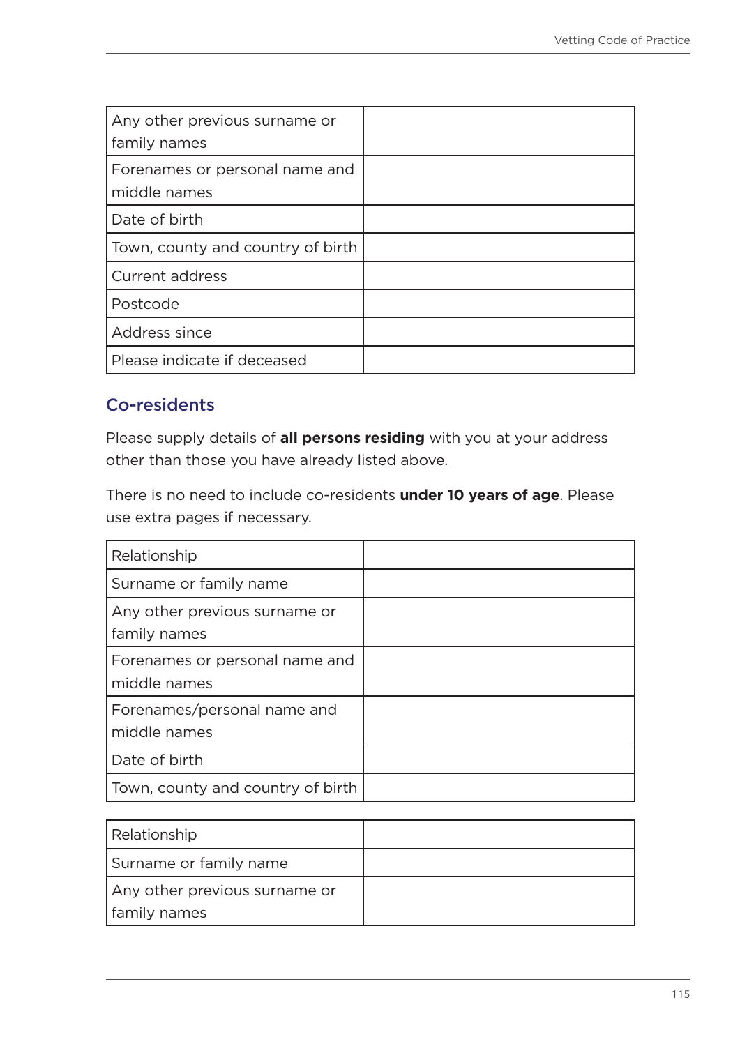| | |
|---|---|
| Any other previous surname or family names | |
| Forenames or personal name and middle names | |
| Date of birth | |
| Town, county and country of birth | |
| Current address | |
| Postcode | |
| Address since | |
| Please indicate if deceased | |

## Co-residents

Please supply details of **all persons residing** with you at your address other than those you have already listed above.

There is no need to include co-residents **under 10 years of age**. Please use extra pages if necessary.

| | |
|---|---|
| Relationship | |
| Surname or family name | |
| Any other previous surname or family names | |
| Forenames or personal name and middle names | |
| Forenames/personal name and middle names | |
| Date of birth | |
| Town, county and country of birth | |

| | |
|---|---|
| Relationship | |
| Surname or family name | |
| Any other previous surname or family names | |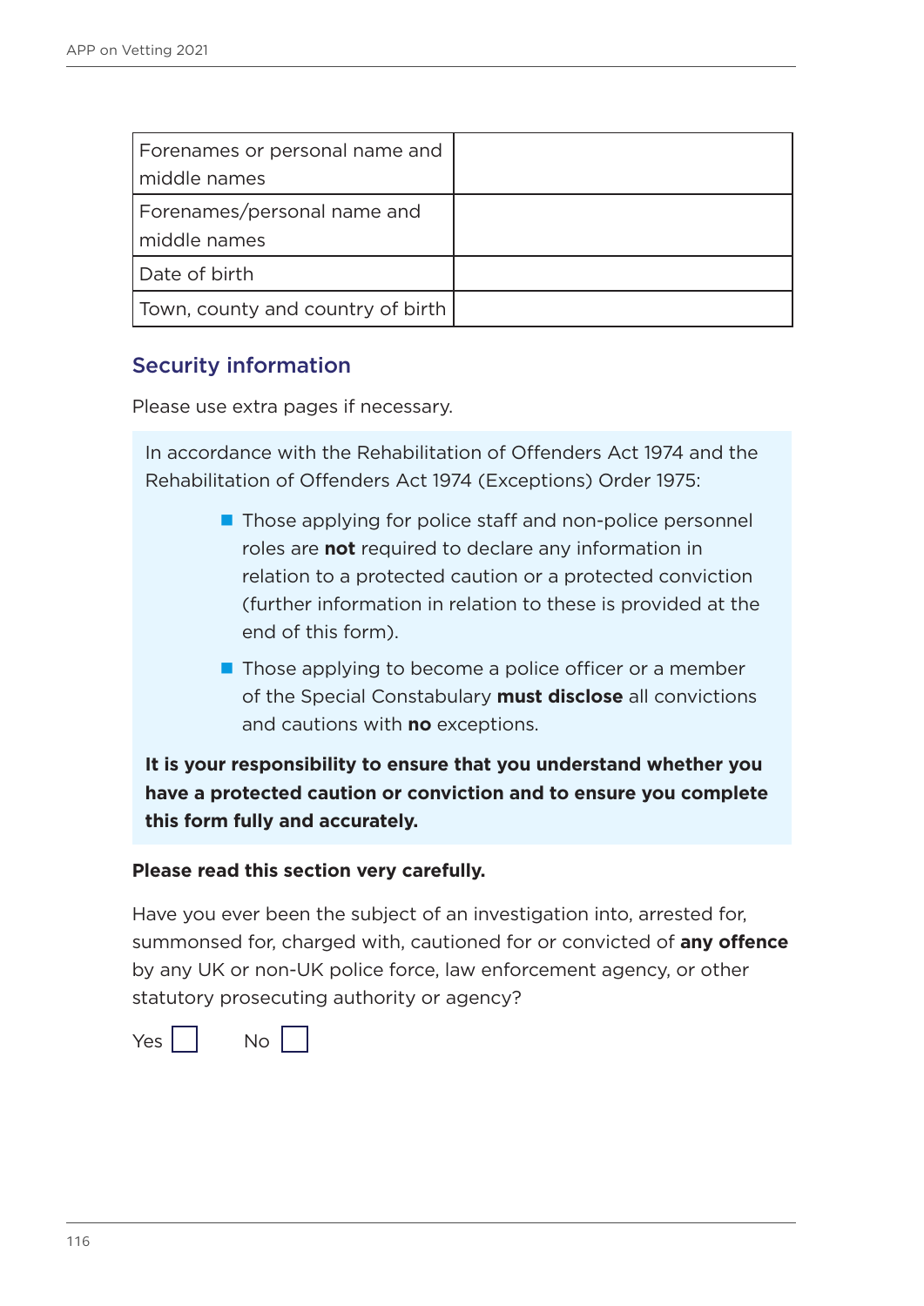| Forenames or personal name and middle names | |
|---|---|
| Forenames/personal name and middle names | |
| Date of birth | |
| Town, county and country of birth | |

## Security information

Please use extra pages if necessary.

In accordance with the Rehabilitation of Offenders Act 1974 and the Rehabilitation of Offenders Act 1974 (Exceptions) Order 1975:

- Those applying for police staff and non-police personnel roles are **not** required to declare any information in relation to a protected caution or a protected conviction (further information in relation to these is provided at the end of this form).
- Those applying to become a police officer or a member of the Special Constabulary **must disclose** all convictions and cautions with **no** exceptions.

**It is your responsibility to ensure that you understand whether you have a protected caution or conviction and to ensure you complete this form fully and accurately.**

**Please read this section very carefully.**

Have you ever been the subject of an investigation into, arrested for, summonsed for, charged with, cautioned for or convicted of **any offence** by any UK or non-UK police force, law enforcement agency, or other statutory prosecuting authority or agency?

Yes ☐ No ☐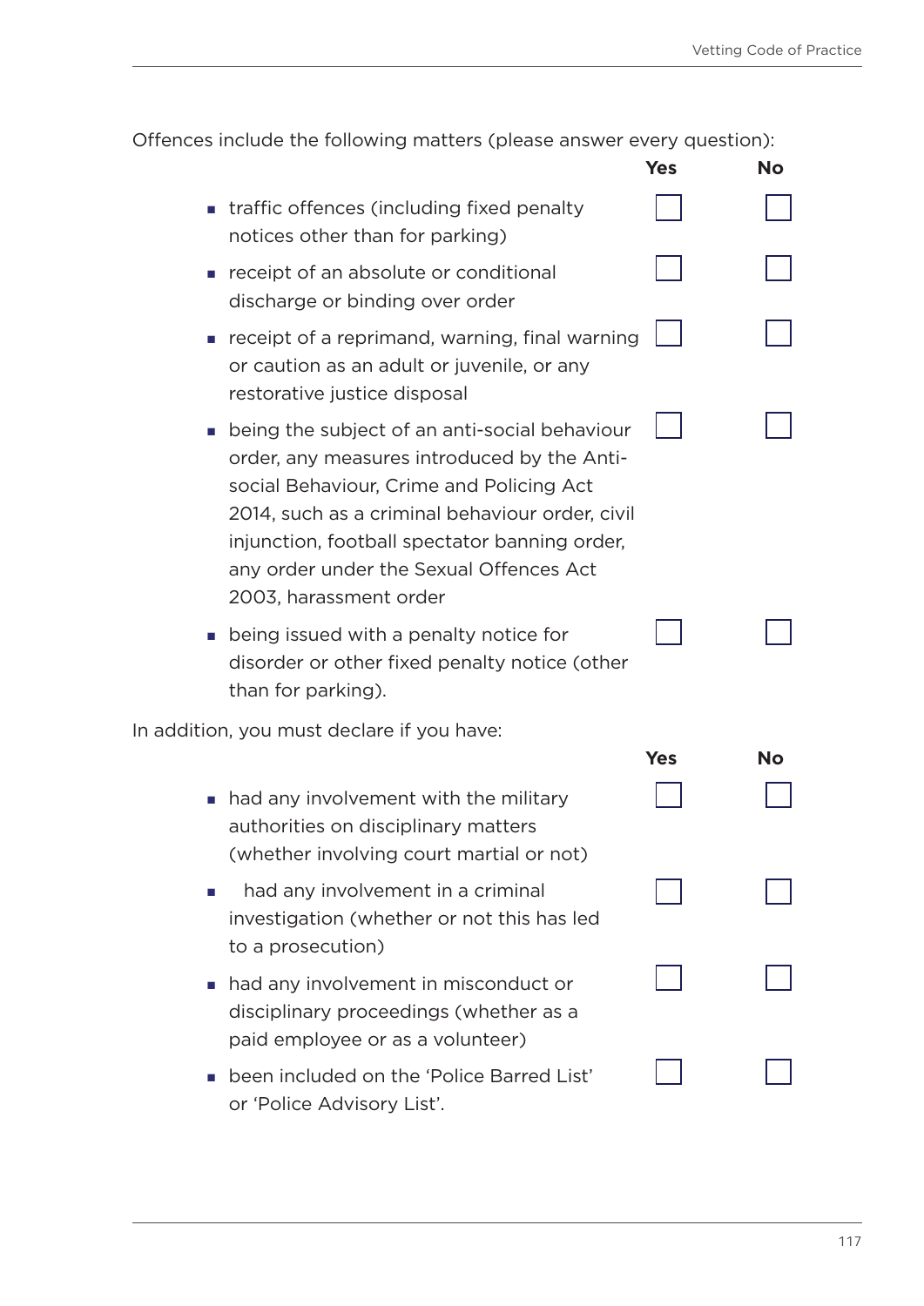Offences include the following matters (please answer every question):

| | Yes | No |
|---|---|---|
| traffic offences (including fixed penalty notices other than for parking) | ☐ | ☐ |
| receipt of an absolute or conditional discharge or binding over order | ☐ | ☐ |
| receipt of a reprimand, warning, final warning or caution as an adult or juvenile, or any restorative justice disposal | ☐ | ☐ |
| being the subject of an anti-social behaviour order, any measures introduced by the Anti-social Behaviour, Crime and Policing Act 2014, such as a criminal behaviour order, civil injunction, football spectator banning order, any order under the Sexual Offences Act 2003, harassment order | ☐ | ☐ |
| being issued with a penalty notice for disorder or other fixed penalty notice (other than for parking). | ☐ | ☐ |

In addition, you must declare if you have:

| | Yes | No |
|---|---|---|
| had any involvement with the military authorities on disciplinary matters (whether involving court martial or not) | ☐ | ☐ |
| had any involvement in a criminal investigation (whether or not this has led to a prosecution) | ☐ | ☐ |
| had any involvement in misconduct or disciplinary proceedings (whether as a paid employee or as a volunteer) | ☐ | ☐ |
| been included on the 'Police Barred List' or 'Police Advisory List'. | ☐ | ☐ |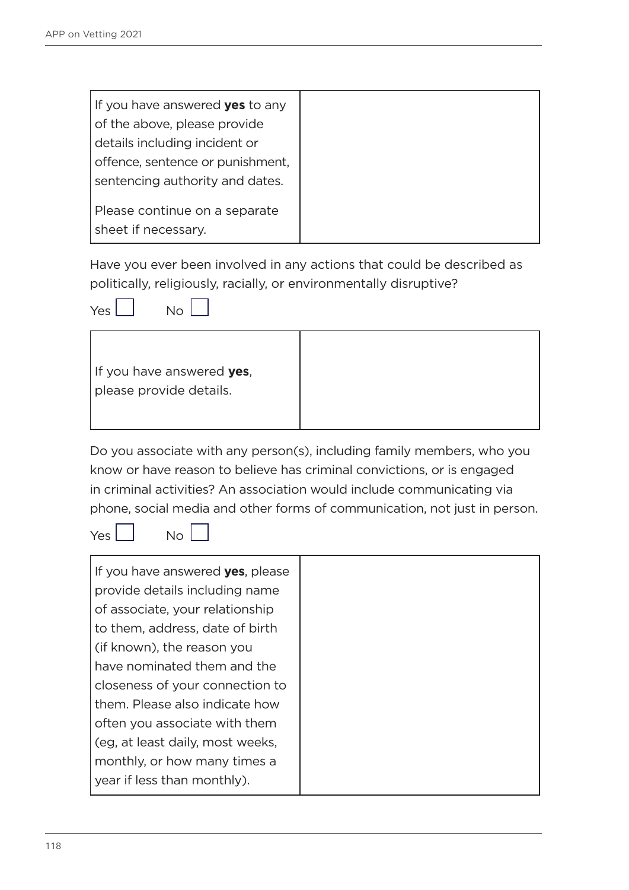| If you have answered **yes** to any of the above, please provide details including incident or offence, sentence or punishment, sentencing authority and dates.<br><br>Please continue on a separate sheet if necessary. | |
|---|---|

Have you ever been involved in any actions that could be described as politically, religiously, racially, or environmentally disruptive?

Yes ☐  No ☐

| If you have answered **yes**, please provide details. | |
|---|---|

Do you associate with any person(s), including family members, who you know or have reason to believe has criminal convictions, or is engaged in criminal activities? An association would include communicating via phone, social media and other forms of communication, not just in person.

Yes ☐  No ☐

| If you have answered **yes**, please provide details including name of associate, your relationship to them, address, date of birth (if known), the reason you have nominated them and the closeness of your connection to them. Please also indicate how often you associate with them (eg, at least daily, most weeks, monthly, or how many times a year if less than monthly). | |
|---|---|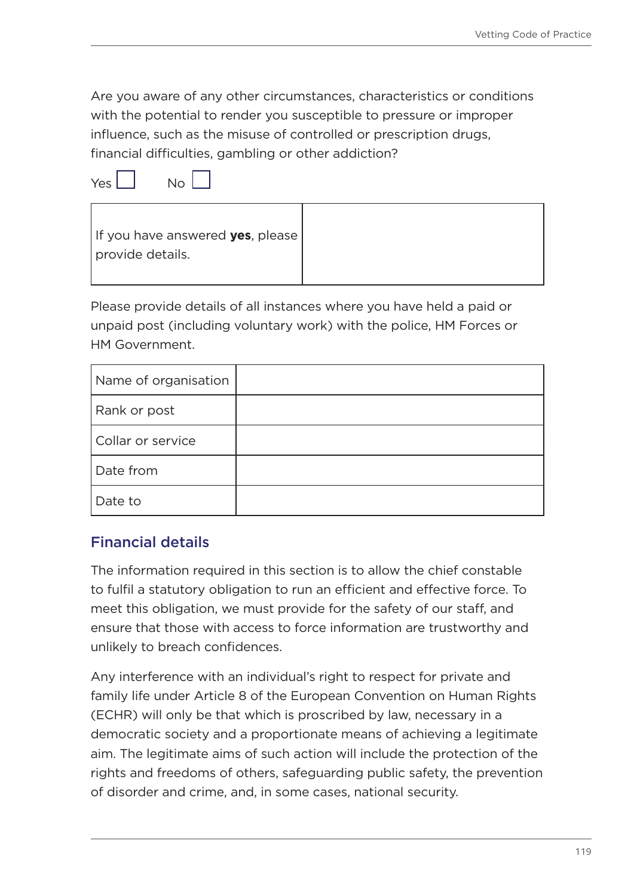Are you aware of any other circumstances, characteristics or conditions with the potential to render you susceptible to pressure or improper influence, such as the misuse of controlled or prescription drugs, financial difficulties, gambling or other addiction?

Yes ☐ No ☐

| If you have answered **yes**, please provide details. | |
|---|---|

Please provide details of all instances where you have held a paid or unpaid post (including voluntary work) with the police, HM Forces or HM Government.

| Name of organisation | |
|---|---|
| Rank or post | |
| Collar or service | |
| Date from | |
| Date to | |

## Financial details

The information required in this section is to allow the chief constable to fulfil a statutory obligation to run an efficient and effective force. To meet this obligation, we must provide for the safety of our staff, and ensure that those with access to force information are trustworthy and unlikely to breach confidences.

Any interference with an individual's right to respect for private and family life under Article 8 of the European Convention on Human Rights (ECHR) will only be that which is proscribed by law, necessary in a democratic society and a proportionate means of achieving a legitimate aim. The legitimate aims of such action will include the protection of the rights and freedoms of others, safeguarding public safety, the prevention of disorder and crime, and, in some cases, national security.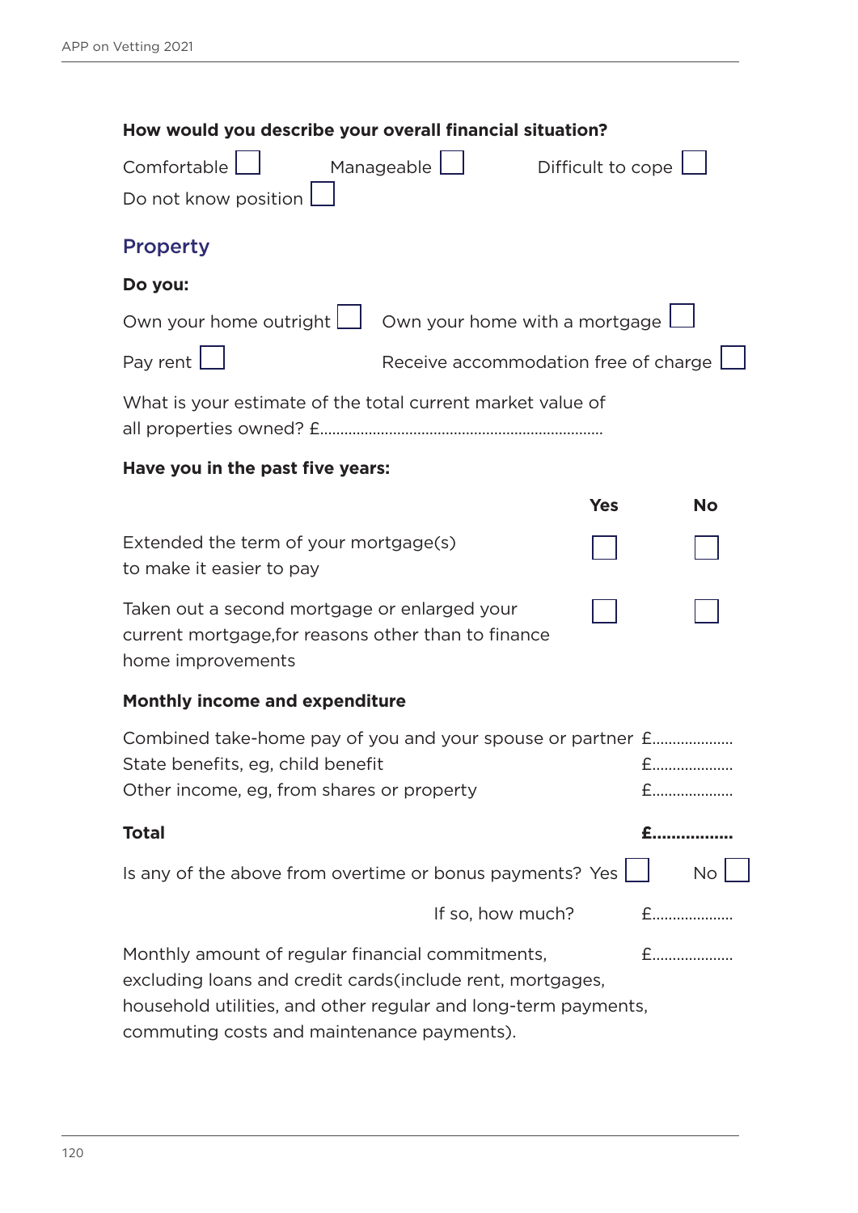**How would you describe your overall financial situation?**

Comfortable ☐ Manageable ☐ Difficult to cope ☐

Do not know position ☐

## Property

**Do you:**

Own your home outright ☐ Own your home with a mortgage ☐

Pay rent ☐ Receive accommodation free of charge ☐

What is your estimate of the total current market value of all properties owned? £......................................................................

**Have you in the past five years:**

| | Yes | No |
|---|---|---|
| Extended the term of your mortgage(s) to make it easier to pay | ☐ | ☐ |
| Taken out a second mortgage or enlarged your current mortgage,for reasons other than to finance home improvements | ☐ | ☐ |

**Monthly income and expenditure**

| | |
|---|---|
| Combined take-home pay of you and your spouse or partner | £.................... |
| State benefits, eg, child benefit | £.................... |
| Other income, eg, from shares or property | £.................... |
| **Total** | **£................** |

Is any of the above from overtime or bonus payments? Yes ☐ No ☐

If so, how much? £....................

Monthly amount of regular financial commitments, excluding loans and credit cards(include rent, mortgages, household utilities, and other regular and long-term payments, commuting costs and maintenance payments). £....................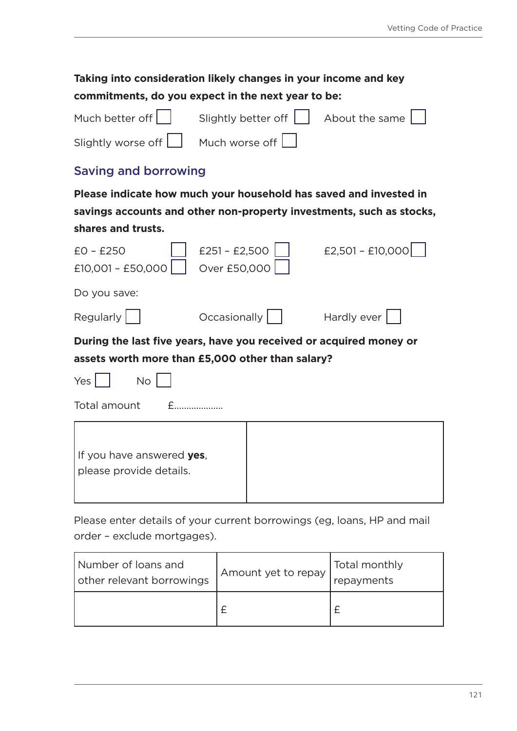**Taking into consideration likely changes in your income and key commitments, do you expect in the next year to be:**

Much better off ☐ Slightly better off ☐ About the same ☐

Slightly worse off ☐ Much worse off ☐

## Saving and borrowing

**Please indicate how much your household has saved and invested in savings accounts and other non-property investments, such as stocks, shares and trusts.**

£0 – £250 ☐ £251 – £2,500 ☐ £2,501 – £10,000 ☐

£10,001 – £50,000 ☐ Over £50,000 ☐

Do you save:

Regularly ☐ Occasionally ☐ Hardly ever ☐

**During the last five years, have you received or acquired money or assets worth more than £5,000 other than salary?**

Yes ☐ No ☐

Total amount £...................

| If you have answered **yes**, please provide details. | |
|---|---|

Please enter details of your current borrowings (eg, loans, HP and mail order – exclude mortgages).

| Number of loans and other relevant borrowings | Amount yet to repay | Total monthly repayments |
|---|---|---|
| | £ | £ |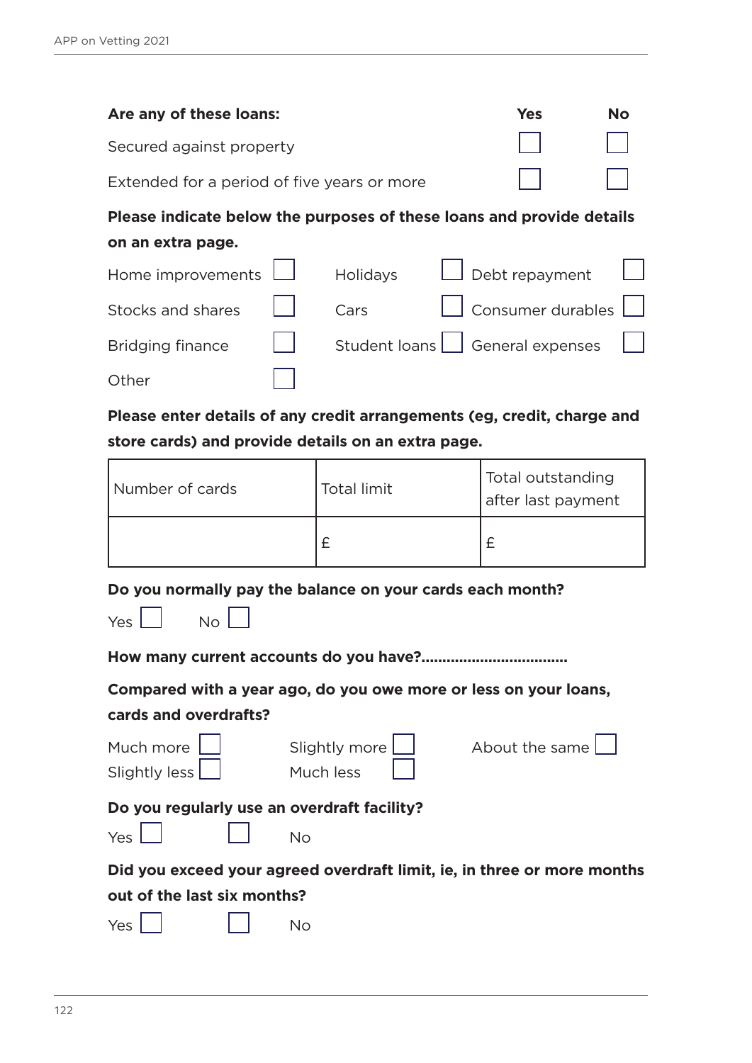| **Are any of these loans:** | **Yes** | **No** |
| --- | --- | --- |
| Secured against property | ☐ | ☐ |
| Extended for a period of five years or more | ☐ | ☐ |

**Please indicate below the purposes of these loans and provide details on an extra page.**

| | | | | | |
| --- | --- | --- | --- | --- | --- |
| Home improvements | ☐ | Holidays | ☐ | Debt repayment | ☐ |
| Stocks and shares | ☐ | Cars | ☐ | Consumer durables | ☐ |
| Bridging finance | ☐ | Student loans | ☐ | General expenses | ☐ |
| Other | ☐ | | | | |

**Please enter details of any credit arrangements (eg, credit, charge and store cards) and provide details on an extra page.**

| Number of cards | Total limit | Total outstanding after last payment |
| --- | --- | --- |
| | £ | £ |

**Do you normally pay the balance on your cards each month?**

Yes ☐ No ☐

**How many current accounts do you have?.................................**

**Compared with a year ago, do you owe more or less on your loans, cards and overdrafts?**

Much more ☐ Slightly more ☐ About the same ☐
Slightly less ☐ Much less ☐

**Do you regularly use an overdraft facility?**

Yes ☐ ☐ No

**Did you exceed your agreed overdraft limit, ie, in three or more months out of the last six months?**

Yes ☐ ☐ No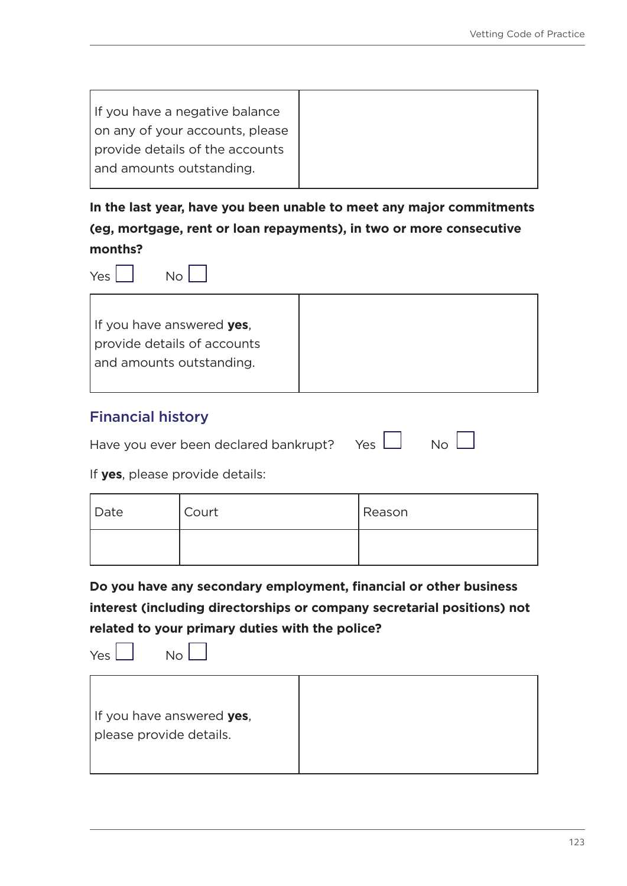| If you have a negative balance on any of your accounts, please provide details of the accounts and amounts outstanding. | |
|---|---|

**In the last year, have you been unable to meet any major commitments (eg, mortgage, rent or loan repayments), in two or more consecutive months?**

Yes ☐ No ☐

| If you have answered **yes**, provide details of accounts and amounts outstanding. | |
|---|---|

## Financial history

Have you ever been declared bankrupt? Yes ☐ No ☐

If **yes**, please provide details:

| Date | Court | Reason |
|---|---|---|
| | | |

**Do you have any secondary employment, financial or other business interest (including directorships or company secretarial positions) not related to your primary duties with the police?**

Yes ☐ No ☐

| If you have answered **yes**, please provide details. | |
|---|---|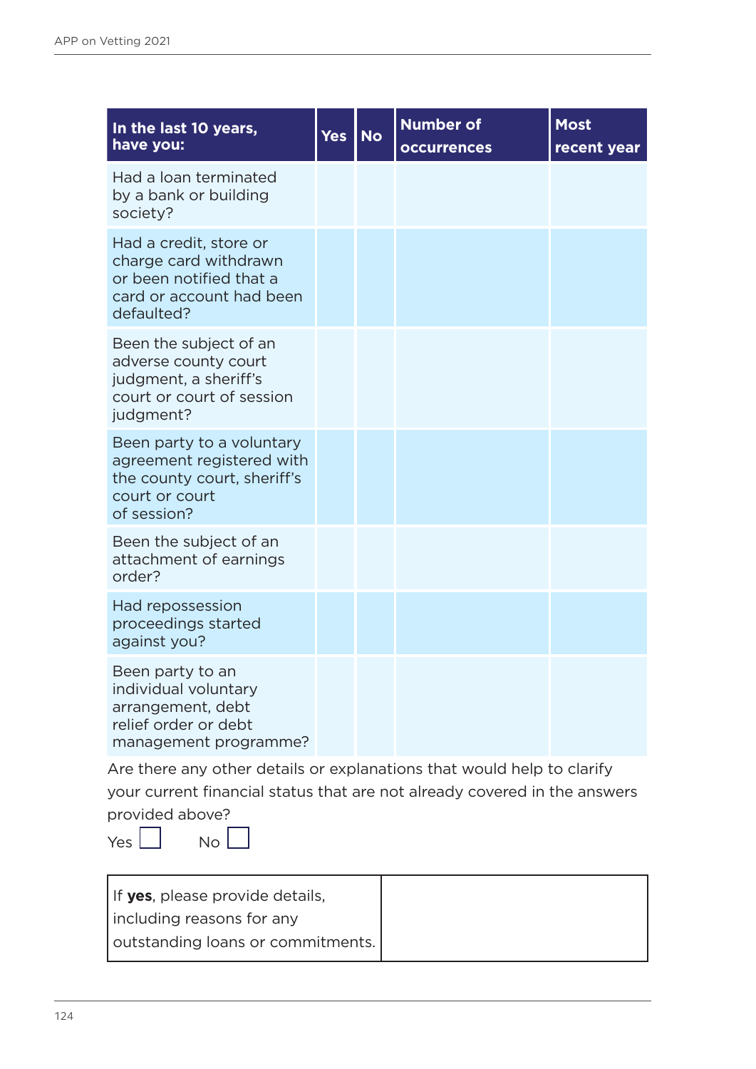| In the last 10 years, have you: | Yes | No | Number of occurrences | Most recent year |
|---|---|---|---|---|
| Had a loan terminated by a bank or building society? | | | | |
| Had a credit, store or charge card withdrawn or been notified that a card or account had been defaulted? | | | | |
| Been the subject of an adverse county court judgment, a sheriff's court or court of session judgment? | | | | |
| Been party to a voluntary agreement registered with the county court, sheriff's court or court of session? | | | | |
| Been the subject of an attachment of earnings order? | | | | |
| Had repossession proceedings started against you? | | | | |
| Been party to an individual voluntary arrangement, debt relief order or debt management programme? | | | | |

Are there any other details or explanations that would help to clarify your current financial status that are not already covered in the answers provided above?

Yes ☐ No ☐

| If **yes**, please provide details, including reasons for any outstanding loans or commitments. | |
|---|---|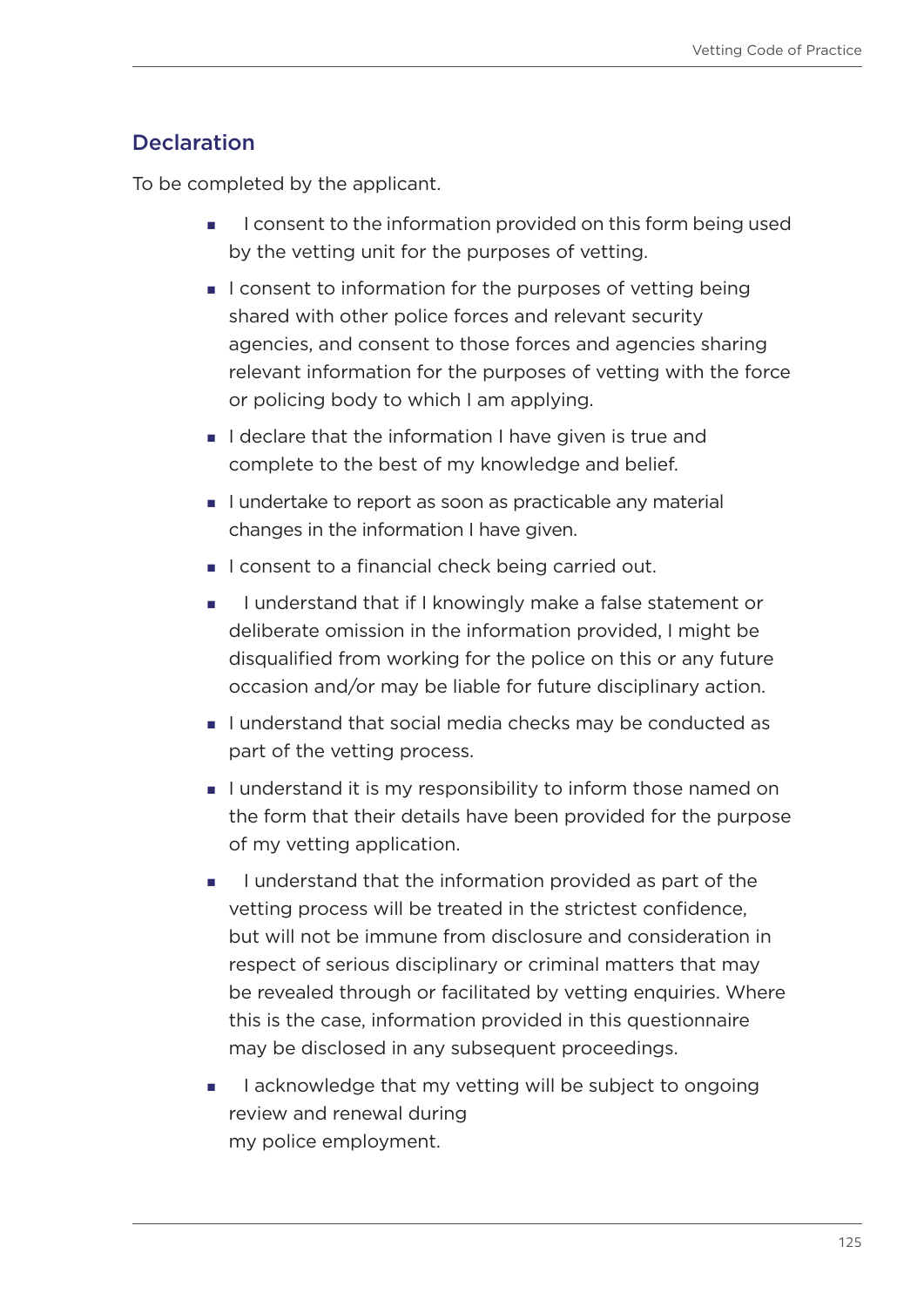## Declaration

To be completed by the applicant.

- I consent to the information provided on this form being used by the vetting unit for the purposes of vetting.
- I consent to information for the purposes of vetting being shared with other police forces and relevant security agencies, and consent to those forces and agencies sharing relevant information for the purposes of vetting with the force or policing body to which I am applying.
- I declare that the information I have given is true and complete to the best of my knowledge and belief.
- I undertake to report as soon as practicable any material changes in the information I have given.
- I consent to a financial check being carried out.
- I understand that if I knowingly make a false statement or deliberate omission in the information provided, I might be disqualified from working for the police on this or any future occasion and/or may be liable for future disciplinary action.
- I understand that social media checks may be conducted as part of the vetting process.
- I understand it is my responsibility to inform those named on the form that their details have been provided for the purpose of my vetting application.
- I understand that the information provided as part of the vetting process will be treated in the strictest confidence, but will not be immune from disclosure and consideration in respect of serious disciplinary or criminal matters that may be revealed through or facilitated by vetting enquiries. Where this is the case, information provided in this questionnaire may be disclosed in any subsequent proceedings.
- I acknowledge that my vetting will be subject to ongoing review and renewal during my police employment.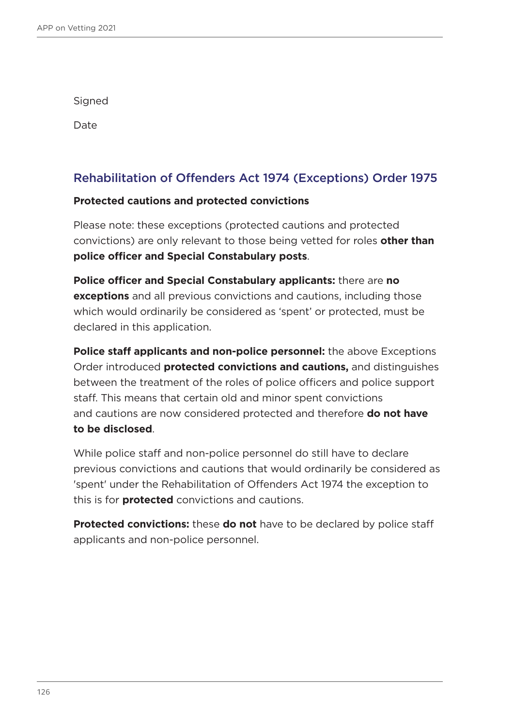Signed

Date

## Rehabilitation of Offenders Act 1974 (Exceptions) Order 1975

**Protected cautions and protected convictions**

Please note: these exceptions (protected cautions and protected convictions) are only relevant to those being vetted for roles **other than police officer and Special Constabulary posts**.

**Police officer and Special Constabulary applicants:** there are **no exceptions** and all previous convictions and cautions, including those which would ordinarily be considered as 'spent' or protected, must be declared in this application.

**Police staff applicants and non-police personnel:** the above Exceptions Order introduced **protected convictions and cautions,** and distinguishes between the treatment of the roles of police officers and police support staff. This means that certain old and minor spent convictions and cautions are now considered protected and therefore **do not have to be disclosed**.

While police staff and non-police personnel do still have to declare previous convictions and cautions that would ordinarily be considered as 'spent' under the Rehabilitation of Offenders Act 1974 the exception to this is for **protected** convictions and cautions.

**Protected convictions:** these **do not** have to be declared by police staff applicants and non-police personnel.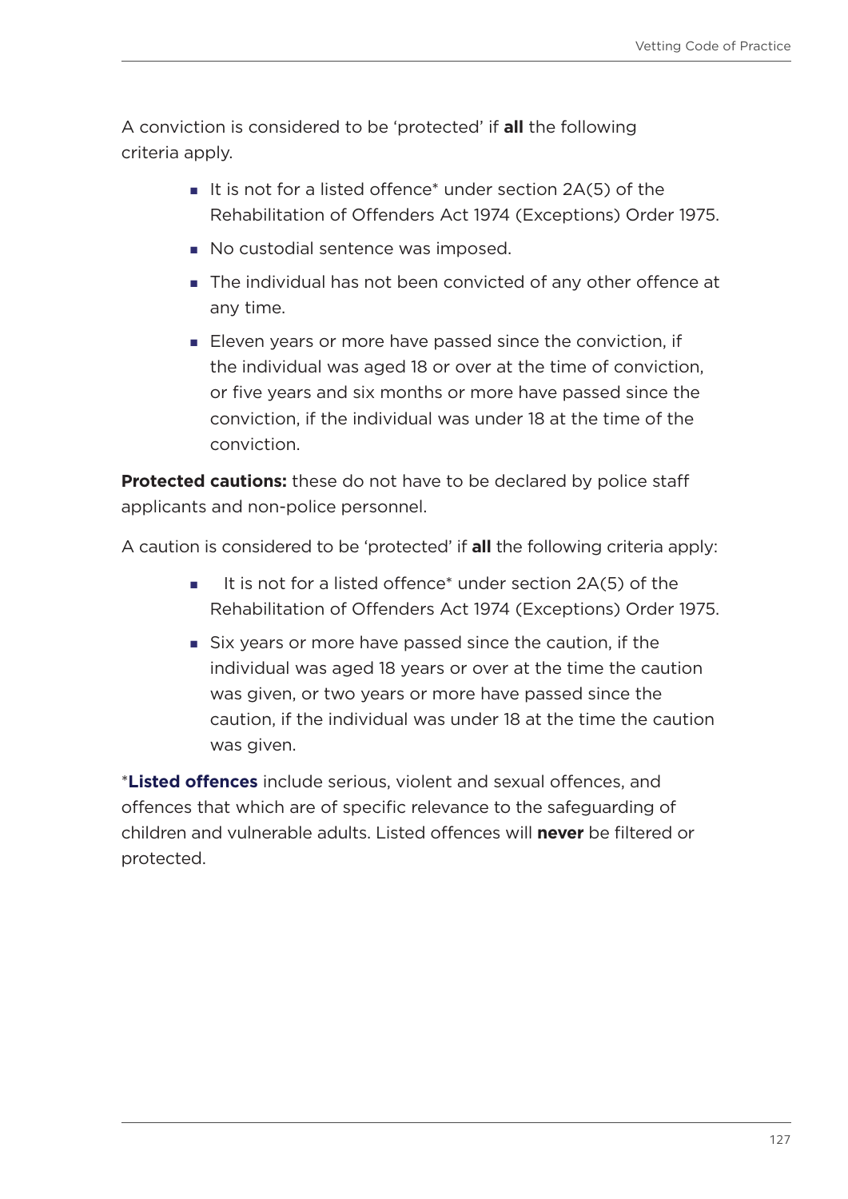A conviction is considered to be 'protected' if **all** the following criteria apply.

- It is not for a listed offence* under section 2A(5) of the Rehabilitation of Offenders Act 1974 (Exceptions) Order 1975.
- No custodial sentence was imposed.
- The individual has not been convicted of any other offence at any time.
- Eleven years or more have passed since the conviction, if the individual was aged 18 or over at the time of conviction, or five years and six months or more have passed since the conviction, if the individual was under 18 at the time of the conviction.

**Protected cautions:** these do not have to be declared by police staff applicants and non-police personnel.

A caution is considered to be 'protected' if **all** the following criteria apply:

- It is not for a listed offence* under section 2A(5) of the Rehabilitation of Offenders Act 1974 (Exceptions) Order 1975.
- Six years or more have passed since the caution, if the individual was aged 18 years or over at the time the caution was given, or two years or more have passed since the caution, if the individual was under 18 at the time the caution was given.

***Listed offences** include serious, violent and sexual offences, and offences that which are of specific relevance to the safeguarding of children and vulnerable adults. Listed offences will **never** be filtered or protected.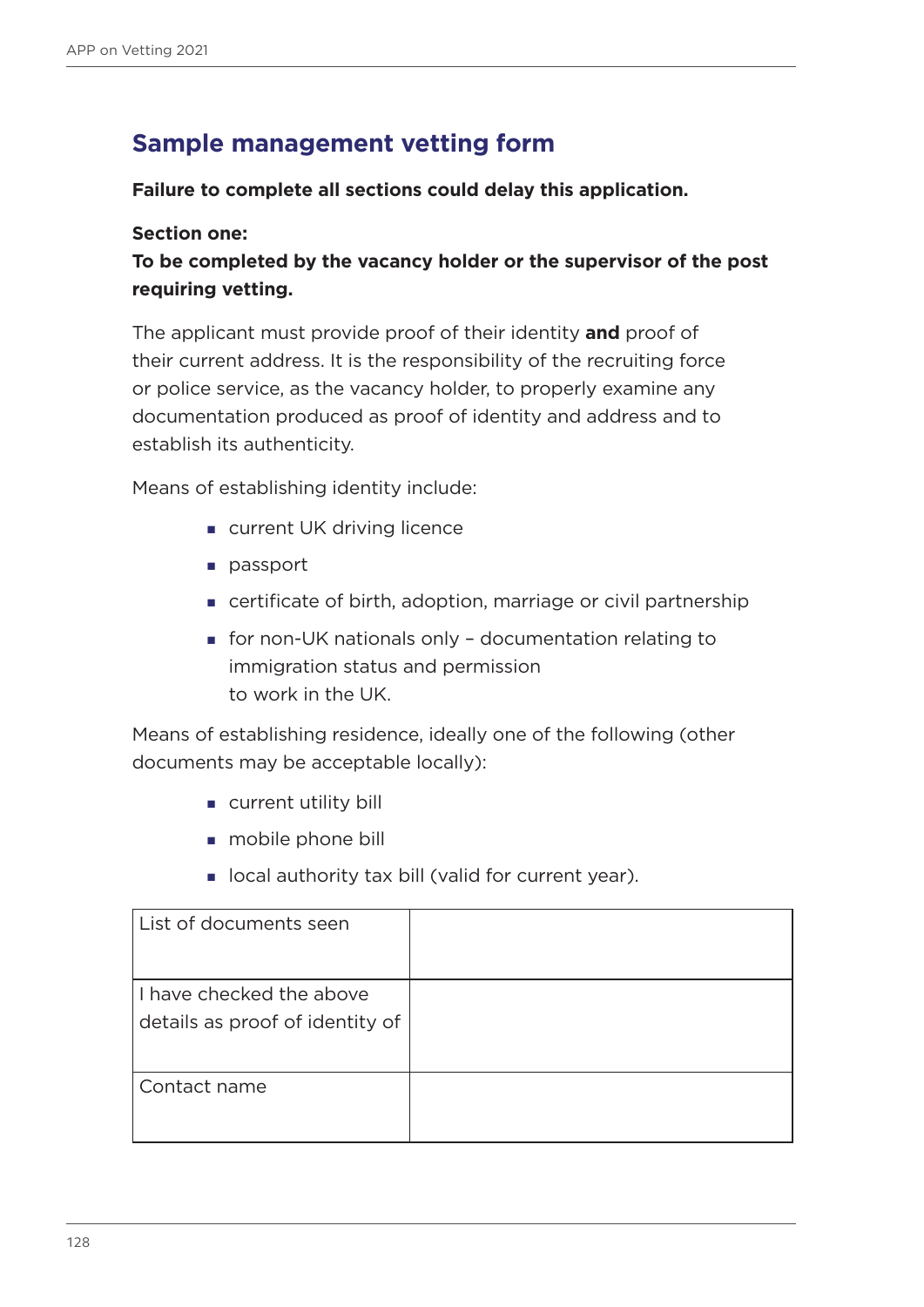## Sample management vetting form

**Failure to complete all sections could delay this application.**

**Section one:**

**To be completed by the vacancy holder or the supervisor of the post requiring vetting.**

The applicant must provide proof of their identity **and** proof of their current address. It is the responsibility of the recruiting force or police service, as the vacancy holder, to properly examine any documentation produced as proof of identity and address and to establish its authenticity.

Means of establishing identity include:

- current UK driving licence
- passport
- certificate of birth, adoption, marriage or civil partnership
- for non-UK nationals only – documentation relating to immigration status and permission to work in the UK.

Means of establishing residence, ideally one of the following (other documents may be acceptable locally):

- current utility bill
- mobile phone bill
- local authority tax bill (valid for current year).

| | |
|---|---|
| List of documents seen | |
| I have checked the above details as proof of identity of | |
| Contact name | |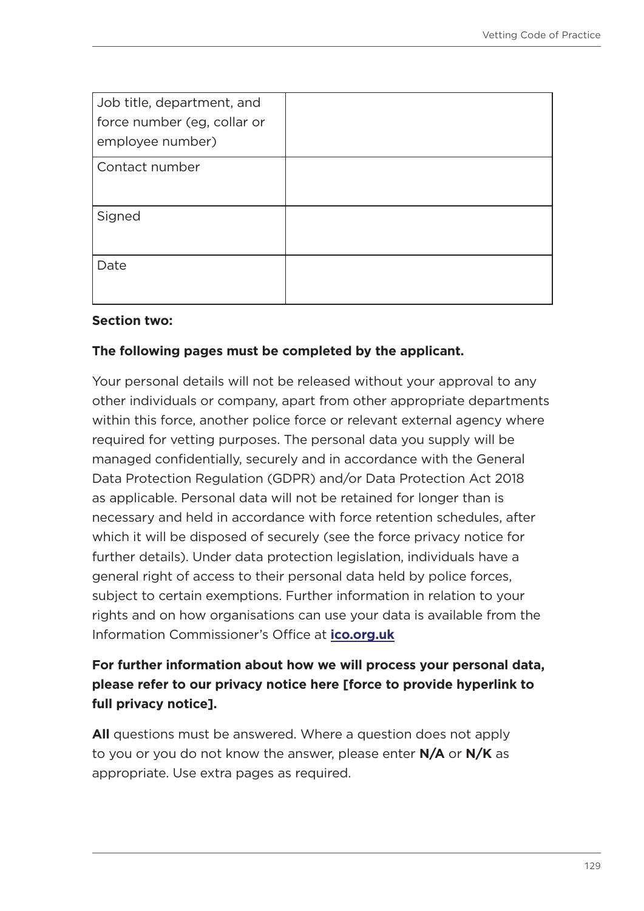| Job title, department, and force number (eg, collar or employee number) | |
|---|---|
| Contact number | |
| Signed | |
| Date | |

**Section two:**

**The following pages must be completed by the applicant.**

Your personal details will not be released without your approval to any other individuals or company, apart from other appropriate departments within this force, another police force or relevant external agency where required for vetting purposes. The personal data you supply will be managed confidentially, securely and in accordance with the General Data Protection Regulation (GDPR) and/or Data Protection Act 2018 as applicable. Personal data will not be retained for longer than is necessary and held in accordance with force retention schedules, after which it will be disposed of securely (see the force privacy notice for further details). Under data protection legislation, individuals have a general right of access to their personal data held by police forces, subject to certain exemptions. Further information in relation to your rights and on how organisations can use your data is available from the Information Commissioner's Office at **ico.org.uk**

**For further information about how we will process your personal data, please refer to our privacy notice here [force to provide hyperlink to full privacy notice].**

**All** questions must be answered. Where a question does not apply to you or you do not know the answer, please enter **N/A** or **N/K** as appropriate. Use extra pages as required.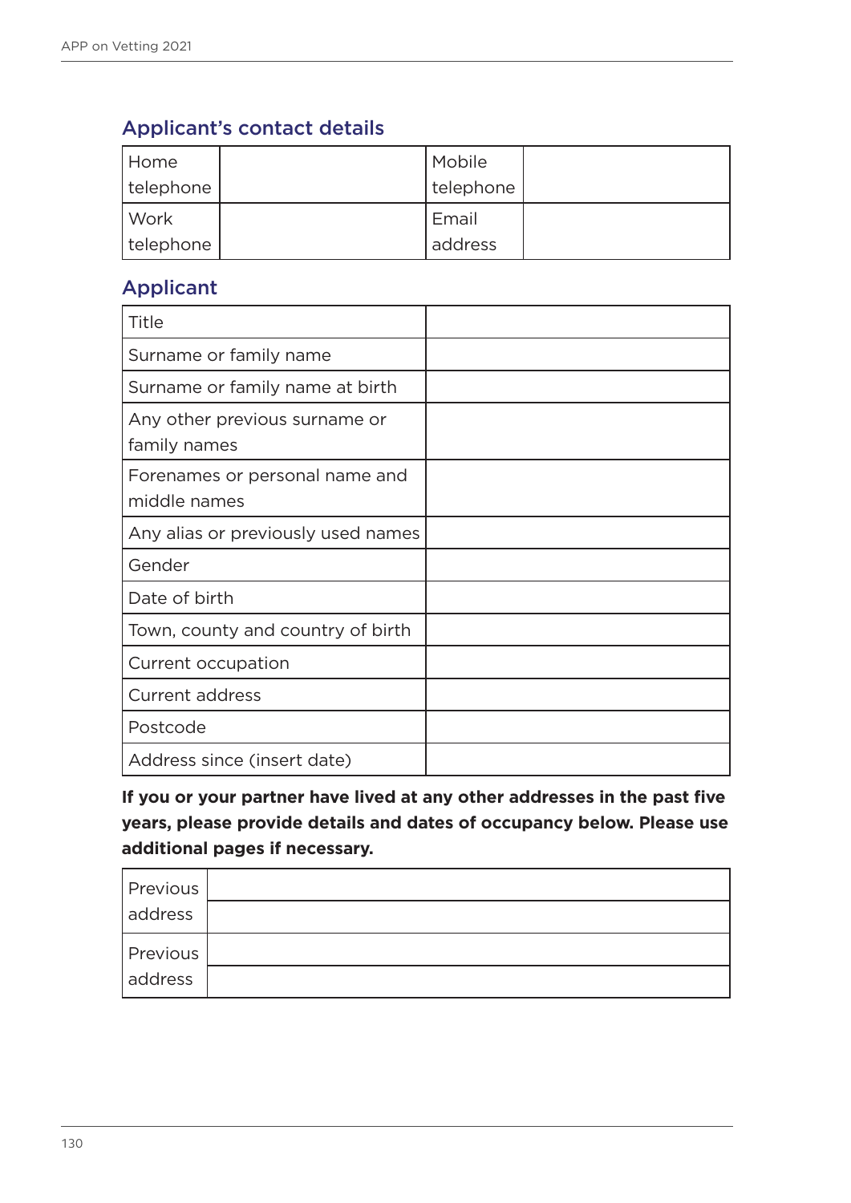## Applicant's contact details

| Home telephone | | Mobile telephone | |
|---|---|---|---|
| Work telephone | | Email address | |

## Applicant

| Title | |
|---|---|
| Surname or family name | |
| Surname or family name at birth | |
| Any other previous surname or family names | |
| Forenames or personal name and middle names | |
| Any alias or previously used names | |
| Gender | |
| Date of birth | |
| Town, county and country of birth | |
| Current occupation | |
| Current address | |
| Postcode | |
| Address since (insert date) | |

**If you or your partner have lived at any other addresses in the past five years, please provide details and dates of occupancy below. Please use additional pages if necessary.**

| Previous address | |
|---|---|
| | |
| Previous address | |
| | |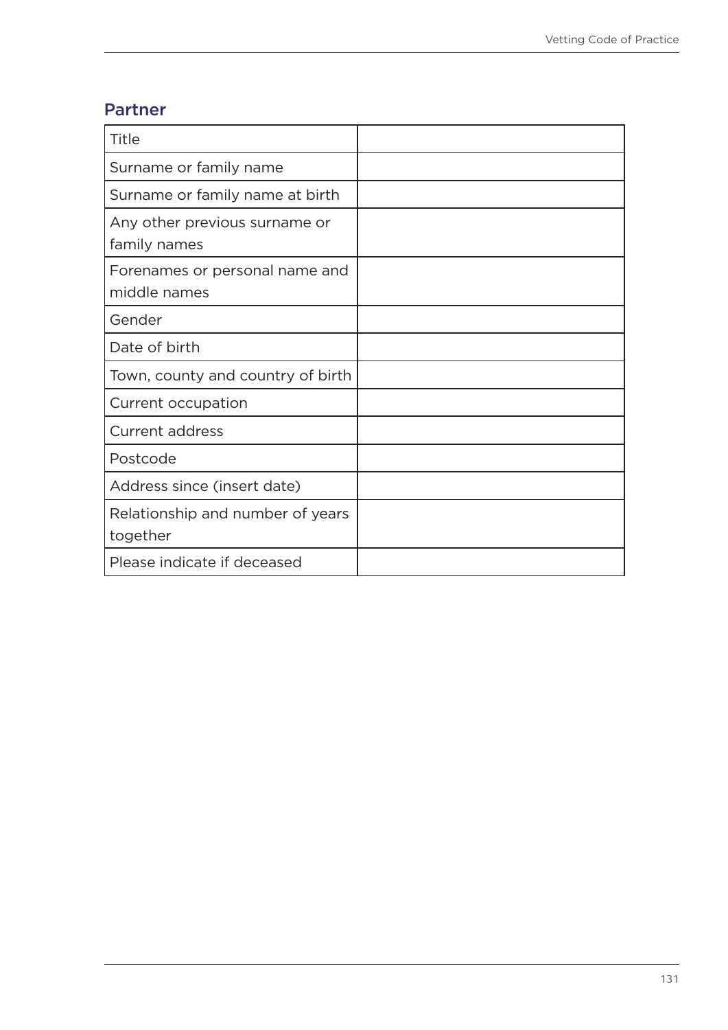## Partner

| | |
|---|---|
| Title | |
| Surname or family name | |
| Surname or family name at birth | |
| Any other previous surname or family names | |
| Forenames or personal name and middle names | |
| Gender | |
| Date of birth | |
| Town, county and country of birth | |
| Current occupation | |
| Current address | |
| Postcode | |
| Address since (insert date) | |
| Relationship and number of years together | |
| Please indicate if deceased | |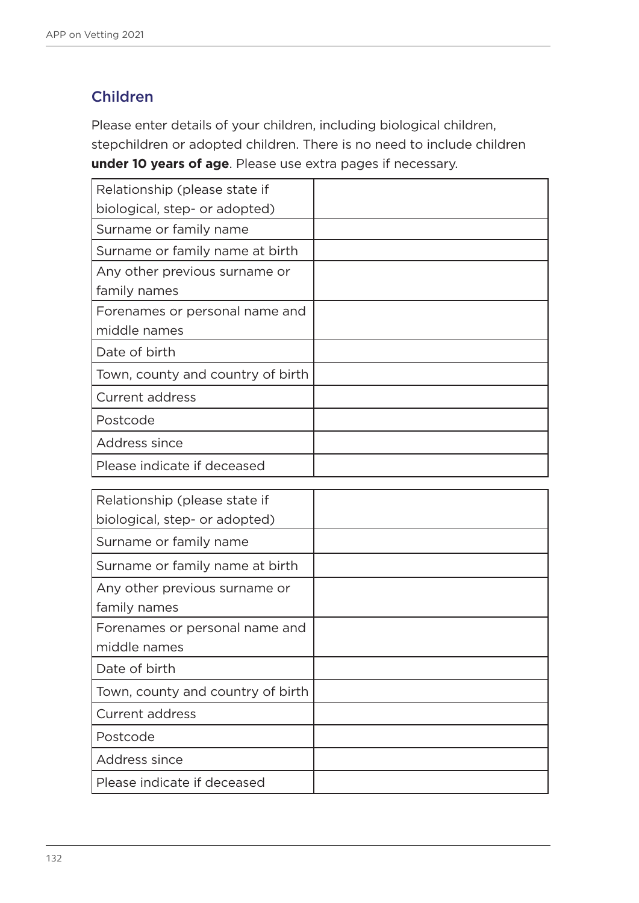## Children

Please enter details of your children, including biological children, stepchildren or adopted children. There is no need to include children **under 10 years of age**. Please use extra pages if necessary.

| | |
|---|---|
| Relationship (please state if biological, step- or adopted) | |
| Surname or family name | |
| Surname or family name at birth | |
| Any other previous surname or family names | |
| Forenames or personal name and middle names | |
| Date of birth | |
| Town, county and country of birth | |
| Current address | |
| Postcode | |
| Address since | |
| Please indicate if deceased | |

| | |
|---|---|
| Relationship (please state if biological, step- or adopted) | |
| Surname or family name | |
| Surname or family name at birth | |
| Any other previous surname or family names | |
| Forenames or personal name and middle names | |
| Date of birth | |
| Town, county and country of birth | |
| Current address | |
| Postcode | |
| Address since | |
| Please indicate if deceased | |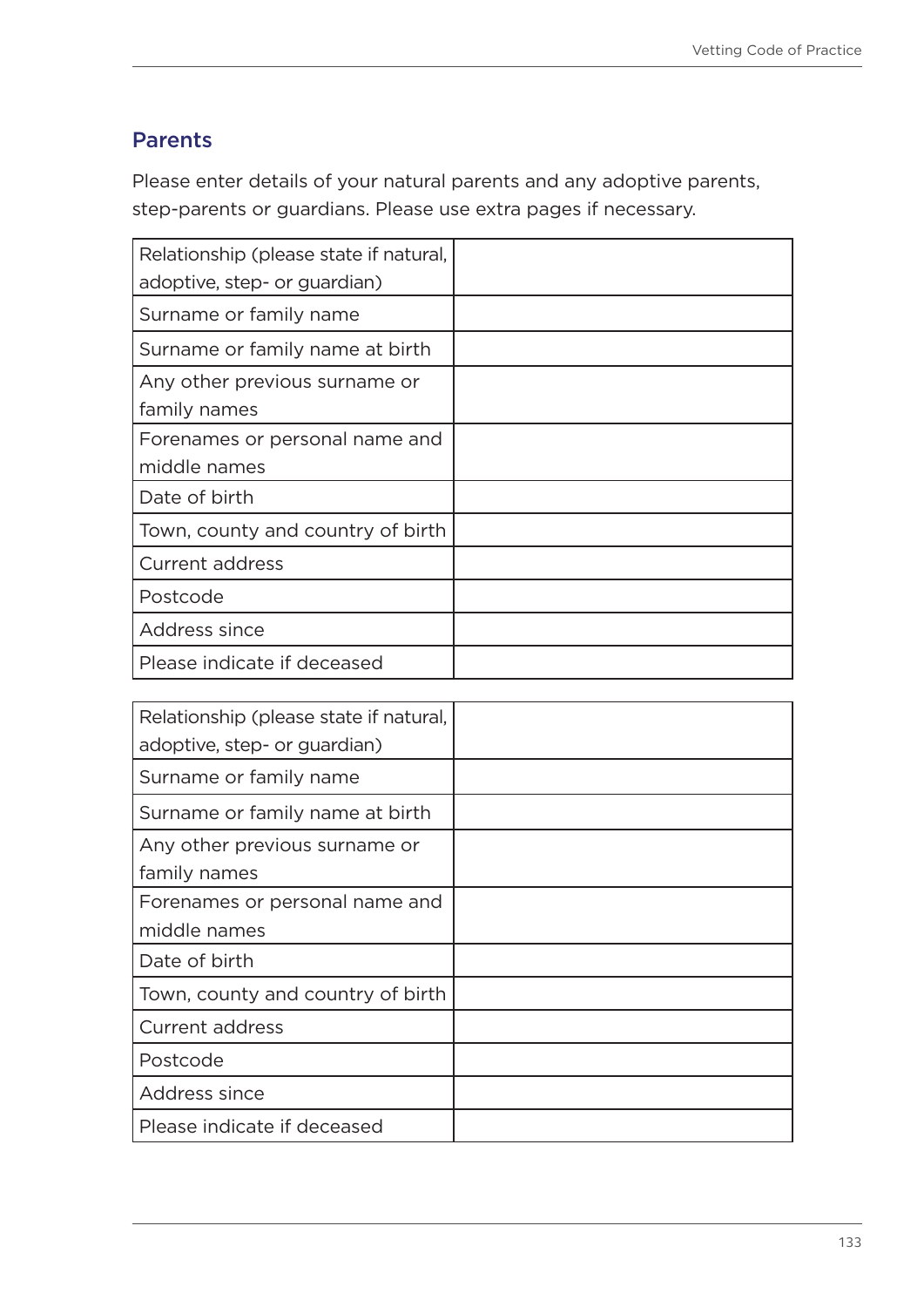## Parents

Please enter details of your natural parents and any adoptive parents, step-parents or guardians. Please use extra pages if necessary.

| | |
|---|---|
| Relationship (please state if natural, adoptive, step- or guardian) | |
| Surname or family name | |
| Surname or family name at birth | |
| Any other previous surname or family names | |
| Forenames or personal name and middle names | |
| Date of birth | |
| Town, county and country of birth | |
| Current address | |
| Postcode | |
| Address since | |
| Please indicate if deceased | |

| | |
|---|---|
| Relationship (please state if natural, adoptive, step- or guardian) | |
| Surname or family name | |
| Surname or family name at birth | |
| Any other previous surname or family names | |
| Forenames or personal name and middle names | |
| Date of birth | |
| Town, county and country of birth | |
| Current address | |
| Postcode | |
| Address since | |
| Please indicate if deceased | |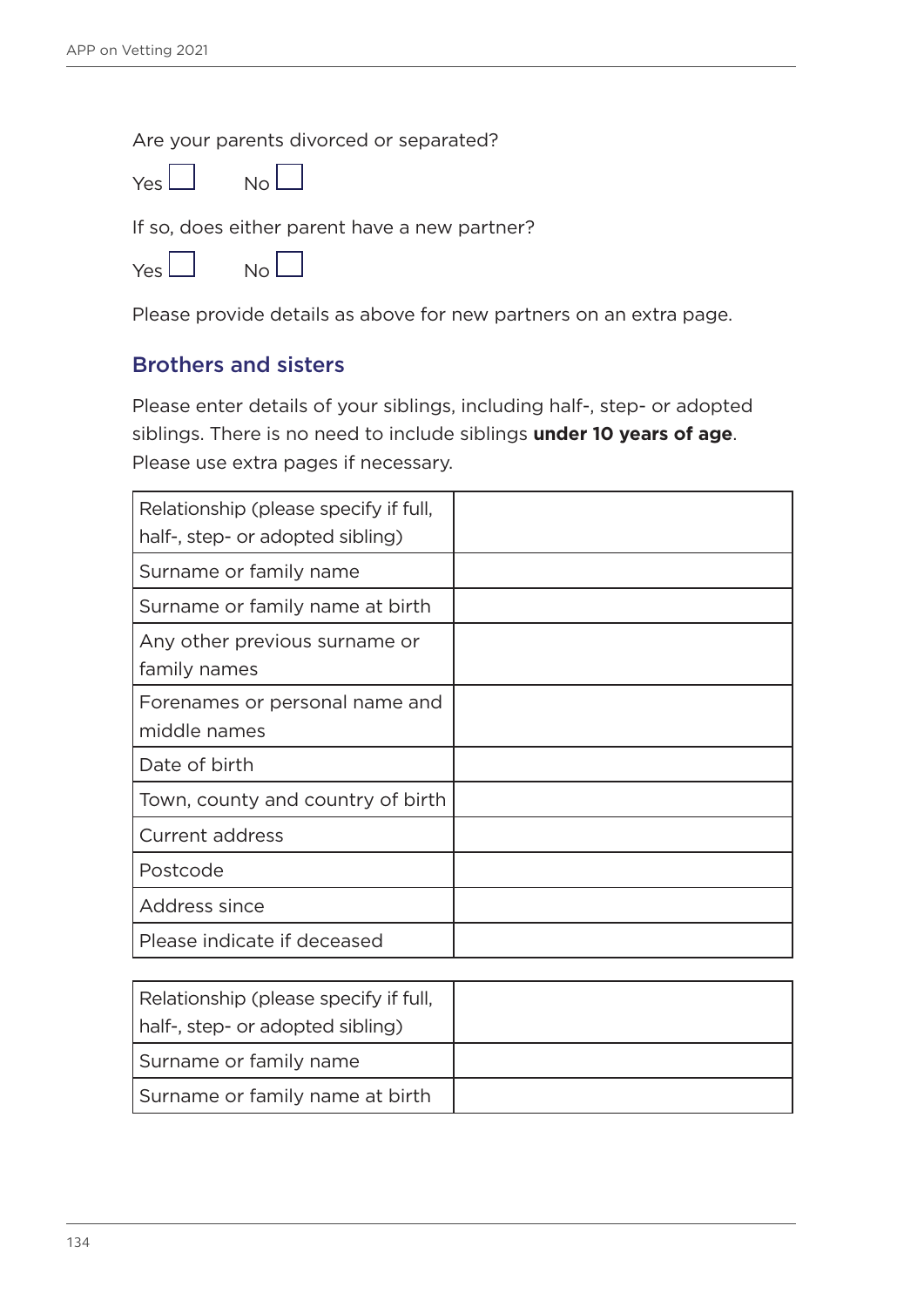Are your parents divorced or separated?

Yes ☐ No ☐

If so, does either parent have a new partner?

Yes ☐ No ☐

Please provide details as above for new partners on an extra page.

## Brothers and sisters

Please enter details of your siblings, including half-, step- or adopted siblings. There is no need to include siblings **under 10 years of age**. Please use extra pages if necessary.

| | |
|---|---|
| Relationship (please specify if full, half-, step- or adopted sibling) | |
| Surname or family name | |
| Surname or family name at birth | |
| Any other previous surname or family names | |
| Forenames or personal name and middle names | |
| Date of birth | |
| Town, county and country of birth | |
| Current address | |
| Postcode | |
| Address since | |
| Please indicate if deceased | |

| | |
|---|---|
| Relationship (please specify if full, half-, step- or adopted sibling) | |
| Surname or family name | |
| Surname or family name at birth | |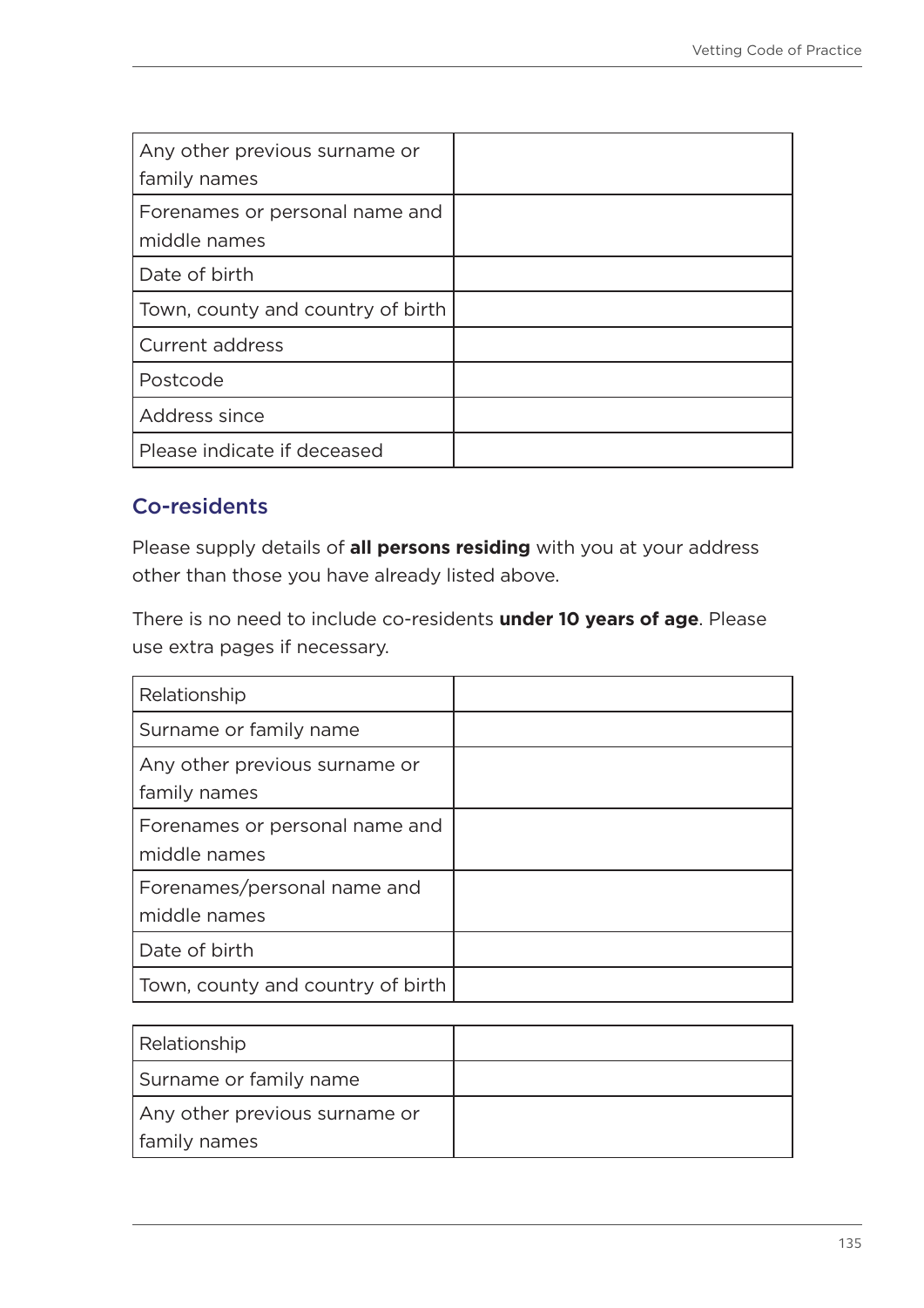| | |
|---|---|
| Any other previous surname or family names | |
| Forenames or personal name and middle names | |
| Date of birth | |
| Town, county and country of birth | |
| Current address | |
| Postcode | |
| Address since | |
| Please indicate if deceased | |

## Co-residents

Please supply details of **all persons residing** with you at your address other than those you have already listed above.

There is no need to include co-residents **under 10 years of age**. Please use extra pages if necessary.

| | |
|---|---|
| Relationship | |
| Surname or family name | |
| Any other previous surname or family names | |
| Forenames or personal name and middle names | |
| Forenames/personal name and middle names | |
| Date of birth | |
| Town, county and country of birth | |

| | |
|---|---|
| Relationship | |
| Surname or family name | |
| Any other previous surname or family names | |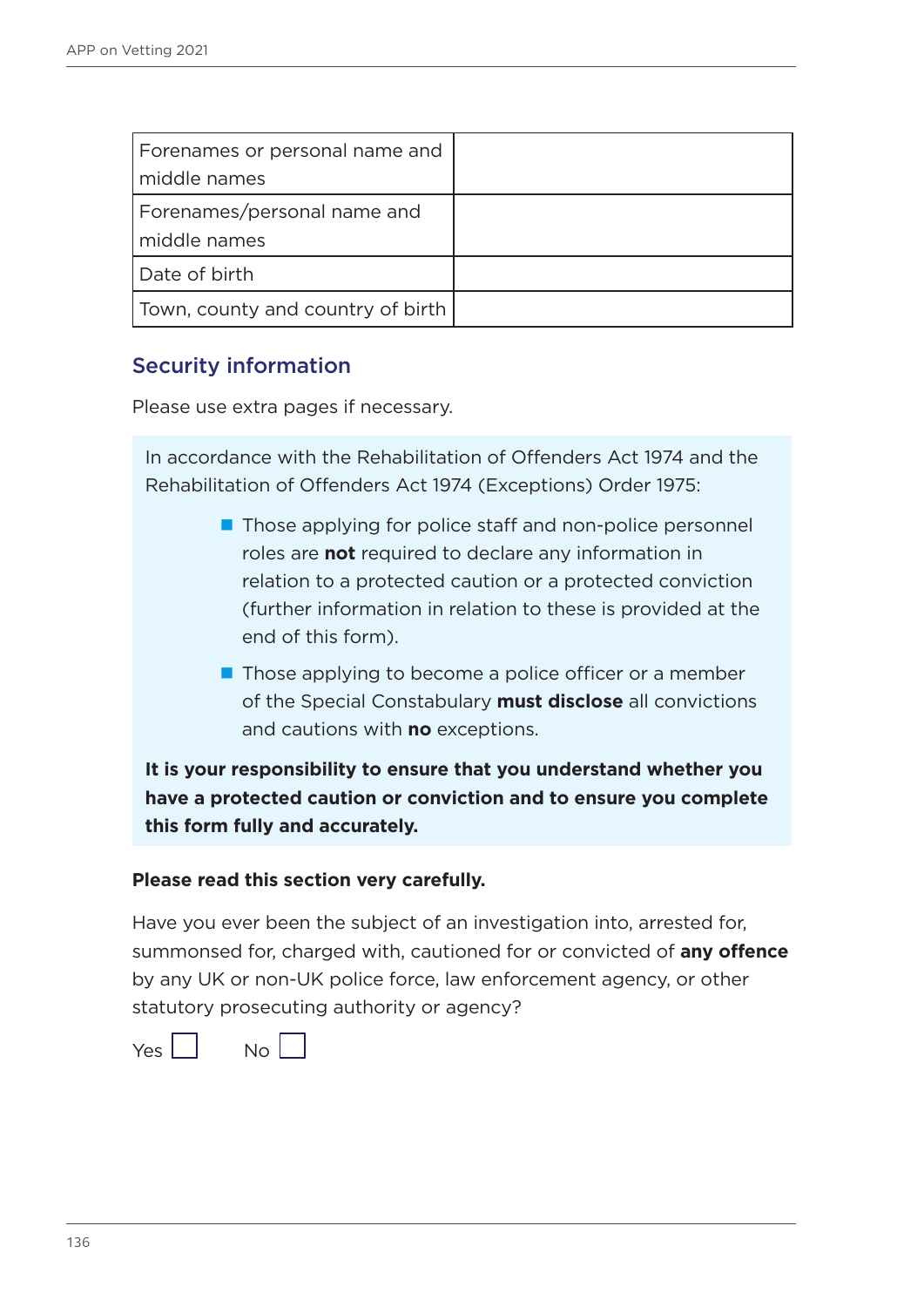| Forenames or personal name and middle names | |
|---|---|
| Forenames/personal name and middle names | |
| Date of birth | |
| Town, county and country of birth | |

## Security information

Please use extra pages if necessary.

In accordance with the Rehabilitation of Offenders Act 1974 and the Rehabilitation of Offenders Act 1974 (Exceptions) Order 1975:

- Those applying for police staff and non-police personnel roles are **not** required to declare any information in relation to a protected caution or a protected conviction (further information in relation to these is provided at the end of this form).
- Those applying to become a police officer or a member of the Special Constabulary **must disclose** all convictions and cautions with **no** exceptions.

**It is your responsibility to ensure that you understand whether you have a protected caution or conviction and to ensure you complete this form fully and accurately.**

**Please read this section very carefully.**

Have you ever been the subject of an investigation into, arrested for, summonsed for, charged with, cautioned for or convicted of **any offence** by any UK or non-UK police force, law enforcement agency, or other statutory prosecuting authority or agency?

Yes ☐ No ☐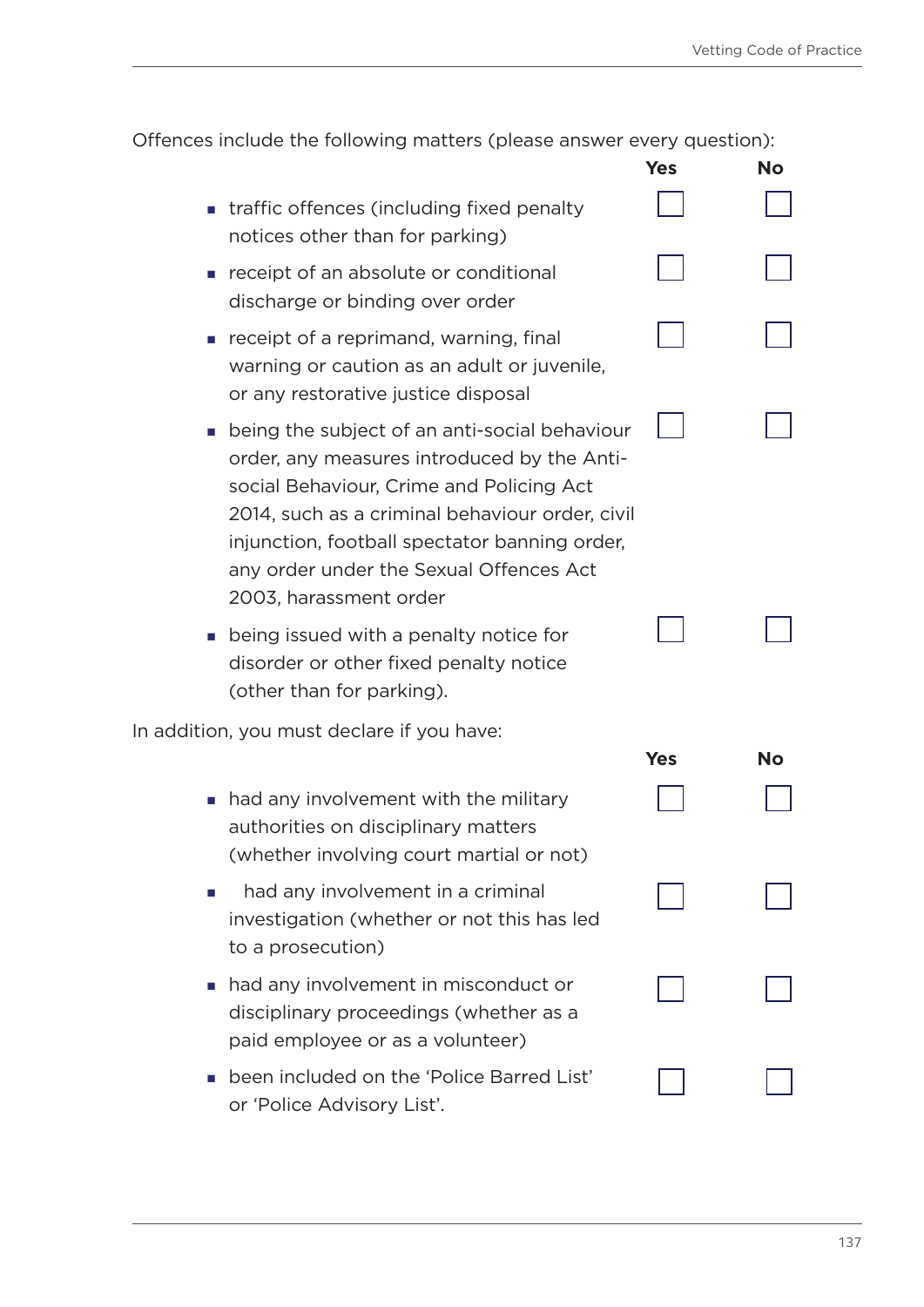Offences include the following matters (please answer every question):

| | Yes | No |
|---|---|---|
| ▪ traffic offences (including fixed penalty notices other than for parking) | ☐ | ☐ |
| ▪ receipt of an absolute or conditional discharge or binding over order | ☐ | ☐ |
| ▪ receipt of a reprimand, warning, final warning or caution as an adult or juvenile, or any restorative justice disposal | ☐ | ☐ |
| ▪ being the subject of an anti-social behaviour order, any measures introduced by the Anti-social Behaviour, Crime and Policing Act 2014, such as a criminal behaviour order, civil injunction, football spectator banning order, any order under the Sexual Offences Act 2003, harassment order | ☐ | ☐ |
| ▪ being issued with a penalty notice for disorder or other fixed penalty notice (other than for parking). | ☐ | ☐ |

In addition, you must declare if you have:

| | Yes | No |
|---|---|---|
| ▪ had any involvement with the military authorities on disciplinary matters (whether involving court martial or not) | ☐ | ☐ |
| ▪ had any involvement in a criminal investigation (whether or not this has led to a prosecution) | ☐ | ☐ |
| ▪ had any involvement in misconduct or disciplinary proceedings (whether as a paid employee or as a volunteer) | ☐ | ☐ |
| ▪ been included on the 'Police Barred List' or 'Police Advisory List'. | ☐ | ☐ |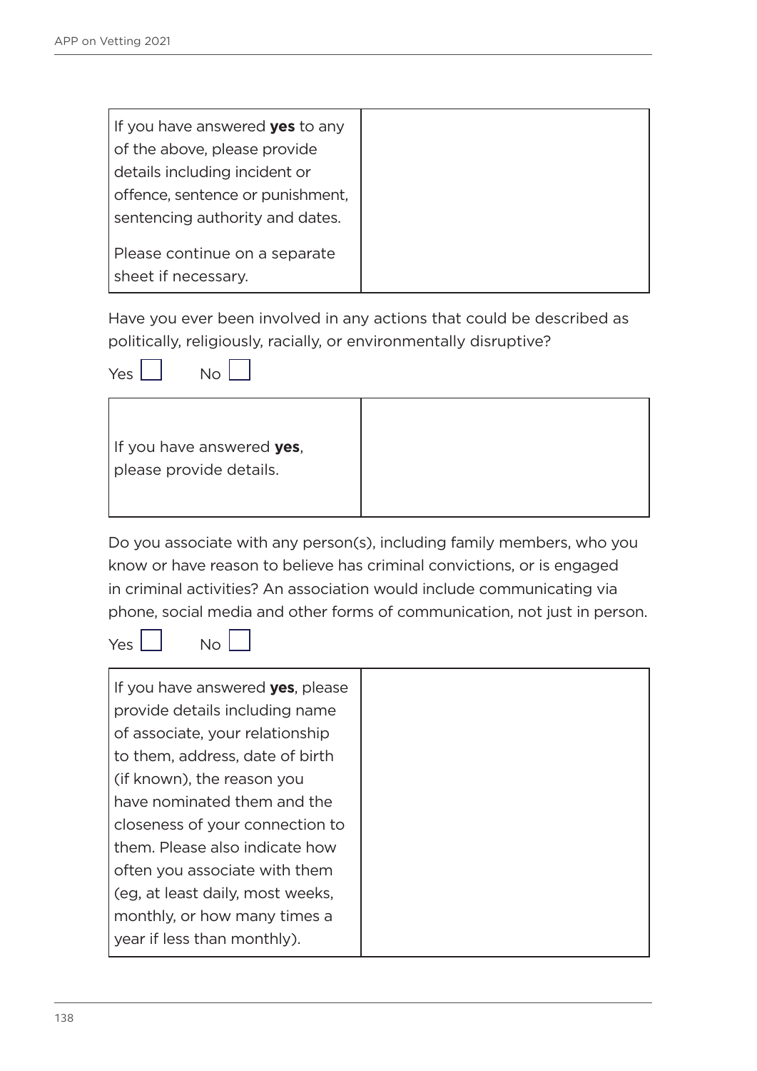| If you have answered **yes** to any of the above, please provide details including incident or offence, sentence or punishment, sentencing authority and dates.<br><br>Please continue on a separate sheet if necessary. | |
|---|---|

Have you ever been involved in any actions that could be described as politically, religiously, racially, or environmentally disruptive?

Yes ☐ No ☐

| If you have answered **yes**, please provide details. | |
|---|---|

Do you associate with any person(s), including family members, who you know or have reason to believe has criminal convictions, or is engaged in criminal activities? An association would include communicating via phone, social media and other forms of communication, not just in person.

Yes ☐ No ☐

| If you have answered **yes**, please provide details including name of associate, your relationship to them, address, date of birth (if known), the reason you have nominated them and the closeness of your connection to them. Please also indicate how often you associate with them (eg, at least daily, most weeks, monthly, or how many times a year if less than monthly). | |
|---|---|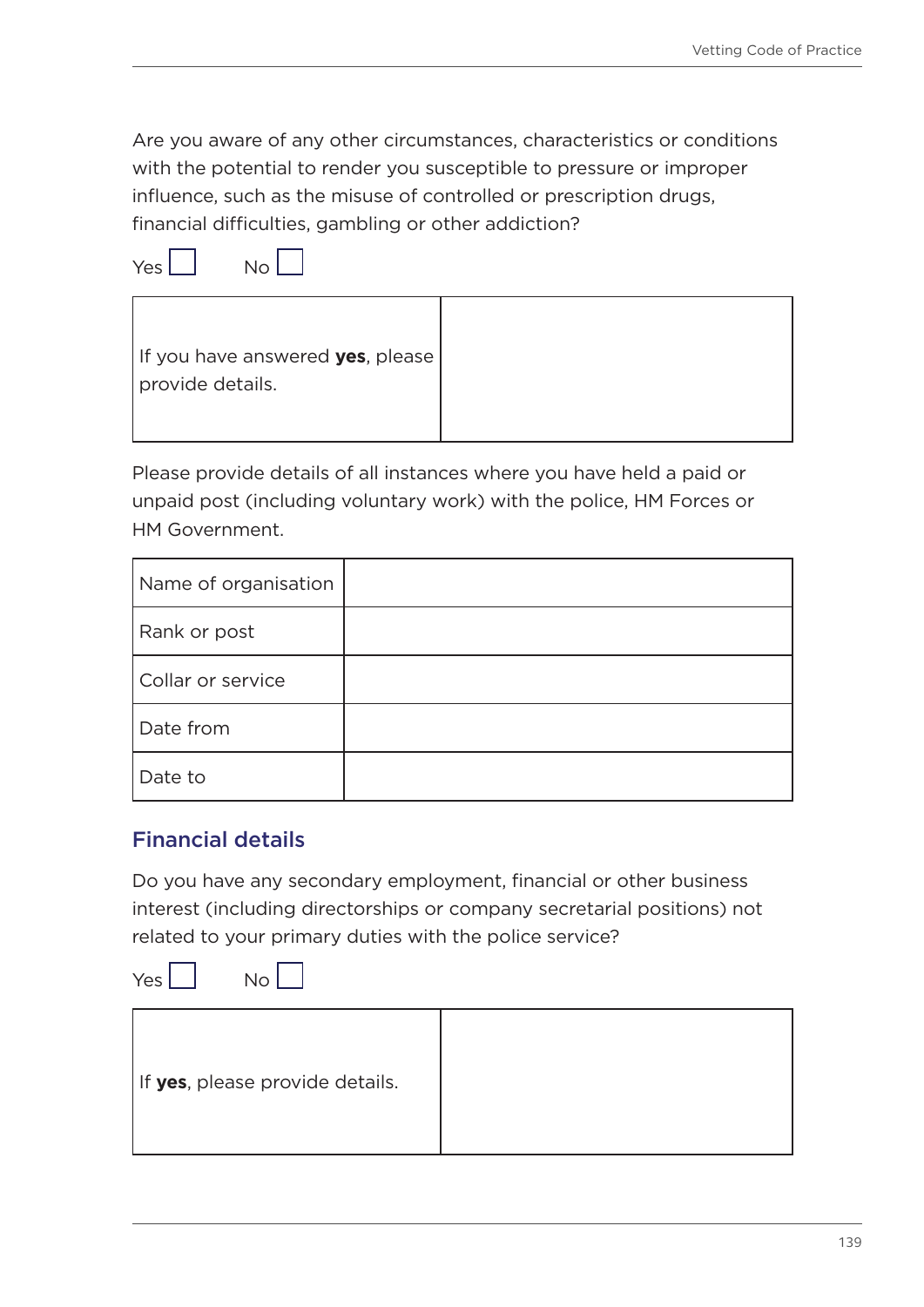Are you aware of any other circumstances, characteristics or conditions with the potential to render you susceptible to pressure or improper influence, such as the misuse of controlled or prescription drugs, financial difficulties, gambling or other addiction?

Yes ☐ No ☐

| If you have answered **yes**, please provide details. | |
|---|---|

Please provide details of all instances where you have held a paid or unpaid post (including voluntary work) with the police, HM Forces or HM Government.

| Name of organisation | |
|---|---|
| Rank or post | |
| Collar or service | |
| Date from | |
| Date to | |

## Financial details

Do you have any secondary employment, financial or other business interest (including directorships or company secretarial positions) not related to your primary duties with the police service?

Yes ☐ No ☐

| If **yes**, please provide details. | |
|---|---|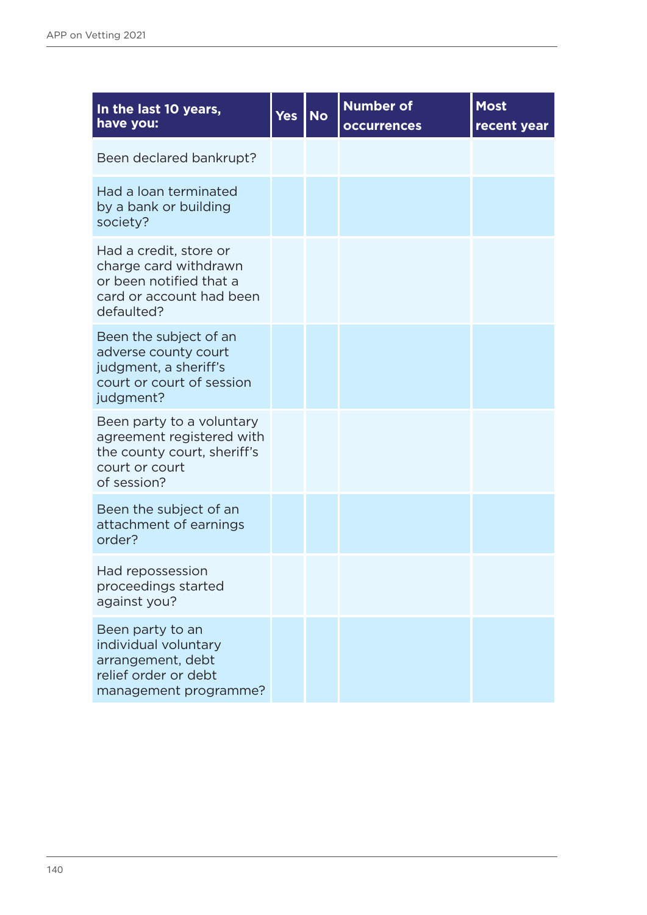| In the last 10 years, have you: | Yes | No | Number of occurrences | Most recent year |
|---|---|---|---|---|
| Been declared bankrupt? | | | | |
| Had a loan terminated by a bank or building society? | | | | |
| Had a credit, store or charge card withdrawn or been notified that a card or account had been defaulted? | | | | |
| Been the subject of an adverse county court judgment, a sheriff's court or court of session judgment? | | | | |
| Been party to a voluntary agreement registered with the county court, sheriff's court or court of session? | | | | |
| Been the subject of an attachment of earnings order? | | | | |
| Had repossession proceedings started against you? | | | | |
| Been party to an individual voluntary arrangement, debt relief order or debt management programme? | | | | |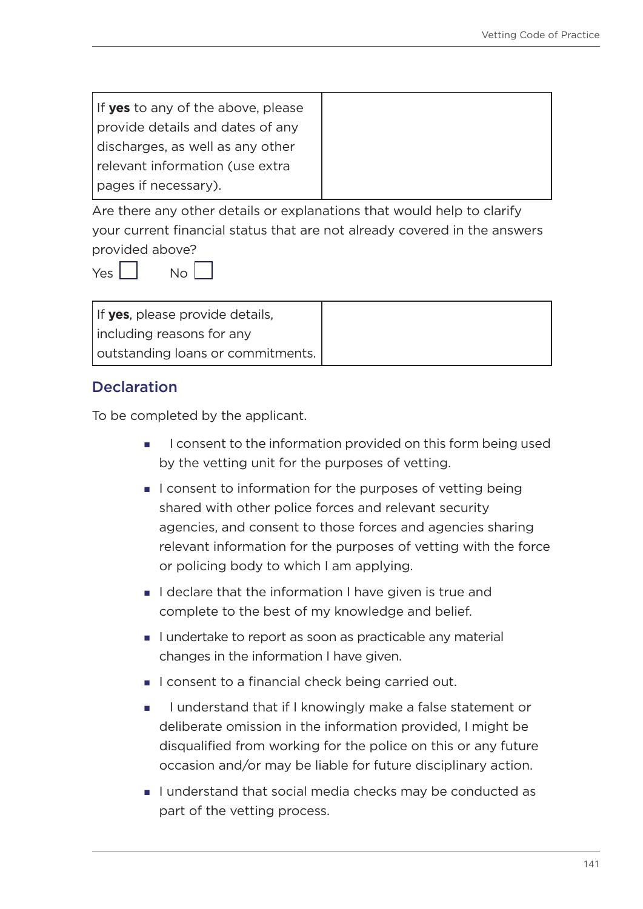| If **yes** to any of the above, please provide details and dates of any discharges, as well as any other relevant information (use extra pages if necessary). | |
|---|---|

Are there any other details or explanations that would help to clarify your current financial status that are not already covered in the answers provided above?

Yes ☐ No ☐

| If **yes**, please provide details, including reasons for any outstanding loans or commitments. | |
|---|---|

## Declaration

To be completed by the applicant.

- I consent to the information provided on this form being used by the vetting unit for the purposes of vetting.
- I consent to information for the purposes of vetting being shared with other police forces and relevant security agencies, and consent to those forces and agencies sharing relevant information for the purposes of vetting with the force or policing body to which I am applying.
- I declare that the information I have given is true and complete to the best of my knowledge and belief.
- I undertake to report as soon as practicable any material changes in the information I have given.
- I consent to a financial check being carried out.
- I understand that if I knowingly make a false statement or deliberate omission in the information provided, I might be disqualified from working for the police on this or any future occasion and/or may be liable for future disciplinary action.
- I understand that social media checks may be conducted as part of the vetting process.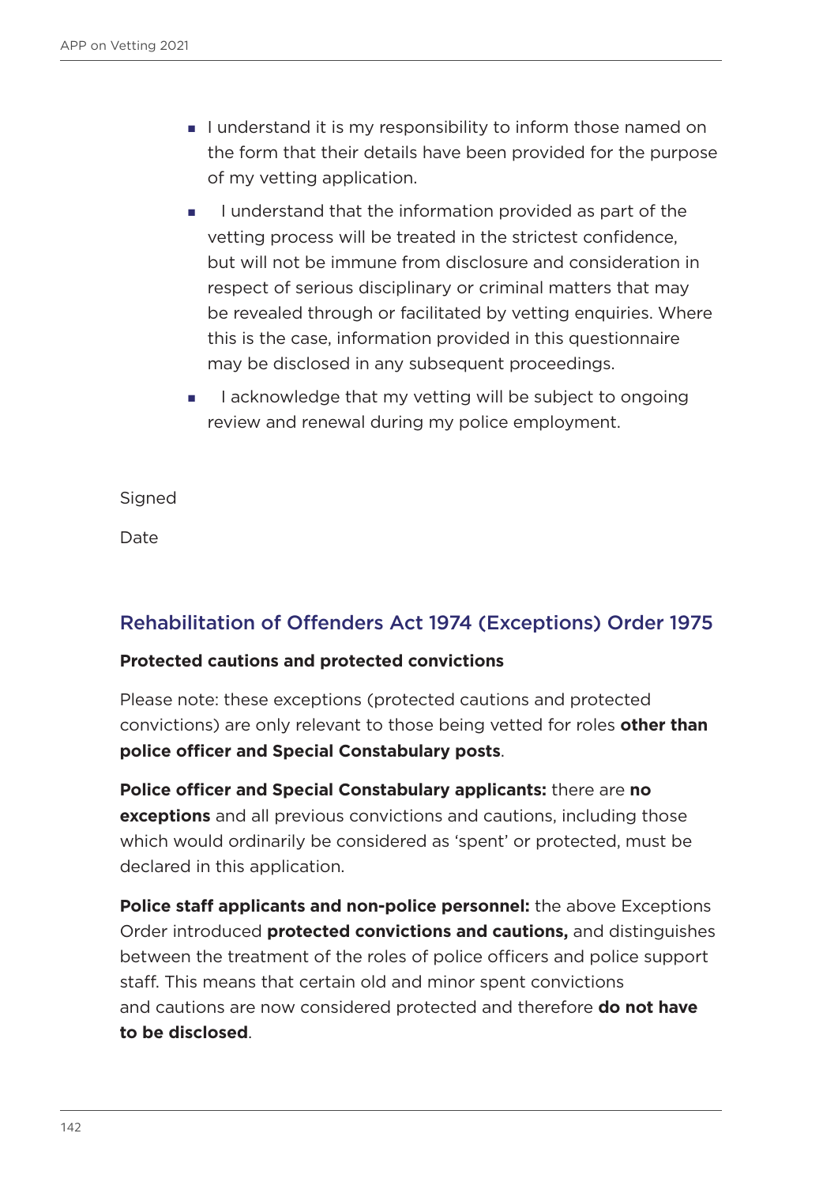- I understand it is my responsibility to inform those named on the form that their details have been provided for the purpose of my vetting application.
- I understand that the information provided as part of the vetting process will be treated in the strictest confidence, but will not be immune from disclosure and consideration in respect of serious disciplinary or criminal matters that may be revealed through or facilitated by vetting enquiries. Where this is the case, information provided in this questionnaire may be disclosed in any subsequent proceedings.
- I acknowledge that my vetting will be subject to ongoing review and renewal during my police employment.

Signed

Date

## Rehabilitation of Offenders Act 1974 (Exceptions) Order 1975

**Protected cautions and protected convictions**

Please note: these exceptions (protected cautions and protected convictions) are only relevant to those being vetted for roles **other than police officer and Special Constabulary posts**.

**Police officer and Special Constabulary applicants:** there are **no exceptions** and all previous convictions and cautions, including those which would ordinarily be considered as 'spent' or protected, must be declared in this application.

**Police staff applicants and non-police personnel:** the above Exceptions Order introduced **protected convictions and cautions,** and distinguishes between the treatment of the roles of police officers and police support staff. This means that certain old and minor spent convictions and cautions are now considered protected and therefore **do not have to be disclosed**.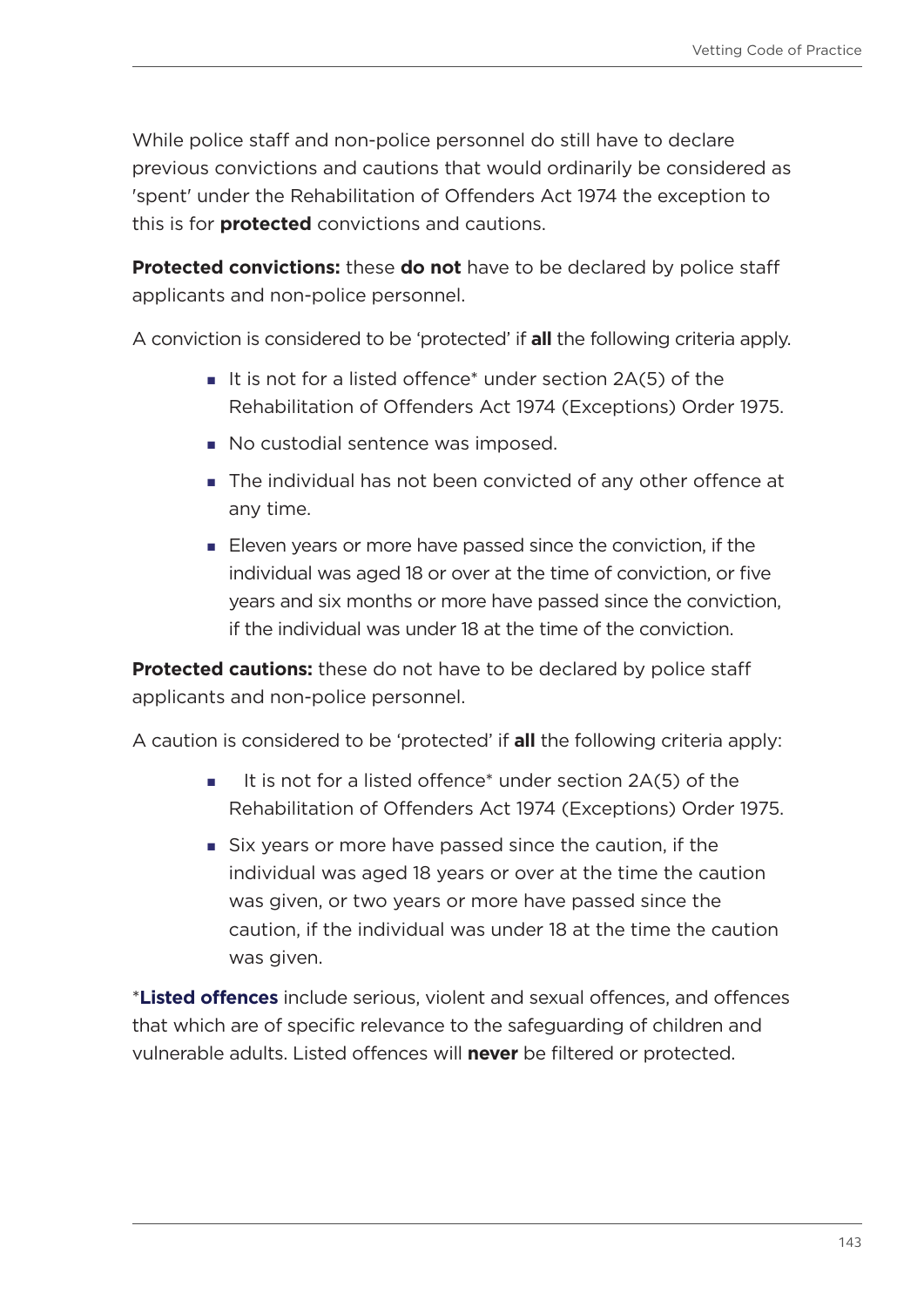While police staff and non-police personnel do still have to declare previous convictions and cautions that would ordinarily be considered as 'spent' under the Rehabilitation of Offenders Act 1974 the exception to this is for **protected** convictions and cautions.

**Protected convictions:** these **do not** have to be declared by police staff applicants and non-police personnel.

A conviction is considered to be 'protected' if **all** the following criteria apply.

- It is not for a listed offence* under section 2A(5) of the Rehabilitation of Offenders Act 1974 (Exceptions) Order 1975.
- No custodial sentence was imposed.
- The individual has not been convicted of any other offence at any time.
- Eleven years or more have passed since the conviction, if the individual was aged 18 or over at the time of conviction, or five years and six months or more have passed since the conviction, if the individual was under 18 at the time of the conviction.

**Protected cautions:** these do not have to be declared by police staff applicants and non-police personnel.

A caution is considered to be 'protected' if **all** the following criteria apply:

- It is not for a listed offence* under section 2A(5) of the Rehabilitation of Offenders Act 1974 (Exceptions) Order 1975.
- Six years or more have passed since the caution, if the individual was aged 18 years or over at the time the caution was given, or two years or more have passed since the caution, if the individual was under 18 at the time the caution was given.

***Listed offences** include serious, violent and sexual offences, and offences that which are of specific relevance to the safeguarding of children and vulnerable adults. Listed offences will **never** be filtered or protected.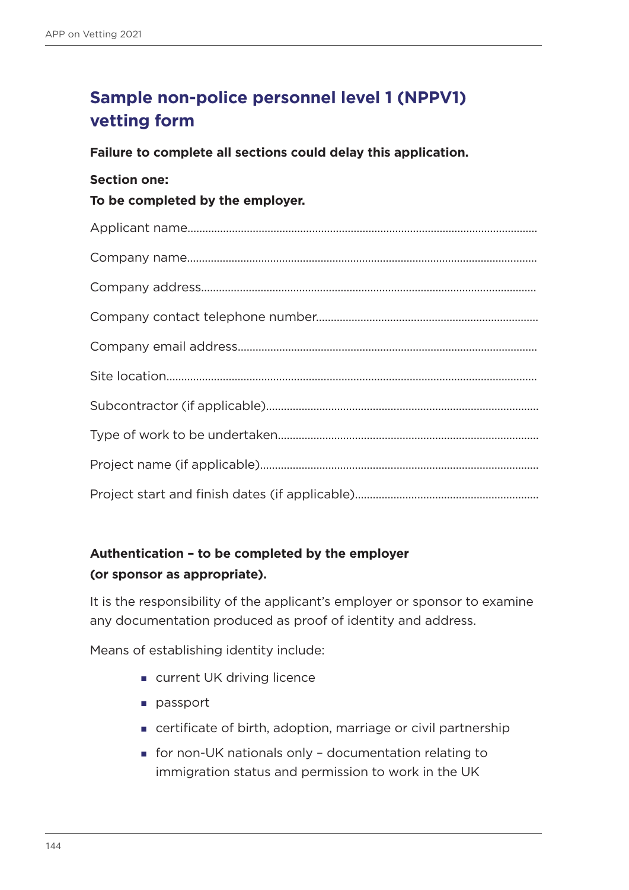## Sample non-police personnel level 1 (NPPV1) vetting form

**Failure to complete all sections could delay this application.**

**Section one:**

**To be completed by the employer.**

Applicant name...........................................................................................................................

Company name...........................................................................................................................

Company address......................................................................................................................

Company contact telephone number........................................................................................

Company email address...........................................................................................................

Site location................................................................................................................................

Subcontractor (if applicable)......................................................................................................

Type of work to be undertaken...................................................................................................

Project name (if applicable)........................................................................................................

Project start and finish dates (if applicable)...............................................................................

**Authentication – to be completed by the employer (or sponsor as appropriate).**

It is the responsibility of the applicant's employer or sponsor to examine any documentation produced as proof of identity and address.

Means of establishing identity include:

- current UK driving licence
- passport
- certificate of birth, adoption, marriage or civil partnership
- for non-UK nationals only – documentation relating to immigration status and permission to work in the UK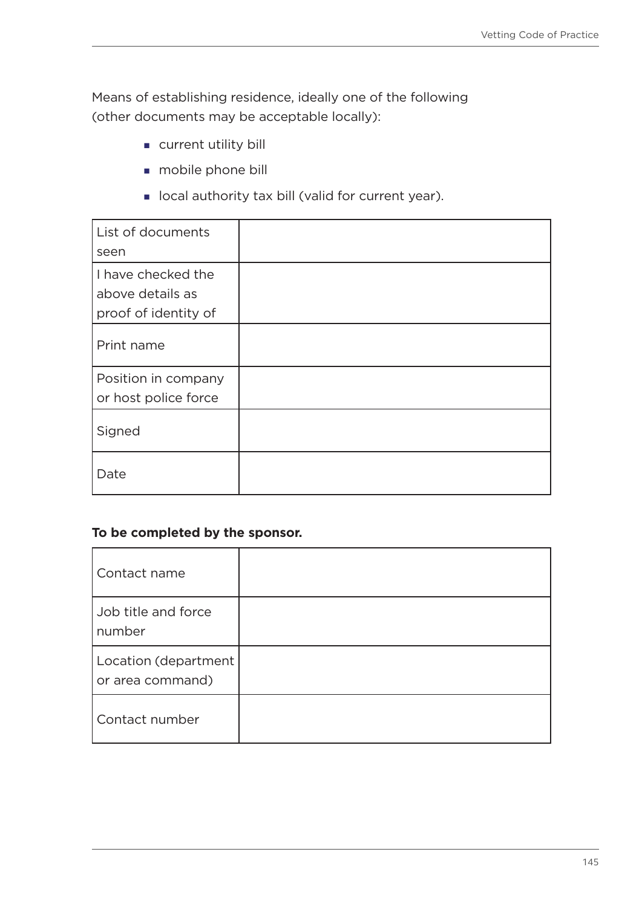Means of establishing residence, ideally one of the following (other documents may be acceptable locally):

- current utility bill
- mobile phone bill
- local authority tax bill (valid for current year).

| | |
|---|---|
| List of documents seen | |
| I have checked the above details as proof of identity of | |
| Print name | |
| Position in company or host police force | |
| Signed | |
| Date | |

**To be completed by the sponsor.**

| | |
|---|---|
| Contact name | |
| Job title and force number | |
| Location (department or area command) | |
| Contact number | |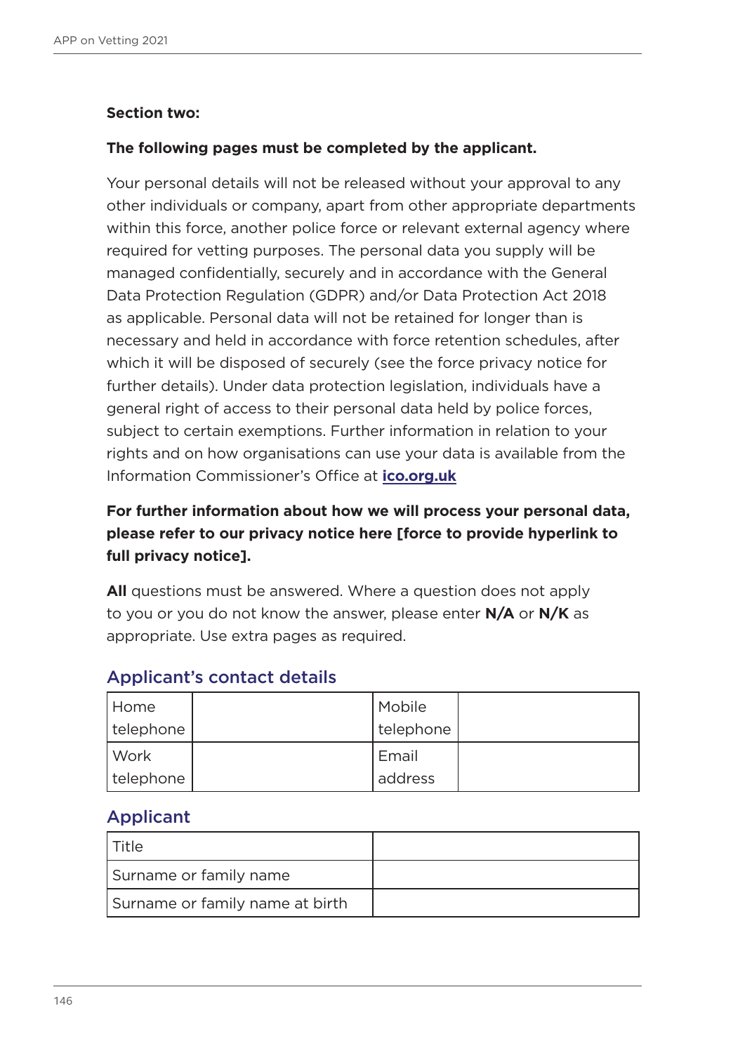**Section two:**

**The following pages must be completed by the applicant.**

Your personal details will not be released without your approval to any other individuals or company, apart from other appropriate departments within this force, another police force or relevant external agency where required for vetting purposes. The personal data you supply will be managed confidentially, securely and in accordance with the General Data Protection Regulation (GDPR) and/or Data Protection Act 2018 as applicable. Personal data will not be retained for longer than is necessary and held in accordance with force retention schedules, after which it will be disposed of securely (see the force privacy notice for further details). Under data protection legislation, individuals have a general right of access to their personal data held by police forces, subject to certain exemptions. Further information in relation to your rights and on how organisations can use your data is available from the Information Commissioner's Office at **ico.org.uk**

**For further information about how we will process your personal data, please refer to our privacy notice here [force to provide hyperlink to full privacy notice].**

**All** questions must be answered. Where a question does not apply to you or you do not know the answer, please enter **N/A** or **N/K** as appropriate. Use extra pages as required.

## Applicant's contact details

| Home telephone | | Mobile telephone | |
|---|---|---|---|
| Work telephone | | Email address | |

## Applicant

| Title | |
|---|---|
| Surname or family name | |
| Surname or family name at birth | |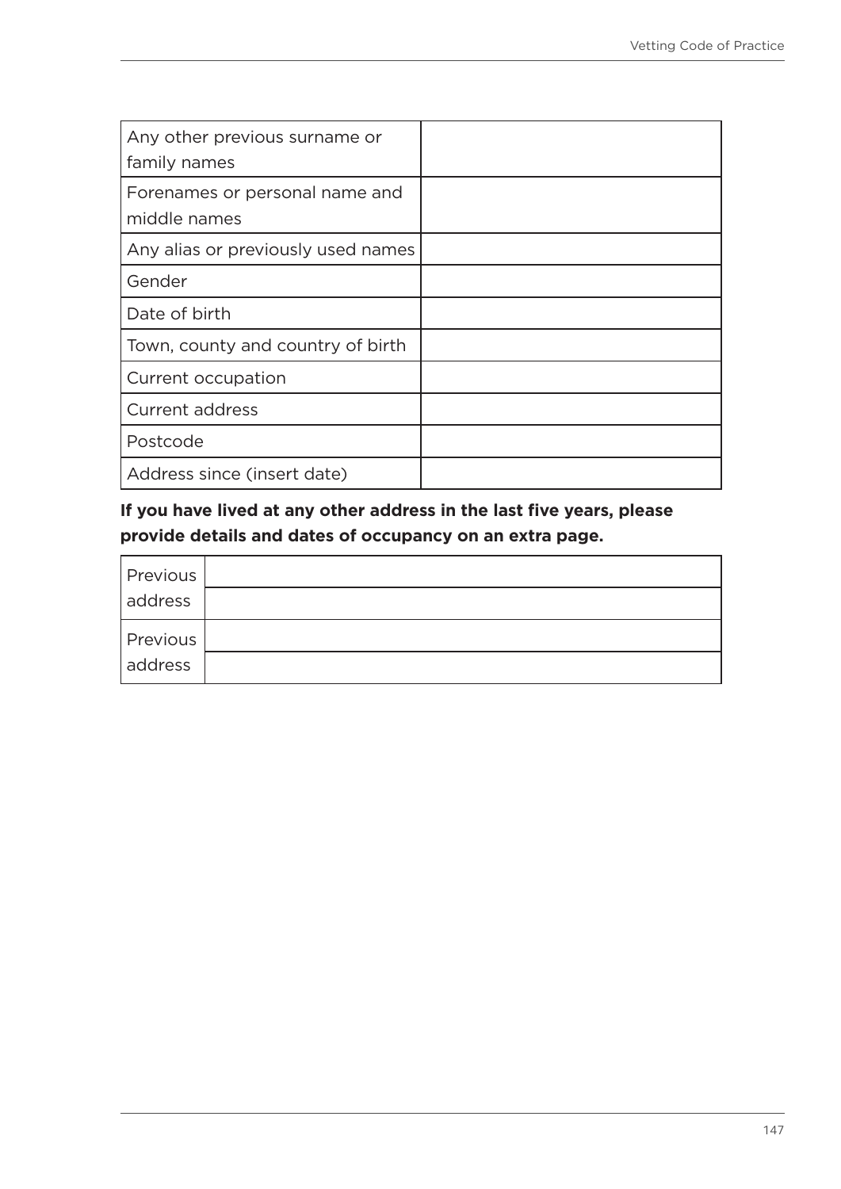| Any other previous surname or family names | |
|---|---|
| Forenames or personal name and middle names | |
| Any alias or previously used names | |
| Gender | |
| Date of birth | |
| Town, county and country of birth | |
| Current occupation | |
| Current address | |
| Postcode | |
| Address since (insert date) | |

**If you have lived at any other address in the last five years, please provide details and dates of occupancy on an extra page.**

| Previous address | |
|---|---|
| | |
| Previous address | |
| | |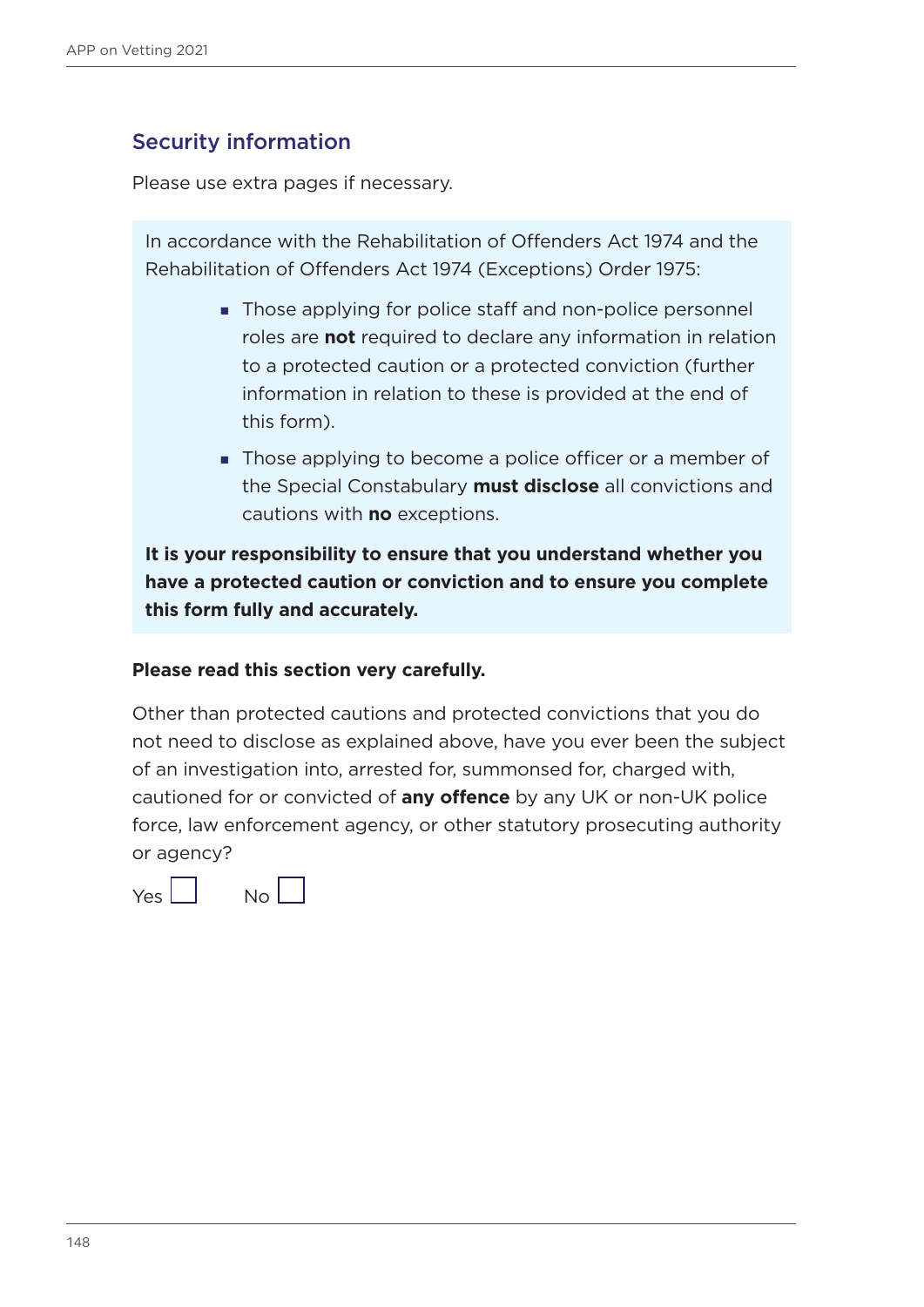## Security information

Please use extra pages if necessary.

In accordance with the Rehabilitation of Offenders Act 1974 and the Rehabilitation of Offenders Act 1974 (Exceptions) Order 1975:

- Those applying for police staff and non-police personnel roles are **not** required to declare any information in relation to a protected caution or a protected conviction (further information in relation to these is provided at the end of this form).
- Those applying to become a police officer or a member of the Special Constabulary **must disclose** all convictions and cautions with **no** exceptions.

**It is your responsibility to ensure that you understand whether you have a protected caution or conviction and to ensure you complete this form fully and accurately.**

**Please read this section very carefully.**

Other than protected cautions and protected convictions that you do not need to disclose as explained above, have you ever been the subject of an investigation into, arrested for, summonsed for, charged with, cautioned for or convicted of **any offence** by any UK or non-UK police force, law enforcement agency, or other statutory prosecuting authority or agency?

Yes ☐ No ☐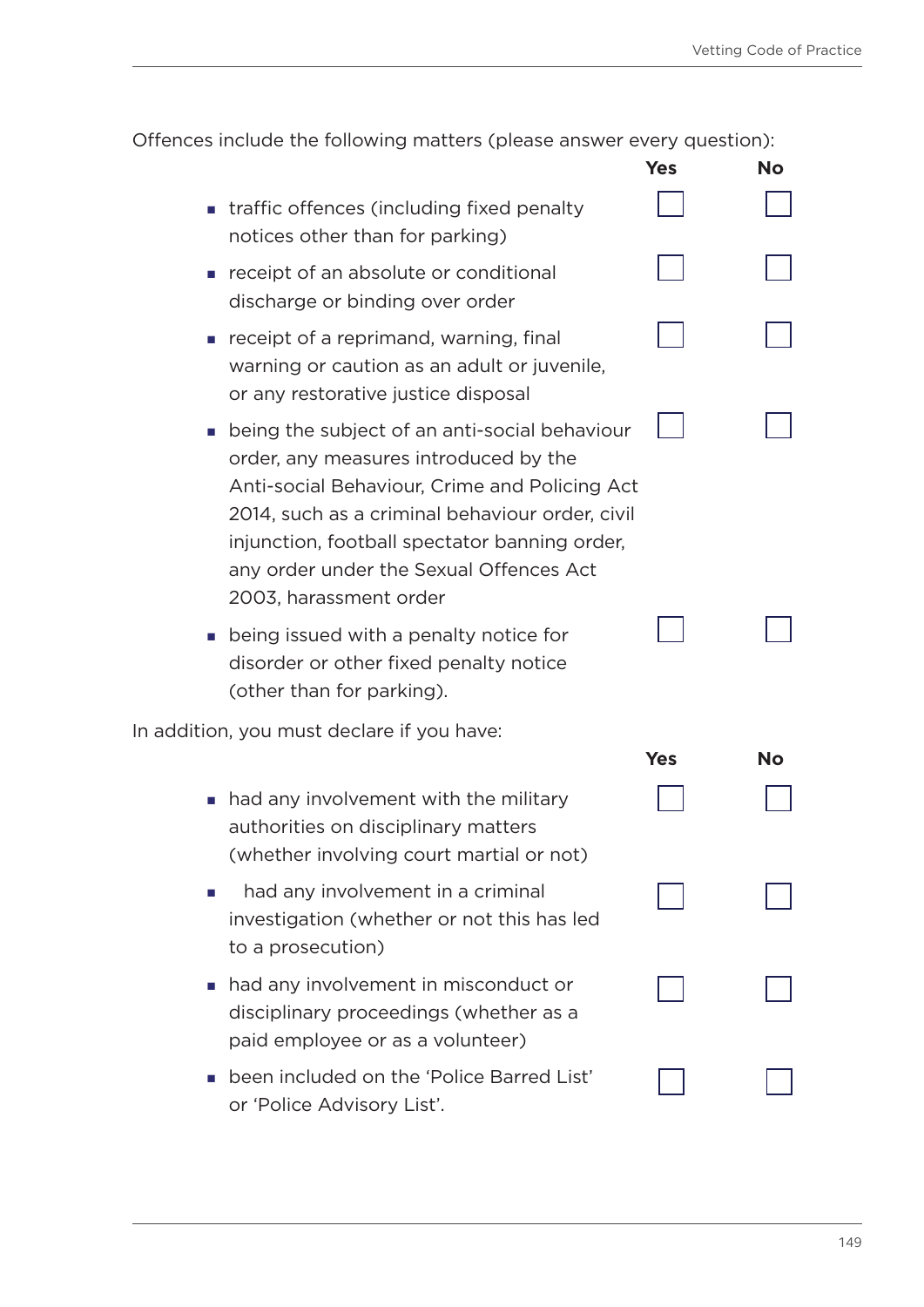Offences include the following matters (please answer every question):

| | Yes | No |
|---|---|---|
| ▪ traffic offences (including fixed penalty notices other than for parking) | ☐ | ☐ |
| ▪ receipt of an absolute or conditional discharge or binding over order | ☐ | ☐ |
| ▪ receipt of a reprimand, warning, final warning or caution as an adult or juvenile, or any restorative justice disposal | ☐ | ☐ |
| ▪ being the subject of an anti-social behaviour order, any measures introduced by the Anti-social Behaviour, Crime and Policing Act 2014, such as a criminal behaviour order, civil injunction, football spectator banning order, any order under the Sexual Offences Act 2003, harassment order | ☐ | ☐ |
| ▪ being issued with a penalty notice for disorder or other fixed penalty notice (other than for parking). | ☐ | ☐ |

In addition, you must declare if you have:

| | Yes | No |
|---|---|---|
| ▪ had any involvement with the military authorities on disciplinary matters (whether involving court martial or not) | ☐ | ☐ |
| ▪ had any involvement in a criminal investigation (whether or not this has led to a prosecution) | ☐ | ☐ |
| ▪ had any involvement in misconduct or disciplinary proceedings (whether as a paid employee or as a volunteer) | ☐ | ☐ |
| ▪ been included on the 'Police Barred List' or 'Police Advisory List'. | ☐ | ☐ |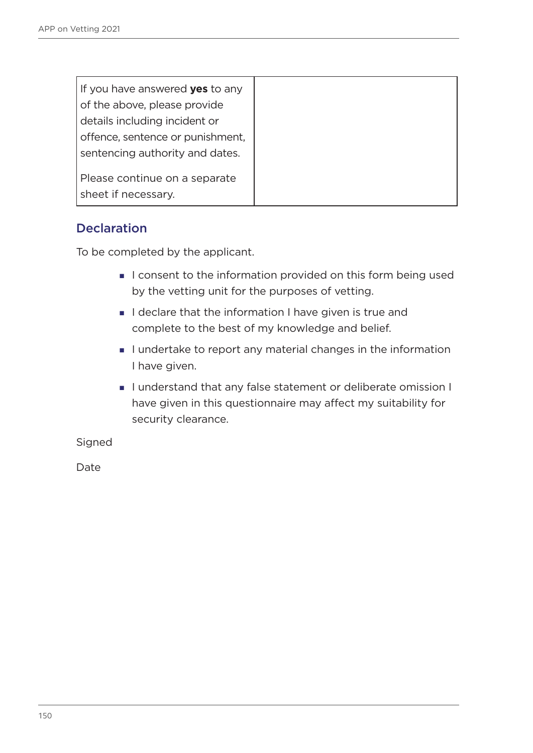| If you have answered **yes** to any of the above, please provide details including incident or offence, sentence or punishment, sentencing authority and dates.<br><br>Please continue on a separate sheet if necessary. | |
|---|---|

## Declaration

To be completed by the applicant.

- I consent to the information provided on this form being used by the vetting unit for the purposes of vetting.
- I declare that the information I have given is true and complete to the best of my knowledge and belief.
- I undertake to report any material changes in the information I have given.
- I understand that any false statement or deliberate omission I have given in this questionnaire may affect my suitability for security clearance.

Signed

Date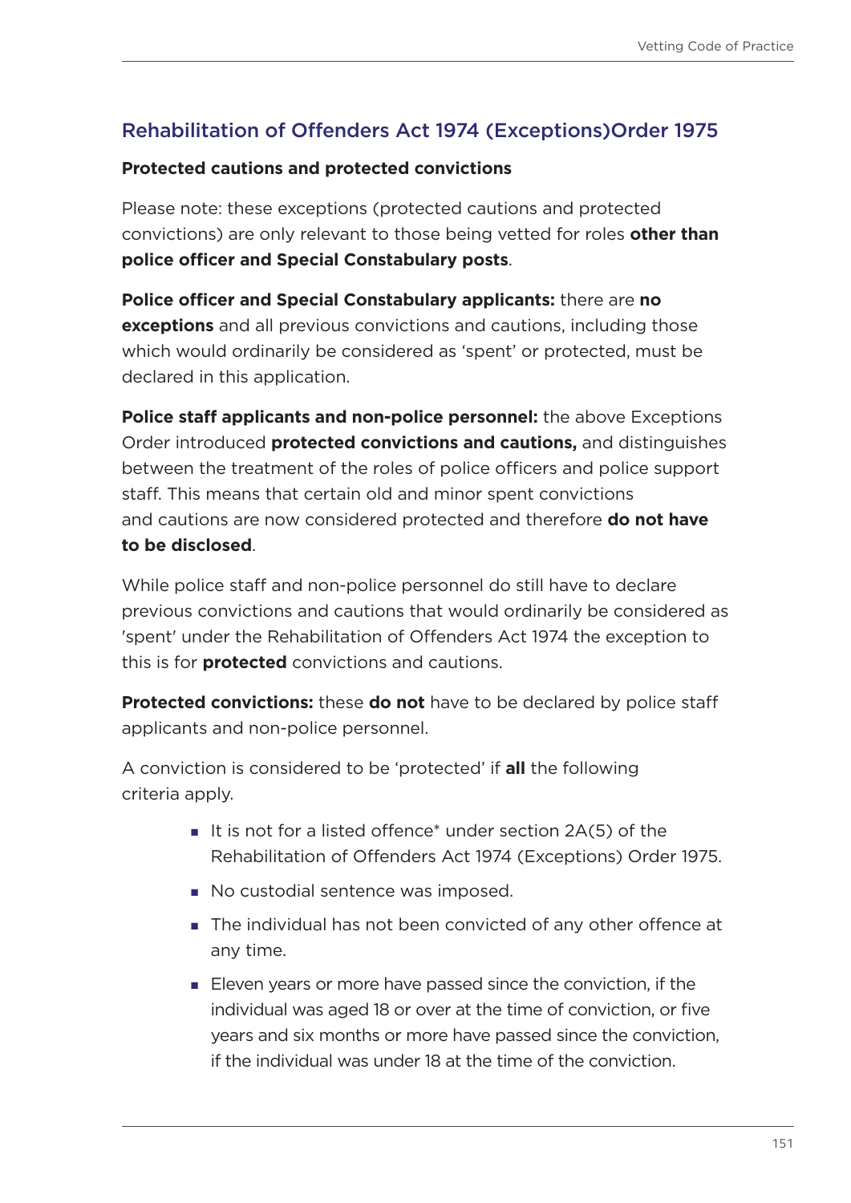## Rehabilitation of Offenders Act 1974 (Exceptions)Order 1975

**Protected cautions and protected convictions**

Please note: these exceptions (protected cautions and protected convictions) are only relevant to those being vetted for roles **other than police officer and Special Constabulary posts**.

**Police officer and Special Constabulary applicants:** there are **no exceptions** and all previous convictions and cautions, including those which would ordinarily be considered as 'spent' or protected, must be declared in this application.

**Police staff applicants and non-police personnel:** the above Exceptions Order introduced **protected convictions and cautions,** and distinguishes between the treatment of the roles of police officers and police support staff. This means that certain old and minor spent convictions and cautions are now considered protected and therefore **do not have to be disclosed**.

While police staff and non-police personnel do still have to declare previous convictions and cautions that would ordinarily be considered as 'spent' under the Rehabilitation of Offenders Act 1974 the exception to this is for **protected** convictions and cautions.

**Protected convictions:** these **do not** have to be declared by police staff applicants and non-police personnel.

A conviction is considered to be 'protected' if **all** the following criteria apply.

- It is not for a listed offence* under section 2A(5) of the Rehabilitation of Offenders Act 1974 (Exceptions) Order 1975.
- No custodial sentence was imposed.
- The individual has not been convicted of any other offence at any time.
- Eleven years or more have passed since the conviction, if the individual was aged 18 or over at the time of conviction, or five years and six months or more have passed since the conviction, if the individual was under 18 at the time of the conviction.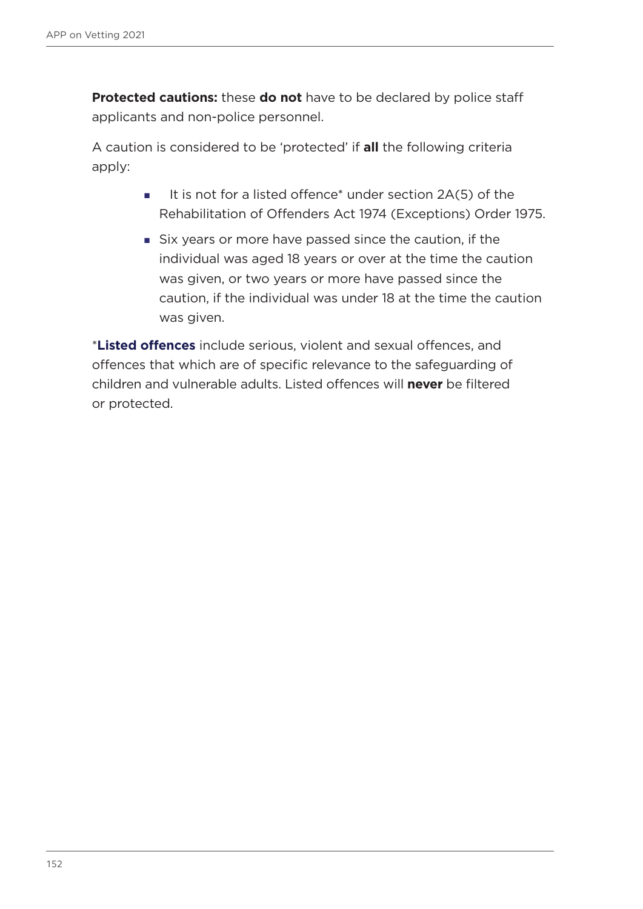**Protected cautions:** these **do not** have to be declared by police staff applicants and non-police personnel.

A caution is considered to be 'protected' if **all** the following criteria apply:

- It is not for a listed offence* under section 2A(5) of the Rehabilitation of Offenders Act 1974 (Exceptions) Order 1975.
- Six years or more have passed since the caution, if the individual was aged 18 years or over at the time the caution was given, or two years or more have passed since the caution, if the individual was under 18 at the time the caution was given.

***Listed offences** include serious, violent and sexual offences, and offences that which are of specific relevance to the safeguarding of children and vulnerable adults. Listed offences will **never** be filtered or protected.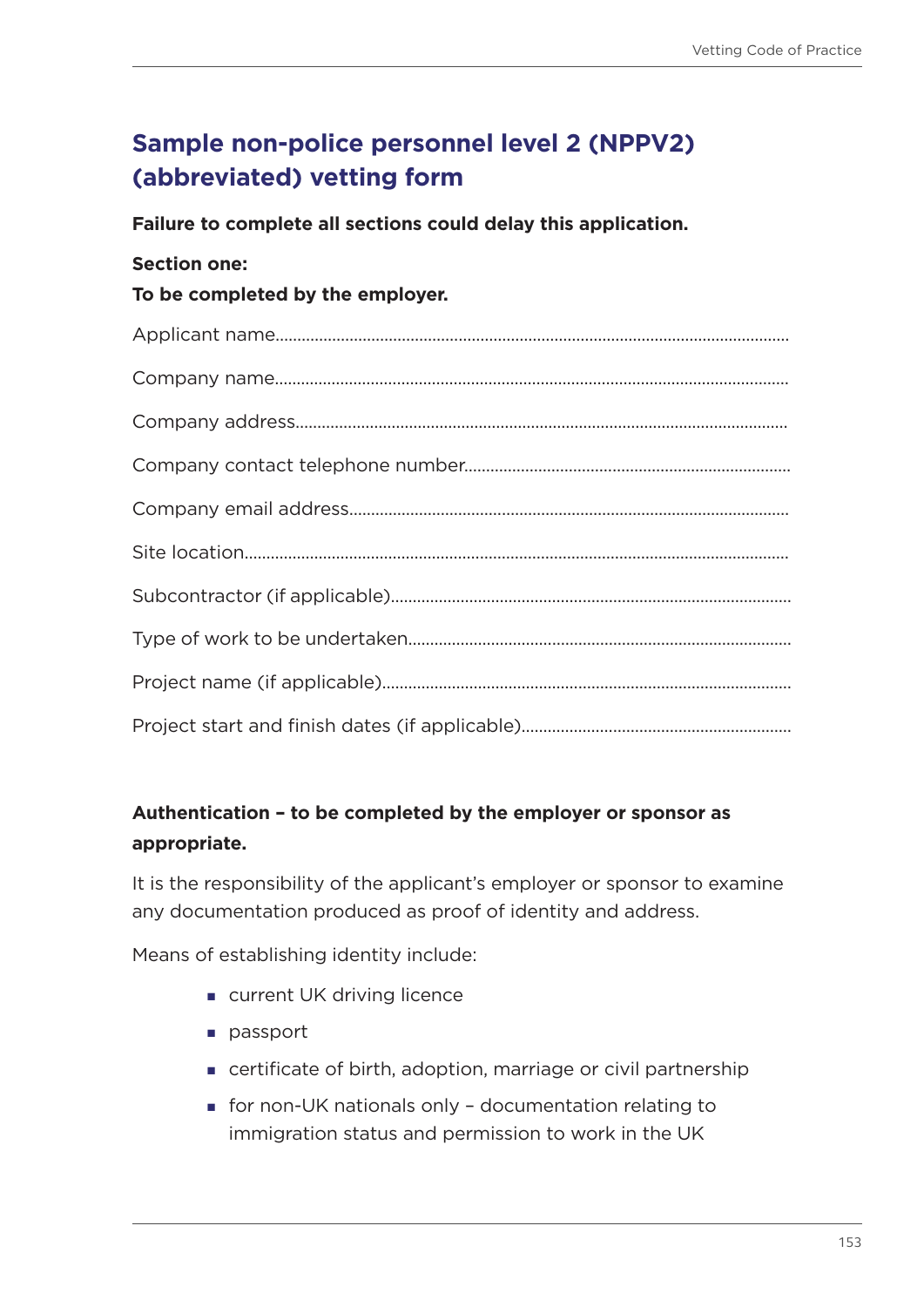## Sample non-police personnel level 2 (NPPV2) (abbreviated) vetting form

**Failure to complete all sections could delay this application.**

**Section one:**

**To be completed by the employer.**

Applicant name..................................................................................................................

Company name..................................................................................................................

Company address..............................................................................................................

Company contact telephone number.........................................................................

Company email address..................................................................................................

Site location.........................................................................................................................

Subcontractor (if applicable).........................................................................................

Type of work to be undertaken.....................................................................................

Project name (if applicable)............................................................................................

Project start and finish dates (if applicable)............................................................

**Authentication – to be completed by the employer or sponsor as appropriate.**

It is the responsibility of the applicant's employer or sponsor to examine any documentation produced as proof of identity and address.

Means of establishing identity include:

- current UK driving licence
- passport
- certificate of birth, adoption, marriage or civil partnership
- for non-UK nationals only – documentation relating to immigration status and permission to work in the UK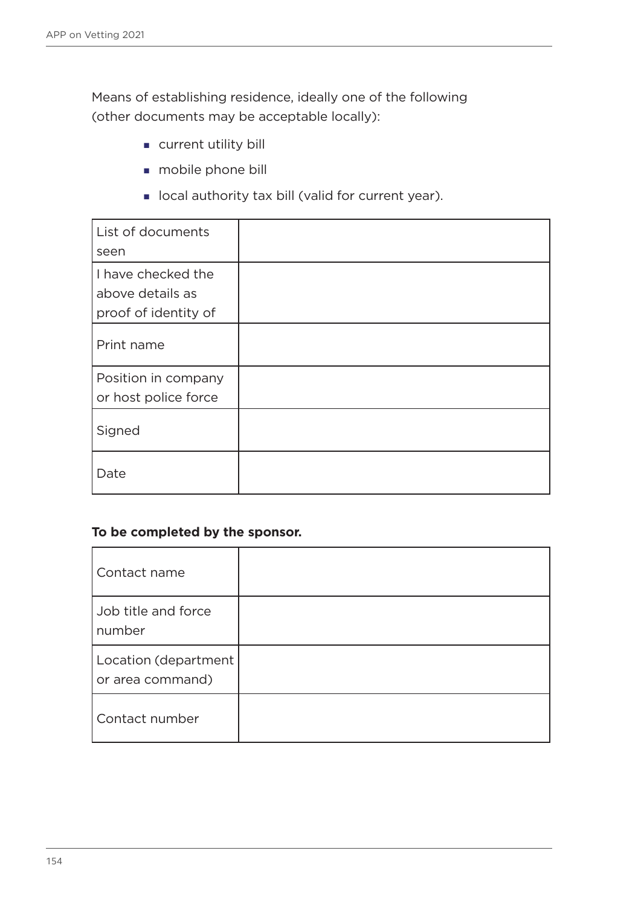Means of establishing residence, ideally one of the following (other documents may be acceptable locally):

- current utility bill
- mobile phone bill
- local authority tax bill (valid for current year).

| | |
|---|---|
| List of documents seen | |
| I have checked the above details as proof of identity of | |
| Print name | |
| Position in company or host police force | |
| Signed | |
| Date | |

**To be completed by the sponsor.**

| | |
|---|---|
| Contact name | |
| Job title and force number | |
| Location (department or area command) | |
| Contact number | |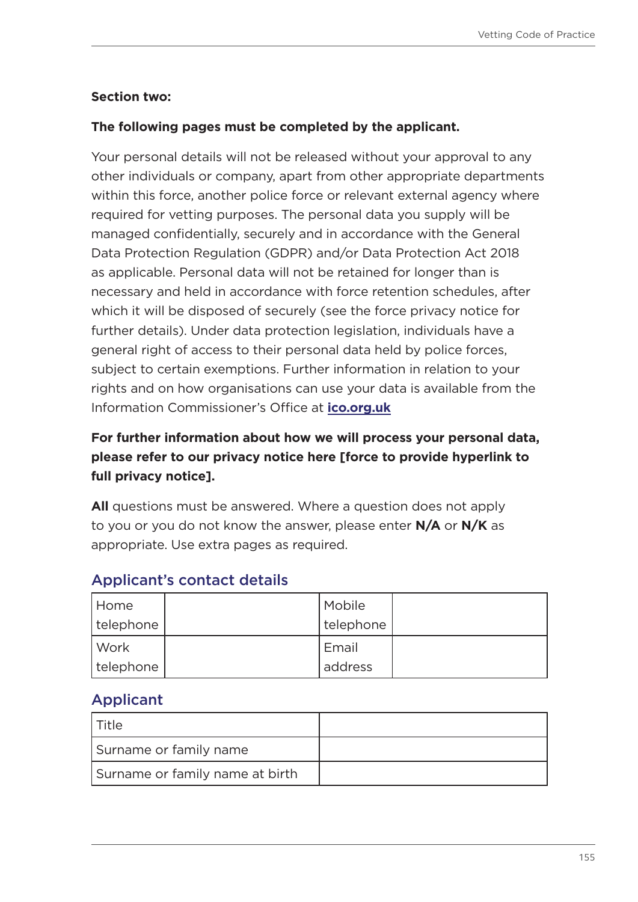**Section two:**

**The following pages must be completed by the applicant.**

Your personal details will not be released without your approval to any other individuals or company, apart from other appropriate departments within this force, another police force or relevant external agency where required for vetting purposes. The personal data you supply will be managed confidentially, securely and in accordance with the General Data Protection Regulation (GDPR) and/or Data Protection Act 2018 as applicable. Personal data will not be retained for longer than is necessary and held in accordance with force retention schedules, after which it will be disposed of securely (see the force privacy notice for further details). Under data protection legislation, individuals have a general right of access to their personal data held by police forces, subject to certain exemptions. Further information in relation to your rights and on how organisations can use your data is available from the Information Commissioner's Office at **ico.org.uk**

**For further information about how we will process your personal data, please refer to our privacy notice here [force to provide hyperlink to full privacy notice].**

**All** questions must be answered. Where a question does not apply to you or you do not know the answer, please enter **N/A** or **N/K** as appropriate. Use extra pages as required.

## Applicant's contact details

| | | | |
|---|---|---|---|
| Home telephone | | Mobile telephone | |
| Work telephone | | Email address | |

## Applicant

| | |
|---|---|
| Title | |
| Surname or family name | |
| Surname or family name at birth | |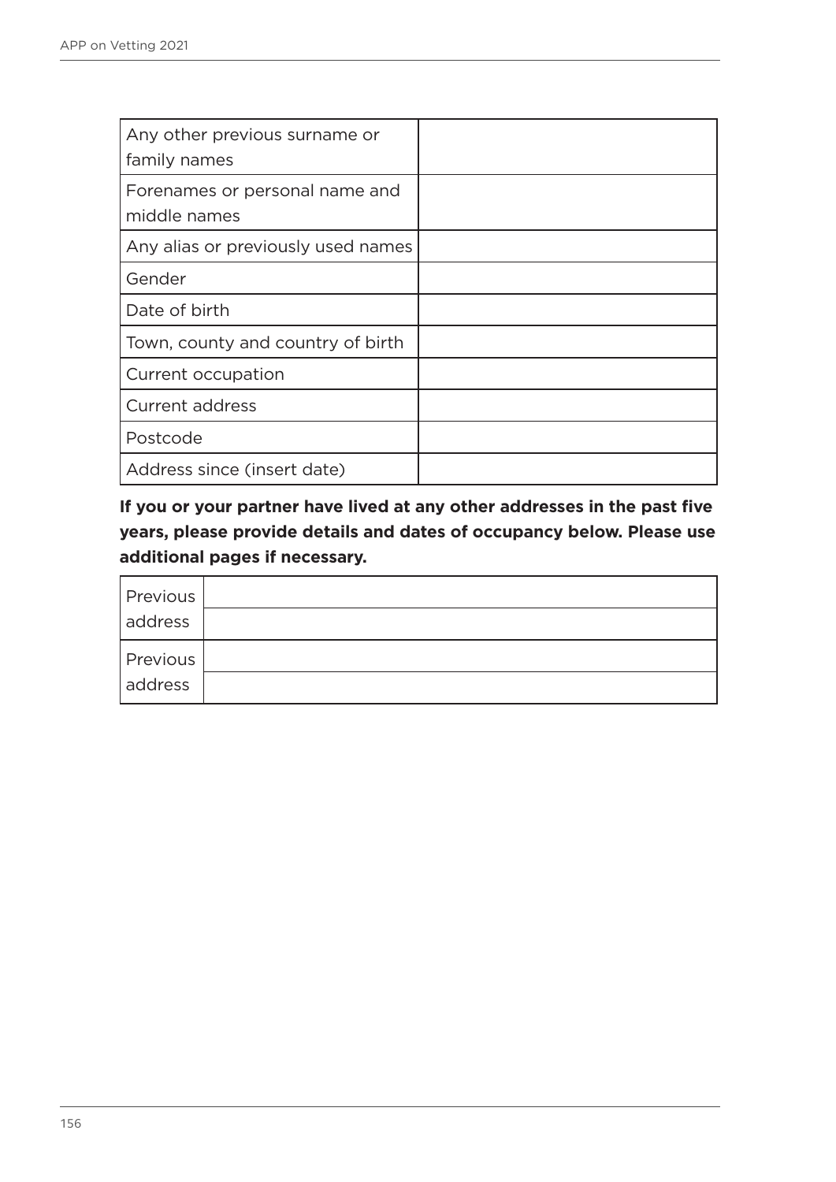| Any other previous surname or family names | |
|---|---|
| Forenames or personal name and middle names | |
| Any alias or previously used names | |
| Gender | |
| Date of birth | |
| Town, county and country of birth | |
| Current occupation | |
| Current address | |
| Postcode | |
| Address since (insert date) | |

**If you or your partner have lived at any other addresses in the past five years, please provide details and dates of occupancy below. Please use additional pages if necessary.**

| Previous address | |
|---|---|
| | |
| Previous address | |
| | |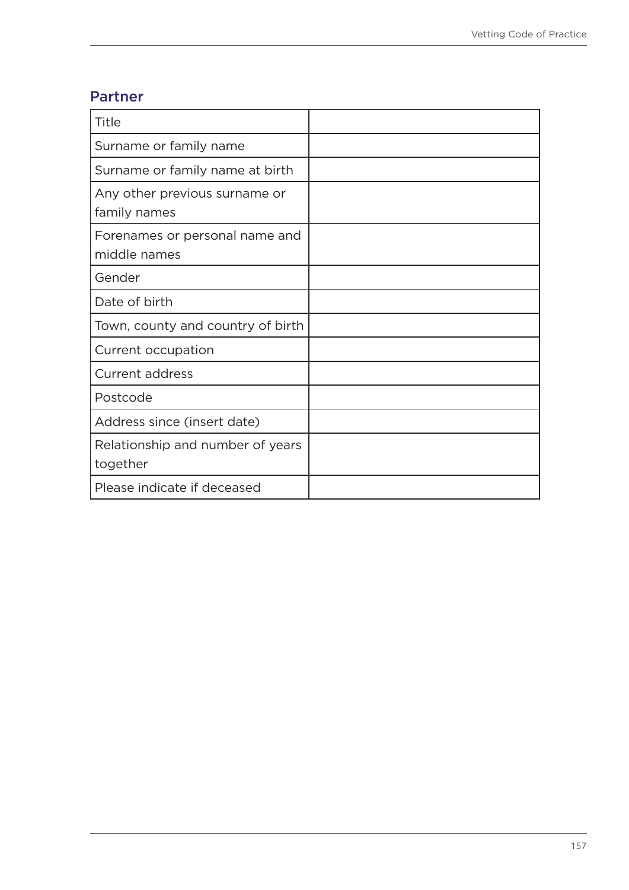## Partner

| | |
|---|---|
| Title | |
| Surname or family name | |
| Surname or family name at birth | |
| Any other previous surname or family names | |
| Forenames or personal name and middle names | |
| Gender | |
| Date of birth | |
| Town, county and country of birth | |
| Current occupation | |
| Current address | |
| Postcode | |
| Address since (insert date) | |
| Relationship and number of years together | |
| Please indicate if deceased | |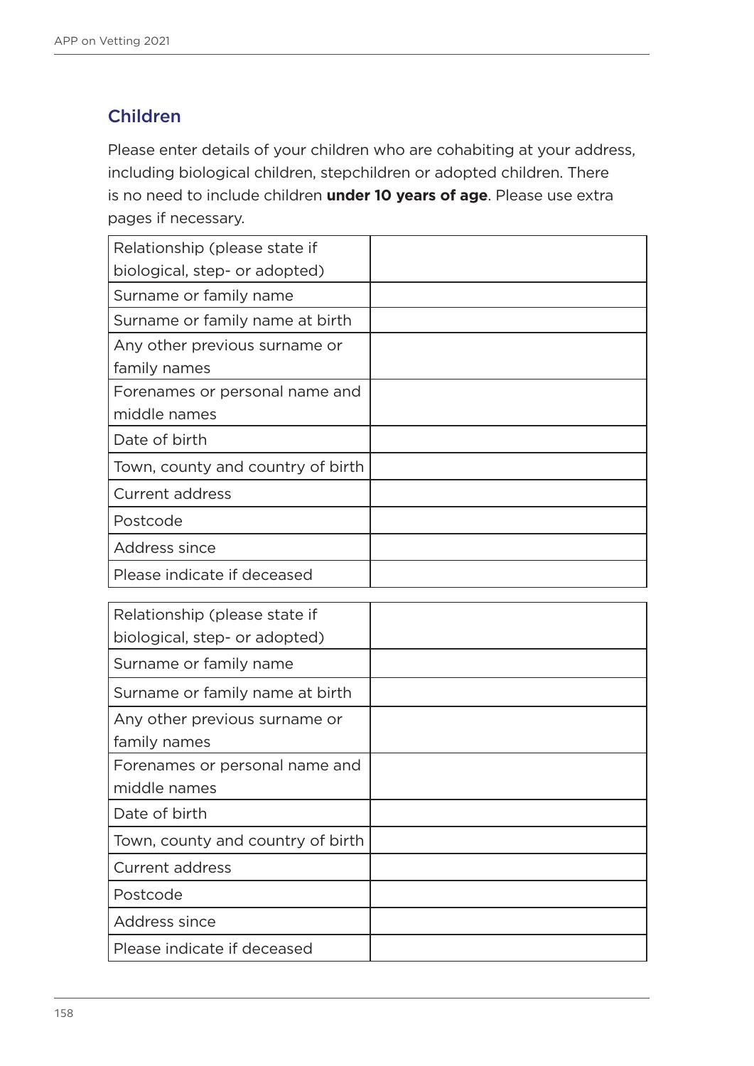## Children

Please enter details of your children who are cohabiting at your address, including biological children, stepchildren or adopted children. There is no need to include children **under 10 years of age**. Please use extra pages if necessary.

| Relationship (please state if biological, step- or adopted) | |
|---|---|
| Surname or family name | |
| Surname or family name at birth | |
| Any other previous surname or family names | |
| Forenames or personal name and middle names | |
| Date of birth | |
| Town, county and country of birth | |
| Current address | |
| Postcode | |
| Address since | |
| Please indicate if deceased | |

| Relationship (please state if biological, step- or adopted) | |
|---|---|
| Surname or family name | |
| Surname or family name at birth | |
| Any other previous surname or family names | |
| Forenames or personal name and middle names | |
| Date of birth | |
| Town, county and country of birth | |
| Current address | |
| Postcode | |
| Address since | |
| Please indicate if deceased | |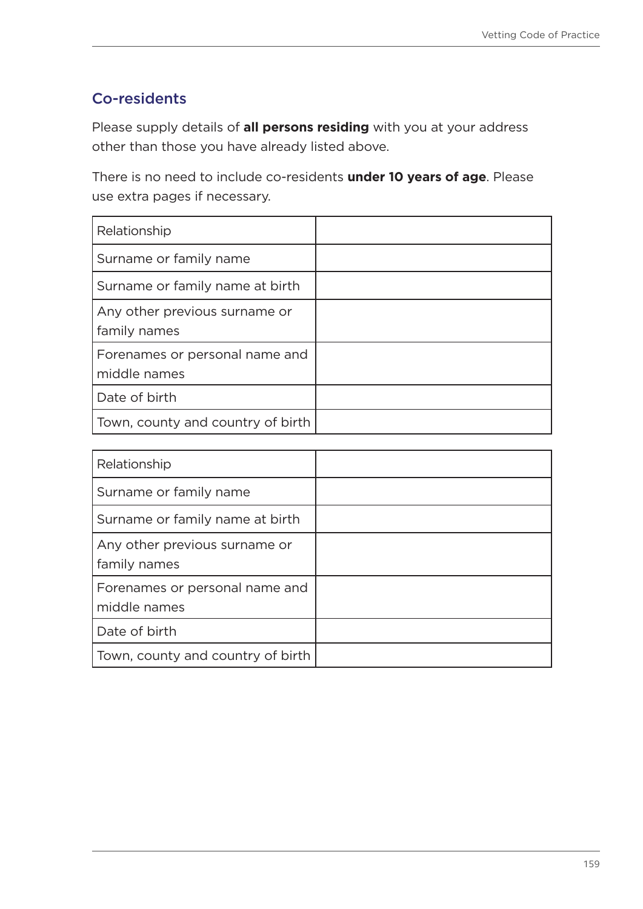## Co-residents

Please supply details of **all persons residing** with you at your address other than those you have already listed above.

There is no need to include co-residents **under 10 years of age**. Please use extra pages if necessary.

| Relationship | |
|---|---|
| Surname or family name | |
| Surname or family name at birth | |
| Any other previous surname or family names | |
| Forenames or personal name and middle names | |
| Date of birth | |
| Town, county and country of birth | |

| Relationship | |
|---|---|
| Surname or family name | |
| Surname or family name at birth | |
| Any other previous surname or family names | |
| Forenames or personal name and middle names | |
| Date of birth | |
| Town, county and country of birth | |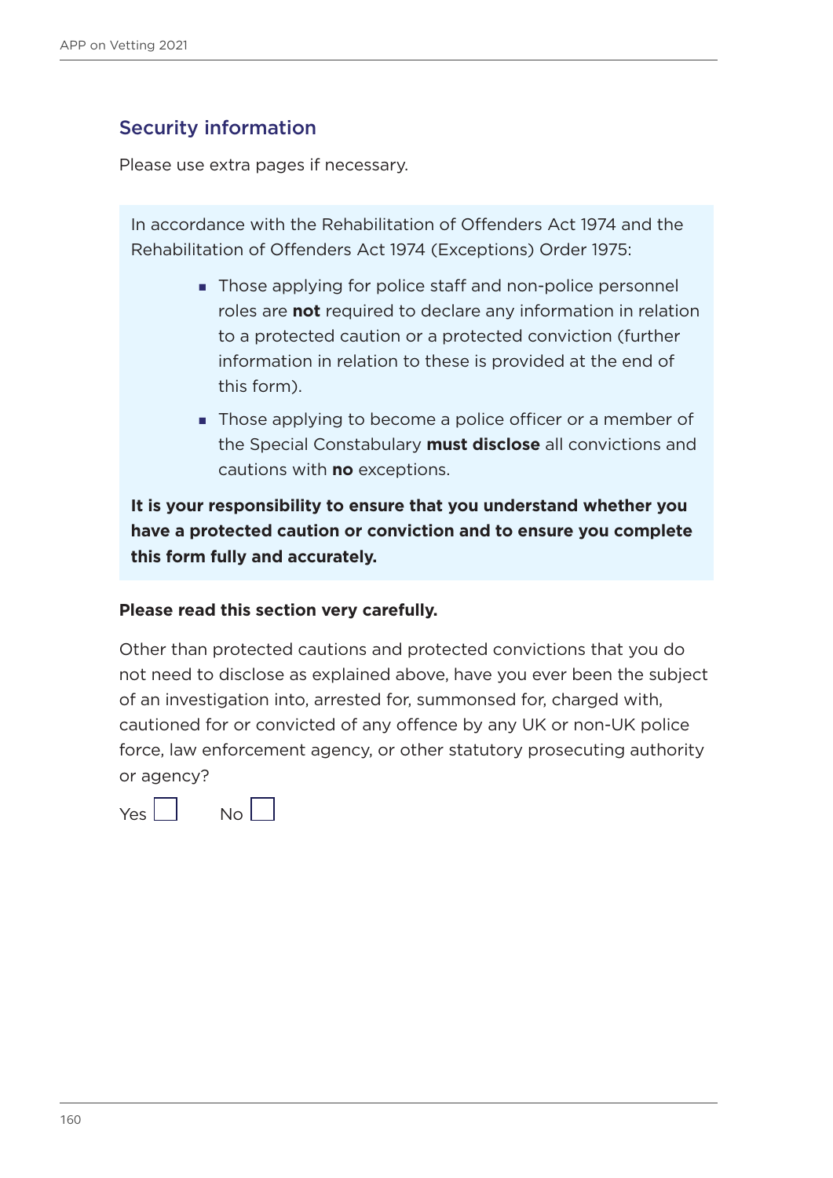## Security information

Please use extra pages if necessary.

In accordance with the Rehabilitation of Offenders Act 1974 and the Rehabilitation of Offenders Act 1974 (Exceptions) Order 1975:

- Those applying for police staff and non-police personnel roles are **not** required to declare any information in relation to a protected caution or a protected conviction (further information in relation to these is provided at the end of this form).
- Those applying to become a police officer or a member of the Special Constabulary **must disclose** all convictions and cautions with **no** exceptions.

**It is your responsibility to ensure that you understand whether you have a protected caution or conviction and to ensure you complete this form fully and accurately.**

**Please read this section very carefully.**

Other than protected cautions and protected convictions that you do not need to disclose as explained above, have you ever been the subject of an investigation into, arrested for, summonsed for, charged with, cautioned for or convicted of any offence by any UK or non-UK police force, law enforcement agency, or other statutory prosecuting authority or agency?

Yes ☐ No ☐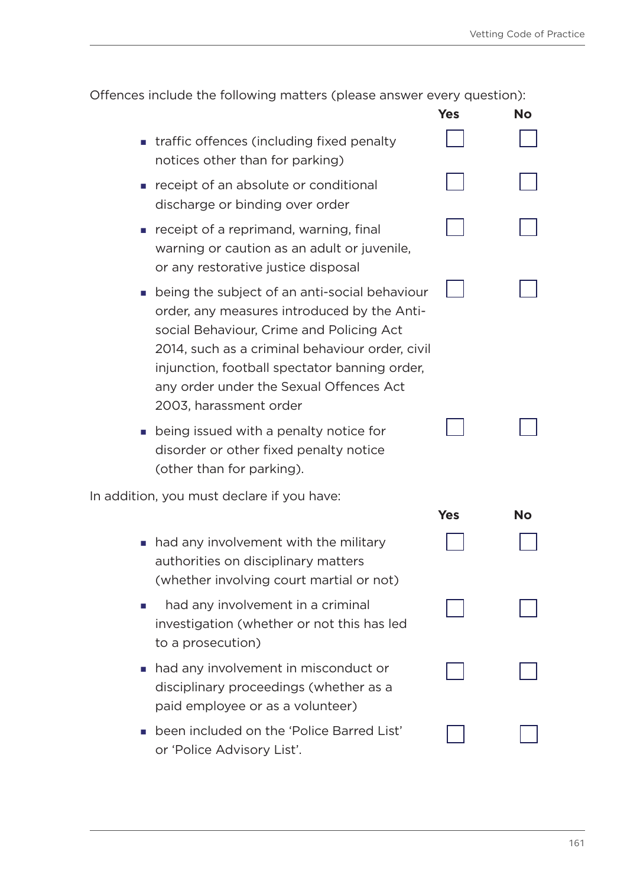Offences include the following matters (please answer every question):

| | Yes | No |
|---|---|---|
| traffic offences (including fixed penalty notices other than for parking) | ☐ | ☐ |
| receipt of an absolute or conditional discharge or binding over order | ☐ | ☐ |
| receipt of a reprimand, warning, final warning or caution as an adult or juvenile, or any restorative justice disposal | ☐ | ☐ |
| being the subject of an anti-social behaviour order, any measures introduced by the Anti-social Behaviour, Crime and Policing Act 2014, such as a criminal behaviour order, civil injunction, football spectator banning order, any order under the Sexual Offences Act 2003, harassment order | ☐ | ☐ |
| being issued with a penalty notice for disorder or other fixed penalty notice (other than for parking). | ☐ | ☐ |

In addition, you must declare if you have:

| | Yes | No |
|---|---|---|
| had any involvement with the military authorities on disciplinary matters (whether involving court martial or not) | ☐ | ☐ |
| had any involvement in a criminal investigation (whether or not this has led to a prosecution) | ☐ | ☐ |
| had any involvement in misconduct or disciplinary proceedings (whether as a paid employee or as a volunteer) | ☐ | ☐ |
| been included on the 'Police Barred List' or 'Police Advisory List'. | ☐ | ☐ |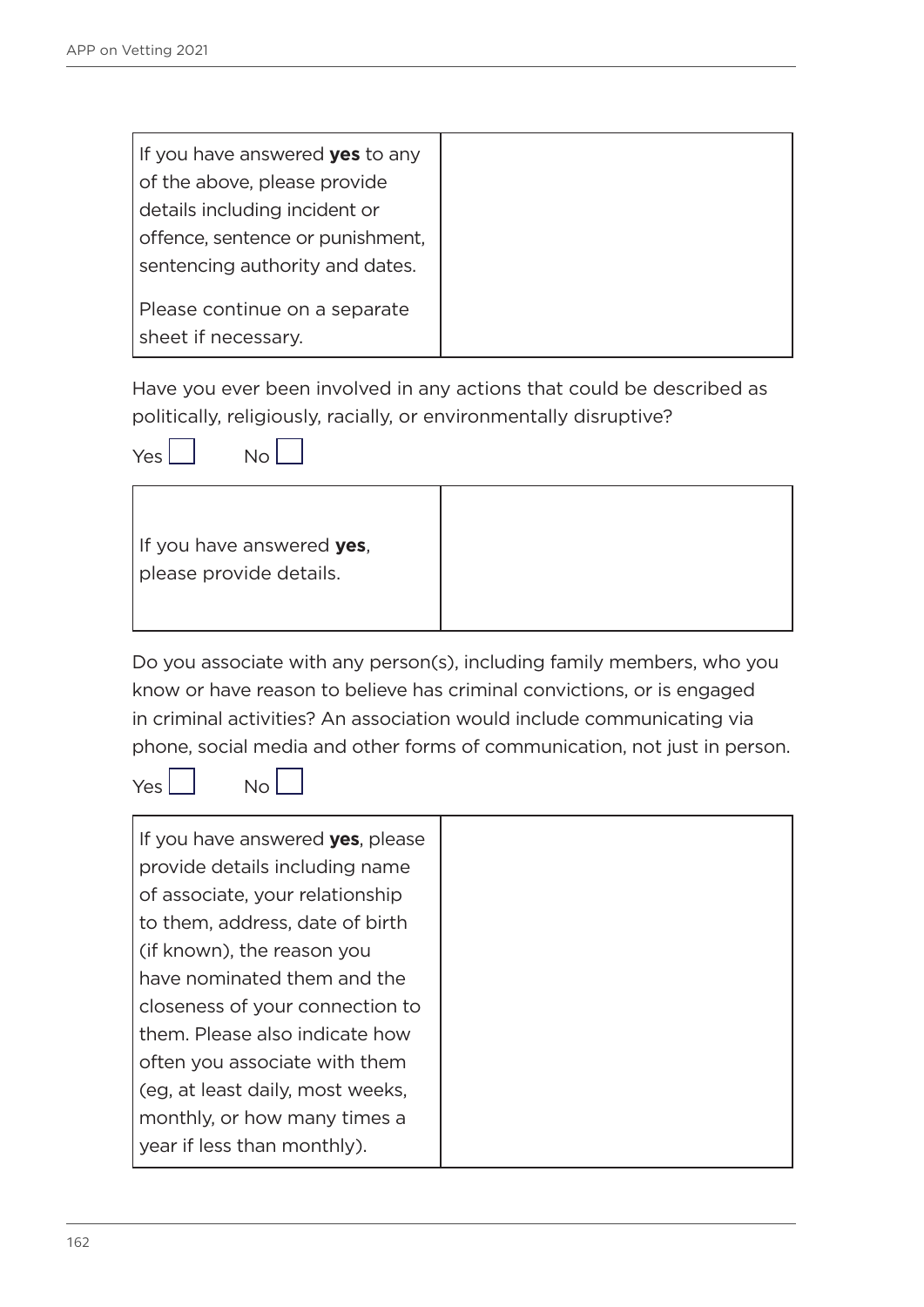| If you have answered **yes** to any of the above, please provide details including incident or offence, sentence or punishment, sentencing authority and dates.<br><br>Please continue on a separate sheet if necessary. | |
|---|---|

Have you ever been involved in any actions that could be described as politically, religiously, racially, or environmentally disruptive?

Yes ☐ No ☐

| If you have answered **yes**, please provide details. | |
|---|---|

Do you associate with any person(s), including family members, who you know or have reason to believe has criminal convictions, or is engaged in criminal activities? An association would include communicating via phone, social media and other forms of communication, not just in person.

Yes ☐ No ☐

| If you have answered **yes**, please provide details including name of associate, your relationship to them, address, date of birth (if known), the reason you have nominated them and the closeness of your connection to them. Please also indicate how often you associate with them (eg, at least daily, most weeks, monthly, or how many times a year if less than monthly). | |
|---|---|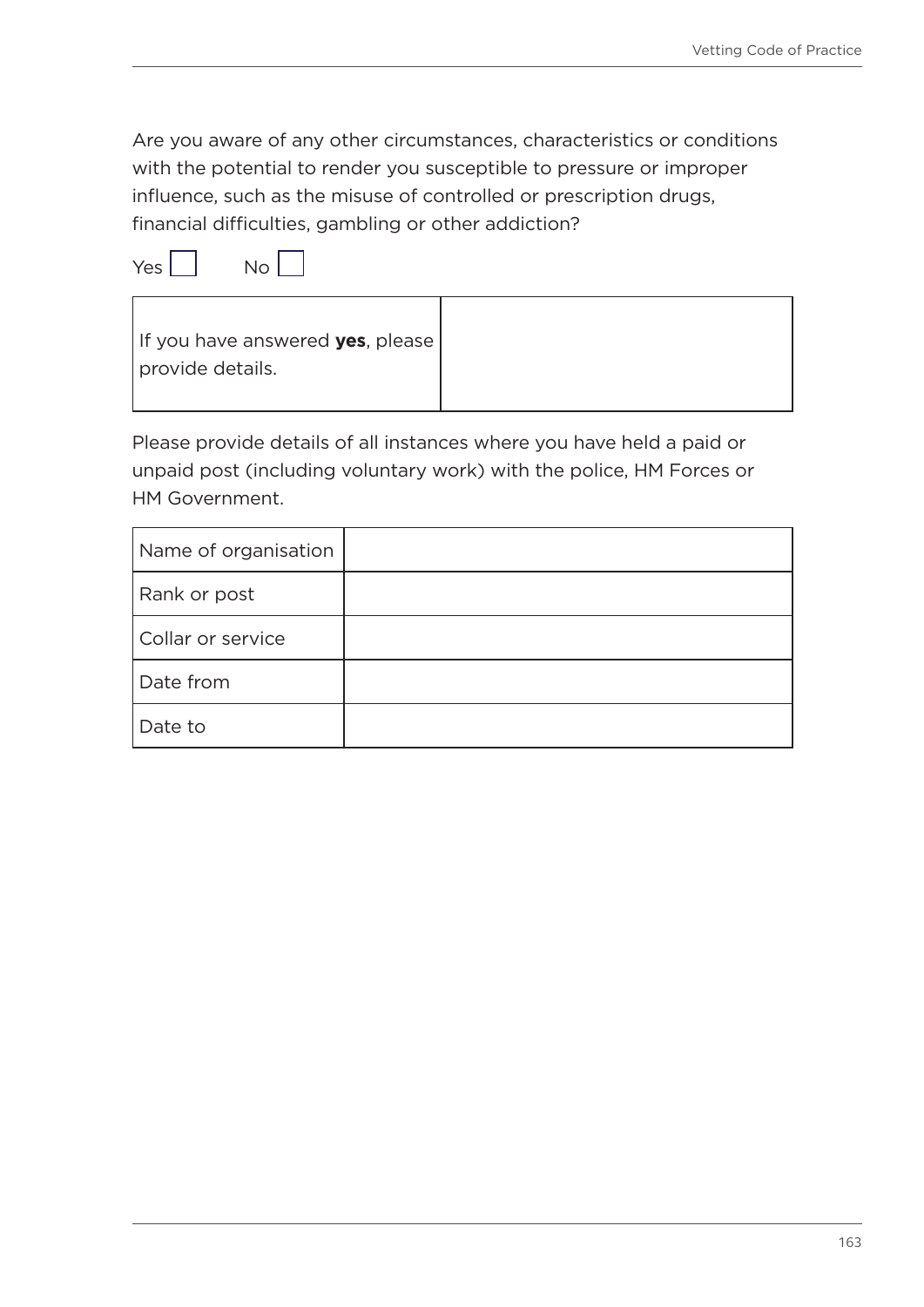Are you aware of any other circumstances, characteristics or conditions with the potential to render you susceptible to pressure or improper influence, such as the misuse of controlled or prescription drugs, financial difficulties, gambling or other addiction?

Yes ☐ No ☐

| If you have answered **yes**, please provide details. | |
|---|---|

Please provide details of all instances where you have held a paid or unpaid post (including voluntary work) with the police, HM Forces or HM Government.

| Name of organisation | |
|---|---|
| Rank or post | |
| Collar or service | |
| Date from | |
| Date to | |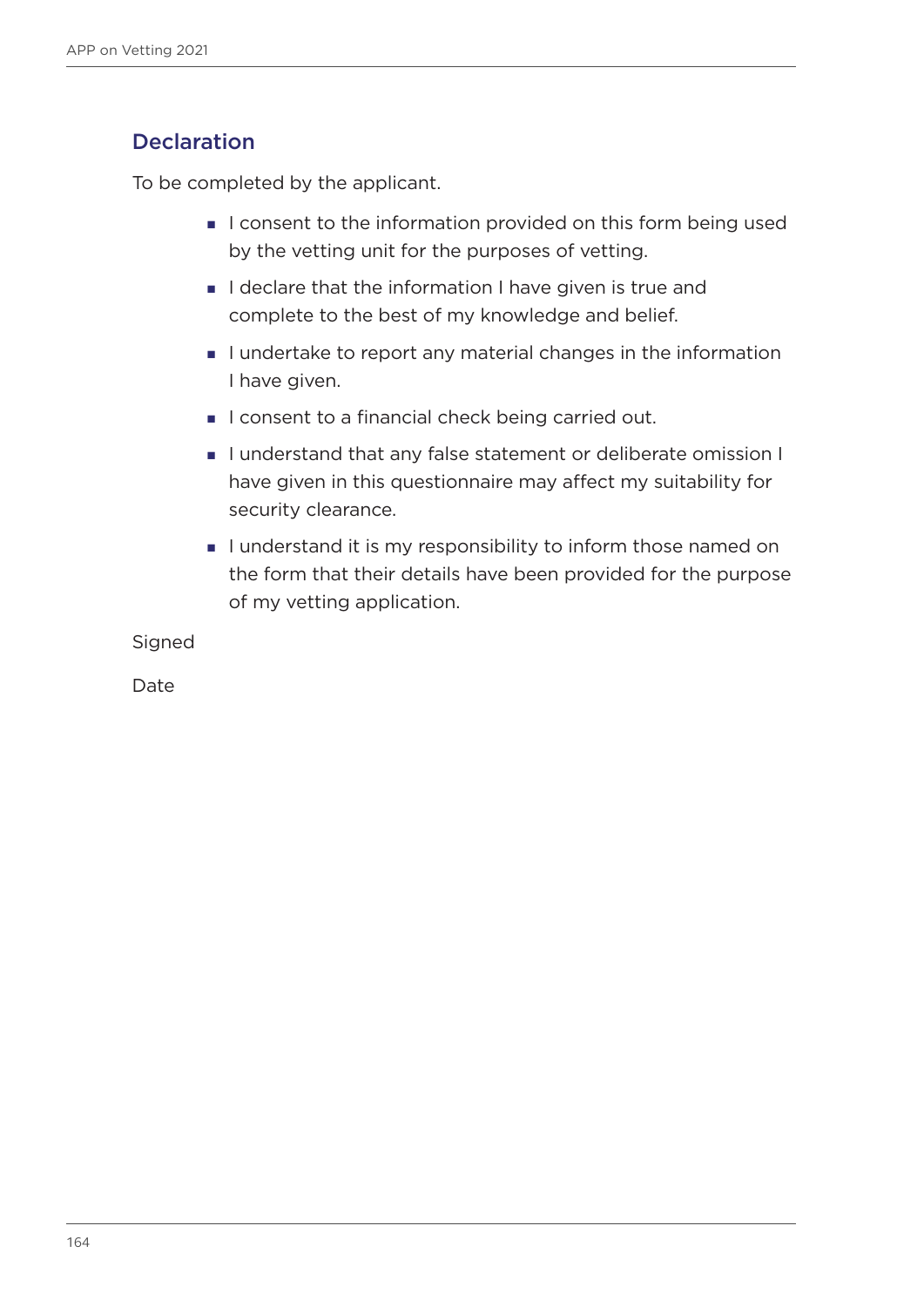## Declaration

To be completed by the applicant.

- I consent to the information provided on this form being used by the vetting unit for the purposes of vetting.
- I declare that the information I have given is true and complete to the best of my knowledge and belief.
- I undertake to report any material changes in the information I have given.
- I consent to a financial check being carried out.
- I understand that any false statement or deliberate omission I have given in this questionnaire may affect my suitability for security clearance.
- I understand it is my responsibility to inform those named on the form that their details have been provided for the purpose of my vetting application.

Signed

Date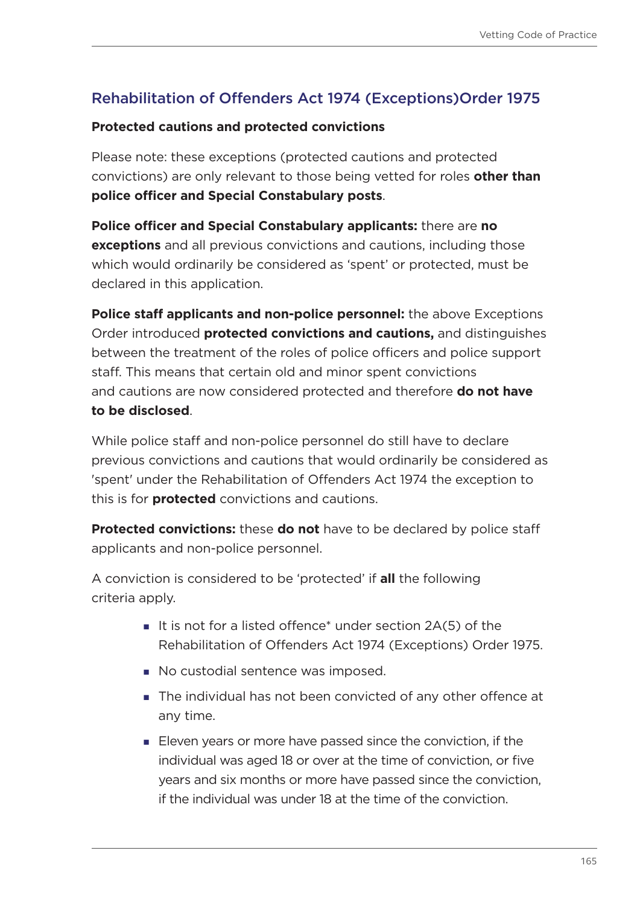## Rehabilitation of Offenders Act 1974 (Exceptions)Order 1975

**Protected cautions and protected convictions**

Please note: these exceptions (protected cautions and protected convictions) are only relevant to those being vetted for roles **other than police officer and Special Constabulary posts**.

**Police officer and Special Constabulary applicants:** there are **no exceptions** and all previous convictions and cautions, including those which would ordinarily be considered as 'spent' or protected, must be declared in this application.

**Police staff applicants and non-police personnel:** the above Exceptions Order introduced **protected convictions and cautions,** and distinguishes between the treatment of the roles of police officers and police support staff. This means that certain old and minor spent convictions and cautions are now considered protected and therefore **do not have to be disclosed**.

While police staff and non-police personnel do still have to declare previous convictions and cautions that would ordinarily be considered as 'spent' under the Rehabilitation of Offenders Act 1974 the exception to this is for **protected** convictions and cautions.

**Protected convictions:** these **do not** have to be declared by police staff applicants and non-police personnel.

A conviction is considered to be 'protected' if **all** the following criteria apply.

- It is not for a listed offence* under section 2A(5) of the Rehabilitation of Offenders Act 1974 (Exceptions) Order 1975.
- No custodial sentence was imposed.
- The individual has not been convicted of any other offence at any time.
- Eleven years or more have passed since the conviction, if the individual was aged 18 or over at the time of conviction, or five years and six months or more have passed since the conviction, if the individual was under 18 at the time of the conviction.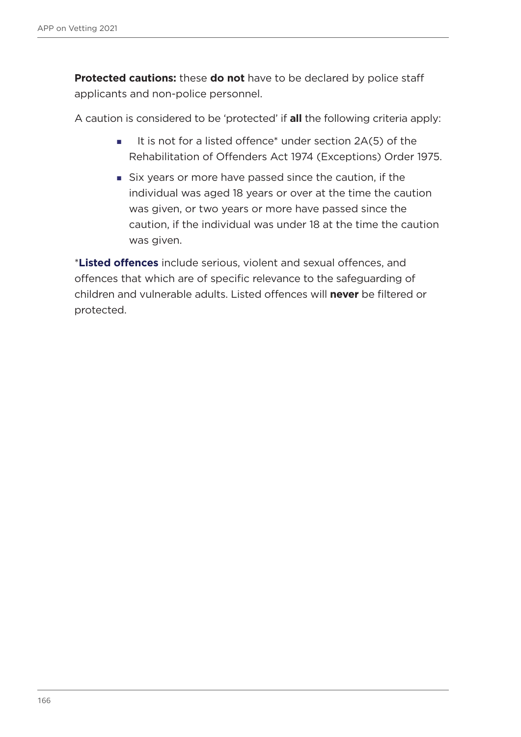**Protected cautions:** these **do not** have to be declared by police staff applicants and non-police personnel.

A caution is considered to be 'protected' if **all** the following criteria apply:

- It is not for a listed offence* under section 2A(5) of the Rehabilitation of Offenders Act 1974 (Exceptions) Order 1975.
- Six years or more have passed since the caution, if the individual was aged 18 years or over at the time the caution was given, or two years or more have passed since the caution, if the individual was under 18 at the time the caution was given.

***Listed offences** include serious, violent and sexual offences, and offences that which are of specific relevance to the safeguarding of children and vulnerable adults. Listed offences will **never** be filtered or protected.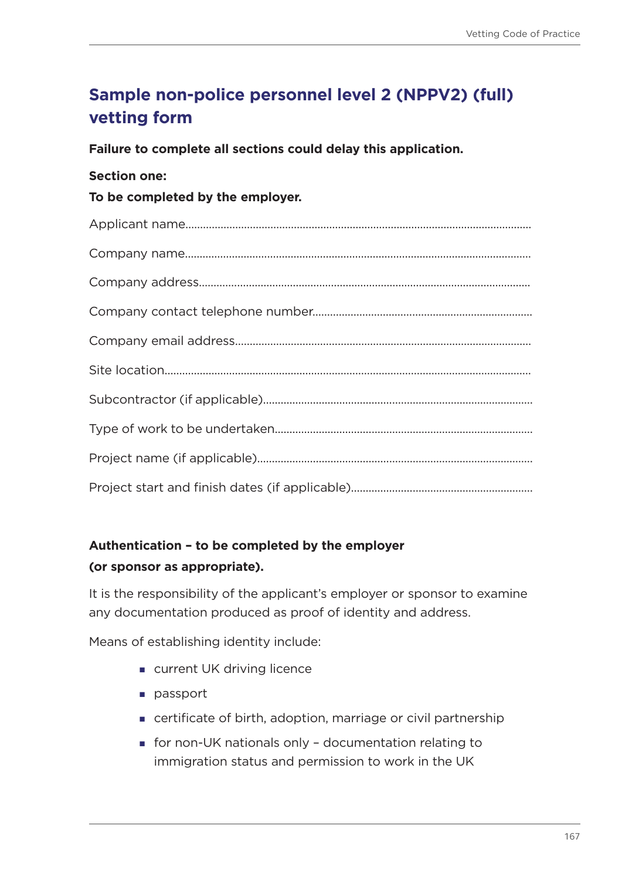## Sample non-police personnel level 2 (NPPV2) (full) vetting form

**Failure to complete all sections could delay this application.**

**Section one:**

**To be completed by the employer.**

Applicant name.......................................................................................................................

Company name.......................................................................................................................

Company address..................................................................................................................

Company contact telephone number.........................................................................

Company email address......................................................................................................

Site location.............................................................................................................................

Subcontractor (if applicable)..............................................................................................

Type of work to be undertaken.........................................................................................

Project name (if applicable)................................................................................................

Project start and finish dates (if applicable)...............................................................

**Authentication – to be completed by the employer (or sponsor as appropriate).**

It is the responsibility of the applicant's employer or sponsor to examine any documentation produced as proof of identity and address.

Means of establishing identity include:

- current UK driving licence
- passport
- certificate of birth, adoption, marriage or civil partnership
- for non-UK nationals only – documentation relating to immigration status and permission to work in the UK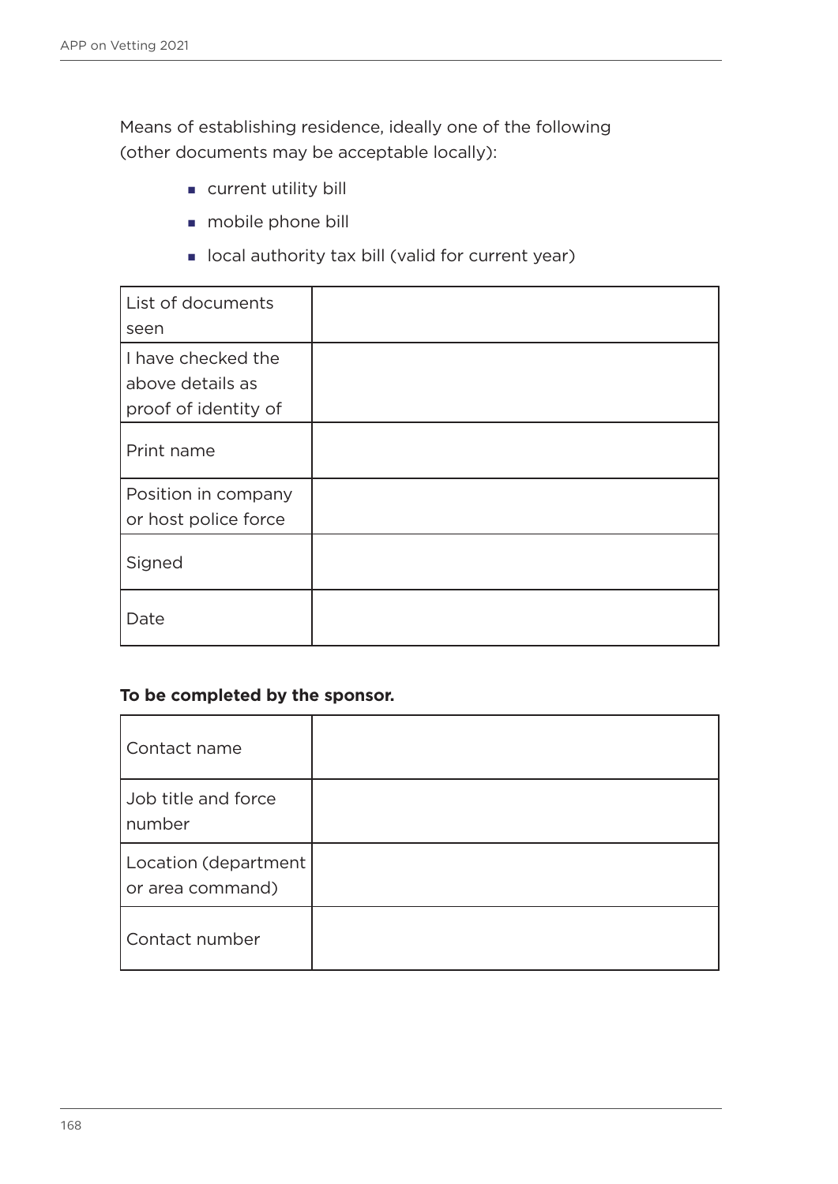Means of establishing residence, ideally one of the following (other documents may be acceptable locally):

- current utility bill
- mobile phone bill
- local authority tax bill (valid for current year)

| | |
|---|---|
| List of documents seen | |
| I have checked the above details as proof of identity of | |
| Print name | |
| Position in company or host police force | |
| Signed | |
| Date | |

**To be completed by the sponsor.**

| | |
|---|---|
| Contact name | |
| Job title and force number | |
| Location (department or area command) | |
| Contact number | |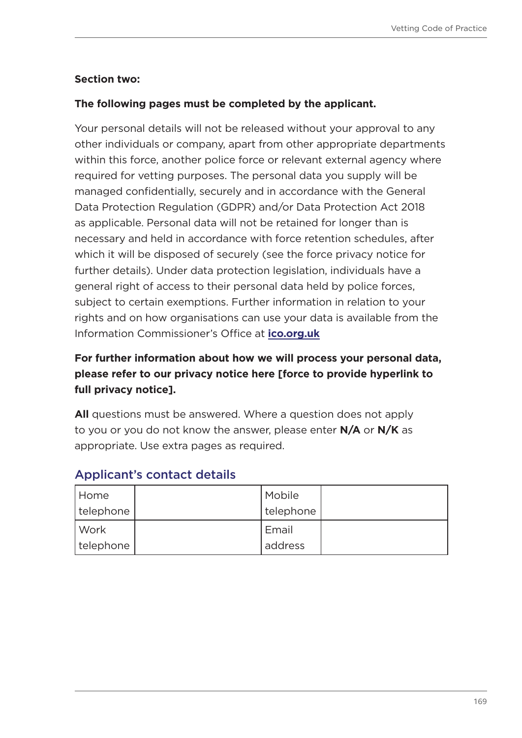**Section two:**

**The following pages must be completed by the applicant.**

Your personal details will not be released without your approval to any other individuals or company, apart from other appropriate departments within this force, another police force or relevant external agency where required for vetting purposes. The personal data you supply will be managed confidentially, securely and in accordance with the General Data Protection Regulation (GDPR) and/or Data Protection Act 2018 as applicable. Personal data will not be retained for longer than is necessary and held in accordance with force retention schedules, after which it will be disposed of securely (see the force privacy notice for further details). Under data protection legislation, individuals have a general right of access to their personal data held by police forces, subject to certain exemptions. Further information in relation to your rights and on how organisations can use your data is available from the Information Commissioner's Office at **ico.org.uk**

**For further information about how we will process your personal data, please refer to our privacy notice here [force to provide hyperlink to full privacy notice].**

**All** questions must be answered. Where a question does not apply to you or you do not know the answer, please enter **N/A** or **N/K** as appropriate. Use extra pages as required.

## Applicant's contact details

| Home telephone | | Mobile telephone | |
|---|---|---|---|
| Work telephone | | Email address | |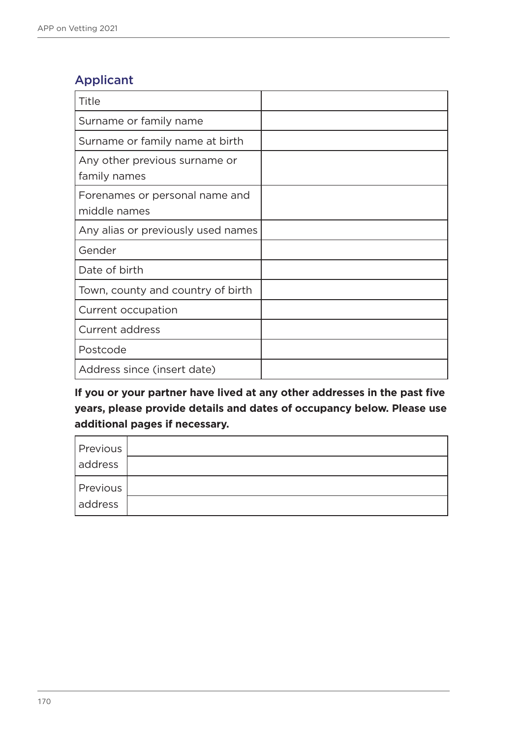## Applicant

| | |
|---|---|
| Title | |
| Surname or family name | |
| Surname or family name at birth | |
| Any other previous surname or family names | |
| Forenames or personal name and middle names | |
| Any alias or previously used names | |
| Gender | |
| Date of birth | |
| Town, county and country of birth | |
| Current occupation | |
| Current address | |
| Postcode | |
| Address since (insert date) | |

**If you or your partner have lived at any other addresses in the past five years, please provide details and dates of occupancy below. Please use additional pages if necessary.**

| | |
|---|---|
| Previous address | |
| | |
| Previous address | |
| | |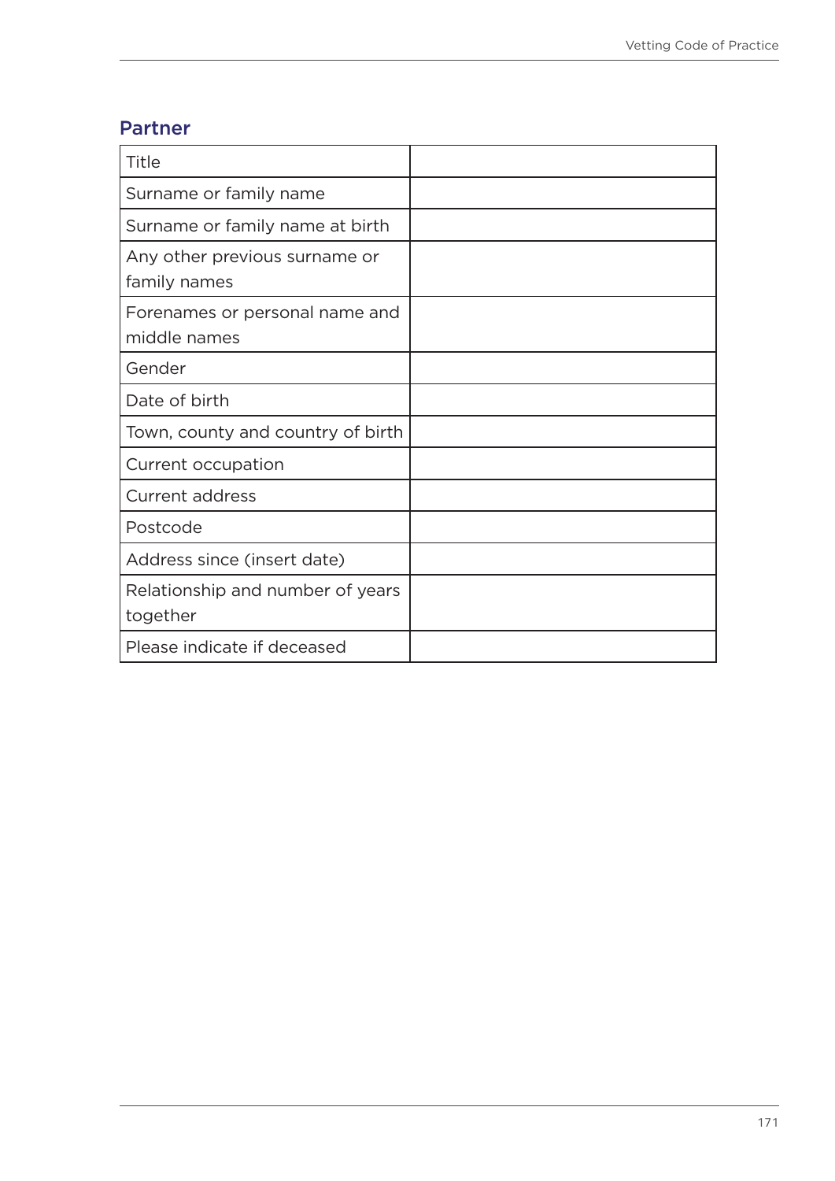## Partner

| | |
|---|---|
| Title | |
| Surname or family name | |
| Surname or family name at birth | |
| Any other previous surname or family names | |
| Forenames or personal name and middle names | |
| Gender | |
| Date of birth | |
| Town, county and country of birth | |
| Current occupation | |
| Current address | |
| Postcode | |
| Address since (insert date) | |
| Relationship and number of years together | |
| Please indicate if deceased | |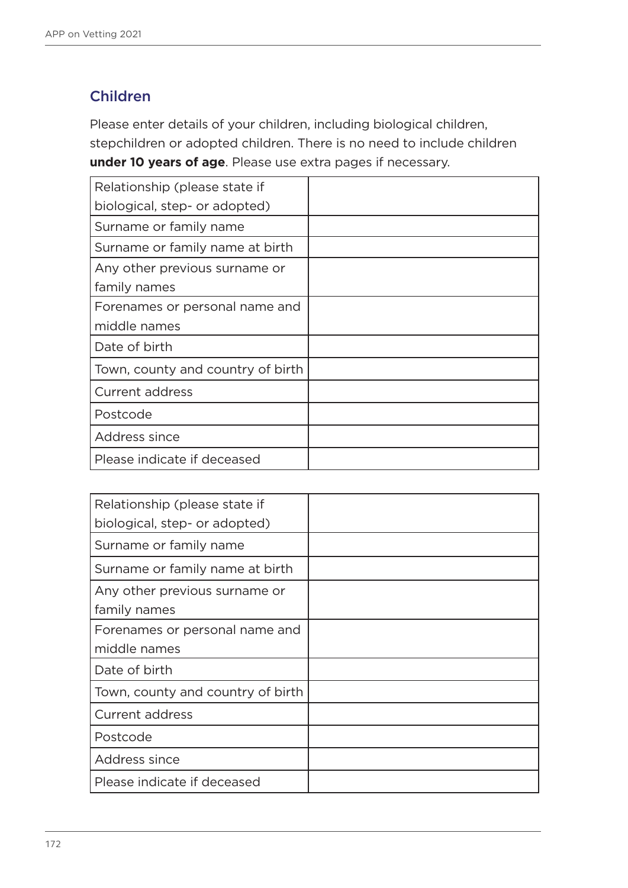## Children

Please enter details of your children, including biological children, stepchildren or adopted children. There is no need to include children **under 10 years of age**. Please use extra pages if necessary.

| | |
|---|---|
| Relationship (please state if biological, step- or adopted) | |
| Surname or family name | |
| Surname or family name at birth | |
| Any other previous surname or family names | |
| Forenames or personal name and middle names | |
| Date of birth | |
| Town, county and country of birth | |
| Current address | |
| Postcode | |
| Address since | |
| Please indicate if deceased | |

| | |
|---|---|
| Relationship (please state if biological, step- or adopted) | |
| Surname or family name | |
| Surname or family name at birth | |
| Any other previous surname or family names | |
| Forenames or personal name and middle names | |
| Date of birth | |
| Town, county and country of birth | |
| Current address | |
| Postcode | |
| Address since | |
| Please indicate if deceased | |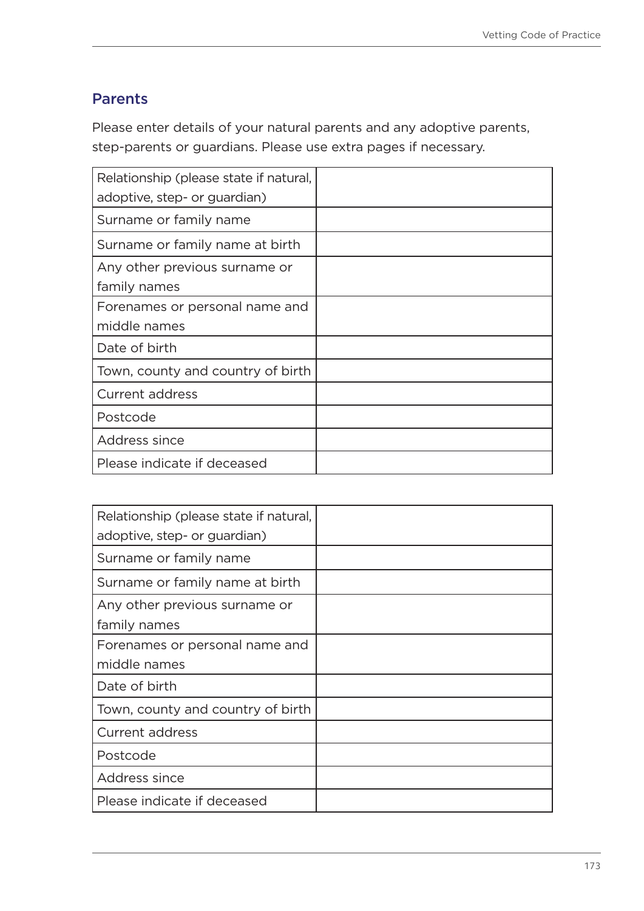## Parents

Please enter details of your natural parents and any adoptive parents, step-parents or guardians. Please use extra pages if necessary.

| Relationship (please state if natural, adoptive, step- or guardian) | |
|---|---|
| Surname or family name | |
| Surname or family name at birth | |
| Any other previous surname or family names | |
| Forenames or personal name and middle names | |
| Date of birth | |
| Town, county and country of birth | |
| Current address | |
| Postcode | |
| Address since | |
| Please indicate if deceased | |

| Relationship (please state if natural, adoptive, step- or guardian) | |
|---|---|
| Surname or family name | |
| Surname or family name at birth | |
| Any other previous surname or family names | |
| Forenames or personal name and middle names | |
| Date of birth | |
| Town, county and country of birth | |
| Current address | |
| Postcode | |
| Address since | |
| Please indicate if deceased | |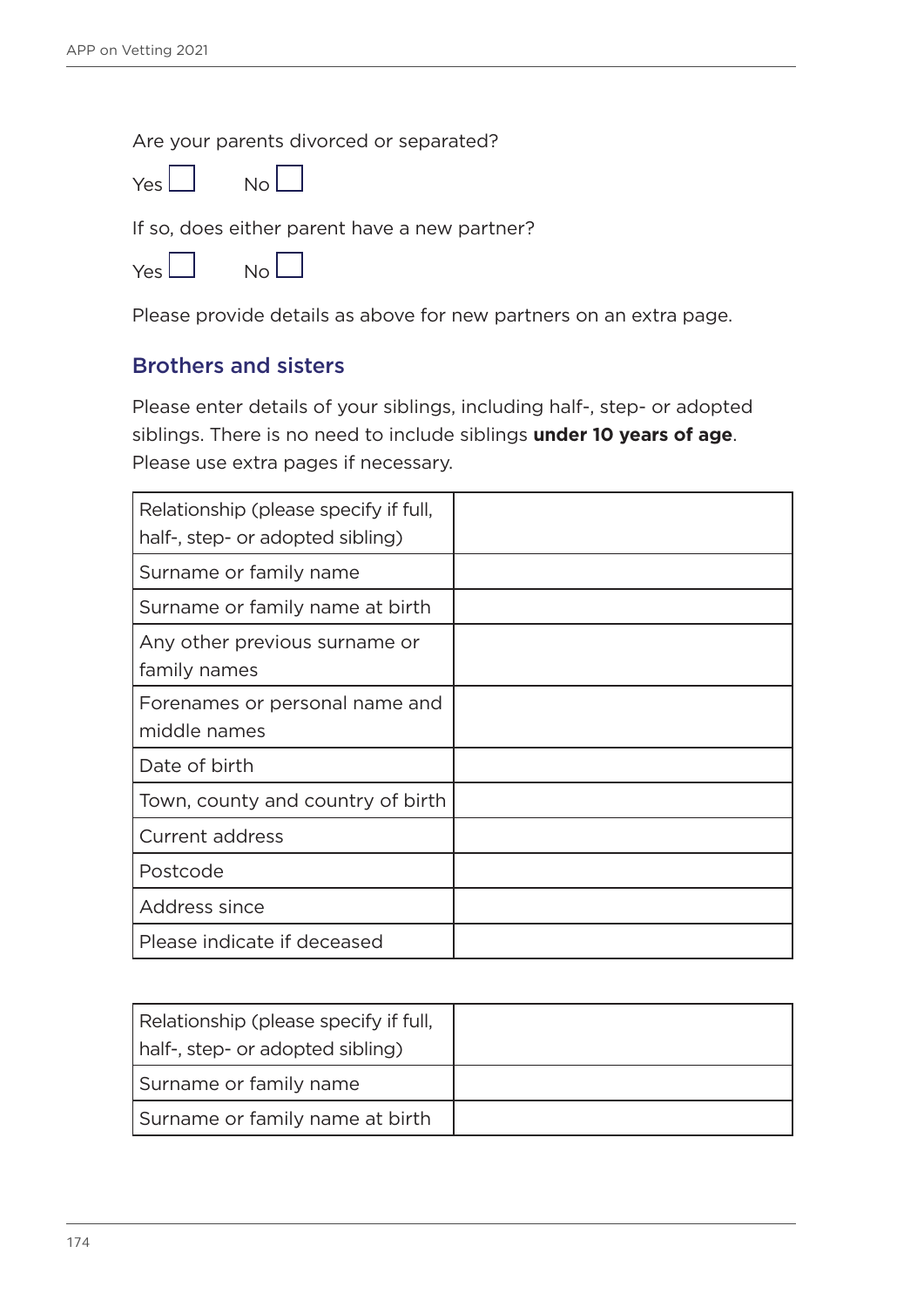Are your parents divorced or separated?

Yes ☐ No ☐

If so, does either parent have a new partner?

Yes ☐ No ☐

Please provide details as above for new partners on an extra page.

## Brothers and sisters

Please enter details of your siblings, including half-, step- or adopted siblings. There is no need to include siblings **under 10 years of age**. Please use extra pages if necessary.

| Relationship (please specify if full, half-, step- or adopted sibling) | |
|---|---|
| Surname or family name | |
| Surname or family name at birth | |
| Any other previous surname or family names | |
| Forenames or personal name and middle names | |
| Date of birth | |
| Town, county and country of birth | |
| Current address | |
| Postcode | |
| Address since | |
| Please indicate if deceased | |

| Relationship (please specify if full, half-, step- or adopted sibling) | |
|---|---|
| Surname or family name | |
| Surname or family name at birth | |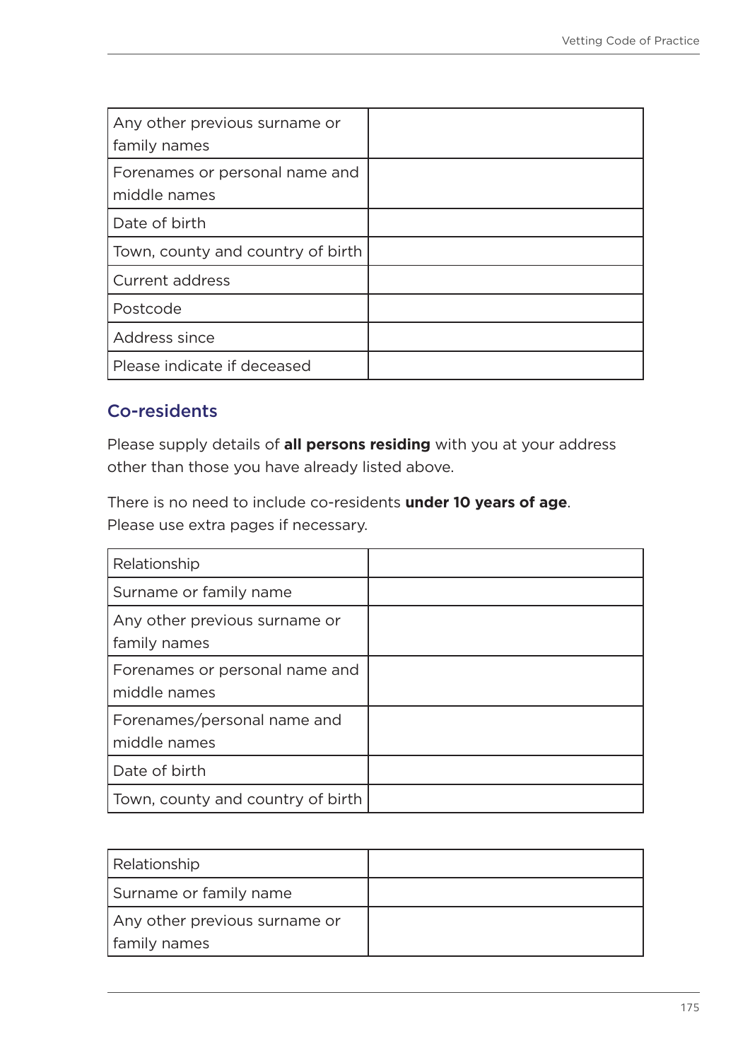| Any other previous surname or family names | |
|---|---|
| Forenames or personal name and middle names | |
| Date of birth | |
| Town, county and country of birth | |
| Current address | |
| Postcode | |
| Address since | |
| Please indicate if deceased | |

## Co-residents

Please supply details of **all persons residing** with you at your address other than those you have already listed above.

There is no need to include co-residents **under 10 years of age**. Please use extra pages if necessary.

| Relationship | |
|---|---|
| Surname or family name | |
| Any other previous surname or family names | |
| Forenames or personal name and middle names | |
| Forenames/personal name and middle names | |
| Date of birth | |
| Town, county and country of birth | |

| Relationship | |
|---|---|
| Surname or family name | |
| Any other previous surname or family names | |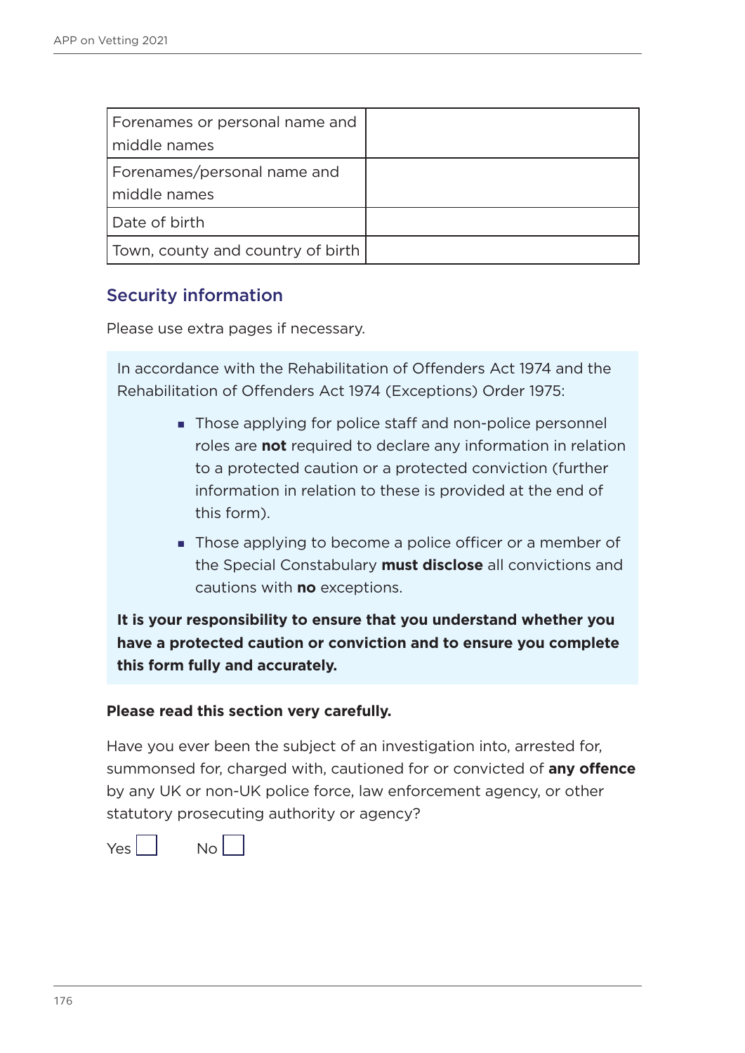| Forenames or personal name and middle names | |
|---|---|
| Forenames/personal name and middle names | |
| Date of birth | |
| Town, county and country of birth | |

## Security information

Please use extra pages if necessary.

In accordance with the Rehabilitation of Offenders Act 1974 and the Rehabilitation of Offenders Act 1974 (Exceptions) Order 1975:

- Those applying for police staff and non-police personnel roles are **not** required to declare any information in relation to a protected caution or a protected conviction (further information in relation to these is provided at the end of this form).
- Those applying to become a police officer or a member of the Special Constabulary **must disclose** all convictions and cautions with **no** exceptions.

**It is your responsibility to ensure that you understand whether you have a protected caution or conviction and to ensure you complete this form fully and accurately.**

**Please read this section very carefully.**

Have you ever been the subject of an investigation into, arrested for, summonsed for, charged with, cautioned for or convicted of **any offence** by any UK or non-UK police force, law enforcement agency, or other statutory prosecuting authority or agency?

Yes ☐ No ☐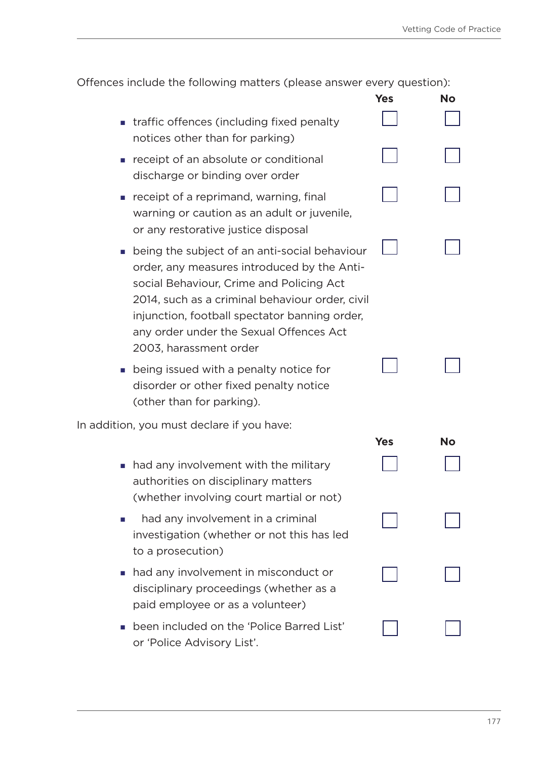Offences include the following matters (please answer every question):

| | Yes | No |
|---|---|---|
| traffic offences (including fixed penalty notices other than for parking) | ☐ | ☐ |
| receipt of an absolute or conditional discharge or binding over order | ☐ | ☐ |
| receipt of a reprimand, warning, final warning or caution as an adult or juvenile, or any restorative justice disposal | ☐ | ☐ |
| being the subject of an anti-social behaviour order, any measures introduced by the Anti-social Behaviour, Crime and Policing Act 2014, such as a criminal behaviour order, civil injunction, football spectator banning order, any order under the Sexual Offences Act 2003, harassment order | ☐ | ☐ |
| being issued with a penalty notice for disorder or other fixed penalty notice (other than for parking). | ☐ | ☐ |

In addition, you must declare if you have:

| | Yes | No |
|---|---|---|
| had any involvement with the military authorities on disciplinary matters (whether involving court martial or not) | ☐ | ☐ |
| had any involvement in a criminal investigation (whether or not this has led to a prosecution) | ☐ | ☐ |
| had any involvement in misconduct or disciplinary proceedings (whether as a paid employee or as a volunteer) | ☐ | ☐ |
| been included on the 'Police Barred List' or 'Police Advisory List'. | ☐ | ☐ |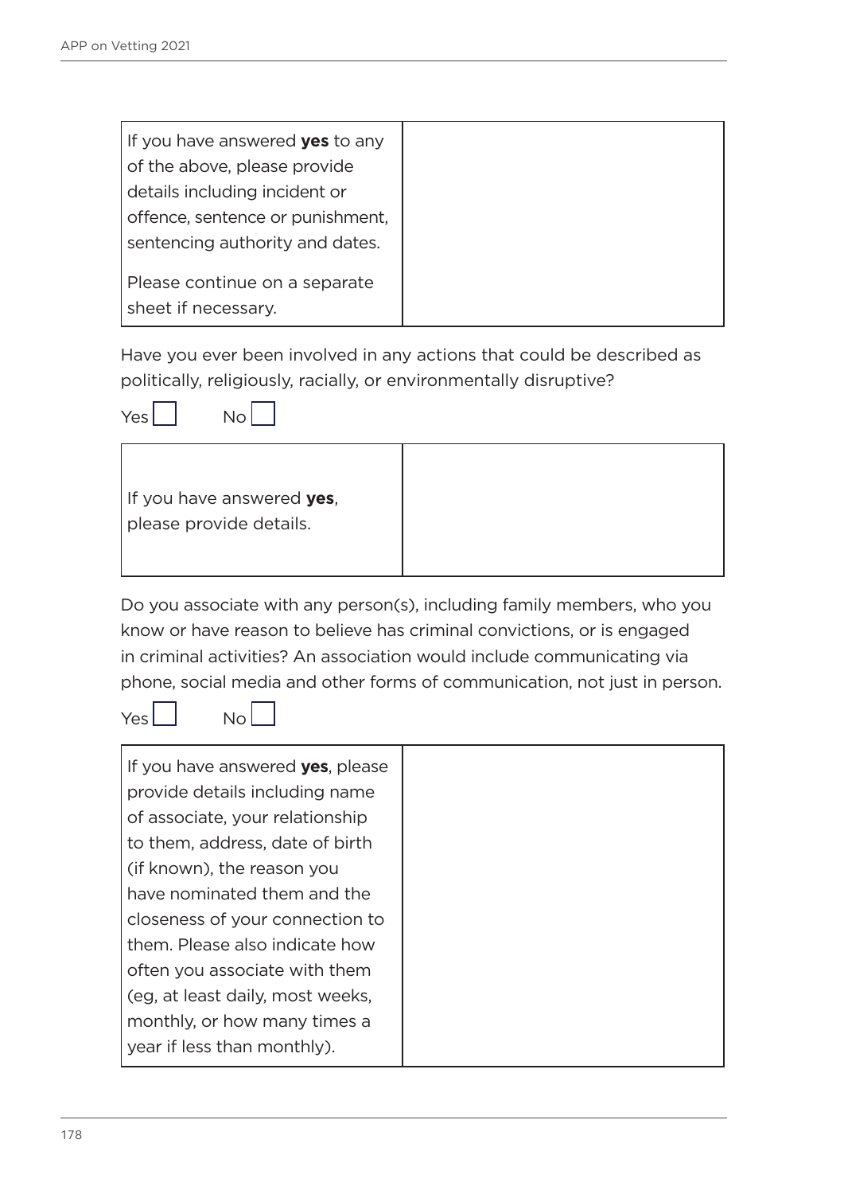| If you have answered **yes** to any of the above, please provide details including incident or offence, sentence or punishment, sentencing authority and dates.<br><br>Please continue on a separate sheet if necessary. | |
|---|---|

Have you ever been involved in any actions that could be described as politically, religiously, racially, or environmentally disruptive?

Yes ☐ No ☐

| If you have answered **yes**, please provide details. | |
|---|---|

Do you associate with any person(s), including family members, who you know or have reason to believe has criminal convictions, or is engaged in criminal activities? An association would include communicating via phone, social media and other forms of communication, not just in person.

Yes ☐ No ☐

| If you have answered **yes**, please provide details including name of associate, your relationship to them, address, date of birth (if known), the reason you have nominated them and the closeness of your connection to them. Please also indicate how often you associate with them (eg, at least daily, most weeks, monthly, or how many times a year if less than monthly). | |
|---|---|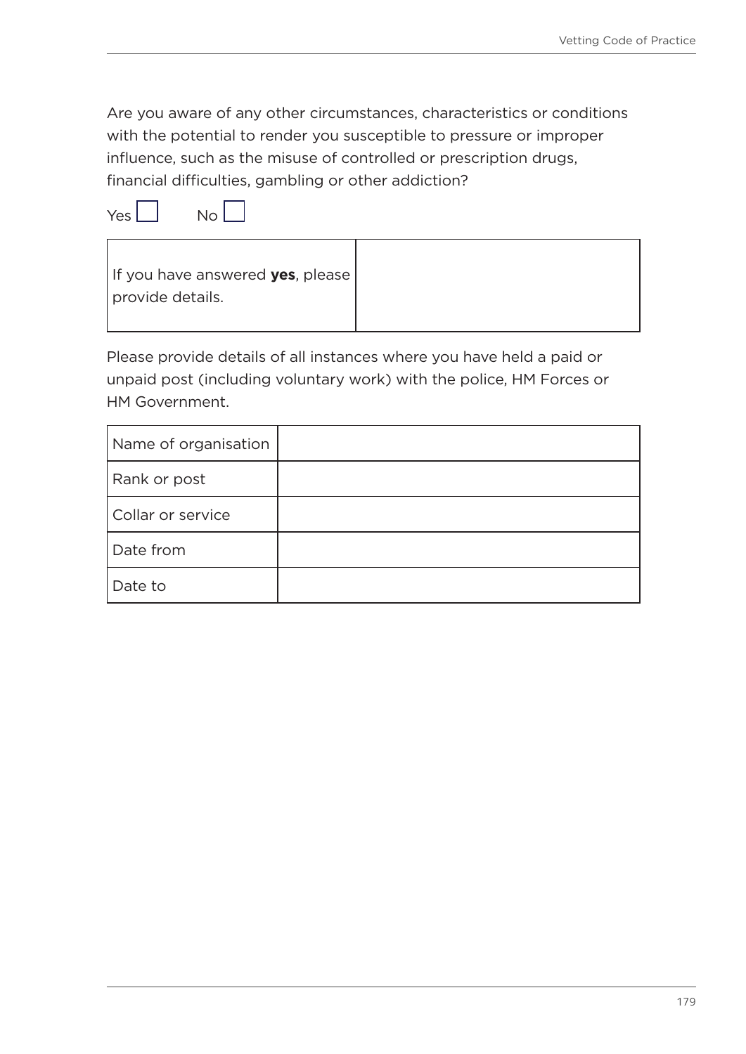Are you aware of any other circumstances, characteristics or conditions with the potential to render you susceptible to pressure or improper influence, such as the misuse of controlled or prescription drugs, financial difficulties, gambling or other addiction?

Yes ☐ No ☐

| If you have answered **yes**, please provide details. | |
|---|---|

Please provide details of all instances where you have held a paid or unpaid post (including voluntary work) with the police, HM Forces or HM Government.

| Name of organisation | |
|---|---|
| Rank or post | |
| Collar or service | |
| Date from | |
| Date to | |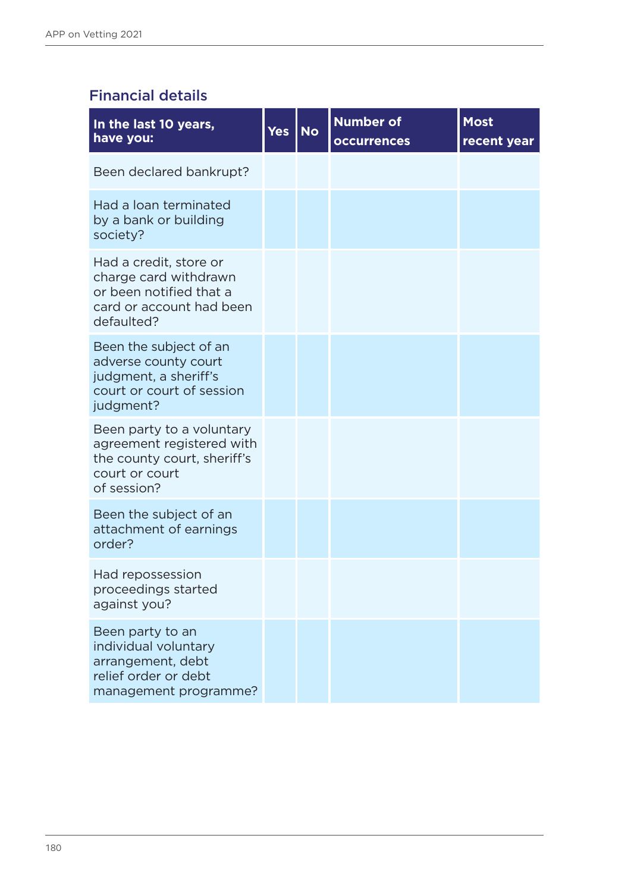## Financial details

| In the last 10 years, have you: | Yes | No | Number of occurrences | Most recent year |
|---|---|---|---|---|
| Been declared bankrupt? | | | | |
| Had a loan terminated by a bank or building society? | | | | |
| Had a credit, store or charge card withdrawn or been notified that a card or account had been defaulted? | | | | |
| Been the subject of an adverse county court judgment, a sheriff's court or court of session judgment? | | | | |
| Been party to a voluntary agreement registered with the county court, sheriff's court or court of session? | | | | |
| Been the subject of an attachment of earnings order? | | | | |
| Had repossession proceedings started against you? | | | | |
| Been party to an individual voluntary arrangement, debt relief order or debt management programme? | | | | |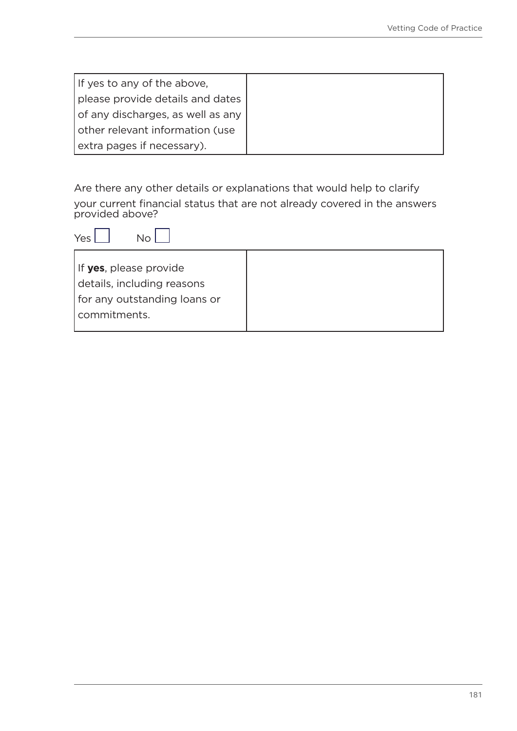| If yes to any of the above, please provide details and dates of any discharges, as well as any other relevant information (use extra pages if necessary). | |
|---|---|

Are there any other details or explanations that would help to clarify your current financial status that are not already covered in the answers provided above?

Yes ☐ No ☐

| If **yes**, please provide details, including reasons for any outstanding loans or commitments. | |
|---|---|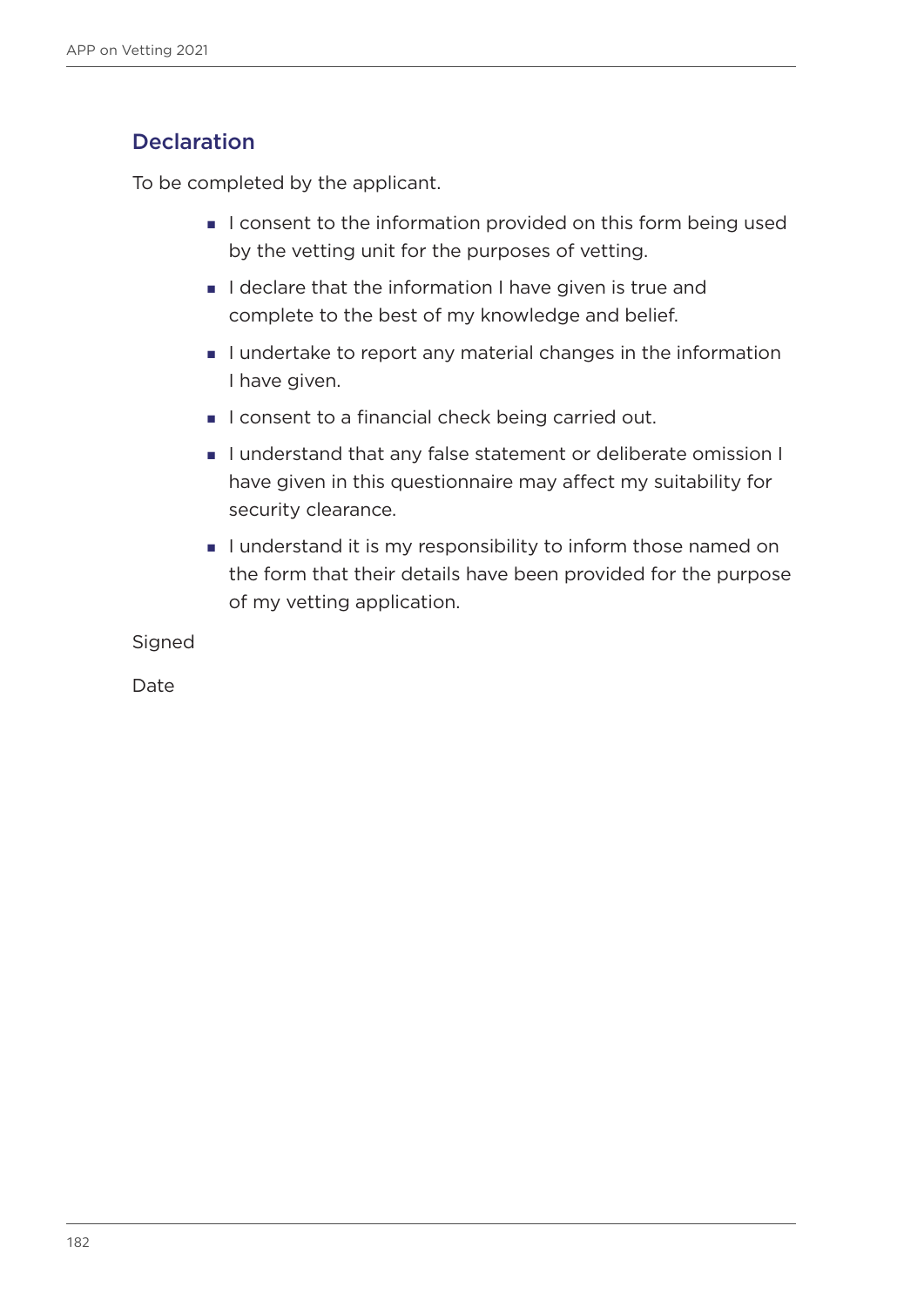## Declaration

To be completed by the applicant.

- I consent to the information provided on this form being used by the vetting unit for the purposes of vetting.
- I declare that the information I have given is true and complete to the best of my knowledge and belief.
- I undertake to report any material changes in the information I have given.
- I consent to a financial check being carried out.
- I understand that any false statement or deliberate omission I have given in this questionnaire may affect my suitability for security clearance.
- I understand it is my responsibility to inform those named on the form that their details have been provided for the purpose of my vetting application.

Signed

Date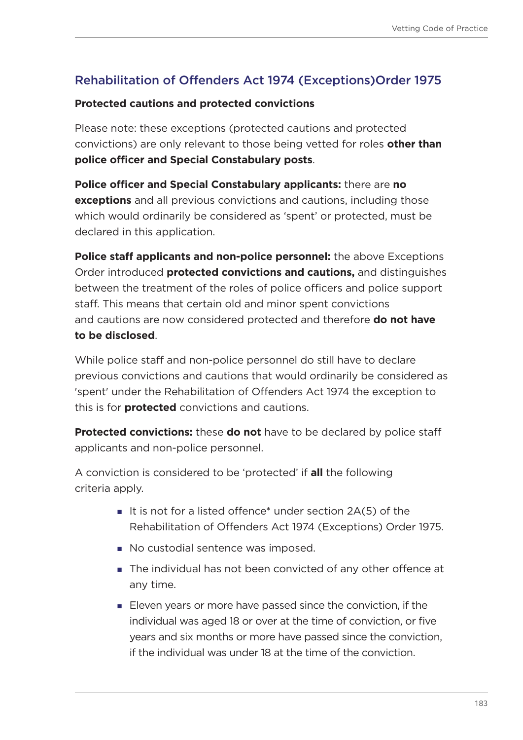## Rehabilitation of Offenders Act 1974 (Exceptions)Order 1975

**Protected cautions and protected convictions**

Please note: these exceptions (protected cautions and protected convictions) are only relevant to those being vetted for roles **other than police officer and Special Constabulary posts**.

**Police officer and Special Constabulary applicants:** there are **no exceptions** and all previous convictions and cautions, including those which would ordinarily be considered as 'spent' or protected, must be declared in this application.

**Police staff applicants and non-police personnel:** the above Exceptions Order introduced **protected convictions and cautions,** and distinguishes between the treatment of the roles of police officers and police support staff. This means that certain old and minor spent convictions and cautions are now considered protected and therefore **do not have to be disclosed**.

While police staff and non-police personnel do still have to declare previous convictions and cautions that would ordinarily be considered as 'spent' under the Rehabilitation of Offenders Act 1974 the exception to this is for **protected** convictions and cautions.

**Protected convictions:** these **do not** have to be declared by police staff applicants and non-police personnel.

A conviction is considered to be 'protected' if **all** the following criteria apply.

- It is not for a listed offence* under section 2A(5) of the Rehabilitation of Offenders Act 1974 (Exceptions) Order 1975.
- No custodial sentence was imposed.
- The individual has not been convicted of any other offence at any time.
- Eleven years or more have passed since the conviction, if the individual was aged 18 or over at the time of conviction, or five years and six months or more have passed since the conviction, if the individual was under 18 at the time of the conviction.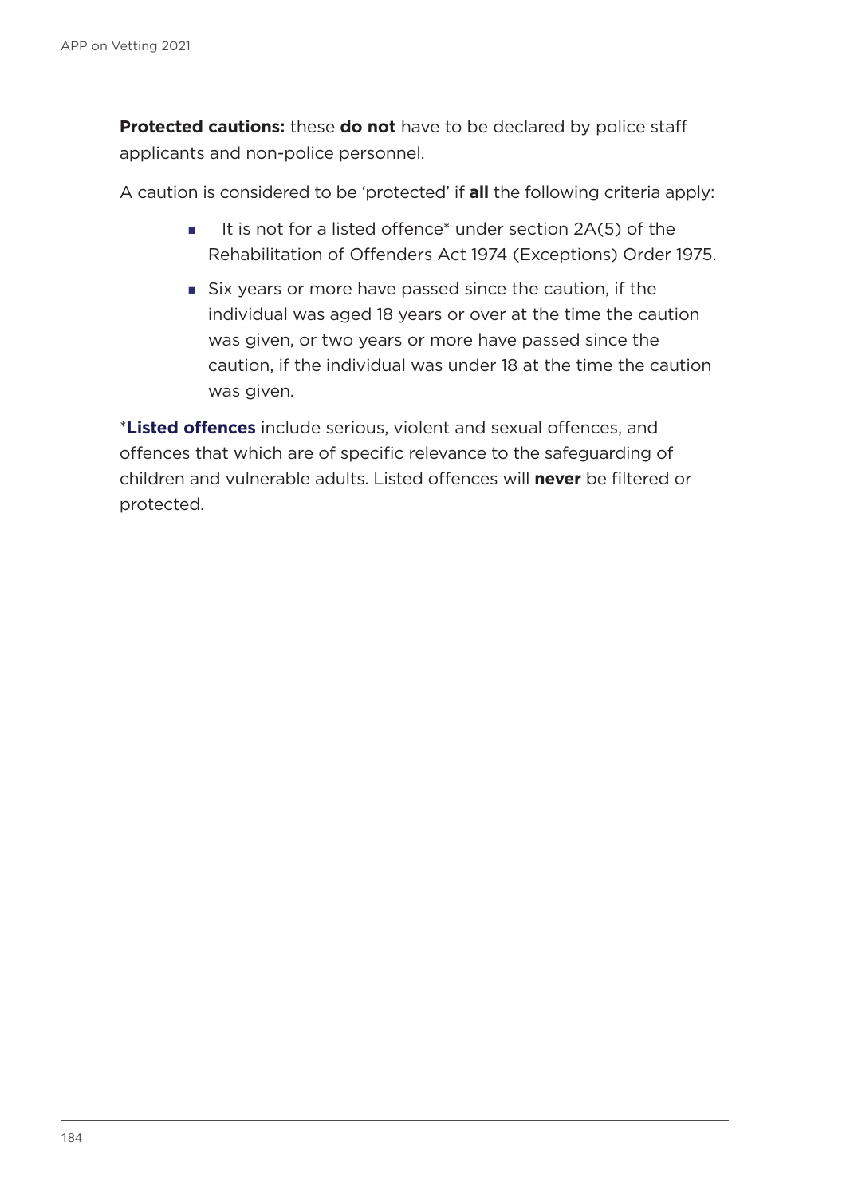**Protected cautions:** these **do not** have to be declared by police staff applicants and non-police personnel.

A caution is considered to be 'protected' if **all** the following criteria apply:

- It is not for a listed offence* under section 2A(5) of the Rehabilitation of Offenders Act 1974 (Exceptions) Order 1975.
- Six years or more have passed since the caution, if the individual was aged 18 years or over at the time the caution was given, or two years or more have passed since the caution, if the individual was under 18 at the time the caution was given.

***Listed offences** include serious, violent and sexual offences, and offences that which are of specific relevance to the safeguarding of children and vulnerable adults. Listed offences will **never** be filtered or protected.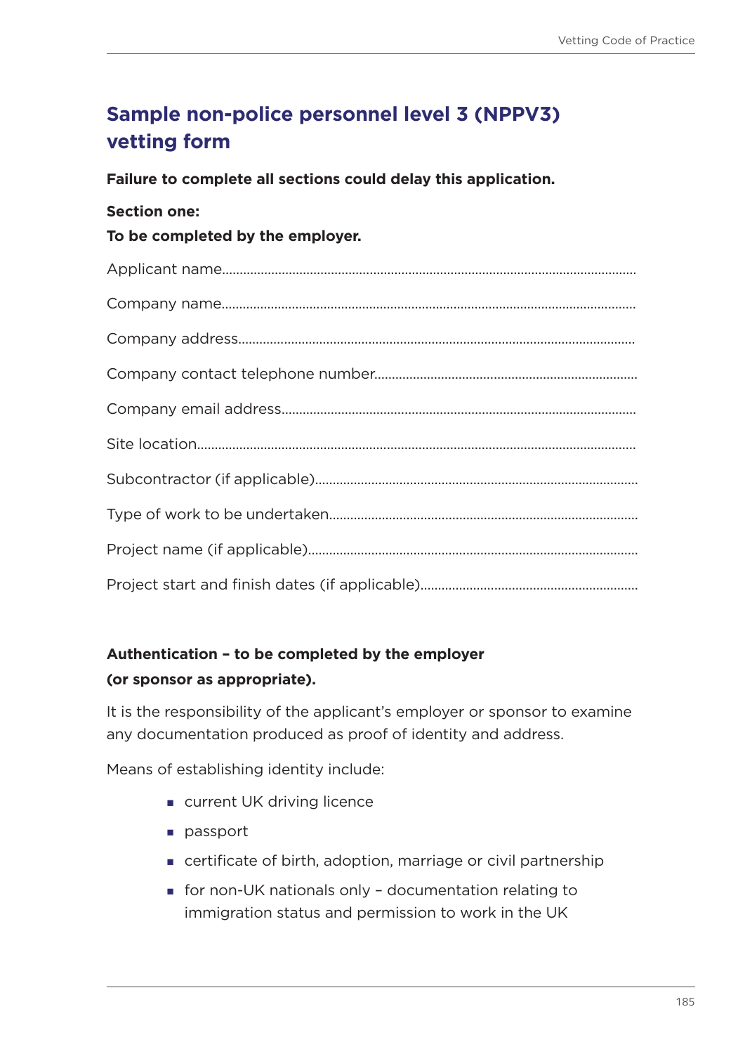## Sample non-police personnel level 3 (NPPV3) vetting form

**Failure to complete all sections could delay this application.**

**Section one:**

**To be completed by the employer.**

Applicant name..........................................................................................................

Company name..........................................................................................................

Company address......................................................................................................

Company contact telephone number..........................................................................

Company email address.............................................................................................

Site location...............................................................................................................

Subcontractor (if applicable)........................................................................................

Type of work to be undertaken.....................................................................................

Project name (if applicable)..........................................................................................

Project start and finish dates (if applicable)..................................................................

**Authentication – to be completed by the employer (or sponsor as appropriate).**

It is the responsibility of the applicant's employer or sponsor to examine any documentation produced as proof of identity and address.

Means of establishing identity include:

- current UK driving licence
- passport
- certificate of birth, adoption, marriage or civil partnership
- for non-UK nationals only – documentation relating to immigration status and permission to work in the UK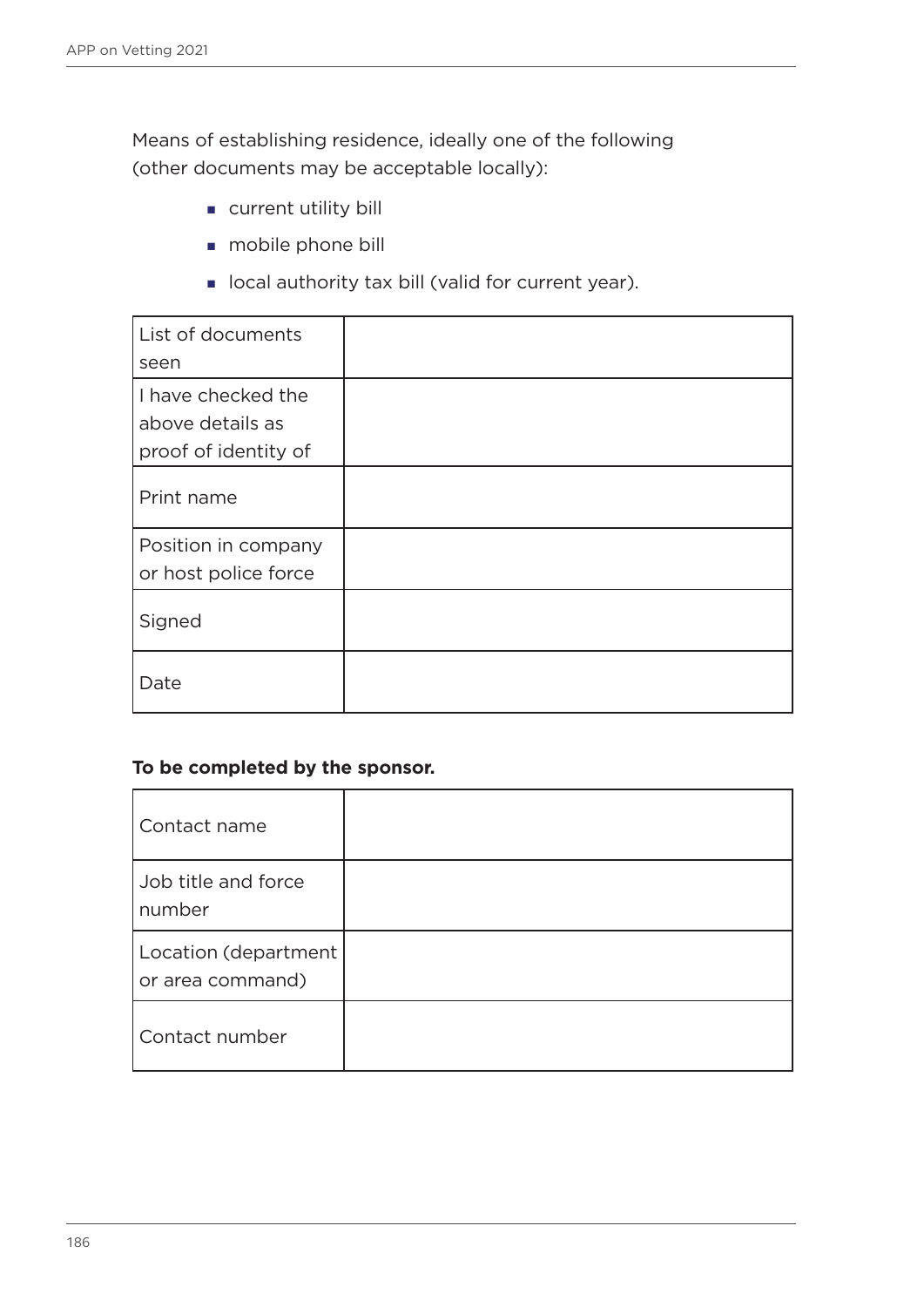Means of establishing residence, ideally one of the following (other documents may be acceptable locally):

- current utility bill
- mobile phone bill
- local authority tax bill (valid for current year).

| | |
|---|---|
| List of documents seen | |
| I have checked the above details as proof of identity of | |
| Print name | |
| Position in company or host police force | |
| Signed | |
| Date | |

**To be completed by the sponsor.**

| | |
|---|---|
| Contact name | |
| Job title and force number | |
| Location (department or area command) | |
| Contact number | |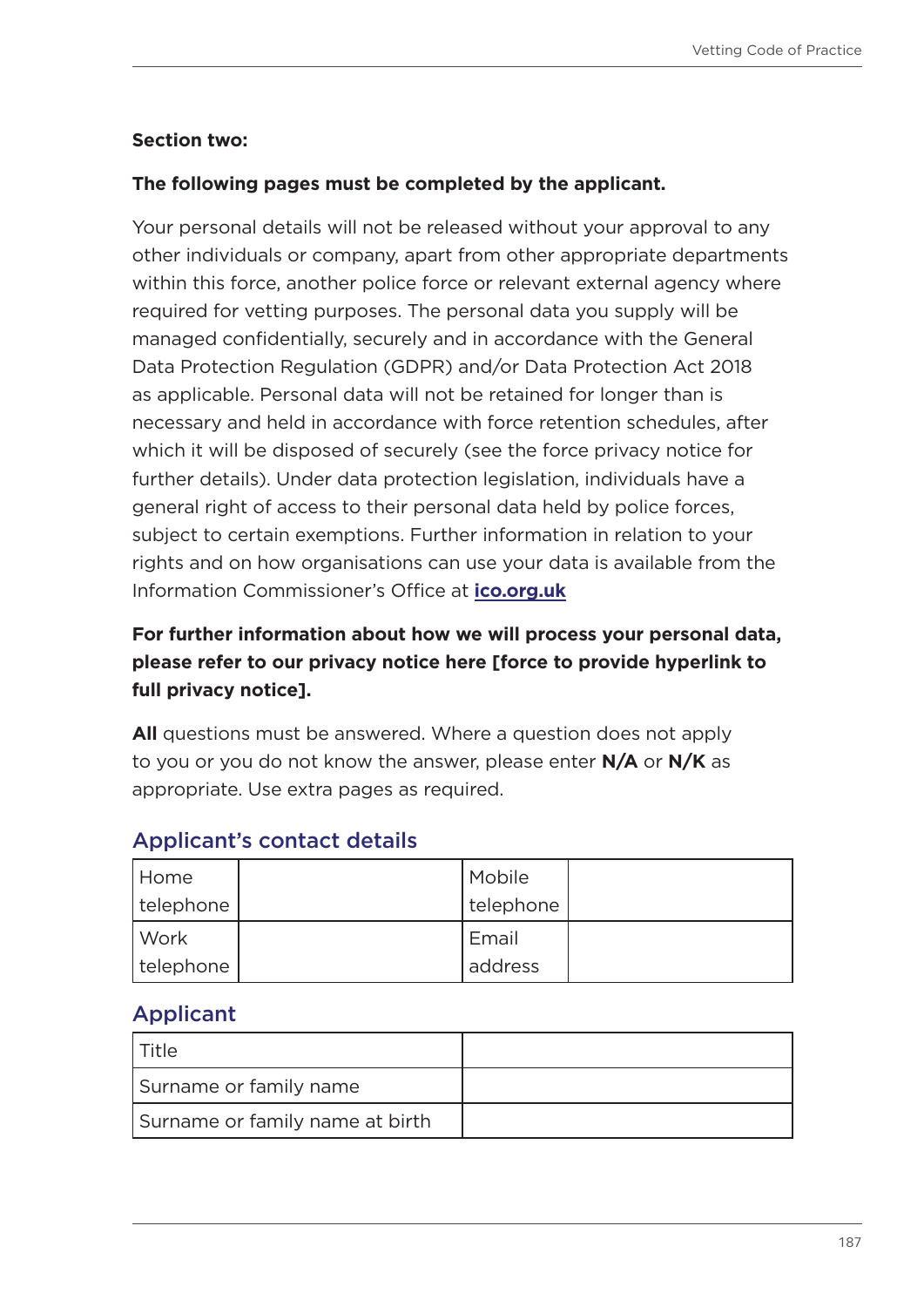**Section two:**

**The following pages must be completed by the applicant.**

Your personal details will not be released without your approval to any other individuals or company, apart from other appropriate departments within this force, another police force or relevant external agency where required for vetting purposes. The personal data you supply will be managed confidentially, securely and in accordance with the General Data Protection Regulation (GDPR) and/or Data Protection Act 2018 as applicable. Personal data will not be retained for longer than is necessary and held in accordance with force retention schedules, after which it will be disposed of securely (see the force privacy notice for further details). Under data protection legislation, individuals have a general right of access to their personal data held by police forces, subject to certain exemptions. Further information in relation to your rights and on how organisations can use your data is available from the Information Commissioner's Office at **ico.org.uk**

**For further information about how we will process your personal data, please refer to our privacy notice here [force to provide hyperlink to full privacy notice].**

**All** questions must be answered. Where a question does not apply to you or you do not know the answer, please enter **N/A** or **N/K** as appropriate. Use extra pages as required.

## Applicant's contact details

| Home telephone | | Mobile telephone | |
|---|---|---|---|
| Work telephone | | Email address | |

## Applicant

| Title | |
|---|---|
| Surname or family name | |
| Surname or family name at birth | |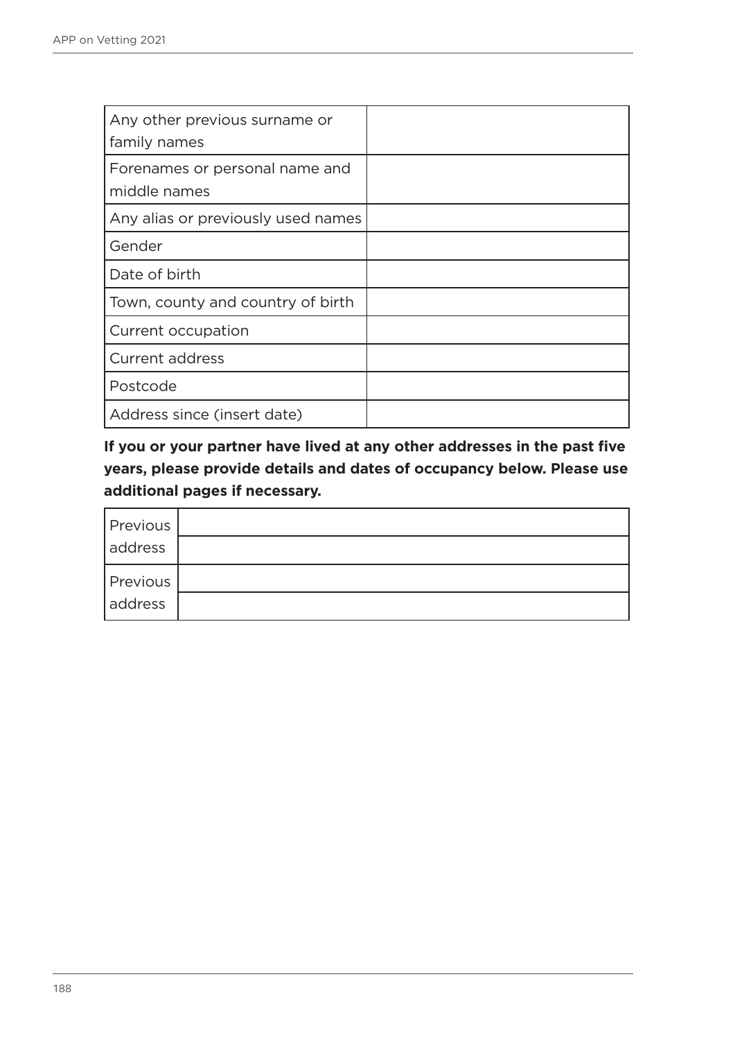| Any other previous surname or family names | |
|---|---|
| Forenames or personal name and middle names | |
| Any alias or previously used names | |
| Gender | |
| Date of birth | |
| Town, county and country of birth | |
| Current occupation | |
| Current address | |
| Postcode | |
| Address since (insert date) | |

**If you or your partner have lived at any other addresses in the past five years, please provide details and dates of occupancy below. Please use additional pages if necessary.**

| Previous address | |
|---|---|
| | |
| Previous address | |
| | |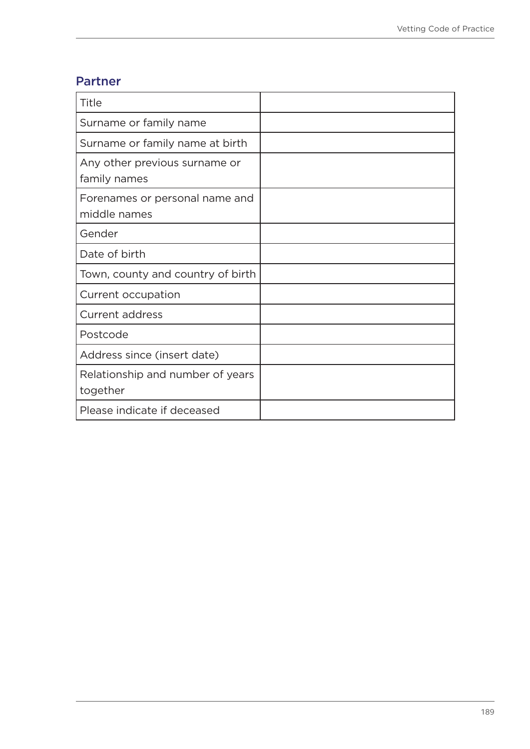## Partner

| | |
|---|---|
| Title | |
| Surname or family name | |
| Surname or family name at birth | |
| Any other previous surname or family names | |
| Forenames or personal name and middle names | |
| Gender | |
| Date of birth | |
| Town, county and country of birth | |
| Current occupation | |
| Current address | |
| Postcode | |
| Address since (insert date) | |
| Relationship and number of years together | |
| Please indicate if deceased | |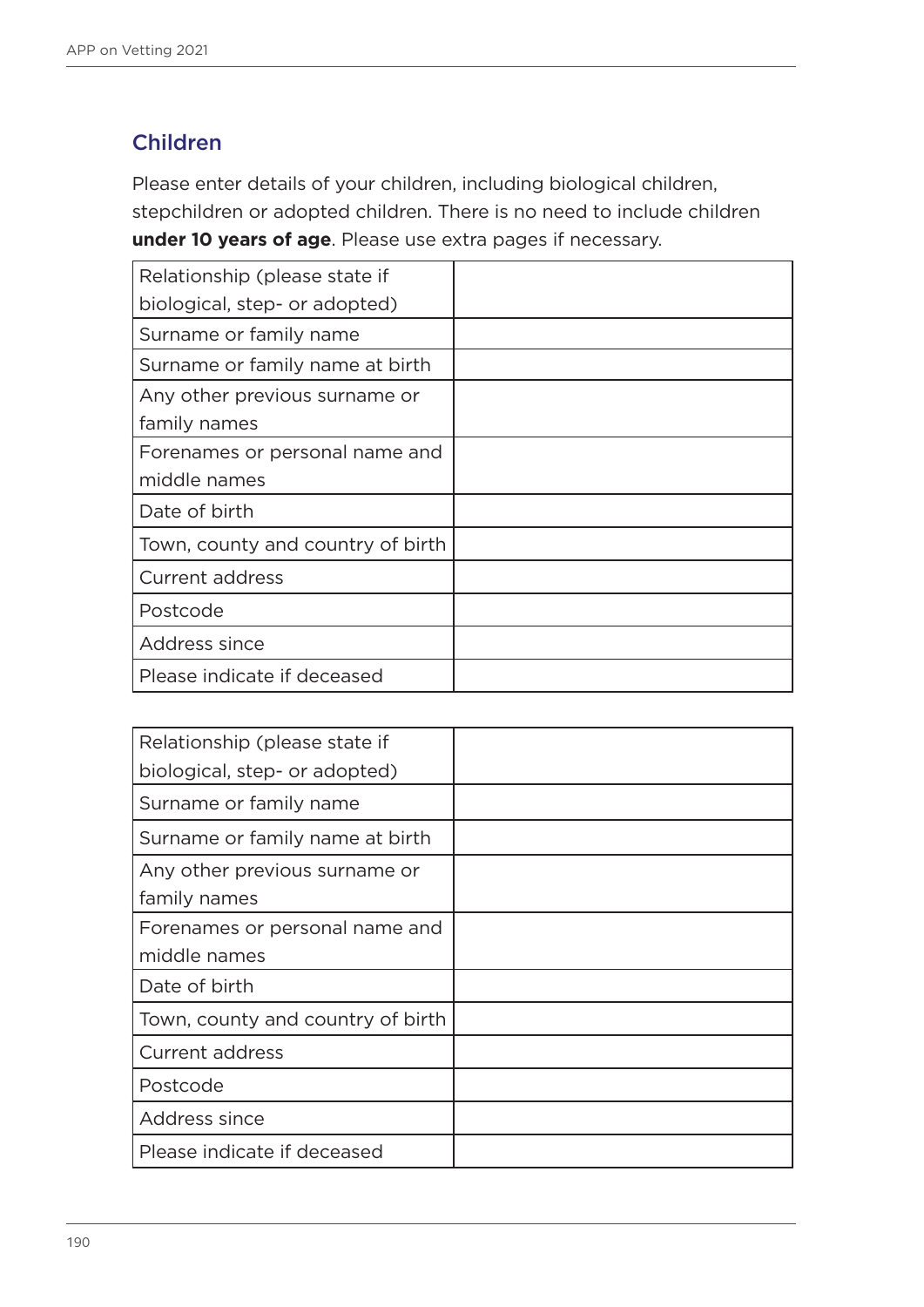## Children

Please enter details of your children, including biological children, stepchildren or adopted children. There is no need to include children **under 10 years of age**. Please use extra pages if necessary.

| | |
|---|---|
| Relationship (please state if biological, step- or adopted) | |
| Surname or family name | |
| Surname or family name at birth | |
| Any other previous surname or family names | |
| Forenames or personal name and middle names | |
| Date of birth | |
| Town, county and country of birth | |
| Current address | |
| Postcode | |
| Address since | |
| Please indicate if deceased | |

| | |
|---|---|
| Relationship (please state if biological, step- or adopted) | |
| Surname or family name | |
| Surname or family name at birth | |
| Any other previous surname or family names | |
| Forenames or personal name and middle names | |
| Date of birth | |
| Town, county and country of birth | |
| Current address | |
| Postcode | |
| Address since | |
| Please indicate if deceased | |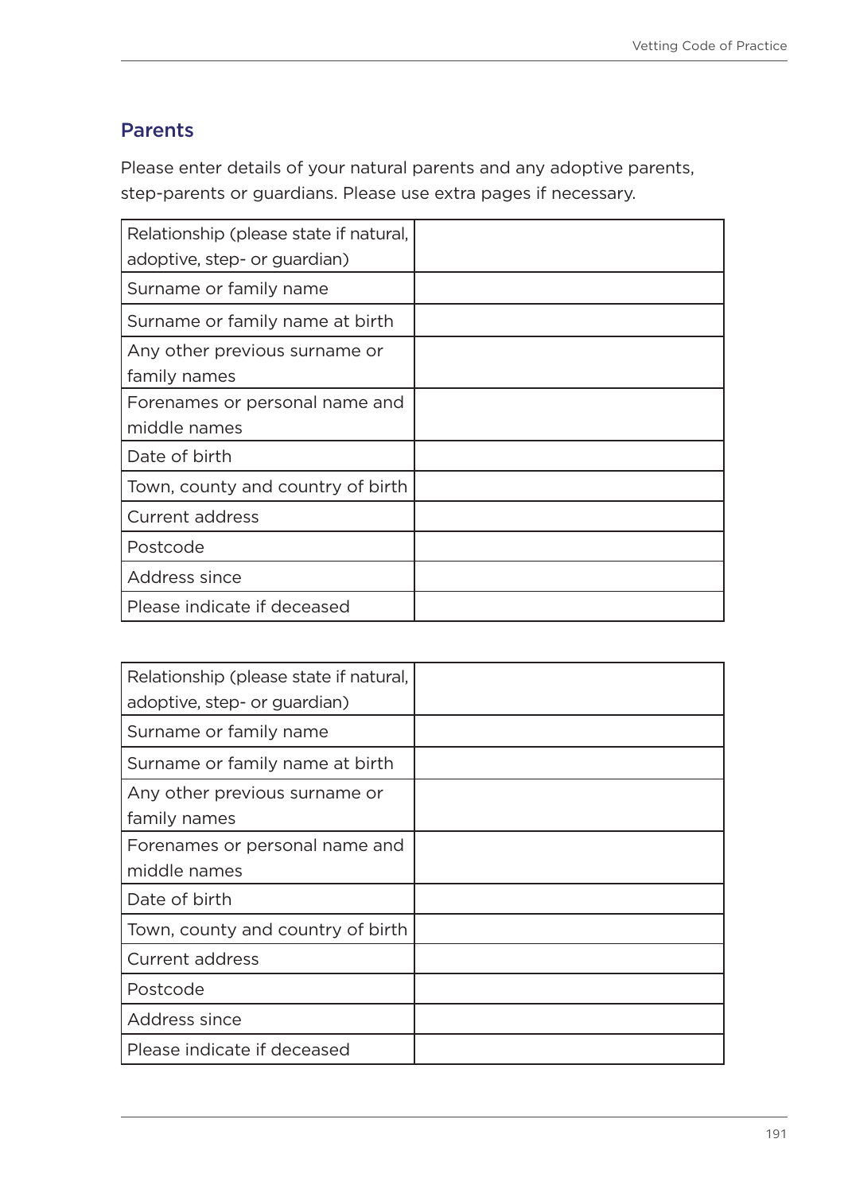## Parents

Please enter details of your natural parents and any adoptive parents, step-parents or guardians. Please use extra pages if necessary.

| | |
|---|---|
| Relationship (please state if natural, adoptive, step- or guardian) | |
| Surname or family name | |
| Surname or family name at birth | |
| Any other previous surname or family names | |
| Forenames or personal name and middle names | |
| Date of birth | |
| Town, county and country of birth | |
| Current address | |
| Postcode | |
| Address since | |
| Please indicate if deceased | |

| | |
|---|---|
| Relationship (please state if natural, adoptive, step- or guardian) | |
| Surname or family name | |
| Surname or family name at birth | |
| Any other previous surname or family names | |
| Forenames or personal name and middle names | |
| Date of birth | |
| Town, county and country of birth | |
| Current address | |
| Postcode | |
| Address since | |
| Please indicate if deceased | |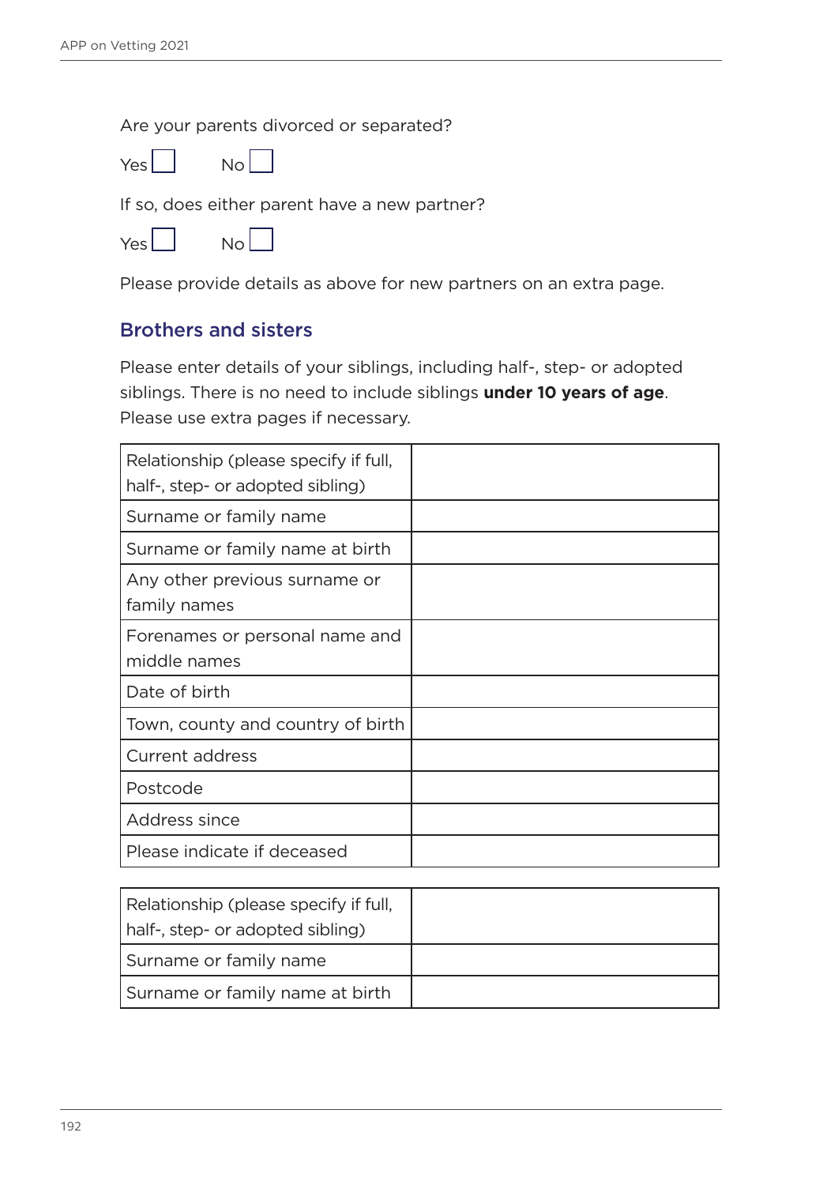Are your parents divorced or separated?

Yes ☐ No ☐

If so, does either parent have a new partner?

Yes ☐ No ☐

Please provide details as above for new partners on an extra page.

## Brothers and sisters

Please enter details of your siblings, including half-, step- or adopted siblings. There is no need to include siblings **under 10 years of age**. Please use extra pages if necessary.

| | |
|---|---|
| Relationship (please specify if full, half-, step- or adopted sibling) | |
| Surname or family name | |
| Surname or family name at birth | |
| Any other previous surname or family names | |
| Forenames or personal name and middle names | |
| Date of birth | |
| Town, county and country of birth | |
| Current address | |
| Postcode | |
| Address since | |
| Please indicate if deceased | |

| | |
|---|---|
| Relationship (please specify if full, half-, step- or adopted sibling) | |
| Surname or family name | |
| Surname or family name at birth | |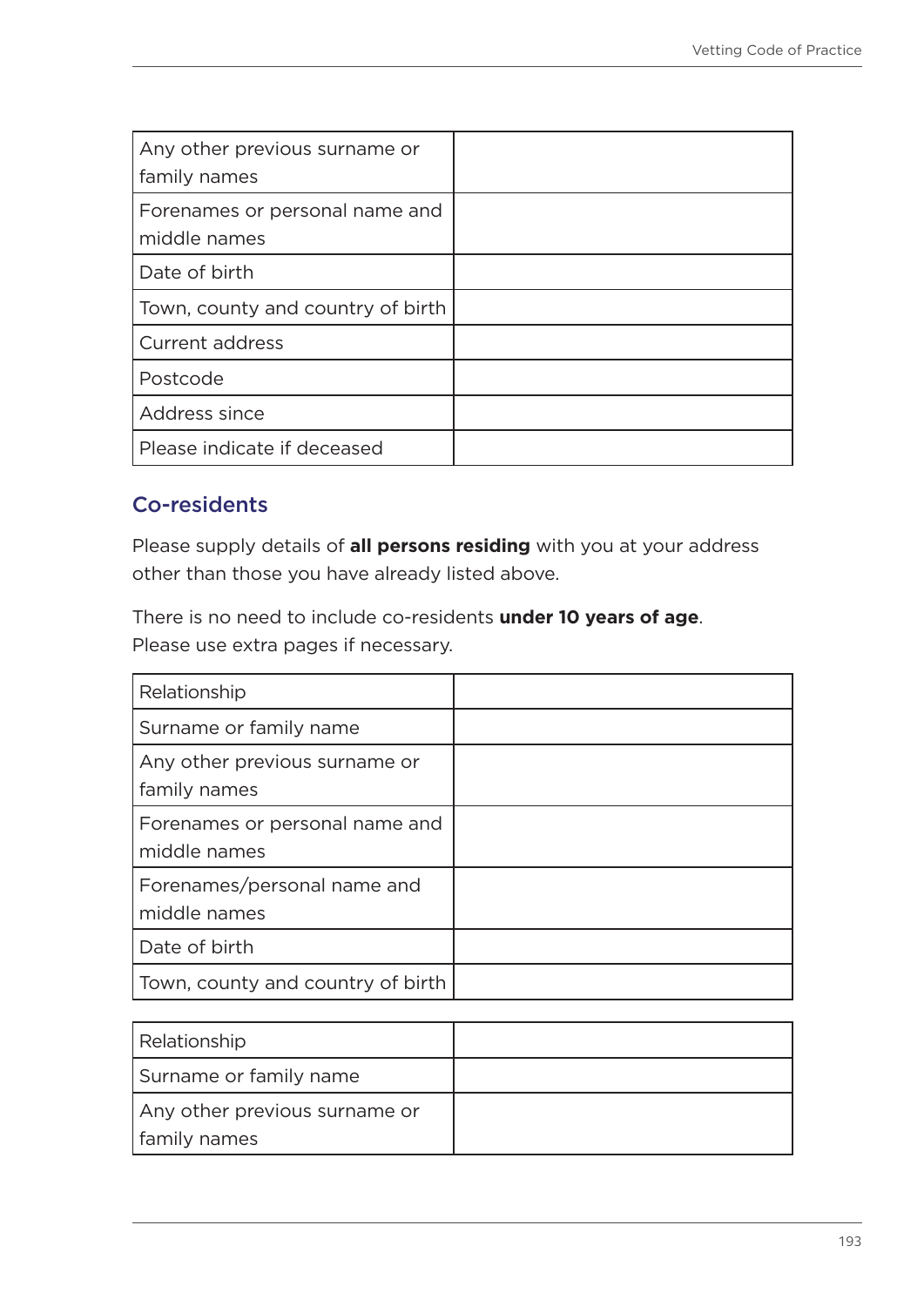| Any other previous surname or family names | |
|---|---|
| Forenames or personal name and middle names | |
| Date of birth | |
| Town, county and country of birth | |
| Current address | |
| Postcode | |
| Address since | |
| Please indicate if deceased | |

## Co-residents

Please supply details of **all persons residing** with you at your address other than those you have already listed above.

There is no need to include co-residents **under 10 years of age**. Please use extra pages if necessary.

| Relationship | |
|---|---|
| Surname or family name | |
| Any other previous surname or family names | |
| Forenames or personal name and middle names | |
| Forenames/personal name and middle names | |
| Date of birth | |
| Town, county and country of birth | |

| Relationship | |
|---|---|
| Surname or family name | |
| Any other previous surname or family names | |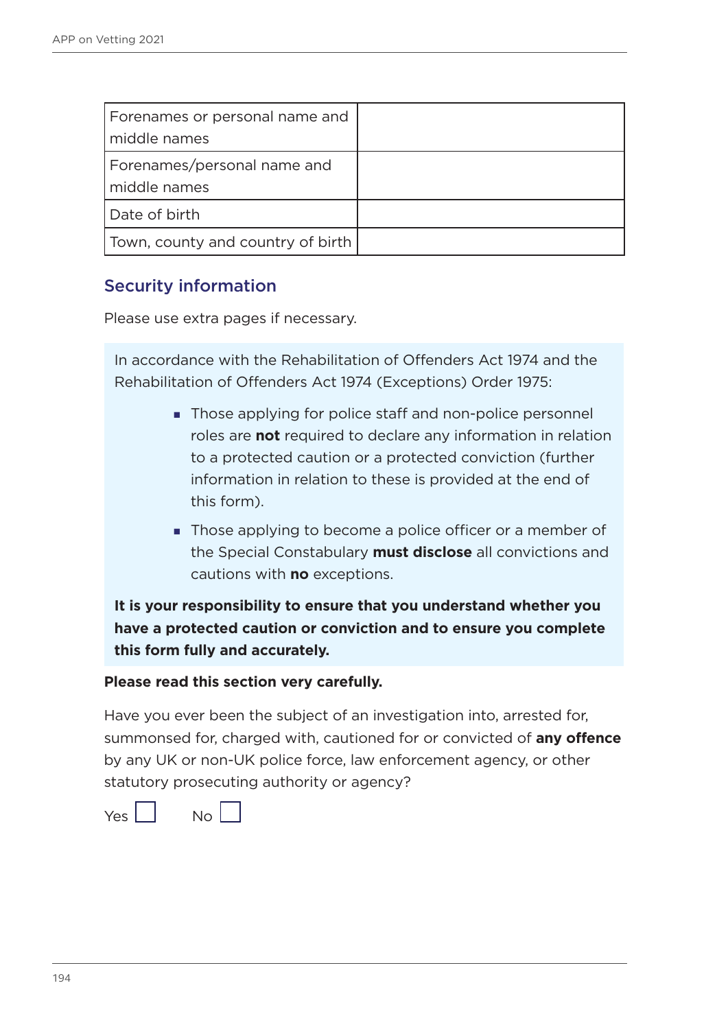| Forenames or personal name and middle names | |
|---|---|
| Forenames/personal name and middle names | |
| Date of birth | |
| Town, county and country of birth | |

## Security information

Please use extra pages if necessary.

In accordance with the Rehabilitation of Offenders Act 1974 and the Rehabilitation of Offenders Act 1974 (Exceptions) Order 1975:

- Those applying for police staff and non-police personnel roles are **not** required to declare any information in relation to a protected caution or a protected conviction (further information in relation to these is provided at the end of this form).
- Those applying to become a police officer or a member of the Special Constabulary **must disclose** all convictions and cautions with **no** exceptions.

**It is your responsibility to ensure that you understand whether you have a protected caution or conviction and to ensure you complete this form fully and accurately.**

**Please read this section very carefully.**

Have you ever been the subject of an investigation into, arrested for, summonsed for, charged with, cautioned for or convicted of **any offence** by any UK or non-UK police force, law enforcement agency, or other statutory prosecuting authority or agency?

Yes ☐ No ☐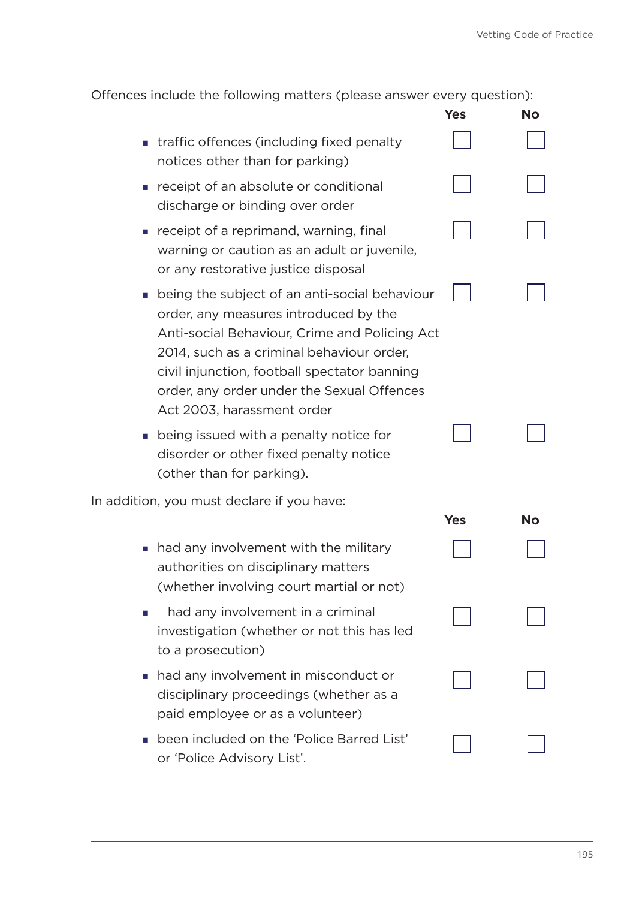Offences include the following matters (please answer every question):

| | Yes | No |
|---|---|---|
| ▪ traffic offences (including fixed penalty notices other than for parking) | ☐ | ☐ |
| ▪ receipt of an absolute or conditional discharge or binding over order | ☐ | ☐ |
| ▪ receipt of a reprimand, warning, final warning or caution as an adult or juvenile, or any restorative justice disposal | ☐ | ☐ |
| ▪ being the subject of an anti-social behaviour order, any measures introduced by the Anti-social Behaviour, Crime and Policing Act 2014, such as a criminal behaviour order, civil injunction, football spectator banning order, any order under the Sexual Offences Act 2003, harassment order | ☐ | ☐ |
| ▪ being issued with a penalty notice for disorder or other fixed penalty notice (other than for parking). | ☐ | ☐ |

In addition, you must declare if you have:

| | Yes | No |
|---|---|---|
| ▪ had any involvement with the military authorities on disciplinary matters (whether involving court martial or not) | ☐ | ☐ |
| ▪ had any involvement in a criminal investigation (whether or not this has led to a prosecution) | ☐ | ☐ |
| ▪ had any involvement in misconduct or disciplinary proceedings (whether as a paid employee or as a volunteer) | ☐ | ☐ |
| ▪ been included on the 'Police Barred List' or 'Police Advisory List'. | ☐ | ☐ |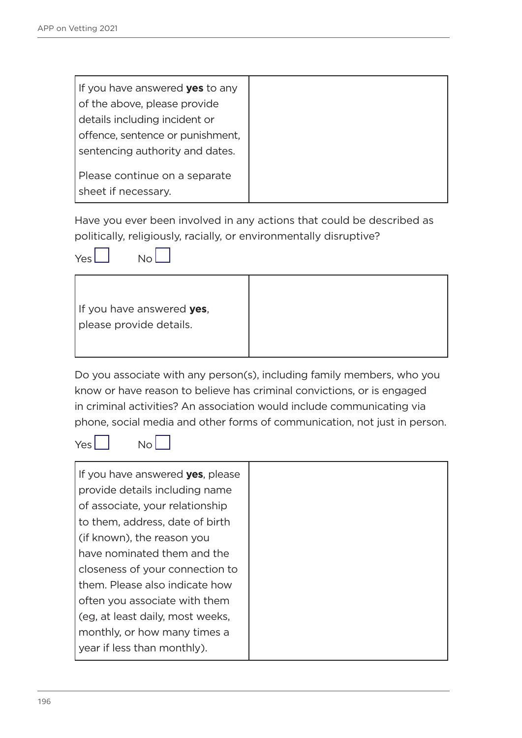| If you have answered **yes** to any of the above, please provide details including incident or offence, sentence or punishment, sentencing authority and dates.<br><br>Please continue on a separate sheet if necessary. | |
|---|---|

Have you ever been involved in any actions that could be described as politically, religiously, racially, or environmentally disruptive?

Yes ☐ No ☐

| If you have answered **yes**, please provide details. | |
|---|---|

Do you associate with any person(s), including family members, who you know or have reason to believe has criminal convictions, or is engaged in criminal activities? An association would include communicating via phone, social media and other forms of communication, not just in person.

Yes ☐ No ☐

| If you have answered **yes**, please provide details including name of associate, your relationship to them, address, date of birth (if known), the reason you have nominated them and the closeness of your connection to them. Please also indicate how often you associate with them (eg, at least daily, most weeks, monthly, or how many times a year if less than monthly). | |
|---|---|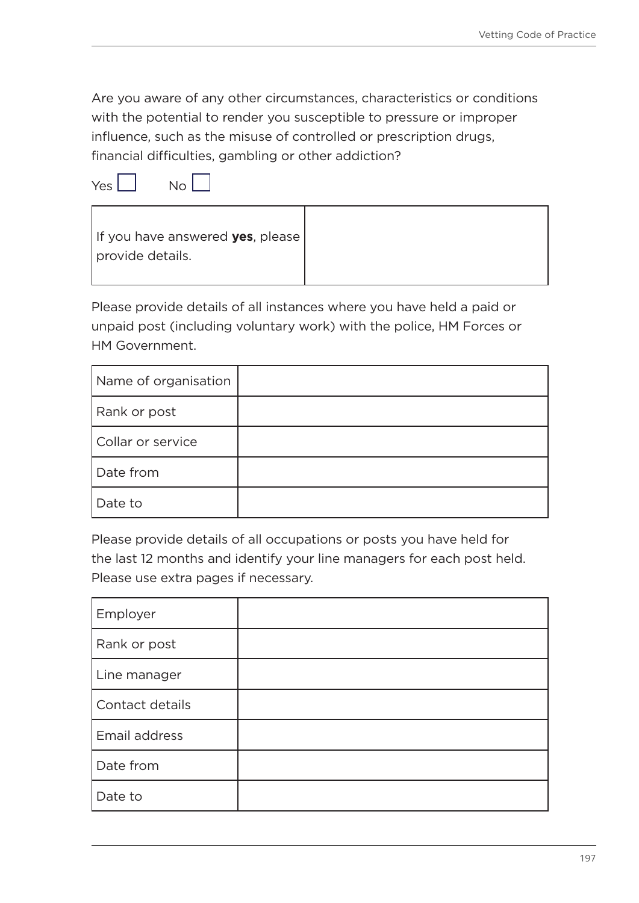Are you aware of any other circumstances, characteristics or conditions with the potential to render you susceptible to pressure or improper influence, such as the misuse of controlled or prescription drugs, financial difficulties, gambling or other addiction?

Yes ☐ No ☐

| If you have answered **yes**, please provide details. | |
|---|---|

Please provide details of all instances where you have held a paid or unpaid post (including voluntary work) with the police, HM Forces or HM Government.

| Name of organisation | |
|---|---|
| Rank or post | |
| Collar or service | |
| Date from | |
| Date to | |

Please provide details of all occupations or posts you have held for the last 12 months and identify your line managers for each post held. Please use extra pages if necessary.

| Employer | |
|---|---|
| Rank or post | |
| Line manager | |
| Contact details | |
| Email address | |
| Date from | |
| Date to | |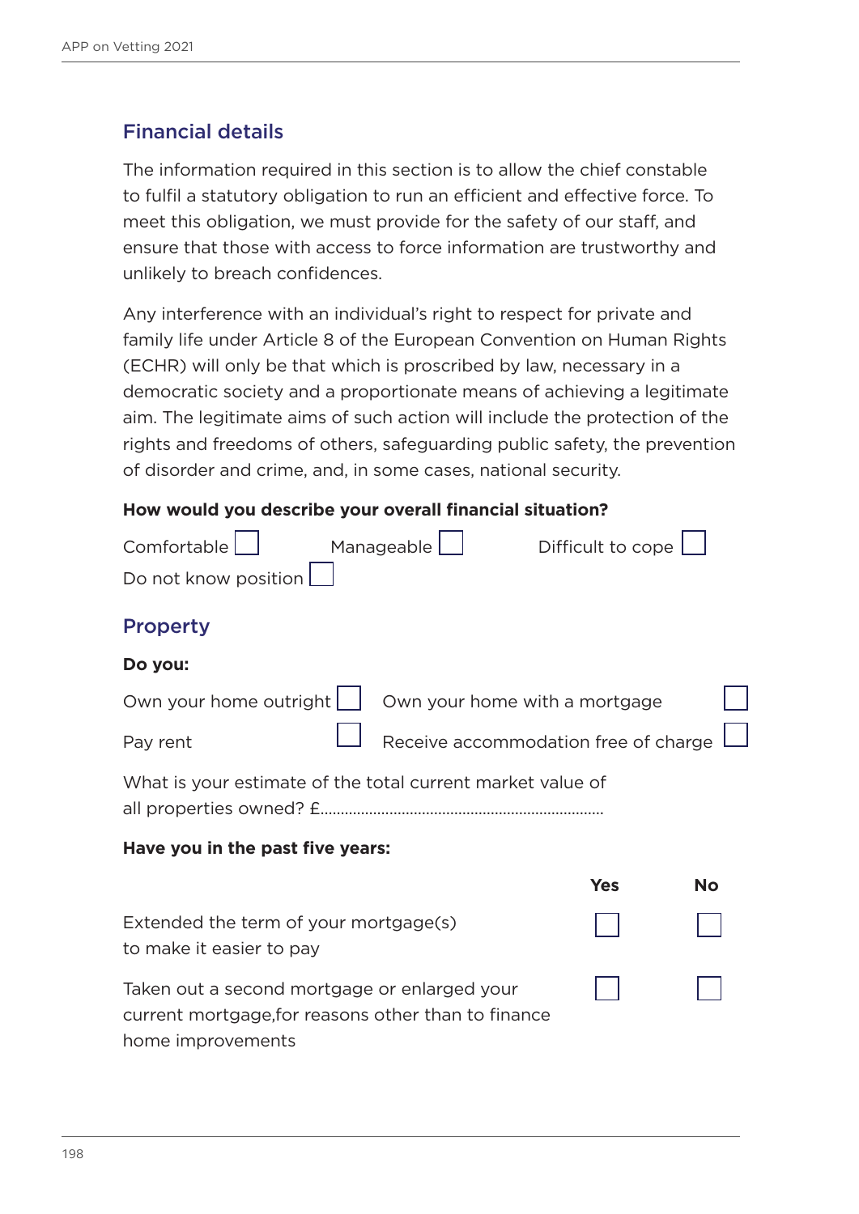## Financial details

The information required in this section is to allow the chief constable to fulfil a statutory obligation to run an efficient and effective force. To meet this obligation, we must provide for the safety of our staff, and ensure that those with access to force information are trustworthy and unlikely to breach confidences.

Any interference with an individual's right to respect for private and family life under Article 8 of the European Convention on Human Rights (ECHR) will only be that which is proscribed by law, necessary in a democratic society and a proportionate means of achieving a legitimate aim. The legitimate aims of such action will include the protection of the rights and freedoms of others, safeguarding public safety, the prevention of disorder and crime, and, in some cases, national security.

**How would you describe your overall financial situation?**

Comfortable ☐ Manageable ☐ Difficult to cope ☐

Do not know position ☐

## Property

**Do you:**

Own your home outright ☐ Own your home with a mortgage ☐

Pay rent ☐ Receive accommodation free of charge ☐

What is your estimate of the total current market value of all properties owned? £....................................................................

**Have you in the past five years:**

| | Yes | No |
|---|---|---|
| Extended the term of your mortgage(s) to make it easier to pay | ☐ | ☐ |
| Taken out a second mortgage or enlarged your current mortgage,for reasons other than to finance home improvements | ☐ | ☐ |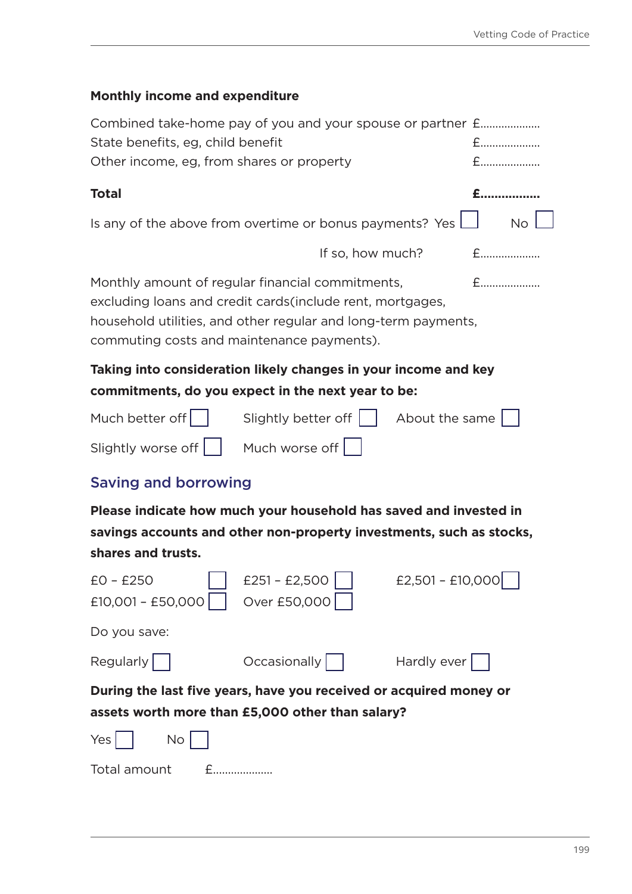**Monthly income and expenditure**

Combined take-home pay of you and your spouse or partner £...................
State benefits, eg, child benefit £...................
Other income, eg, from shares or property £...................

**Total** **£................**

Is any of the above from overtime or bonus payments? Yes ☐ No ☐

If so, how much? £...................

Monthly amount of regular financial commitments, excluding loans and credit cards(include rent, mortgages, household utilities, and other regular and long-term payments, commuting costs and maintenance payments). £...................

**Taking into consideration likely changes in your income and key commitments, do you expect in the next year to be:**

Much better off ☐ Slightly better off ☐ About the same ☐

Slightly worse off ☐ Much worse off ☐

## Saving and borrowing

**Please indicate how much your household has saved and invested in savings accounts and other non-property investments, such as stocks, shares and trusts.**

£0 – £250 ☐ £251 – £2,500 ☐ £2,501 – £10,000 ☐

£10,001 – £50,000 ☐ Over £50,000 ☐

Do you save:

Regularly ☐ Occasionally ☐ Hardly ever ☐

**During the last five years, have you received or acquired money or assets worth more than £5,000 other than salary?**

Yes ☐ No ☐

Total amount £...................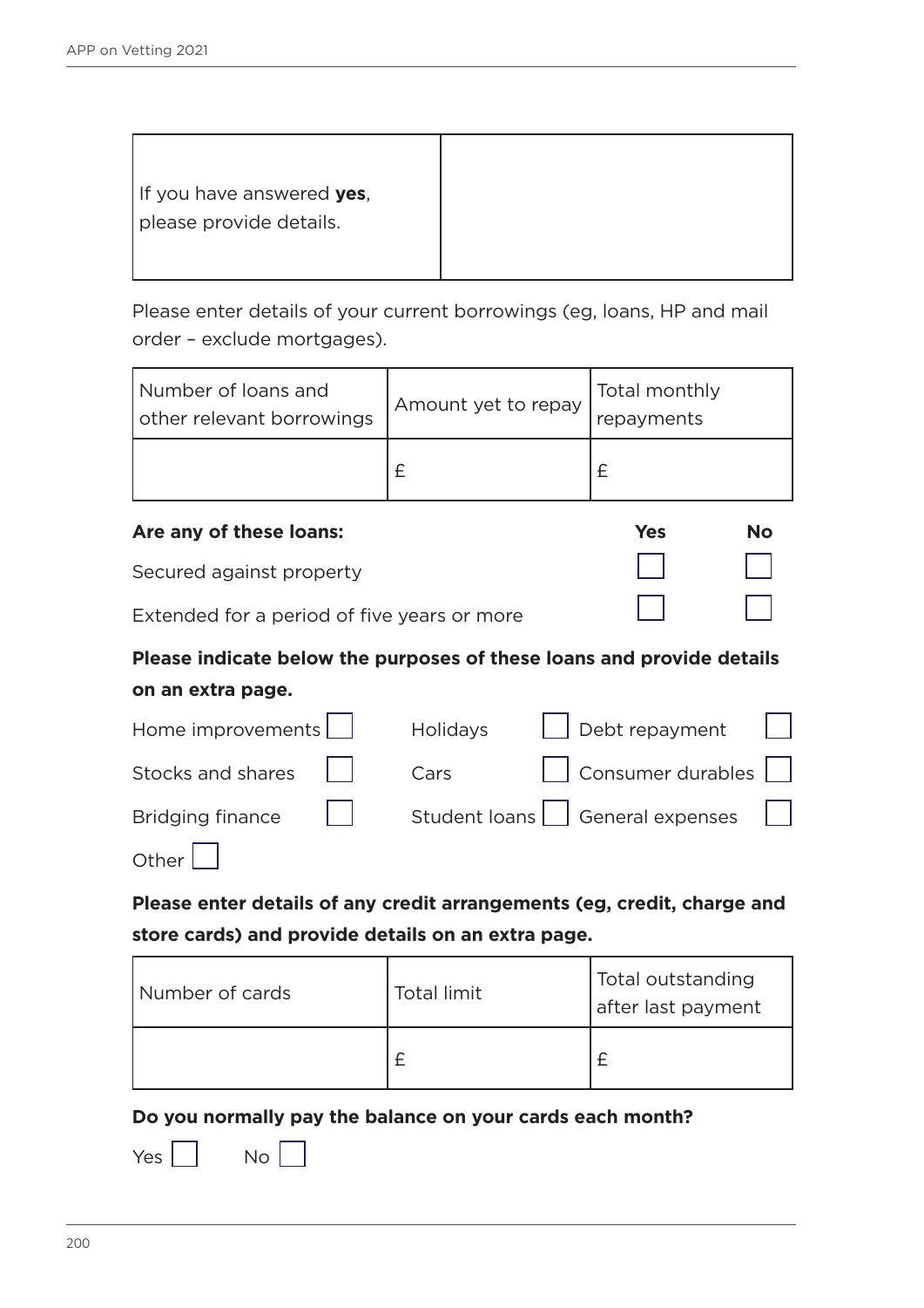| If you have answered **yes**, please provide details. | |
|---|---|

Please enter details of your current borrowings (eg, loans, HP and mail order – exclude mortgages).

| Number of loans and other relevant borrowings | Amount yet to repay | Total monthly repayments |
|---|---|---|
| | £ | £ |

| **Are any of these loans:** | **Yes** | **No** |
|---|---|---|
| Secured against property | ☐ | ☐ |
| Extended for a period of five years or more | ☐ | ☐ |

**Please indicate below the purposes of these loans and provide details on an extra page.**

| | | | | | |
|---|---|---|---|---|---|
| Home improvements | ☐ | Holidays | ☐ | Debt repayment | ☐ |
| Stocks and shares | ☐ | Cars | ☐ | Consumer durables | ☐ |
| Bridging finance | ☐ | Student loans | ☐ | General expenses | ☐ |
| Other | ☐ | | | | |

**Please enter details of any credit arrangements (eg, credit, charge and store cards) and provide details on an extra page.**

| Number of cards | Total limit | Total outstanding after last payment |
|---|---|---|
| | £ | £ |

**Do you normally pay the balance on your cards each month?**

Yes ☐ No ☐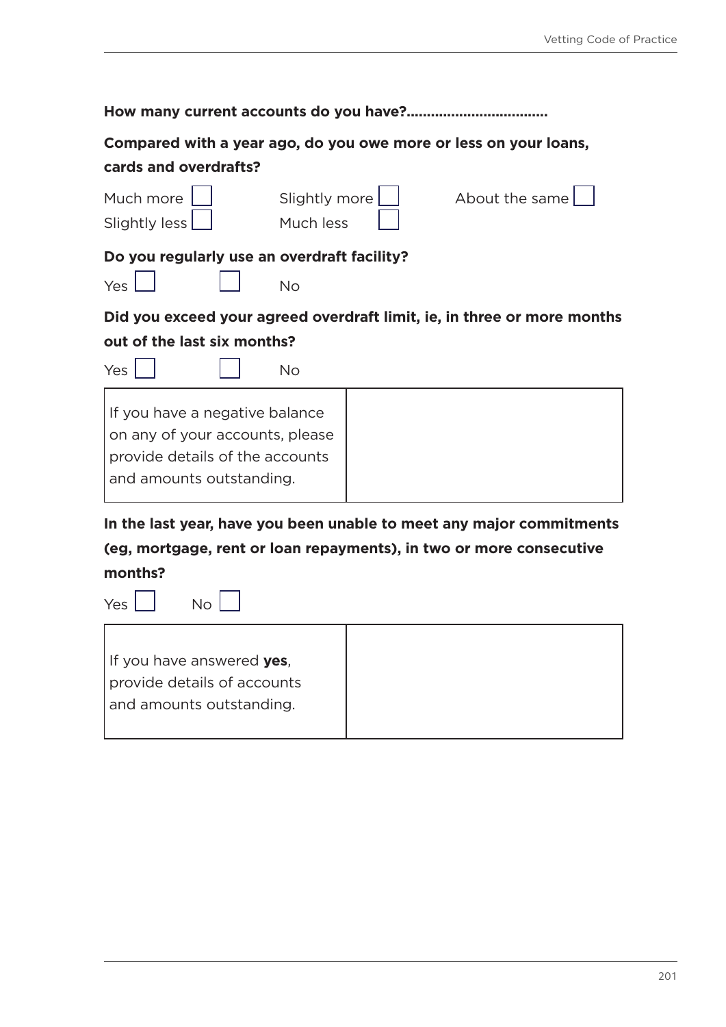**How many current accounts do you have?..................................**

**Compared with a year ago, do you owe more or less on your loans, cards and overdrafts?**

Much more ☐ Slightly more ☐ About the same ☐
Slightly less ☐ Much less ☐

**Do you regularly use an overdraft facility?**

Yes ☐ ☐ No

**Did you exceed your agreed overdraft limit, ie, in three or more months out of the last six months?**

Yes ☐ ☐ No

| | |
|---|---|
| If you have a negative balance on any of your accounts, please provide details of the accounts and amounts outstanding. | |

**In the last year, have you been unable to meet any major commitments (eg, mortgage, rent or loan repayments), in two or more consecutive months?**

Yes ☐ No ☐

| | |
|---|---|
| If you have answered **yes**, provide details of accounts and amounts outstanding. | |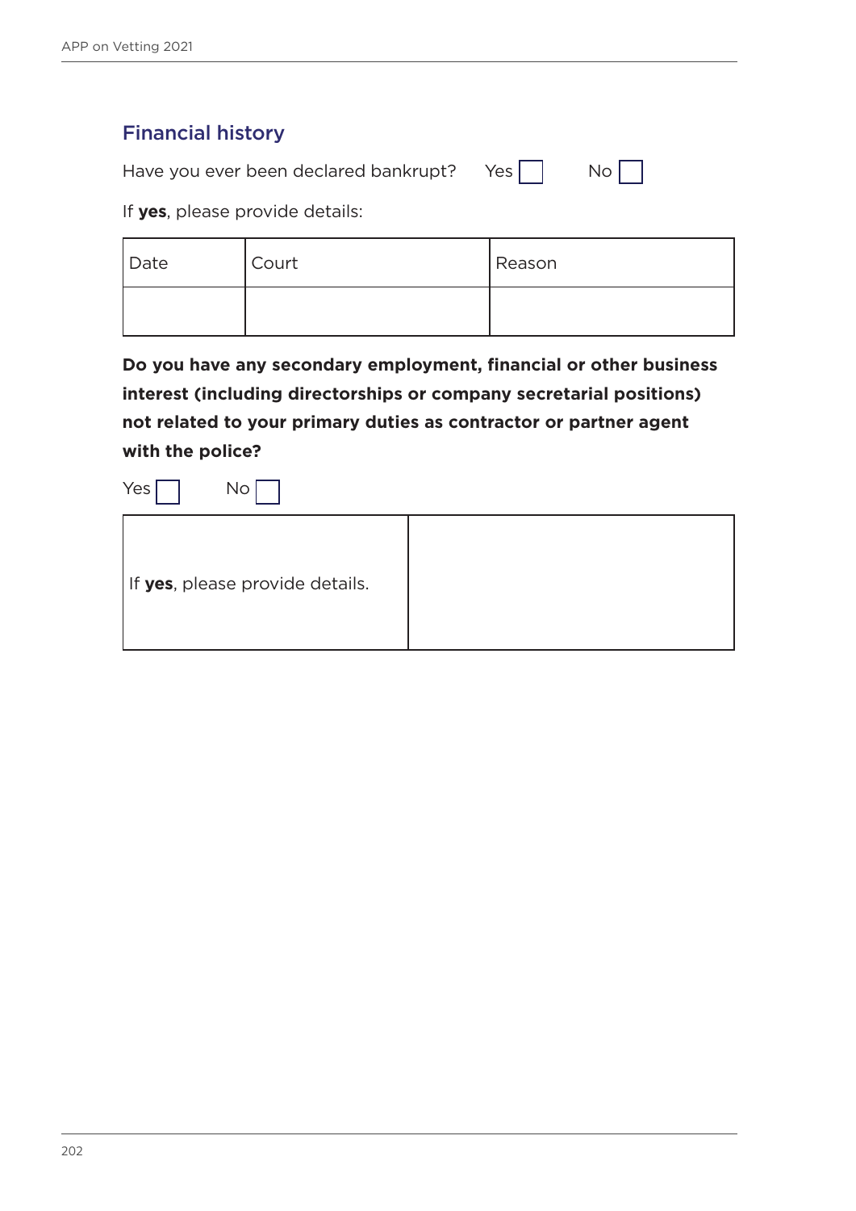## Financial history

Have you ever been declared bankrupt? Yes ☐ No ☐

If **yes**, please provide details:

| Date | Court | Reason |
|---|---|---|
| | | |

**Do you have any secondary employment, financial or other business interest (including directorships or company secretarial positions) not related to your primary duties as contractor or partner agent with the police?**

Yes ☐ No ☐

| If **yes**, please provide details. | |
|---|---|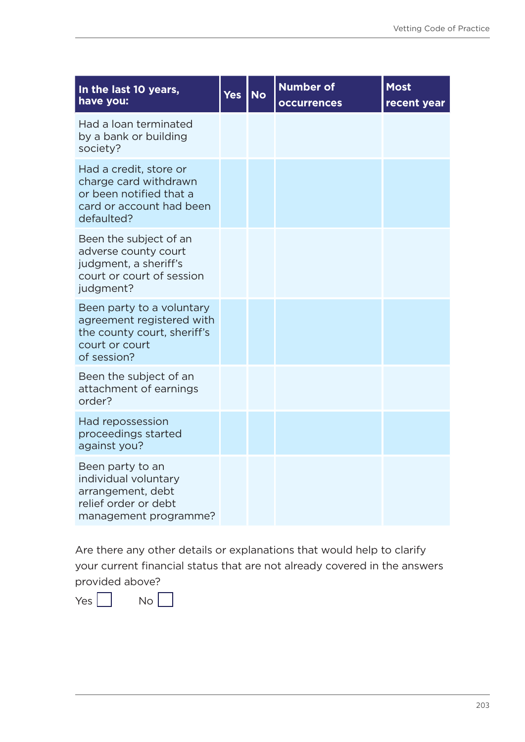| In the last 10 years, have you: | Yes | No | Number of occurrences | Most recent year |
|---|---|---|---|---|
| Had a loan terminated by a bank or building society? | | | | |
| Had a credit, store or charge card withdrawn or been notified that a card or account had been defaulted? | | | | |
| Been the subject of an adverse county court judgment, a sheriff's court or court of session judgment? | | | | |
| Been party to a voluntary agreement registered with the county court, sheriff's court or court of session? | | | | |
| Been the subject of an attachment of earnings order? | | | | |
| Had repossession proceedings started against you? | | | | |
| Been party to an individual voluntary arrangement, debt relief order or debt management programme? | | | | |

Are there any other details or explanations that would help to clarify your current financial status that are not already covered in the answers provided above?

Yes ☐ No ☐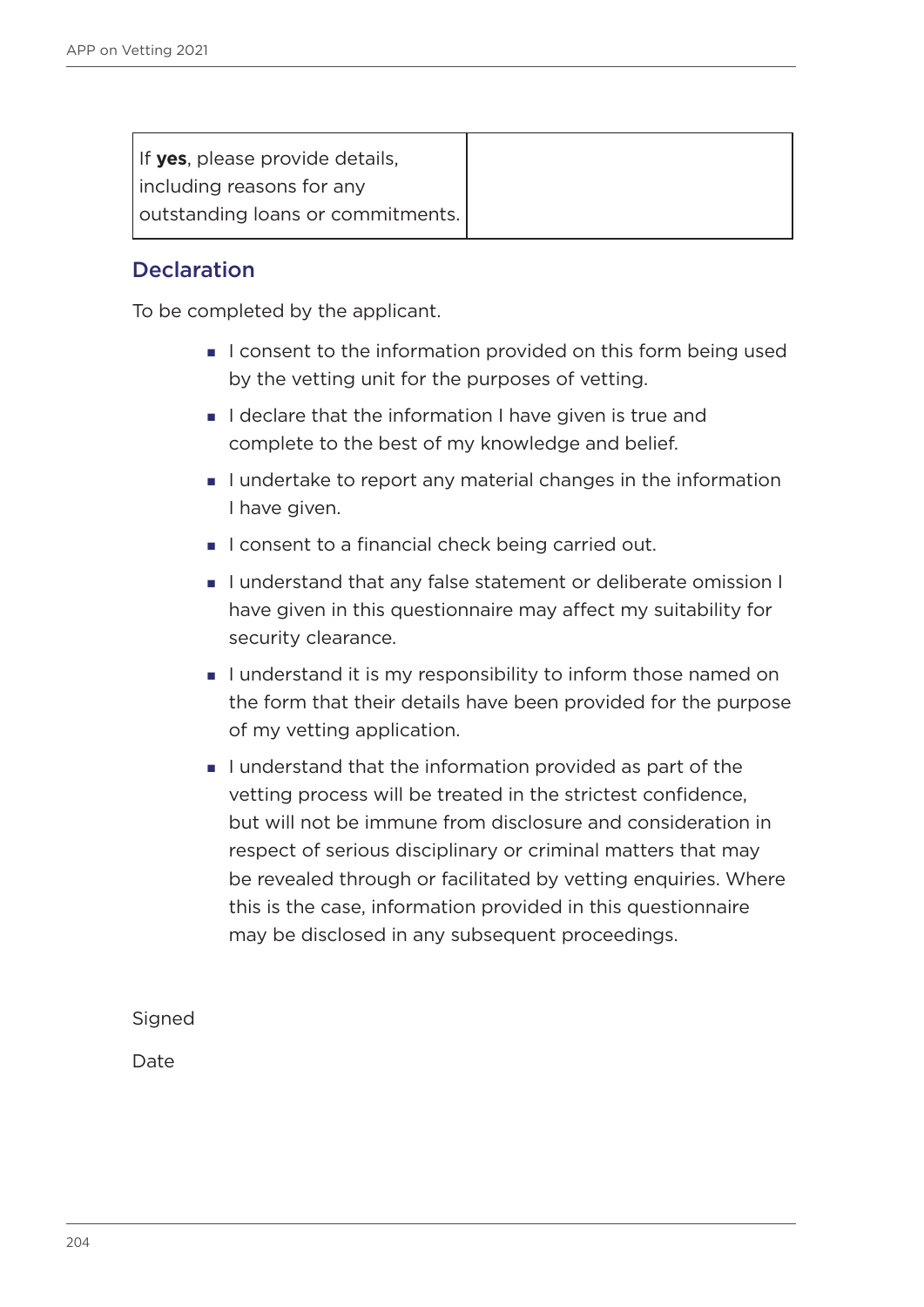| If **yes**, please provide details, including reasons for any outstanding loans or commitments. | |
|---|---|

## Declaration

To be completed by the applicant.

- I consent to the information provided on this form being used by the vetting unit for the purposes of vetting.
- I declare that the information I have given is true and complete to the best of my knowledge and belief.
- I undertake to report any material changes in the information I have given.
- I consent to a financial check being carried out.
- I understand that any false statement or deliberate omission I have given in this questionnaire may affect my suitability for security clearance.
- I understand it is my responsibility to inform those named on the form that their details have been provided for the purpose of my vetting application.
- I understand that the information provided as part of the vetting process will be treated in the strictest confidence, but will not be immune from disclosure and consideration in respect of serious disciplinary or criminal matters that may be revealed through or facilitated by vetting enquiries. Where this is the case, information provided in this questionnaire may be disclosed in any subsequent proceedings.

Signed

Date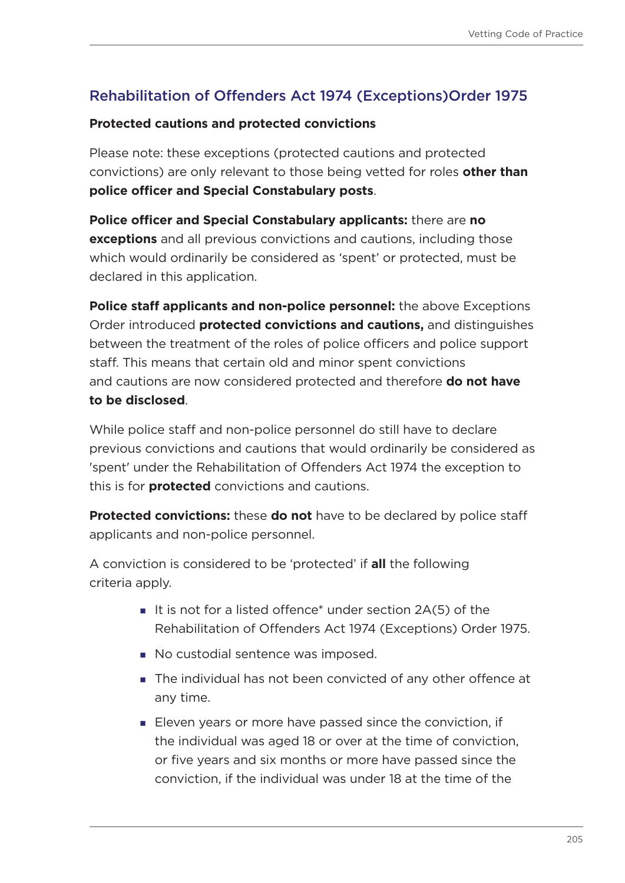## Rehabilitation of Offenders Act 1974 (Exceptions)Order 1975

**Protected cautions and protected convictions**

Please note: these exceptions (protected cautions and protected convictions) are only relevant to those being vetted for roles **other than police officer and Special Constabulary posts**.

**Police officer and Special Constabulary applicants:** there are **no exceptions** and all previous convictions and cautions, including those which would ordinarily be considered as 'spent' or protected, must be declared in this application.

**Police staff applicants and non-police personnel:** the above Exceptions Order introduced **protected convictions and cautions,** and distinguishes between the treatment of the roles of police officers and police support staff. This means that certain old and minor spent convictions and cautions are now considered protected and therefore **do not have to be disclosed**.

While police staff and non-police personnel do still have to declare previous convictions and cautions that would ordinarily be considered as 'spent' under the Rehabilitation of Offenders Act 1974 the exception to this is for **protected** convictions and cautions.

**Protected convictions:** these **do not** have to be declared by police staff applicants and non-police personnel.

A conviction is considered to be 'protected' if **all** the following criteria apply.

- It is not for a listed offence* under section 2A(5) of the Rehabilitation of Offenders Act 1974 (Exceptions) Order 1975.
- No custodial sentence was imposed.
- The individual has not been convicted of any other offence at any time.
- Eleven years or more have passed since the conviction, if the individual was aged 18 or over at the time of conviction, or five years and six months or more have passed since the conviction, if the individual was under 18 at the time of the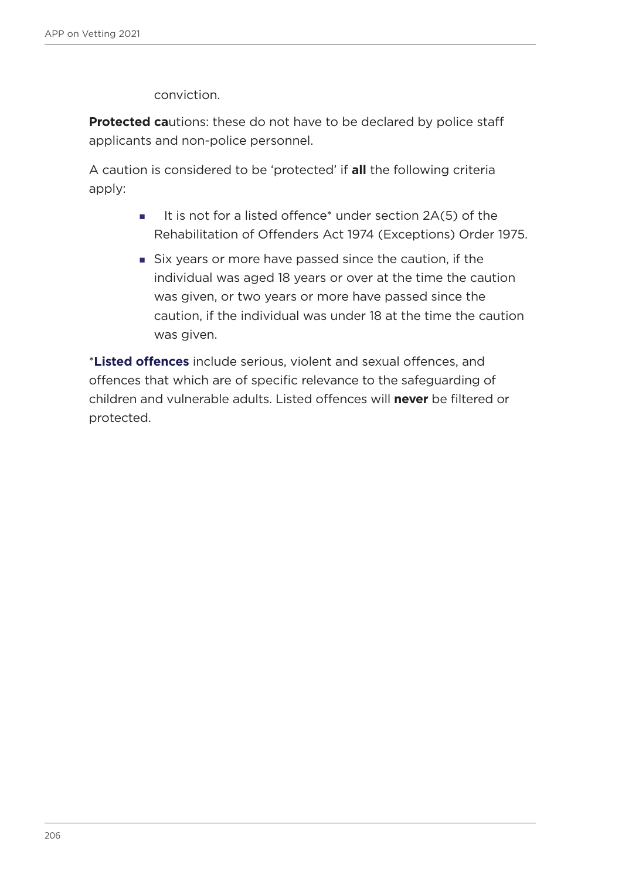conviction.

**Protected ca**utions: these do not have to be declared by police staff applicants and non-police personnel.

A caution is considered to be 'protected' if **all** the following criteria apply:

- It is not for a listed offence* under section 2A(5) of the Rehabilitation of Offenders Act 1974 (Exceptions) Order 1975.
- Six years or more have passed since the caution, if the individual was aged 18 years or over at the time the caution was given, or two years or more have passed since the caution, if the individual was under 18 at the time the caution was given.

***Listed offences** include serious, violent and sexual offences, and offences that which are of specific relevance to the safeguarding of children and vulnerable adults. Listed offences will **never** be filtered or protected.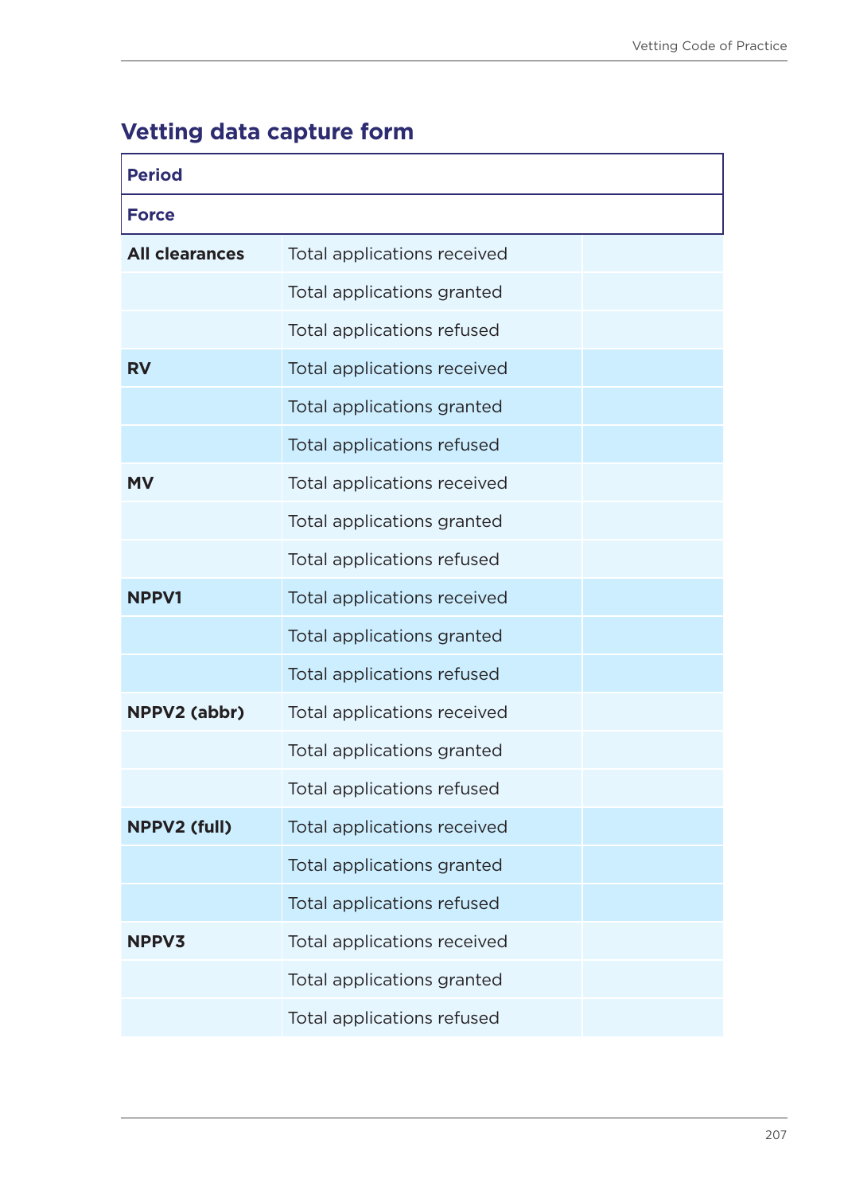## Vetting data capture form

| **Period** | | |
|---|---|---|
| **Force** | | |
| **All clearances** | Total applications received | |
| | Total applications granted | |
| | Total applications refused | |
| **RV** | Total applications received | |
| | Total applications granted | |
| | Total applications refused | |
| **MV** | Total applications received | |
| | Total applications granted | |
| | Total applications refused | |
| **NPPV1** | Total applications received | |
| | Total applications granted | |
| | Total applications refused | |
| **NPPV2 (abbr)** | Total applications received | |
| | Total applications granted | |
| | Total applications refused | |
| **NPPV2 (full)** | Total applications received | |
| | Total applications granted | |
| | Total applications refused | |
| **NPPV3** | Total applications received | |
| | Total applications granted | |
| | Total applications refused | |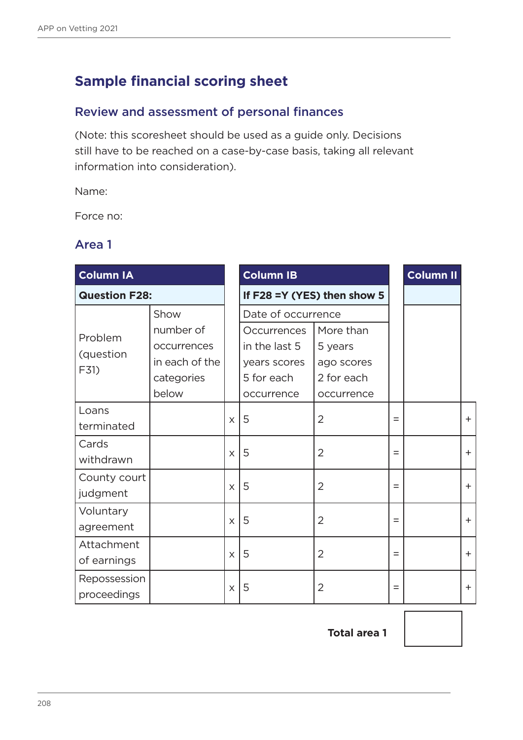## Sample financial scoring sheet

### Review and assessment of personal finances

(Note: this scoresheet should be used as a guide only. Decisions still have to be reached on a case-by-case basis, taking all relevant information into consideration).

Name:

Force no:

### Area 1

| Column IA | | | Column IB | | | Column II | |
|---|---|---|---|---|---|---|---|
| **Question F28:** | | | **If F28 =Y (YES) then show 5** | | | | |
| Problem (question F31) | Show number of occurrences in each of the categories below | | Date of occurrence | | | | |
| | | | Occurrences in the last 5 years scores 5 for each occurrence | More than 5 years ago scores 2 for each occurrence | | | |
| Loans terminated | | x | 5 | 2 | = | | + |
| Cards withdrawn | | x | 5 | 2 | = | | + |
| County court judgment | | x | 5 | 2 | = | | + |
| Voluntary agreement | | x | 5 | 2 | = | | + |
| Attachment of earnings | | x | 5 | 2 | = | | + |
| Repossession proceedings | | x | 5 | 2 | = | | + |

**Total area 1**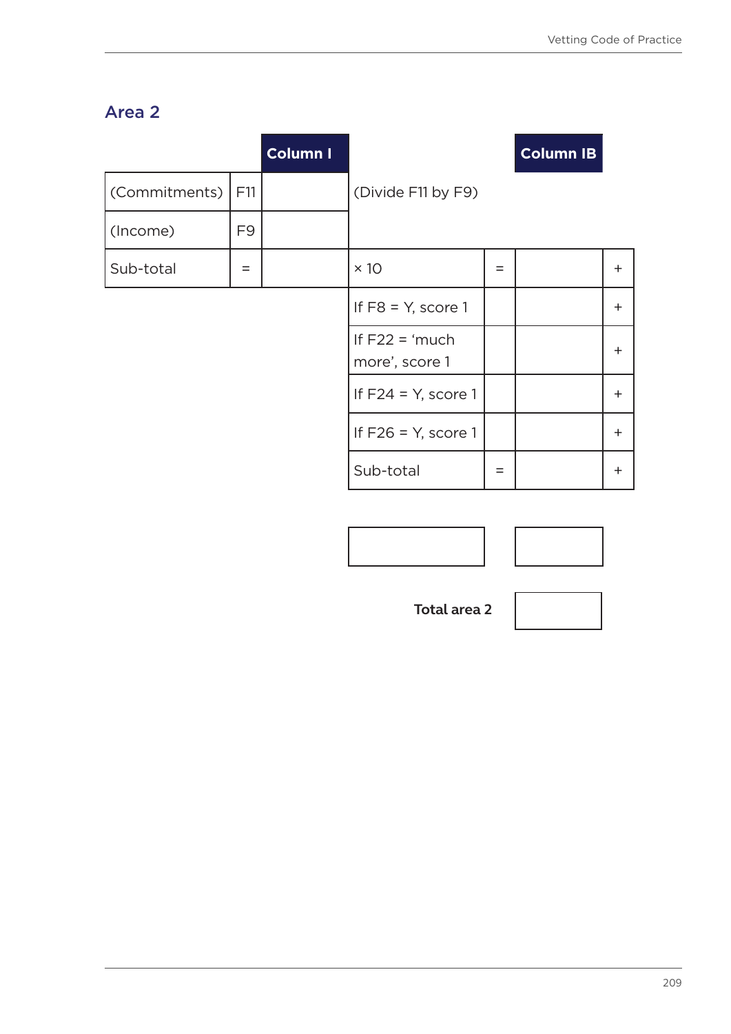## Area 2

| | | Column I | | | Column IB | |
|---|---|---|---|---|---|---|
| (Commitments) | F11 | | (Divide F11 by F9) | | | |
| (Income) | F9 | | | | | |
| Sub-total | = | | × 10 | = | | + |
| | | | If F8 = Y, score 1 | | | + |
| | | | If F22 = 'much more', score 1 | | | + |
| | | | If F24 = Y, score 1 | | | + |
| | | | If F26 = Y, score 1 | | | + |
| | | | Sub-total | = | | + |

| | |
|---|---|
| | |

| **Total area 2** | |
|---|---|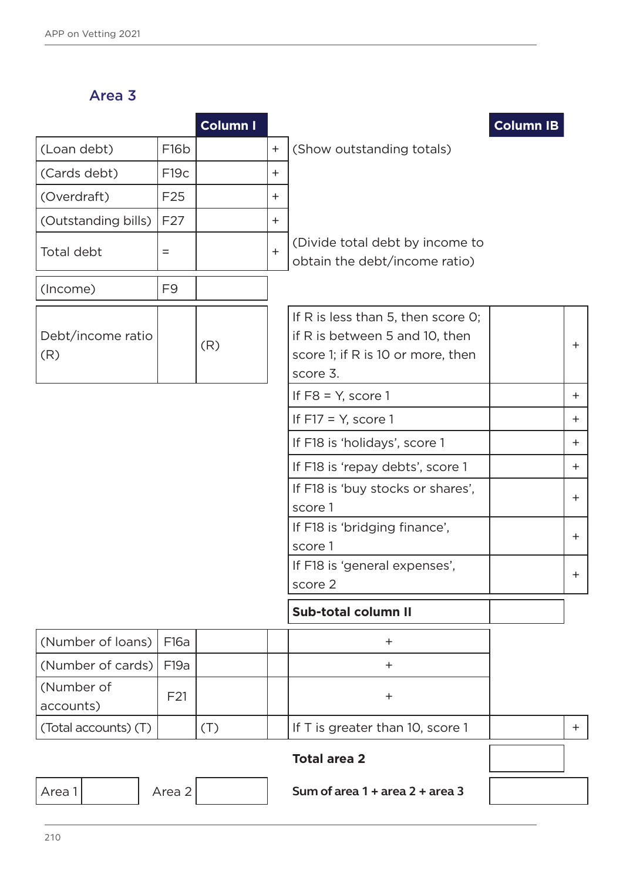## Area 3

| | | Column I | | | Column IB | |
|---|---|---|---|---|---|---|
| (Loan debt) | F16b | | + | (Show outstanding totals) | | |
| (Cards debt) | F19c | | + | | | |
| (Overdraft) | F25 | | + | | | |
| (Outstanding bills) | F27 | | + | | | |
| Total debt | = | | + | (Divide total debt by income to obtain the debt/income ratio) | | |
| (Income) | F9 | | | | | |
| Debt/income ratio (R) | | (R) | | If R is less than 5, then score 0; if R is between 5 and 10, then score 1; if R is 10 or more, then score 3. | | + |
| | | | | If F8 = Y, score 1 | | + |
| | | | | If F17 = Y, score 1 | | + |
| | | | | If F18 is 'holidays', score 1 | | + |
| | | | | If F18 is 'repay debts', score 1 | | + |
| | | | | If F18 is 'buy stocks or shares', score 1 | | + |
| | | | | If F18 is 'bridging finance', score 1 | | + |
| | | | | If F18 is 'general expenses', score 2 | | + |
| | | | | **Sub-total column II** | | |
| (Number of loans) | F16a | | | + | | |
| (Number of cards) | F19a | | | + | | |
| (Number of accounts) | F21 | | | + | | |
| (Total accounts) (T) | | (T) | | If T is greater than 10, score 1 | | + |
| | | | | **Total area 2** | | |
| Area 1 | | Area 2 | | **Sum of area 1 + area 2 + area 3** | | |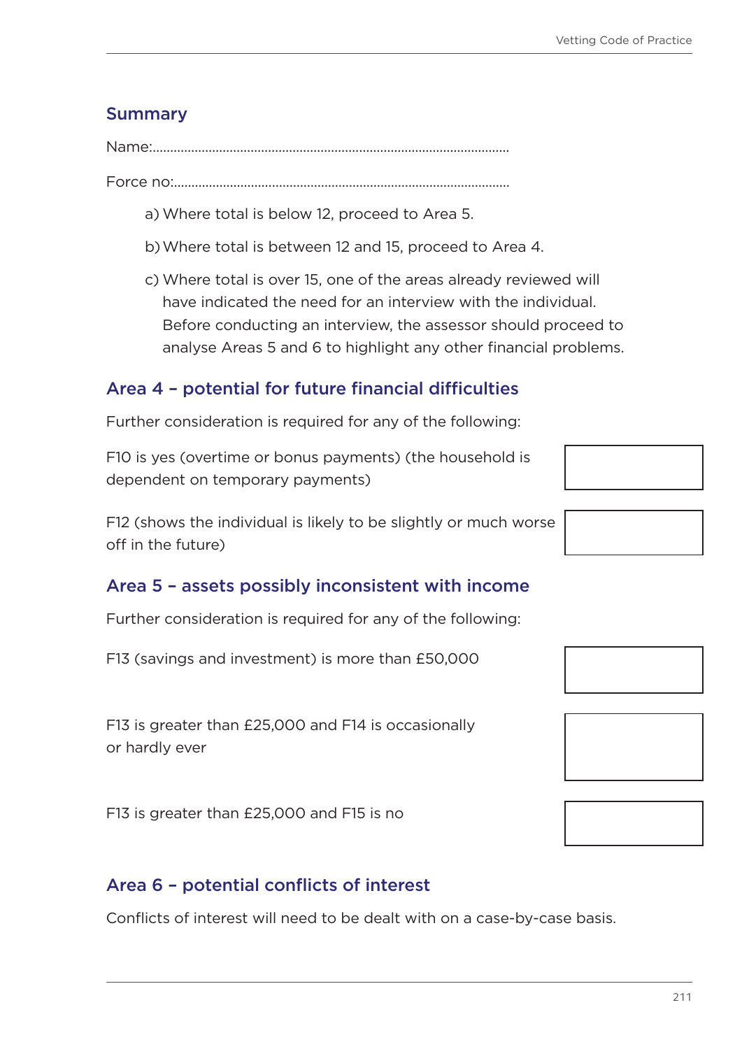## Summary

Name:....................................................................................................

Force no:..............................................................................................

a) Where total is below 12, proceed to Area 5.

b) Where total is between 12 and 15, proceed to Area 4.

c) Where total is over 15, one of the areas already reviewed will have indicated the need for an interview with the individual. Before conducting an interview, the assessor should proceed to analyse Areas 5 and 6 to highlight any other financial problems.

## Area 4 – potential for future financial difficulties

Further consideration is required for any of the following:

| | |
|---|---|
| F10 is yes (overtime or bonus payments) (the household is dependent on temporary payments) | |
| F12 (shows the individual is likely to be slightly or much worse off in the future) | |

## Area 5 – assets possibly inconsistent with income

Further consideration is required for any of the following:

| | |
|---|---|
| F13 (savings and investment) is more than £50,000 | |
| F13 is greater than £25,000 and F14 is occasionally or hardly ever | |
| F13 is greater than £25,000 and F15 is no | |

## Area 6 – potential conflicts of interest

Conflicts of interest will need to be dealt with on a case-by-case basis.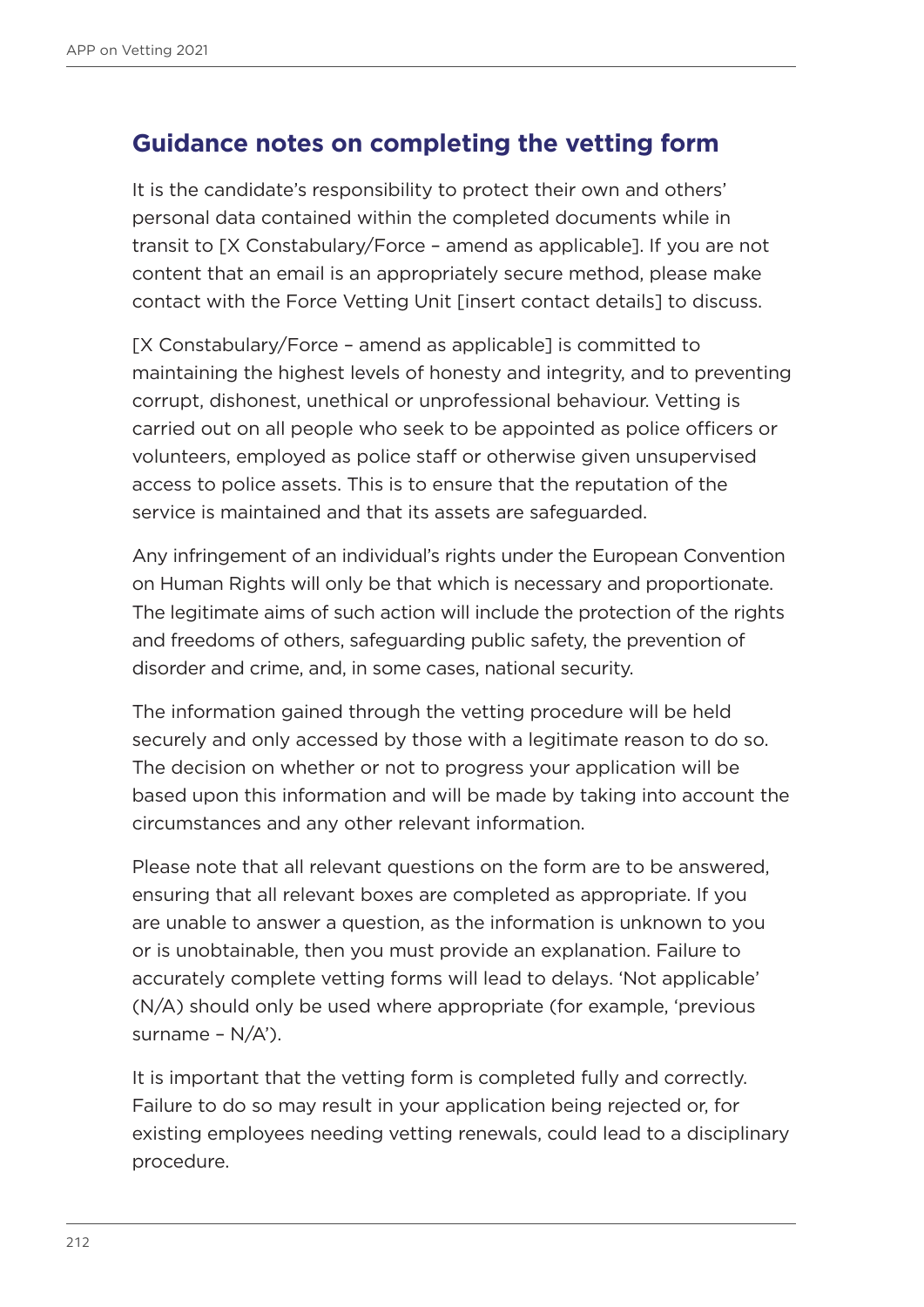## Guidance notes on completing the vetting form

It is the candidate's responsibility to protect their own and others' personal data contained within the completed documents while in transit to [X Constabulary/Force – amend as applicable]. If you are not content that an email is an appropriately secure method, please make contact with the Force Vetting Unit [insert contact details] to discuss.

[X Constabulary/Force – amend as applicable] is committed to maintaining the highest levels of honesty and integrity, and to preventing corrupt, dishonest, unethical or unprofessional behaviour. Vetting is carried out on all people who seek to be appointed as police officers or volunteers, employed as police staff or otherwise given unsupervised access to police assets. This is to ensure that the reputation of the service is maintained and that its assets are safeguarded.

Any infringement of an individual's rights under the European Convention on Human Rights will only be that which is necessary and proportionate. The legitimate aims of such action will include the protection of the rights and freedoms of others, safeguarding public safety, the prevention of disorder and crime, and, in some cases, national security.

The information gained through the vetting procedure will be held securely and only accessed by those with a legitimate reason to do so. The decision on whether or not to progress your application will be based upon this information and will be made by taking into account the circumstances and any other relevant information.

Please note that all relevant questions on the form are to be answered, ensuring that all relevant boxes are completed as appropriate. If you are unable to answer a question, as the information is unknown to you or is unobtainable, then you must provide an explanation. Failure to accurately complete vetting forms will lead to delays. 'Not applicable' (N/A) should only be used where appropriate (for example, 'previous surname – N/A').

It is important that the vetting form is completed fully and correctly. Failure to do so may result in your application being rejected or, for existing employees needing vetting renewals, could lead to a disciplinary procedure.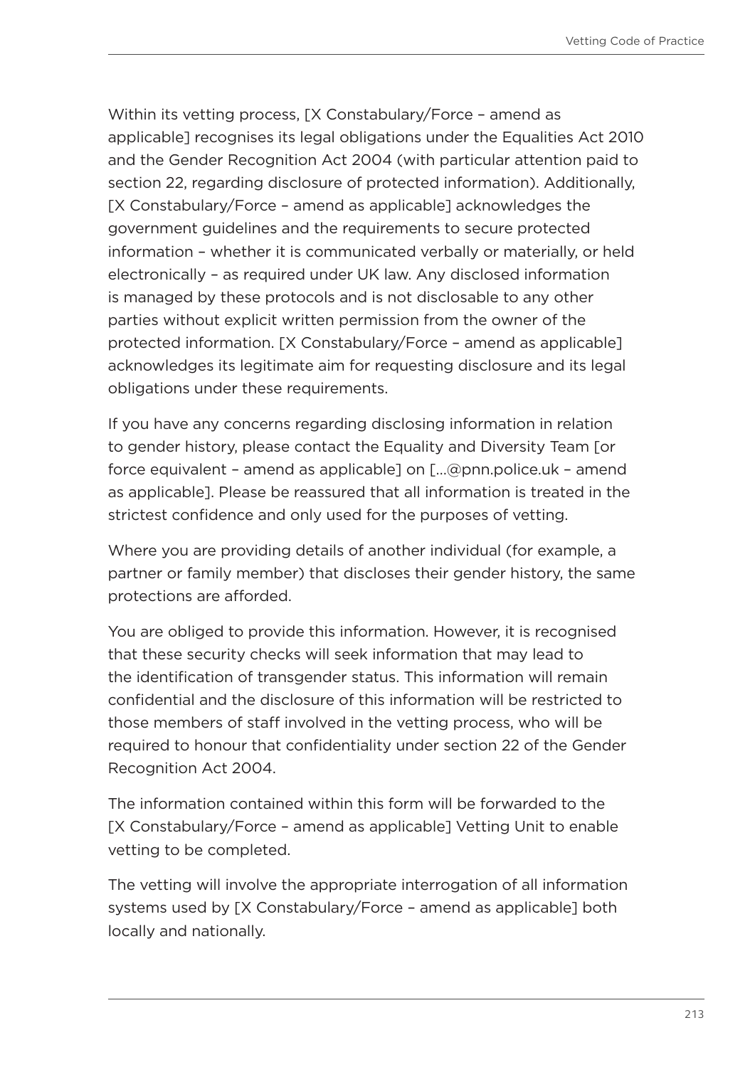Within its vetting process, [X Constabulary/Force – amend as applicable] recognises its legal obligations under the Equalities Act 2010 and the Gender Recognition Act 2004 (with particular attention paid to section 22, regarding disclosure of protected information). Additionally, [X Constabulary/Force – amend as applicable] acknowledges the government guidelines and the requirements to secure protected information – whether it is communicated verbally or materially, or held electronically – as required under UK law. Any disclosed information is managed by these protocols and is not disclosable to any other parties without explicit written permission from the owner of the protected information. [X Constabulary/Force – amend as applicable] acknowledges its legitimate aim for requesting disclosure and its legal obligations under these requirements.

If you have any concerns regarding disclosing information in relation to gender history, please contact the Equality and Diversity Team [or force equivalent – amend as applicable] on [...@pnn.police.uk – amend as applicable]. Please be reassured that all information is treated in the strictest confidence and only used for the purposes of vetting.

Where you are providing details of another individual (for example, a partner or family member) that discloses their gender history, the same protections are afforded.

You are obliged to provide this information. However, it is recognised that these security checks will seek information that may lead to the identification of transgender status. This information will remain confidential and the disclosure of this information will be restricted to those members of staff involved in the vetting process, who will be required to honour that confidentiality under section 22 of the Gender Recognition Act 2004.

The information contained within this form will be forwarded to the [X Constabulary/Force – amend as applicable] Vetting Unit to enable vetting to be completed.

The vetting will involve the appropriate interrogation of all information systems used by [X Constabulary/Force – amend as applicable] both locally and nationally.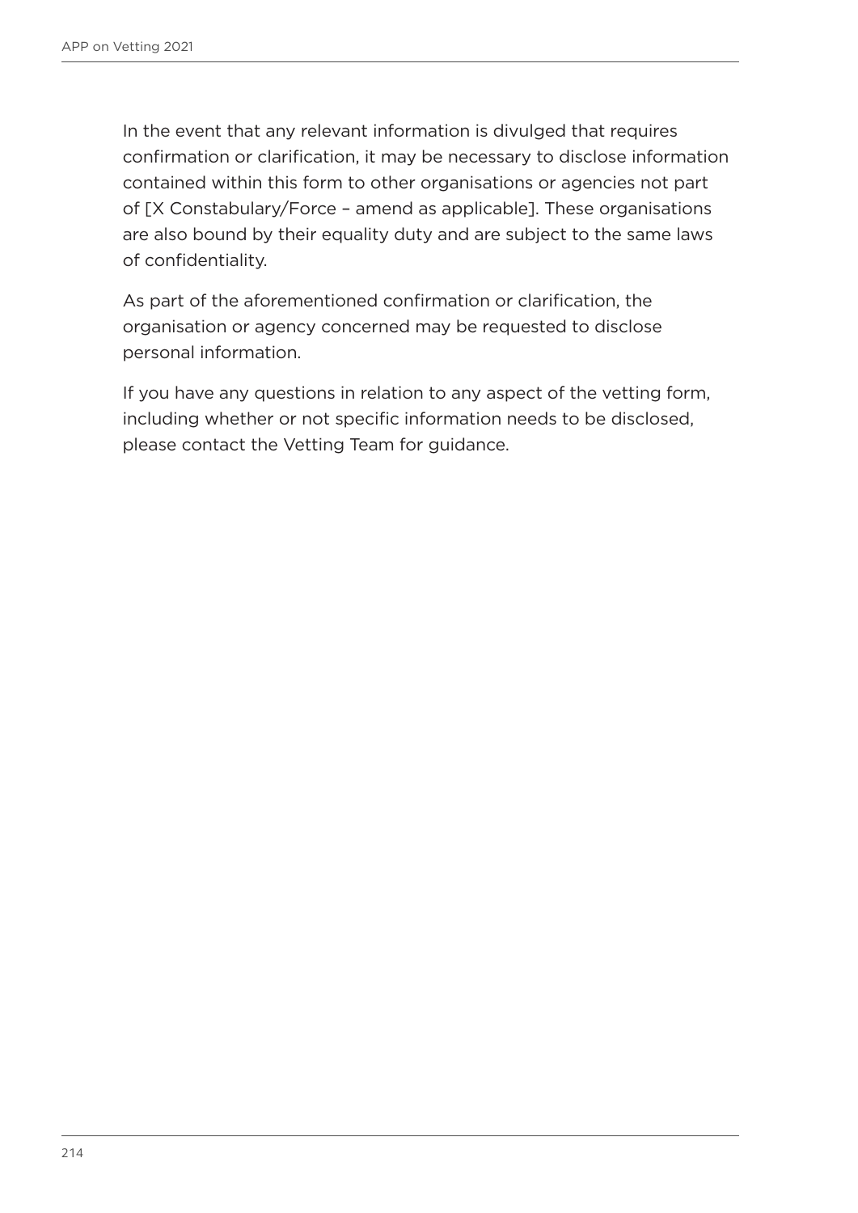In the event that any relevant information is divulged that requires confirmation or clarification, it may be necessary to disclose information contained within this form to other organisations or agencies not part of [X Constabulary/Force – amend as applicable]. These organisations are also bound by their equality duty and are subject to the same laws of confidentiality.

As part of the aforementioned confirmation or clarification, the organisation or agency concerned may be requested to disclose personal information.

If you have any questions in relation to any aspect of the vetting form, including whether or not specific information needs to be disclosed, please contact the Vetting Team for guidance.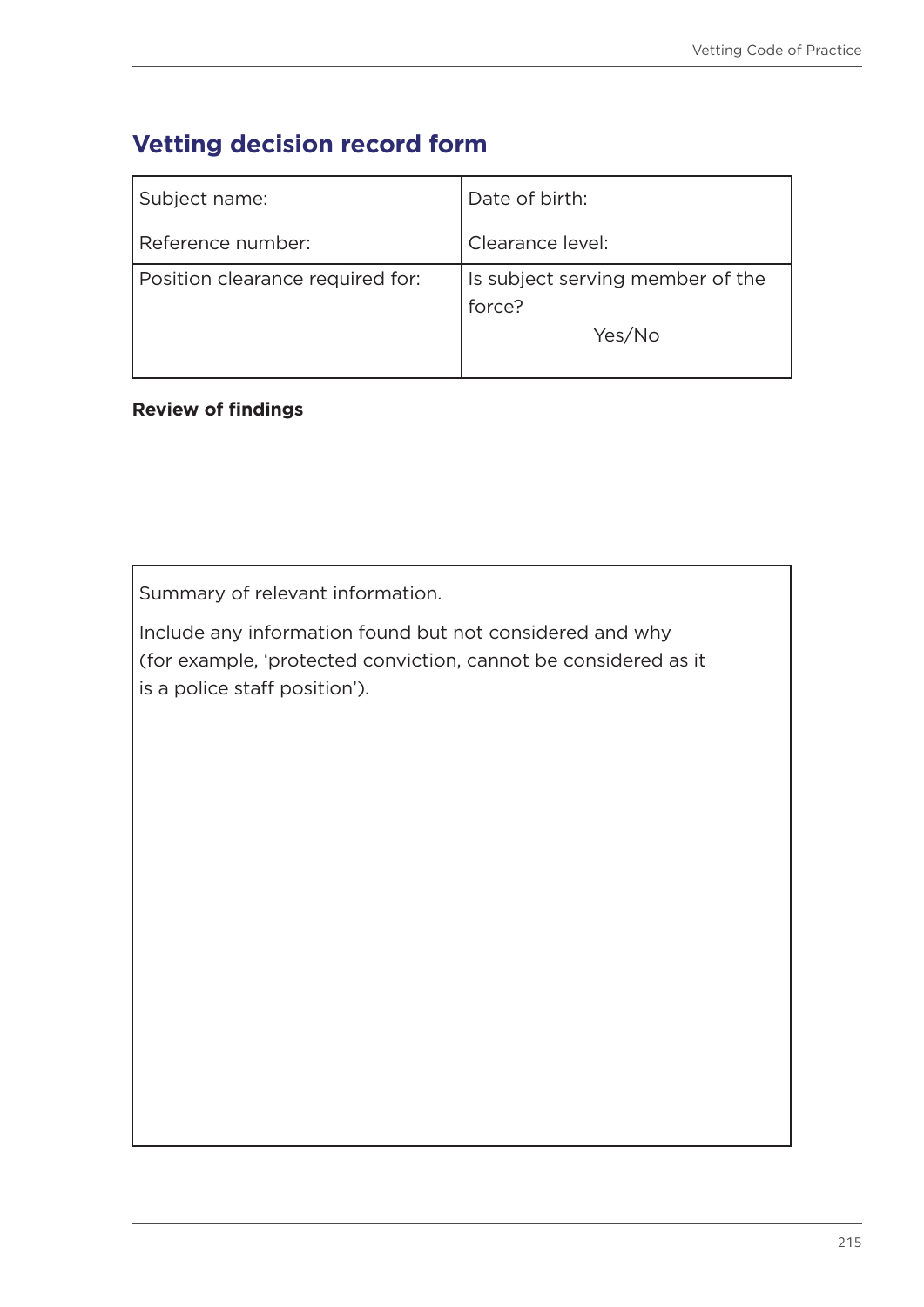## Vetting decision record form

| Subject name: | Date of birth: |
|---|---|
| Reference number: | Clearance level: |
| Position clearance required for: | Is subject serving member of the force?<br>Yes/No |

**Review of findings**

| Summary of relevant information.<br><br>Include any information found but not considered and why (for example, 'protected conviction, cannot be considered as it is a police staff position'). |
|---|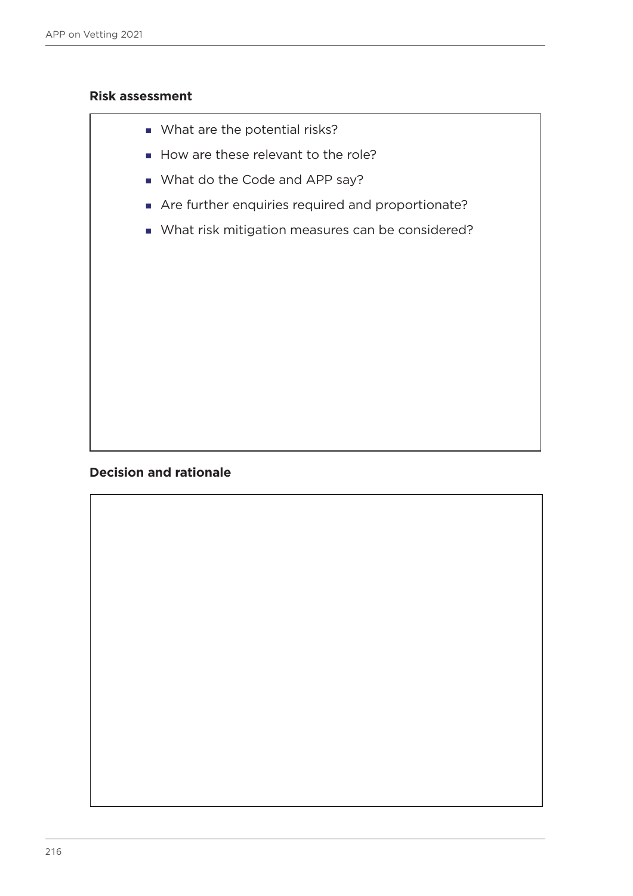**Risk assessment**

- What are the potential risks?
- How are these relevant to the role?
- What do the Code and APP say?
- Are further enquiries required and proportionate?
- What risk mitigation measures can be considered?

**Decision and rationale**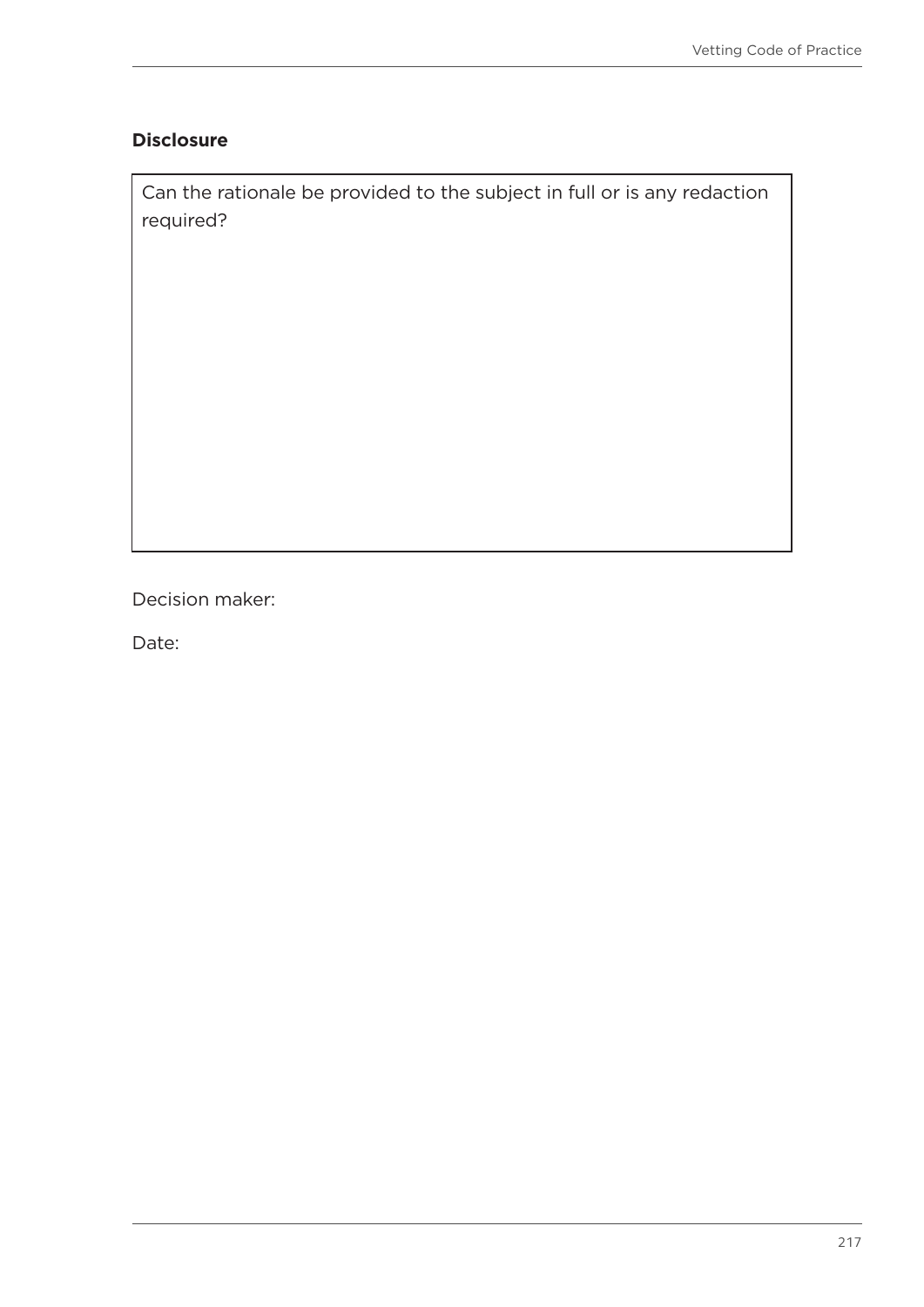**Disclosure**

| Can the rationale be provided to the subject in full or is any redaction required? |
| --- |
| |

Decision maker:

Date: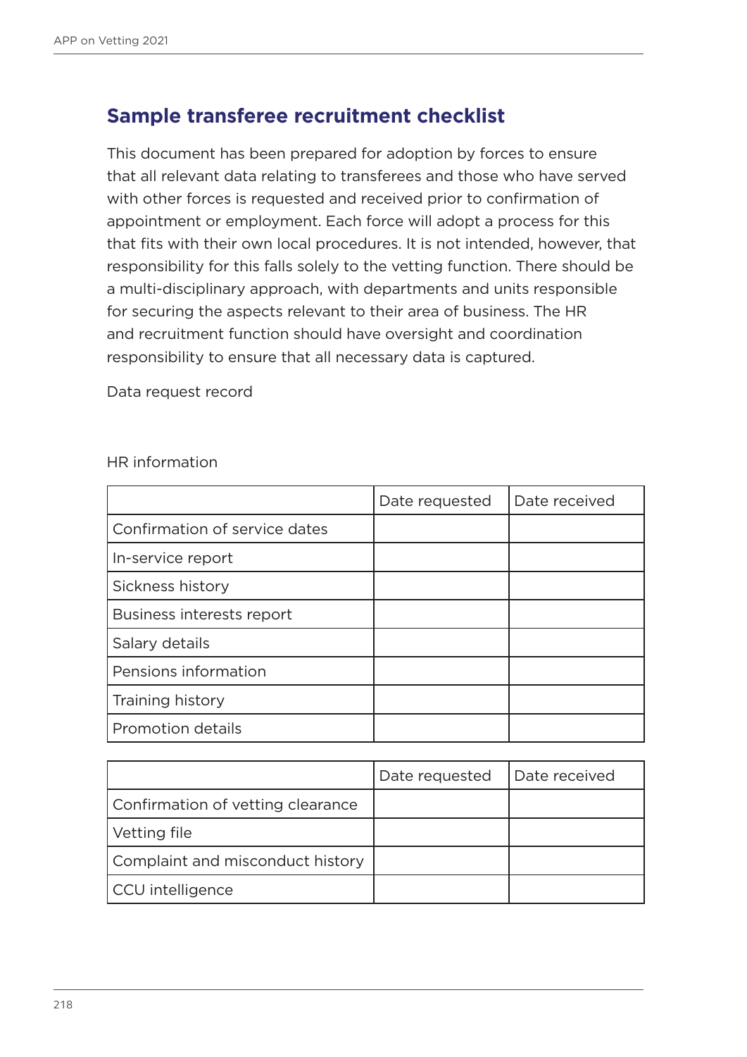## Sample transferee recruitment checklist

This document has been prepared for adoption by forces to ensure that all relevant data relating to transferees and those who have served with other forces is requested and received prior to confirmation of appointment or employment. Each force will adopt a process for this that fits with their own local procedures. It is not intended, however, that responsibility for this falls solely to the vetting function. There should be a multi-disciplinary approach, with departments and units responsible for securing the aspects relevant to their area of business. The HR and recruitment function should have oversight and coordination responsibility to ensure that all necessary data is captured.

Data request record

HR information

| | Date requested | Date received |
|---|---|---|
| Confirmation of service dates | | |
| In-service report | | |
| Sickness history | | |
| Business interests report | | |
| Salary details | | |
| Pensions information | | |
| Training history | | |
| Promotion details | | |

| | Date requested | Date received |
|---|---|---|
| Confirmation of vetting clearance | | |
| Vetting file | | |
| Complaint and misconduct history | | |
| CCU intelligence | | |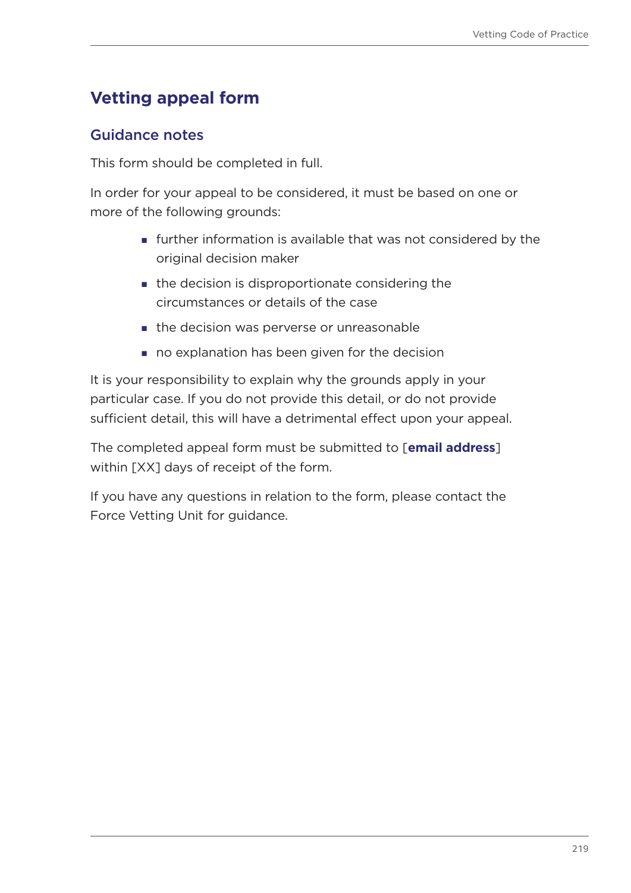# Vetting appeal form

## Guidance notes

This form should be completed in full.

In order for your appeal to be considered, it must be based on one or more of the following grounds:

- further information is available that was not considered by the original decision maker
- the decision is disproportionate considering the circumstances or details of the case
- the decision was perverse or unreasonable
- no explanation has been given for the decision

It is your responsibility to explain why the grounds apply in your particular case. If you do not provide this detail, or do not provide sufficient detail, this will have a detrimental effect upon your appeal.

The completed appeal form must be submitted to [**email address**] within [XX] days of receipt of the form.

If you have any questions in relation to the form, please contact the Force Vetting Unit for guidance.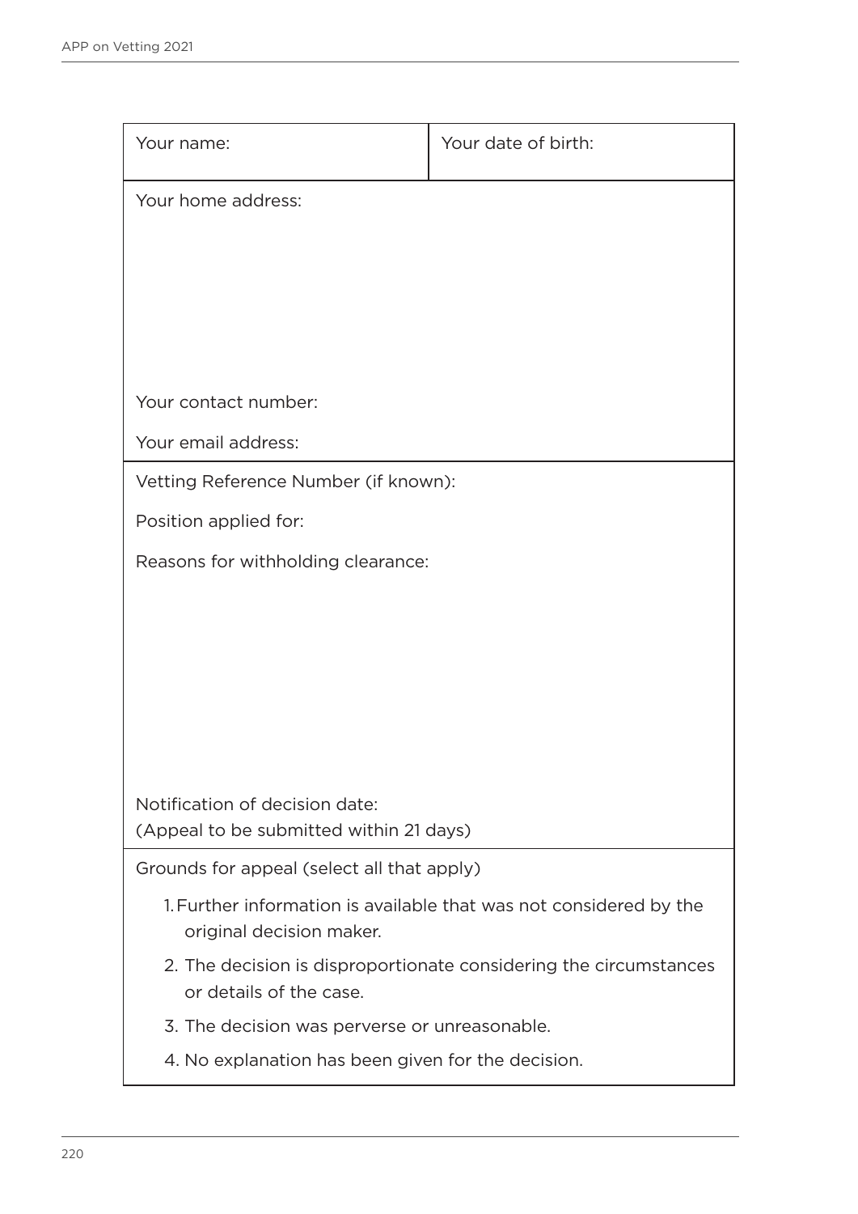| Your name: | Your date of birth: |
| --- | --- |
| Your home address:<br><br><br><br><br>Your contact number:<br>Your email address: | |
| Vetting Reference Number (if known):<br>Position applied for:<br>Reasons for withholding clearance:<br><br><br><br><br><br>Notification of decision date:<br>(Appeal to be submitted within 21 days) | |
| Grounds for appeal (select all that apply)<br>1. Further information is available that was not considered by the original decision maker.<br>2. The decision is disproportionate considering the circumstances or details of the case.<br>3. The decision was perverse or unreasonable.<br>4. No explanation has been given for the decision. | |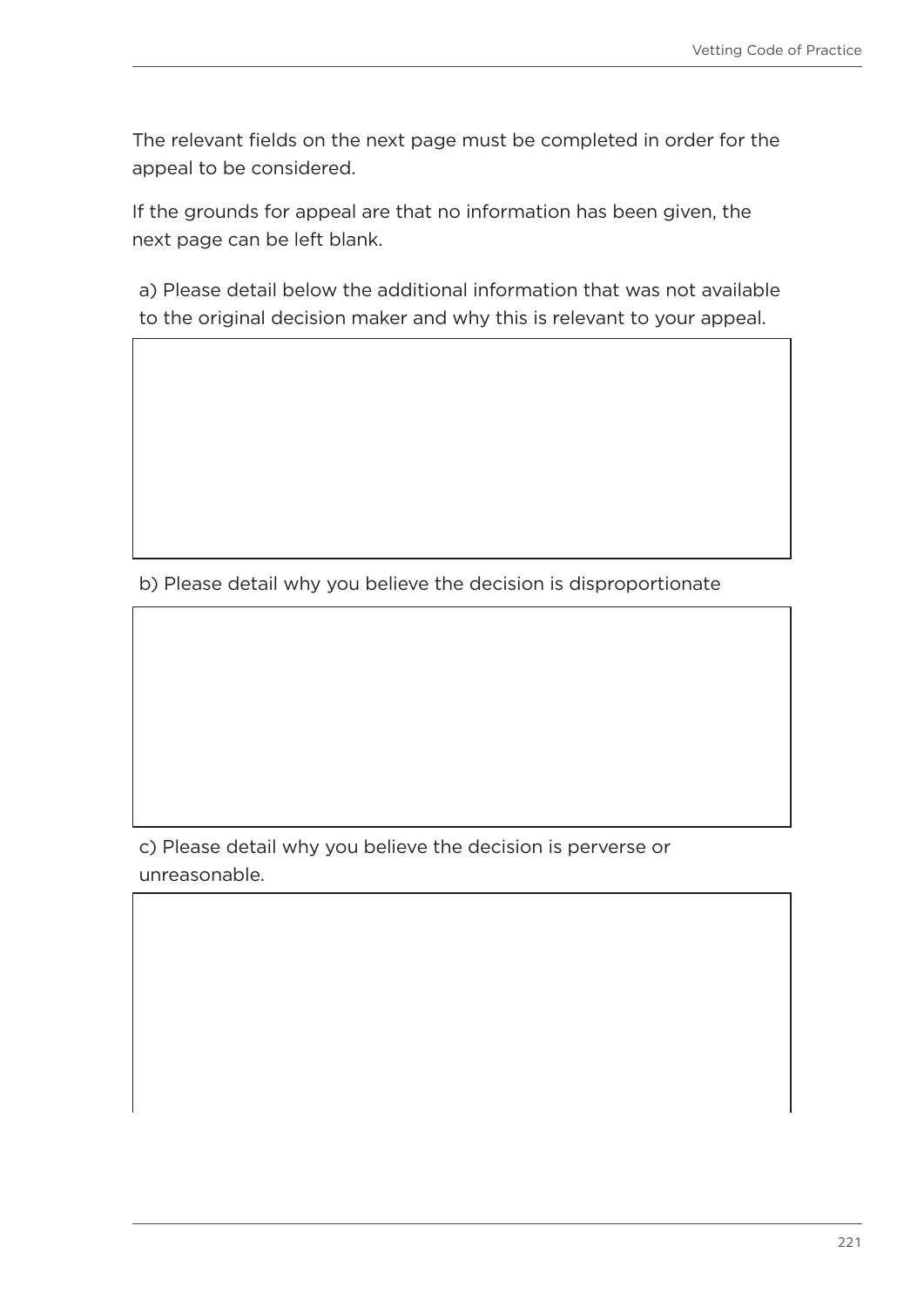The relevant fields on the next page must be completed in order for the appeal to be considered.

If the grounds for appeal are that no information has been given, the next page can be left blank.

a) Please detail below the additional information that was not available to the original decision maker and why this is relevant to your appeal.

b) Please detail why you believe the decision is disproportionate

c) Please detail why you believe the decision is perverse or unreasonable.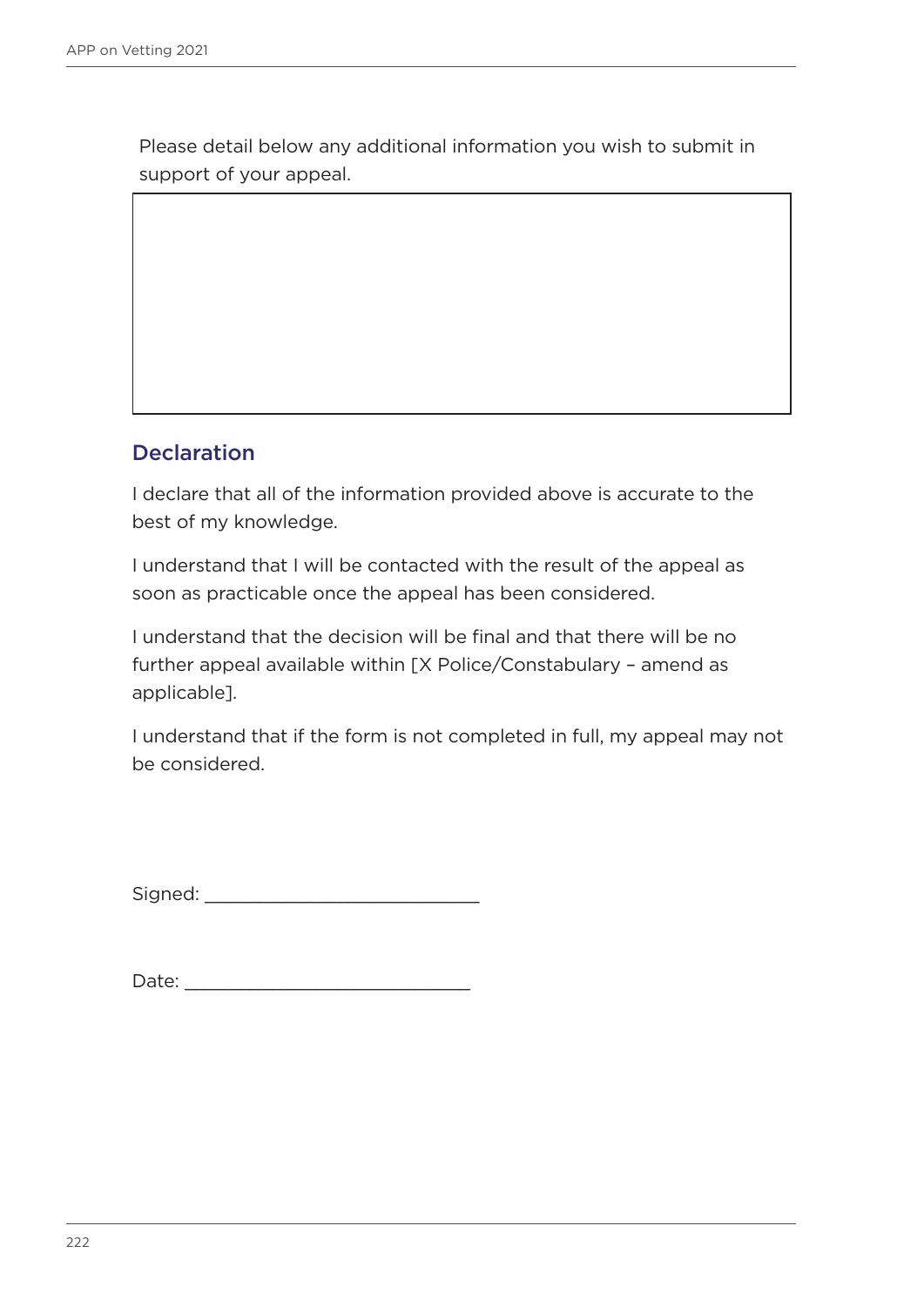Please detail below any additional information you wish to submit in support of your appeal.

|   |
|---|
|   |

## Declaration

I declare that all of the information provided above is accurate to the best of my knowledge.

I understand that I will be contacted with the result of the appeal as soon as practicable once the appeal has been considered.

I understand that the decision will be final and that there will be no further appeal available within [X Police/Constabulary – amend as applicable].

I understand that if the form is not completed in full, my appeal may not be considered.

Signed: ___________________________

Date: ____________________________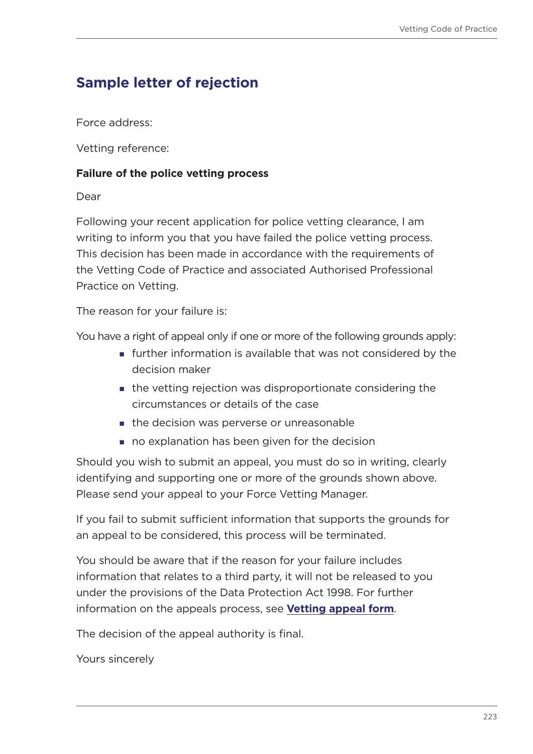## Sample letter of rejection

Force address:

Vetting reference:

**Failure of the police vetting process**

Dear

Following your recent application for police vetting clearance, I am writing to inform you that you have failed the police vetting process. This decision has been made in accordance with the requirements of the Vetting Code of Practice and associated Authorised Professional Practice on Vetting.

The reason for your failure is:

You have a right of appeal only if one or more of the following grounds apply:

- further information is available that was not considered by the decision maker
- the vetting rejection was disproportionate considering the circumstances or details of the case
- the decision was perverse or unreasonable
- no explanation has been given for the decision

Should you wish to submit an appeal, you must do so in writing, clearly identifying and supporting one or more of the grounds shown above. Please send your appeal to your Force Vetting Manager.

If you fail to submit sufficient information that supports the grounds for an appeal to be considered, this process will be terminated.

You should be aware that if the reason for your failure includes information that relates to a third party, it will not be released to you under the provisions of the Data Protection Act 1998. For further information on the appeals process, see **Vetting appeal form**.

The decision of the appeal authority is final.

Yours sincerely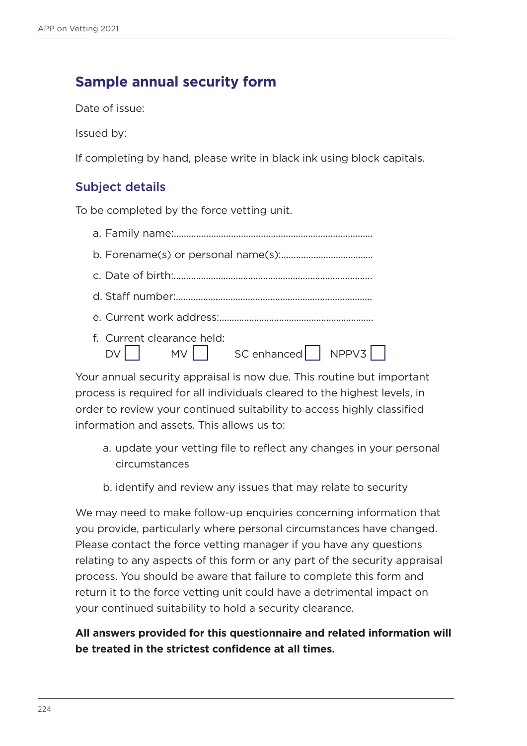## Sample annual security form

Date of issue:

Issued by:

If completing by hand, please write in black ink using block capitals.

### Subject details

To be completed by the force vetting unit.

a. Family name:...............................................................................

b. Forename(s) or personal name(s):.....................................

c. Date of birth:...............................................................................

d. Staff number:...............................................................................

e. Current work address:.............................................................

f. Current clearance held:
DV ☐ MV ☐ SC enhanced ☐ NPPV3 ☐

Your annual security appraisal is now due. This routine but important process is required for all individuals cleared to the highest levels, in order to review your continued suitability to access highly classified information and assets. This allows us to:

a. update your vetting file to reflect any changes in your personal circumstances

b. identify and review any issues that may relate to security

We may need to make follow-up enquiries concerning information that you provide, particularly where personal circumstances have changed. Please contact the force vetting manager if you have any questions relating to any aspects of this form or any part of the security appraisal process. You should be aware that failure to complete this form and return it to the force vetting unit could have a detrimental impact on your continued suitability to hold a security clearance.

**All answers provided for this questionnaire and related information will be treated in the strictest confidence at all times.**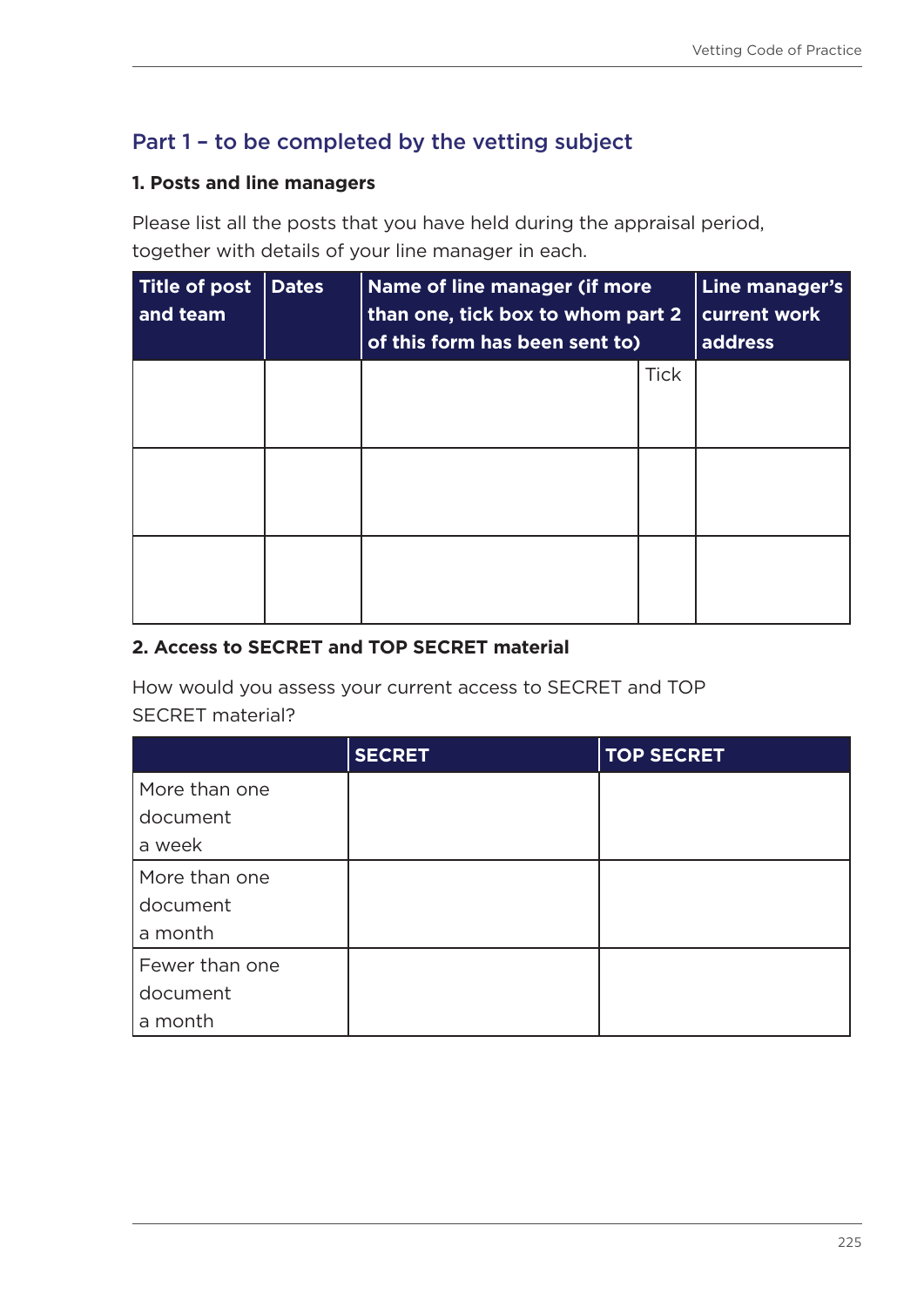## Part 1 – to be completed by the vetting subject

**1. Posts and line managers**

Please list all the posts that you have held during the appraisal period, together with details of your line manager in each.

| Title of post and team | Dates | Name of line manager (if more than one, tick box to whom part 2 of this form has been sent to) | | Line manager's current work address |
|---|---|---|---|---|
| | | | Tick | |
| | | | | |
| | | | | |

**2. Access to SECRET and TOP SECRET material**

How would you assess your current access to SECRET and TOP SECRET material?

| | SECRET | TOP SECRET |
|---|---|---|
| More than one document a week | | |
| More than one document a month | | |
| Fewer than one document a month | | |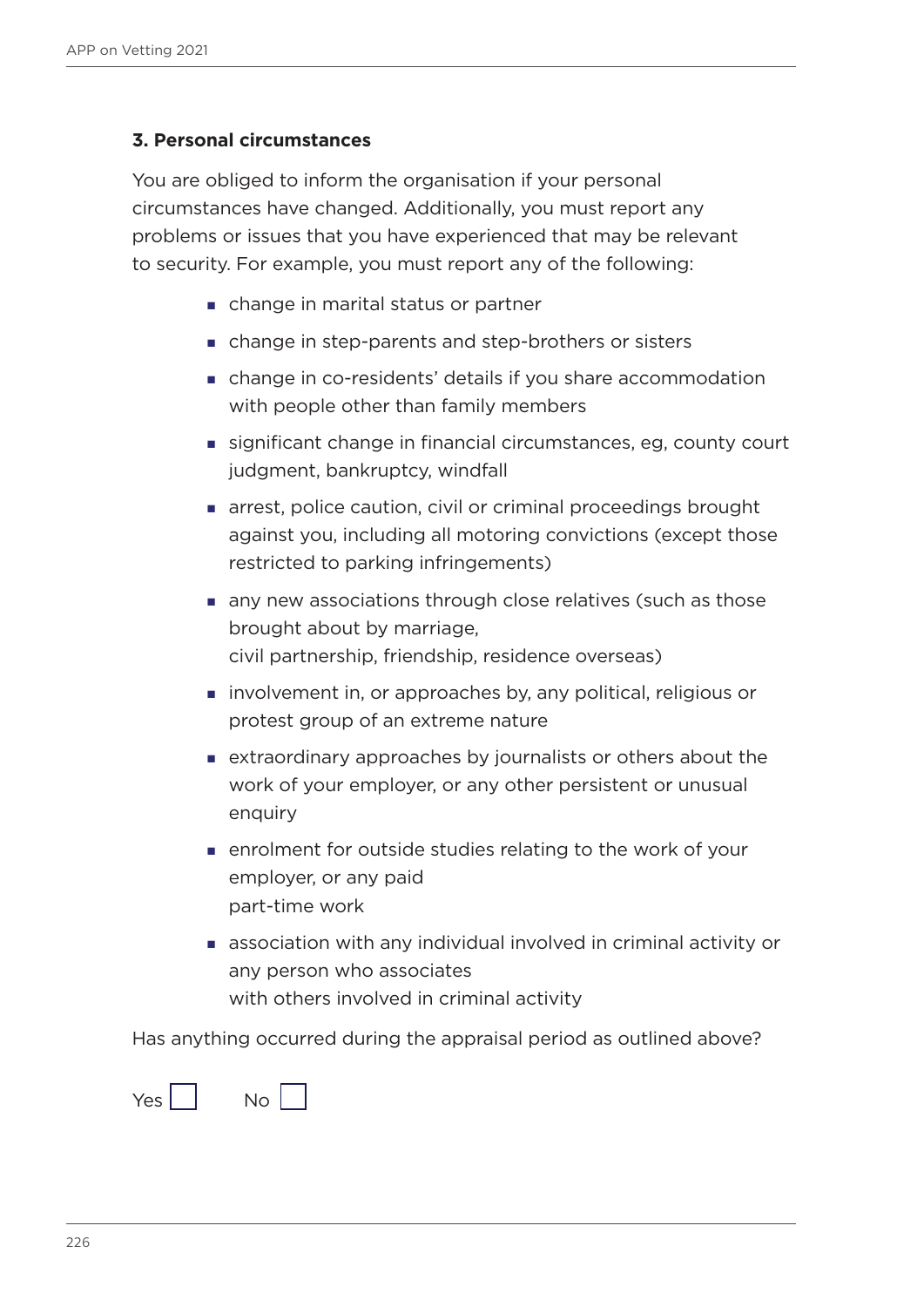### 3. Personal circumstances

You are obliged to inform the organisation if your personal circumstances have changed. Additionally, you must report any problems or issues that you have experienced that may be relevant to security. For example, you must report any of the following:

- change in marital status or partner
- change in step-parents and step-brothers or sisters
- change in co-residents' details if you share accommodation with people other than family members
- significant change in financial circumstances, eg, county court judgment, bankruptcy, windfall
- arrest, police caution, civil or criminal proceedings brought against you, including all motoring convictions (except those restricted to parking infringements)
- any new associations through close relatives (such as those brought about by marriage, civil partnership, friendship, residence overseas)
- involvement in, or approaches by, any political, religious or protest group of an extreme nature
- extraordinary approaches by journalists or others about the work of your employer, or any other persistent or unusual enquiry
- enrolment for outside studies relating to the work of your employer, or any paid part-time work
- association with any individual involved in criminal activity or any person who associates with others involved in criminal activity

Has anything occurred during the appraisal period as outlined above?

Yes ☐ No ☐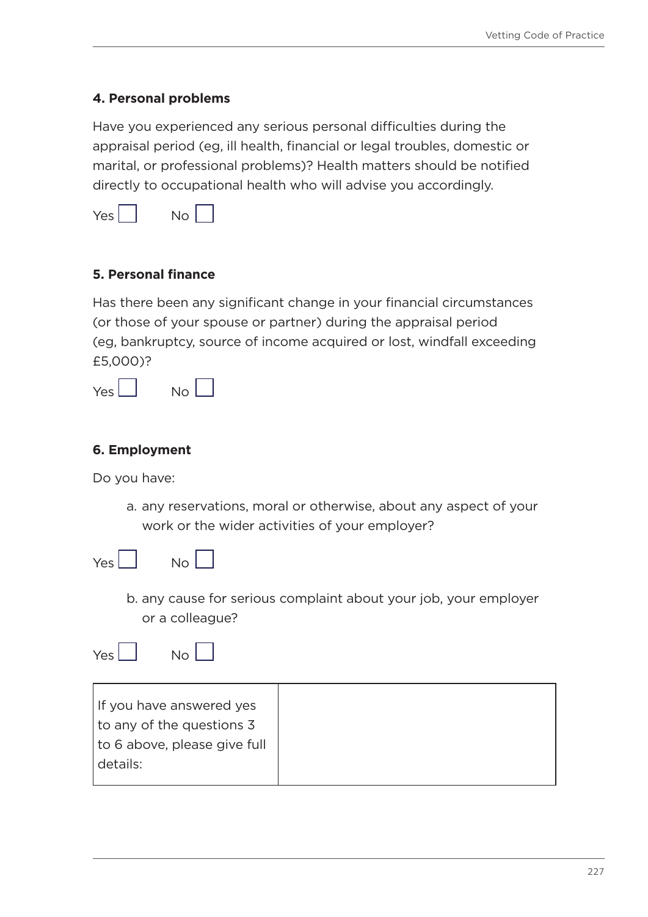**4. Personal problems**

Have you experienced any serious personal difficulties during the appraisal period (eg, ill health, financial or legal troubles, domestic or marital, or professional problems)? Health matters should be notified directly to occupational health who will advise you accordingly.

Yes ☐ No ☐

**5. Personal finance**

Has there been any significant change in your financial circumstances (or those of your spouse or partner) during the appraisal period (eg, bankruptcy, source of income acquired or lost, windfall exceeding £5,000)?

Yes ☐ No ☐

**6. Employment**

Do you have:

a. any reservations, moral or otherwise, about any aspect of your work or the wider activities of your employer?

Yes ☐ No ☐

b. any cause for serious complaint about your job, your employer or a colleague?

Yes ☐ No ☐

| If you have answered yes to any of the questions 3 to 6 above, please give full details: | |
|---|---|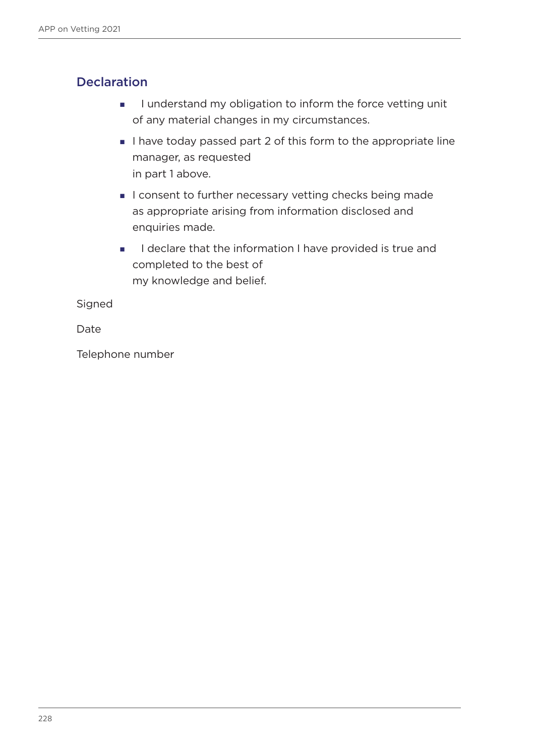## Declaration

- I understand my obligation to inform the force vetting unit of any material changes in my circumstances.
- I have today passed part 2 of this form to the appropriate line manager, as requested in part 1 above.
- I consent to further necessary vetting checks being made as appropriate arising from information disclosed and enquiries made.
- I declare that the information I have provided is true and completed to the best of my knowledge and belief.

Signed

Date

Telephone number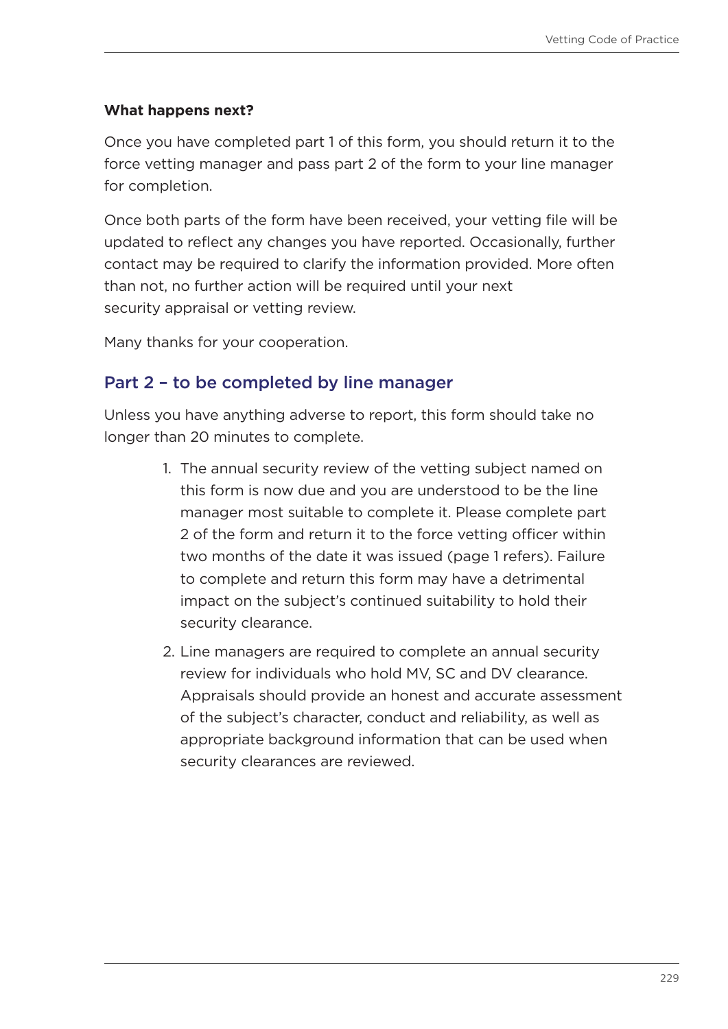**What happens next?**

Once you have completed part 1 of this form, you should return it to the force vetting manager and pass part 2 of the form to your line manager for completion.

Once both parts of the form have been received, your vetting file will be updated to reflect any changes you have reported. Occasionally, further contact may be required to clarify the information provided. More often than not, no further action will be required until your next security appraisal or vetting review.

Many thanks for your cooperation.

## Part 2 – to be completed by line manager

Unless you have anything adverse to report, this form should take no longer than 20 minutes to complete.

1. The annual security review of the vetting subject named on this form is now due and you are understood to be the line manager most suitable to complete it. Please complete part 2 of the form and return it to the force vetting officer within two months of the date it was issued (page 1 refers). Failure to complete and return this form may have a detrimental impact on the subject's continued suitability to hold their security clearance.
2. Line managers are required to complete an annual security review for individuals who hold MV, SC and DV clearance. Appraisals should provide an honest and accurate assessment of the subject's character, conduct and reliability, as well as appropriate background information that can be used when security clearances are reviewed.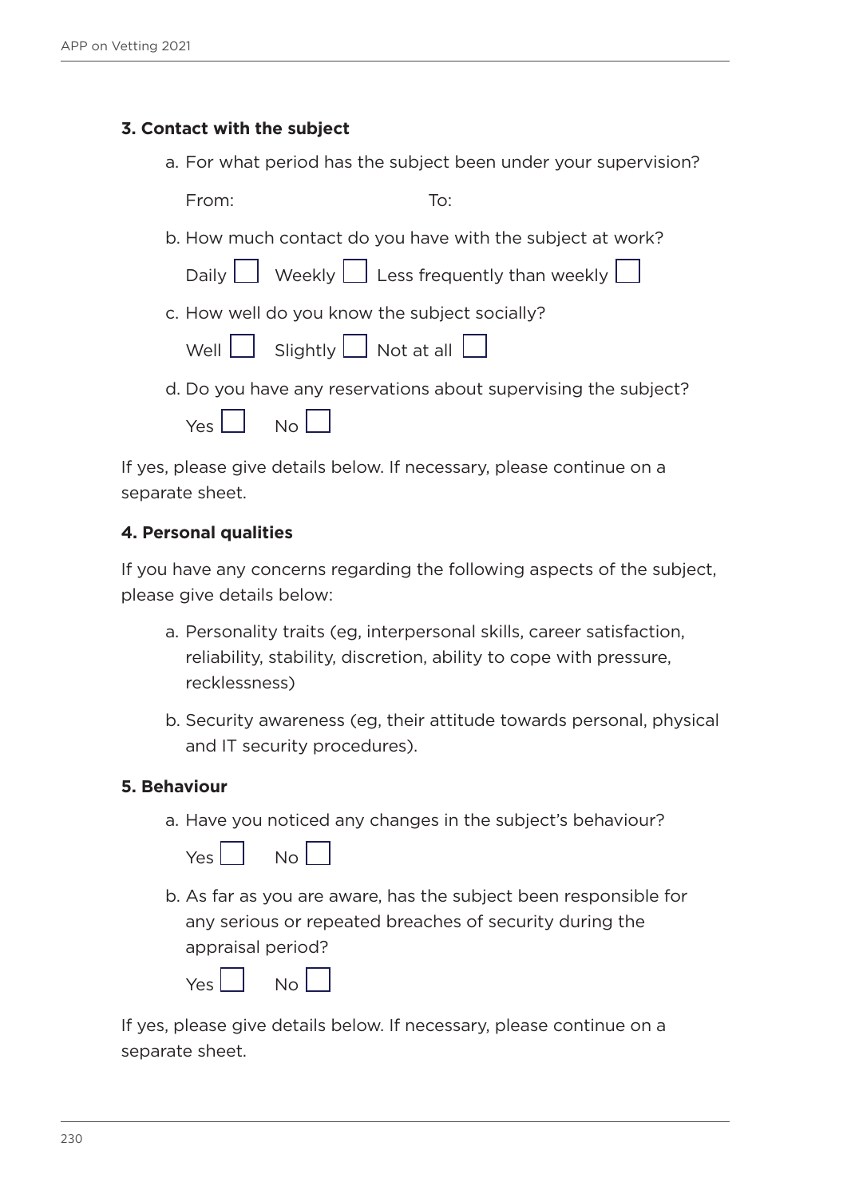**3. Contact with the subject**

a. For what period has the subject been under your supervision?

From: To:

b. How much contact do you have with the subject at work?

Daily ☐ Weekly ☐ Less frequently than weekly ☐

c. How well do you know the subject socially?

Well ☐ Slightly ☐ Not at all ☐

d. Do you have any reservations about supervising the subject?

Yes ☐ No ☐

If yes, please give details below. If necessary, please continue on a separate sheet.

**4. Personal qualities**

If you have any concerns regarding the following aspects of the subject, please give details below:

a. Personality traits (eg, interpersonal skills, career satisfaction, reliability, stability, discretion, ability to cope with pressure, recklessness)

b. Security awareness (eg, their attitude towards personal, physical and IT security procedures).

**5. Behaviour**

a. Have you noticed any changes in the subject's behaviour?

Yes ☐ No ☐

b. As far as you are aware, has the subject been responsible for any serious or repeated breaches of security during the appraisal period?

Yes ☐ No ☐

If yes, please give details below. If necessary, please continue on a separate sheet.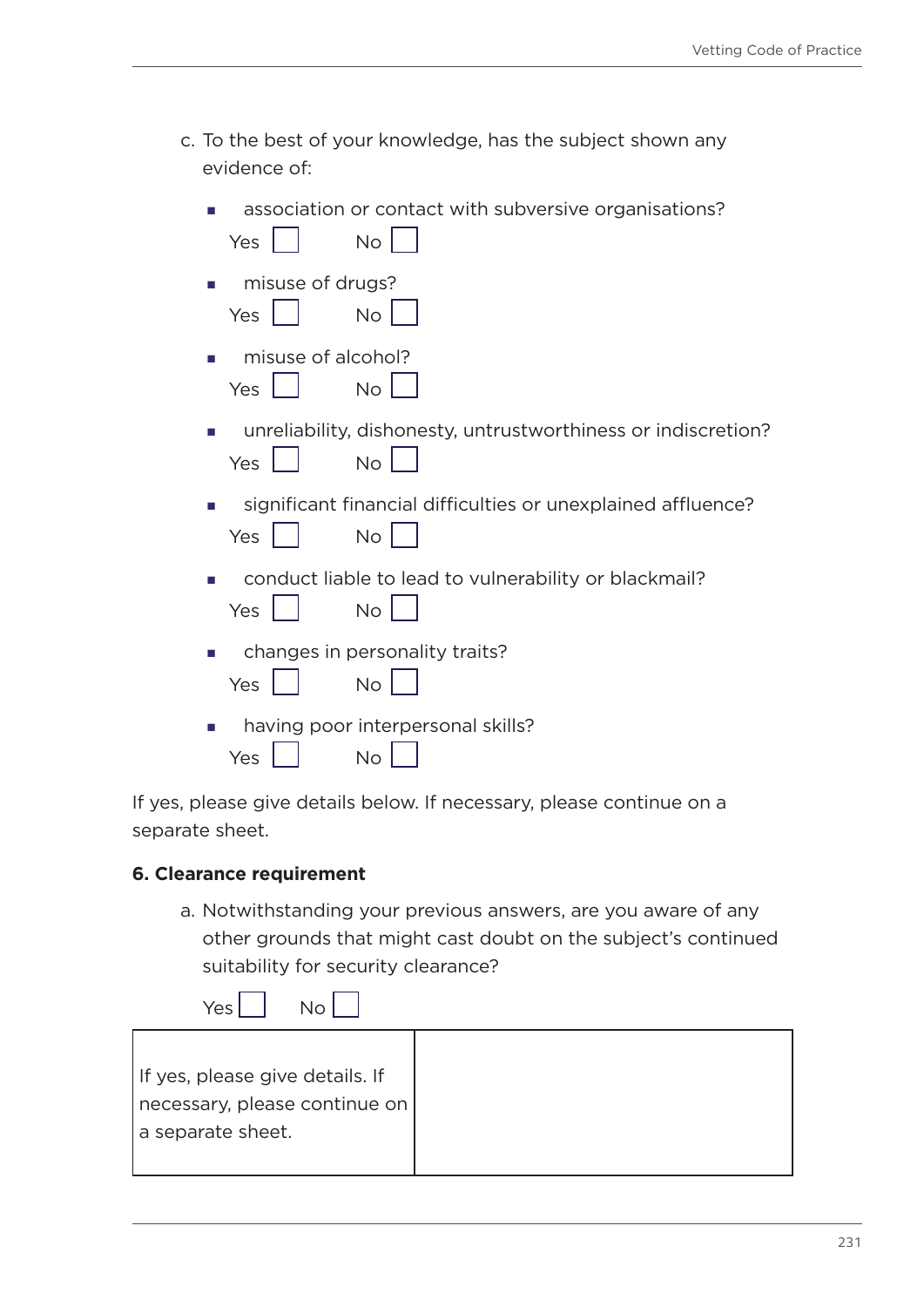c. To the best of your knowledge, has the subject shown any evidence of:

- association or contact with subversive organisations?
  Yes ☐ No ☐
- misuse of drugs?
  Yes ☐ No ☐
- misuse of alcohol?
  Yes ☐ No ☐
- unreliability, dishonesty, untrustworthiness or indiscretion?
  Yes ☐ No ☐
- significant financial difficulties or unexplained affluence?
  Yes ☐ No ☐
- conduct liable to lead to vulnerability or blackmail?
  Yes ☐ No ☐
- changes in personality traits?
  Yes ☐ No ☐
- having poor interpersonal skills?
  Yes ☐ No ☐

If yes, please give details below. If necessary, please continue on a separate sheet.

**6. Clearance requirement**

a. Notwithstanding your previous answers, are you aware of any other grounds that might cast doubt on the subject's continued suitability for security clearance?

Yes ☐ No ☐

| If yes, please give details. If necessary, please continue on a separate sheet. | |
|---|---|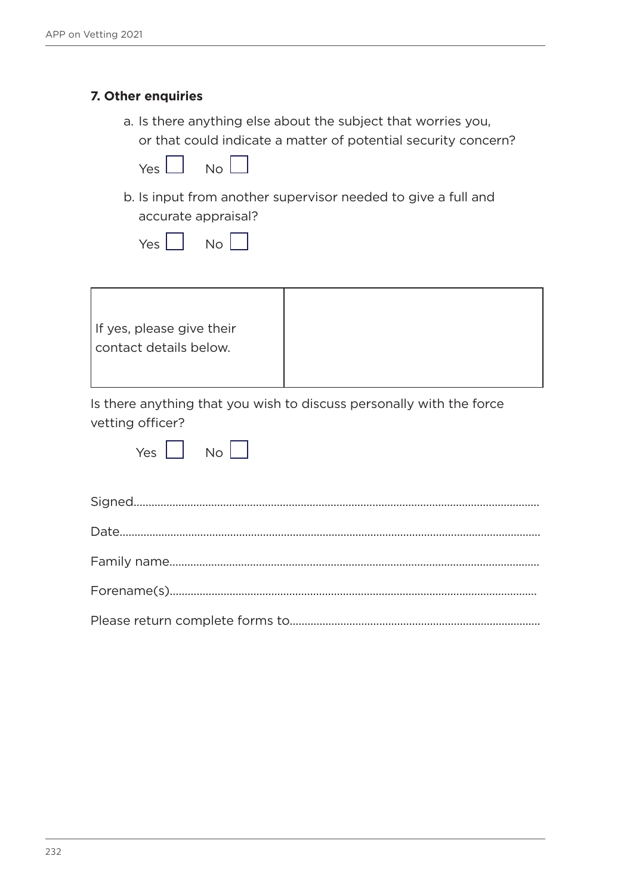### 7. Other enquiries

a. Is there anything else about the subject that worries you, or that could indicate a matter of potential security concern?

Yes ☐ No ☐

b. Is input from another supervisor needed to give a full and accurate appraisal?

Yes ☐ No ☐

| If yes, please give their contact details below. | |
|---|---|

Is there anything that you wish to discuss personally with the force vetting officer?

Yes ☐ No ☐

Signed.......................................................................................................................................

Date...........................................................................................................................................

Family name..........................................................................................................................

Forename(s).........................................................................................................................

Please return complete forms to..................................................................................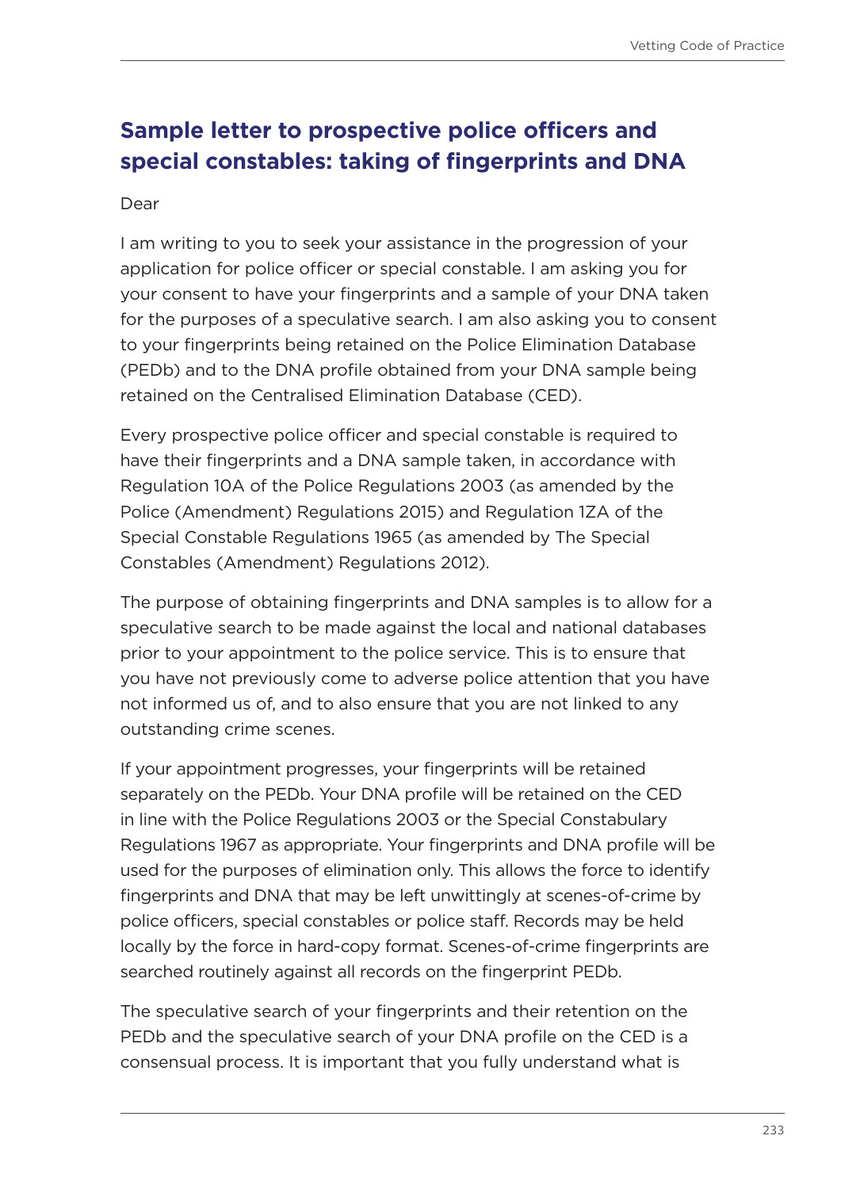## Sample letter to prospective police officers and special constables: taking of fingerprints and DNA

Dear

I am writing to you to seek your assistance in the progression of your application for police officer or special constable. I am asking you for your consent to have your fingerprints and a sample of your DNA taken for the purposes of a speculative search. I am also asking you to consent to your fingerprints being retained on the Police Elimination Database (PEDb) and to the DNA profile obtained from your DNA sample being retained on the Centralised Elimination Database (CED).

Every prospective police officer and special constable is required to have their fingerprints and a DNA sample taken, in accordance with Regulation 10A of the Police Regulations 2003 (as amended by the Police (Amendment) Regulations 2015) and Regulation 1ZA of the Special Constable Regulations 1965 (as amended by The Special Constables (Amendment) Regulations 2012).

The purpose of obtaining fingerprints and DNA samples is to allow for a speculative search to be made against the local and national databases prior to your appointment to the police service. This is to ensure that you have not previously come to adverse police attention that you have not informed us of, and to also ensure that you are not linked to any outstanding crime scenes.

If your appointment progresses, your fingerprints will be retained separately on the PEDb. Your DNA profile will be retained on the CED in line with the Police Regulations 2003 or the Special Constabulary Regulations 1967 as appropriate. Your fingerprints and DNA profile will be used for the purposes of elimination only. This allows the force to identify fingerprints and DNA that may be left unwittingly at scenes-of-crime by police officers, special constables or police staff. Records may be held locally by the force in hard-copy format. Scenes-of-crime fingerprints are searched routinely against all records on the fingerprint PEDb.

The speculative search of your fingerprints and their retention on the PEDb and the speculative search of your DNA profile on the CED is a consensual process. It is important that you fully understand what is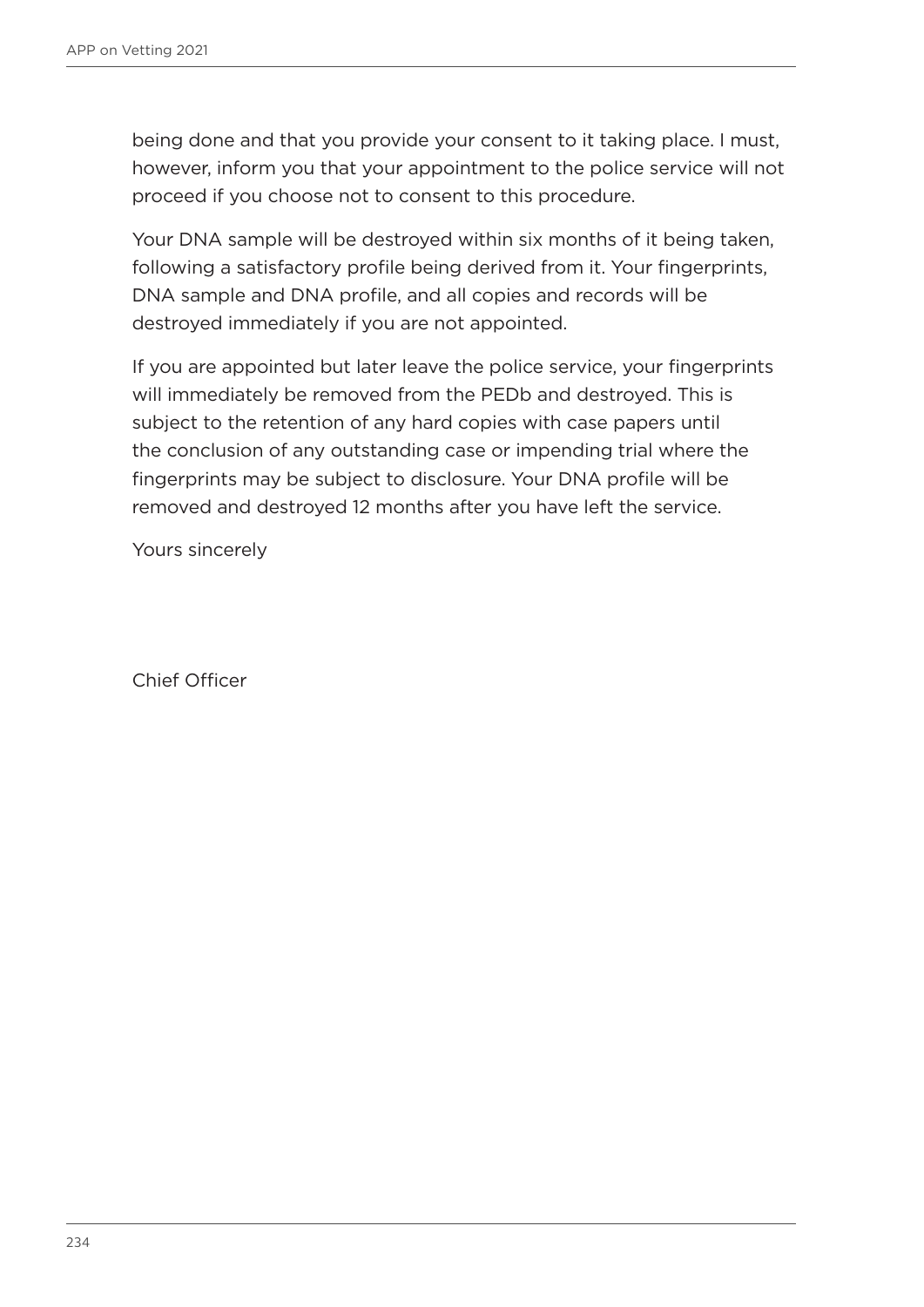being done and that you provide your consent to it taking place. I must, however, inform you that your appointment to the police service will not proceed if you choose not to consent to this procedure.

Your DNA sample will be destroyed within six months of it being taken, following a satisfactory profile being derived from it. Your fingerprints, DNA sample and DNA profile, and all copies and records will be destroyed immediately if you are not appointed.

If you are appointed but later leave the police service, your fingerprints will immediately be removed from the PEDb and destroyed. This is subject to the retention of any hard copies with case papers until the conclusion of any outstanding case or impending trial where the fingerprints may be subject to disclosure. Your DNA profile will be removed and destroyed 12 months after you have left the service.

Yours sincerely

Chief Officer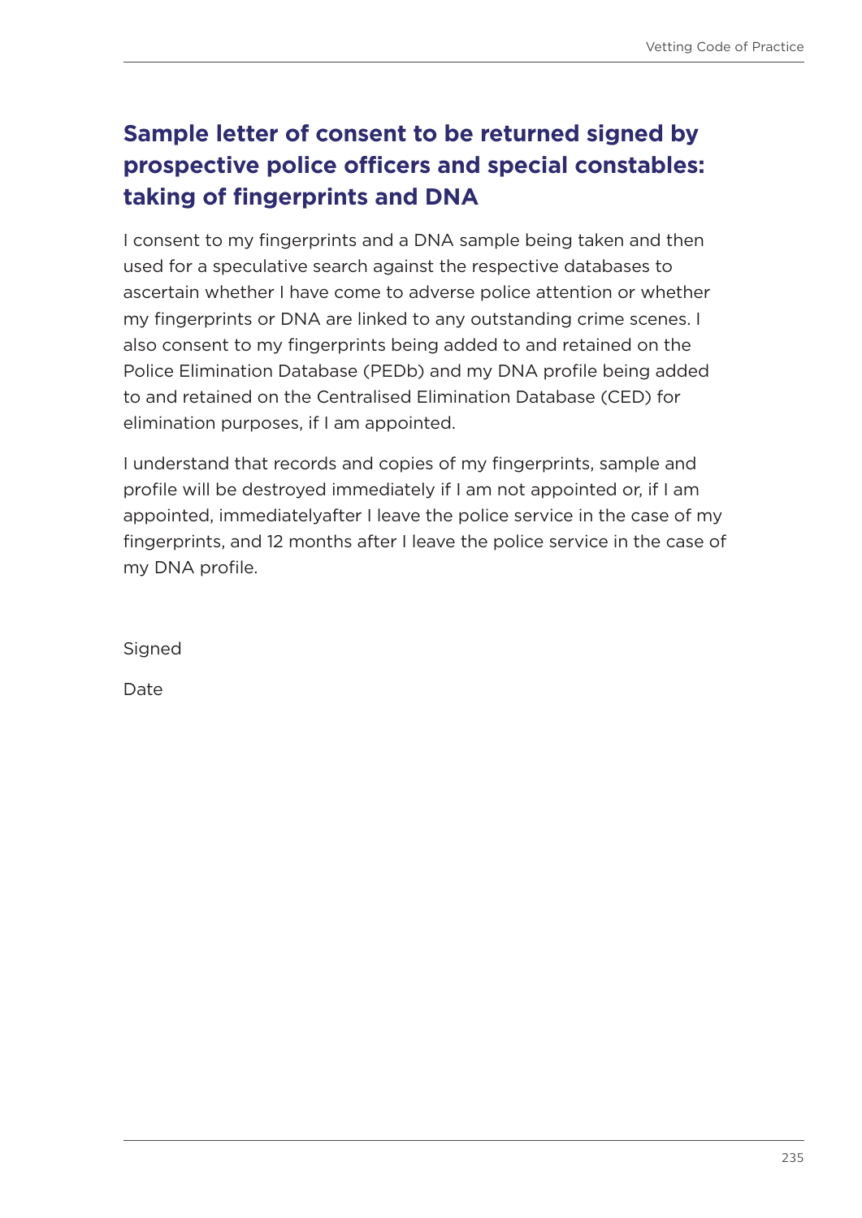## Sample letter of consent to be returned signed by prospective police officers and special constables: taking of fingerprints and DNA

I consent to my fingerprints and a DNA sample being taken and then used for a speculative search against the respective databases to ascertain whether I have come to adverse police attention or whether my fingerprints or DNA are linked to any outstanding crime scenes. I also consent to my fingerprints being added to and retained on the Police Elimination Database (PEDb) and my DNA profile being added to and retained on the Centralised Elimination Database (CED) for elimination purposes, if I am appointed.

I understand that records and copies of my fingerprints, sample and profile will be destroyed immediately if I am not appointed or, if I am appointed, immediatelyafter I leave the police service in the case of my fingerprints, and 12 months after I leave the police service in the case of my DNA profile.

Signed

Date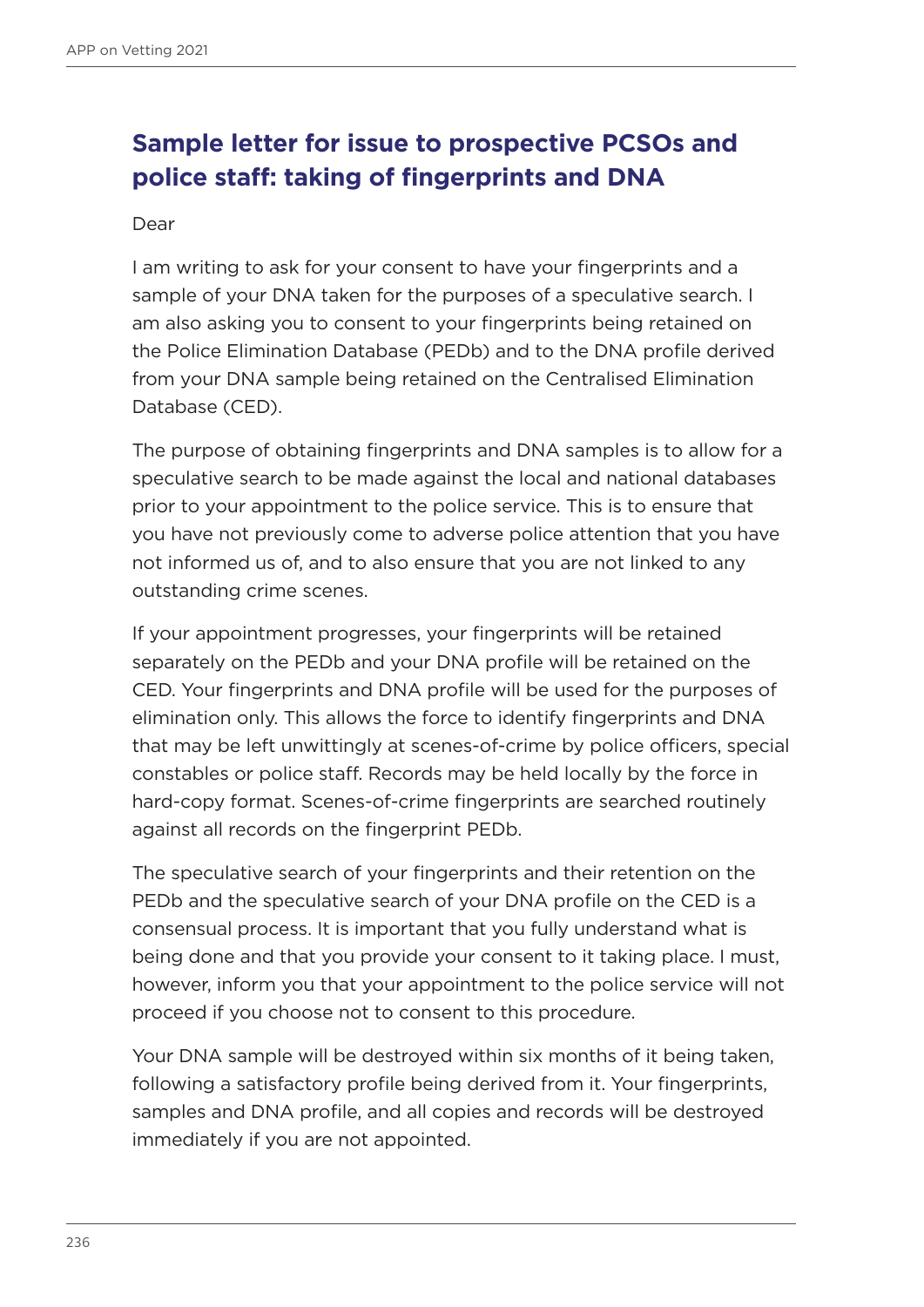## Sample letter for issue to prospective PCSOs and police staff: taking of fingerprints and DNA

Dear

I am writing to ask for your consent to have your fingerprints and a sample of your DNA taken for the purposes of a speculative search. I am also asking you to consent to your fingerprints being retained on the Police Elimination Database (PEDb) and to the DNA profile derived from your DNA sample being retained on the Centralised Elimination Database (CED).

The purpose of obtaining fingerprints and DNA samples is to allow for a speculative search to be made against the local and national databases prior to your appointment to the police service. This is to ensure that you have not previously come to adverse police attention that you have not informed us of, and to also ensure that you are not linked to any outstanding crime scenes.

If your appointment progresses, your fingerprints will be retained separately on the PEDb and your DNA profile will be retained on the CED. Your fingerprints and DNA profile will be used for the purposes of elimination only. This allows the force to identify fingerprints and DNA that may be left unwittingly at scenes-of-crime by police officers, special constables or police staff. Records may be held locally by the force in hard-copy format. Scenes-of-crime fingerprints are searched routinely against all records on the fingerprint PEDb.

The speculative search of your fingerprints and their retention on the PEDb and the speculative search of your DNA profile on the CED is a consensual process. It is important that you fully understand what is being done and that you provide your consent to it taking place. I must, however, inform you that your appointment to the police service will not proceed if you choose not to consent to this procedure.

Your DNA sample will be destroyed within six months of it being taken, following a satisfactory profile being derived from it. Your fingerprints, samples and DNA profile, and all copies and records will be destroyed immediately if you are not appointed.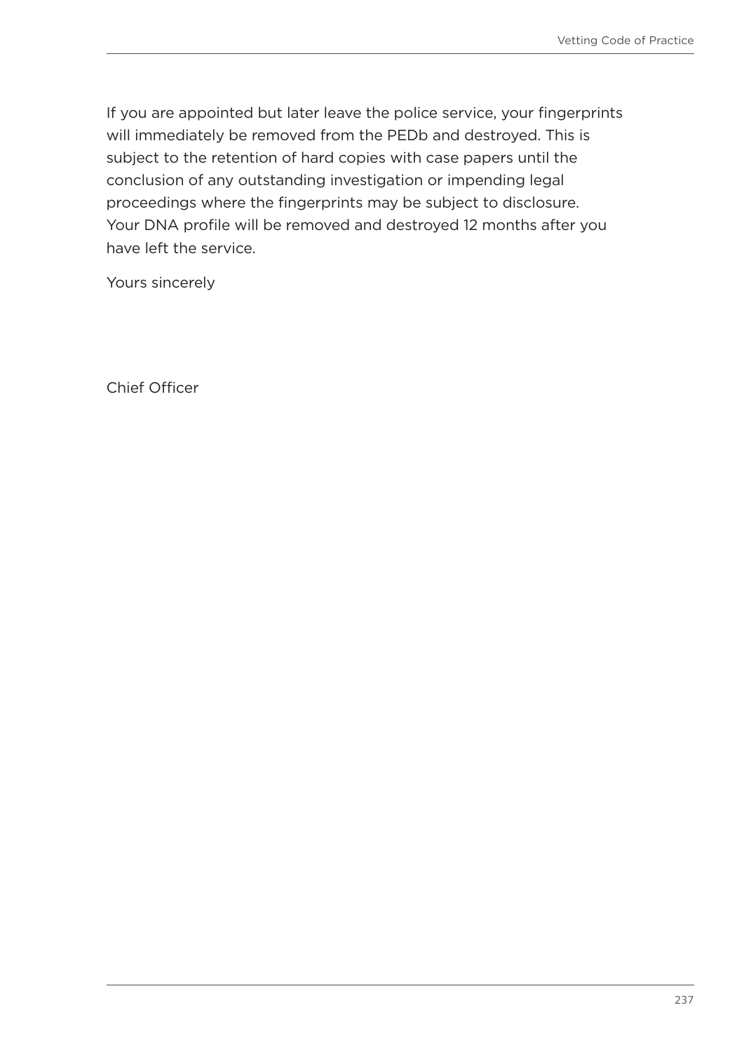If you are appointed but later leave the police service, your fingerprints will immediately be removed from the PEDb and destroyed. This is subject to the retention of hard copies with case papers until the conclusion of any outstanding investigation or impending legal proceedings where the fingerprints may be subject to disclosure. Your DNA profile will be removed and destroyed 12 months after you have left the service.

Yours sincerely

Chief Officer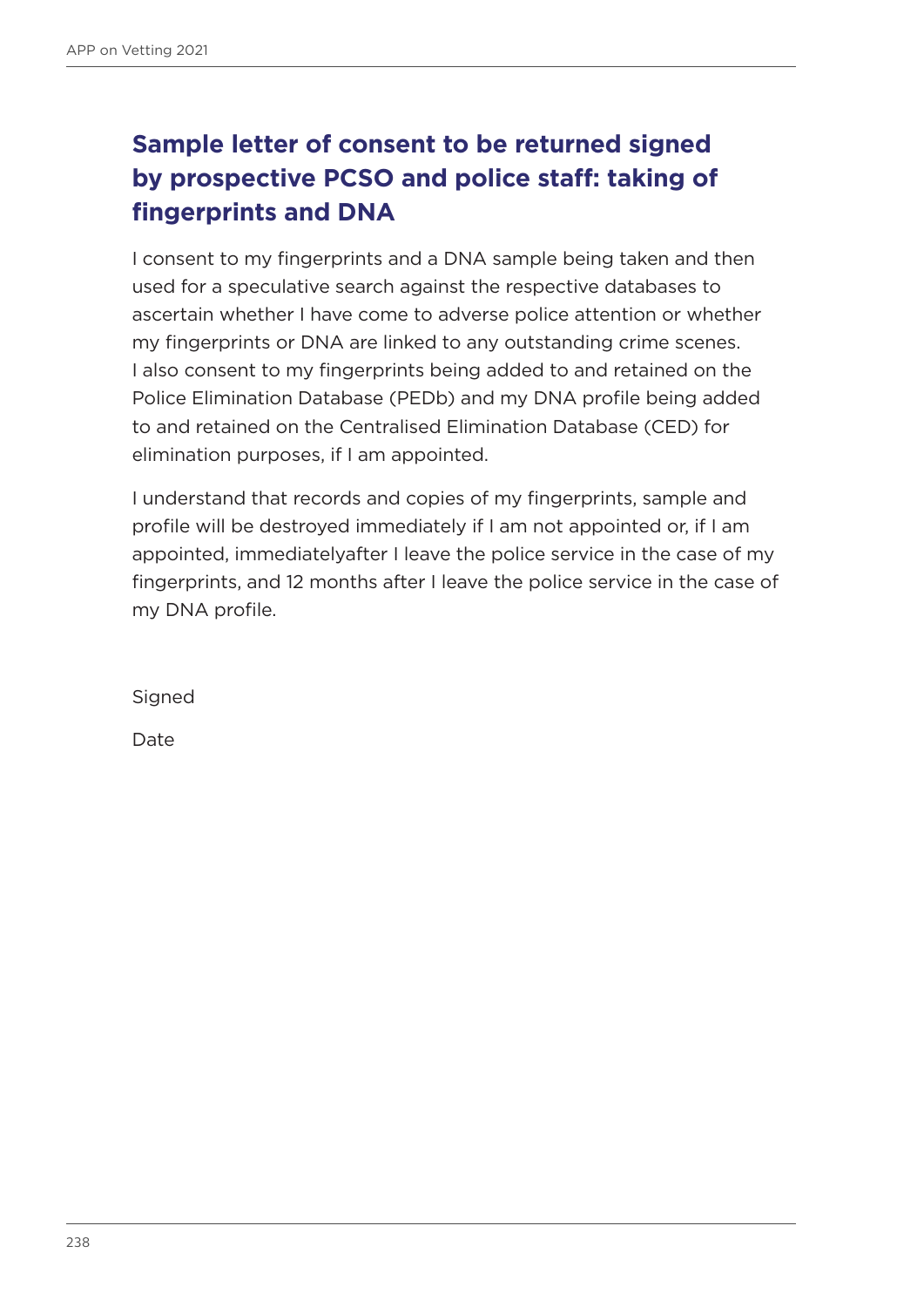## Sample letter of consent to be returned signed by prospective PCSO and police staff: taking of fingerprints and DNA

I consent to my fingerprints and a DNA sample being taken and then used for a speculative search against the respective databases to ascertain whether I have come to adverse police attention or whether my fingerprints or DNA are linked to any outstanding crime scenes. I also consent to my fingerprints being added to and retained on the Police Elimination Database (PEDb) and my DNA profile being added to and retained on the Centralised Elimination Database (CED) for elimination purposes, if I am appointed.

I understand that records and copies of my fingerprints, sample and profile will be destroyed immediately if I am not appointed or, if I am appointed, immediatelyafter I leave the police service in the case of my fingerprints, and 12 months after I leave the police service in the case of my DNA profile.

Signed

Date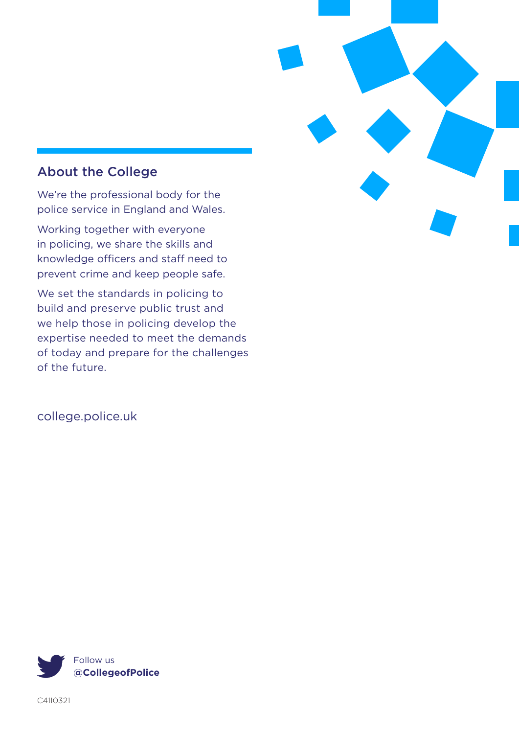## About the College

We're the professional body for the police service in England and Wales.

Working together with everyone in policing, we share the skills and knowledge officers and staff need to prevent crime and keep people safe.

We set the standards in policing to build and preserve public trust and we help those in policing develop the expertise needed to meet the demands of today and prepare for the challenges of the future.

college.police.uk

Follow us
**@CollegeofPolice**

C41I0321